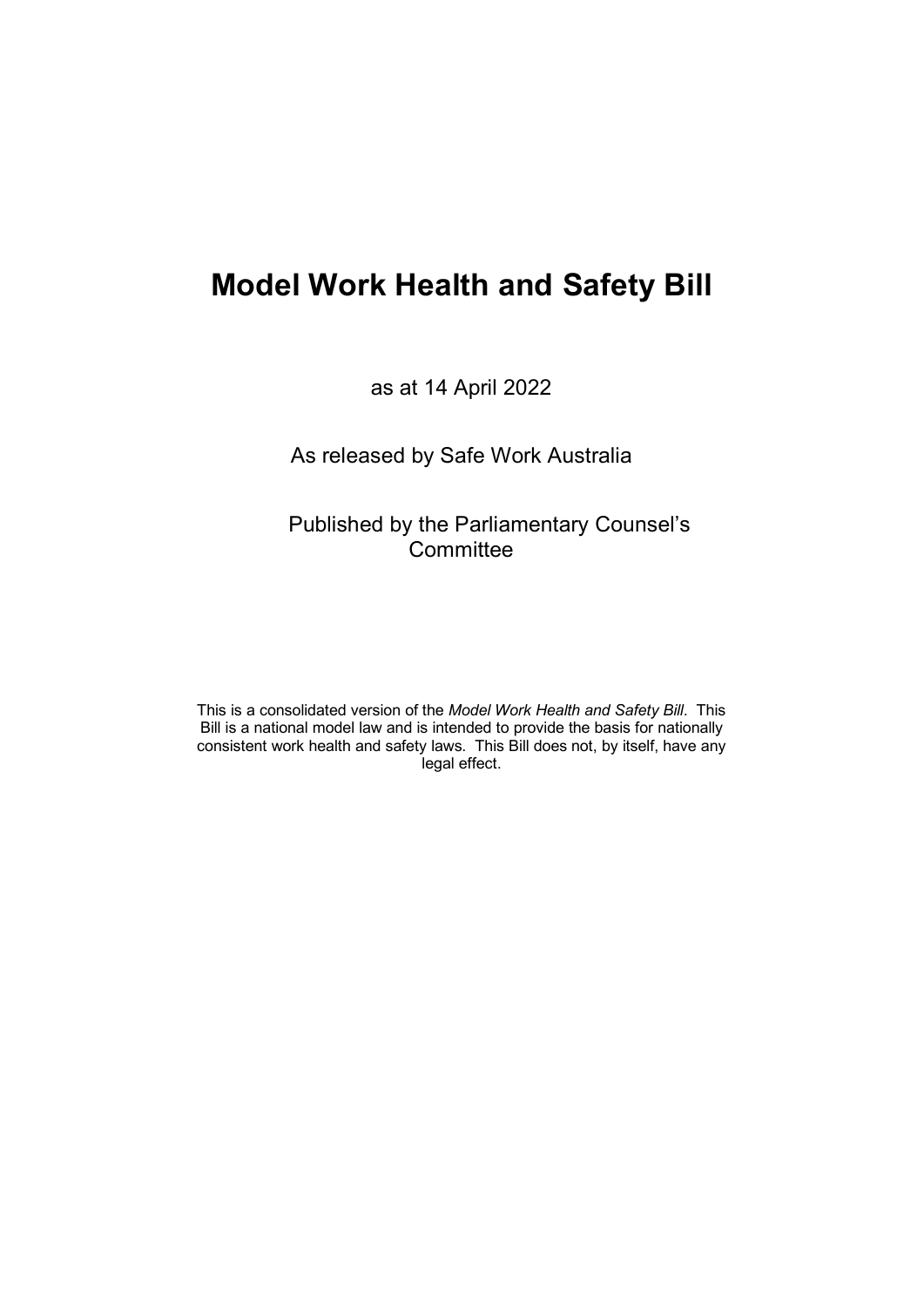# Model Work Health and Safety Bill

as at 14 April 2022

As released by Safe Work Australia

Published by the Parliamentary Counsel's Committee

This is a consolidated version of the *Model Work Health and Safety Bill*. This Bill is a national model law and is intended to provide the basis for nationally consistent work health and safety laws. This Bill does not, by itself, have any legal effect.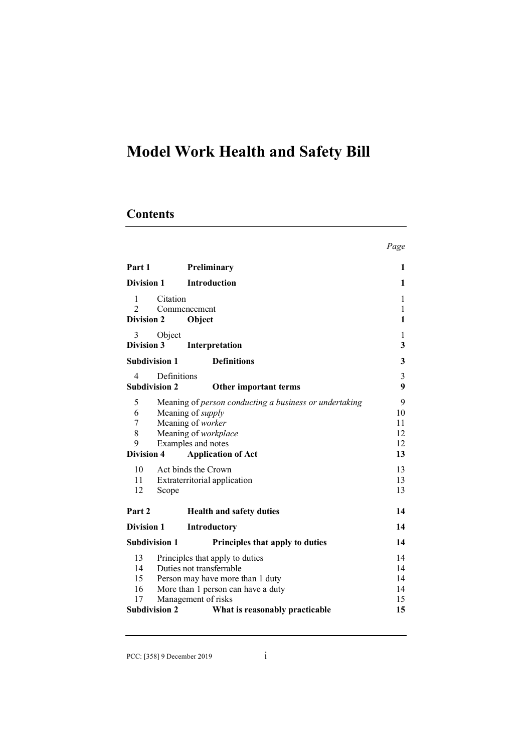# Model Work Health and Safety Bill

## Contents

| | | Page |
|---|---|---|
| **Part 1** | **Preliminary** | **1** |
| **Division 1** | **Introduction** | **1** |
| 1 | Citation | 1 |
| 2 | Commencement | 1 |
| **Division 2** | **Object** | **1** |
| 3 | Object | 1 |
| **Division 3** | **Interpretation** | **3** |
| **Subdivision 1** | **Definitions** | **3** |
| 4 | Definitions | 3 |
| **Subdivision 2** | **Other important terms** | **9** |
| 5 | Meaning of *person conducting a business or undertaking* | 9 |
| 6 | Meaning of *supply* | 10 |
| 7 | Meaning of *worker* | 11 |
| 8 | Meaning of *workplace* | 12 |
| 9 | Examples and notes | 12 |
| **Division 4** | **Application of Act** | **13** |
| 10 | Act binds the Crown | 13 |
| 11 | Extraterritorial application | 13 |
| 12 | Scope | 13 |
| **Part 2** | **Health and safety duties** | **14** |
| **Division 1** | **Introductory** | **14** |
| **Subdivision 1** | **Principles that apply to duties** | **14** |
| 13 | Principles that apply to duties | 14 |
| 14 | Duties not transferrable | 14 |
| 15 | Person may have more than 1 duty | 14 |
| 16 | More than 1 person can have a duty | 14 |
| 17 | Management of risks | 15 |
| **Subdivision 2** | **What is reasonably practicable** | **15** |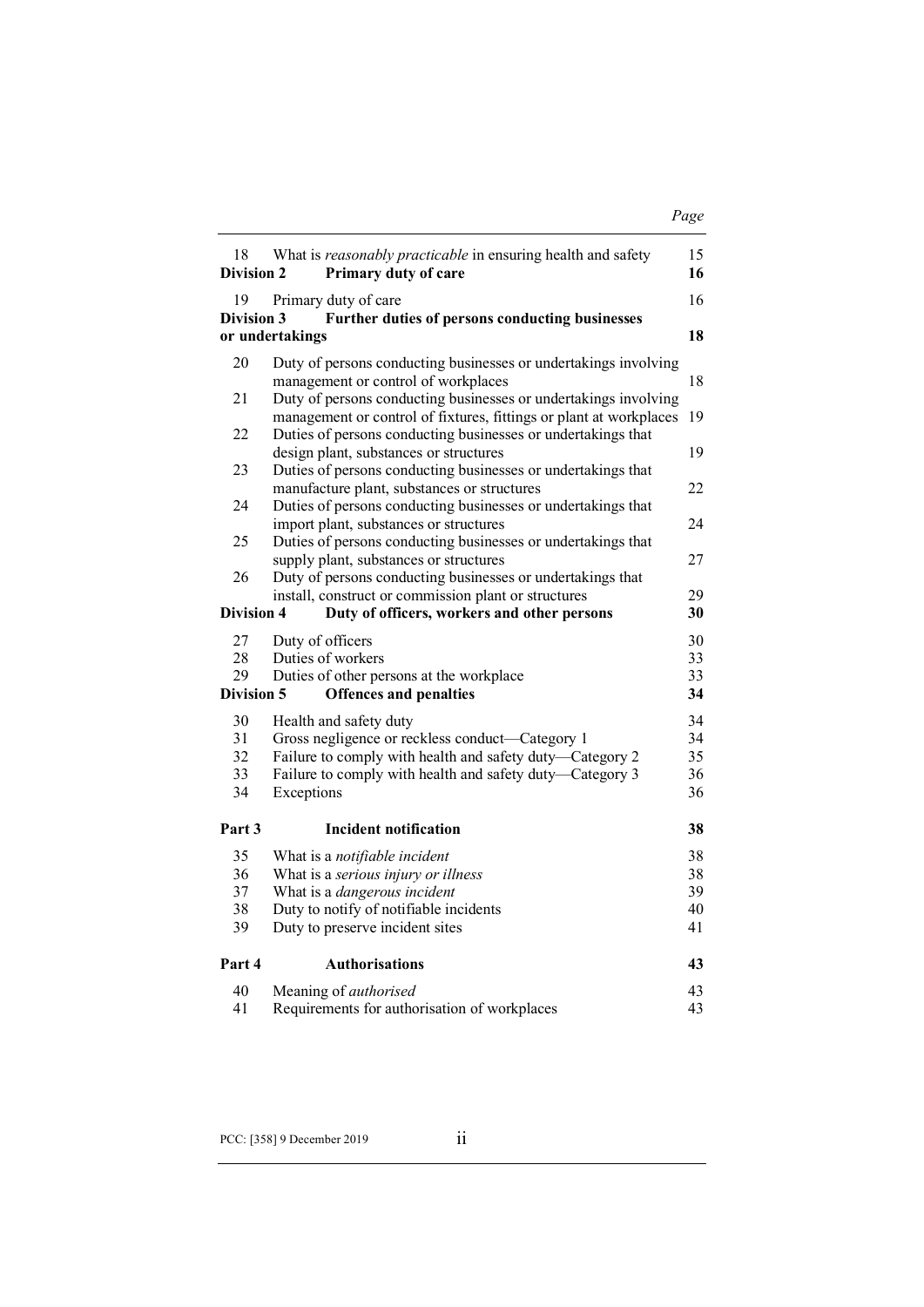| | | Page |
|---|---|---|
| 18 | What is *reasonably practicable* in ensuring health and safety | 15 |
| **Division 2** | **Primary duty of care** | **16** |
| 19 | Primary duty of care | 16 |
| **Division 3** | **Further duties of persons conducting businesses or undertakings** | **18** |
| 20 | Duty of persons conducting businesses or undertakings involving management or control of workplaces | 18 |
| 21 | Duty of persons conducting businesses or undertakings involving management or control of fixtures, fittings or plant at workplaces | 19 |
| 22 | Duties of persons conducting businesses or undertakings that design plant, substances or structures | 19 |
| 23 | Duties of persons conducting businesses or undertakings that manufacture plant, substances or structures | 22 |
| 24 | Duties of persons conducting businesses or undertakings that import plant, substances or structures | 24 |
| 25 | Duties of persons conducting businesses or undertakings that supply plant, substances or structures | 27 |
| 26 | Duty of persons conducting businesses or undertakings that install, construct or commission plant or structures | 29 |
| **Division 4** | **Duty of officers, workers and other persons** | **30** |
| 27 | Duty of officers | 30 |
| 28 | Duties of workers | 33 |
| 29 | Duties of other persons at the workplace | 33 |
| **Division 5** | **Offences and penalties** | **34** |
| 30 | Health and safety duty | 34 |
| 31 | Gross negligence or reckless conduct—Category 1 | 34 |
| 32 | Failure to comply with health and safety duty—Category 2 | 35 |
| 33 | Failure to comply with health and safety duty—Category 3 | 36 |
| 34 | Exceptions | 36 |
| **Part 3** | **Incident notification** | **38** |
| 35 | What is a *notifiable incident* | 38 |
| 36 | What is a *serious injury or illness* | 38 |
| 37 | What is a *dangerous incident* | 39 |
| 38 | Duty to notify of notifiable incidents | 40 |
| 39 | Duty to preserve incident sites | 41 |
| **Part 4** | **Authorisations** | **43** |
| 40 | Meaning of *authorised* | 43 |
| 41 | Requirements for authorisation of workplaces | 43 |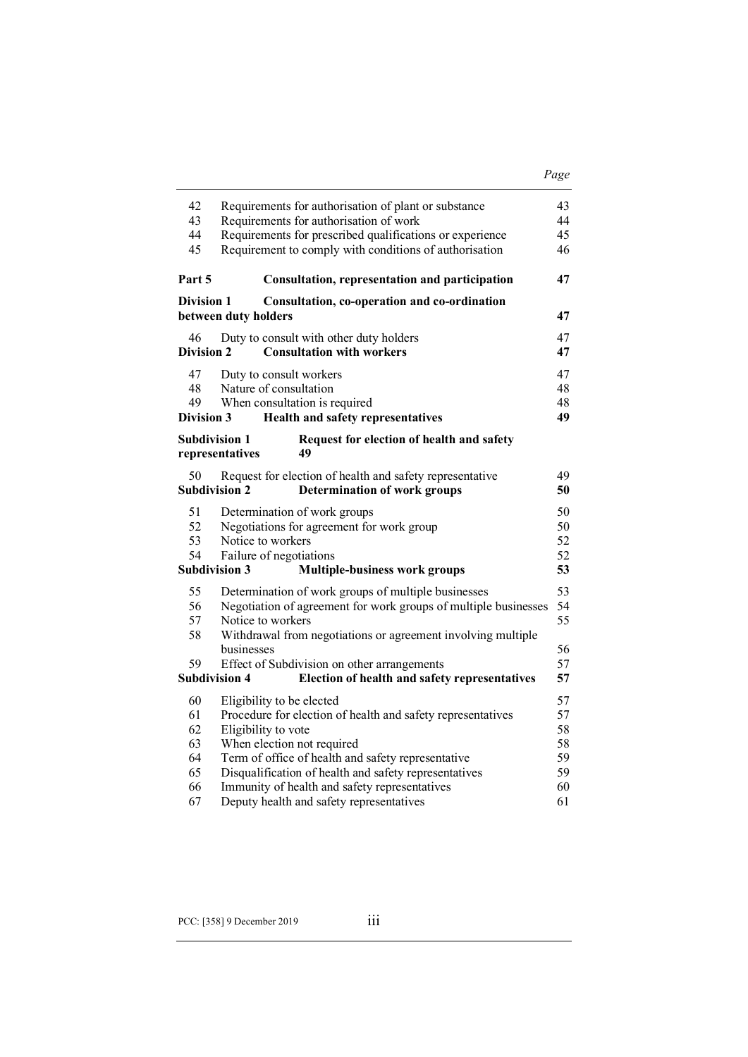| | | Page |
|---|---|---|
| 42 | Requirements for authorisation of plant or substance | 43 |
| 43 | Requirements for authorisation of work | 44 |
| 44 | Requirements for prescribed qualifications or experience | 45 |
| 45 | Requirement to comply with conditions of authorisation | 46 |
| **Part 5** | **Consultation, representation and participation** | **47** |
| **Division 1** | **Consultation, co-operation and co-ordination between duty holders** | **47** |
| 46 | Duty to consult with other duty holders | 47 |
| **Division 2** | **Consultation with workers** | **47** |
| 47 | Duty to consult workers | 47 |
| 48 | Nature of consultation | 48 |
| 49 | When consultation is required | 48 |
| **Division 3** | **Health and safety representatives** | **49** |
| **Subdivision 1** | **Request for election of health and safety representatives** | **49** |
| 50 | Request for election of health and safety representative | 49 |
| **Subdivision 2** | **Determination of work groups** | **50** |
| 51 | Determination of work groups | 50 |
| 52 | Negotiations for agreement for work group | 50 |
| 53 | Notice to workers | 52 |
| 54 | Failure of negotiations | 52 |
| **Subdivision 3** | **Multiple-business work groups** | **53** |
| 55 | Determination of work groups of multiple businesses | 53 |
| 56 | Negotiation of agreement for work groups of multiple businesses | 54 |
| 57 | Notice to workers | 55 |
| 58 | Withdrawal from negotiations or agreement involving multiple businesses | 56 |
| 59 | Effect of Subdivision on other arrangements | 57 |
| **Subdivision 4** | **Election of health and safety representatives** | **57** |
| 60 | Eligibility to be elected | 57 |
| 61 | Procedure for election of health and safety representatives | 57 |
| 62 | Eligibility to vote | 58 |
| 63 | When election not required | 58 |
| 64 | Term of office of health and safety representative | 59 |
| 65 | Disqualification of health and safety representatives | 59 |
| 66 | Immunity of health and safety representatives | 60 |
| 67 | Deputy health and safety representatives | 61 |

PCC: [358] 9 December 2019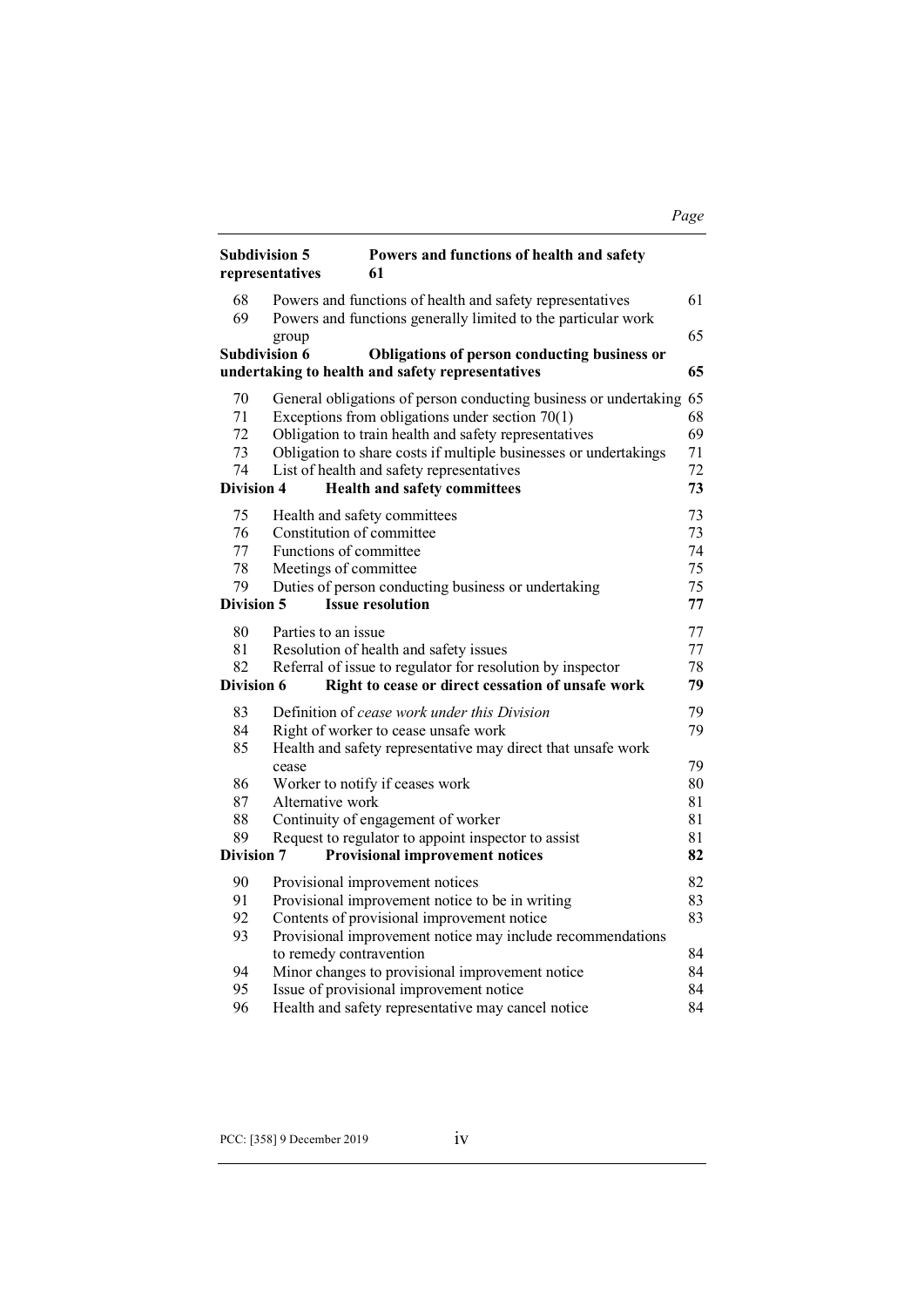| | | Page |
|---|---|---|
| **Subdivision 5** | **Powers and functions of health and safety representatives** | **61** |
| 68 | Powers and functions of health and safety representatives | 61 |
| 69 | Powers and functions generally limited to the particular work group | 65 |
| **Subdivision 6** | **Obligations of person conducting business or undertaking to health and safety representatives** | **65** |
| 70 | General obligations of person conducting business or undertaking | 65 |
| 71 | Exceptions from obligations under section 70(1) | 68 |
| 72 | Obligation to train health and safety representatives | 69 |
| 73 | Obligation to share costs if multiple businesses or undertakings | 71 |
| 74 | List of health and safety representatives | 72 |
| **Division 4** | **Health and safety committees** | **73** |
| 75 | Health and safety committees | 73 |
| 76 | Constitution of committee | 73 |
| 77 | Functions of committee | 74 |
| 78 | Meetings of committee | 75 |
| 79 | Duties of person conducting business or undertaking | 75 |
| **Division 5** | **Issue resolution** | **77** |
| 80 | Parties to an issue | 77 |
| 81 | Resolution of health and safety issues | 77 |
| 82 | Referral of issue to regulator for resolution by inspector | 78 |
| **Division 6** | **Right to cease or direct cessation of unsafe work** | **79** |
| 83 | Definition of *cease work under this Division* | 79 |
| 84 | Right of worker to cease unsafe work | 79 |
| 85 | Health and safety representative may direct that unsafe work cease | 79 |
| 86 | Worker to notify if ceases work | 80 |
| 87 | Alternative work | 81 |
| 88 | Continuity of engagement of worker | 81 |
| 89 | Request to regulator to appoint inspector to assist | 81 |
| **Division 7** | **Provisional improvement notices** | **82** |
| 90 | Provisional improvement notices | 82 |
| 91 | Provisional improvement notice to be in writing | 83 |
| 92 | Contents of provisional improvement notice | 83 |
| 93 | Provisional improvement notice may include recommendations to remedy contravention | 84 |
| 94 | Minor changes to provisional improvement notice | 84 |
| 95 | Issue of provisional improvement notice | 84 |
| 96 | Health and safety representative may cancel notice | 84 |

PCC: [358] 9 December 2019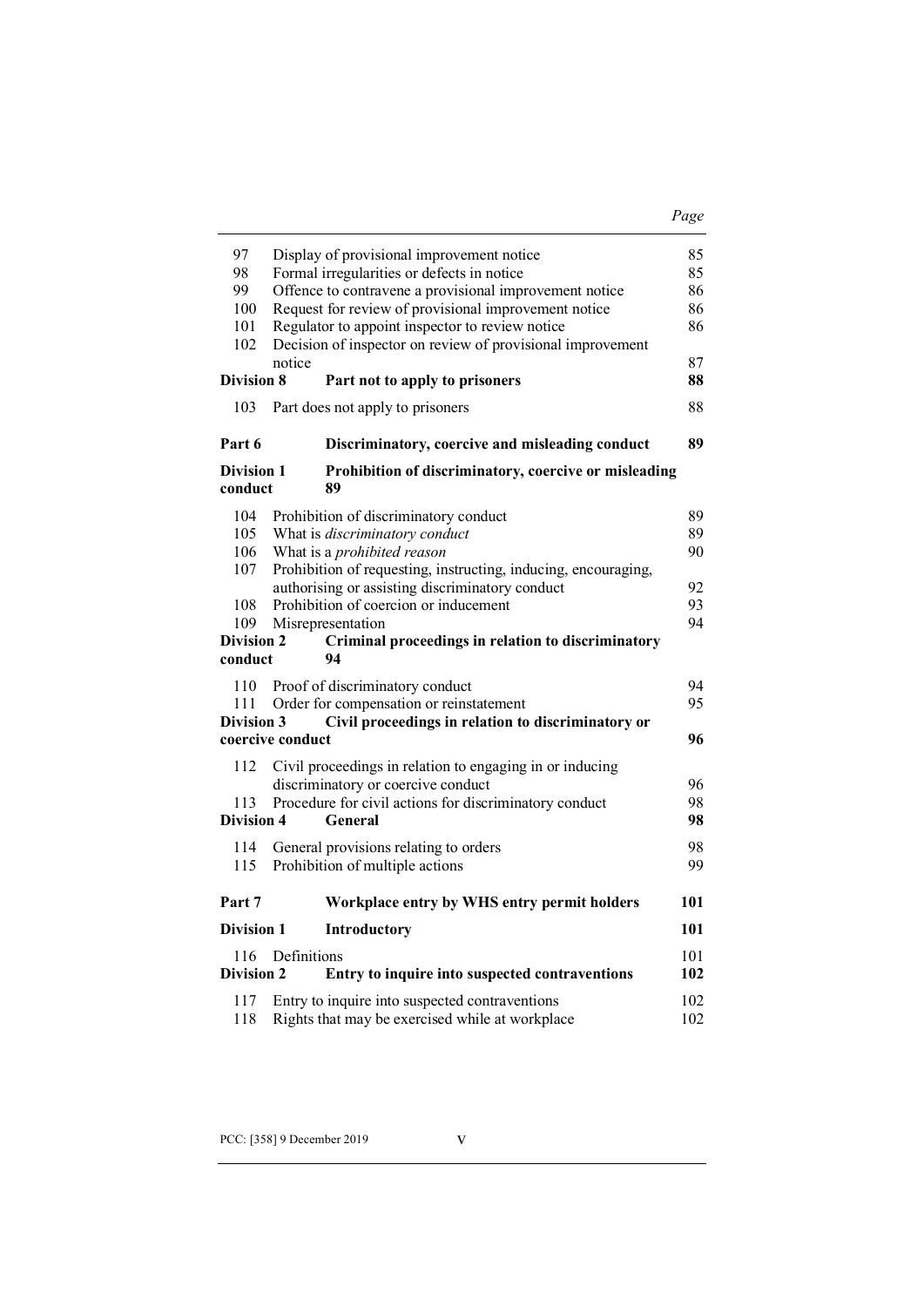| | | Page |
|---|---|---|
| 97 | Display of provisional improvement notice | 85 |
| 98 | Formal irregularities or defects in notice | 85 |
| 99 | Offence to contravene a provisional improvement notice | 86 |
| 100 | Request for review of provisional improvement notice | 86 |
| 101 | Regulator to appoint inspector to review notice | 86 |
| 102 | Decision of inspector on review of provisional improvement notice | 87 |
| **Division 8** | **Part not to apply to prisoners** | **88** |
| 103 | Part does not apply to prisoners | 88 |
| **Part 6** | **Discriminatory, coercive and misleading conduct** | **89** |
| **Division 1** | **Prohibition of discriminatory, coercive or misleading conduct** | **89** |
| 104 | Prohibition of discriminatory conduct | 89 |
| 105 | What is *discriminatory conduct* | 89 |
| 106 | What is a *prohibited reason* | 90 |
| 107 | Prohibition of requesting, instructing, inducing, encouraging, authorising or assisting discriminatory conduct | 92 |
| 108 | Prohibition of coercion or inducement | 93 |
| 109 | Misrepresentation | 94 |
| **Division 2** | **Criminal proceedings in relation to discriminatory conduct** | **94** |
| 110 | Proof of discriminatory conduct | 94 |
| 111 | Order for compensation or reinstatement | 95 |
| **Division 3** | **Civil proceedings in relation to discriminatory or coercive conduct** | **96** |
| 112 | Civil proceedings in relation to engaging in or inducing discriminatory or coercive conduct | 96 |
| 113 | Procedure for civil actions for discriminatory conduct | 98 |
| **Division 4** | **General** | **98** |
| 114 | General provisions relating to orders | 98 |
| 115 | Prohibition of multiple actions | 99 |
| **Part 7** | **Workplace entry by WHS entry permit holders** | **101** |
| **Division 1** | **Introductory** | **101** |
| 116 | Definitions | 101 |
| **Division 2** | **Entry to inquire into suspected contraventions** | **102** |
| 117 | Entry to inquire into suspected contraventions | 102 |
| 118 | Rights that may be exercised while at workplace | 102 |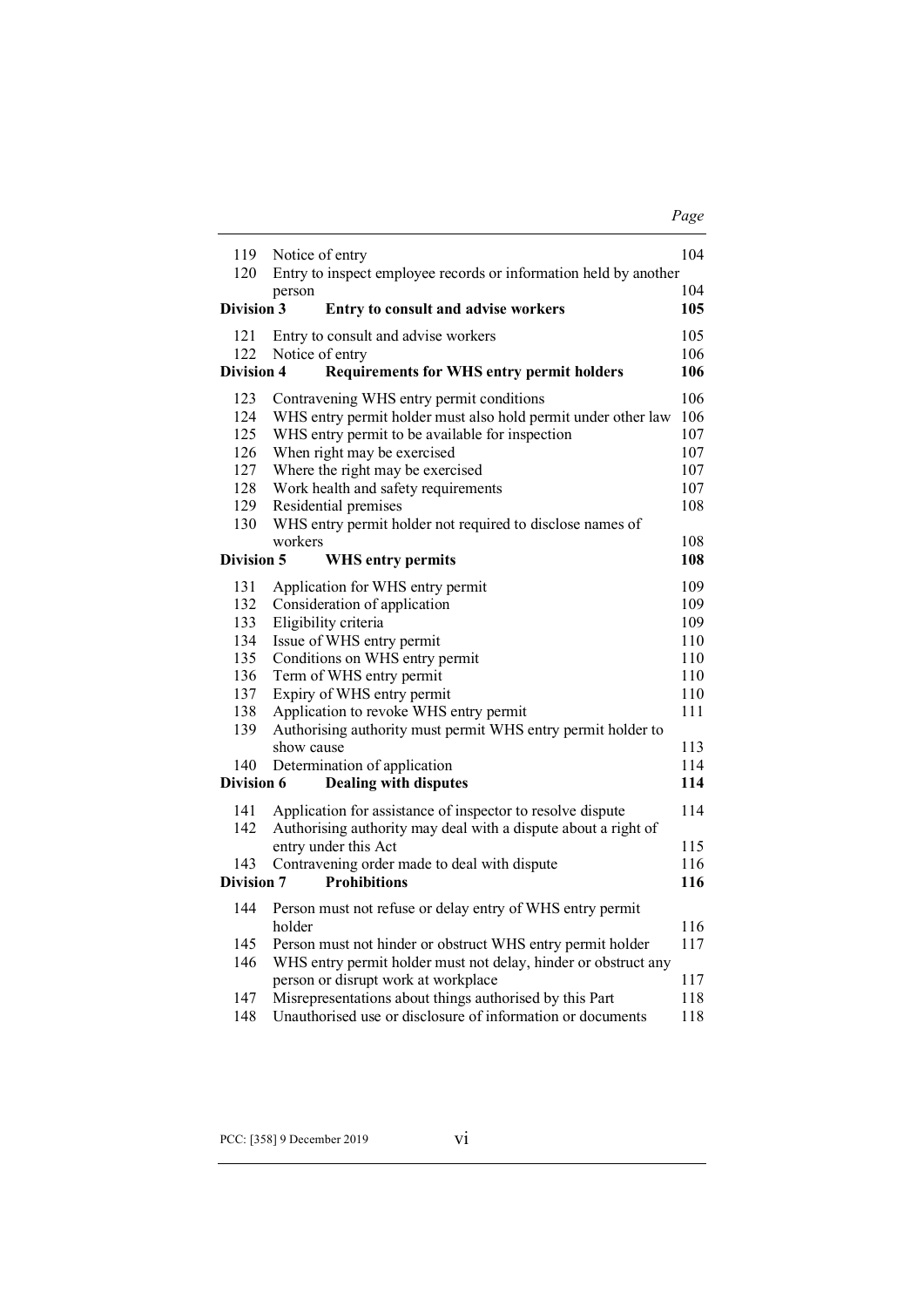| | | Page |
|---|---|---|
| 119 | Notice of entry | 104 |
| 120 | Entry to inspect employee records or information held by another person | 104 |
| **Division 3** | **Entry to consult and advise workers** | **105** |
| 121 | Entry to consult and advise workers | 105 |
| 122 | Notice of entry | 106 |
| **Division 4** | **Requirements for WHS entry permit holders** | **106** |
| 123 | Contravening WHS entry permit conditions | 106 |
| 124 | WHS entry permit holder must also hold permit under other law | 106 |
| 125 | WHS entry permit to be available for inspection | 107 |
| 126 | When right may be exercised | 107 |
| 127 | Where the right may be exercised | 107 |
| 128 | Work health and safety requirements | 107 |
| 129 | Residential premises | 108 |
| 130 | WHS entry permit holder not required to disclose names of workers | 108 |
| **Division 5** | **WHS entry permits** | **108** |
| 131 | Application for WHS entry permit | 109 |
| 132 | Consideration of application | 109 |
| 133 | Eligibility criteria | 109 |
| 134 | Issue of WHS entry permit | 110 |
| 135 | Conditions on WHS entry permit | 110 |
| 136 | Term of WHS entry permit | 110 |
| 137 | Expiry of WHS entry permit | 110 |
| 138 | Application to revoke WHS entry permit | 111 |
| 139 | Authorising authority must permit WHS entry permit holder to show cause | 113 |
| 140 | Determination of application | 114 |
| **Division 6** | **Dealing with disputes** | **114** |
| 141 | Application for assistance of inspector to resolve dispute | 114 |
| 142 | Authorising authority may deal with a dispute about a right of entry under this Act | 115 |
| 143 | Contravening order made to deal with dispute | 116 |
| **Division 7** | **Prohibitions** | **116** |
| 144 | Person must not refuse or delay entry of WHS entry permit holder | 116 |
| 145 | Person must not hinder or obstruct WHS entry permit holder | 117 |
| 146 | WHS entry permit holder must not delay, hinder or obstruct any person or disrupt work at workplace | 117 |
| 147 | Misrepresentations about things authorised by this Part | 118 |
| 148 | Unauthorised use or disclosure of information or documents | 118 |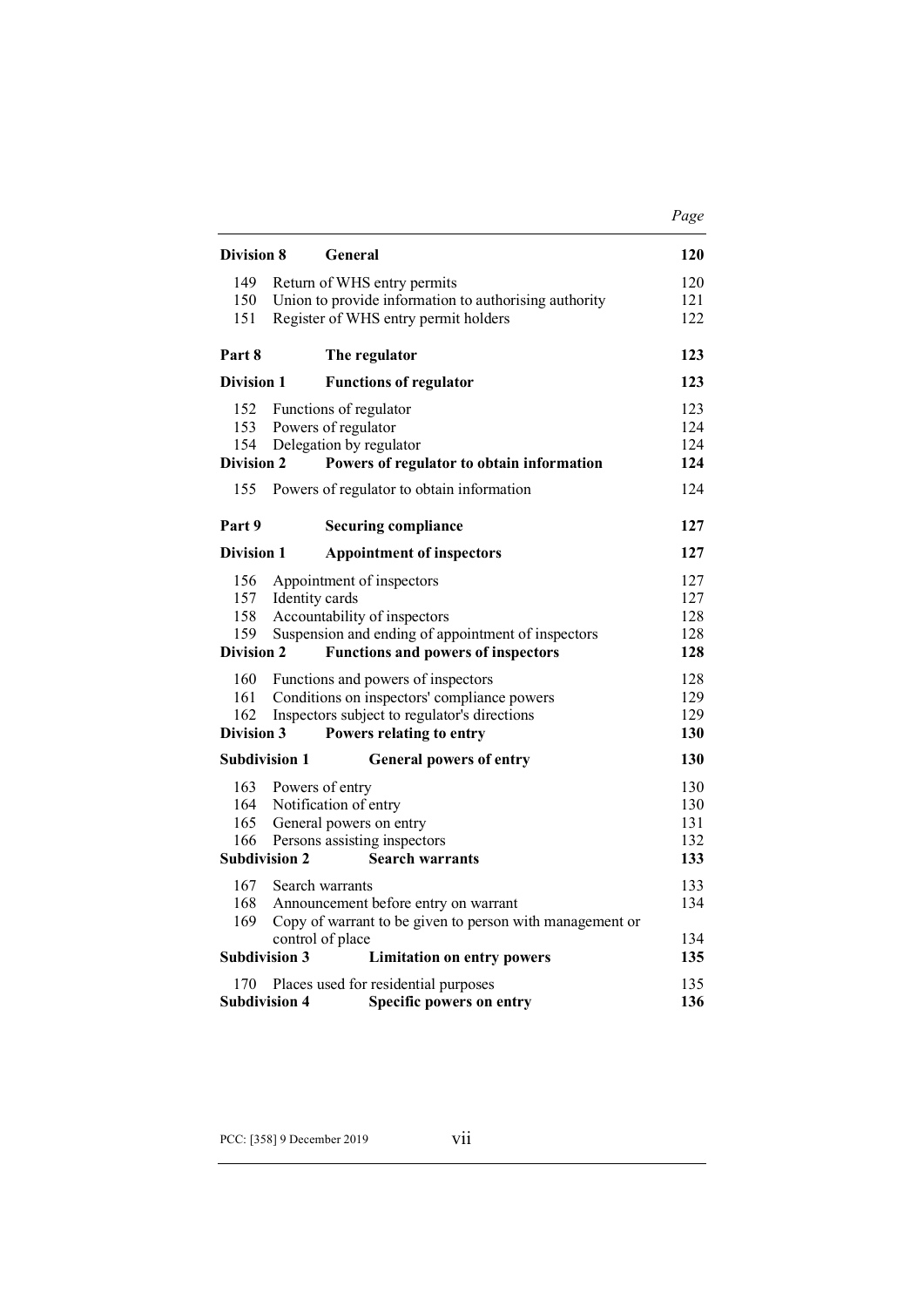| | | Page |
|---|---|---|
| **Division 8** | **General** | **120** |
| 149 | Return of WHS entry permits | 120 |
| 150 | Union to provide information to authorising authority | 121 |
| 151 | Register of WHS entry permit holders | 122 |
| **Part 8** | **The regulator** | **123** |
| **Division 1** | **Functions of regulator** | **123** |
| 152 | Functions of regulator | 123 |
| 153 | Powers of regulator | 124 |
| 154 | Delegation by regulator | 124 |
| **Division 2** | **Powers of regulator to obtain information** | **124** |
| 155 | Powers of regulator to obtain information | 124 |
| **Part 9** | **Securing compliance** | **127** |
| **Division 1** | **Appointment of inspectors** | **127** |
| 156 | Appointment of inspectors | 127 |
| 157 | Identity cards | 127 |
| 158 | Accountability of inspectors | 128 |
| 159 | Suspension and ending of appointment of inspectors | 128 |
| **Division 2** | **Functions and powers of inspectors** | **128** |
| 160 | Functions and powers of inspectors | 128 |
| 161 | Conditions on inspectors' compliance powers | 129 |
| 162 | Inspectors subject to regulator's directions | 129 |
| **Division 3** | **Powers relating to entry** | **130** |
| **Subdivision 1** | **General powers of entry** | **130** |
| 163 | Powers of entry | 130 |
| 164 | Notification of entry | 130 |
| 165 | General powers on entry | 131 |
| 166 | Persons assisting inspectors | 132 |
| **Subdivision 2** | **Search warrants** | **133** |
| 167 | Search warrants | 133 |
| 168 | Announcement before entry on warrant | 134 |
| 169 | Copy of warrant to be given to person with management or control of place | 134 |
| **Subdivision 3** | **Limitation on entry powers** | **135** |
| 170 | Places used for residential purposes | 135 |
| **Subdivision 4** | **Specific powers on entry** | **136** |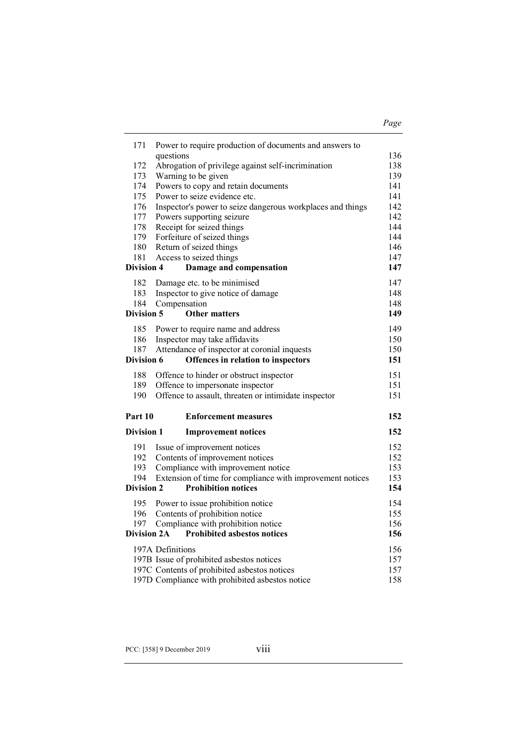| | | Page |
|---|---|---|
| 171 | Power to require production of documents and answers to questions | 136 |
| 172 | Abrogation of privilege against self-incrimination | 138 |
| 173 | Warning to be given | 139 |
| 174 | Powers to copy and retain documents | 141 |
| 175 | Power to seize evidence etc. | 141 |
| 176 | Inspector's power to seize dangerous workplaces and things | 142 |
| 177 | Powers supporting seizure | 142 |
| 178 | Receipt for seized things | 144 |
| 179 | Forfeiture of seized things | 144 |
| 180 | Return of seized things | 146 |
| 181 | Access to seized things | 147 |
| **Division 4** | **Damage and compensation** | **147** |
| 182 | Damage etc. to be minimised | 147 |
| 183 | Inspector to give notice of damage | 148 |
| 184 | Compensation | 148 |
| **Division 5** | **Other matters** | **149** |
| 185 | Power to require name and address | 149 |
| 186 | Inspector may take affidavits | 150 |
| 187 | Attendance of inspector at coronial inquests | 150 |
| **Division 6** | **Offences in relation to inspectors** | **151** |
| 188 | Offence to hinder or obstruct inspector | 151 |
| 189 | Offence to impersonate inspector | 151 |
| 190 | Offence to assault, threaten or intimidate inspector | 151 |
| **Part 10** | **Enforcement measures** | **152** |
| **Division 1** | **Improvement notices** | **152** |
| 191 | Issue of improvement notices | 152 |
| 192 | Contents of improvement notices | 152 |
| 193 | Compliance with improvement notice | 153 |
| 194 | Extension of time for compliance with improvement notices | 153 |
| **Division 2** | **Prohibition notices** | **154** |
| 195 | Power to issue prohibition notice | 154 |
| 196 | Contents of prohibition notice | 155 |
| 197 | Compliance with prohibition notice | 156 |
| **Division 2A** | **Prohibited asbestos notices** | **156** |
| 197A | Definitions | 156 |
| 197B | Issue of prohibited asbestos notices | 157 |
| 197C | Contents of prohibited asbestos notices | 157 |
| 197D | Compliance with prohibited asbestos notice | 158 |

PCC: [358] 9 December 2019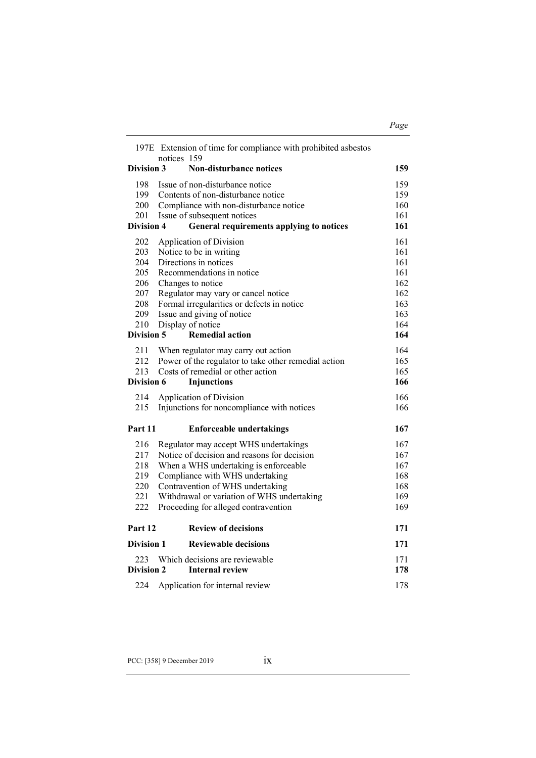| | | Page |
|---|---|---|
| 197E | Extension of time for compliance with prohibited asbestos notices | 159 |
| **Division 3** | **Non-disturbance notices** | **159** |
| 198 | Issue of non-disturbance notice | 159 |
| 199 | Contents of non-disturbance notice | 159 |
| 200 | Compliance with non-disturbance notice | 160 |
| 201 | Issue of subsequent notices | 161 |
| **Division 4** | **General requirements applying to notices** | **161** |
| 202 | Application of Division | 161 |
| 203 | Notice to be in writing | 161 |
| 204 | Directions in notices | 161 |
| 205 | Recommendations in notice | 161 |
| 206 | Changes to notice | 162 |
| 207 | Regulator may vary or cancel notice | 162 |
| 208 | Formal irregularities or defects in notice | 163 |
| 209 | Issue and giving of notice | 163 |
| 210 | Display of notice | 164 |
| **Division 5** | **Remedial action** | **164** |
| 211 | When regulator may carry out action | 164 |
| 212 | Power of the regulator to take other remedial action | 165 |
| 213 | Costs of remedial or other action | 165 |
| **Division 6** | **Injunctions** | **166** |
| 214 | Application of Division | 166 |
| 215 | Injunctions for noncompliance with notices | 166 |
| **Part 11** | **Enforceable undertakings** | **167** |
| 216 | Regulator may accept WHS undertakings | 167 |
| 217 | Notice of decision and reasons for decision | 167 |
| 218 | When a WHS undertaking is enforceable | 167 |
| 219 | Compliance with WHS undertaking | 168 |
| 220 | Contravention of WHS undertaking | 168 |
| 221 | Withdrawal or variation of WHS undertaking | 169 |
| 222 | Proceeding for alleged contravention | 169 |
| **Part 12** | **Review of decisions** | **171** |
| **Division 1** | **Reviewable decisions** | **171** |
| 223 | Which decisions are reviewable | 171 |
| **Division 2** | **Internal review** | **178** |
| 224 | Application for internal review | 178 |

PCC: [358] 9 December 2019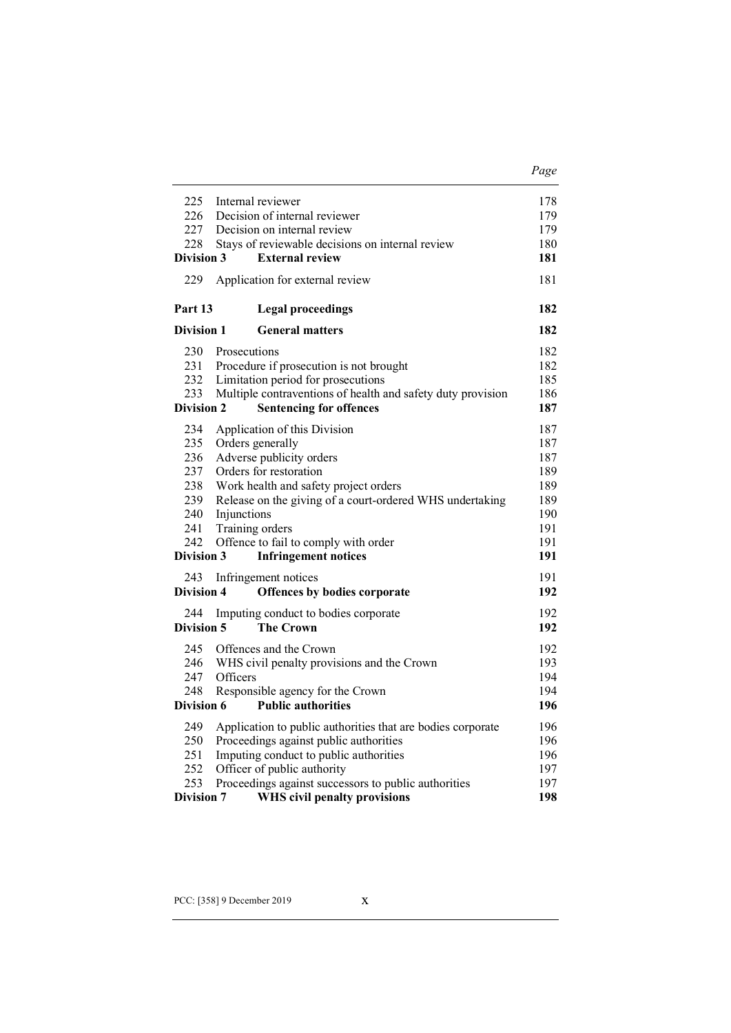| | | Page |
|---|---|---|
| 225 | Internal reviewer | 178 |
| 226 | Decision of internal reviewer | 179 |
| 227 | Decision on internal review | 179 |
| 228 | Stays of reviewable decisions on internal review | 180 |
| **Division 3** | **External review** | **181** |
| 229 | Application for external review | 181 |
| **Part 13** | **Legal proceedings** | **182** |
| **Division 1** | **General matters** | **182** |
| 230 | Prosecutions | 182 |
| 231 | Procedure if prosecution is not brought | 182 |
| 232 | Limitation period for prosecutions | 185 |
| 233 | Multiple contraventions of health and safety duty provision | 186 |
| **Division 2** | **Sentencing for offences** | **187** |
| 234 | Application of this Division | 187 |
| 235 | Orders generally | 187 |
| 236 | Adverse publicity orders | 187 |
| 237 | Orders for restoration | 189 |
| 238 | Work health and safety project orders | 189 |
| 239 | Release on the giving of a court-ordered WHS undertaking | 189 |
| 240 | Injunctions | 190 |
| 241 | Training orders | 191 |
| 242 | Offence to fail to comply with order | 191 |
| **Division 3** | **Infringement notices** | **191** |
| 243 | Infringement notices | 191 |
| **Division 4** | **Offences by bodies corporate** | **192** |
| 244 | Imputing conduct to bodies corporate | 192 |
| **Division 5** | **The Crown** | **192** |
| 245 | Offences and the Crown | 192 |
| 246 | WHS civil penalty provisions and the Crown | 193 |
| 247 | Officers | 194 |
| 248 | Responsible agency for the Crown | 194 |
| **Division 6** | **Public authorities** | **196** |
| 249 | Application to public authorities that are bodies corporate | 196 |
| 250 | Proceedings against public authorities | 196 |
| 251 | Imputing conduct to public authorities | 196 |
| 252 | Officer of public authority | 197 |
| 253 | Proceedings against successors to public authorities | 197 |
| **Division 7** | **WHS civil penalty provisions** | **198** |

PCC: [358] 9 December 2019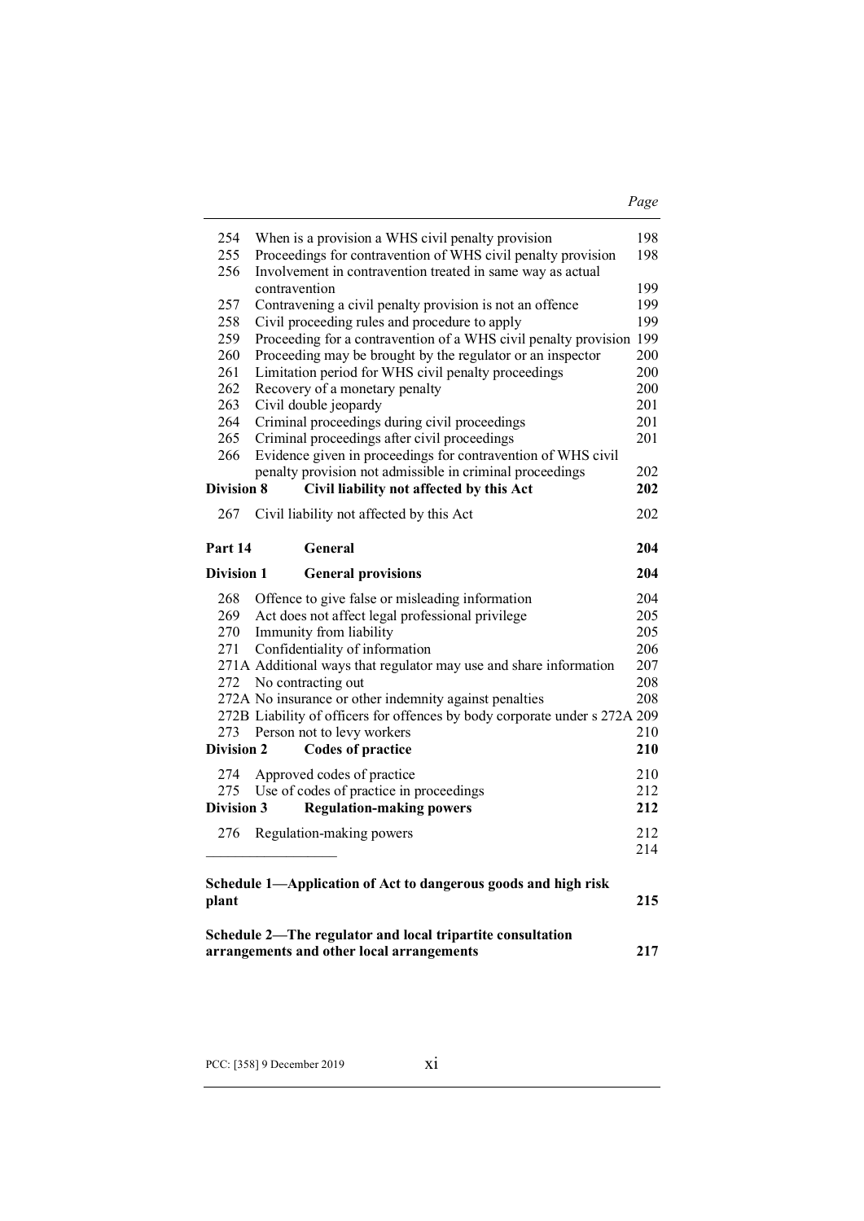| | | Page |
|---|---|---|
| 254 | When is a provision a WHS civil penalty provision | 198 |
| 255 | Proceedings for contravention of WHS civil penalty provision | 198 |
| 256 | Involvement in contravention treated in same way as actual contravention | 199 |
| 257 | Contravening a civil penalty provision is not an offence | 199 |
| 258 | Civil proceeding rules and procedure to apply | 199 |
| 259 | Proceeding for a contravention of a WHS civil penalty provision | 199 |
| 260 | Proceeding may be brought by the regulator or an inspector | 200 |
| 261 | Limitation period for WHS civil penalty proceedings | 200 |
| 262 | Recovery of a monetary penalty | 200 |
| 263 | Civil double jeopardy | 201 |
| 264 | Criminal proceedings during civil proceedings | 201 |
| 265 | Criminal proceedings after civil proceedings | 201 |
| 266 | Evidence given in proceedings for contravention of WHS civil penalty provision not admissible in criminal proceedings | 202 |
| **Division 8** | **Civil liability not affected by this Act** | **202** |
| 267 | Civil liability not affected by this Act | 202 |
| **Part 14** | **General** | **204** |
| **Division 1** | **General provisions** | **204** |
| 268 | Offence to give false or misleading information | 204 |
| 269 | Act does not affect legal professional privilege | 205 |
| 270 | Immunity from liability | 205 |
| 271 | Confidentiality of information | 206 |
| 271A | Additional ways that regulator may use and share information | 207 |
| 272 | No contracting out | 208 |
| 272A | No insurance or other indemnity against penalties | 208 |
| 272B | Liability of officers for offences by body corporate under s 272A | 209 |
| 273 | Person not to levy workers | 210 |
| **Division 2** | **Codes of practice** | **210** |
| 274 | Approved codes of practice | 210 |
| 275 | Use of codes of practice in proceedings | 212 |
| **Division 3** | **Regulation-making powers** | **212** |
| 276 | Regulation-making powers | 212 |
| | | 214 |
| **Schedule 1—Application of Act to dangerous goods and high risk plant** | | **215** |
| **Schedule 2—The regulator and local tripartite consultation arrangements and other local arrangements** | | **217** |

PCC: [358] 9 December 2019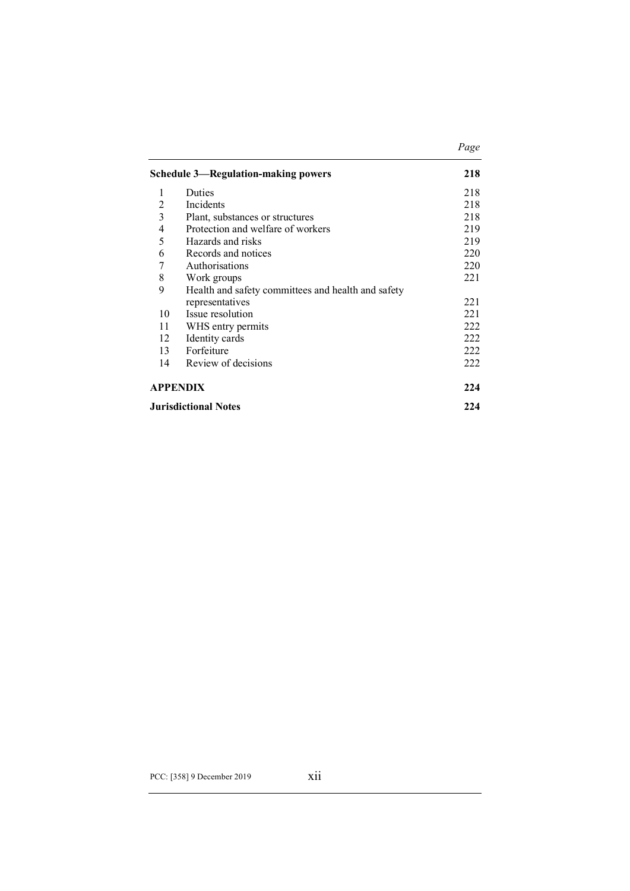| | | Page |
|---|---|---|
| **Schedule 3—Regulation-making powers** | | **218** |
| 1 | Duties | 218 |
| 2 | Incidents | 218 |
| 3 | Plant, substances or structures | 218 |
| 4 | Protection and welfare of workers | 219 |
| 5 | Hazards and risks | 219 |
| 6 | Records and notices | 220 |
| 7 | Authorisations | 220 |
| 8 | Work groups | 221 |
| 9 | Health and safety committees and health and safety representatives | 221 |
| 10 | Issue resolution | 221 |
| 11 | WHS entry permits | 222 |
| 12 | Identity cards | 222 |
| 13 | Forfeiture | 222 |
| 14 | Review of decisions | 222 |
| **APPENDIX** | | **224** |
| **Jurisdictional Notes** | | **224** |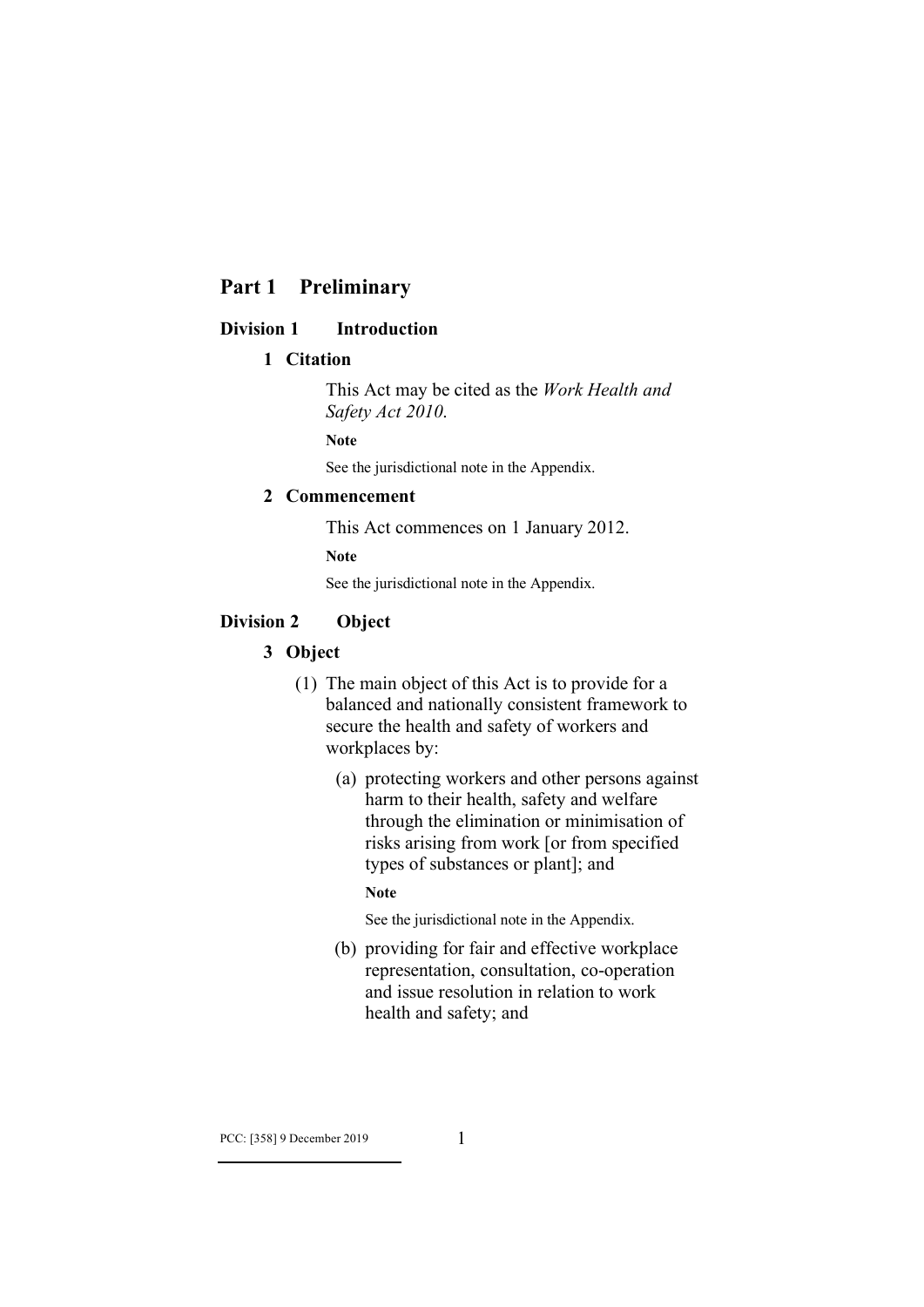# Part 1 Preliminary

## Division 1 Introduction

### 1 Citation

This Act may be cited as the *Work Health and Safety Act 2010*.

**Note**

See the jurisdictional note in the Appendix.

### 2 Commencement

This Act commences on 1 January 2012.

**Note**

See the jurisdictional note in the Appendix.

## Division 2 Object

### 3 Object

(1) The main object of this Act is to provide for a balanced and nationally consistent framework to secure the health and safety of workers and workplaces by:

(a) protecting workers and other persons against harm to their health, safety and welfare through the elimination or minimisation of risks arising from work [or from specified types of substances or plant]; and

**Note**

See the jurisdictional note in the Appendix.

(b) providing for fair and effective workplace representation, consultation, co-operation and issue resolution in relation to work health and safety; and

PCC: [358] 9 December 2019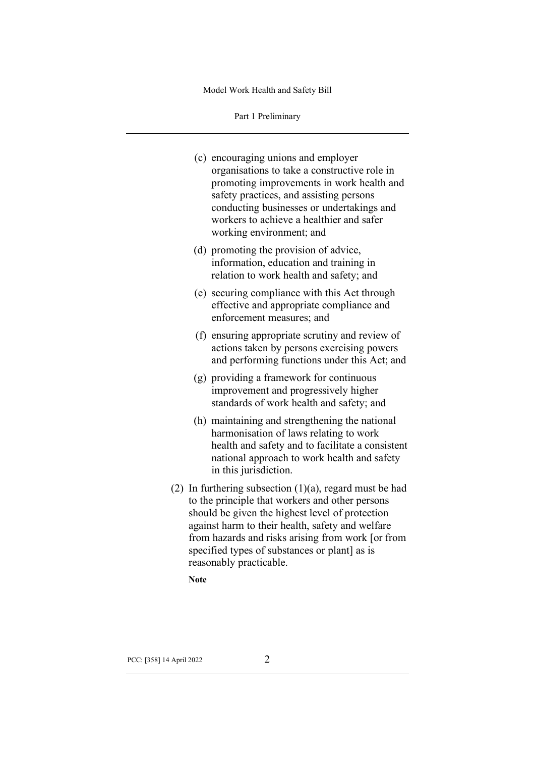(c) encouraging unions and employer organisations to take a constructive role in promoting improvements in work health and safety practices, and assisting persons conducting businesses or undertakings and workers to achieve a healthier and safer working environment; and

(d) promoting the provision of advice, information, education and training in relation to work health and safety; and

(e) securing compliance with this Act through effective and appropriate compliance and enforcement measures; and

(f) ensuring appropriate scrutiny and review of actions taken by persons exercising powers and performing functions under this Act; and

(g) providing a framework for continuous improvement and progressively higher standards of work health and safety; and

(h) maintaining and strengthening the national harmonisation of laws relating to work health and safety and to facilitate a consistent national approach to work health and safety in this jurisdiction.

(2) In furthering subsection (1)(a), regard must be had to the principle that workers and other persons should be given the highest level of protection against harm to their health, safety and welfare from hazards and risks arising from work [or from specified types of substances or plant] as is reasonably practicable.

**Note**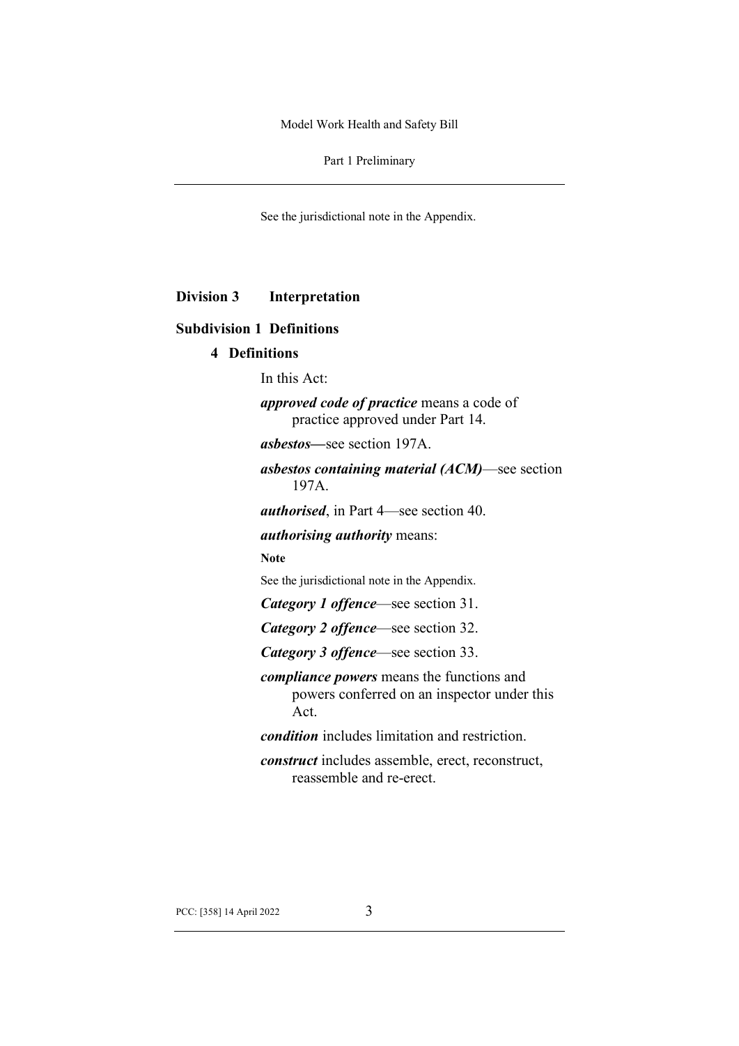See the jurisdictional note in the Appendix.

## Division 3 Interpretation

### Subdivision 1 Definitions

#### 4 Definitions

In this Act:

***approved code of practice*** means a code of practice approved under Part 14.

***asbestos***—see section 197A.

***asbestos containing material (ACM)***—see section 197A.

***authorised***, in Part 4—see section 40.

***authorising authority*** means:

**Note**

See the jurisdictional note in the Appendix.

***Category 1 offence***—see section 31.

***Category 2 offence***—see section 32.

***Category 3 offence***—see section 33.

***compliance powers*** means the functions and powers conferred on an inspector under this Act.

***condition*** includes limitation and restriction.

***construct*** includes assemble, erect, reconstruct, reassemble and re-erect.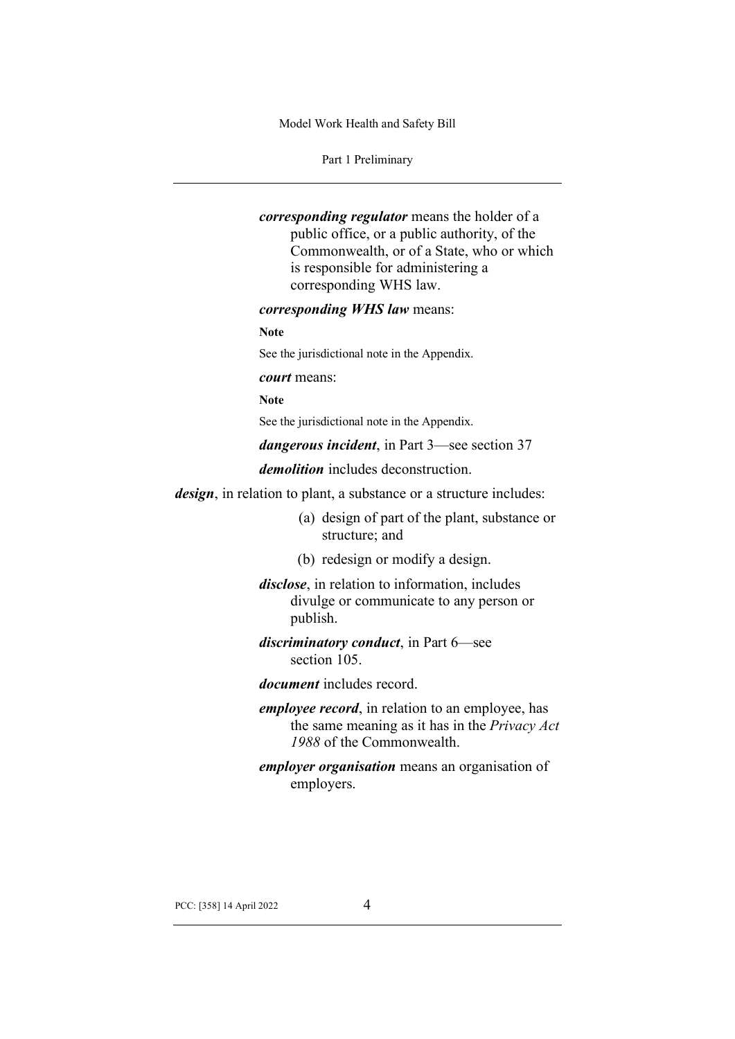***corresponding regulator*** means the holder of a public office, or a public authority, of the Commonwealth, or of a State, who or which is responsible for administering a corresponding WHS law.

***corresponding WHS law*** means:

**Note**

See the jurisdictional note in the Appendix.

***court*** means:

**Note**

See the jurisdictional note in the Appendix.

***dangerous incident***, in Part 3—see section 37

***demolition*** includes deconstruction.

***design***, in relation to plant, a substance or a structure includes:

(a) design of part of the plant, substance or structure; and

(b) redesign or modify a design.

***disclose***, in relation to information, includes divulge or communicate to any person or publish.

***discriminatory conduct***, in Part 6—see section 105.

***document*** includes record.

***employee record***, in relation to an employee, has the same meaning as it has in the *Privacy Act 1988* of the Commonwealth.

***employer organisation*** means an organisation of employers.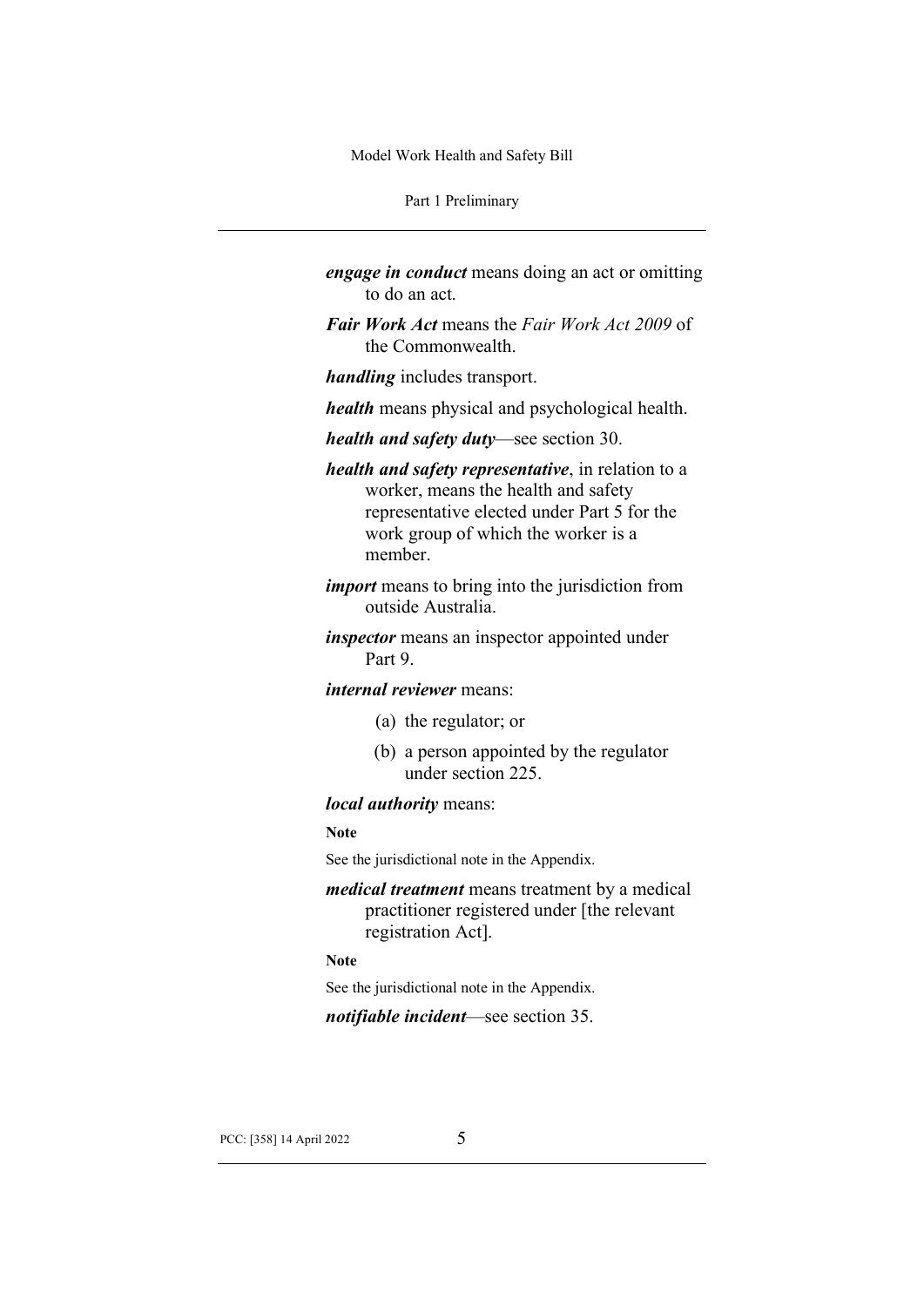***engage in conduct*** means doing an act or omitting to do an act.

***Fair Work Act*** means the *Fair Work Act 2009* of the Commonwealth.

***handling*** includes transport.

***health*** means physical and psychological health.

***health and safety duty***—see section 30.

***health and safety representative***, in relation to a worker, means the health and safety representative elected under Part 5 for the work group of which the worker is a member.

***import*** means to bring into the jurisdiction from outside Australia.

***inspector*** means an inspector appointed under Part 9.

***internal reviewer*** means:

(a) the regulator; or

(b) a person appointed by the regulator under section 225.

***local authority*** means:

**Note**

See the jurisdictional note in the Appendix.

***medical treatment*** means treatment by a medical practitioner registered under [the relevant registration Act].

**Note**

See the jurisdictional note in the Appendix.

***notifiable incident***—see section 35.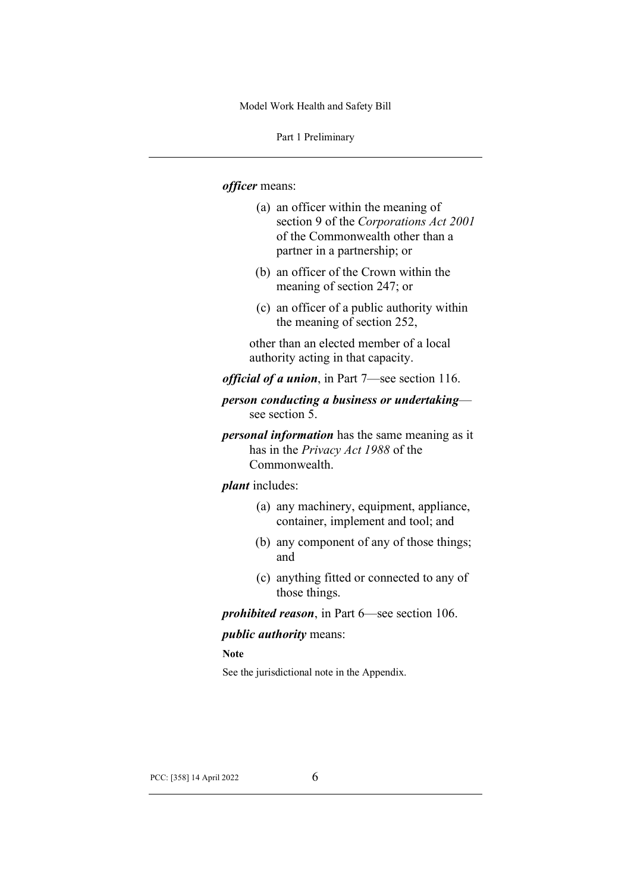***officer*** means:

(a) an officer within the meaning of section 9 of the *Corporations Act 2001* of the Commonwealth other than a partner in a partnership; or

(b) an officer of the Crown within the meaning of section 247; or

(c) an officer of a public authority within the meaning of section 252,

other than an elected member of a local authority acting in that capacity.

***official of a union***, in Part 7—see section 116.

***person conducting a business or undertaking***—see section 5.

***personal information*** has the same meaning as it has in the *Privacy Act 1988* of the Commonwealth.

***plant*** includes:

(a) any machinery, equipment, appliance, container, implement and tool; and

(b) any component of any of those things; and

(c) anything fitted or connected to any of those things.

***prohibited reason***, in Part 6—see section 106.

***public authority*** means:

**Note**

See the jurisdictional note in the Appendix.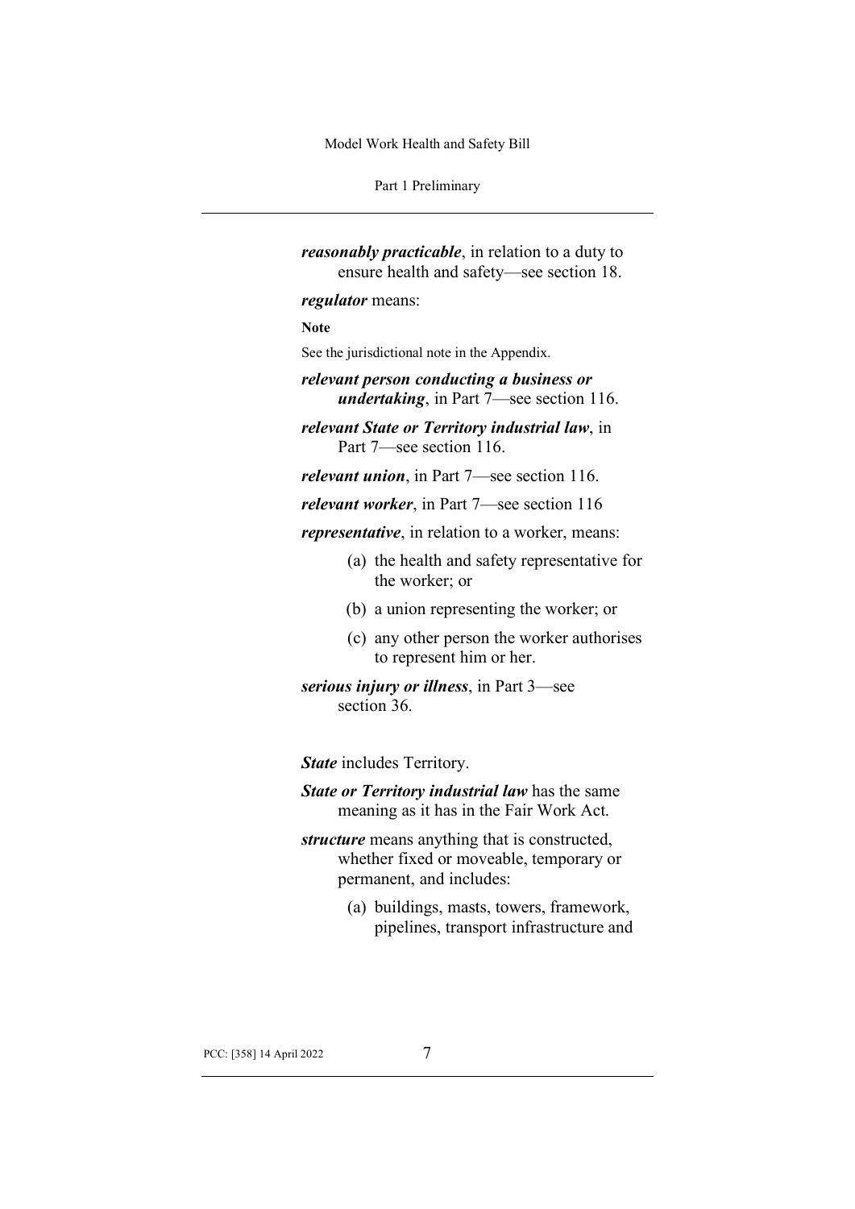***reasonably practicable***, in relation to a duty to ensure health and safety—see section 18.

***regulator*** means:

**Note**

See the jurisdictional note in the Appendix.

***relevant person conducting a business or undertaking***, in Part 7—see section 116.

***relevant State or Territory industrial law***, in Part 7—see section 116.

***relevant union***, in Part 7—see section 116.

***relevant worker***, in Part 7—see section 116

***representative***, in relation to a worker, means:

(a) the health and safety representative for the worker; or

(b) a union representing the worker; or

(c) any other person the worker authorises to represent him or her.

***serious injury or illness***, in Part 3—see section 36.

***State*** includes Territory.

***State or Territory industrial law*** has the same meaning as it has in the Fair Work Act.

***structure*** means anything that is constructed, whether fixed or moveable, temporary or permanent, and includes:

(a) buildings, masts, towers, framework, pipelines, transport infrastructure and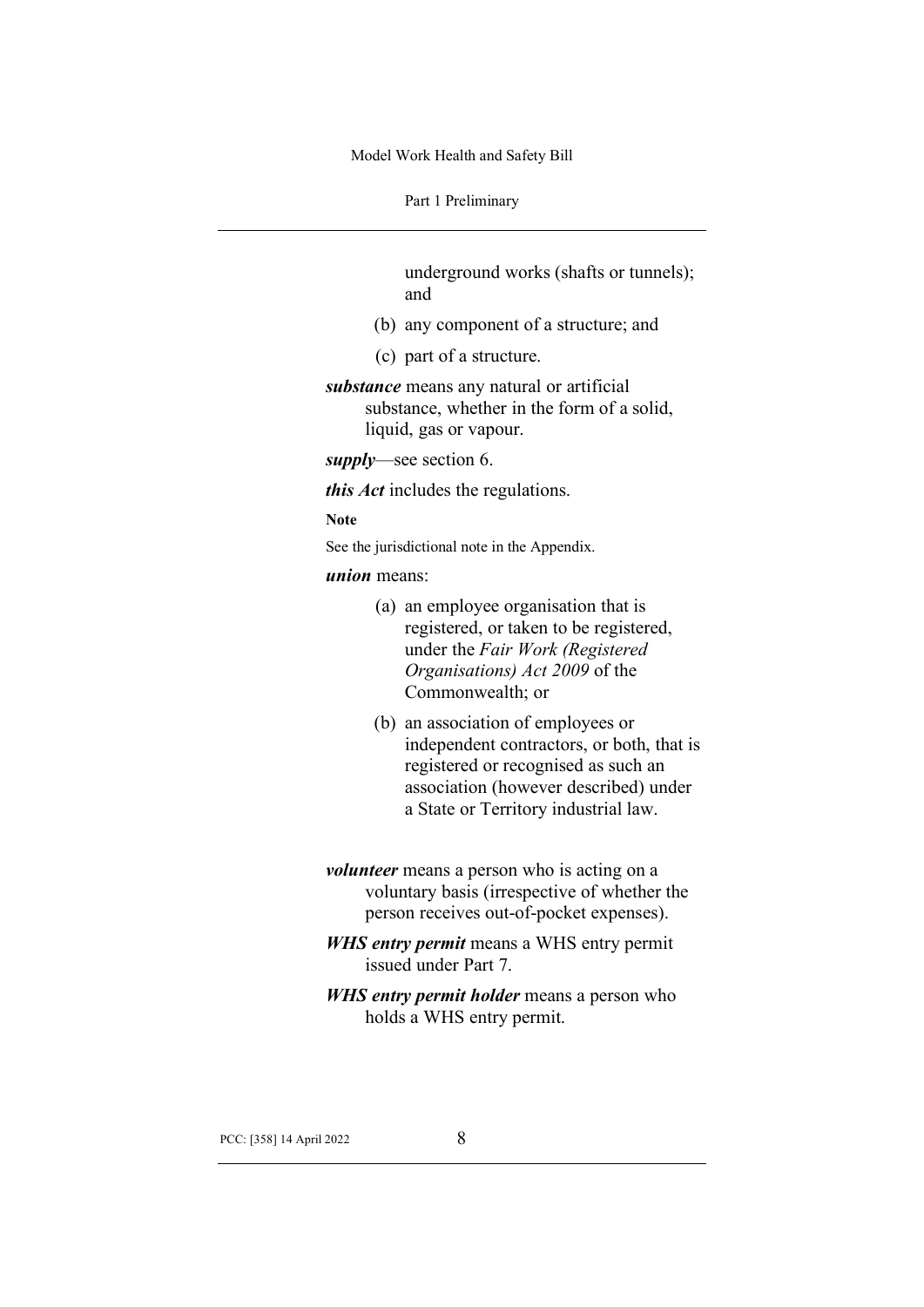underground works (shafts or tunnels); and

(b) any component of a structure; and

(c) part of a structure.

***substance*** means any natural or artificial substance, whether in the form of a solid, liquid, gas or vapour.

***supply***—see section 6.

***this Act*** includes the regulations.

**Note**

See the jurisdictional note in the Appendix.

***union*** means:

(a) an employee organisation that is registered, or taken to be registered, under the *Fair Work (Registered Organisations) Act 2009* of the Commonwealth; or

(b) an association of employees or independent contractors, or both, that is registered or recognised as such an association (however described) under a State or Territory industrial law.

***volunteer*** means a person who is acting on a voluntary basis (irrespective of whether the person receives out-of-pocket expenses).

***WHS entry permit*** means a WHS entry permit issued under Part 7.

***WHS entry permit holder*** means a person who holds a WHS entry permit.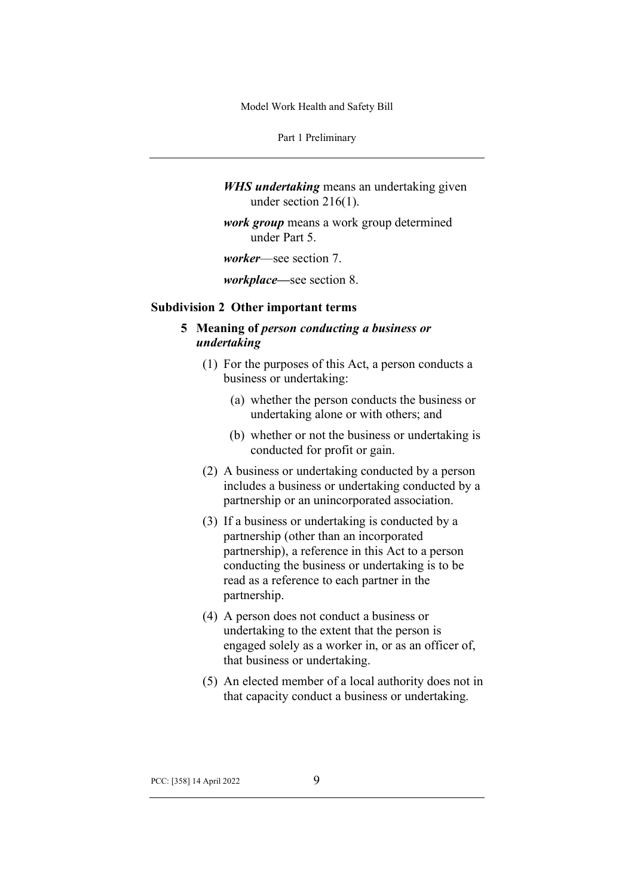***WHS undertaking*** means an undertaking given under section 216(1).

***work group*** means a work group determined under Part 5.

***worker***—see section 7.

***workplace***—see section 8.

### Subdivision 2 Other important terms

#### 5 Meaning of *person conducting a business or undertaking*

(1) For the purposes of this Act, a person conducts a business or undertaking:

(a) whether the person conducts the business or undertaking alone or with others; and

(b) whether or not the business or undertaking is conducted for profit or gain.

(2) A business or undertaking conducted by a person includes a business or undertaking conducted by a partnership or an unincorporated association.

(3) If a business or undertaking is conducted by a partnership (other than an incorporated partnership), a reference in this Act to a person conducting the business or undertaking is to be read as a reference to each partner in the partnership.

(4) A person does not conduct a business or undertaking to the extent that the person is engaged solely as a worker in, or as an officer of, that business or undertaking.

(5) An elected member of a local authority does not in that capacity conduct a business or undertaking.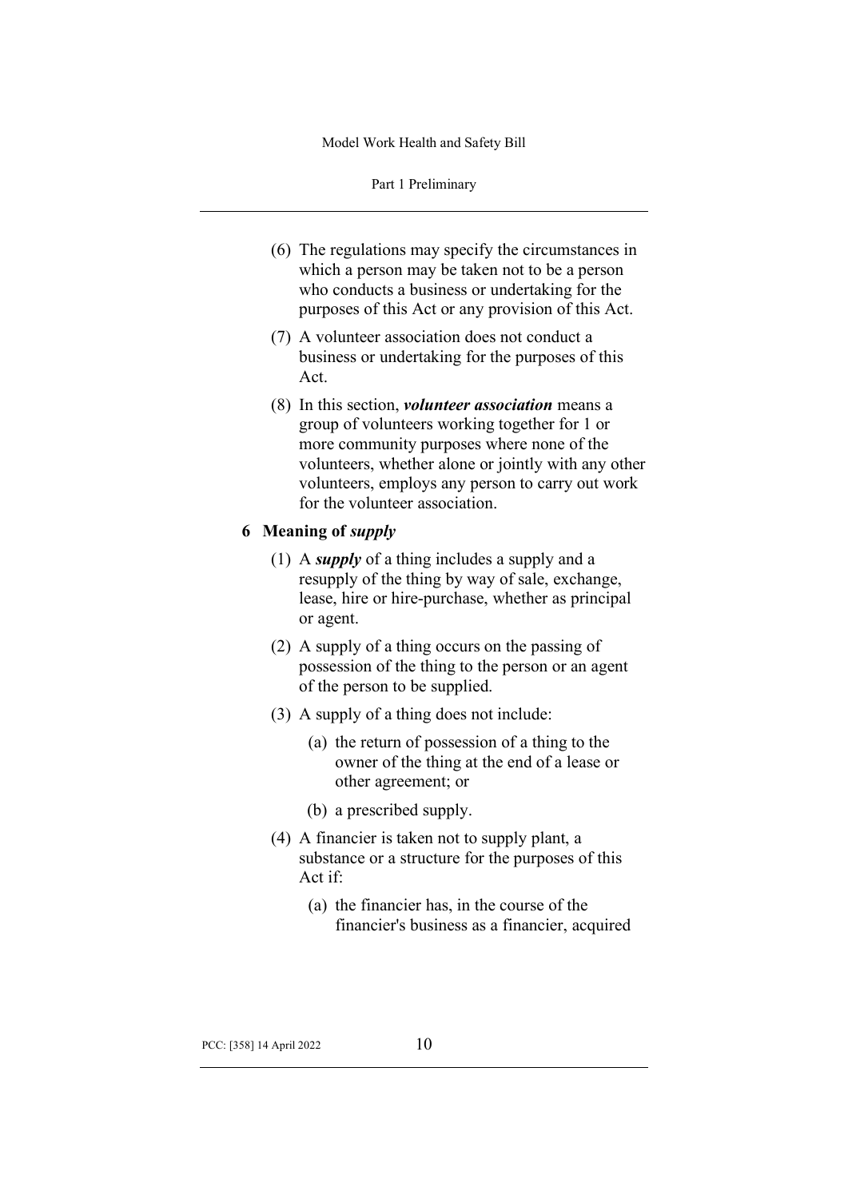(6) The regulations may specify the circumstances in which a person may be taken not to be a person who conducts a business or undertaking for the purposes of this Act or any provision of this Act.

(7) A volunteer association does not conduct a business or undertaking for the purposes of this Act.

(8) In this section, ***volunteer association*** means a group of volunteers working together for 1 or more community purposes where none of the volunteers, whether alone or jointly with any other volunteers, employs any person to carry out work for the volunteer association.

### 6 Meaning of *supply*

(1) A ***supply*** of a thing includes a supply and a resupply of the thing by way of sale, exchange, lease, hire or hire-purchase, whether as principal or agent.

(2) A supply of a thing occurs on the passing of possession of the thing to the person or an agent of the person to be supplied.

(3) A supply of a thing does not include:

- (a) the return of possession of a thing to the owner of the thing at the end of a lease or other agreement; or
- (b) a prescribed supply.

(4) A financier is taken not to supply plant, a substance or a structure for the purposes of this Act if:

- (a) the financier has, in the course of the financier's business as a financier, acquired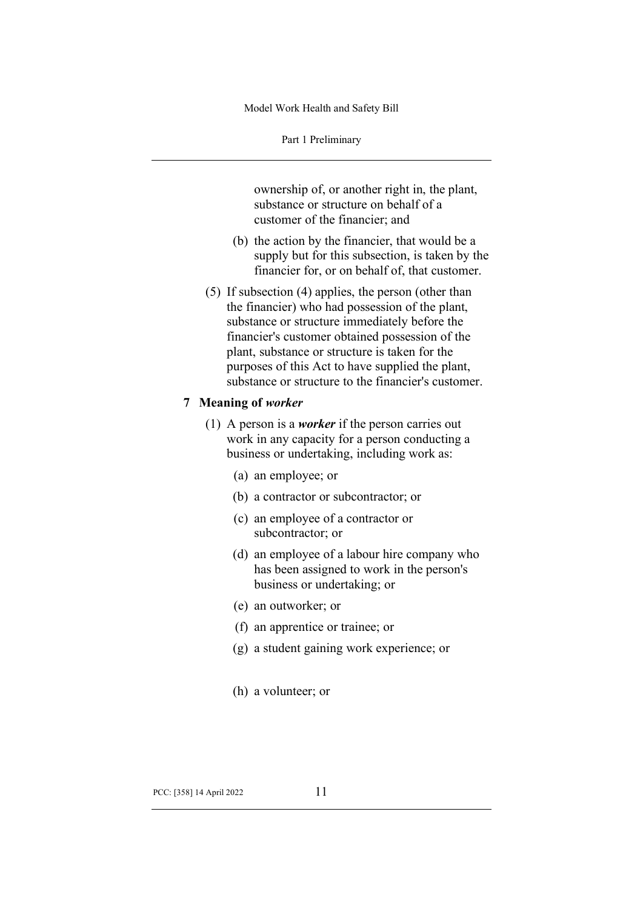ownership of, or another right in, the plant, substance or structure on behalf of a customer of the financier; and

(b) the action by the financier, that would be a supply but for this subsection, is taken by the financier for, or on behalf of, that customer.

(5) If subsection (4) applies, the person (other than the financier) who had possession of the plant, substance or structure immediately before the financier's customer obtained possession of the plant, substance or structure is taken for the purposes of this Act to have supplied the plant, substance or structure to the financier's customer.

### 7 Meaning of ***worker***

(1) A person is a ***worker*** if the person carries out work in any capacity for a person conducting a business or undertaking, including work as:

(a) an employee; or

(b) a contractor or subcontractor; or

(c) an employee of a contractor or subcontractor; or

(d) an employee of a labour hire company who has been assigned to work in the person's business or undertaking; or

(e) an outworker; or

(f) an apprentice or trainee; or

(g) a student gaining work experience; or

(h) a volunteer; or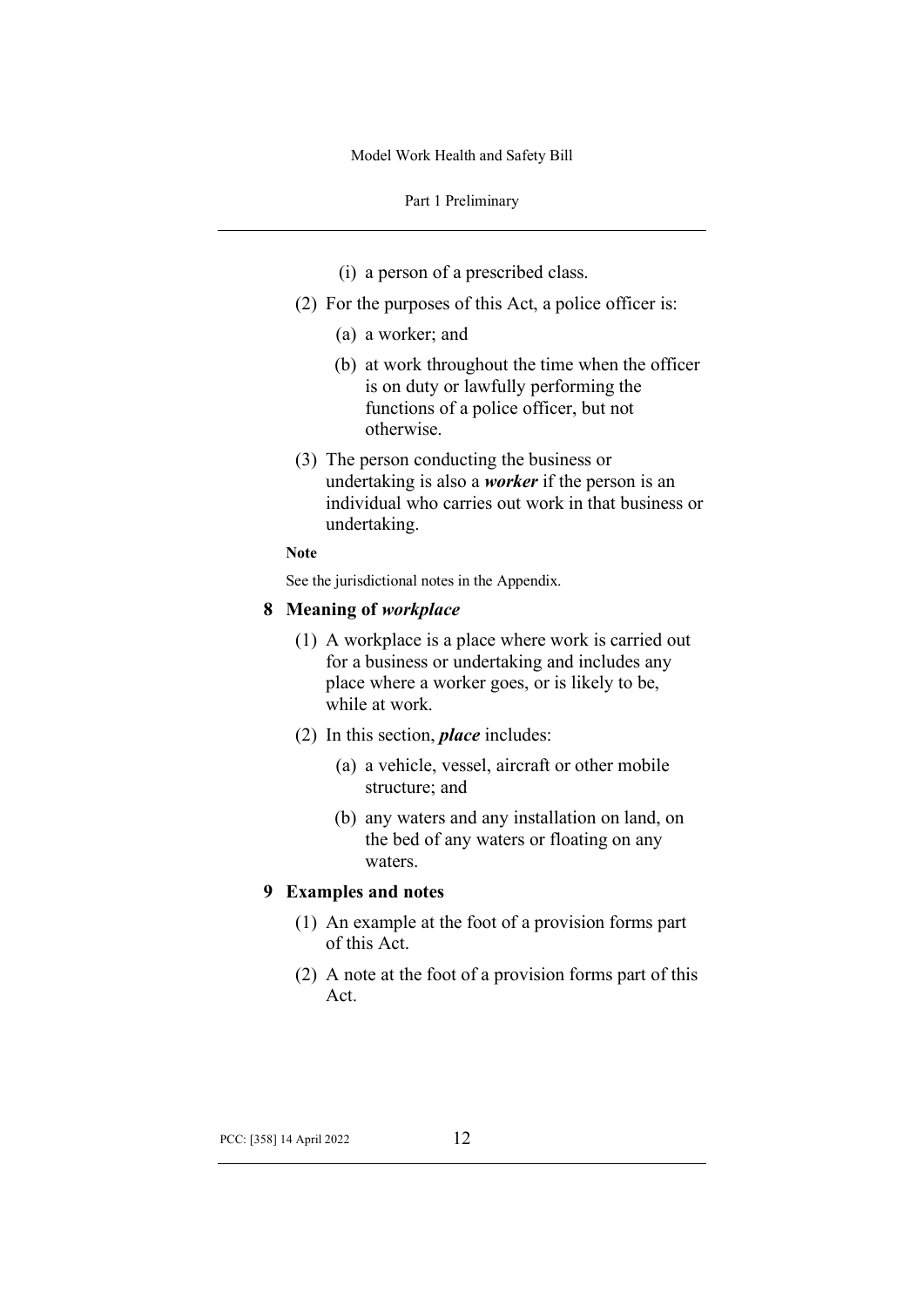(i) a person of a prescribed class.

(2) For the purposes of this Act, a police officer is:

(a) a worker; and

(b) at work throughout the time when the officer is on duty or lawfully performing the functions of a police officer, but not otherwise.

(3) The person conducting the business or undertaking is also a ***worker*** if the person is an individual who carries out work in that business or undertaking.

**Note**

See the jurisdictional notes in the Appendix.

## 8 Meaning of *workplace*

(1) A workplace is a place where work is carried out for a business or undertaking and includes any place where a worker goes, or is likely to be, while at work.

(2) In this section, ***place*** includes:

(a) a vehicle, vessel, aircraft or other mobile structure; and

(b) any waters and any installation on land, on the bed of any waters or floating on any waters.

## 9 Examples and notes

(1) An example at the foot of a provision forms part of this Act.

(2) A note at the foot of a provision forms part of this Act.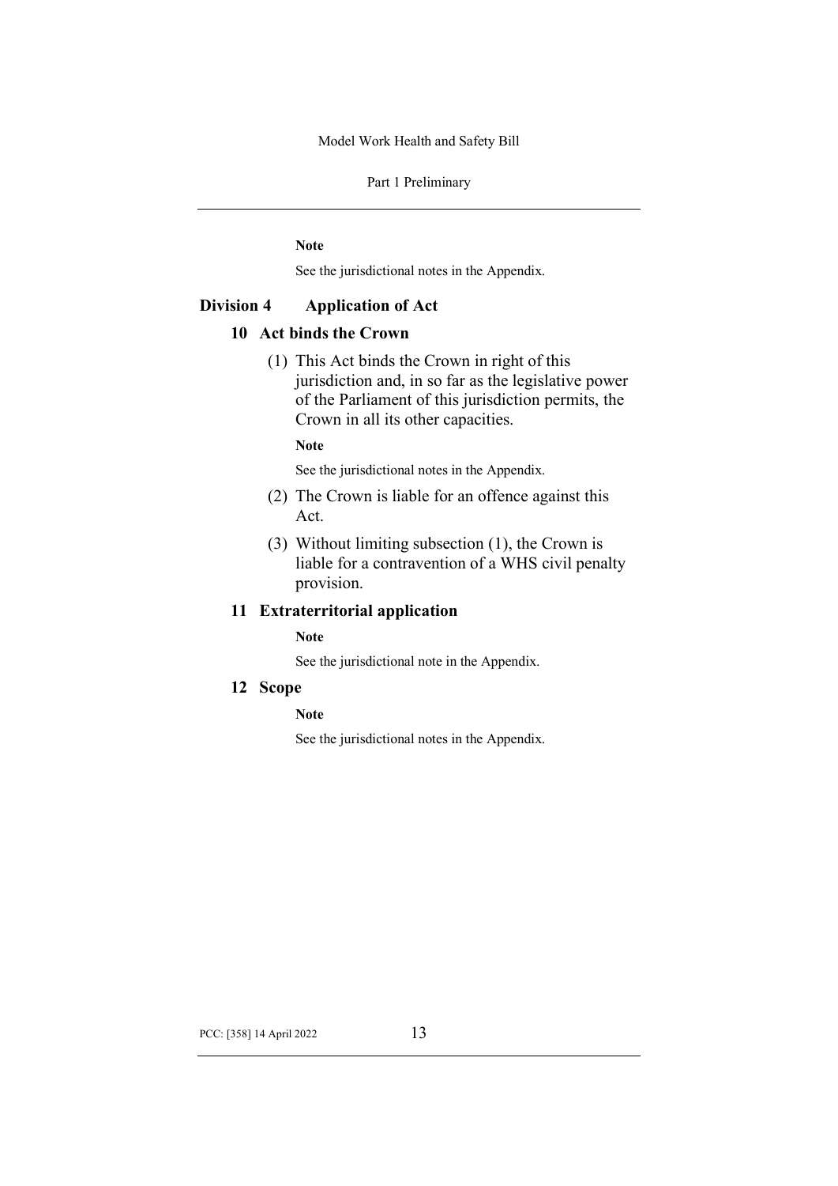**Note**

See the jurisdictional notes in the Appendix.

## Division 4 Application of Act

### 10 Act binds the Crown

(1) This Act binds the Crown in right of this jurisdiction and, in so far as the legislative power of the Parliament of this jurisdiction permits, the Crown in all its other capacities.

**Note**

See the jurisdictional notes in the Appendix.

(2) The Crown is liable for an offence against this Act.

(3) Without limiting subsection (1), the Crown is liable for a contravention of a WHS civil penalty provision.

### 11 Extraterritorial application

**Note**

See the jurisdictional note in the Appendix.

### 12 Scope

**Note**

See the jurisdictional notes in the Appendix.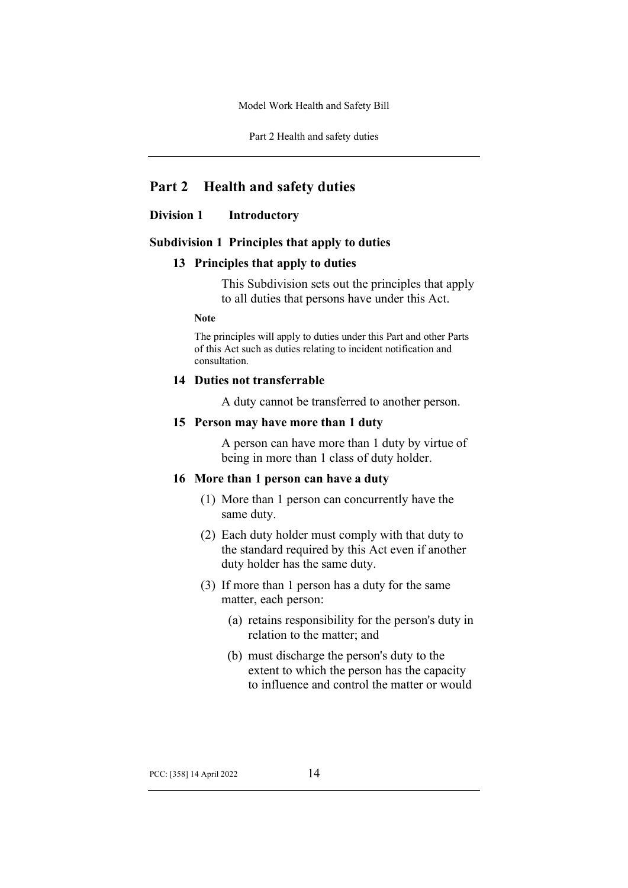# Part 2 Health and safety duties

## Division 1 Introductory

### Subdivision 1 Principles that apply to duties

#### 13 Principles that apply to duties

This Subdivision sets out the principles that apply to all duties that persons have under this Act.

**Note**

The principles will apply to duties under this Part and other Parts of this Act such as duties relating to incident notification and consultation.

#### 14 Duties not transferrable

A duty cannot be transferred to another person.

#### 15 Person may have more than 1 duty

A person can have more than 1 duty by virtue of being in more than 1 class of duty holder.

#### 16 More than 1 person can have a duty

(1) More than 1 person can concurrently have the same duty.

(2) Each duty holder must comply with that duty to the standard required by this Act even if another duty holder has the same duty.

(3) If more than 1 person has a duty for the same matter, each person:

(a) retains responsibility for the person's duty in relation to the matter; and

(b) must discharge the person's duty to the extent to which the person has the capacity to influence and control the matter or would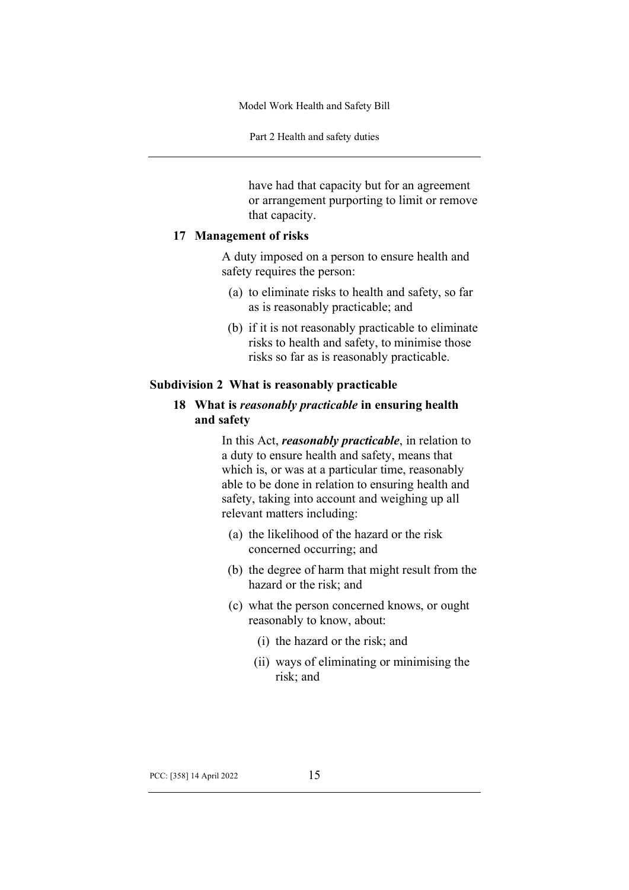have had that capacity but for an agreement or arrangement purporting to limit or remove that capacity.

### 17 Management of risks

A duty imposed on a person to ensure health and safety requires the person:

- (a) to eliminate risks to health and safety, so far as is reasonably practicable; and
- (b) if it is not reasonably practicable to eliminate risks to health and safety, to minimise those risks so far as is reasonably practicable.

## Subdivision 2 What is reasonably practicable

### 18 What is *reasonably practicable* in ensuring health and safety

In this Act, ***reasonably practicable***, in relation to a duty to ensure health and safety, means that which is, or was at a particular time, reasonably able to be done in relation to ensuring health and safety, taking into account and weighing up all relevant matters including:

- (a) the likelihood of the hazard or the risk concerned occurring; and
- (b) the degree of harm that might result from the hazard or the risk; and
- (c) what the person concerned knows, or ought reasonably to know, about:
  - (i) the hazard or the risk; and
  - (ii) ways of eliminating or minimising the risk; and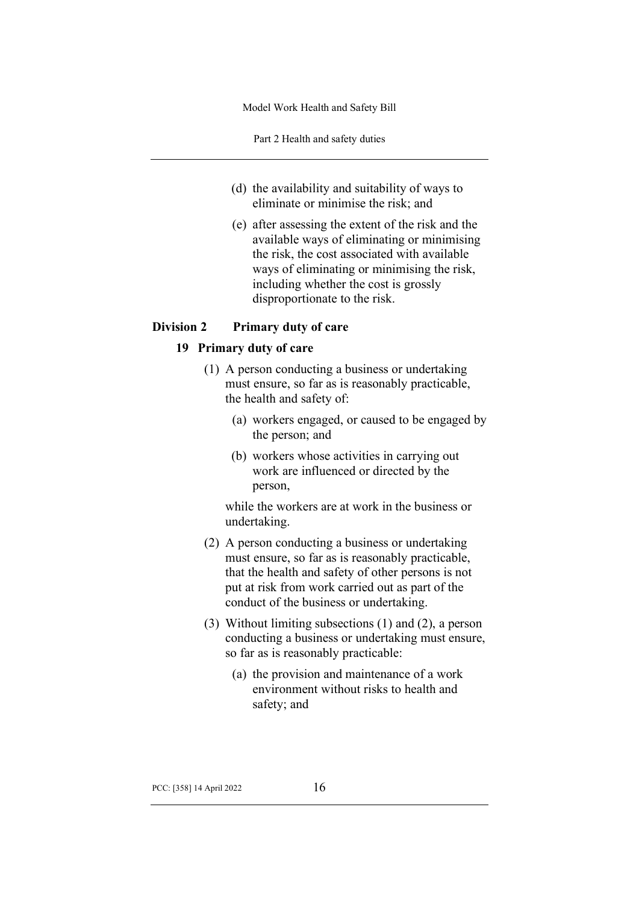(d) the availability and suitability of ways to eliminate or minimise the risk; and

(e) after assessing the extent of the risk and the available ways of eliminating or minimising the risk, the cost associated with available ways of eliminating or minimising the risk, including whether the cost is grossly disproportionate to the risk.

## Division 2 Primary duty of care

### 19 Primary duty of care

(1) A person conducting a business or undertaking must ensure, so far as is reasonably practicable, the health and safety of:

(a) workers engaged, or caused to be engaged by the person; and

(b) workers whose activities in carrying out work are influenced or directed by the person,

while the workers are at work in the business or undertaking.

(2) A person conducting a business or undertaking must ensure, so far as is reasonably practicable, that the health and safety of other persons is not put at risk from work carried out as part of the conduct of the business or undertaking.

(3) Without limiting subsections (1) and (2), a person conducting a business or undertaking must ensure, so far as is reasonably practicable:

(a) the provision and maintenance of a work environment without risks to health and safety; and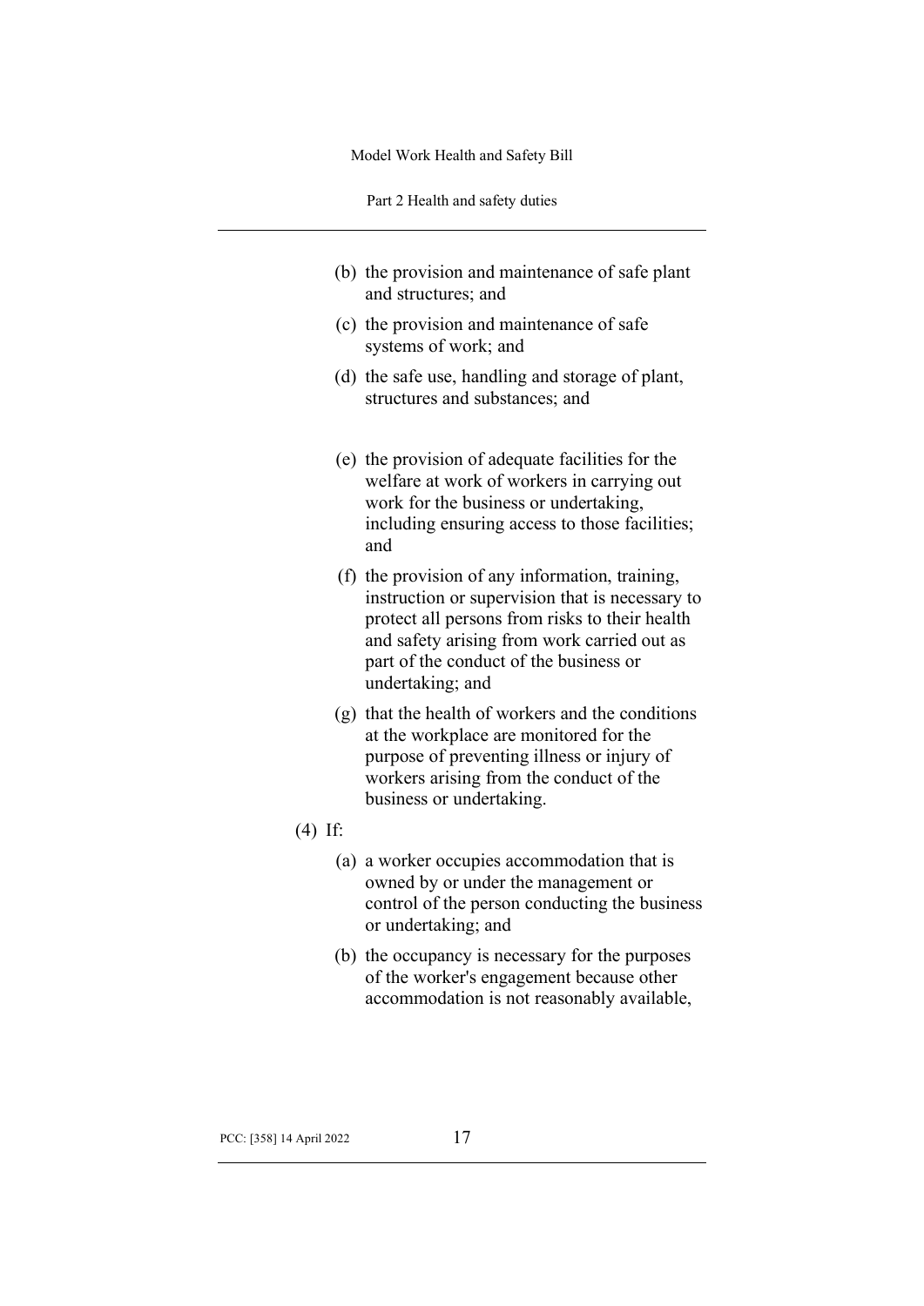(b) the provision and maintenance of safe plant and structures; and

(c) the provision and maintenance of safe systems of work; and

(d) the safe use, handling and storage of plant, structures and substances; and

(e) the provision of adequate facilities for the welfare at work of workers in carrying out work for the business or undertaking, including ensuring access to those facilities; and

(f) the provision of any information, training, instruction or supervision that is necessary to protect all persons from risks to their health and safety arising from work carried out as part of the conduct of the business or undertaking; and

(g) that the health of workers and the conditions at the workplace are monitored for the purpose of preventing illness or injury of workers arising from the conduct of the business or undertaking.

(4) If:

(a) a worker occupies accommodation that is owned by or under the management or control of the person conducting the business or undertaking; and

(b) the occupancy is necessary for the purposes of the worker's engagement because other accommodation is not reasonably available,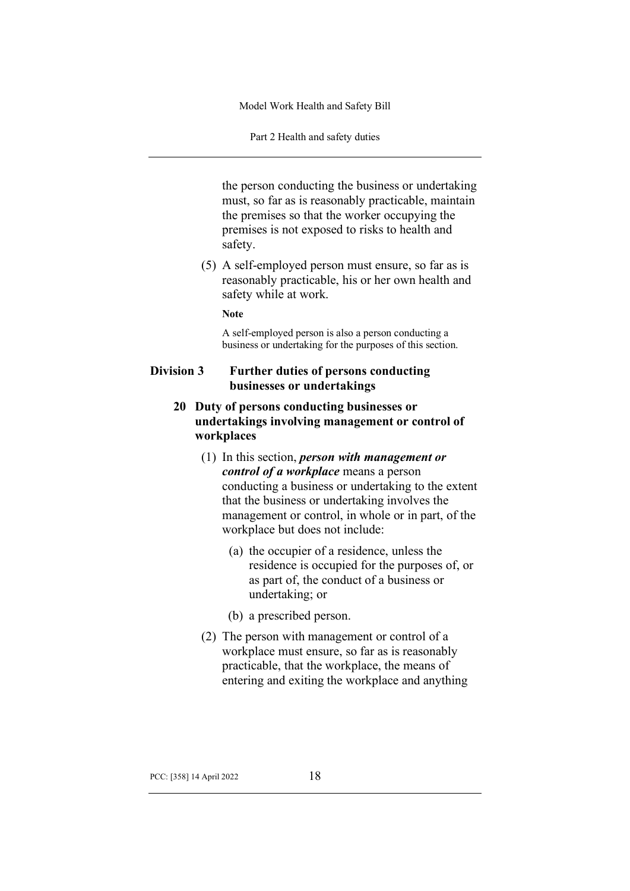the person conducting the business or undertaking must, so far as is reasonably practicable, maintain the premises so that the worker occupying the premises is not exposed to risks to health and safety.

(5) A self-employed person must ensure, so far as is reasonably practicable, his or her own health and safety while at work.

**Note**

A self-employed person is also a person conducting a business or undertaking for the purposes of this section.

## Division 3 Further duties of persons conducting businesses or undertakings

### 20 Duty of persons conducting businesses or undertakings involving management or control of workplaces

(1) In this section, ***person with management or control of a workplace*** means a person conducting a business or undertaking to the extent that the business or undertaking involves the management or control, in whole or in part, of the workplace but does not include:

(a) the occupier of a residence, unless the residence is occupied for the purposes of, or as part of, the conduct of a business or undertaking; or

(b) a prescribed person.

(2) The person with management or control of a workplace must ensure, so far as is reasonably practicable, that the workplace, the means of entering and exiting the workplace and anything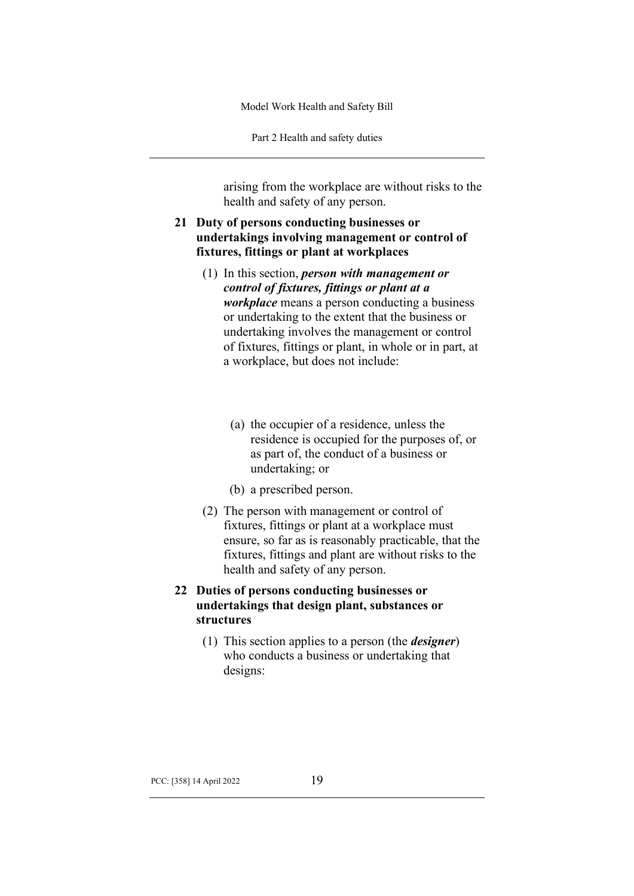arising from the workplace are without risks to the health and safety of any person.

### 21 Duty of persons conducting businesses or undertakings involving management or control of fixtures, fittings or plant at workplaces

(1) In this section, ***person with management or control of fixtures, fittings or plant at a workplace*** means a person conducting a business or undertaking to the extent that the business or undertaking involves the management or control of fixtures, fittings or plant, in whole or in part, at a workplace, but does not include:

- (a) the occupier of a residence, unless the residence is occupied for the purposes of, or as part of, the conduct of a business or undertaking; or
- (b) a prescribed person.

(2) The person with management or control of fixtures, fittings or plant at a workplace must ensure, so far as is reasonably practicable, that the fixtures, fittings and plant are without risks to the health and safety of any person.

### 22 Duties of persons conducting businesses or undertakings that design plant, substances or structures

(1) This section applies to a person (the ***designer***) who conducts a business or undertaking that designs: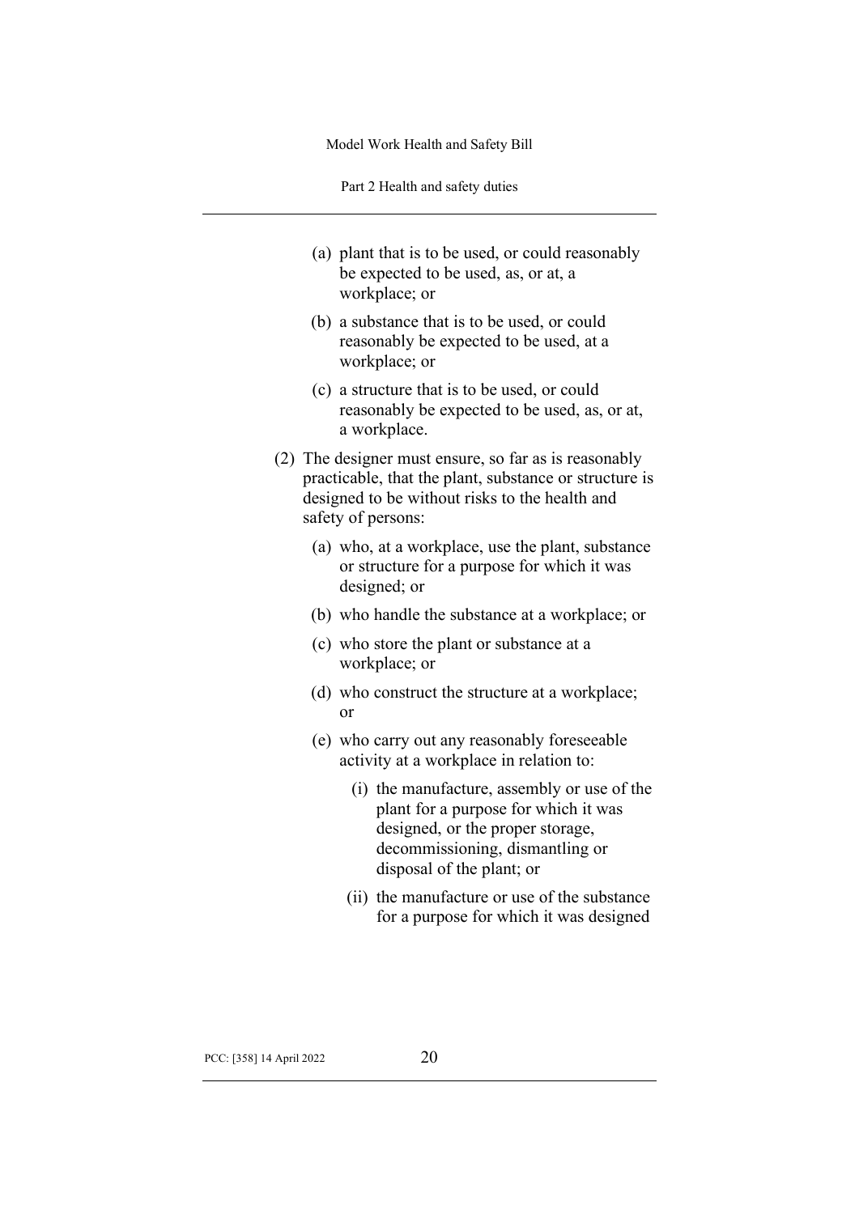(a) plant that is to be used, or could reasonably be expected to be used, as, or at, a workplace; or

(b) a substance that is to be used, or could reasonably be expected to be used, at a workplace; or

(c) a structure that is to be used, or could reasonably be expected to be used, as, or at, a workplace.

(2) The designer must ensure, so far as is reasonably practicable, that the plant, substance or structure is designed to be without risks to the health and safety of persons:

(a) who, at a workplace, use the plant, substance or structure for a purpose for which it was designed; or

(b) who handle the substance at a workplace; or

(c) who store the plant or substance at a workplace; or

(d) who construct the structure at a workplace; or

(e) who carry out any reasonably foreseeable activity at a workplace in relation to:

(i) the manufacture, assembly or use of the plant for a purpose for which it was designed, or the proper storage, decommissioning, dismantling or disposal of the plant; or

(ii) the manufacture or use of the substance for a purpose for which it was designed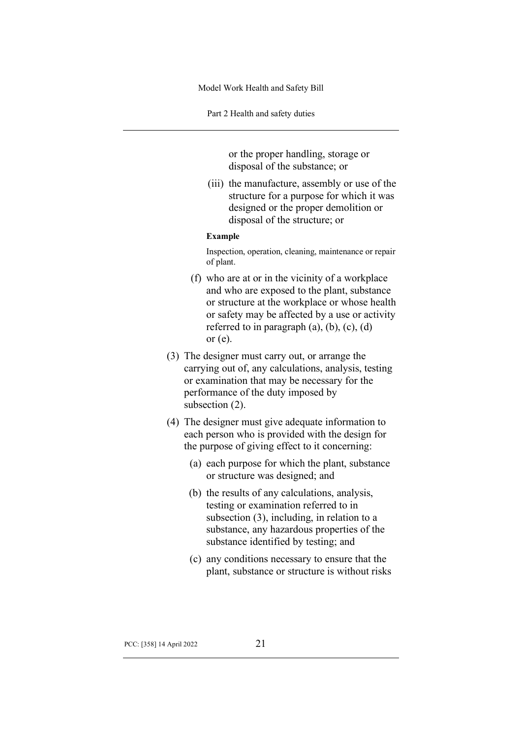or the proper handling, storage or disposal of the substance; or

(iii) the manufacture, assembly or use of the structure for a purpose for which it was designed or the proper demolition or disposal of the structure; or

**Example**

Inspection, operation, cleaning, maintenance or repair of plant.

(f) who are at or in the vicinity of a workplace and who are exposed to the plant, substance or structure at the workplace or whose health or safety may be affected by a use or activity referred to in paragraph (a), (b), (c), (d) or (e).

(3) The designer must carry out, or arrange the carrying out of, any calculations, analysis, testing or examination that may be necessary for the performance of the duty imposed by subsection (2).

(4) The designer must give adequate information to each person who is provided with the design for the purpose of giving effect to it concerning:

(a) each purpose for which the plant, substance or structure was designed; and

(b) the results of any calculations, analysis, testing or examination referred to in subsection (3), including, in relation to a substance, any hazardous properties of the substance identified by testing; and

(c) any conditions necessary to ensure that the plant, substance or structure is without risks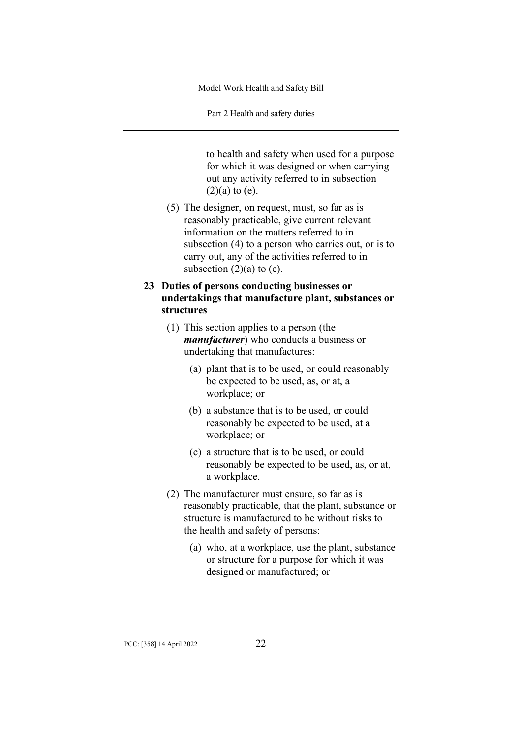to health and safety when used for a purpose for which it was designed or when carrying out any activity referred to in subsection (2)(a) to (e).

(5) The designer, on request, must, so far as is reasonably practicable, give current relevant information on the matters referred to in subsection (4) to a person who carries out, or is to carry out, any of the activities referred to in subsection (2)(a) to (e).

### 23 Duties of persons conducting businesses or undertakings that manufacture plant, substances or structures

(1) This section applies to a person (the ***manufacturer***) who conducts a business or undertaking that manufactures:

(a) plant that is to be used, or could reasonably be expected to be used, as, or at, a workplace; or

(b) a substance that is to be used, or could reasonably be expected to be used, at a workplace; or

(c) a structure that is to be used, or could reasonably be expected to be used, as, or at, a workplace.

(2) The manufacturer must ensure, so far as is reasonably practicable, that the plant, substance or structure is manufactured to be without risks to the health and safety of persons:

(a) who, at a workplace, use the plant, substance or structure for a purpose for which it was designed or manufactured; or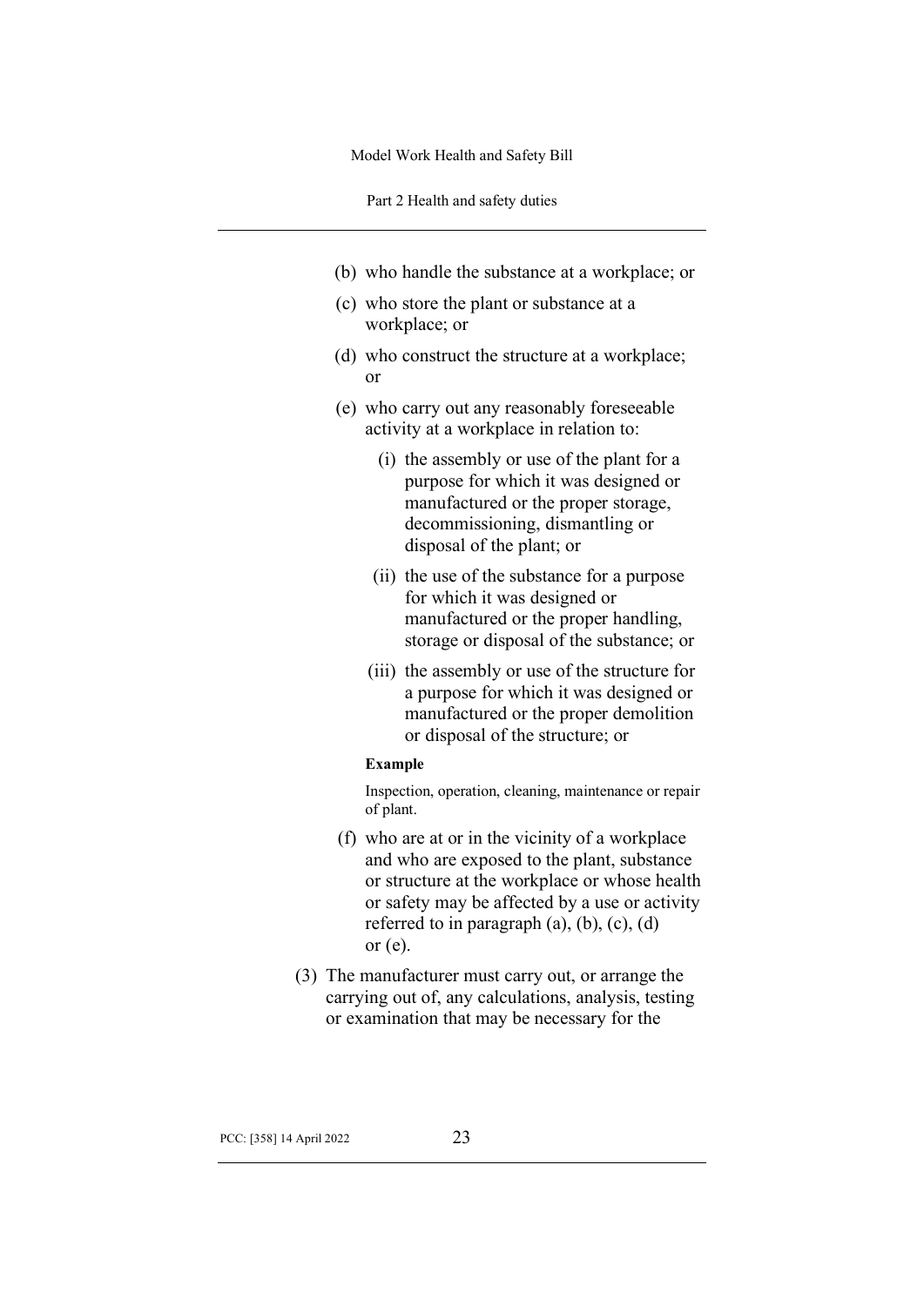(b) who handle the substance at a workplace; or

(c) who store the plant or substance at a workplace; or

(d) who construct the structure at a workplace; or

(e) who carry out any reasonably foreseeable activity at a workplace in relation to:

   (i) the assembly or use of the plant for a purpose for which it was designed or manufactured or the proper storage, decommissioning, dismantling or disposal of the plant; or

   (ii) the use of the substance for a purpose for which it was designed or manufactured or the proper handling, storage or disposal of the substance; or

   (iii) the assembly or use of the structure for a purpose for which it was designed or manufactured or the proper demolition or disposal of the structure; or

   **Example**

   Inspection, operation, cleaning, maintenance or repair of plant.

(f) who are at or in the vicinity of a workplace and who are exposed to the plant, substance or structure at the workplace or whose health or safety may be affected by a use or activity referred to in paragraph (a), (b), (c), (d) or (e).

(3) The manufacturer must carry out, or arrange the carrying out of, any calculations, analysis, testing or examination that may be necessary for the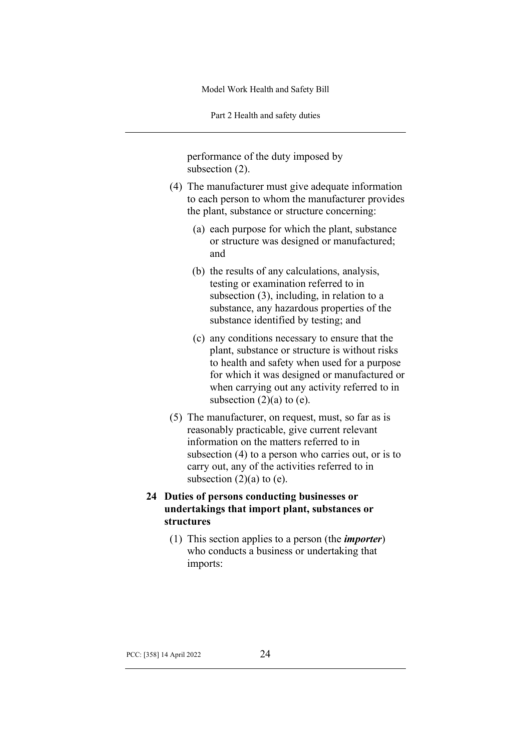performance of the duty imposed by subsection (2).

(4) The manufacturer must give adequate information to each person to whom the manufacturer provides the plant, substance or structure concerning:

(a) each purpose for which the plant, substance or structure was designed or manufactured; and

(b) the results of any calculations, analysis, testing or examination referred to in subsection (3), including, in relation to a substance, any hazardous properties of the substance identified by testing; and

(c) any conditions necessary to ensure that the plant, substance or structure is without risks to health and safety when used for a purpose for which it was designed or manufactured or when carrying out any activity referred to in subsection (2)(a) to (e).

(5) The manufacturer, on request, must, so far as is reasonably practicable, give current relevant information on the matters referred to in subsection (4) to a person who carries out, or is to carry out, any of the activities referred to in subsection (2)(a) to (e).

### 24 Duties of persons conducting businesses or undertakings that import plant, substances or structures

(1) This section applies to a person (the ***importer***) who conducts a business or undertaking that imports: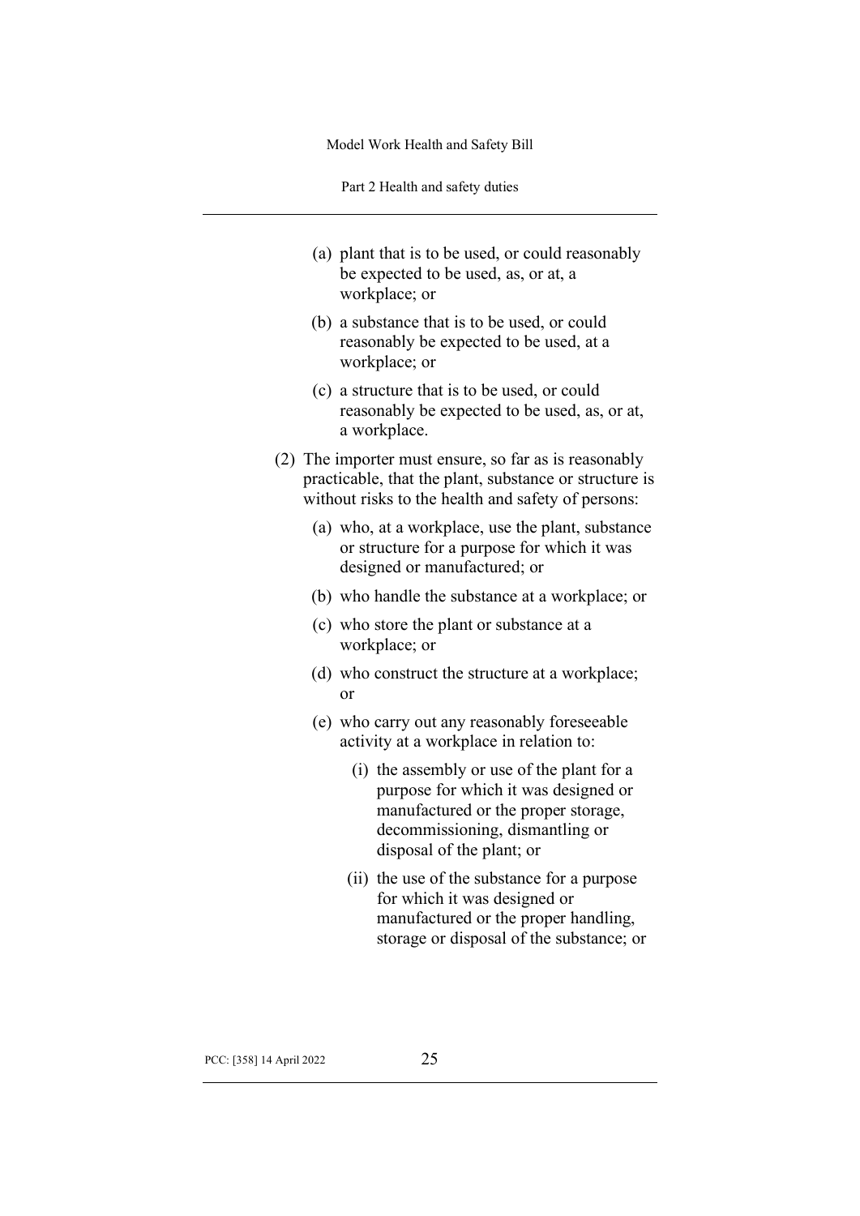(a) plant that is to be used, or could reasonably be expected to be used, as, or at, a workplace; or

(b) a substance that is to be used, or could reasonably be expected to be used, at a workplace; or

(c) a structure that is to be used, or could reasonably be expected to be used, as, or at, a workplace.

(2) The importer must ensure, so far as is reasonably practicable, that the plant, substance or structure is without risks to the health and safety of persons:

(a) who, at a workplace, use the plant, substance or structure for a purpose for which it was designed or manufactured; or

(b) who handle the substance at a workplace; or

(c) who store the plant or substance at a workplace; or

(d) who construct the structure at a workplace; or

(e) who carry out any reasonably foreseeable activity at a workplace in relation to:

(i) the assembly or use of the plant for a purpose for which it was designed or manufactured or the proper storage, decommissioning, dismantling or disposal of the plant; or

(ii) the use of the substance for a purpose for which it was designed or manufactured or the proper handling, storage or disposal of the substance; or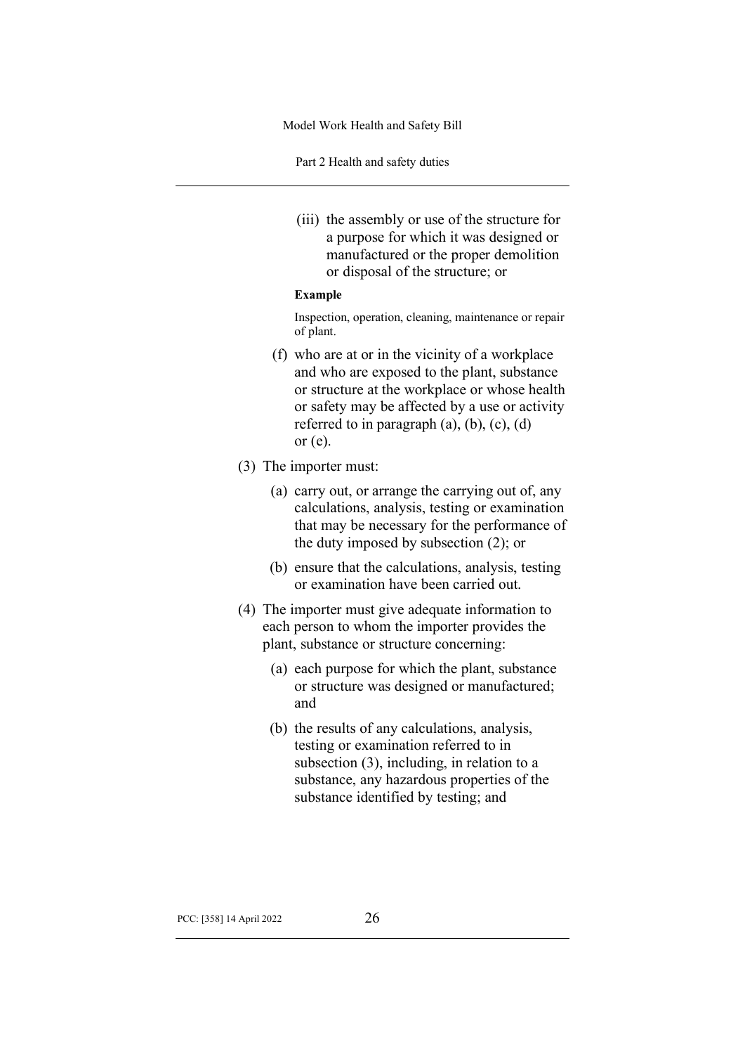(iii) the assembly or use of the structure for a purpose for which it was designed or manufactured or the proper demolition or disposal of the structure; or

**Example**

Inspection, operation, cleaning, maintenance or repair of plant.

(f) who are at or in the vicinity of a workplace and who are exposed to the plant, substance or structure at the workplace or whose health or safety may be affected by a use or activity referred to in paragraph (a), (b), (c), (d) or (e).

(3) The importer must:

(a) carry out, or arrange the carrying out of, any calculations, analysis, testing or examination that may be necessary for the performance of the duty imposed by subsection (2); or

(b) ensure that the calculations, analysis, testing or examination have been carried out.

(4) The importer must give adequate information to each person to whom the importer provides the plant, substance or structure concerning:

(a) each purpose for which the plant, substance or structure was designed or manufactured; and

(b) the results of any calculations, analysis, testing or examination referred to in subsection (3), including, in relation to a substance, any hazardous properties of the substance identified by testing; and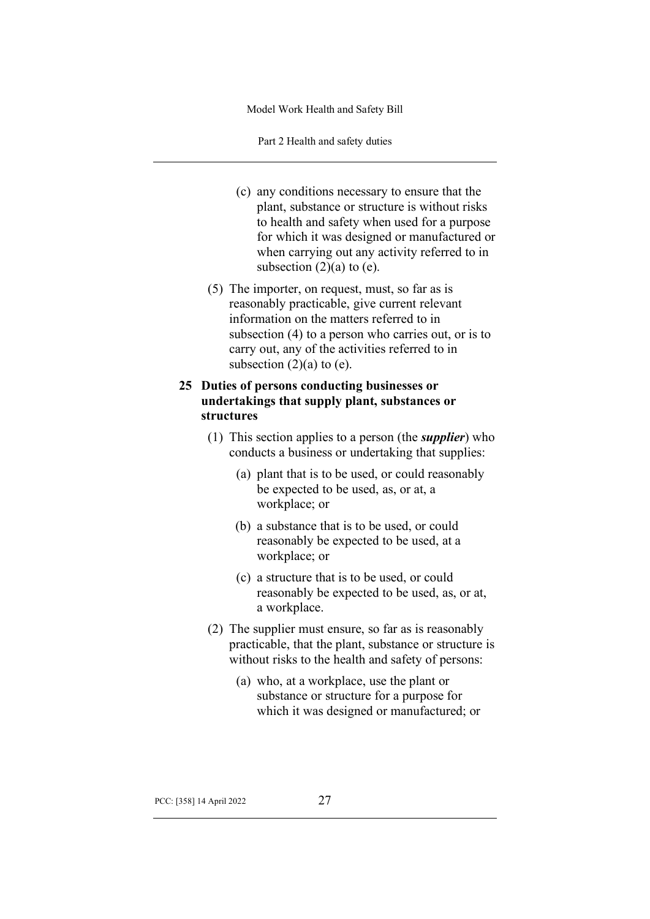(c) any conditions necessary to ensure that the plant, substance or structure is without risks to health and safety when used for a purpose for which it was designed or manufactured or when carrying out any activity referred to in subsection (2)(a) to (e).

(5) The importer, on request, must, so far as is reasonably practicable, give current relevant information on the matters referred to in subsection (4) to a person who carries out, or is to carry out, any of the activities referred to in subsection (2)(a) to (e).

## 25 Duties of persons conducting businesses or undertakings that supply plant, substances or structures

(1) This section applies to a person (the ***supplier***) who conducts a business or undertaking that supplies:

(a) plant that is to be used, or could reasonably be expected to be used, as, or at, a workplace; or

(b) a substance that is to be used, or could reasonably be expected to be used, at a workplace; or

(c) a structure that is to be used, or could reasonably be expected to be used, as, or at, a workplace.

(2) The supplier must ensure, so far as is reasonably practicable, that the plant, substance or structure is without risks to the health and safety of persons:

(a) who, at a workplace, use the plant or substance or structure for a purpose for which it was designed or manufactured; or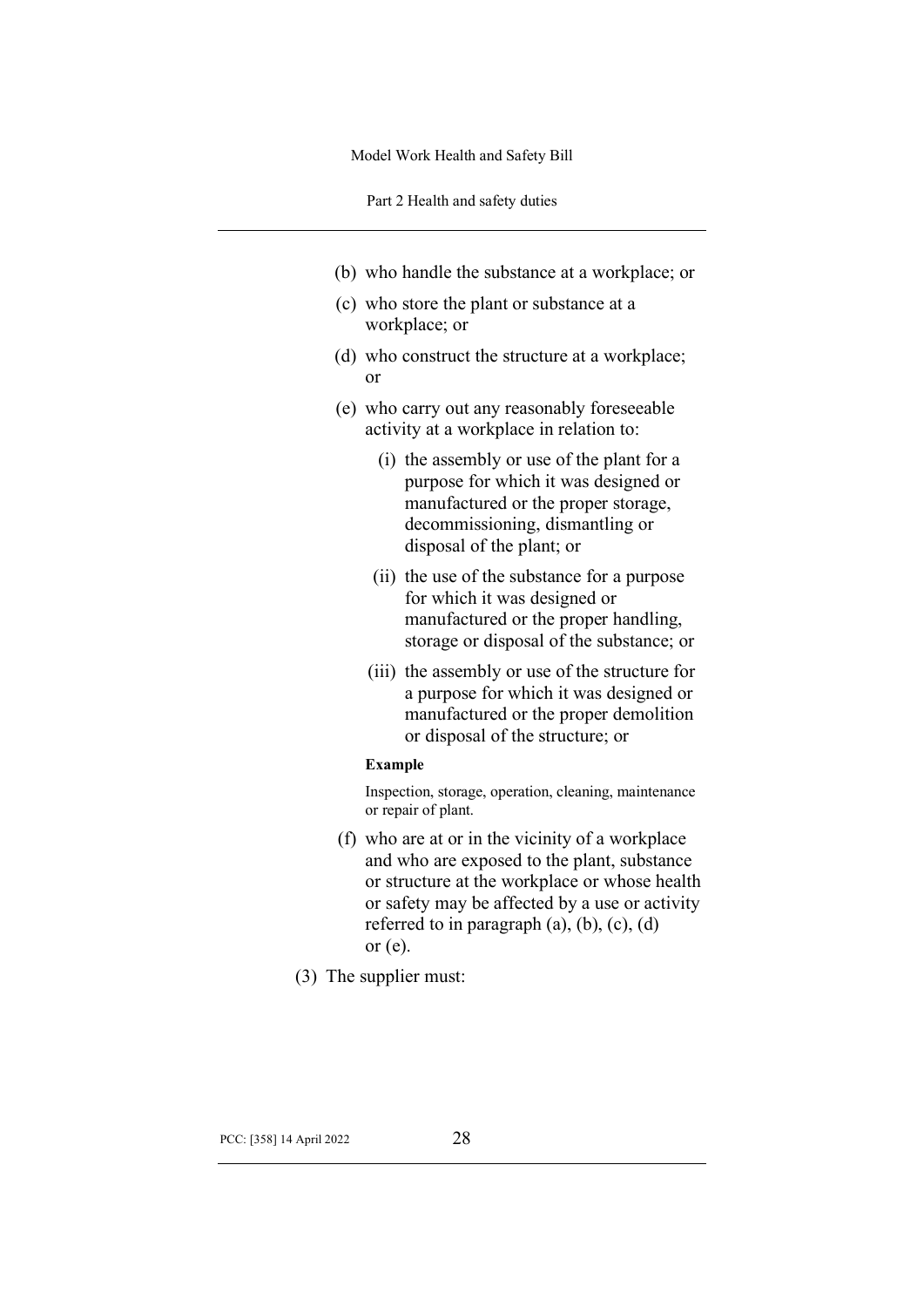(b) who handle the substance at a workplace; or

(c) who store the plant or substance at a workplace; or

(d) who construct the structure at a workplace; or

(e) who carry out any reasonably foreseeable activity at a workplace in relation to:

   (i) the assembly or use of the plant for a purpose for which it was designed or manufactured or the proper storage, decommissioning, dismantling or disposal of the plant; or

   (ii) the use of the substance for a purpose for which it was designed or manufactured or the proper handling, storage or disposal of the substance; or

   (iii) the assembly or use of the structure for a purpose for which it was designed or manufactured or the proper demolition or disposal of the structure; or

**Example**

Inspection, storage, operation, cleaning, maintenance or repair of plant.

(f) who are at or in the vicinity of a workplace and who are exposed to the plant, substance or structure at the workplace or whose health or safety may be affected by a use or activity referred to in paragraph (a), (b), (c), (d) or (e).

(3) The supplier must: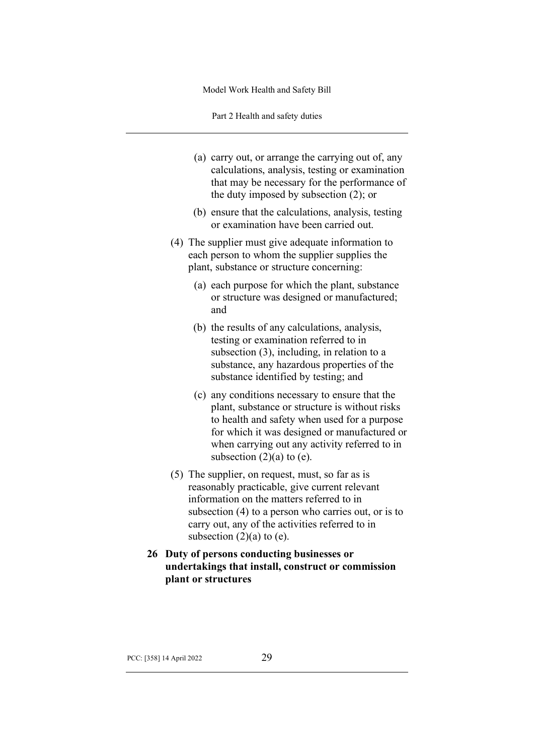(a) carry out, or arrange the carrying out of, any calculations, analysis, testing or examination that may be necessary for the performance of the duty imposed by subsection (2); or

(b) ensure that the calculations, analysis, testing or examination have been carried out.

(4) The supplier must give adequate information to each person to whom the supplier supplies the plant, substance or structure concerning:

(a) each purpose for which the plant, substance or structure was designed or manufactured; and

(b) the results of any calculations, analysis, testing or examination referred to in subsection (3), including, in relation to a substance, any hazardous properties of the substance identified by testing; and

(c) any conditions necessary to ensure that the plant, substance or structure is without risks to health and safety when used for a purpose for which it was designed or manufactured or when carrying out any activity referred to in subsection (2)(a) to (e).

(5) The supplier, on request, must, so far as is reasonably practicable, give current relevant information on the matters referred to in subsection (4) to a person who carries out, or is to carry out, any of the activities referred to in subsection (2)(a) to (e).

### 26 Duty of persons conducting businesses or undertakings that install, construct or commission plant or structures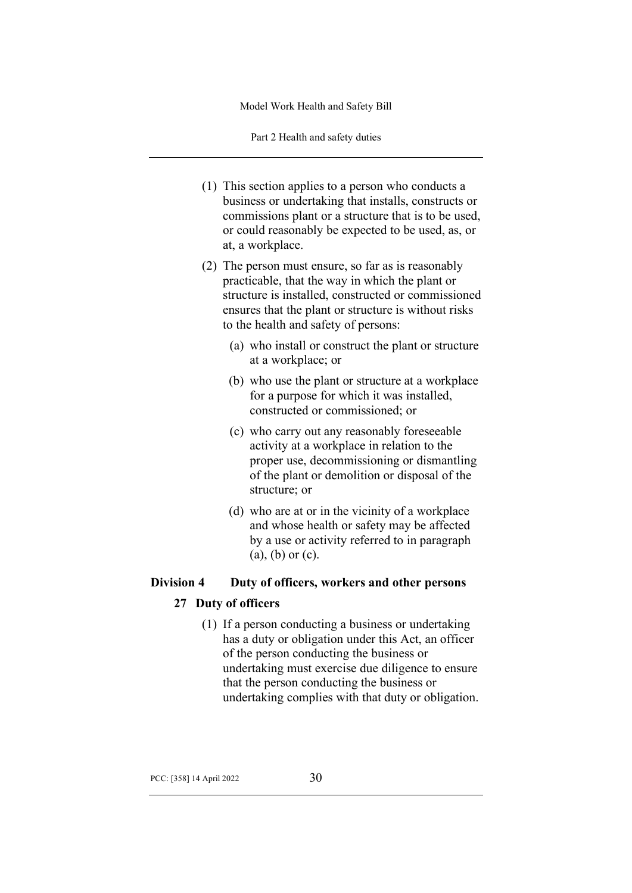(1) This section applies to a person who conducts a business or undertaking that installs, constructs or commissions plant or a structure that is to be used, or could reasonably be expected to be used, as, or at, a workplace.

(2) The person must ensure, so far as is reasonably practicable, that the way in which the plant or structure is installed, constructed or commissioned ensures that the plant or structure is without risks to the health and safety of persons:

  (a) who install or construct the plant or structure at a workplace; or

  (b) who use the plant or structure at a workplace for a purpose for which it was installed, constructed or commissioned; or

  (c) who carry out any reasonably foreseeable activity at a workplace in relation to the proper use, decommissioning or dismantling of the plant or demolition or disposal of the structure; or

  (d) who are at or in the vicinity of a workplace and whose health or safety may be affected by a use or activity referred to in paragraph (a), (b) or (c).

## Division 4 Duty of officers, workers and other persons

### 27 Duty of officers

(1) If a person conducting a business or undertaking has a duty or obligation under this Act, an officer of the person conducting the business or undertaking must exercise due diligence to ensure that the person conducting the business or undertaking complies with that duty or obligation.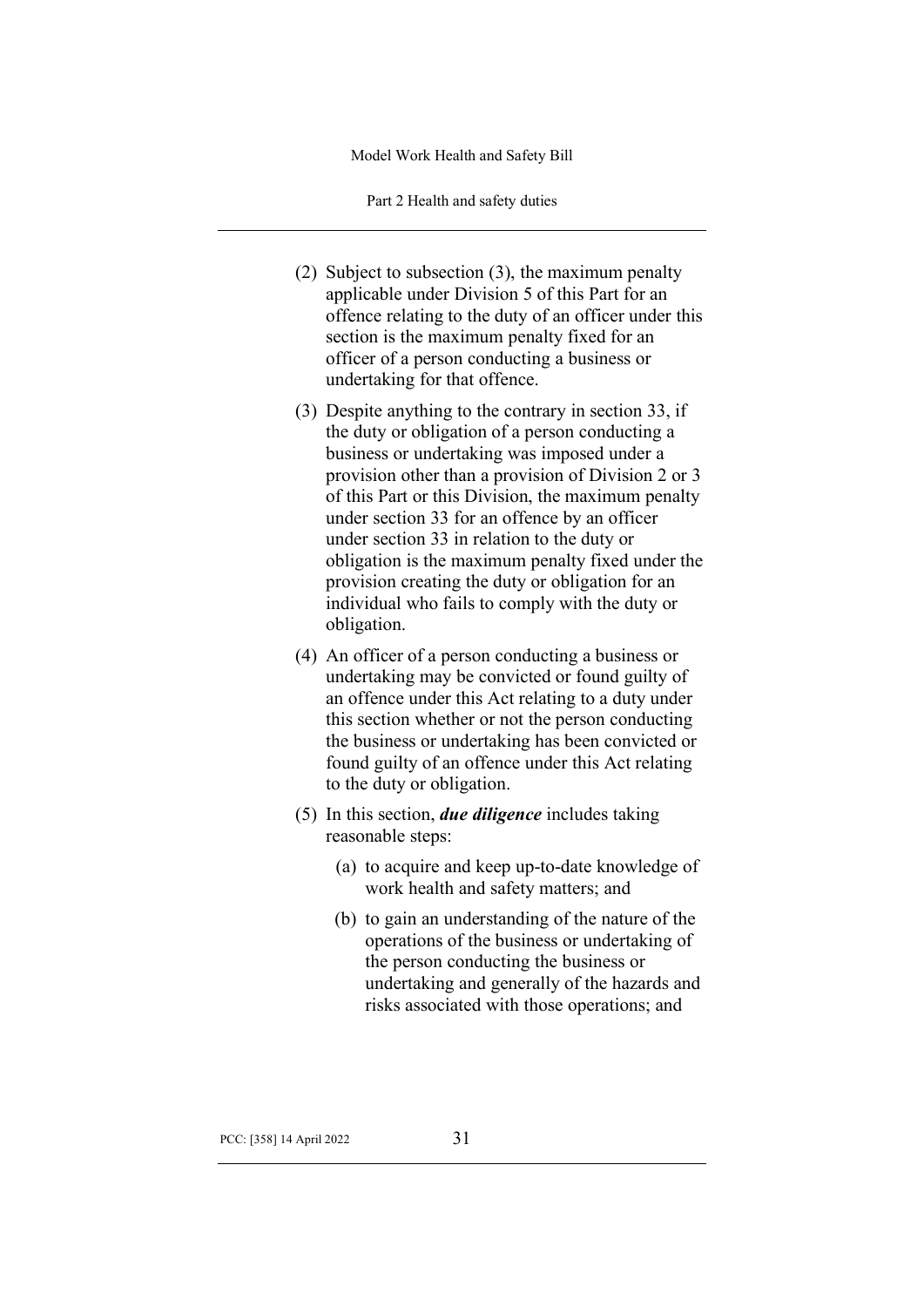(2) Subject to subsection (3), the maximum penalty applicable under Division 5 of this Part for an offence relating to the duty of an officer under this section is the maximum penalty fixed for an officer of a person conducting a business or undertaking for that offence.

(3) Despite anything to the contrary in section 33, if the duty or obligation of a person conducting a business or undertaking was imposed under a provision other than a provision of Division 2 or 3 of this Part or this Division, the maximum penalty under section 33 for an offence by an officer under section 33 in relation to the duty or obligation is the maximum penalty fixed under the provision creating the duty or obligation for an individual who fails to comply with the duty or obligation.

(4) An officer of a person conducting a business or undertaking may be convicted or found guilty of an offence under this Act relating to a duty under this section whether or not the person conducting the business or undertaking has been convicted or found guilty of an offence under this Act relating to the duty or obligation.

(5) In this section, ***due diligence*** includes taking reasonable steps:

   (a) to acquire and keep up-to-date knowledge of work health and safety matters; and

   (b) to gain an understanding of the nature of the operations of the business or undertaking of the person conducting the business or undertaking and generally of the hazards and risks associated with those operations; and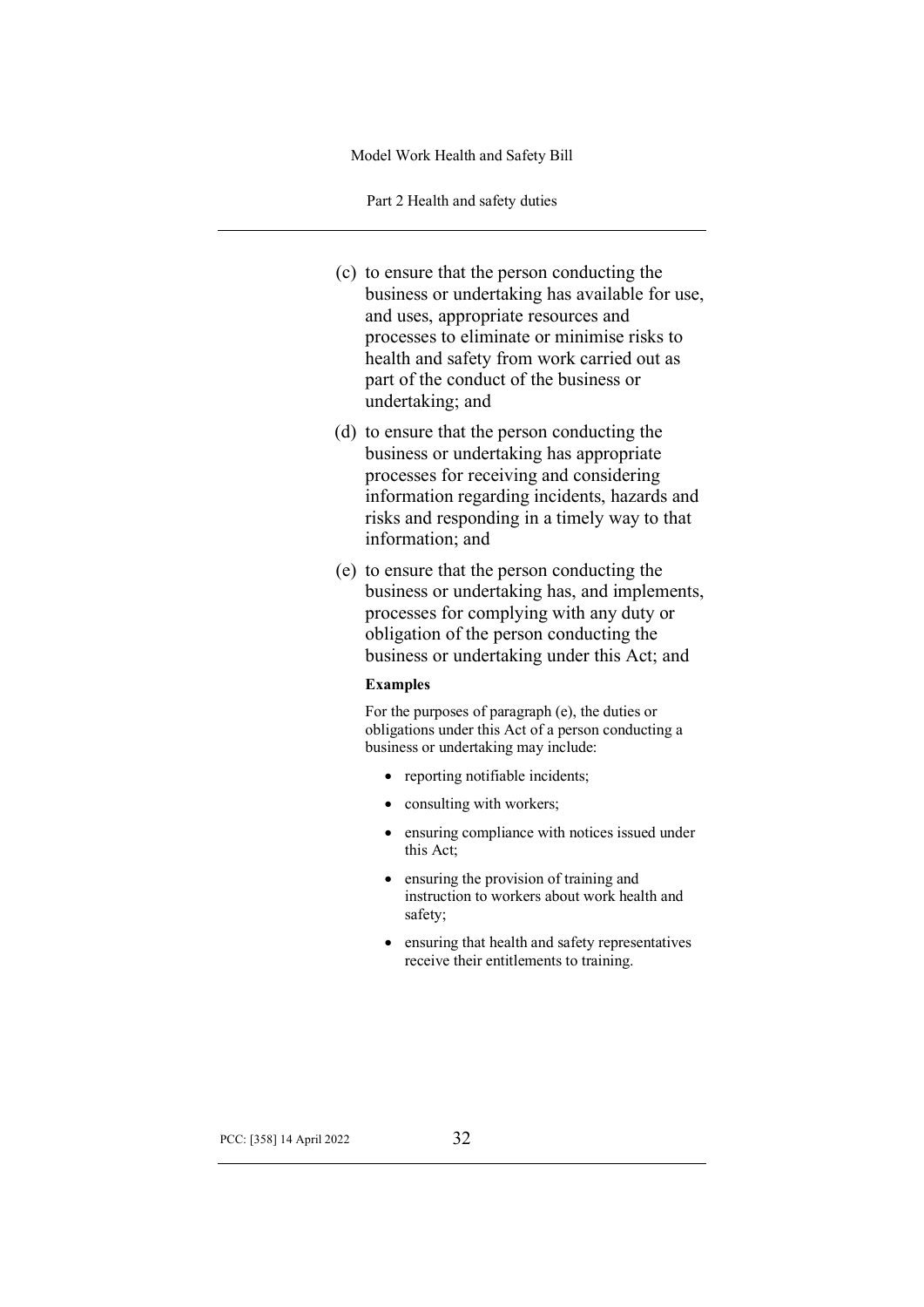(c) to ensure that the person conducting the business or undertaking has available for use, and uses, appropriate resources and processes to eliminate or minimise risks to health and safety from work carried out as part of the conduct of the business or undertaking; and

(d) to ensure that the person conducting the business or undertaking has appropriate processes for receiving and considering information regarding incidents, hazards and risks and responding in a timely way to that information; and

(e) to ensure that the person conducting the business or undertaking has, and implements, processes for complying with any duty or obligation of the person conducting the business or undertaking under this Act; and

**Examples**

For the purposes of paragraph (e), the duties or obligations under this Act of a person conducting a business or undertaking may include:

- reporting notifiable incidents;
- consulting with workers;
- ensuring compliance with notices issued under this Act;
- ensuring the provision of training and instruction to workers about work health and safety;
- ensuring that health and safety representatives receive their entitlements to training.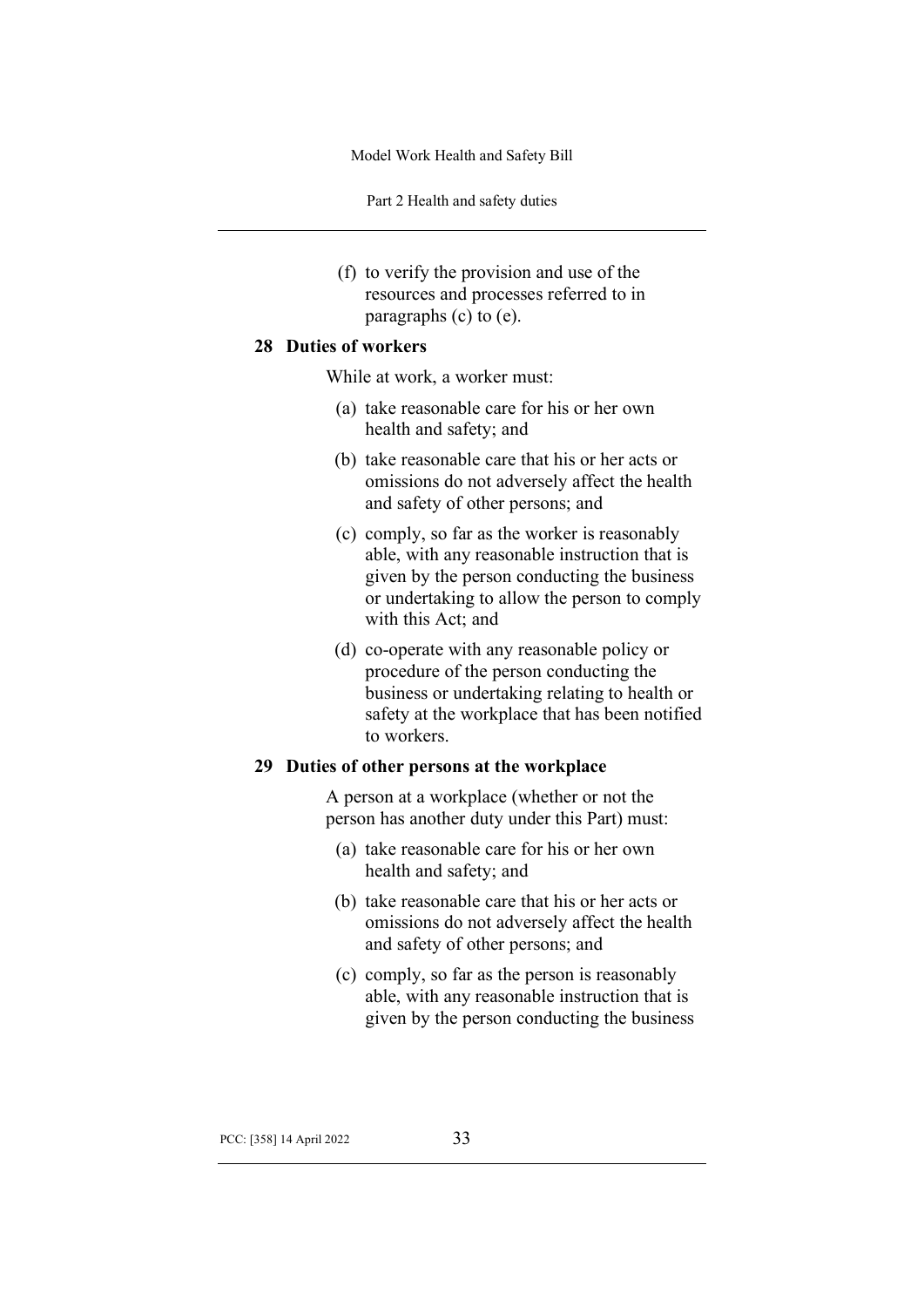(f) to verify the provision and use of the resources and processes referred to in paragraphs (c) to (e).

### 28 Duties of workers

While at work, a worker must:

(a) take reasonable care for his or her own health and safety; and

(b) take reasonable care that his or her acts or omissions do not adversely affect the health and safety of other persons; and

(c) comply, so far as the worker is reasonably able, with any reasonable instruction that is given by the person conducting the business or undertaking to allow the person to comply with this Act; and

(d) co-operate with any reasonable policy or procedure of the person conducting the business or undertaking relating to health or safety at the workplace that has been notified to workers.

### 29 Duties of other persons at the workplace

A person at a workplace (whether or not the person has another duty under this Part) must:

(a) take reasonable care for his or her own health and safety; and

(b) take reasonable care that his or her acts or omissions do not adversely affect the health and safety of other persons; and

(c) comply, so far as the person is reasonably able, with any reasonable instruction that is given by the person conducting the business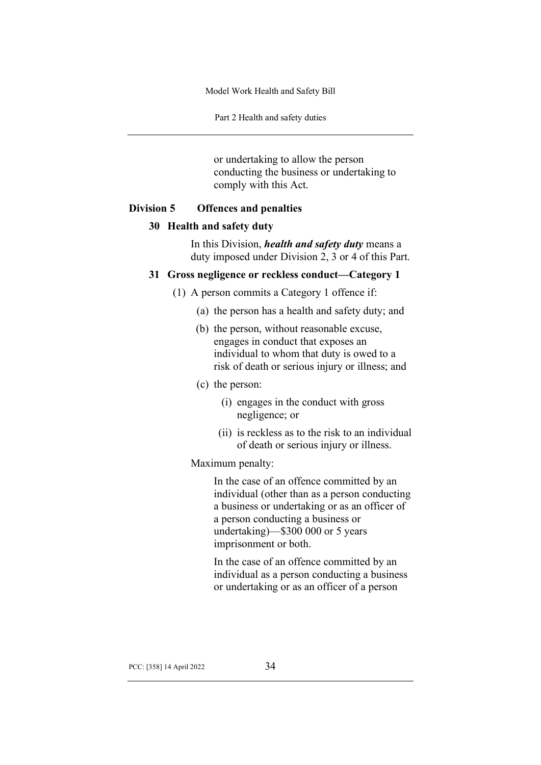or undertaking to allow the person conducting the business or undertaking to comply with this Act.

## Division 5 Offences and penalties

### 30 Health and safety duty

In this Division, ***health and safety duty*** means a duty imposed under Division 2, 3 or 4 of this Part.

### 31 Gross negligence or reckless conduct—Category 1

(1) A person commits a Category 1 offence if:

(a) the person has a health and safety duty; and

(b) the person, without reasonable excuse, engages in conduct that exposes an individual to whom that duty is owed to a risk of death or serious injury or illness; and

(c) the person:

(i) engages in the conduct with gross negligence; or

(ii) is reckless as to the risk to an individual of death or serious injury or illness.

Maximum penalty:

In the case of an offence committed by an individual (other than as a person conducting a business or undertaking or as an officer of a person conducting a business or undertaking)—$300 000 or 5 years imprisonment or both.

In the case of an offence committed by an individual as a person conducting a business or undertaking or as an officer of a person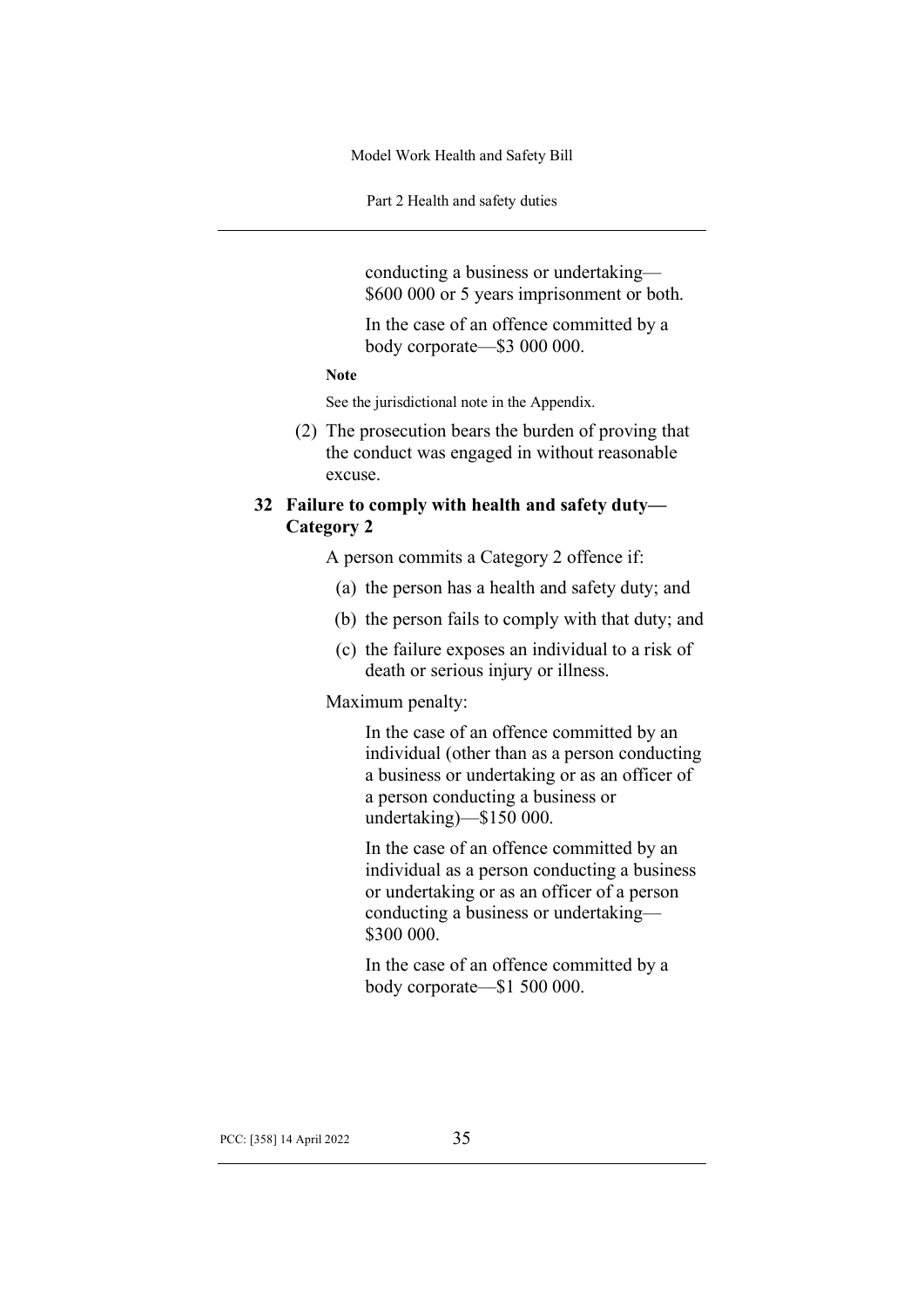conducting a business or undertaking—$600 000 or 5 years imprisonment or both.

In the case of an offence committed by a body corporate—$3 000 000.

**Note**

See the jurisdictional note in the Appendix.

(2) The prosecution bears the burden of proving that the conduct was engaged in without reasonable excuse.

### 32 Failure to comply with health and safety duty—Category 2

A person commits a Category 2 offence if:

(a) the person has a health and safety duty; and

(b) the person fails to comply with that duty; and

(c) the failure exposes an individual to a risk of death or serious injury or illness.

Maximum penalty:

In the case of an offence committed by an individual (other than as a person conducting a business or undertaking or as an officer of a person conducting a business or undertaking)—$150 000.

In the case of an offence committed by an individual as a person conducting a business or undertaking or as an officer of a person conducting a business or undertaking—$300 000.

In the case of an offence committed by a body corporate—$1 500 000.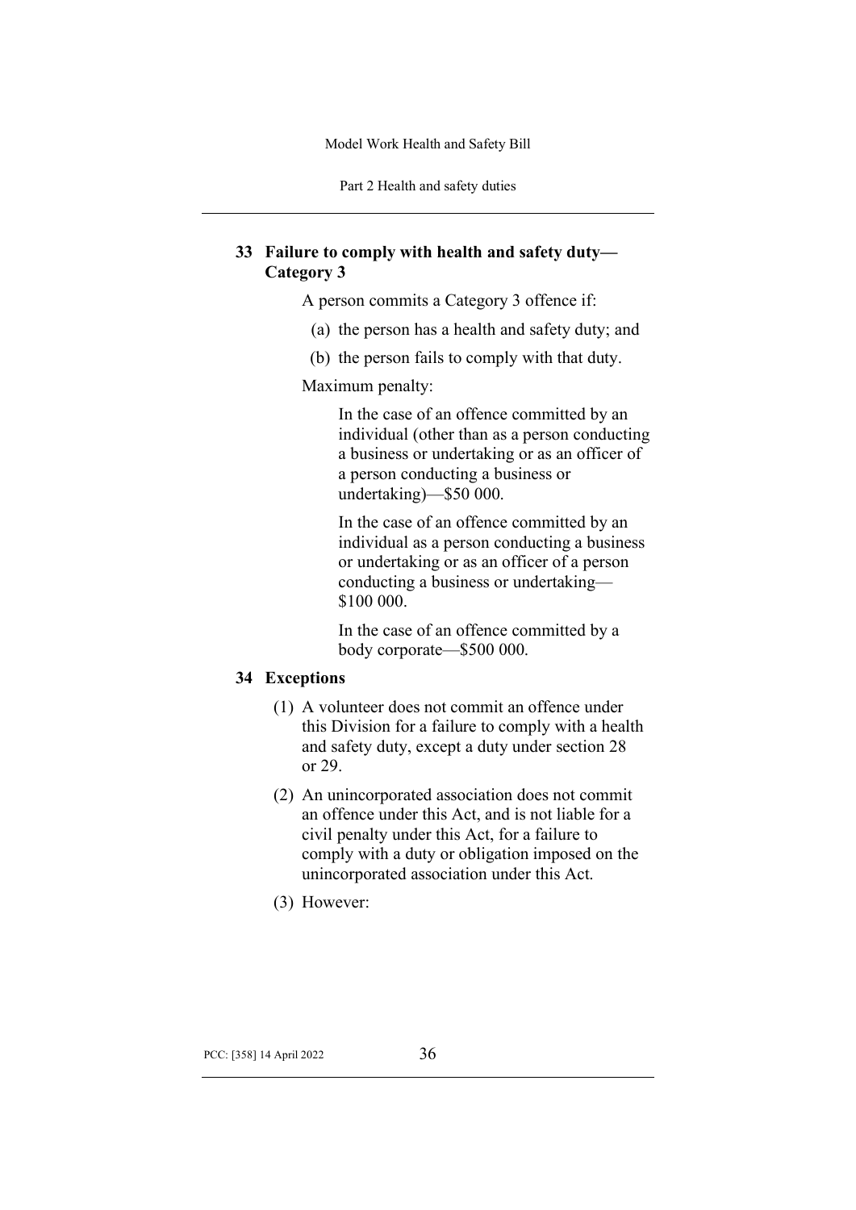## 33 Failure to comply with health and safety duty—Category 3

A person commits a Category 3 offence if:

(a) the person has a health and safety duty; and

(b) the person fails to comply with that duty.

Maximum penalty:

In the case of an offence committed by an individual (other than as a person conducting a business or undertaking or as an officer of a person conducting a business or undertaking)—$50 000.

In the case of an offence committed by an individual as a person conducting a business or undertaking or as an officer of a person conducting a business or undertaking—$100 000.

In the case of an offence committed by a body corporate—$500 000.

## 34 Exceptions

(1) A volunteer does not commit an offence under this Division for a failure to comply with a health and safety duty, except a duty under section 28 or 29.

(2) An unincorporated association does not commit an offence under this Act, and is not liable for a civil penalty under this Act, for a failure to comply with a duty or obligation imposed on the unincorporated association under this Act.

(3) However: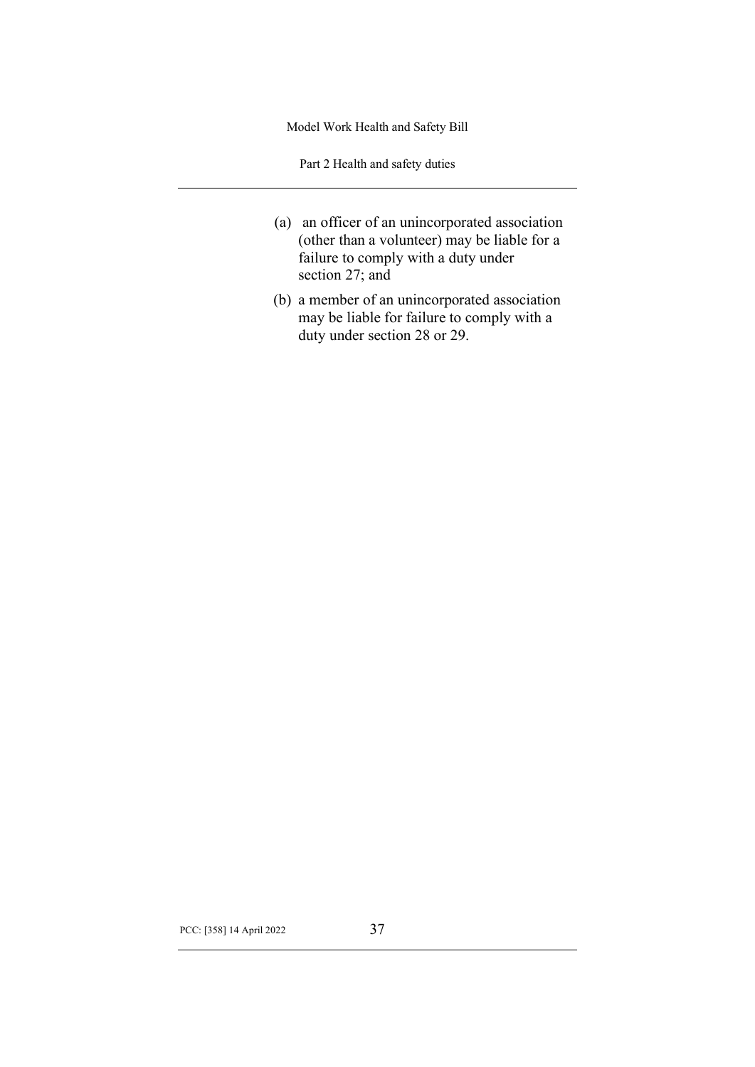(a) an officer of an unincorporated association (other than a volunteer) may be liable for a failure to comply with a duty under section 27; and

(b) a member of an unincorporated association may be liable for failure to comply with a duty under section 28 or 29.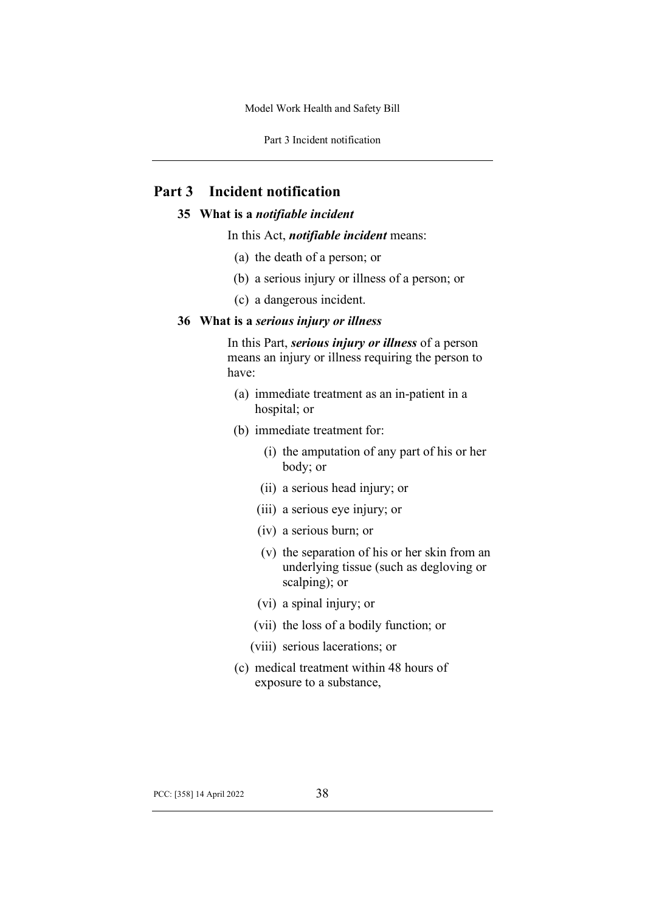# Part 3 Incident notification

## 35 What is a *notifiable incident*

In this Act, ***notifiable incident*** means:

(a) the death of a person; or

(b) a serious injury or illness of a person; or

(c) a dangerous incident.

## 36 What is a *serious injury or illness*

In this Part, ***serious injury or illness*** of a person means an injury or illness requiring the person to have:

(a) immediate treatment as an in-patient in a hospital; or

(b) immediate treatment for:

  (i) the amputation of any part of his or her body; or

  (ii) a serious head injury; or

  (iii) a serious eye injury; or

  (iv) a serious burn; or

  (v) the separation of his or her skin from an underlying tissue (such as degloving or scalping); or

  (vi) a spinal injury; or

  (vii) the loss of a bodily function; or

  (viii) serious lacerations; or

(c) medical treatment within 48 hours of exposure to a substance,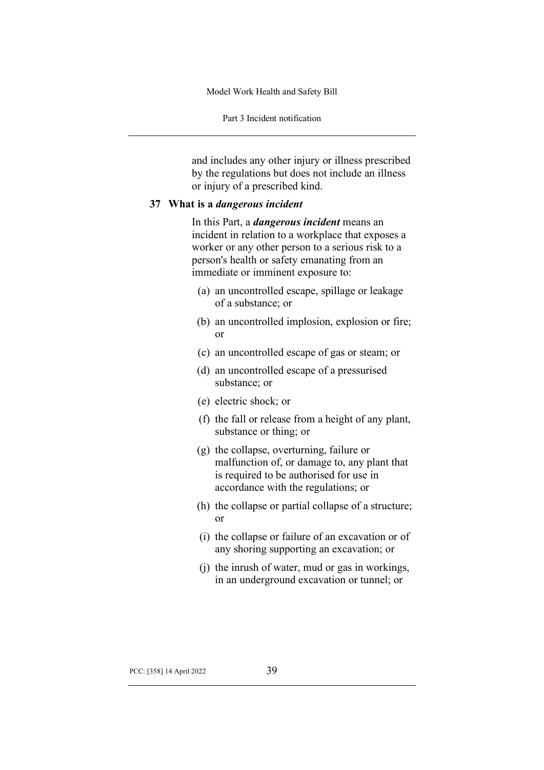and includes any other injury or illness prescribed by the regulations but does not include an illness or injury of a prescribed kind.

### 37 What is a *dangerous incident*

In this Part, a ***dangerous incident*** means an incident in relation to a workplace that exposes a worker or any other person to a serious risk to a person's health or safety emanating from an immediate or imminent exposure to:

(a) an uncontrolled escape, spillage or leakage of a substance; or

(b) an uncontrolled implosion, explosion or fire; or

(c) an uncontrolled escape of gas or steam; or

(d) an uncontrolled escape of a pressurised substance; or

(e) electric shock; or

(f) the fall or release from a height of any plant, substance or thing; or

(g) the collapse, overturning, failure or malfunction of, or damage to, any plant that is required to be authorised for use in accordance with the regulations; or

(h) the collapse or partial collapse of a structure; or

(i) the collapse or failure of an excavation or of any shoring supporting an excavation; or

(j) the inrush of water, mud or gas in workings, in an underground excavation or tunnel; or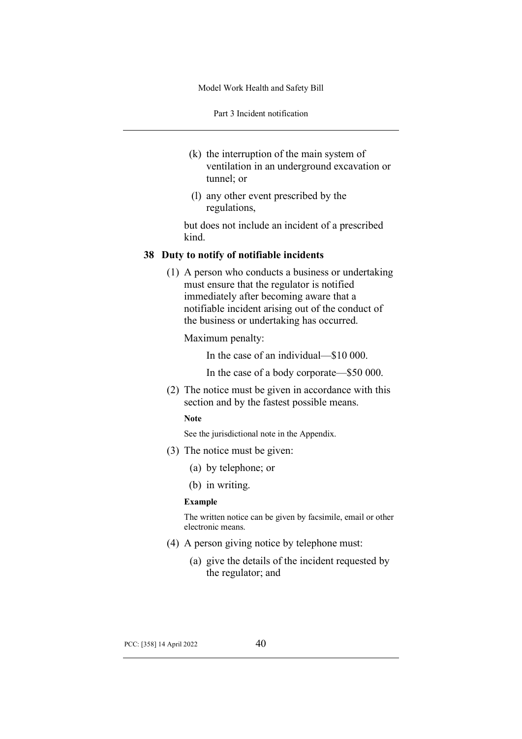(k) the interruption of the main system of ventilation in an underground excavation or tunnel; or

(l) any other event prescribed by the regulations,

but does not include an incident of a prescribed kind.

### 38 Duty to notify of notifiable incidents

(1) A person who conducts a business or undertaking must ensure that the regulator is notified immediately after becoming aware that a notifiable incident arising out of the conduct of the business or undertaking has occurred.

Maximum penalty:

In the case of an individual—$10 000.

In the case of a body corporate—$50 000.

(2) The notice must be given in accordance with this section and by the fastest possible means.

**Note**

See the jurisdictional note in the Appendix.

(3) The notice must be given:

(a) by telephone; or

(b) in writing.

**Example**

The written notice can be given by facsimile, email or other electronic means.

(4) A person giving notice by telephone must:

(a) give the details of the incident requested by the regulator; and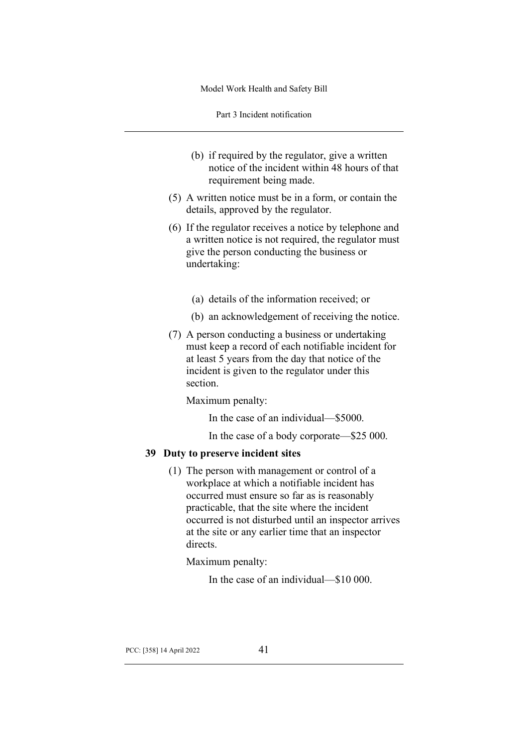(b) if required by the regulator, give a written notice of the incident within 48 hours of that requirement being made.

(5) A written notice must be in a form, or contain the details, approved by the regulator.

(6) If the regulator receives a notice by telephone and a written notice is not required, the regulator must give the person conducting the business or undertaking:

(a) details of the information received; or

(b) an acknowledgement of receiving the notice.

(7) A person conducting a business or undertaking must keep a record of each notifiable incident for at least 5 years from the day that notice of the incident is given to the regulator under this section.

Maximum penalty:

In the case of an individual—$5000.

In the case of a body corporate—$25 000.

### 39 Duty to preserve incident sites

(1) The person with management or control of a workplace at which a notifiable incident has occurred must ensure so far as is reasonably practicable, that the site where the incident occurred is not disturbed until an inspector arrives at the site or any earlier time that an inspector directs.

Maximum penalty:

In the case of an individual—$10 000.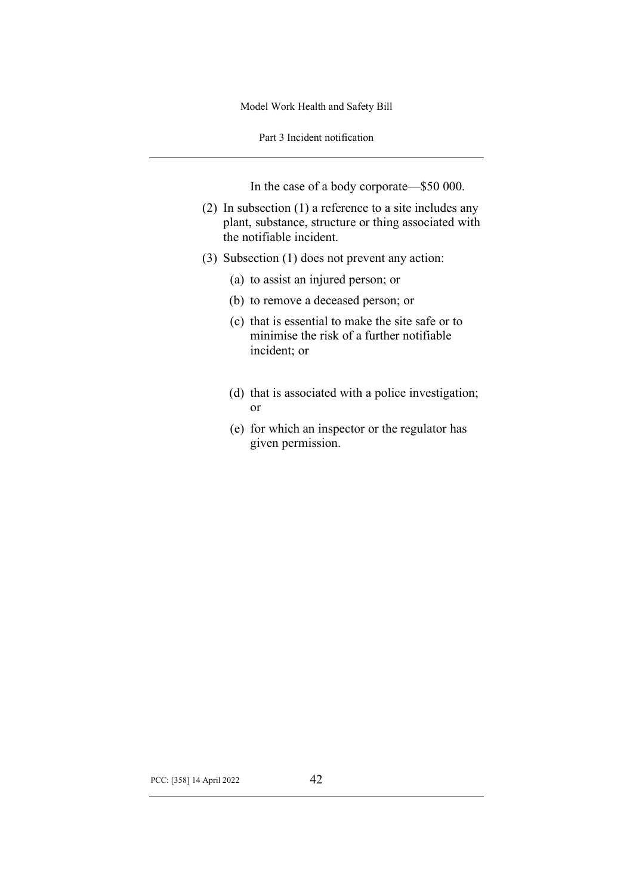In the case of a body corporate—$50 000.

(2) In subsection (1) a reference to a site includes any plant, substance, structure or thing associated with the notifiable incident.

(3) Subsection (1) does not prevent any action:

(a) to assist an injured person; or

(b) to remove a deceased person; or

(c) that is essential to make the site safe or to minimise the risk of a further notifiable incident; or

(d) that is associated with a police investigation; or

(e) for which an inspector or the regulator has given permission.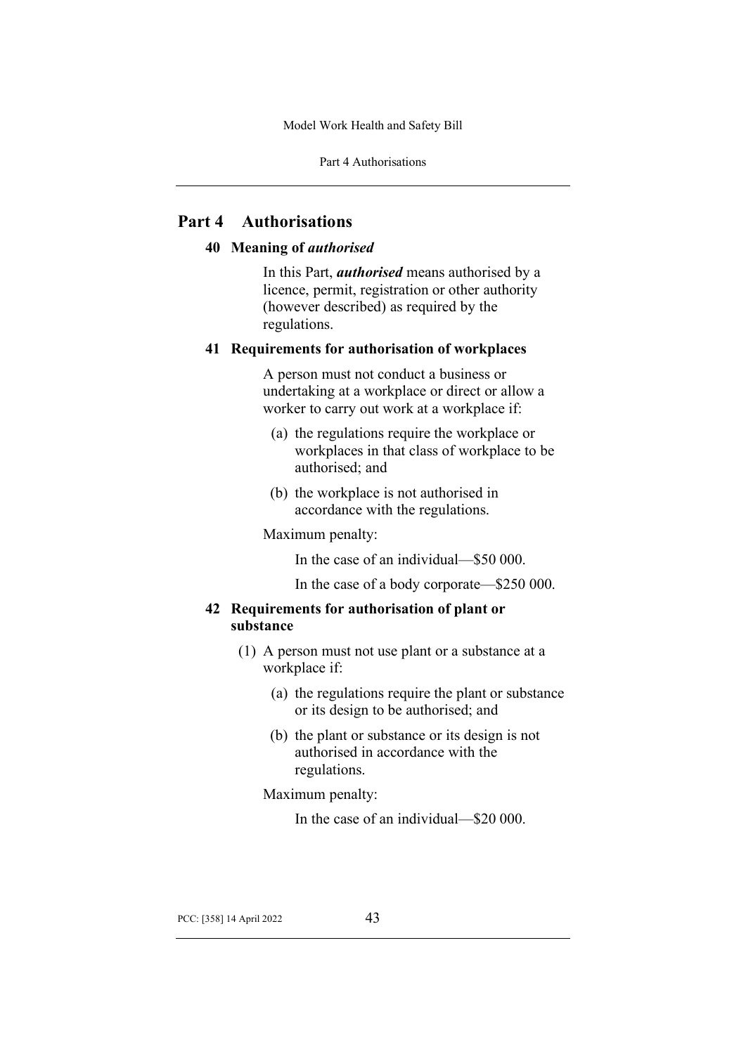# Part 4 Authorisations

## 40 Meaning of *authorised*

In this Part, ***authorised*** means authorised by a licence, permit, registration or other authority (however described) as required by the regulations.

## 41 Requirements for authorisation of workplaces

A person must not conduct a business or undertaking at a workplace or direct or allow a worker to carry out work at a workplace if:

(a) the regulations require the workplace or workplaces in that class of workplace to be authorised; and

(b) the workplace is not authorised in accordance with the regulations.

Maximum penalty:

In the case of an individual—$50 000.

In the case of a body corporate—$250 000.

## 42 Requirements for authorisation of plant or substance

(1) A person must not use plant or a substance at a workplace if:

(a) the regulations require the plant or substance or its design to be authorised; and

(b) the plant or substance or its design is not authorised in accordance with the regulations.

Maximum penalty:

In the case of an individual—$20 000.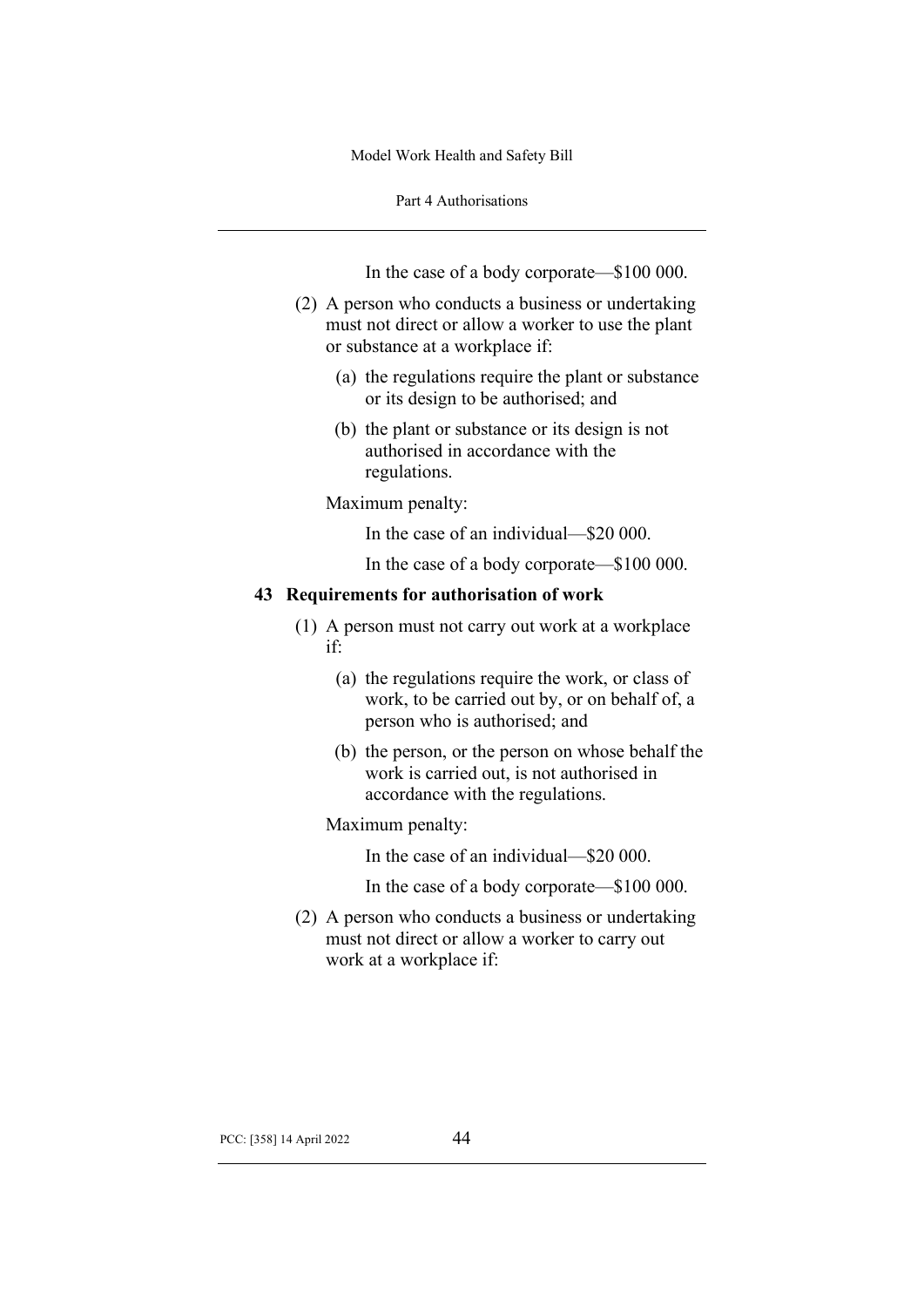In the case of a body corporate—$100 000.

(2) A person who conducts a business or undertaking must not direct or allow a worker to use the plant or substance at a workplace if:

(a) the regulations require the plant or substance or its design to be authorised; and

(b) the plant or substance or its design is not authorised in accordance with the regulations.

Maximum penalty:

In the case of an individual—$20 000.

In the case of a body corporate—$100 000.

### 43 Requirements for authorisation of work

(1) A person must not carry out work at a workplace if:

(a) the regulations require the work, or class of work, to be carried out by, or on behalf of, a person who is authorised; and

(b) the person, or the person on whose behalf the work is carried out, is not authorised in accordance with the regulations.

Maximum penalty:

In the case of an individual—$20 000.

In the case of a body corporate—$100 000.

(2) A person who conducts a business or undertaking must not direct or allow a worker to carry out work at a workplace if: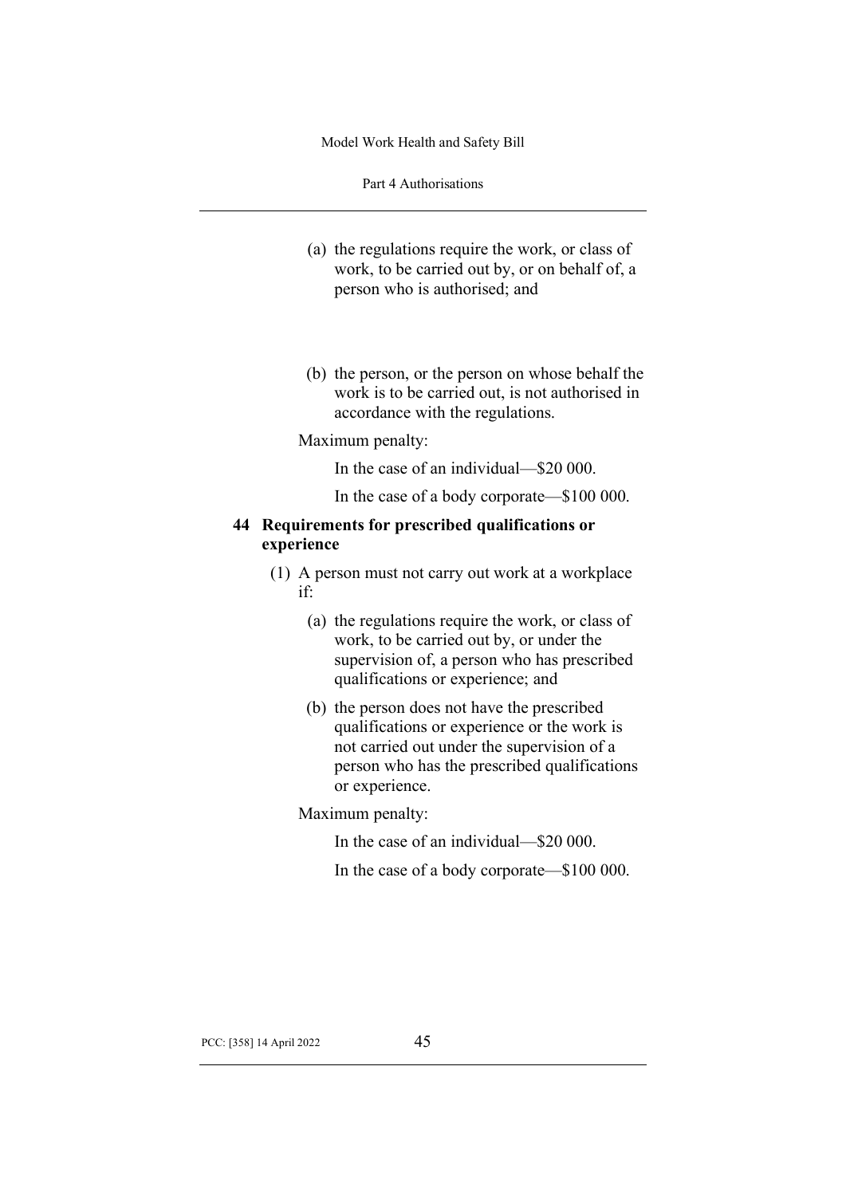(a) the regulations require the work, or class of work, to be carried out by, or on behalf of, a person who is authorised; and

(b) the person, or the person on whose behalf the work is to be carried out, is not authorised in accordance with the regulations.

Maximum penalty:

In the case of an individual—$20 000.

In the case of a body corporate—$100 000.

### 44 Requirements for prescribed qualifications or experience

(1) A person must not carry out work at a workplace if:

(a) the regulations require the work, or class of work, to be carried out by, or under the supervision of, a person who has prescribed qualifications or experience; and

(b) the person does not have the prescribed qualifications or experience or the work is not carried out under the supervision of a person who has the prescribed qualifications or experience.

Maximum penalty:

In the case of an individual—$20 000.

In the case of a body corporate—$100 000.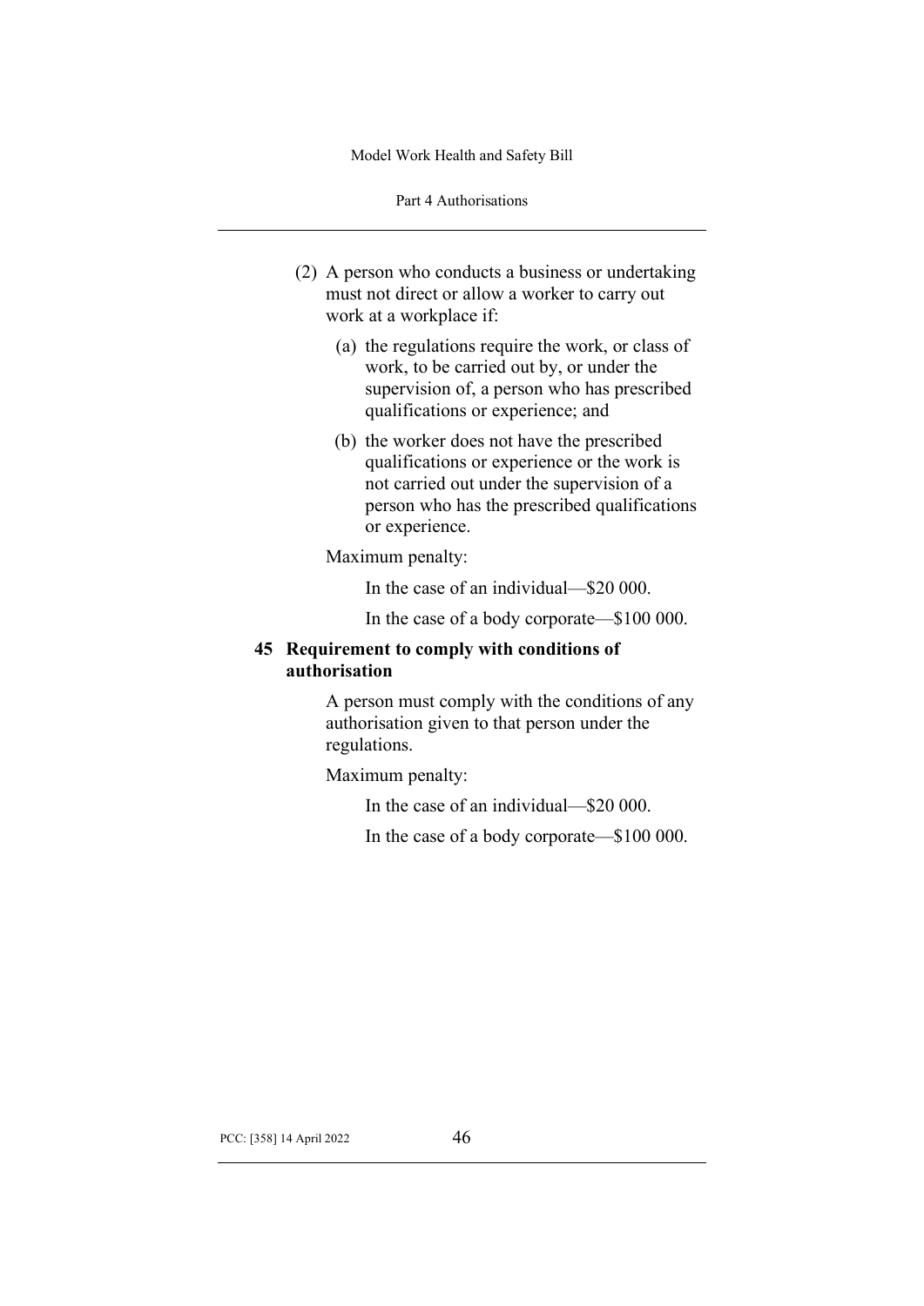(2) A person who conducts a business or undertaking must not direct or allow a worker to carry out work at a workplace if:

  (a) the regulations require the work, or class of work, to be carried out by, or under the supervision of, a person who has prescribed qualifications or experience; and

  (b) the worker does not have the prescribed qualifications or experience or the work is not carried out under the supervision of a person who has the prescribed qualifications or experience.

Maximum penalty:

In the case of an individual—$20 000.

In the case of a body corporate—$100 000.

### 45 Requirement to comply with conditions of authorisation

A person must comply with the conditions of any authorisation given to that person under the regulations.

Maximum penalty:

In the case of an individual—$20 000.

In the case of a body corporate—$100 000.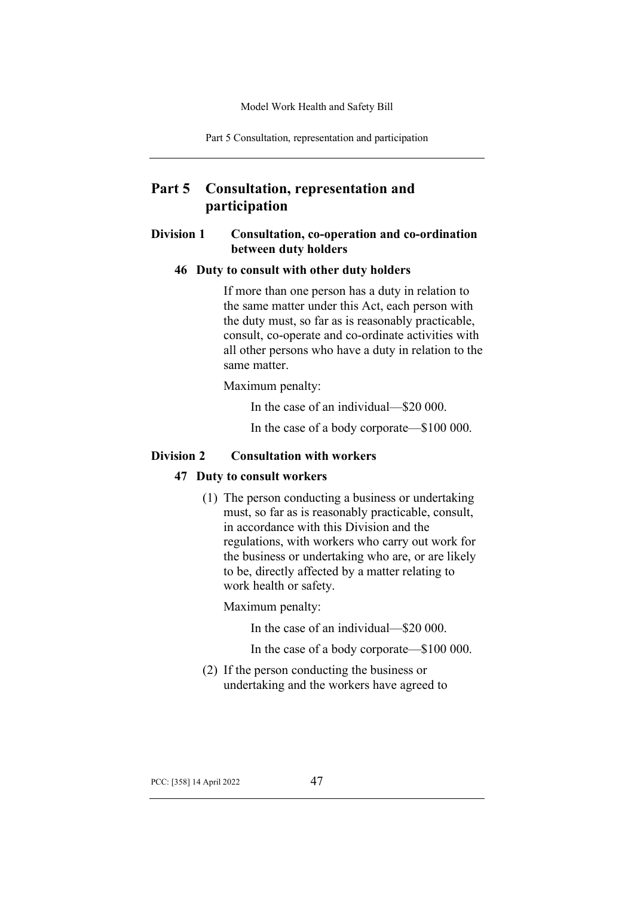# Part 5 Consultation, representation and participation

## Division 1 Consultation, co-operation and co-ordination between duty holders

### 46 Duty to consult with other duty holders

If more than one person has a duty in relation to the same matter under this Act, each person with the duty must, so far as is reasonably practicable, consult, co-operate and co-ordinate activities with all other persons who have a duty in relation to the same matter.

Maximum penalty:

In the case of an individual—$20 000.

In the case of a body corporate—$100 000.

## Division 2 Consultation with workers

### 47 Duty to consult workers

(1) The person conducting a business or undertaking must, so far as is reasonably practicable, consult, in accordance with this Division and the regulations, with workers who carry out work for the business or undertaking who are, or are likely to be, directly affected by a matter relating to work health or safety.

Maximum penalty:

In the case of an individual—$20 000.

In the case of a body corporate—$100 000.

(2) If the person conducting the business or undertaking and the workers have agreed to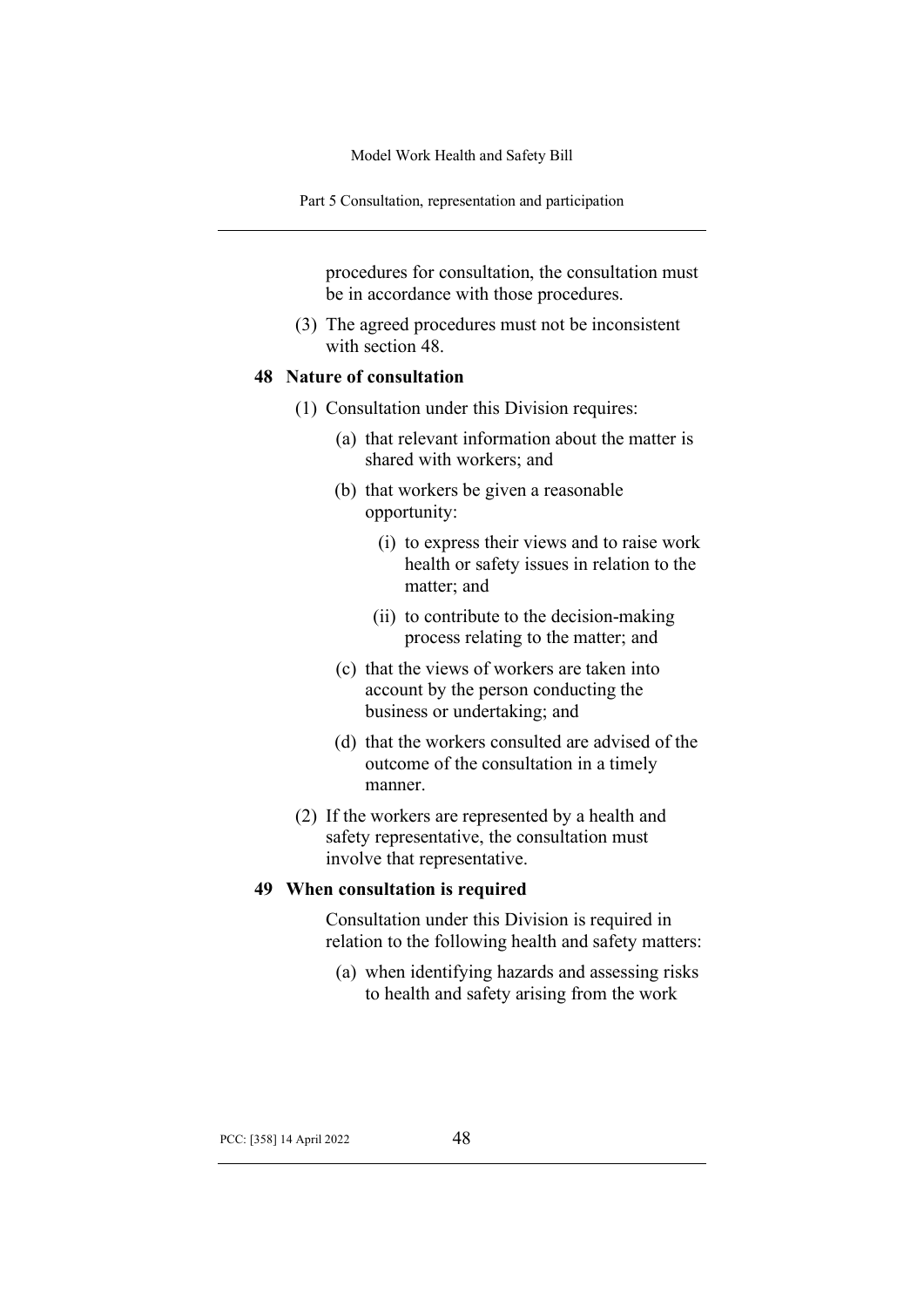procedures for consultation, the consultation must be in accordance with those procedures.

(3) The agreed procedures must not be inconsistent with section 48.

### 48 Nature of consultation

(1) Consultation under this Division requires:

(a) that relevant information about the matter is shared with workers; and

(b) that workers be given a reasonable opportunity:

(i) to express their views and to raise work health or safety issues in relation to the matter; and

(ii) to contribute to the decision-making process relating to the matter; and

(c) that the views of workers are taken into account by the person conducting the business or undertaking; and

(d) that the workers consulted are advised of the outcome of the consultation in a timely manner.

(2) If the workers are represented by a health and safety representative, the consultation must involve that representative.

### 49 When consultation is required

Consultation under this Division is required in relation to the following health and safety matters:

(a) when identifying hazards and assessing risks to health and safety arising from the work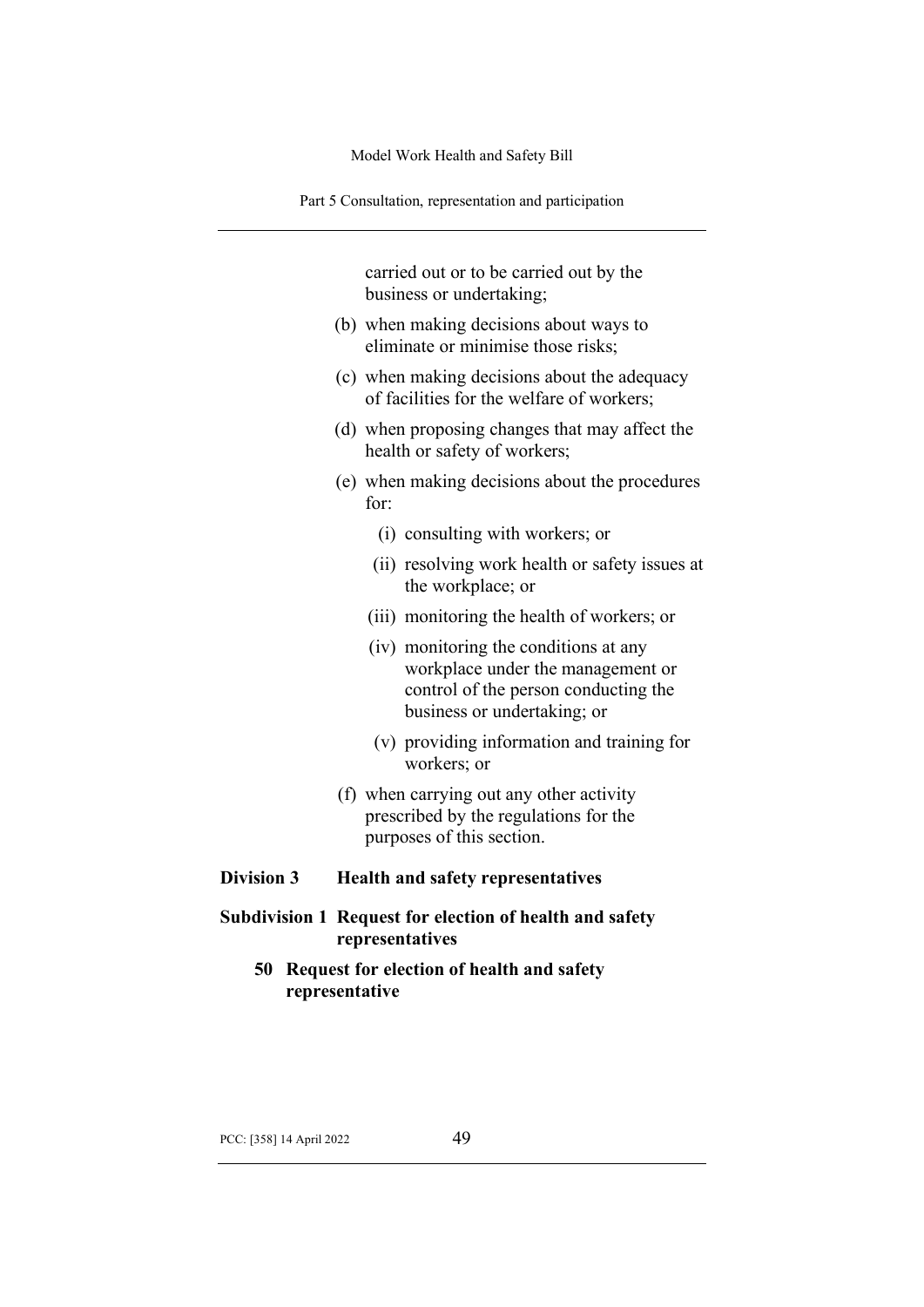carried out or to be carried out by the business or undertaking;

(b) when making decisions about ways to eliminate or minimise those risks;

(c) when making decisions about the adequacy of facilities for the welfare of workers;

(d) when proposing changes that may affect the health or safety of workers;

(e) when making decisions about the procedures for:

  (i) consulting with workers; or

  (ii) resolving work health or safety issues at the workplace; or

  (iii) monitoring the health of workers; or

  (iv) monitoring the conditions at any workplace under the management or control of the person conducting the business or undertaking; or

  (v) providing information and training for workers; or

(f) when carrying out any other activity prescribed by the regulations for the purposes of this section.

## Division 3 Health and safety representatives

### Subdivision 1 Request for election of health and safety representatives

#### 50 Request for election of health and safety representative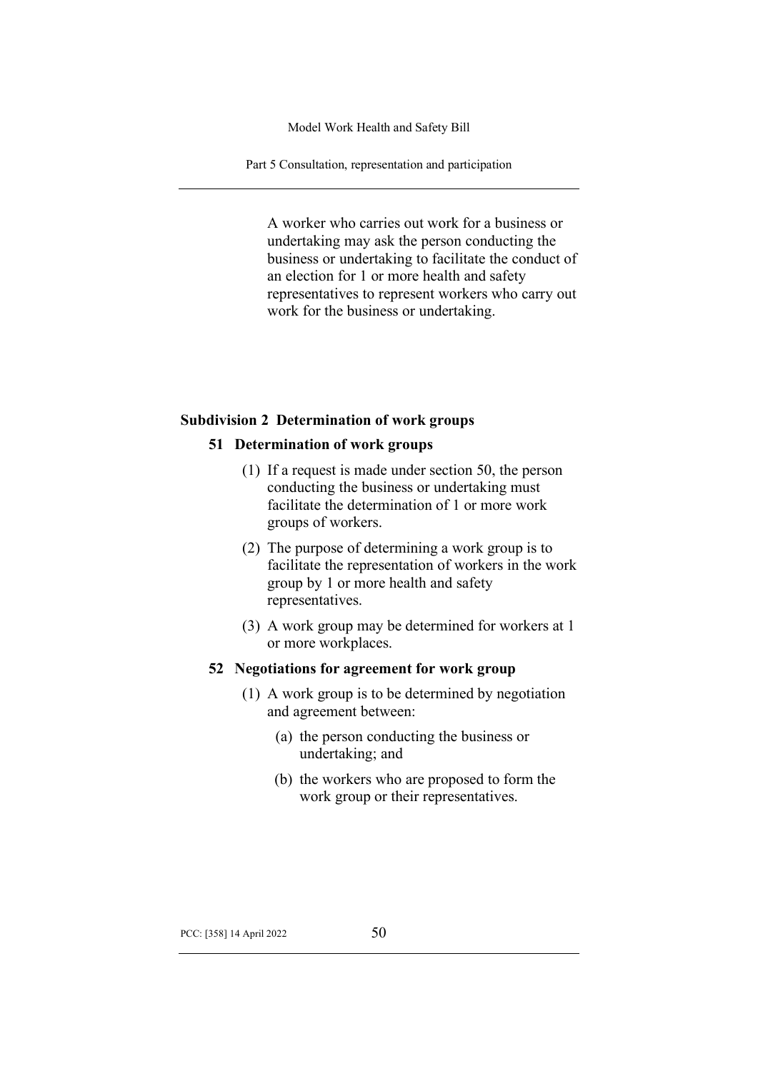A worker who carries out work for a business or undertaking may ask the person conducting the business or undertaking to facilitate the conduct of an election for 1 or more health and safety representatives to represent workers who carry out work for the business or undertaking.

### Subdivision 2 Determination of work groups

#### 51 Determination of work groups

(1) If a request is made under section 50, the person conducting the business or undertaking must facilitate the determination of 1 or more work groups of workers.

(2) The purpose of determining a work group is to facilitate the representation of workers in the work group by 1 or more health and safety representatives.

(3) A work group may be determined for workers at 1 or more workplaces.

#### 52 Negotiations for agreement for work group

(1) A work group is to be determined by negotiation and agreement between:

  (a) the person conducting the business or undertaking; and

  (b) the workers who are proposed to form the work group or their representatives.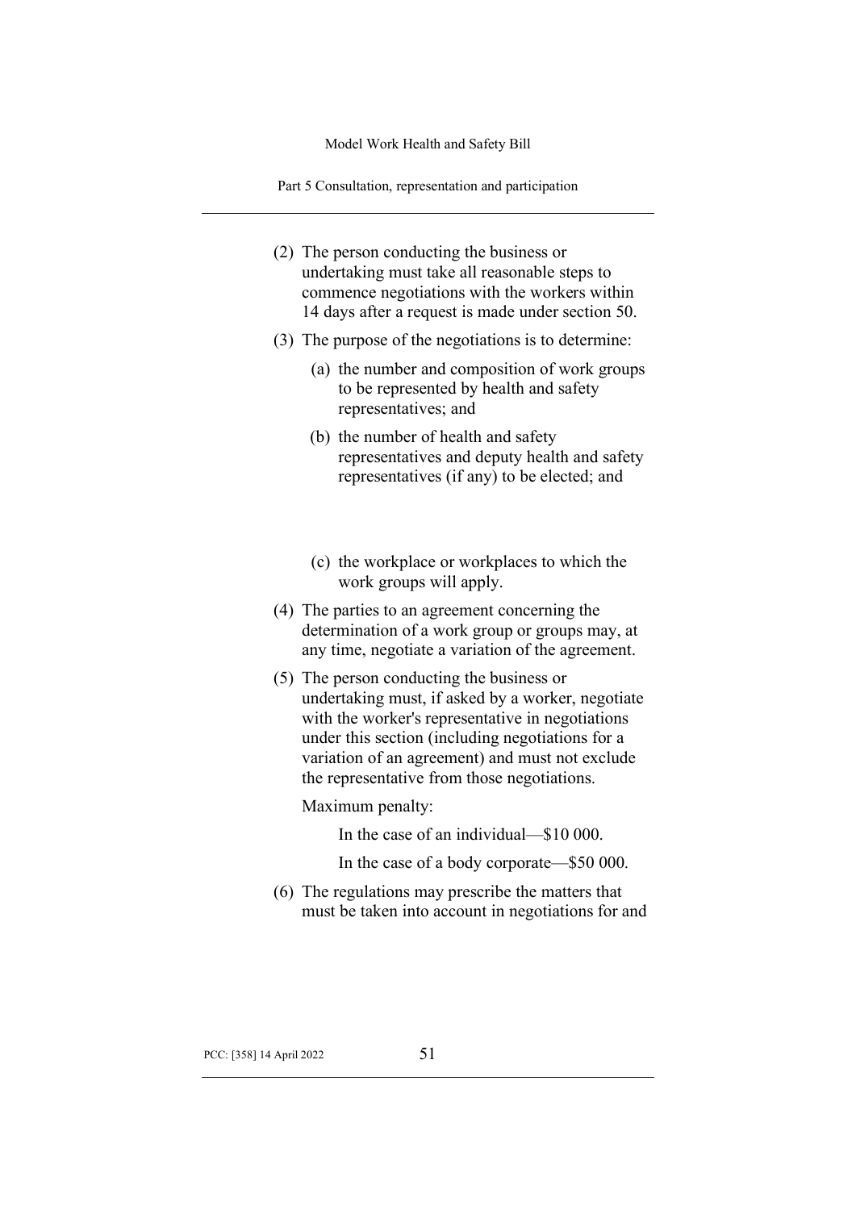(2) The person conducting the business or undertaking must take all reasonable steps to commence negotiations with the workers within 14 days after a request is made under section 50.

(3) The purpose of the negotiations is to determine:

(a) the number and composition of work groups to be represented by health and safety representatives; and

(b) the number of health and safety representatives and deputy health and safety representatives (if any) to be elected; and

(c) the workplace or workplaces to which the work groups will apply.

(4) The parties to an agreement concerning the determination of a work group or groups may, at any time, negotiate a variation of the agreement.

(5) The person conducting the business or undertaking must, if asked by a worker, negotiate with the worker's representative in negotiations under this section (including negotiations for a variation of an agreement) and must not exclude the representative from those negotiations.

Maximum penalty:

In the case of an individual—$10 000.

In the case of a body corporate—$50 000.

(6) The regulations may prescribe the matters that must be taken into account in negotiations for and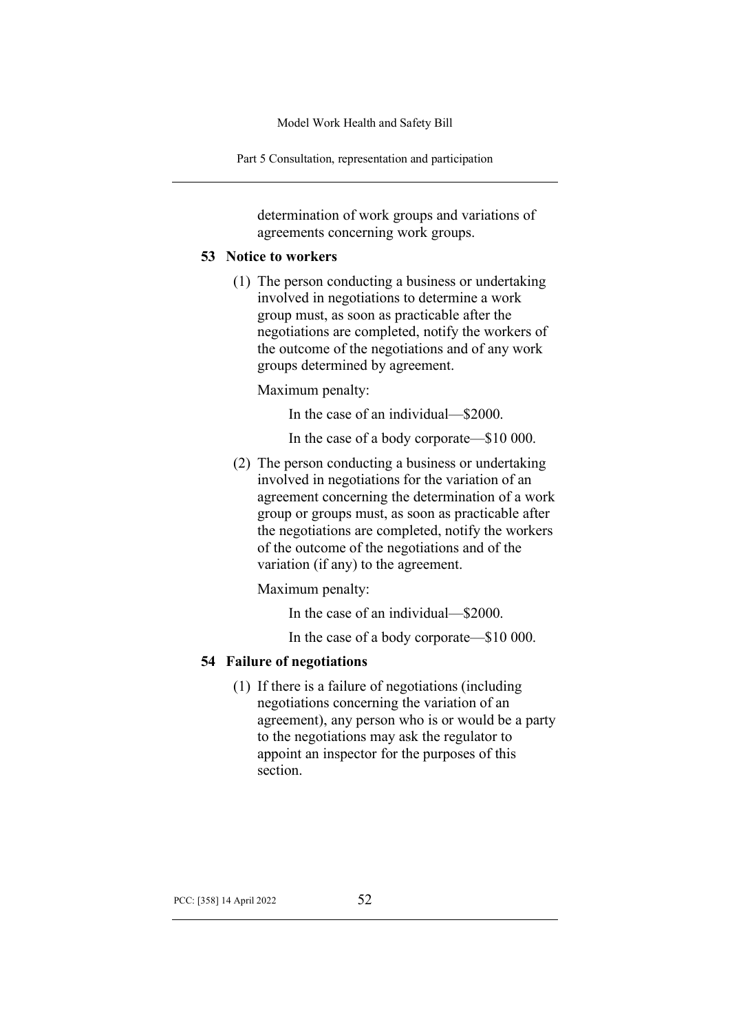determination of work groups and variations of agreements concerning work groups.

### 53 Notice to workers

(1) The person conducting a business or undertaking involved in negotiations to determine a work group must, as soon as practicable after the negotiations are completed, notify the workers of the outcome of the negotiations and of any work groups determined by agreement.

Maximum penalty:

In the case of an individual—$2000.

In the case of a body corporate—$10 000.

(2) The person conducting a business or undertaking involved in negotiations for the variation of an agreement concerning the determination of a work group or groups must, as soon as practicable after the negotiations are completed, notify the workers of the outcome of the negotiations and of the variation (if any) to the agreement.

Maximum penalty:

In the case of an individual—$2000.

In the case of a body corporate—$10 000.

### 54 Failure of negotiations

(1) If there is a failure of negotiations (including negotiations concerning the variation of an agreement), any person who is or would be a party to the negotiations may ask the regulator to appoint an inspector for the purposes of this section.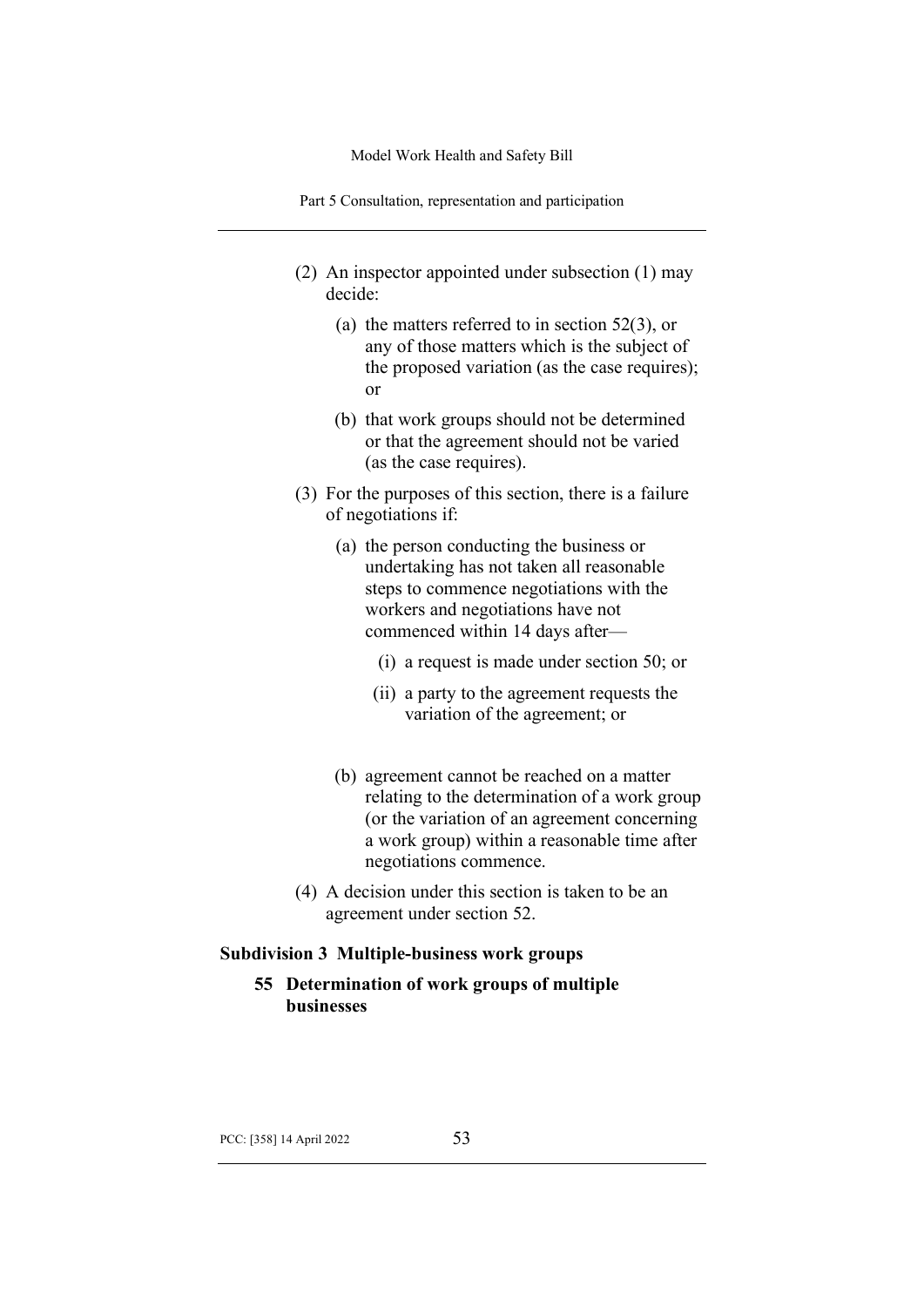(2) An inspector appointed under subsection (1) may decide:

  (a) the matters referred to in section 52(3), or any of those matters which is the subject of the proposed variation (as the case requires); or

  (b) that work groups should not be determined or that the agreement should not be varied (as the case requires).

(3) For the purposes of this section, there is a failure of negotiations if:

  (a) the person conducting the business or undertaking has not taken all reasonable steps to commence negotiations with the workers and negotiations have not commenced within 14 days after—

    (i) a request is made under section 50; or

    (ii) a party to the agreement requests the variation of the agreement; or

  (b) agreement cannot be reached on a matter relating to the determination of a work group (or the variation of an agreement concerning a work group) within a reasonable time after negotiations commence.

(4) A decision under this section is taken to be an agreement under section 52.

### Subdivision 3 Multiple-business work groups

#### 55 Determination of work groups of multiple businesses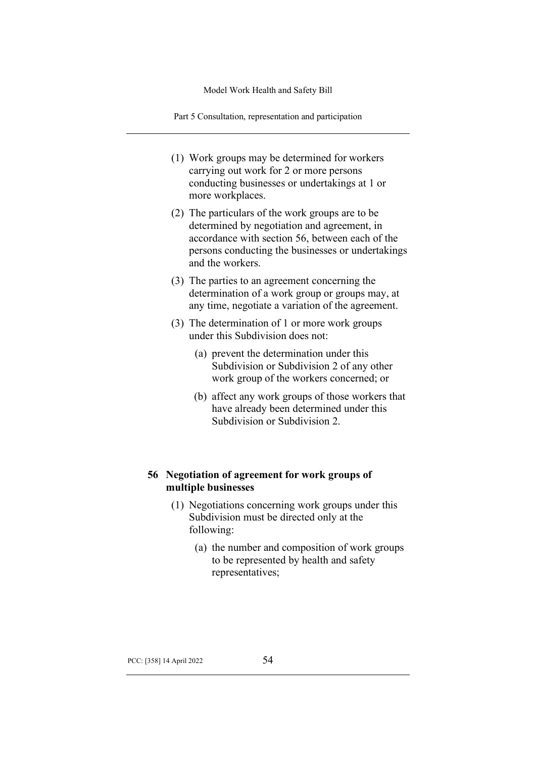(1) Work groups may be determined for workers carrying out work for 2 or more persons conducting businesses or undertakings at 1 or more workplaces.

(2) The particulars of the work groups are to be determined by negotiation and agreement, in accordance with section 56, between each of the persons conducting the businesses or undertakings and the workers.

(3) The parties to an agreement concerning the determination of a work group or groups may, at any time, negotiate a variation of the agreement.

(3) The determination of 1 or more work groups under this Subdivision does not:

(a) prevent the determination under this Subdivision or Subdivision 2 of any other work group of the workers concerned; or

(b) affect any work groups of those workers that have already been determined under this Subdivision or Subdivision 2.

## 56 Negotiation of agreement for work groups of multiple businesses

(1) Negotiations concerning work groups under this Subdivision must be directed only at the following:

(a) the number and composition of work groups to be represented by health and safety representatives;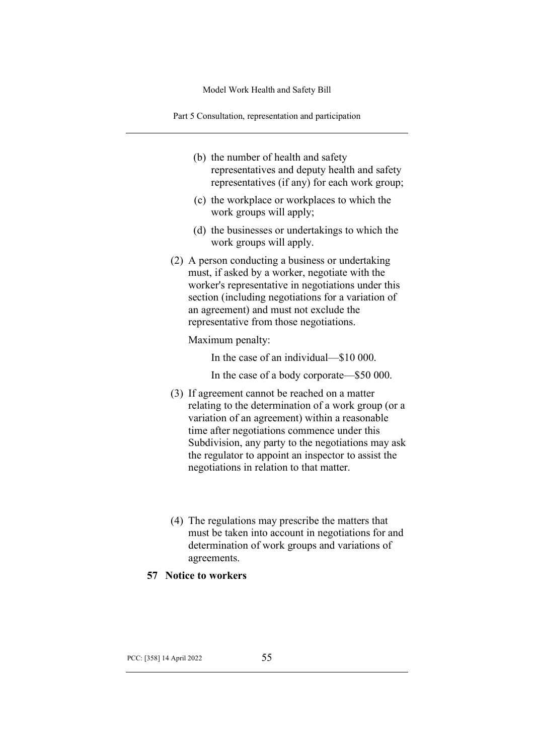(b) the number of health and safety representatives and deputy health and safety representatives (if any) for each work group;

(c) the workplace or workplaces to which the work groups will apply;

(d) the businesses or undertakings to which the work groups will apply.

(2) A person conducting a business or undertaking must, if asked by a worker, negotiate with the worker's representative in negotiations under this section (including negotiations for a variation of an agreement) and must not exclude the representative from those negotiations.

Maximum penalty:

In the case of an individual—$10 000.

In the case of a body corporate—$50 000.

(3) If agreement cannot be reached on a matter relating to the determination of a work group (or a variation of an agreement) within a reasonable time after negotiations commence under this Subdivision, any party to the negotiations may ask the regulator to appoint an inspector to assist the negotiations in relation to that matter.

(4) The regulations may prescribe the matters that must be taken into account in negotiations for and determination of work groups and variations of agreements.

**57 Notice to workers**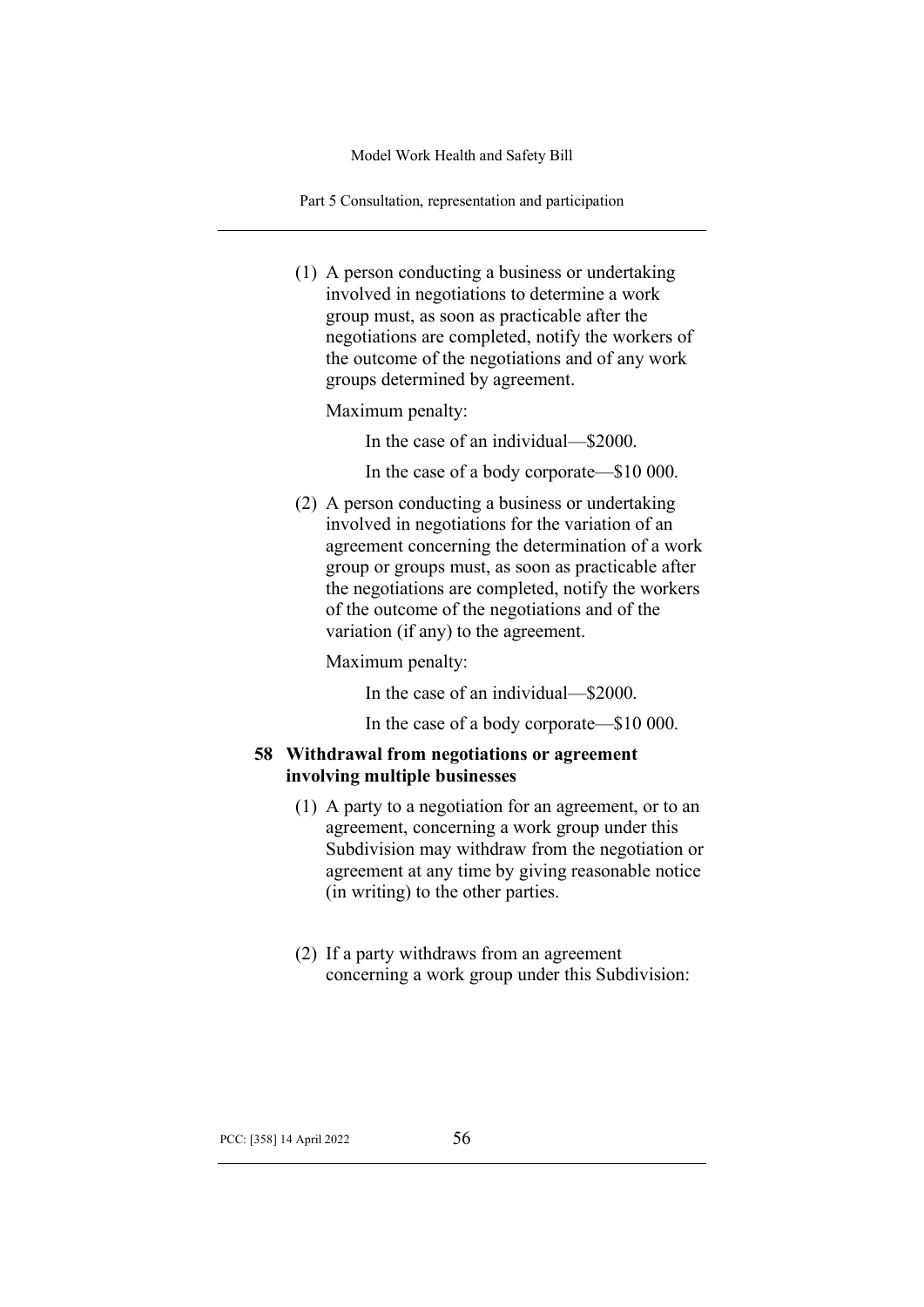(1) A person conducting a business or undertaking involved in negotiations to determine a work group must, as soon as practicable after the negotiations are completed, notify the workers of the outcome of the negotiations and of any work groups determined by agreement.

Maximum penalty:

In the case of an individual—$2000.

In the case of a body corporate—$10 000.

(2) A person conducting a business or undertaking involved in negotiations for the variation of an agreement concerning the determination of a work group or groups must, as soon as practicable after the negotiations are completed, notify the workers of the outcome of the negotiations and of the variation (if any) to the agreement.

Maximum penalty:

In the case of an individual—$2000.

In the case of a body corporate—$10 000.

### 58 Withdrawal from negotiations or agreement involving multiple businesses

(1) A party to a negotiation for an agreement, or to an agreement, concerning a work group under this Subdivision may withdraw from the negotiation or agreement at any time by giving reasonable notice (in writing) to the other parties.

(2) If a party withdraws from an agreement concerning a work group under this Subdivision: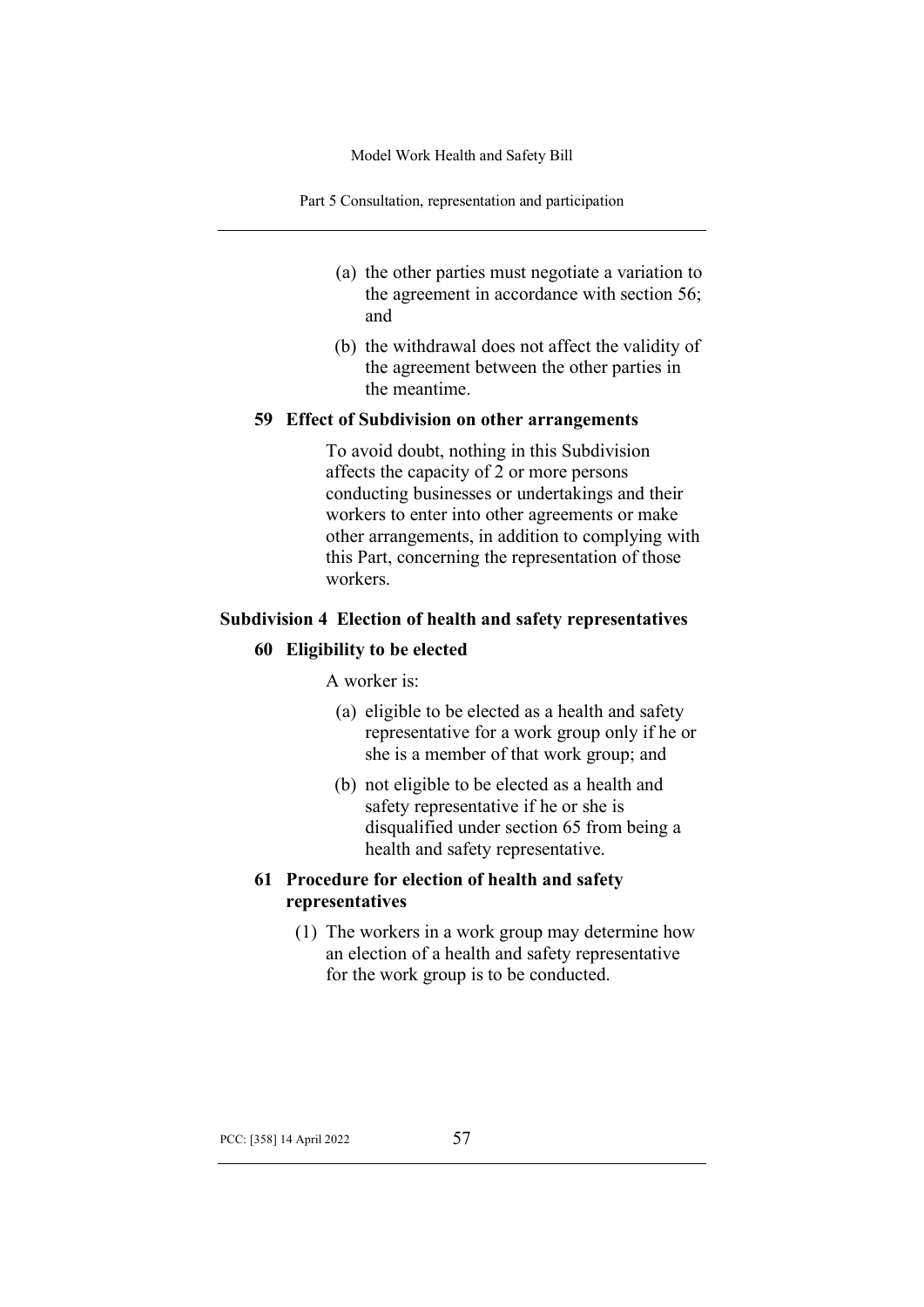(a) the other parties must negotiate a variation to the agreement in accordance with section 56; and

(b) the withdrawal does not affect the validity of the agreement between the other parties in the meantime.

### 59 Effect of Subdivision on other arrangements

To avoid doubt, nothing in this Subdivision affects the capacity of 2 or more persons conducting businesses or undertakings and their workers to enter into other agreements or make other arrangements, in addition to complying with this Part, concerning the representation of those workers.

## Subdivision 4 Election of health and safety representatives

### 60 Eligibility to be elected

A worker is:

(a) eligible to be elected as a health and safety representative for a work group only if he or she is a member of that work group; and

(b) not eligible to be elected as a health and safety representative if he or she is disqualified under section 65 from being a health and safety representative.

### 61 Procedure for election of health and safety representatives

(1) The workers in a work group may determine how an election of a health and safety representative for the work group is to be conducted.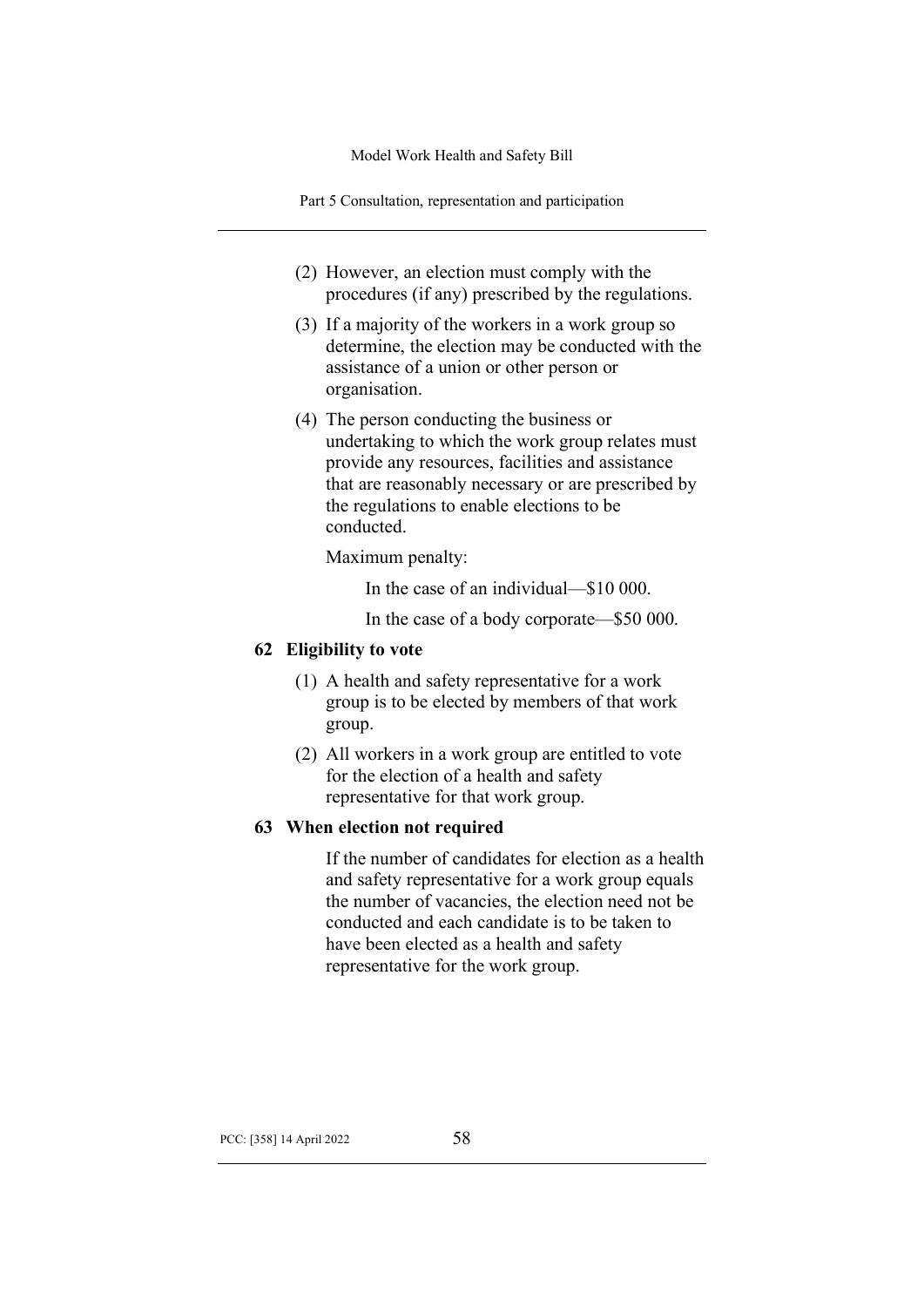(2) However, an election must comply with the procedures (if any) prescribed by the regulations.

(3) If a majority of the workers in a work group so determine, the election may be conducted with the assistance of a union or other person or organisation.

(4) The person conducting the business or undertaking to which the work group relates must provide any resources, facilities and assistance that are reasonably necessary or are prescribed by the regulations to enable elections to be conducted.

Maximum penalty:

In the case of an individual—$10 000.

In the case of a body corporate—$50 000.

### 62 Eligibility to vote

(1) A health and safety representative for a work group is to be elected by members of that work group.

(2) All workers in a work group are entitled to vote for the election of a health and safety representative for that work group.

### 63 When election not required

If the number of candidates for election as a health and safety representative for a work group equals the number of vacancies, the election need not be conducted and each candidate is to be taken to have been elected as a health and safety representative for the work group.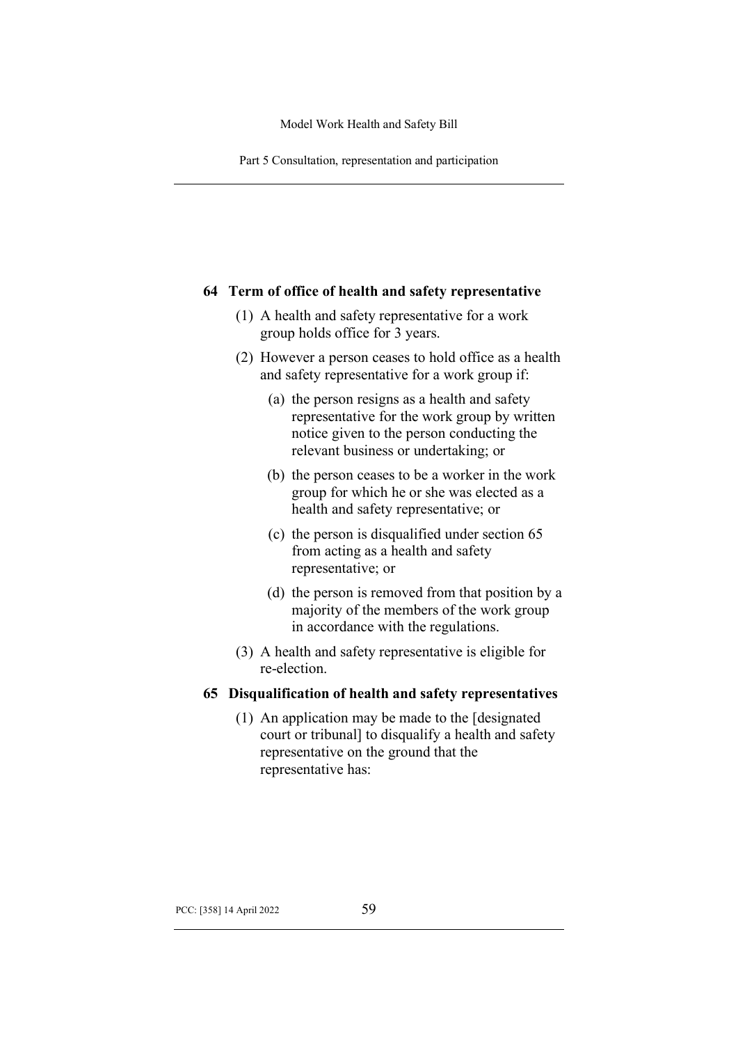## 64 Term of office of health and safety representative

(1) A health and safety representative for a work group holds office for 3 years.

(2) However a person ceases to hold office as a health and safety representative for a work group if:

(a) the person resigns as a health and safety representative for the work group by written notice given to the person conducting the relevant business or undertaking; or

(b) the person ceases to be a worker in the work group for which he or she was elected as a health and safety representative; or

(c) the person is disqualified under section 65 from acting as a health and safety representative; or

(d) the person is removed from that position by a majority of the members of the work group in accordance with the regulations.

(3) A health and safety representative is eligible for re-election.

## 65 Disqualification of health and safety representatives

(1) An application may be made to the [designated court or tribunal] to disqualify a health and safety representative on the ground that the representative has: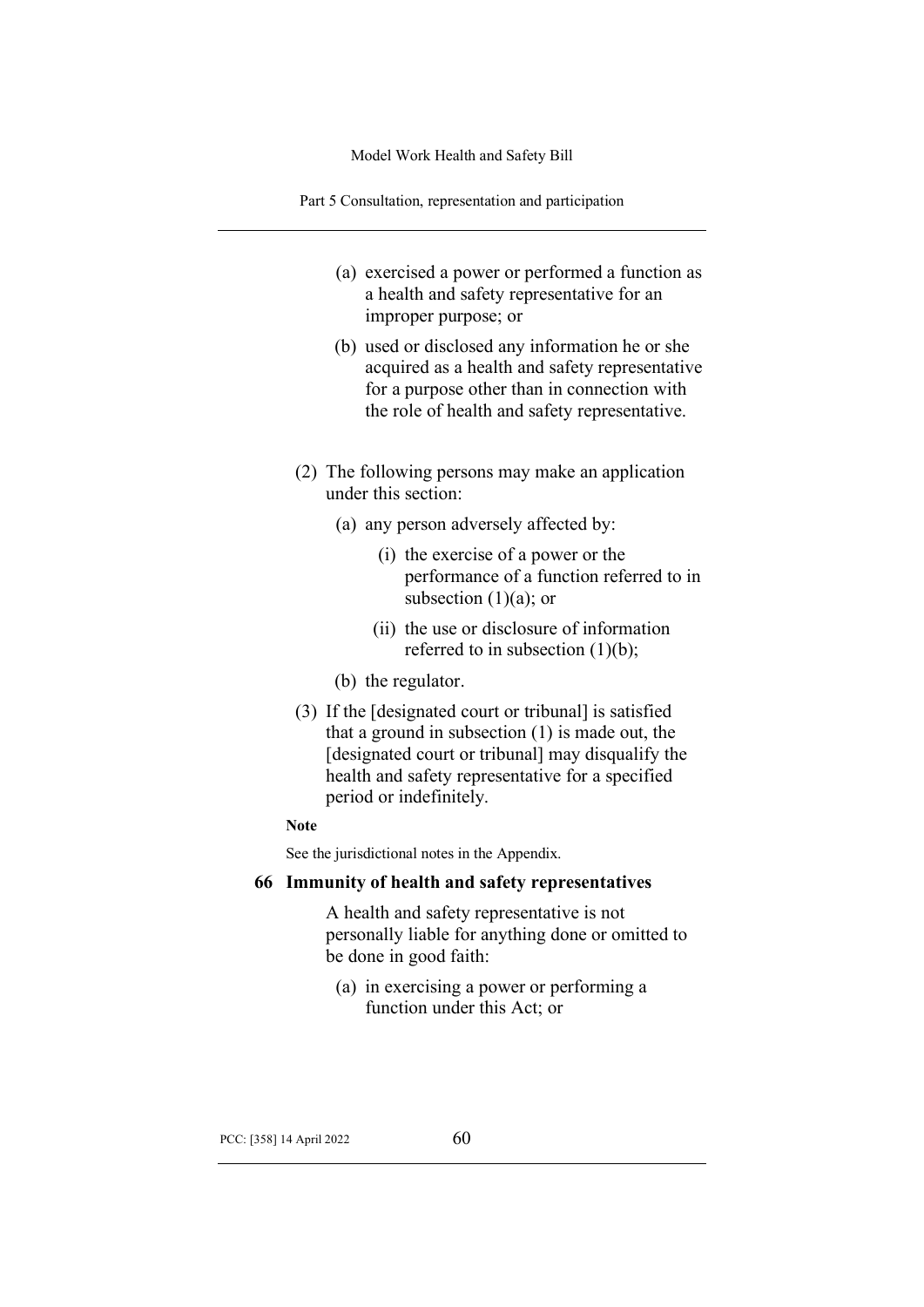(a) exercised a power or performed a function as a health and safety representative for an improper purpose; or

(b) used or disclosed any information he or she acquired as a health and safety representative for a purpose other than in connection with the role of health and safety representative.

(2) The following persons may make an application under this section:

(a) any person adversely affected by:

(i) the exercise of a power or the performance of a function referred to in subsection (1)(a); or

(ii) the use or disclosure of information referred to in subsection (1)(b);

(b) the regulator.

(3) If the [designated court or tribunal] is satisfied that a ground in subsection (1) is made out, the [designated court or tribunal] may disqualify the health and safety representative for a specified period or indefinitely.

**Note**

See the jurisdictional notes in the Appendix.

### 66 Immunity of health and safety representatives

A health and safety representative is not personally liable for anything done or omitted to be done in good faith:

(a) in exercising a power or performing a function under this Act; or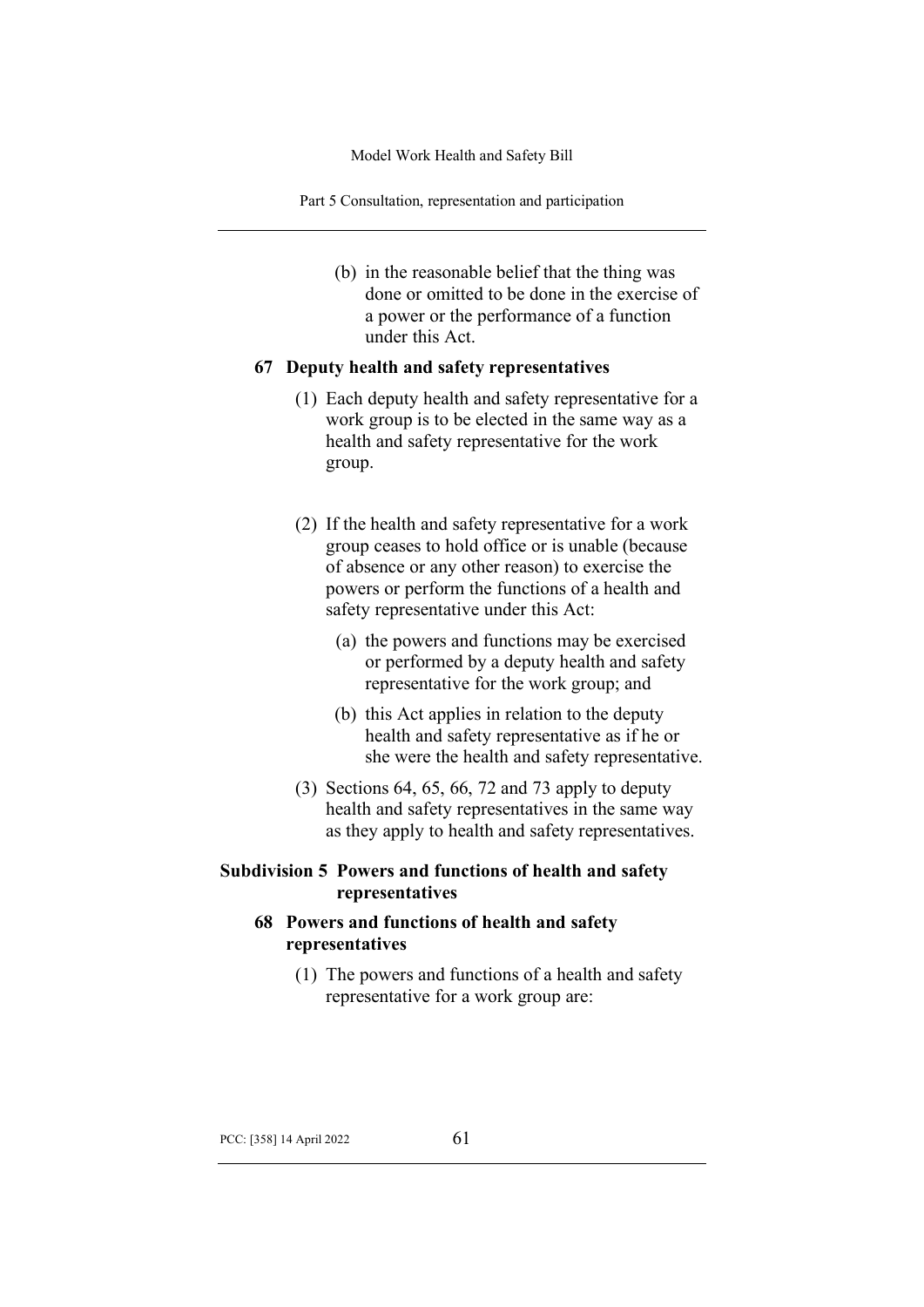(b) in the reasonable belief that the thing was done or omitted to be done in the exercise of a power or the performance of a function under this Act.

### 67 Deputy health and safety representatives

(1) Each deputy health and safety representative for a work group is to be elected in the same way as a health and safety representative for the work group.

(2) If the health and safety representative for a work group ceases to hold office or is unable (because of absence or any other reason) to exercise the powers or perform the functions of a health and safety representative under this Act:

(a) the powers and functions may be exercised or performed by a deputy health and safety representative for the work group; and

(b) this Act applies in relation to the deputy health and safety representative as if he or she were the health and safety representative.

(3) Sections 64, 65, 66, 72 and 73 apply to deputy health and safety representatives in the same way as they apply to health and safety representatives.

## Subdivision 5 Powers and functions of health and safety representatives

### 68 Powers and functions of health and safety representatives

(1) The powers and functions of a health and safety representative for a work group are: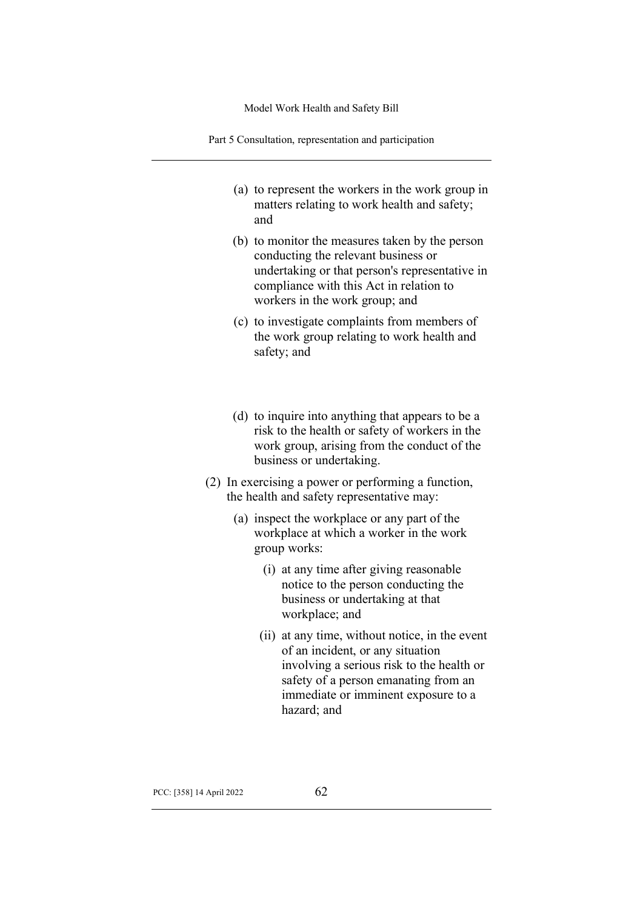(a) to represent the workers in the work group in matters relating to work health and safety; and

(b) to monitor the measures taken by the person conducting the relevant business or undertaking or that person's representative in compliance with this Act in relation to workers in the work group; and

(c) to investigate complaints from members of the work group relating to work health and safety; and

(d) to inquire into anything that appears to be a risk to the health or safety of workers in the work group, arising from the conduct of the business or undertaking.

(2) In exercising a power or performing a function, the health and safety representative may:

(a) inspect the workplace or any part of the workplace at which a worker in the work group works:

(i) at any time after giving reasonable notice to the person conducting the business or undertaking at that workplace; and

(ii) at any time, without notice, in the event of an incident, or any situation involving a serious risk to the health or safety of a person emanating from an immediate or imminent exposure to a hazard; and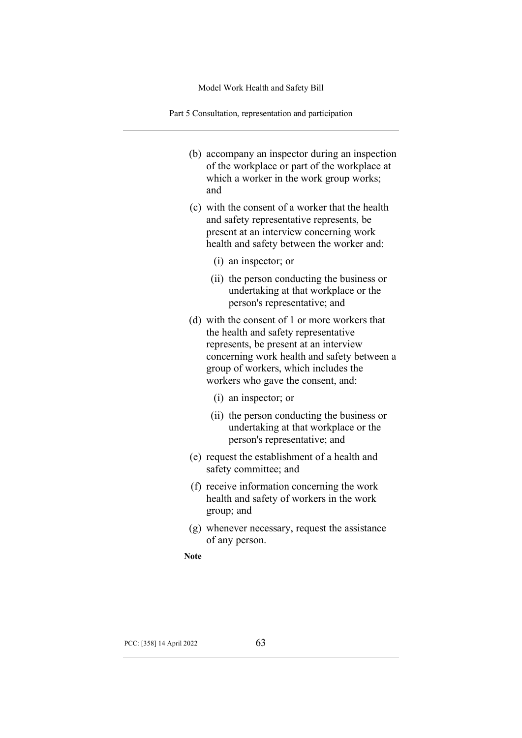(b) accompany an inspector during an inspection of the workplace or part of the workplace at which a worker in the work group works; and

(c) with the consent of a worker that the health and safety representative represents, be present at an interview concerning work health and safety between the worker and:

  (i) an inspector; or

  (ii) the person conducting the business or undertaking at that workplace or the person's representative; and

(d) with the consent of 1 or more workers that the health and safety representative represents, be present at an interview concerning work health and safety between a group of workers, which includes the workers who gave the consent, and:

  (i) an inspector; or

  (ii) the person conducting the business or undertaking at that workplace or the person's representative; and

(e) request the establishment of a health and safety committee; and

(f) receive information concerning the work health and safety of workers in the work group; and

(g) whenever necessary, request the assistance of any person.

**Note**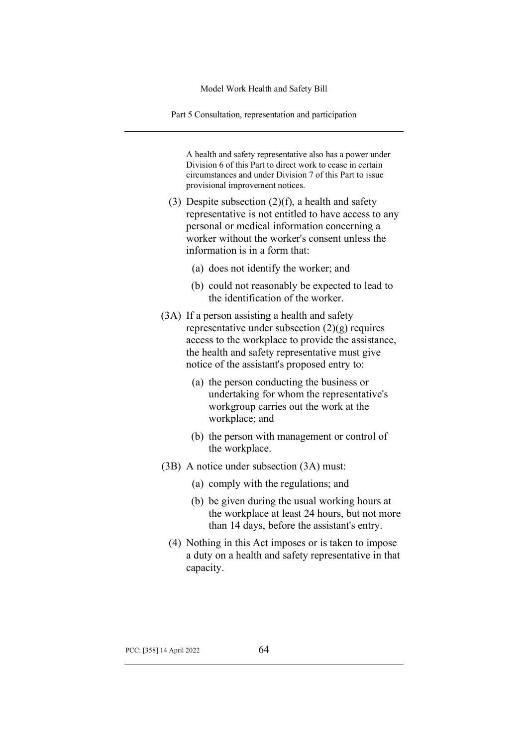A health and safety representative also has a power under Division 6 of this Part to direct work to cease in certain circumstances and under Division 7 of this Part to issue provisional improvement notices.

(3) Despite subsection (2)(f), a health and safety representative is not entitled to have access to any personal or medical information concerning a worker without the worker's consent unless the information is in a form that:

(a) does not identify the worker; and

(b) could not reasonably be expected to lead to the identification of the worker.

(3A) If a person assisting a health and safety representative under subsection (2)(g) requires access to the workplace to provide the assistance, the health and safety representative must give notice of the assistant's proposed entry to:

(a) the person conducting the business or undertaking for whom the representative's workgroup carries out the work at the workplace; and

(b) the person with management or control of the workplace.

(3B) A notice under subsection (3A) must:

(a) comply with the regulations; and

(b) be given during the usual working hours at the workplace at least 24 hours, but not more than 14 days, before the assistant's entry.

(4) Nothing in this Act imposes or is taken to impose a duty on a health and safety representative in that capacity.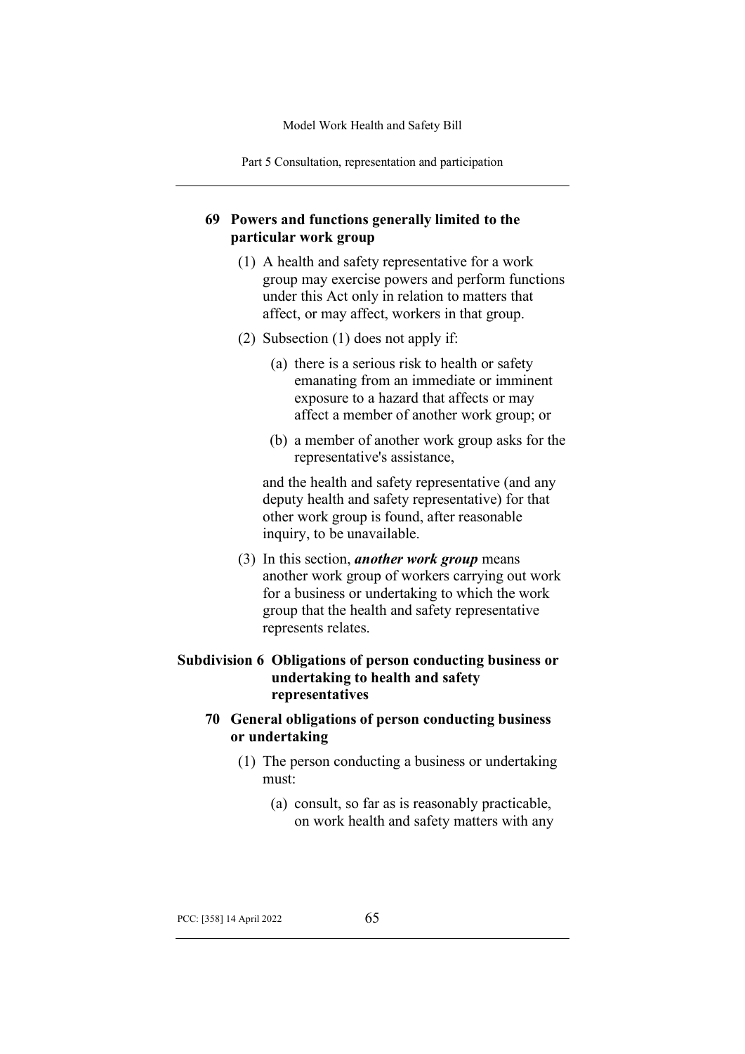### 69 Powers and functions generally limited to the particular work group

(1) A health and safety representative for a work group may exercise powers and perform functions under this Act only in relation to matters that affect, or may affect, workers in that group.

(2) Subsection (1) does not apply if:

(a) there is a serious risk to health or safety emanating from an immediate or imminent exposure to a hazard that affects or may affect a member of another work group; or

(b) a member of another work group asks for the representative's assistance,

and the health and safety representative (and any deputy health and safety representative) for that other work group is found, after reasonable inquiry, to be unavailable.

(3) In this section, ***another work group*** means another work group of workers carrying out work for a business or undertaking to which the work group that the health and safety representative represents relates.

## Subdivision 6 Obligations of person conducting business or undertaking to health and safety representatives

### 70 General obligations of person conducting business or undertaking

(1) The person conducting a business or undertaking must:

(a) consult, so far as is reasonably practicable, on work health and safety matters with any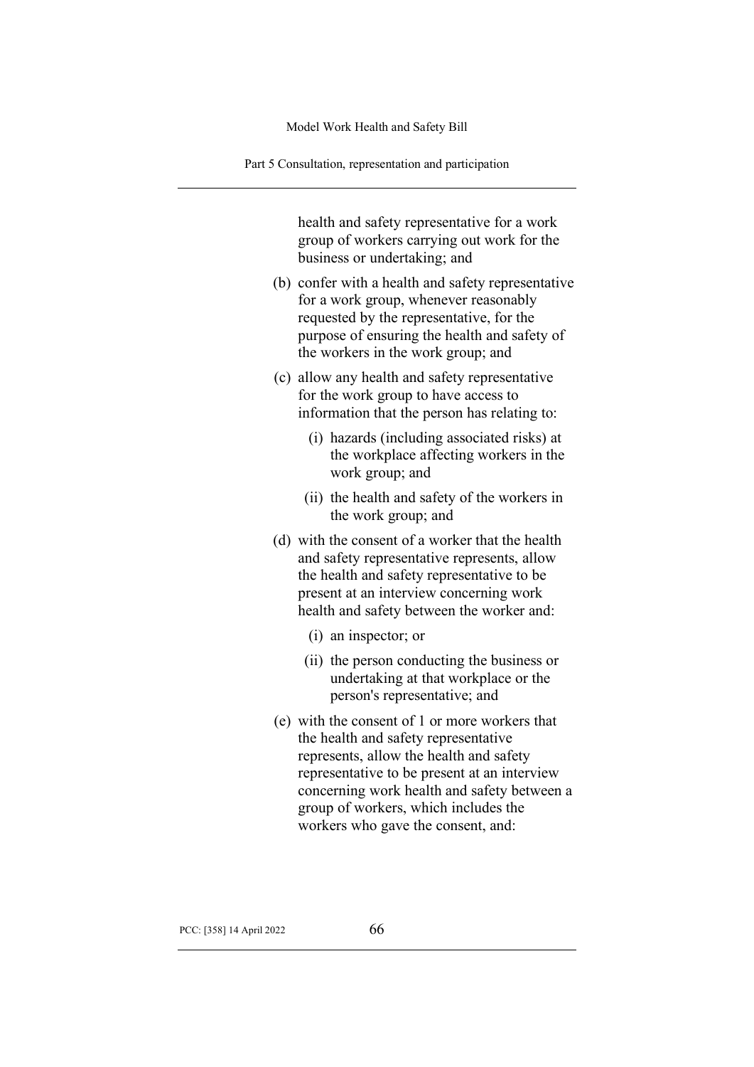health and safety representative for a work group of workers carrying out work for the business or undertaking; and

(b) confer with a health and safety representative for a work group, whenever reasonably requested by the representative, for the purpose of ensuring the health and safety of the workers in the work group; and

(c) allow any health and safety representative for the work group to have access to information that the person has relating to:

   (i) hazards (including associated risks) at the workplace affecting workers in the work group; and

   (ii) the health and safety of the workers in the work group; and

(d) with the consent of a worker that the health and safety representative represents, allow the health and safety representative to be present at an interview concerning work health and safety between the worker and:

   (i) an inspector; or

   (ii) the person conducting the business or undertaking at that workplace or the person's representative; and

(e) with the consent of 1 or more workers that the health and safety representative represents, allow the health and safety representative to be present at an interview concerning work health and safety between a group of workers, which includes the workers who gave the consent, and: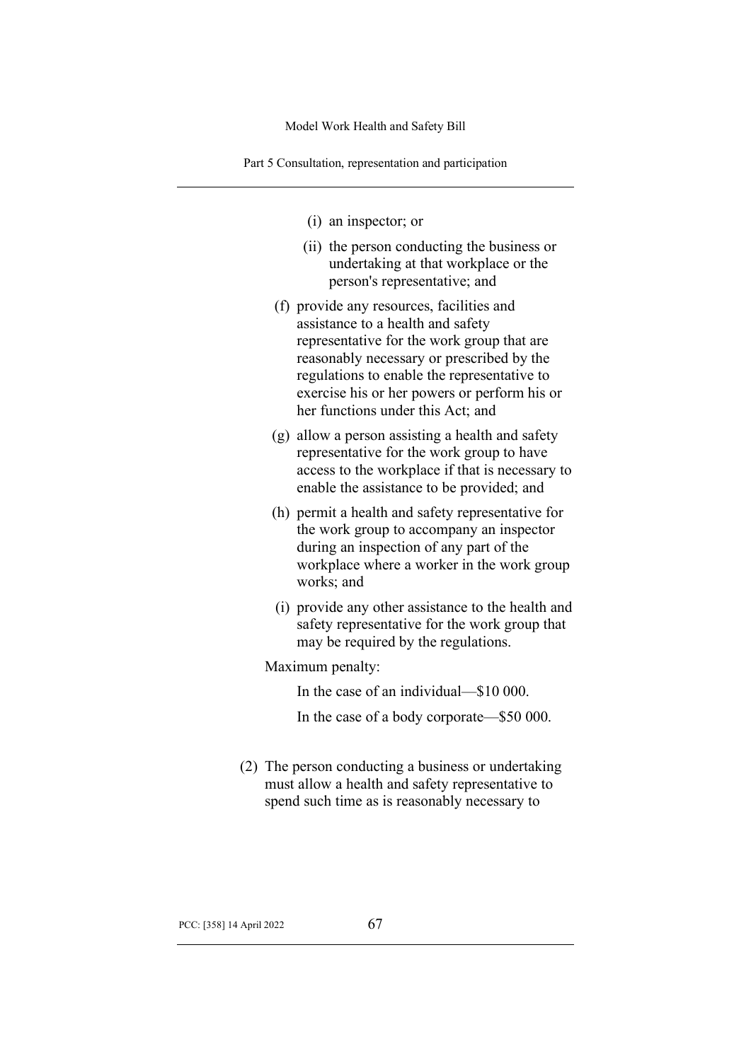(i) an inspector; or

(ii) the person conducting the business or undertaking at that workplace or the person's representative; and

(f) provide any resources, facilities and assistance to a health and safety representative for the work group that are reasonably necessary or prescribed by the regulations to enable the representative to exercise his or her powers or perform his or her functions under this Act; and

(g) allow a person assisting a health and safety representative for the work group to have access to the workplace if that is necessary to enable the assistance to be provided; and

(h) permit a health and safety representative for the work group to accompany an inspector during an inspection of any part of the workplace where a worker in the work group works; and

(i) provide any other assistance to the health and safety representative for the work group that may be required by the regulations.

Maximum penalty:

In the case of an individual—$10 000.

In the case of a body corporate—$50 000.

(2) The person conducting a business or undertaking must allow a health and safety representative to spend such time as is reasonably necessary to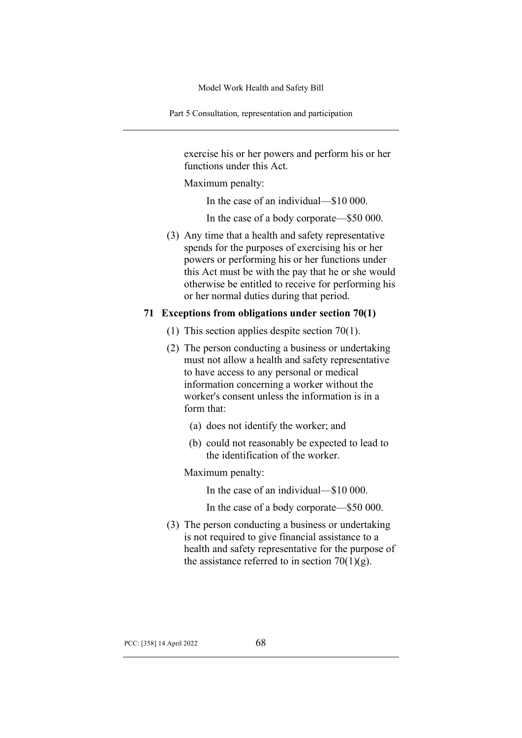exercise his or her powers and perform his or her functions under this Act.

Maximum penalty:

In the case of an individual—$10 000.

In the case of a body corporate—$50 000.

(3) Any time that a health and safety representative spends for the purposes of exercising his or her powers or performing his or her functions under this Act must be with the pay that he or she would otherwise be entitled to receive for performing his or her normal duties during that period.

### 71 Exceptions from obligations under section 70(1)

(1) This section applies despite section 70(1).

(2) The person conducting a business or undertaking must not allow a health and safety representative to have access to any personal or medical information concerning a worker without the worker's consent unless the information is in a form that:

(a) does not identify the worker; and

(b) could not reasonably be expected to lead to the identification of the worker.

Maximum penalty:

In the case of an individual—$10 000.

In the case of a body corporate—$50 000.

(3) The person conducting a business or undertaking is not required to give financial assistance to a health and safety representative for the purpose of the assistance referred to in section 70(1)(g).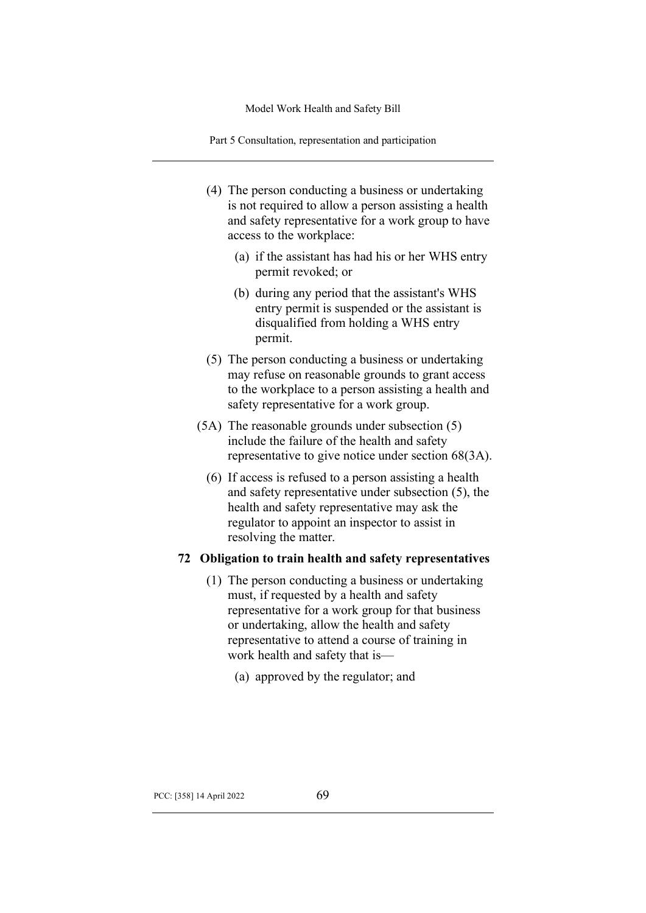(4) The person conducting a business or undertaking is not required to allow a person assisting a health and safety representative for a work group to have access to the workplace:

   (a) if the assistant has had his or her WHS entry permit revoked; or

   (b) during any period that the assistant's WHS entry permit is suspended or the assistant is disqualified from holding a WHS entry permit.

(5) The person conducting a business or undertaking may refuse on reasonable grounds to grant access to the workplace to a person assisting a health and safety representative for a work group.

(5A) The reasonable grounds under subsection (5) include the failure of the health and safety representative to give notice under section 68(3A).

(6) If access is refused to a person assisting a health and safety representative under subsection (5), the health and safety representative may ask the regulator to appoint an inspector to assist in resolving the matter.

### 72 Obligation to train health and safety representatives

(1) The person conducting a business or undertaking must, if requested by a health and safety representative for a work group for that business or undertaking, allow the health and safety representative to attend a course of training in work health and safety that is—

   (a) approved by the regulator; and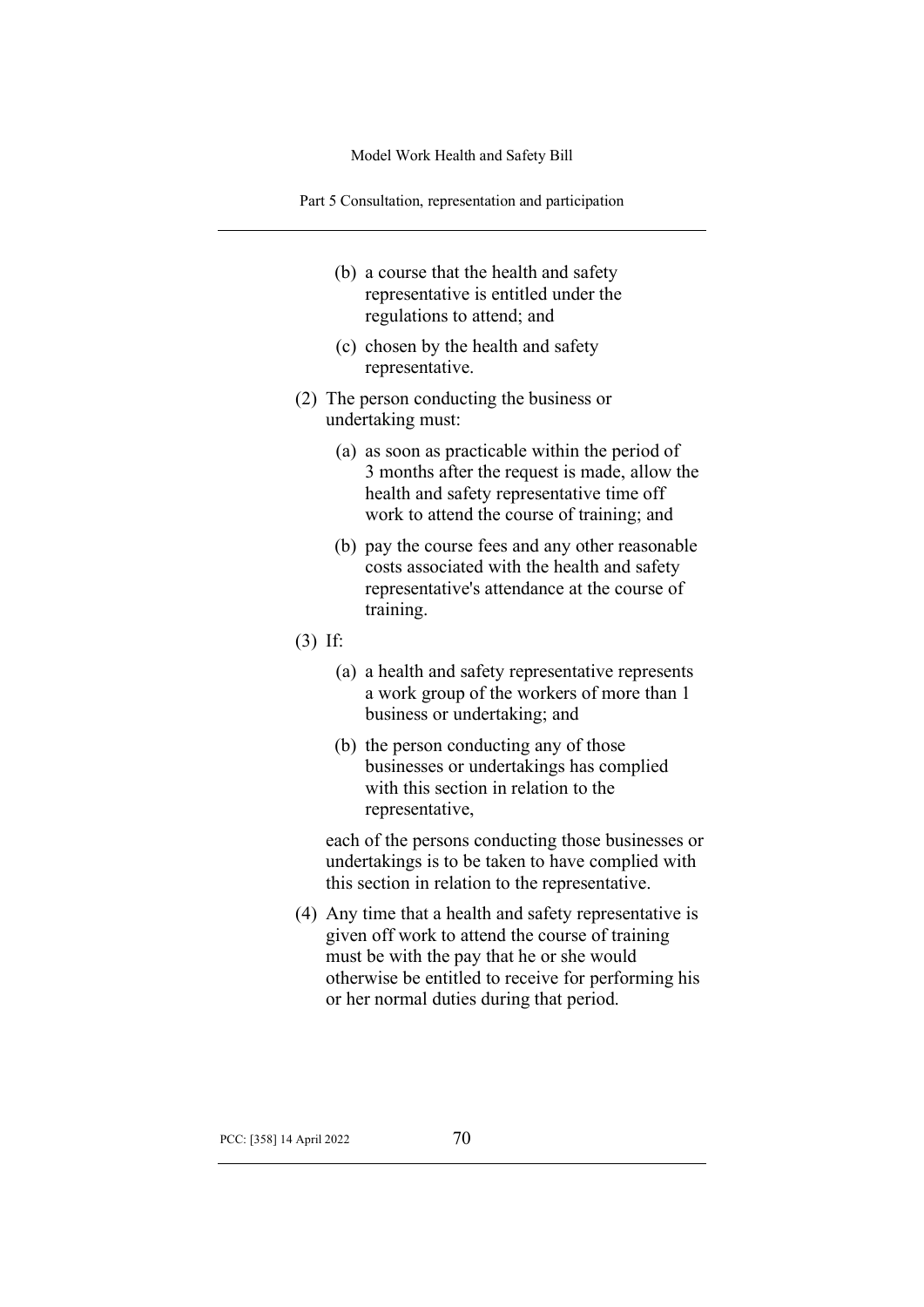(b) a course that the health and safety representative is entitled under the regulations to attend; and

(c) chosen by the health and safety representative.

(2) The person conducting the business or undertaking must:

(a) as soon as practicable within the period of 3 months after the request is made, allow the health and safety representative time off work to attend the course of training; and

(b) pay the course fees and any other reasonable costs associated with the health and safety representative's attendance at the course of training.

(3) If:

(a) a health and safety representative represents a work group of the workers of more than 1 business or undertaking; and

(b) the person conducting any of those businesses or undertakings has complied with this section in relation to the representative,

each of the persons conducting those businesses or undertakings is to be taken to have complied with this section in relation to the representative.

(4) Any time that a health and safety representative is given off work to attend the course of training must be with the pay that he or she would otherwise be entitled to receive for performing his or her normal duties during that period.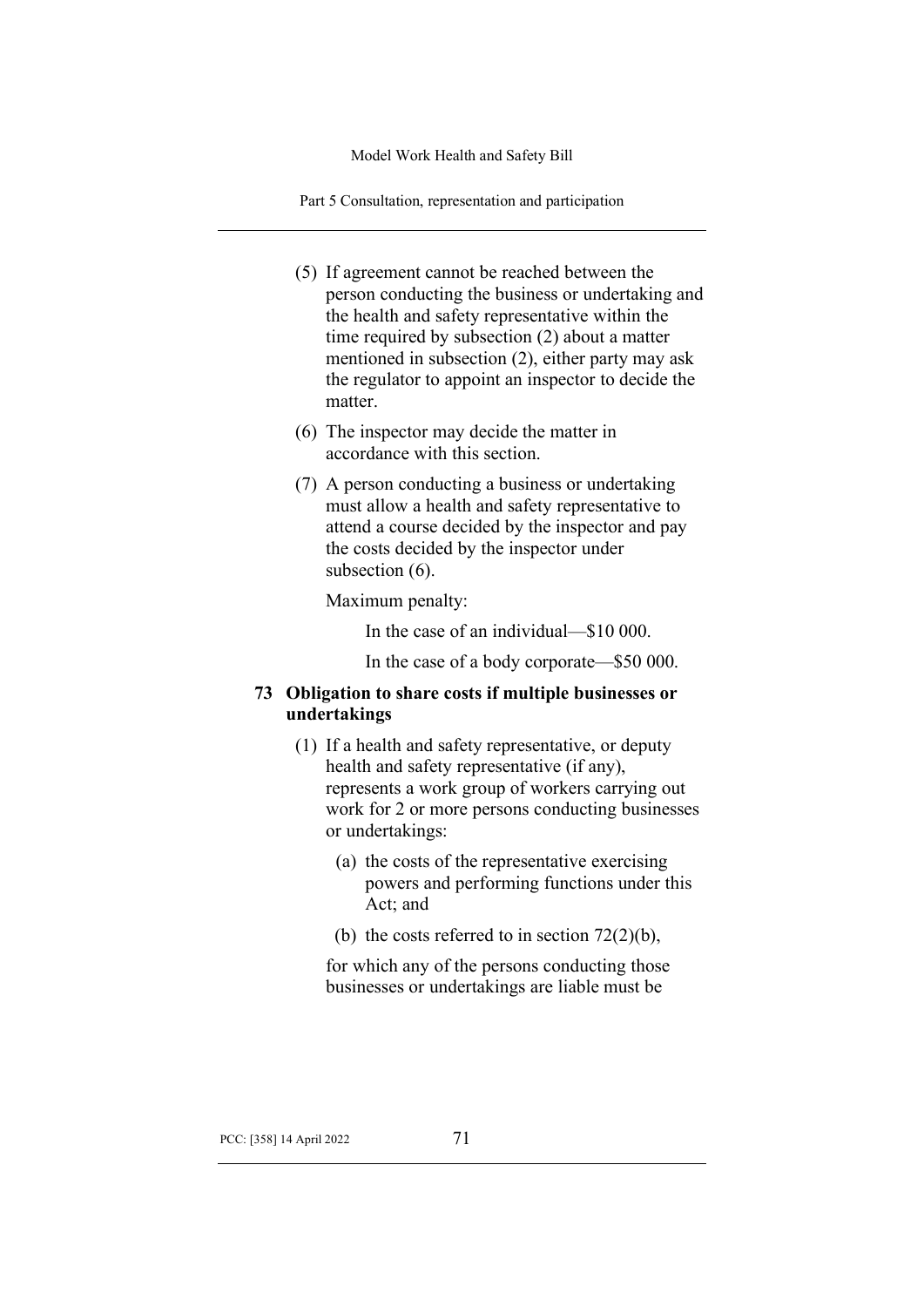(5) If agreement cannot be reached between the person conducting the business or undertaking and the health and safety representative within the time required by subsection (2) about a matter mentioned in subsection (2), either party may ask the regulator to appoint an inspector to decide the matter.

(6) The inspector may decide the matter in accordance with this section.

(7) A person conducting a business or undertaking must allow a health and safety representative to attend a course decided by the inspector and pay the costs decided by the inspector under subsection (6).

Maximum penalty:

In the case of an individual—$10 000.

In the case of a body corporate—$50 000.

### 73 Obligation to share costs if multiple businesses or undertakings

(1) If a health and safety representative, or deputy health and safety representative (if any), represents a work group of workers carrying out work for 2 or more persons conducting businesses or undertakings:

(a) the costs of the representative exercising powers and performing functions under this Act; and

(b) the costs referred to in section 72(2)(b),

for which any of the persons conducting those businesses or undertakings are liable must be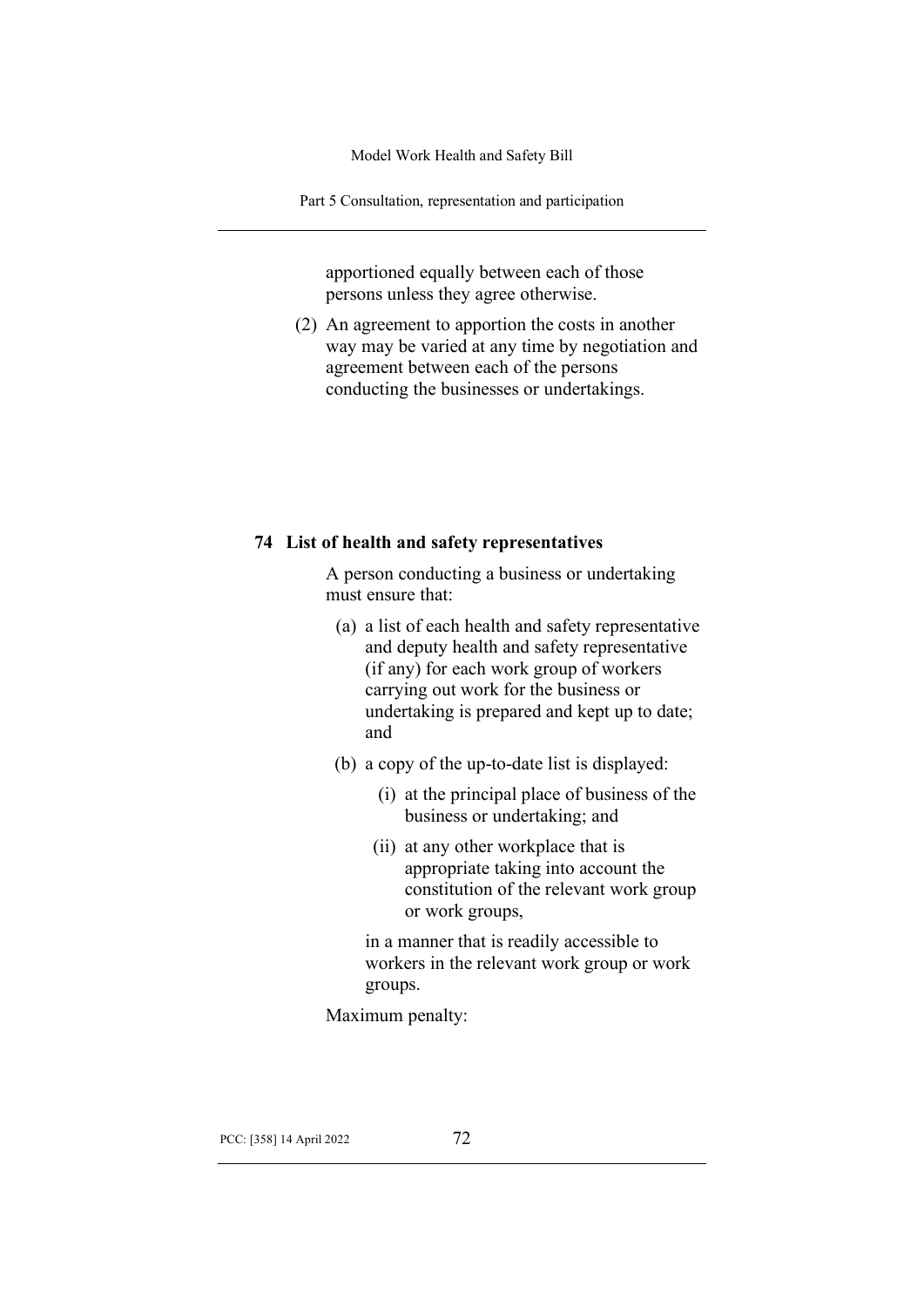apportioned equally between each of those persons unless they agree otherwise.

(2) An agreement to apportion the costs in another way may be varied at any time by negotiation and agreement between each of the persons conducting the businesses or undertakings.

### 74 List of health and safety representatives

A person conducting a business or undertaking must ensure that:

(a) a list of each health and safety representative and deputy health and safety representative (if any) for each work group of workers carrying out work for the business or undertaking is prepared and kept up to date; and

(b) a copy of the up-to-date list is displayed:

(i) at the principal place of business of the business or undertaking; and

(ii) at any other workplace that is appropriate taking into account the constitution of the relevant work group or work groups,

in a manner that is readily accessible to workers in the relevant work group or work groups.

Maximum penalty: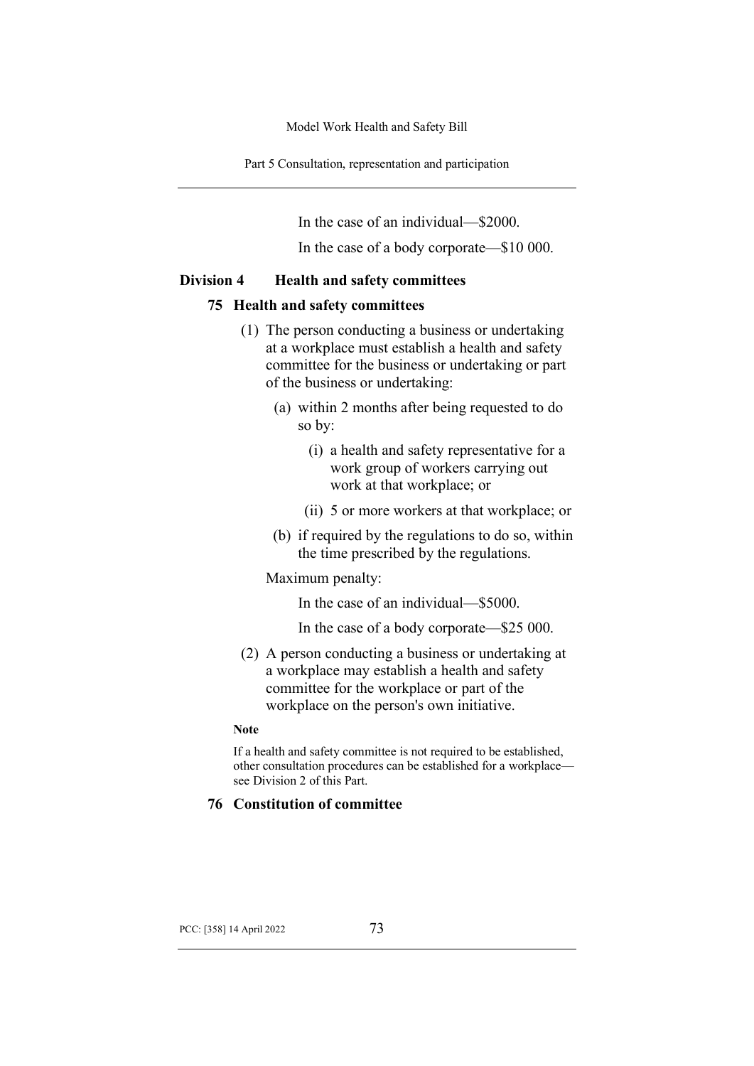In the case of an individual—$2000.

In the case of a body corporate—$10 000.

## Division 4 Health and safety committees

### 75 Health and safety committees

(1) The person conducting a business or undertaking at a workplace must establish a health and safety committee for the business or undertaking or part of the business or undertaking:

(a) within 2 months after being requested to do so by:

(i) a health and safety representative for a work group of workers carrying out work at that workplace; or

(ii) 5 or more workers at that workplace; or

(b) if required by the regulations to do so, within the time prescribed by the regulations.

Maximum penalty:

In the case of an individual—$5000.

In the case of a body corporate—$25 000.

(2) A person conducting a business or undertaking at a workplace may establish a health and safety committee for the workplace or part of the workplace on the person's own initiative.

**Note**

If a health and safety committee is not required to be established, other consultation procedures can be established for a workplace—see Division 2 of this Part.

### 76 Constitution of committee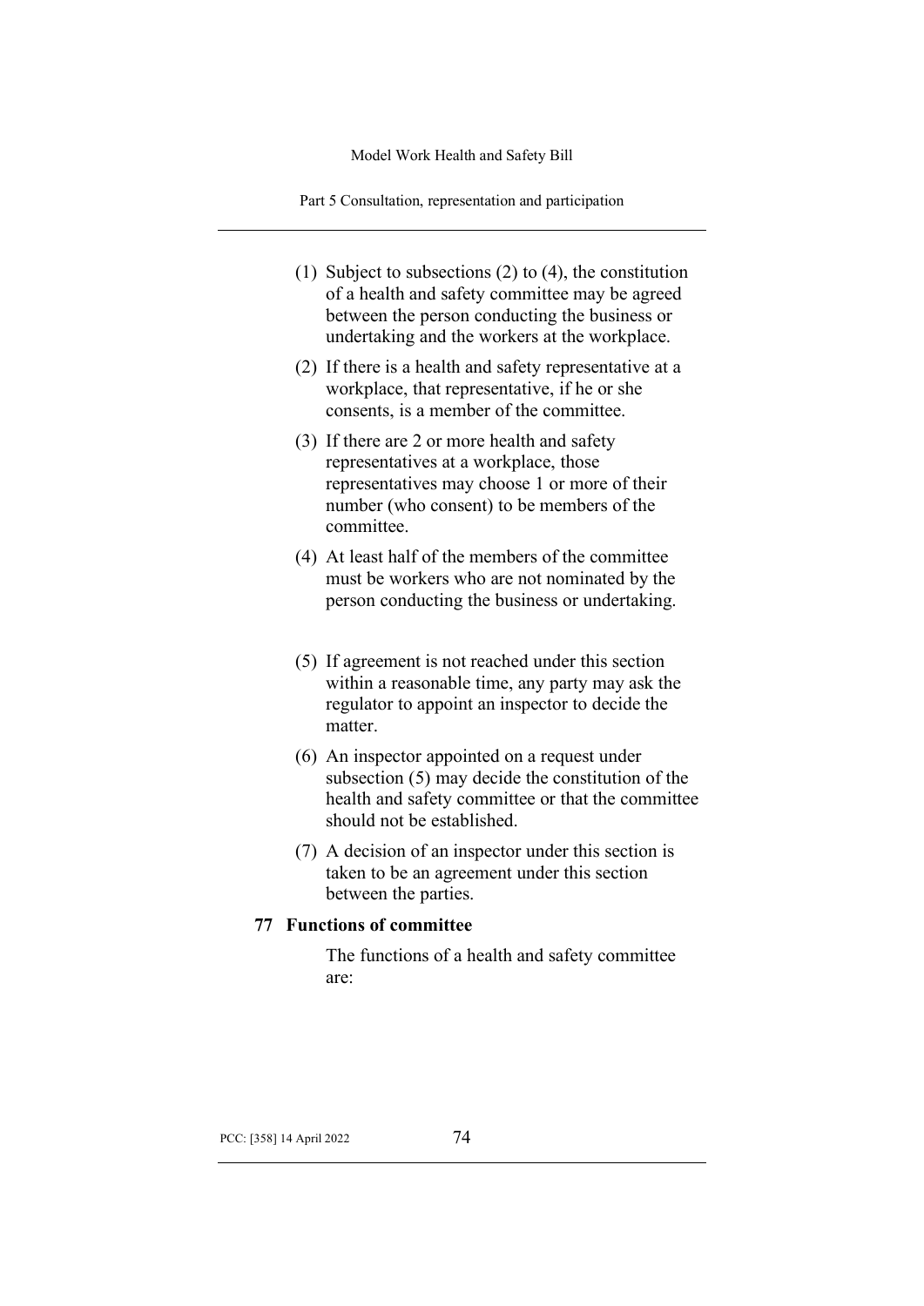(1) Subject to subsections (2) to (4), the constitution of a health and safety committee may be agreed between the person conducting the business or undertaking and the workers at the workplace.

(2) If there is a health and safety representative at a workplace, that representative, if he or she consents, is a member of the committee.

(3) If there are 2 or more health and safety representatives at a workplace, those representatives may choose 1 or more of their number (who consent) to be members of the committee.

(4) At least half of the members of the committee must be workers who are not nominated by the person conducting the business or undertaking.

(5) If agreement is not reached under this section within a reasonable time, any party may ask the regulator to appoint an inspector to decide the matter.

(6) An inspector appointed on a request under subsection (5) may decide the constitution of the health and safety committee or that the committee should not be established.

(7) A decision of an inspector under this section is taken to be an agreement under this section between the parties.

**77 Functions of committee**

The functions of a health and safety committee are: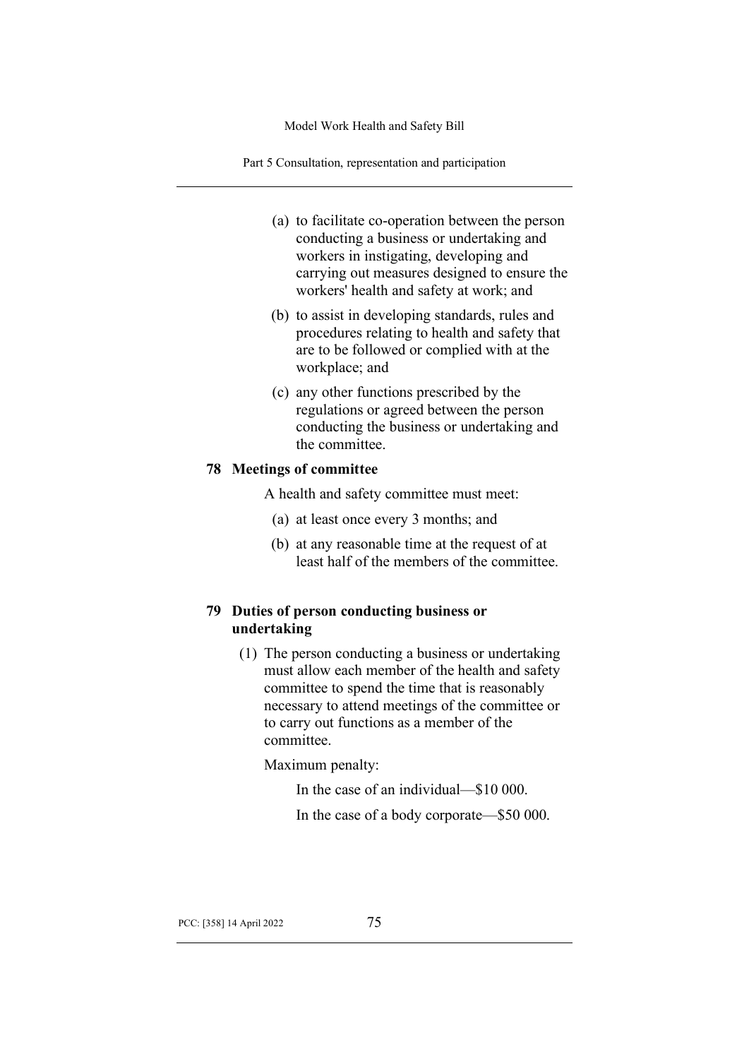(a) to facilitate co-operation between the person conducting a business or undertaking and workers in instigating, developing and carrying out measures designed to ensure the workers' health and safety at work; and

(b) to assist in developing standards, rules and procedures relating to health and safety that are to be followed or complied with at the workplace; and

(c) any other functions prescribed by the regulations or agreed between the person conducting the business or undertaking and the committee.

### 78 Meetings of committee

A health and safety committee must meet:

(a) at least once every 3 months; and

(b) at any reasonable time at the request of at least half of the members of the committee.

### 79 Duties of person conducting business or undertaking

(1) The person conducting a business or undertaking must allow each member of the health and safety committee to spend the time that is reasonably necessary to attend meetings of the committee or to carry out functions as a member of the committee.

Maximum penalty:

In the case of an individual—$10 000.

In the case of a body corporate—$50 000.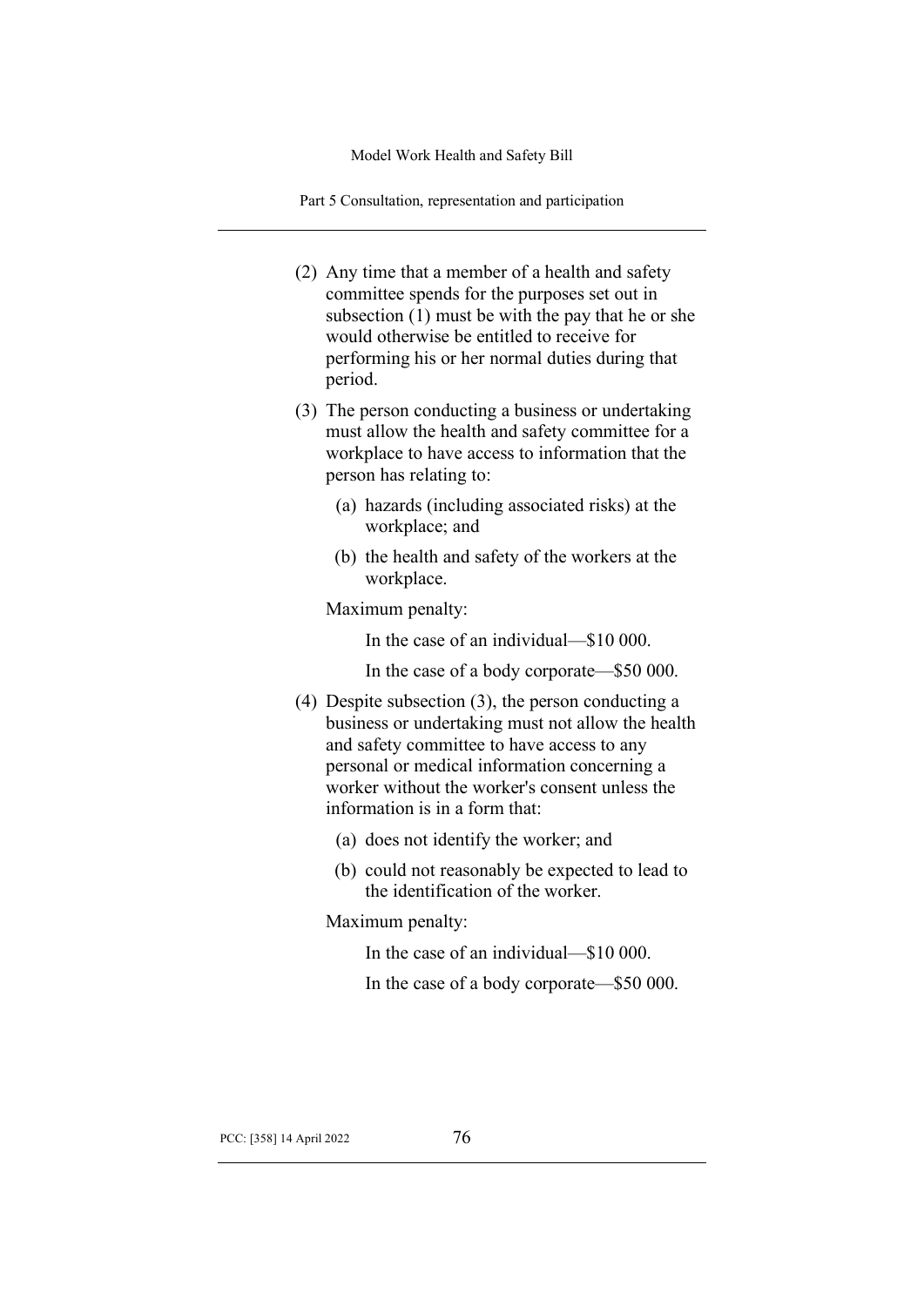(2) Any time that a member of a health and safety committee spends for the purposes set out in subsection (1) must be with the pay that he or she would otherwise be entitled to receive for performing his or her normal duties during that period.

(3) The person conducting a business or undertaking must allow the health and safety committee for a workplace to have access to information that the person has relating to:

(a) hazards (including associated risks) at the workplace; and

(b) the health and safety of the workers at the workplace.

Maximum penalty:

In the case of an individual—$10 000.

In the case of a body corporate—$50 000.

(4) Despite subsection (3), the person conducting a business or undertaking must not allow the health and safety committee to have access to any personal or medical information concerning a worker without the worker's consent unless the information is in a form that:

(a) does not identify the worker; and

(b) could not reasonably be expected to lead to the identification of the worker.

Maximum penalty:

In the case of an individual—$10 000.

In the case of a body corporate—$50 000.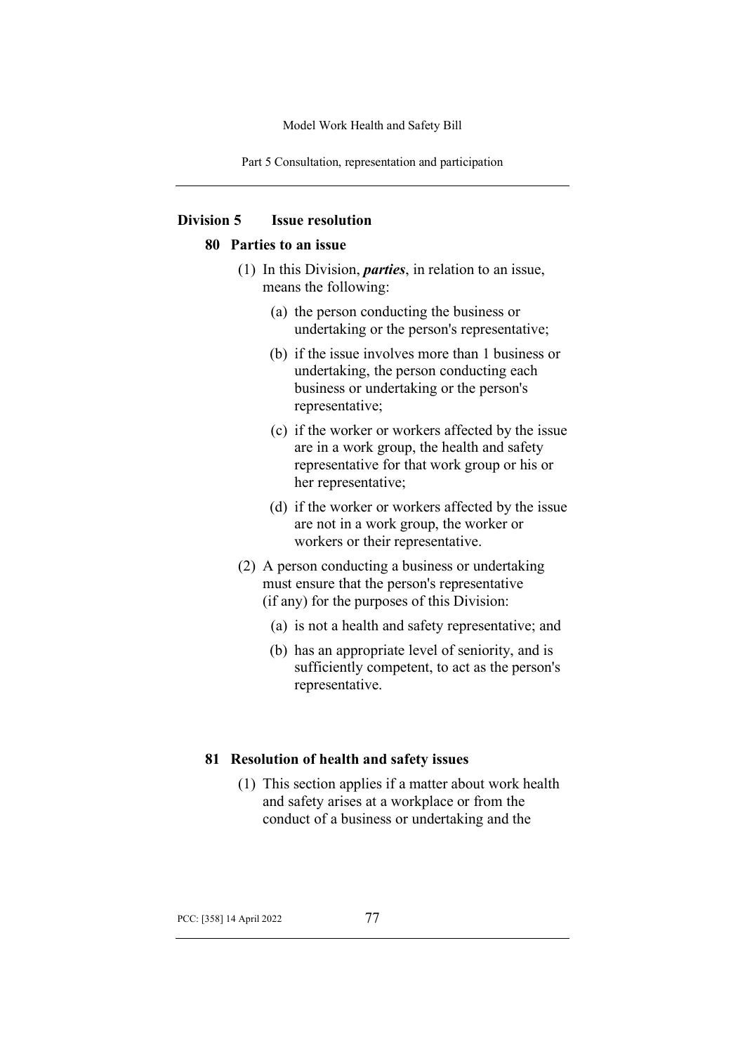## Division 5 Issue resolution

### 80 Parties to an issue

(1) In this Division, ***parties***, in relation to an issue, means the following:

(a) the person conducting the business or undertaking or the person's representative;

(b) if the issue involves more than 1 business or undertaking, the person conducting each business or undertaking or the person's representative;

(c) if the worker or workers affected by the issue are in a work group, the health and safety representative for that work group or his or her representative;

(d) if the worker or workers affected by the issue are not in a work group, the worker or workers or their representative.

(2) A person conducting a business or undertaking must ensure that the person's representative (if any) for the purposes of this Division:

(a) is not a health and safety representative; and

(b) has an appropriate level of seniority, and is sufficiently competent, to act as the person's representative.

### 81 Resolution of health and safety issues

(1) This section applies if a matter about work health and safety arises at a workplace or from the conduct of a business or undertaking and the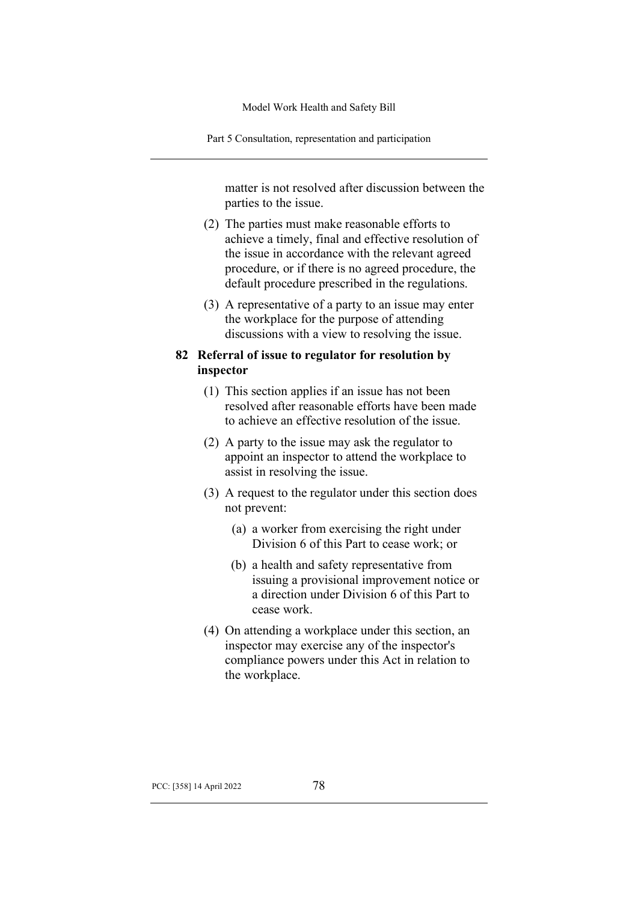matter is not resolved after discussion between the parties to the issue.

(2) The parties must make reasonable efforts to achieve a timely, final and effective resolution of the issue in accordance with the relevant agreed procedure, or if there is no agreed procedure, the default procedure prescribed in the regulations.

(3) A representative of a party to an issue may enter the workplace for the purpose of attending discussions with a view to resolving the issue.

### 82 Referral of issue to regulator for resolution by inspector

(1) This section applies if an issue has not been resolved after reasonable efforts have been made to achieve an effective resolution of the issue.

(2) A party to the issue may ask the regulator to appoint an inspector to attend the workplace to assist in resolving the issue.

(3) A request to the regulator under this section does not prevent:

- (a) a worker from exercising the right under Division 6 of this Part to cease work; or
- (b) a health and safety representative from issuing a provisional improvement notice or a direction under Division 6 of this Part to cease work.

(4) On attending a workplace under this section, an inspector may exercise any of the inspector's compliance powers under this Act in relation to the workplace.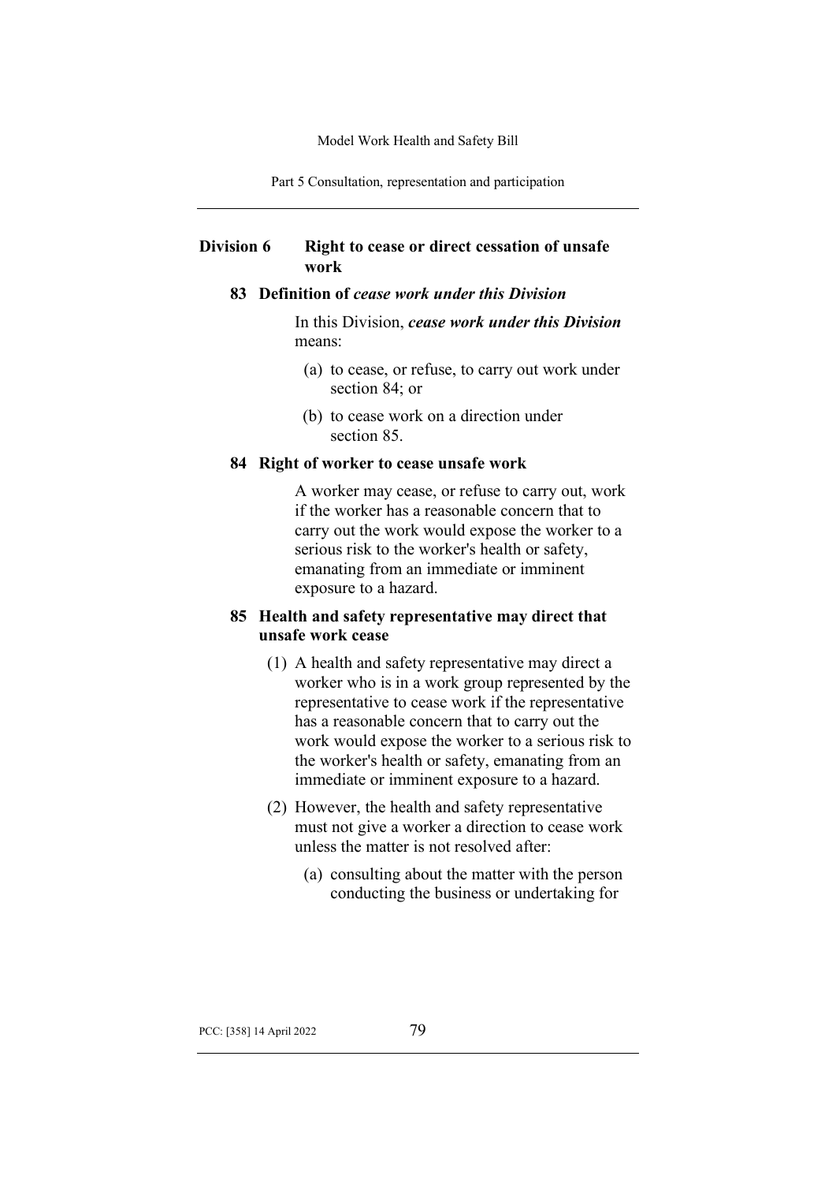## Division 6 Right to cease or direct cessation of unsafe work

### 83 Definition of *cease work under this Division*

In this Division, ***cease work under this Division*** means:

(a) to cease, or refuse, to carry out work under section 84; or

(b) to cease work on a direction under section 85.

### 84 Right of worker to cease unsafe work

A worker may cease, or refuse to carry out, work if the worker has a reasonable concern that to carry out the work would expose the worker to a serious risk to the worker's health or safety, emanating from an immediate or imminent exposure to a hazard.

### 85 Health and safety representative may direct that unsafe work cease

(1) A health and safety representative may direct a worker who is in a work group represented by the representative to cease work if the representative has a reasonable concern that to carry out the work would expose the worker to a serious risk to the worker's health or safety, emanating from an immediate or imminent exposure to a hazard.

(2) However, the health and safety representative must not give a worker a direction to cease work unless the matter is not resolved after:

(a) consulting about the matter with the person conducting the business or undertaking for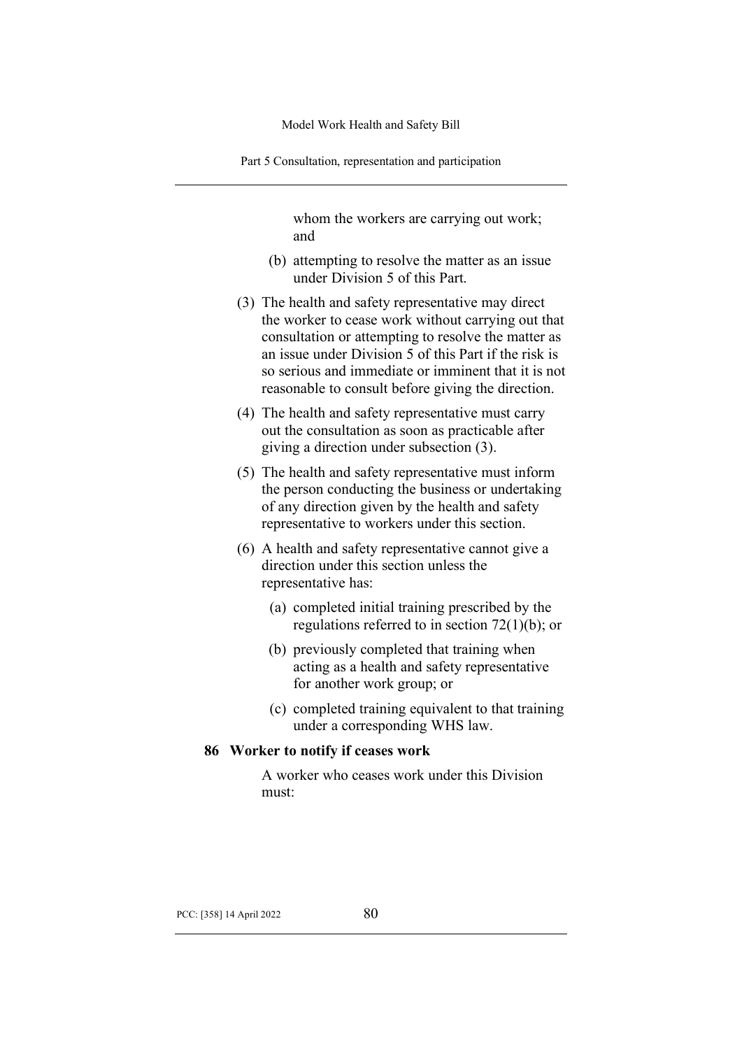whom the workers are carrying out work; and

(b) attempting to resolve the matter as an issue under Division 5 of this Part.

(3) The health and safety representative may direct the worker to cease work without carrying out that consultation or attempting to resolve the matter as an issue under Division 5 of this Part if the risk is so serious and immediate or imminent that it is not reasonable to consult before giving the direction.

(4) The health and safety representative must carry out the consultation as soon as practicable after giving a direction under subsection (3).

(5) The health and safety representative must inform the person conducting the business or undertaking of any direction given by the health and safety representative to workers under this section.

(6) A health and safety representative cannot give a direction under this section unless the representative has:

(a) completed initial training prescribed by the regulations referred to in section 72(1)(b); or

(b) previously completed that training when acting as a health and safety representative for another work group; or

(c) completed training equivalent to that training under a corresponding WHS law.

**86 Worker to notify if ceases work**

A worker who ceases work under this Division must: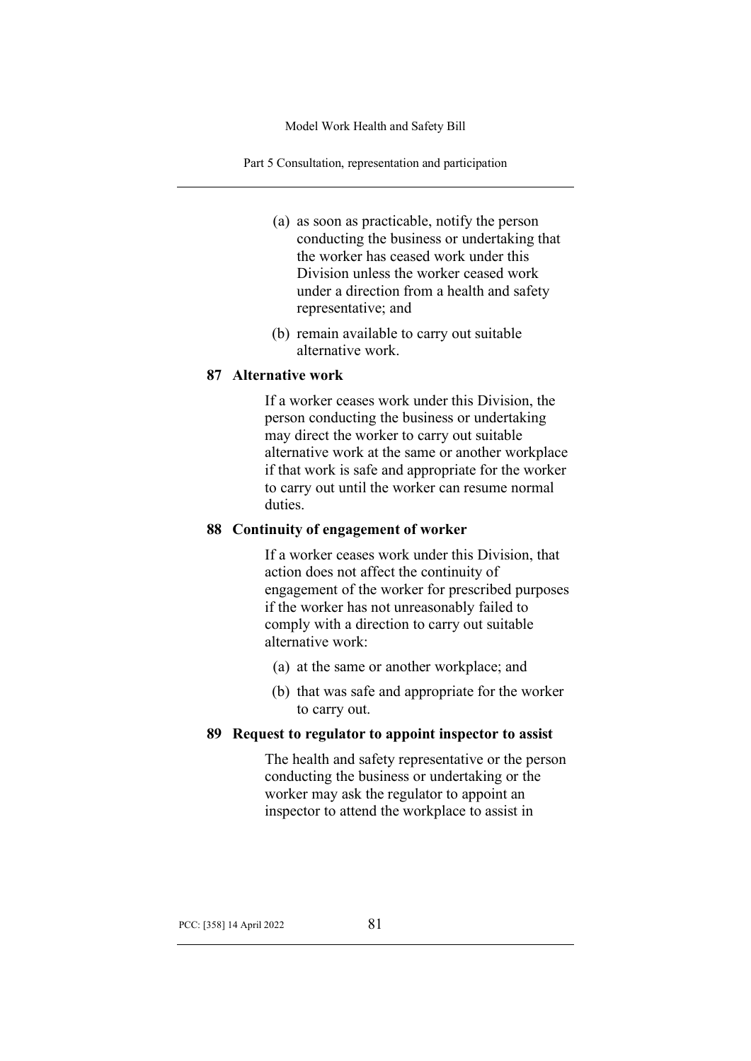(a) as soon as practicable, notify the person conducting the business or undertaking that the worker has ceased work under this Division unless the worker ceased work under a direction from a health and safety representative; and

(b) remain available to carry out suitable alternative work.

### 87 Alternative work

If a worker ceases work under this Division, the person conducting the business or undertaking may direct the worker to carry out suitable alternative work at the same or another workplace if that work is safe and appropriate for the worker to carry out until the worker can resume normal duties.

### 88 Continuity of engagement of worker

If a worker ceases work under this Division, that action does not affect the continuity of engagement of the worker for prescribed purposes if the worker has not unreasonably failed to comply with a direction to carry out suitable alternative work:

(a) at the same or another workplace; and

(b) that was safe and appropriate for the worker to carry out.

### 89 Request to regulator to appoint inspector to assist

The health and safety representative or the person conducting the business or undertaking or the worker may ask the regulator to appoint an inspector to attend the workplace to assist in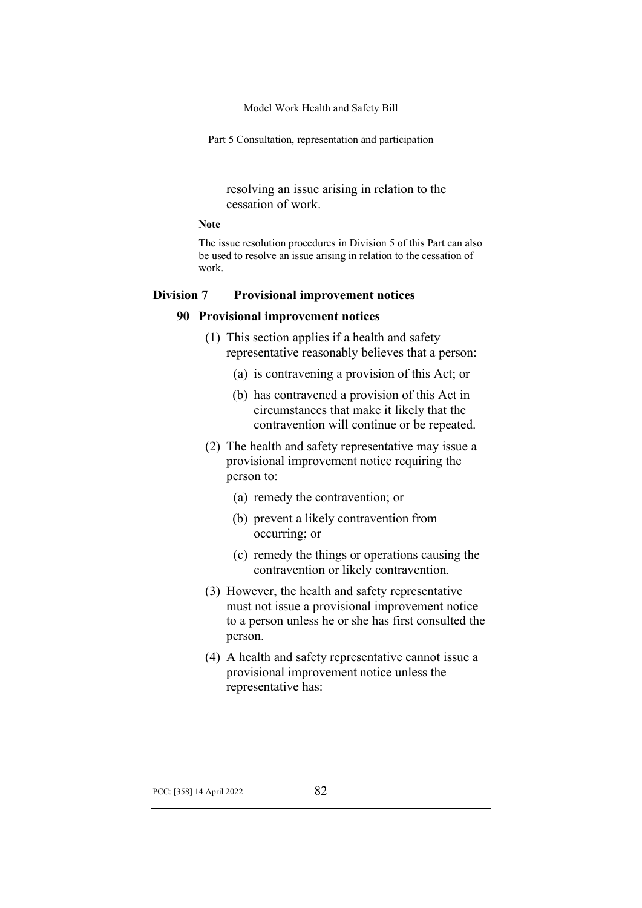resolving an issue arising in relation to the cessation of work.

**Note**

The issue resolution procedures in Division 5 of this Part can also be used to resolve an issue arising in relation to the cessation of work.

## Division 7 Provisional improvement notices

### 90 Provisional improvement notices

(1) This section applies if a health and safety representative reasonably believes that a person:

(a) is contravening a provision of this Act; or

(b) has contravened a provision of this Act in circumstances that make it likely that the contravention will continue or be repeated.

(2) The health and safety representative may issue a provisional improvement notice requiring the person to:

(a) remedy the contravention; or

(b) prevent a likely contravention from occurring; or

(c) remedy the things or operations causing the contravention or likely contravention.

(3) However, the health and safety representative must not issue a provisional improvement notice to a person unless he or she has first consulted the person.

(4) A health and safety representative cannot issue a provisional improvement notice unless the representative has: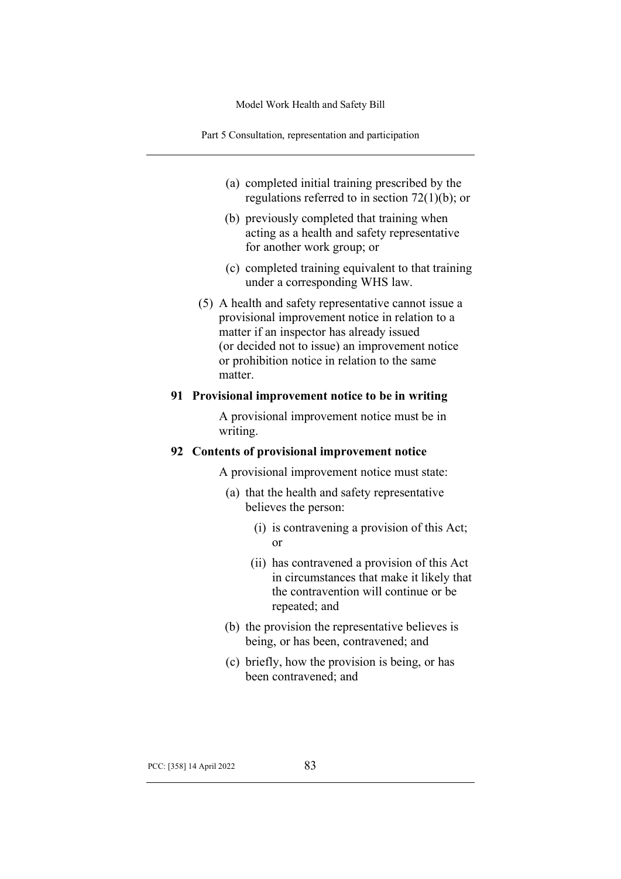(a) completed initial training prescribed by the regulations referred to in section 72(1)(b); or

(b) previously completed that training when acting as a health and safety representative for another work group; or

(c) completed training equivalent to that training under a corresponding WHS law.

(5) A health and safety representative cannot issue a provisional improvement notice in relation to a matter if an inspector has already issued (or decided not to issue) an improvement notice or prohibition notice in relation to the same matter.

### 91 Provisional improvement notice to be in writing

A provisional improvement notice must be in writing.

### 92 Contents of provisional improvement notice

A provisional improvement notice must state:

(a) that the health and safety representative believes the person:

(i) is contravening a provision of this Act; or

(ii) has contravened a provision of this Act in circumstances that make it likely that the contravention will continue or be repeated; and

(b) the provision the representative believes is being, or has been, contravened; and

(c) briefly, how the provision is being, or has been contravened; and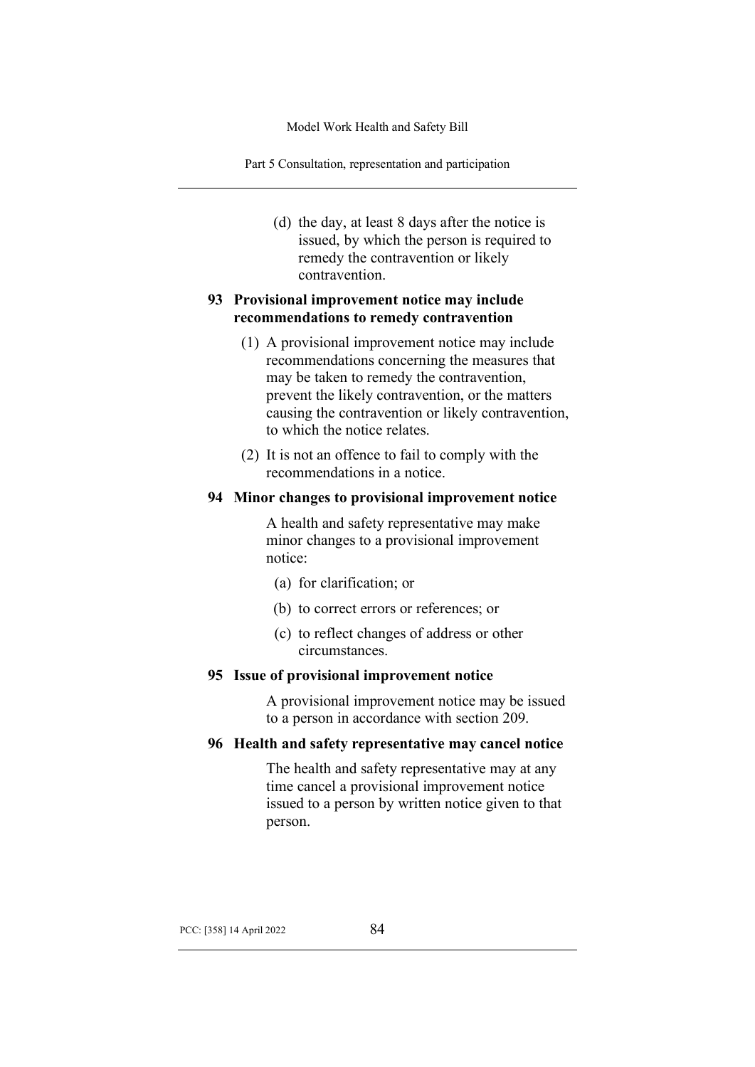(d) the day, at least 8 days after the notice is issued, by which the person is required to remedy the contravention or likely contravention.

### 93 Provisional improvement notice may include recommendations to remedy contravention

(1) A provisional improvement notice may include recommendations concerning the measures that may be taken to remedy the contravention, prevent the likely contravention, or the matters causing the contravention or likely contravention, to which the notice relates.

(2) It is not an offence to fail to comply with the recommendations in a notice.

### 94 Minor changes to provisional improvement notice

A health and safety representative may make minor changes to a provisional improvement notice:

(a) for clarification; or

(b) to correct errors or references; or

(c) to reflect changes of address or other circumstances.

### 95 Issue of provisional improvement notice

A provisional improvement notice may be issued to a person in accordance with section 209.

### 96 Health and safety representative may cancel notice

The health and safety representative may at any time cancel a provisional improvement notice issued to a person by written notice given to that person.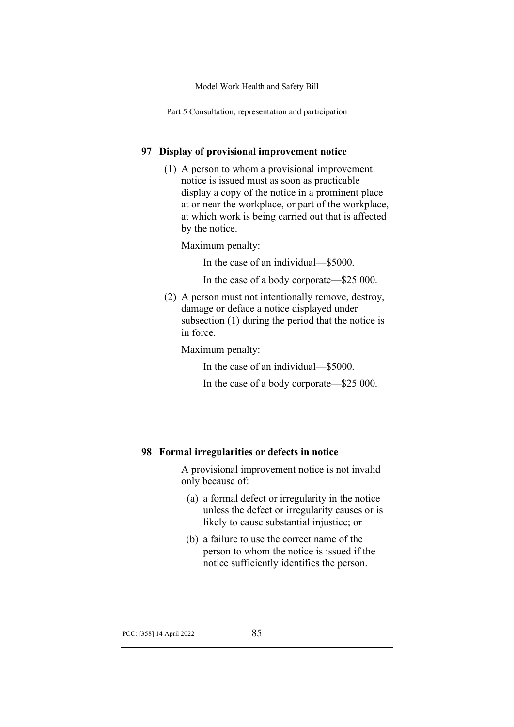## 97 Display of provisional improvement notice

(1) A person to whom a provisional improvement notice is issued must as soon as practicable display a copy of the notice in a prominent place at or near the workplace, or part of the workplace, at which work is being carried out that is affected by the notice.

Maximum penalty:

In the case of an individual—$5000.

In the case of a body corporate—$25 000.

(2) A person must not intentionally remove, destroy, damage or deface a notice displayed under subsection (1) during the period that the notice is in force.

Maximum penalty:

In the case of an individual—$5000.

In the case of a body corporate—$25 000.

## 98 Formal irregularities or defects in notice

A provisional improvement notice is not invalid only because of:

(a) a formal defect or irregularity in the notice unless the defect or irregularity causes or is likely to cause substantial injustice; or

(b) a failure to use the correct name of the person to whom the notice is issued if the notice sufficiently identifies the person.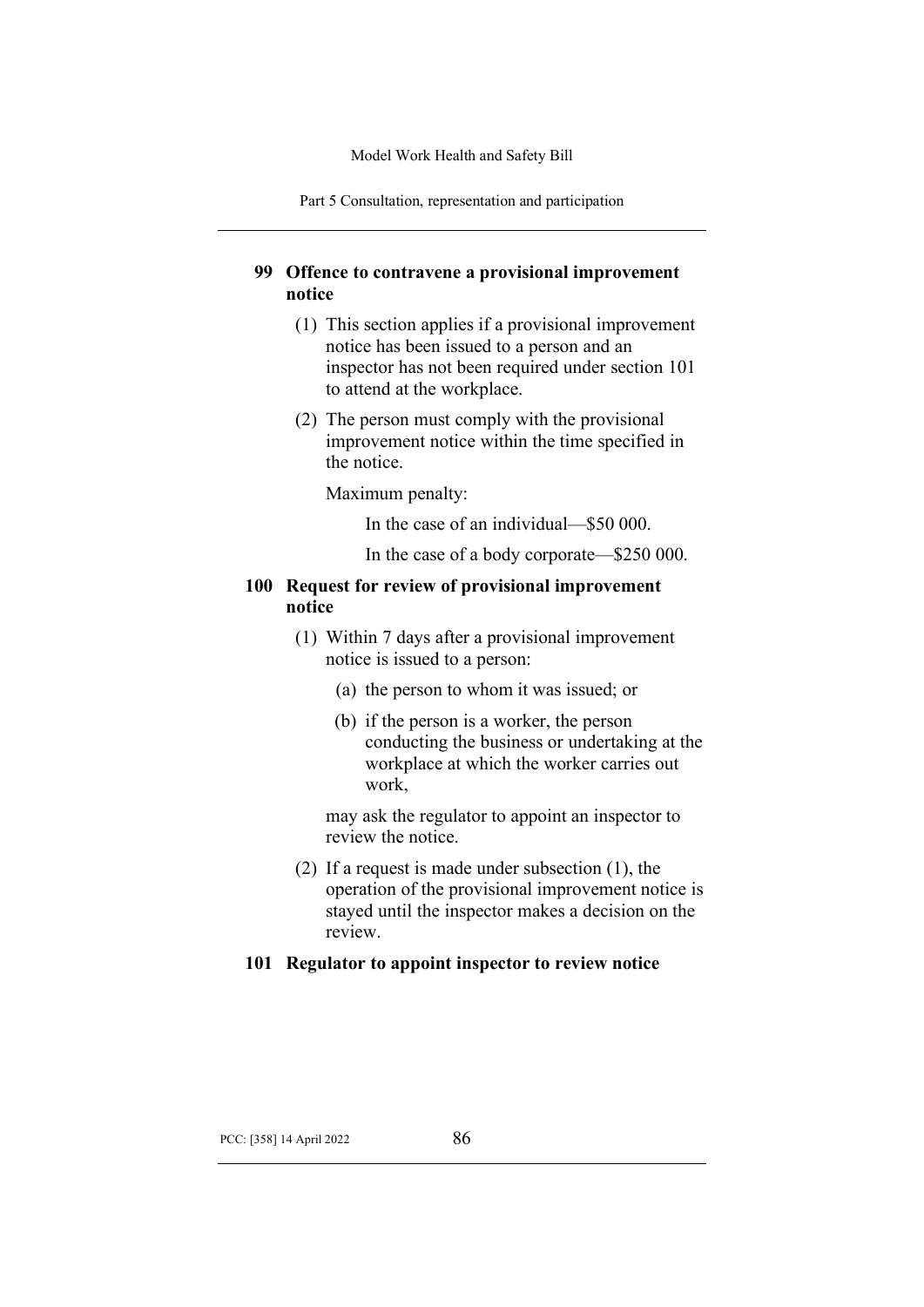### 99 Offence to contravene a provisional improvement notice

(1) This section applies if a provisional improvement notice has been issued to a person and an inspector has not been required under section 101 to attend at the workplace.

(2) The person must comply with the provisional improvement notice within the time specified in the notice.

Maximum penalty:

In the case of an individual—$50 000.

In the case of a body corporate—$250 000.

### 100 Request for review of provisional improvement notice

(1) Within 7 days after a provisional improvement notice is issued to a person:

- (a) the person to whom it was issued; or
- (b) if the person is a worker, the person conducting the business or undertaking at the workplace at which the worker carries out work,

may ask the regulator to appoint an inspector to review the notice.

(2) If a request is made under subsection (1), the operation of the provisional improvement notice is stayed until the inspector makes a decision on the review.

### 101 Regulator to appoint inspector to review notice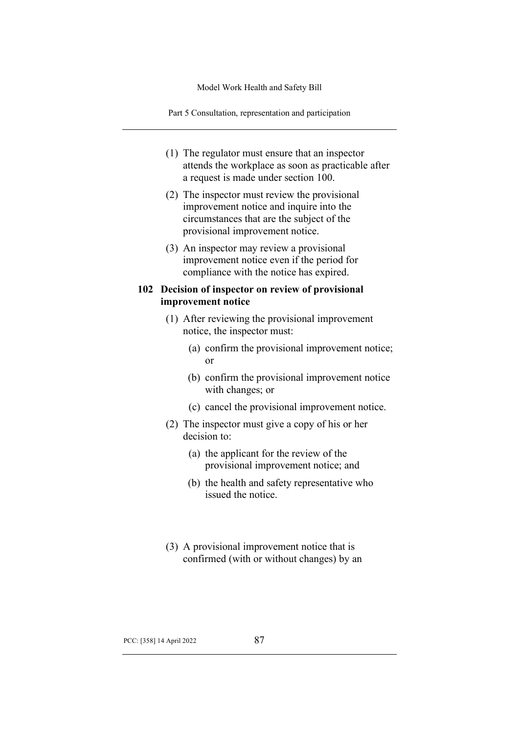(1) The regulator must ensure that an inspector attends the workplace as soon as practicable after a request is made under section 100.

(2) The inspector must review the provisional improvement notice and inquire into the circumstances that are the subject of the provisional improvement notice.

(3) An inspector may review a provisional improvement notice even if the period for compliance with the notice has expired.

## 102 Decision of inspector on review of provisional improvement notice

(1) After reviewing the provisional improvement notice, the inspector must:

  (a) confirm the provisional improvement notice; or

  (b) confirm the provisional improvement notice with changes; or

  (c) cancel the provisional improvement notice.

(2) The inspector must give a copy of his or her decision to:

  (a) the applicant for the review of the provisional improvement notice; and

  (b) the health and safety representative who issued the notice.

(3) A provisional improvement notice that is confirmed (with or without changes) by an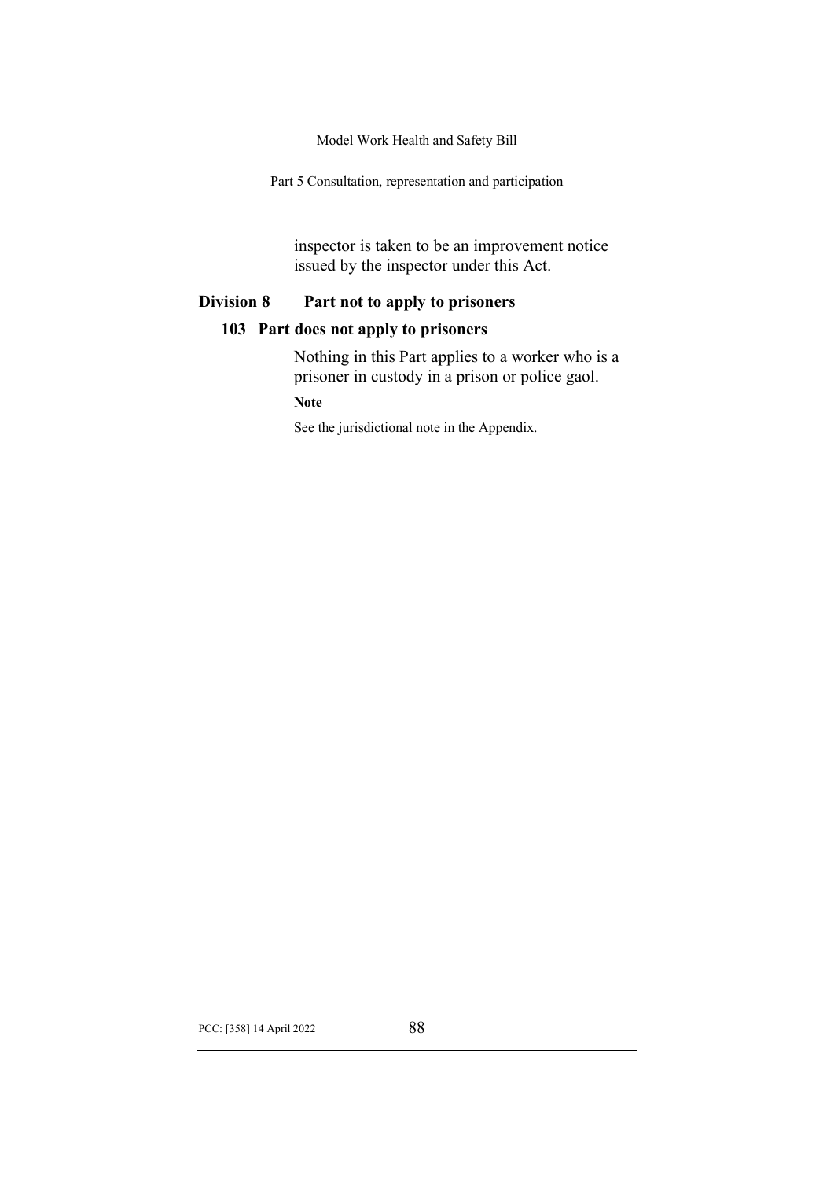inspector is taken to be an improvement notice issued by the inspector under this Act.

## Division 8 Part not to apply to prisoners

### 103 Part does not apply to prisoners

Nothing in this Part applies to a worker who is a prisoner in custody in a prison or police gaol.

**Note**

See the jurisdictional note in the Appendix.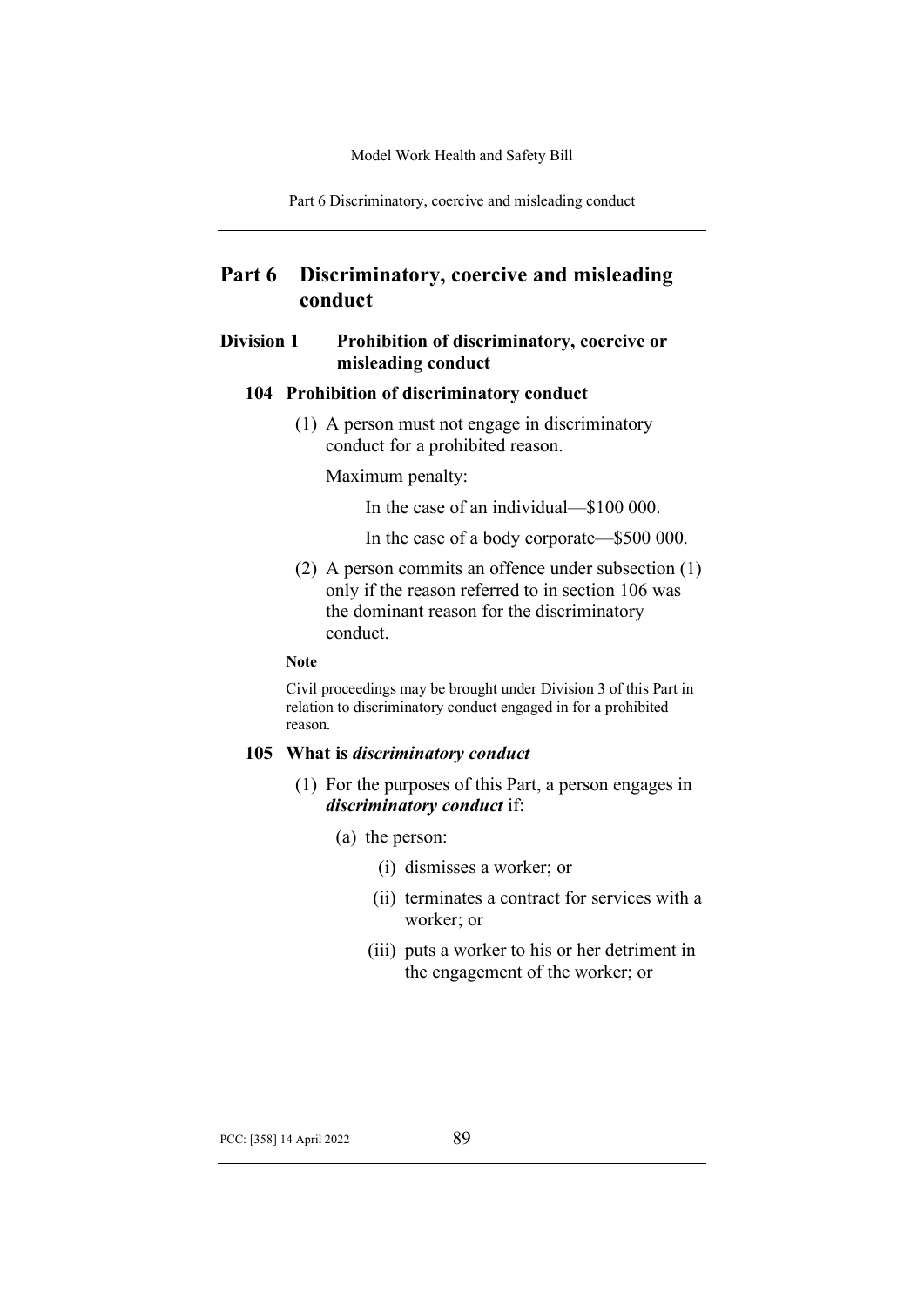# Part 6 Discriminatory, coercive and misleading conduct

## Division 1 Prohibition of discriminatory, coercive or misleading conduct

### 104 Prohibition of discriminatory conduct

(1) A person must not engage in discriminatory conduct for a prohibited reason.

Maximum penalty:

In the case of an individual—$100 000.

In the case of a body corporate—$500 000.

(2) A person commits an offence under subsection (1) only if the reason referred to in section 106 was the dominant reason for the discriminatory conduct.

**Note**

Civil proceedings may be brought under Division 3 of this Part in relation to discriminatory conduct engaged in for a prohibited reason.

### 105 What is *discriminatory conduct*

(1) For the purposes of this Part, a person engages in ***discriminatory conduct*** if:

(a) the person:

(i) dismisses a worker; or

(ii) terminates a contract for services with a worker; or

(iii) puts a worker to his or her detriment in the engagement of the worker; or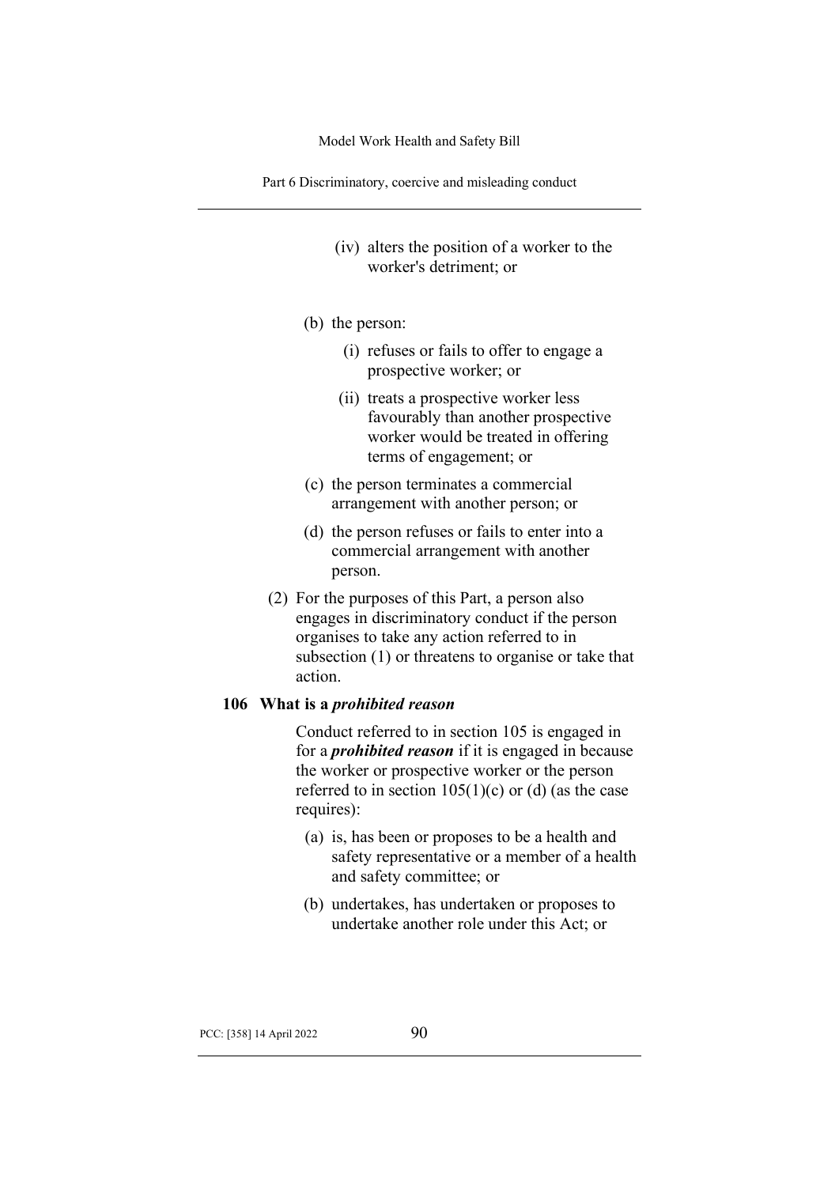(iv) alters the position of a worker to the worker's detriment; or

(b) the person:

(i) refuses or fails to offer to engage a prospective worker; or

(ii) treats a prospective worker less favourably than another prospective worker would be treated in offering terms of engagement; or

(c) the person terminates a commercial arrangement with another person; or

(d) the person refuses or fails to enter into a commercial arrangement with another person.

(2) For the purposes of this Part, a person also engages in discriminatory conduct if the person organises to take any action referred to in subsection (1) or threatens to organise or take that action.

### 106 What is a ***prohibited reason***

Conduct referred to in section 105 is engaged in for a ***prohibited reason*** if it is engaged in because the worker or prospective worker or the person referred to in section 105(1)(c) or (d) (as the case requires):

(a) is, has been or proposes to be a health and safety representative or a member of a health and safety committee; or

(b) undertakes, has undertaken or proposes to undertake another role under this Act; or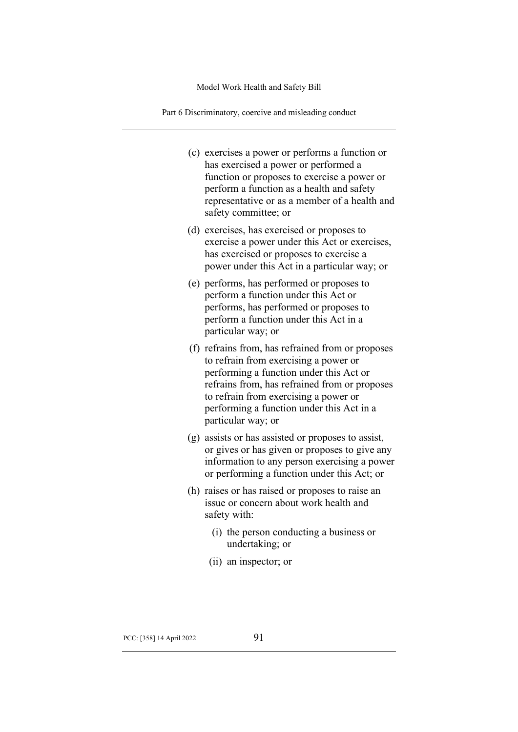(c) exercises a power or performs a function or has exercised a power or performed a function or proposes to exercise a power or perform a function as a health and safety representative or as a member of a health and safety committee; or

(d) exercises, has exercised or proposes to exercise a power under this Act or exercises, has exercised or proposes to exercise a power under this Act in a particular way; or

(e) performs, has performed or proposes to perform a function under this Act or performs, has performed or proposes to perform a function under this Act in a particular way; or

(f) refrains from, has refrained from or proposes to refrain from exercising a power or performing a function under this Act or refrains from, has refrained from or proposes to refrain from exercising a power or performing a function under this Act in a particular way; or

(g) assists or has assisted or proposes to assist, or gives or has given or proposes to give any information to any person exercising a power or performing a function under this Act; or

(h) raises or has raised or proposes to raise an issue or concern about work health and safety with:

  (i) the person conducting a business or undertaking; or

  (ii) an inspector; or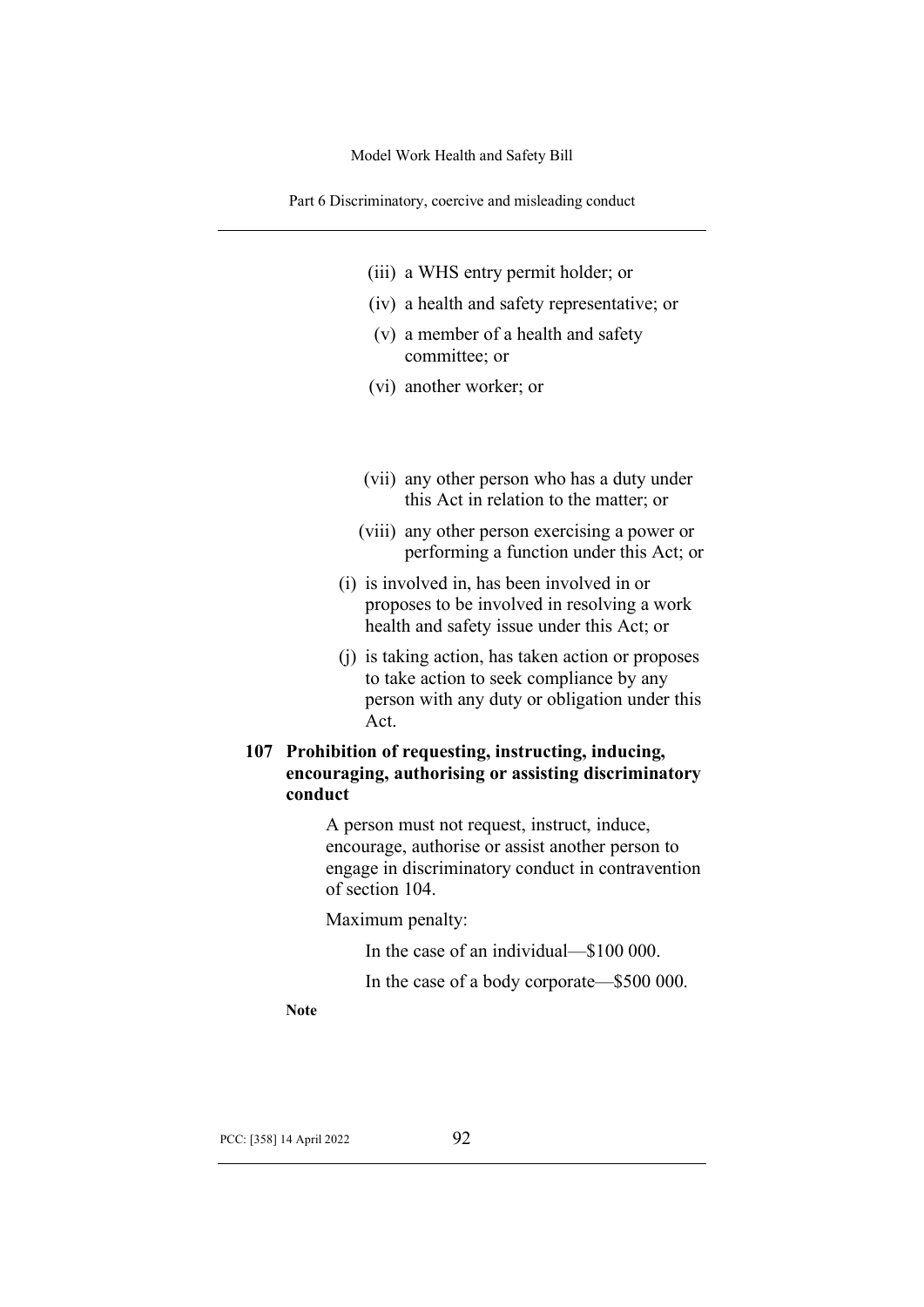- (iii) a WHS entry permit holder; or
- (iv) a health and safety representative; or
- (v) a member of a health and safety committee; or
- (vi) another worker; or
- (vii) any other person who has a duty under this Act in relation to the matter; or
- (viii) any other person exercising a power or performing a function under this Act; or

(i) is involved in, has been involved in or proposes to be involved in resolving a work health and safety issue under this Act; or

(j) is taking action, has taken action or proposes to take action to seek compliance by any person with any duty or obligation under this Act.

### 107 Prohibition of requesting, instructing, inducing, encouraging, authorising or assisting discriminatory conduct

A person must not request, instruct, induce, encourage, authorise or assist another person to engage in discriminatory conduct in contravention of section 104.

Maximum penalty:

In the case of an individual—\$100 000.

In the case of a body corporate—\$500 000.

**Note**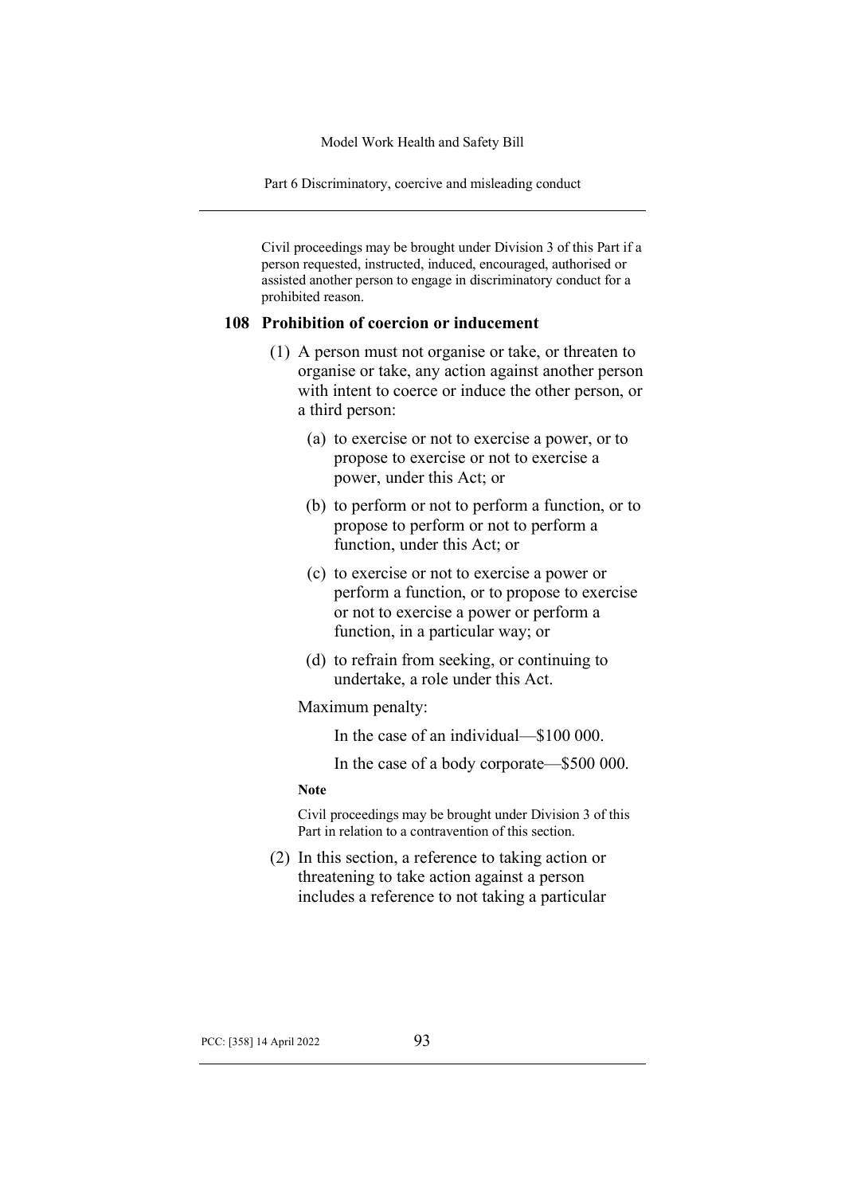Civil proceedings may be brought under Division 3 of this Part if a person requested, instructed, induced, encouraged, authorised or assisted another person to engage in discriminatory conduct for a prohibited reason.

### 108 Prohibition of coercion or inducement

(1) A person must not organise or take, or threaten to organise or take, any action against another person with intent to coerce or induce the other person, or a third person:

(a) to exercise or not to exercise a power, or to propose to exercise or not to exercise a power, under this Act; or

(b) to perform or not to perform a function, or to propose to perform or not to perform a function, under this Act; or

(c) to exercise or not to exercise a power or perform a function, or to propose to exercise or not to exercise a power or perform a function, in a particular way; or

(d) to refrain from seeking, or continuing to undertake, a role under this Act.

Maximum penalty:

In the case of an individual—$100 000.

In the case of a body corporate—$500 000.

**Note**

Civil proceedings may be brought under Division 3 of this Part in relation to a contravention of this section.

(2) In this section, a reference to taking action or threatening to take action against a person includes a reference to not taking a particular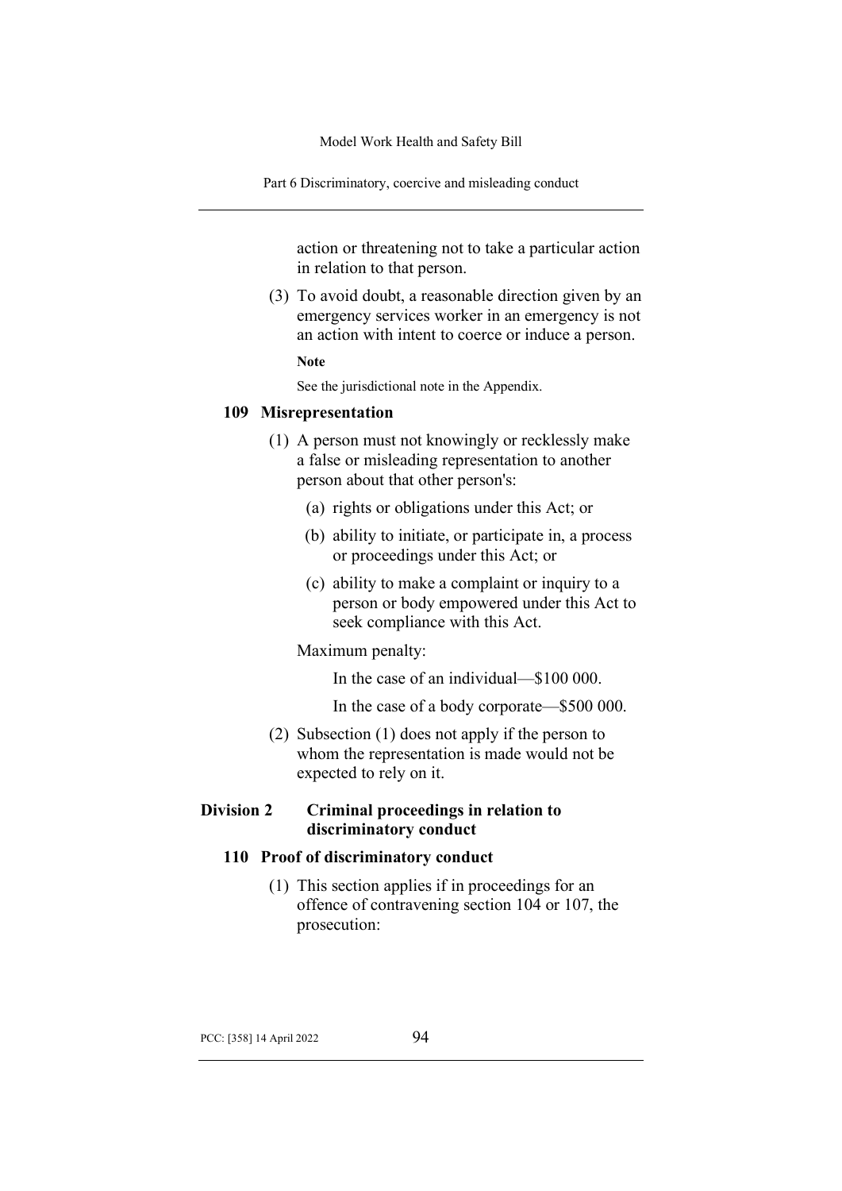action or threatening not to take a particular action in relation to that person.

(3) To avoid doubt, a reasonable direction given by an emergency services worker in an emergency is not an action with intent to coerce or induce a person.

**Note**

See the jurisdictional note in the Appendix.

### 109 Misrepresentation

(1) A person must not knowingly or recklessly make a false or misleading representation to another person about that other person's:

(a) rights or obligations under this Act; or

(b) ability to initiate, or participate in, a process or proceedings under this Act; or

(c) ability to make a complaint or inquiry to a person or body empowered under this Act to seek compliance with this Act.

Maximum penalty:

In the case of an individual—$100 000.

In the case of a body corporate—$500 000.

(2) Subsection (1) does not apply if the person to whom the representation is made would not be expected to rely on it.

## Division 2 Criminal proceedings in relation to discriminatory conduct

### 110 Proof of discriminatory conduct

(1) This section applies if in proceedings for an offence of contravening section 104 or 107, the prosecution: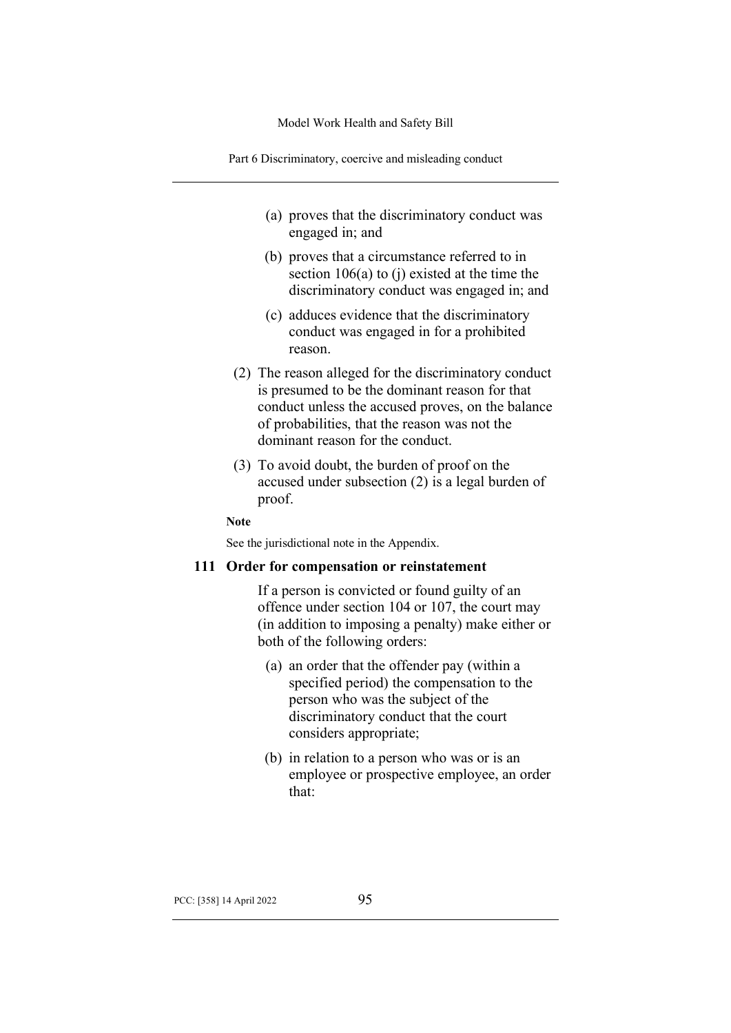(a) proves that the discriminatory conduct was engaged in; and

(b) proves that a circumstance referred to in section 106(a) to (j) existed at the time the discriminatory conduct was engaged in; and

(c) adduces evidence that the discriminatory conduct was engaged in for a prohibited reason.

(2) The reason alleged for the discriminatory conduct is presumed to be the dominant reason for that conduct unless the accused proves, on the balance of probabilities, that the reason was not the dominant reason for the conduct.

(3) To avoid doubt, the burden of proof on the accused under subsection (2) is a legal burden of proof.

**Note**

See the jurisdictional note in the Appendix.

### 111 Order for compensation or reinstatement

If a person is convicted or found guilty of an offence under section 104 or 107, the court may (in addition to imposing a penalty) make either or both of the following orders:

(a) an order that the offender pay (within a specified period) the compensation to the person who was the subject of the discriminatory conduct that the court considers appropriate;

(b) in relation to a person who was or is an employee or prospective employee, an order that: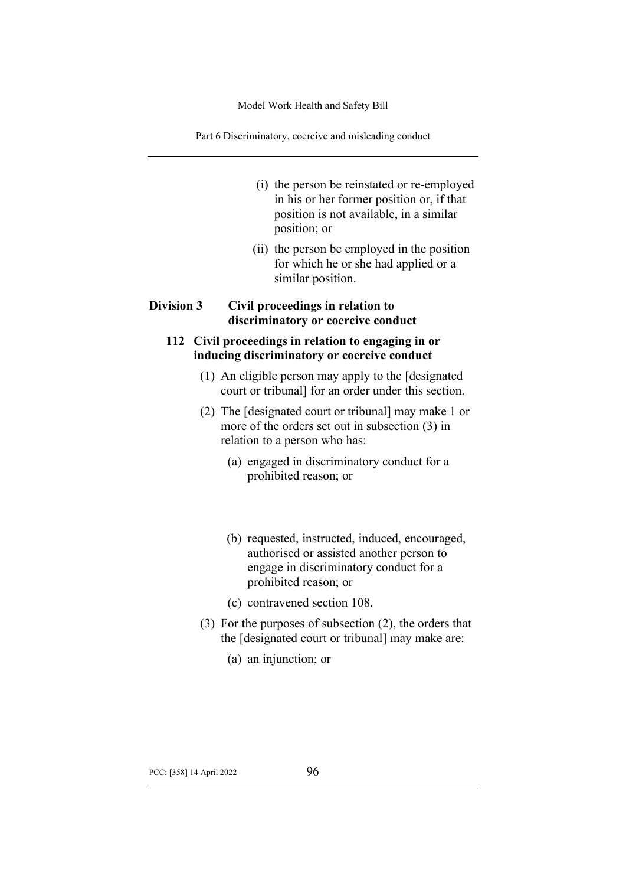(i) the person be reinstated or re-employed in his or her former position or, if that position is not available, in a similar position; or

(ii) the person be employed in the position for which he or she had applied or a similar position.

## Division 3 Civil proceedings in relation to discriminatory or coercive conduct

### 112 Civil proceedings in relation to engaging in or inducing discriminatory or coercive conduct

(1) An eligible person may apply to the [designated court or tribunal] for an order under this section.

(2) The [designated court or tribunal] may make 1 or more of the orders set out in subsection (3) in relation to a person who has:

(a) engaged in discriminatory conduct for a prohibited reason; or

(b) requested, instructed, induced, encouraged, authorised or assisted another person to engage in discriminatory conduct for a prohibited reason; or

(c) contravened section 108.

(3) For the purposes of subsection (2), the orders that the [designated court or tribunal] may make are:

(a) an injunction; or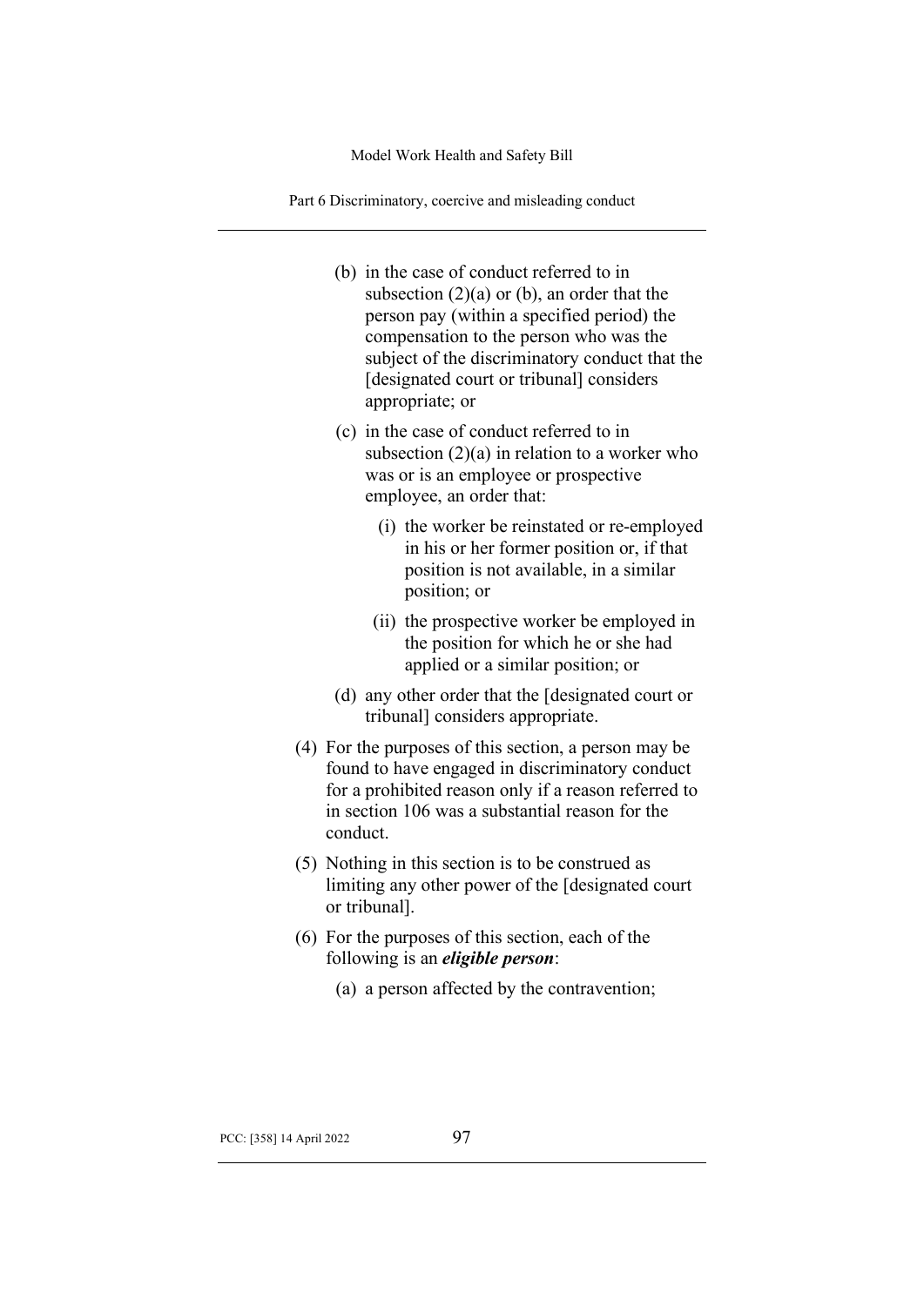(b) in the case of conduct referred to in subsection (2)(a) or (b), an order that the person pay (within a specified period) the compensation to the person who was the subject of the discriminatory conduct that the [designated court or tribunal] considers appropriate; or

(c) in the case of conduct referred to in subsection (2)(a) in relation to a worker who was or is an employee or prospective employee, an order that:

  (i) the worker be reinstated or re-employed in his or her former position or, if that position is not available, in a similar position; or

  (ii) the prospective worker be employed in the position for which he or she had applied or a similar position; or

(d) any other order that the [designated court or tribunal] considers appropriate.

(4) For the purposes of this section, a person may be found to have engaged in discriminatory conduct for a prohibited reason only if a reason referred to in section 106 was a substantial reason for the conduct.

(5) Nothing in this section is to be construed as limiting any other power of the [designated court or tribunal].

(6) For the purposes of this section, each of the following is an ***eligible person***:

  (a) a person affected by the contravention;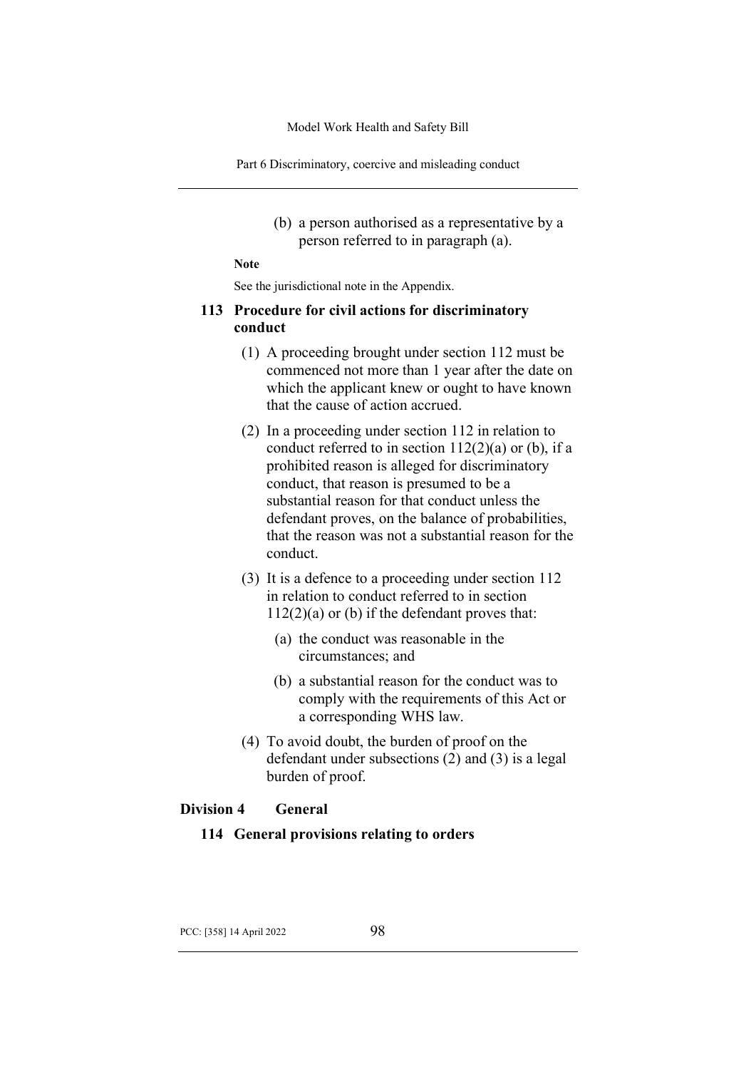(b) a person authorised as a representative by a person referred to in paragraph (a).

**Note**

See the jurisdictional note in the Appendix.

### 113 Procedure for civil actions for discriminatory conduct

(1) A proceeding brought under section 112 must be commenced not more than 1 year after the date on which the applicant knew or ought to have known that the cause of action accrued.

(2) In a proceeding under section 112 in relation to conduct referred to in section 112(2)(a) or (b), if a prohibited reason is alleged for discriminatory conduct, that reason is presumed to be a substantial reason for that conduct unless the defendant proves, on the balance of probabilities, that the reason was not a substantial reason for the conduct.

(3) It is a defence to a proceeding under section 112 in relation to conduct referred to in section 112(2)(a) or (b) if the defendant proves that:

(a) the conduct was reasonable in the circumstances; and

(b) a substantial reason for the conduct was to comply with the requirements of this Act or a corresponding WHS law.

(4) To avoid doubt, the burden of proof on the defendant under subsections (2) and (3) is a legal burden of proof.

## Division 4 General

### 114 General provisions relating to orders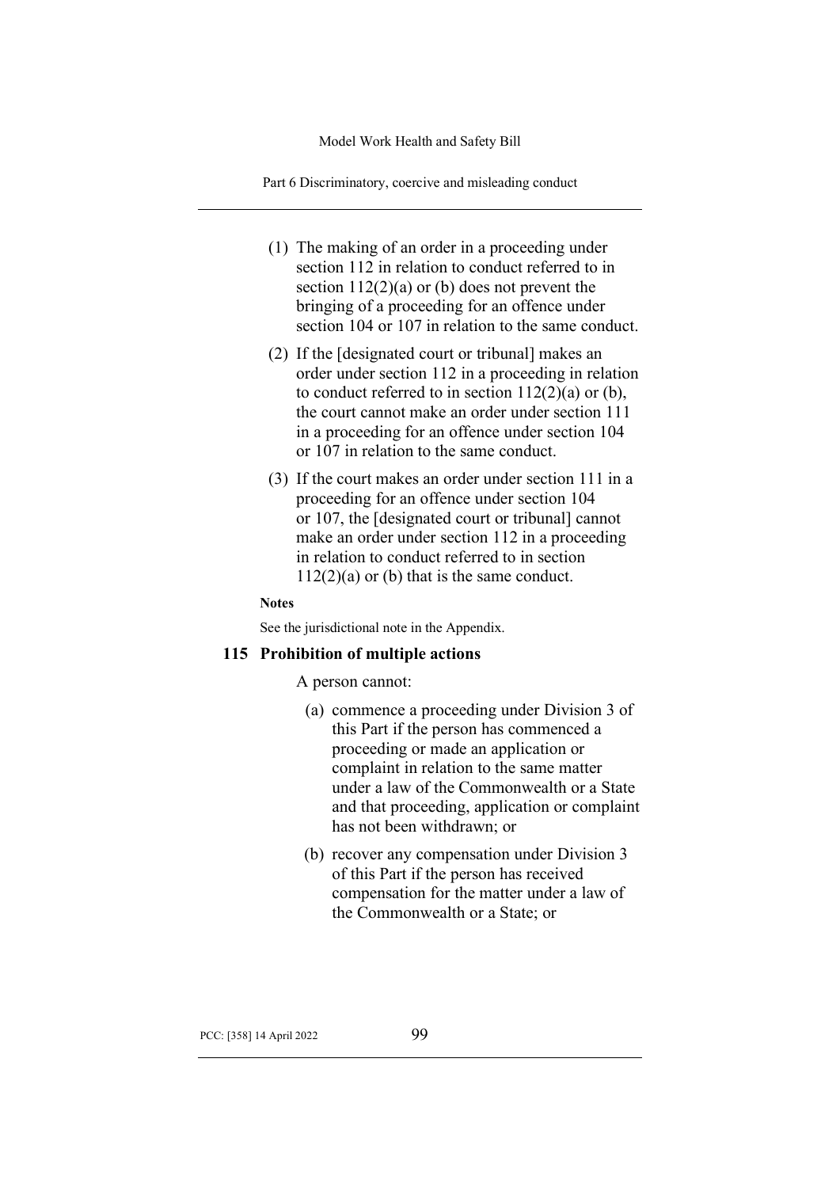(1) The making of an order in a proceeding under section 112 in relation to conduct referred to in section 112(2)(a) or (b) does not prevent the bringing of a proceeding for an offence under section 104 or 107 in relation to the same conduct.

(2) If the [designated court or tribunal] makes an order under section 112 in a proceeding in relation to conduct referred to in section 112(2)(a) or (b), the court cannot make an order under section 111 in a proceeding for an offence under section 104 or 107 in relation to the same conduct.

(3) If the court makes an order under section 111 in a proceeding for an offence under section 104 or 107, the [designated court or tribunal] cannot make an order under section 112 in a proceeding in relation to conduct referred to in section 112(2)(a) or (b) that is the same conduct.

**Notes**

See the jurisdictional note in the Appendix.

### 115 Prohibition of multiple actions

A person cannot:

(a) commence a proceeding under Division 3 of this Part if the person has commenced a proceeding or made an application or complaint in relation to the same matter under a law of the Commonwealth or a State and that proceeding, application or complaint has not been withdrawn; or

(b) recover any compensation under Division 3 of this Part if the person has received compensation for the matter under a law of the Commonwealth or a State; or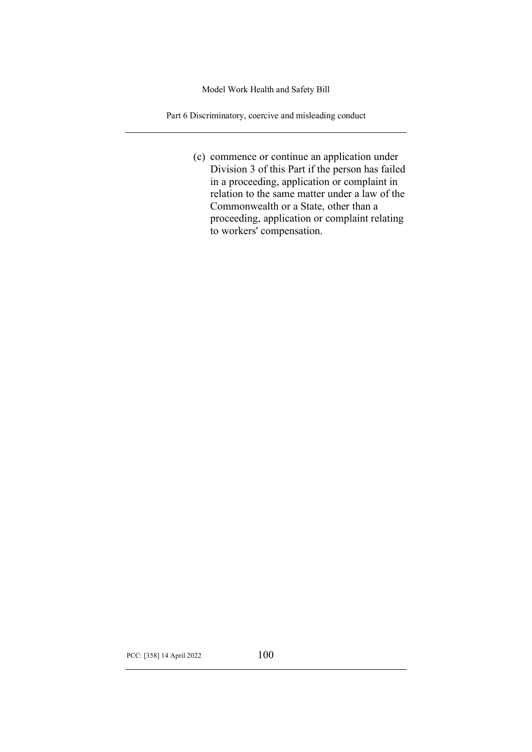(c) commence or continue an application under Division 3 of this Part if the person has failed in a proceeding, application or complaint in relation to the same matter under a law of the Commonwealth or a State, other than a proceeding, application or complaint relating to workers' compensation.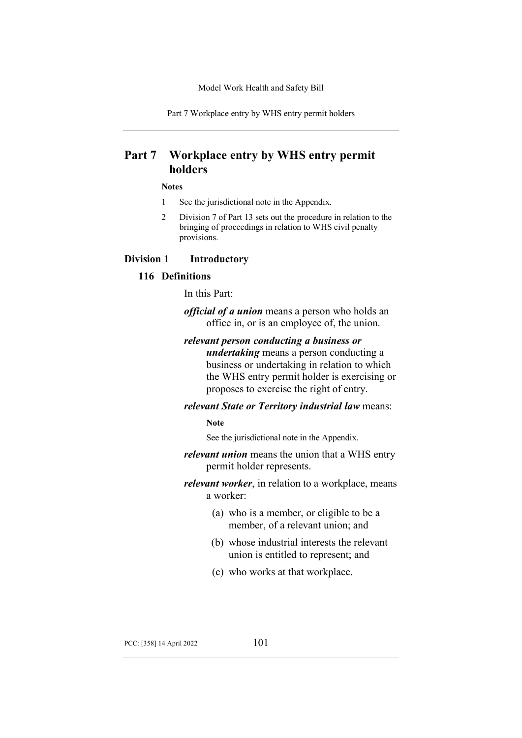# Part 7 Workplace entry by WHS entry permit holders

**Notes**

1 See the jurisdictional note in the Appendix.

2 Division 7 of Part 13 sets out the procedure in relation to the bringing of proceedings in relation to WHS civil penalty provisions.

## Division 1 Introductory

### 116 Definitions

In this Part:

***official of a union*** means a person who holds an office in, or is an employee of, the union.

***relevant person conducting a business or undertaking*** means a person conducting a business or undertaking in relation to which the WHS entry permit holder is exercising or proposes to exercise the right of entry.

***relevant State or Territory industrial law*** means:

**Note**

See the jurisdictional note in the Appendix.

***relevant union*** means the union that a WHS entry permit holder represents.

***relevant worker***, in relation to a workplace, means a worker:

(a) who is a member, or eligible to be a member, of a relevant union; and

(b) whose industrial interests the relevant union is entitled to represent; and

(c) who works at that workplace.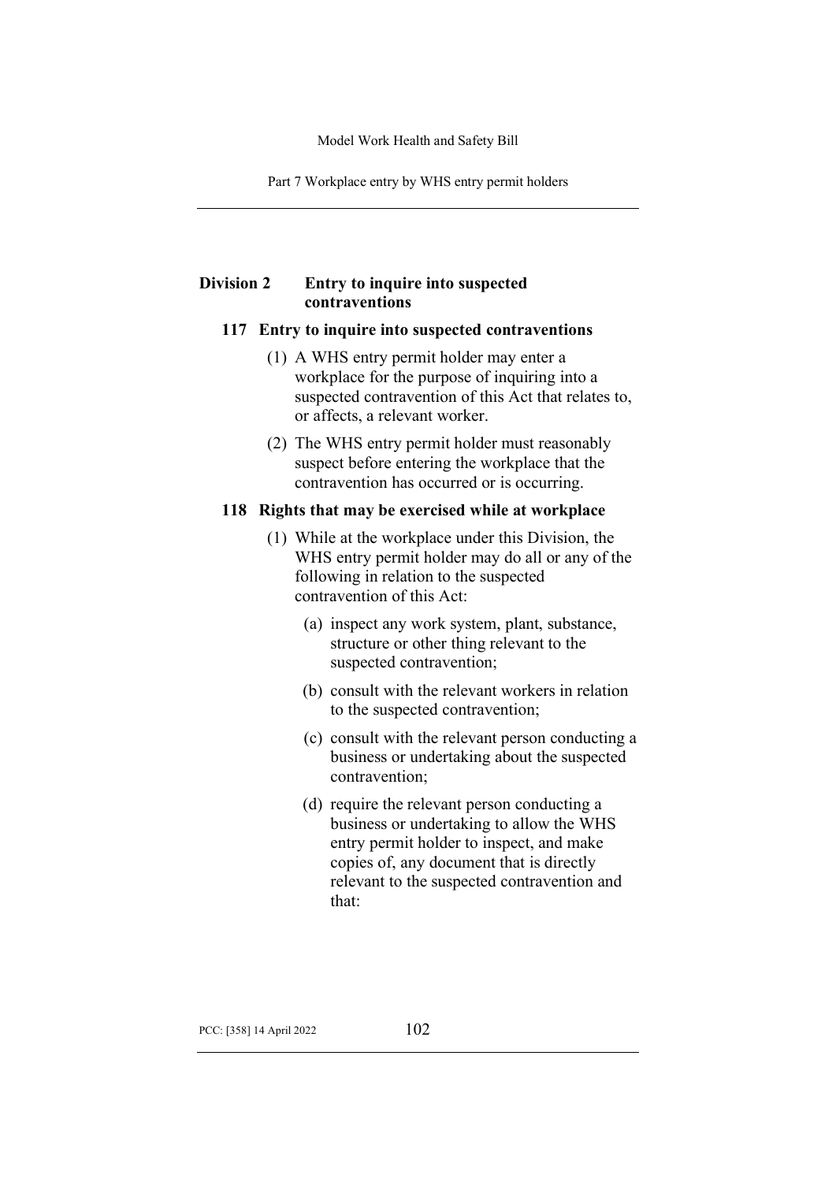## Division 2 Entry to inquire into suspected contraventions

### 117 Entry to inquire into suspected contraventions

(1) A WHS entry permit holder may enter a workplace for the purpose of inquiring into a suspected contravention of this Act that relates to, or affects, a relevant worker.

(2) The WHS entry permit holder must reasonably suspect before entering the workplace that the contravention has occurred or is occurring.

### 118 Rights that may be exercised while at workplace

(1) While at the workplace under this Division, the WHS entry permit holder may do all or any of the following in relation to the suspected contravention of this Act:

(a) inspect any work system, plant, substance, structure or other thing relevant to the suspected contravention;

(b) consult with the relevant workers in relation to the suspected contravention;

(c) consult with the relevant person conducting a business or undertaking about the suspected contravention;

(d) require the relevant person conducting a business or undertaking to allow the WHS entry permit holder to inspect, and make copies of, any document that is directly relevant to the suspected contravention and that: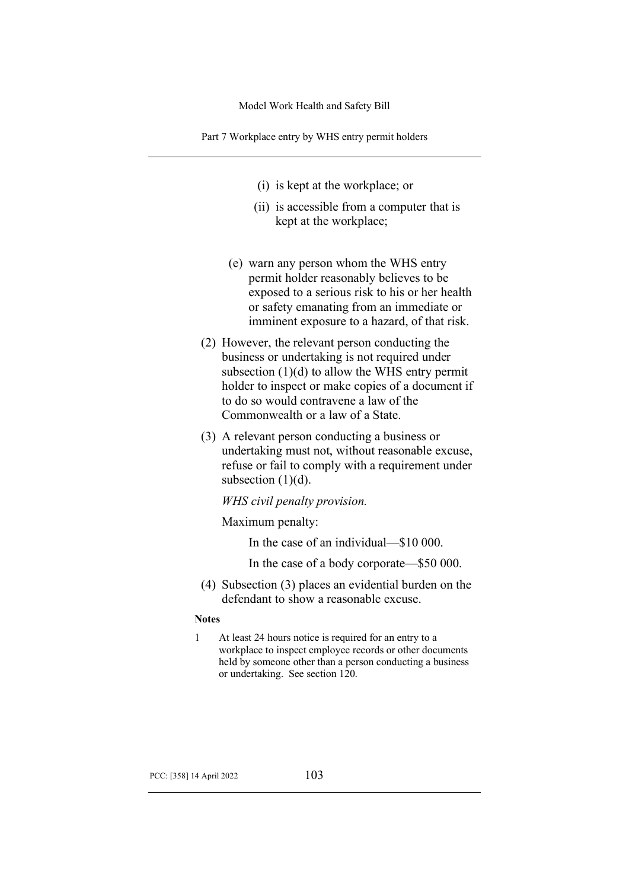(i) is kept at the workplace; or

(ii) is accessible from a computer that is kept at the workplace;

(e) warn any person whom the WHS entry permit holder reasonably believes to be exposed to a serious risk to his or her health or safety emanating from an immediate or imminent exposure to a hazard, of that risk.

(2) However, the relevant person conducting the business or undertaking is not required under subsection (1)(d) to allow the WHS entry permit holder to inspect or make copies of a document if to do so would contravene a law of the Commonwealth or a law of a State.

(3) A relevant person conducting a business or undertaking must not, without reasonable excuse, refuse or fail to comply with a requirement under subsection (1)(d).

*WHS civil penalty provision.*

Maximum penalty:

In the case of an individual—$10 000.

In the case of a body corporate—$50 000.

(4) Subsection (3) places an evidential burden on the defendant to show a reasonable excuse.

**Notes**

1 At least 24 hours notice is required for an entry to a workplace to inspect employee records or other documents held by someone other than a person conducting a business or undertaking. See section 120.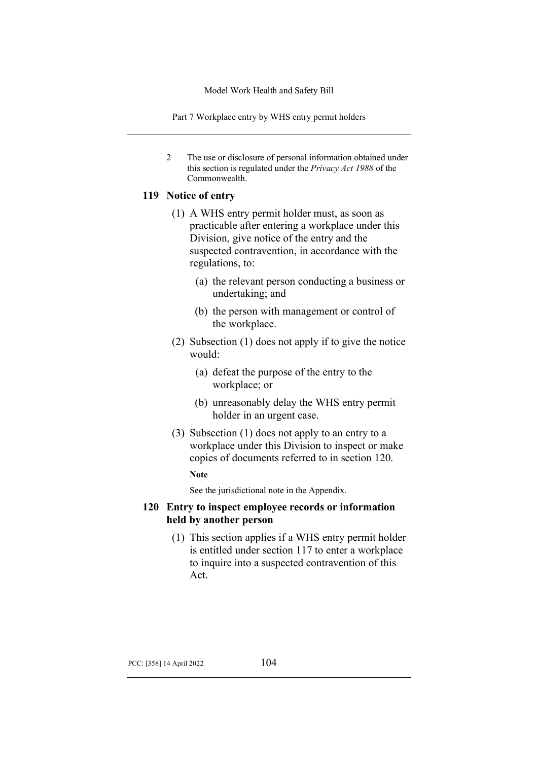2 The use or disclosure of personal information obtained under this section is regulated under the *Privacy Act 1988* of the Commonwealth.

### 119 Notice of entry

(1) A WHS entry permit holder must, as soon as practicable after entering a workplace under this Division, give notice of the entry and the suspected contravention, in accordance with the regulations, to:

(a) the relevant person conducting a business or undertaking; and

(b) the person with management or control of the workplace.

(2) Subsection (1) does not apply if to give the notice would:

(a) defeat the purpose of the entry to the workplace; or

(b) unreasonably delay the WHS entry permit holder in an urgent case.

(3) Subsection (1) does not apply to an entry to a workplace under this Division to inspect or make copies of documents referred to in section 120.

**Note**

See the jurisdictional note in the Appendix.

### 120 Entry to inspect employee records or information held by another person

(1) This section applies if a WHS entry permit holder is entitled under section 117 to enter a workplace to inquire into a suspected contravention of this Act.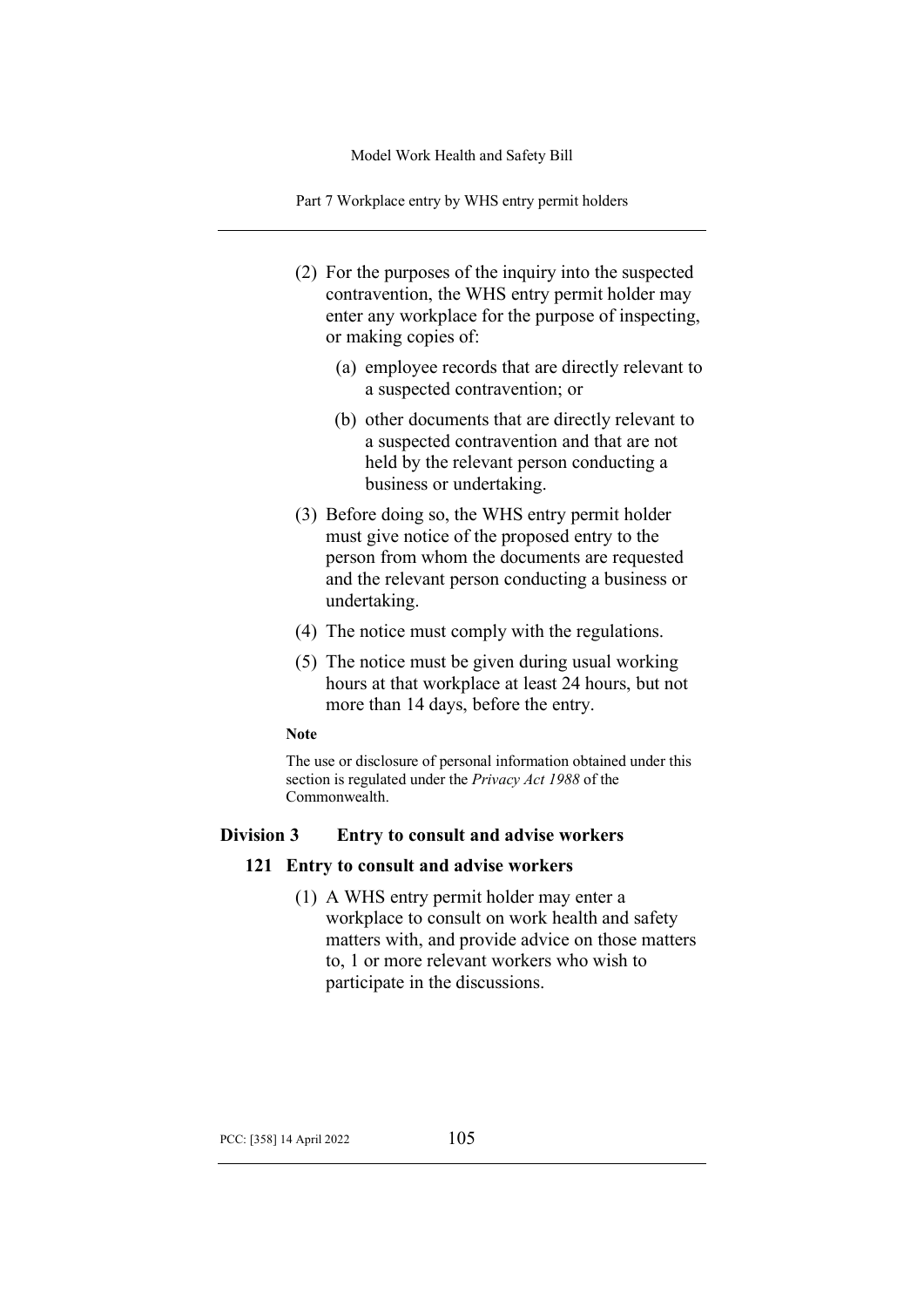(2) For the purposes of the inquiry into the suspected contravention, the WHS entry permit holder may enter any workplace for the purpose of inspecting, or making copies of:

(a) employee records that are directly relevant to a suspected contravention; or

(b) other documents that are directly relevant to a suspected contravention and that are not held by the relevant person conducting a business or undertaking.

(3) Before doing so, the WHS entry permit holder must give notice of the proposed entry to the person from whom the documents are requested and the relevant person conducting a business or undertaking.

(4) The notice must comply with the regulations.

(5) The notice must be given during usual working hours at that workplace at least 24 hours, but not more than 14 days, before the entry.

**Note**

The use or disclosure of personal information obtained under this section is regulated under the *Privacy Act 1988* of the Commonwealth.

## Division 3 Entry to consult and advise workers

### 121 Entry to consult and advise workers

(1) A WHS entry permit holder may enter a workplace to consult on work health and safety matters with, and provide advice on those matters to, 1 or more relevant workers who wish to participate in the discussions.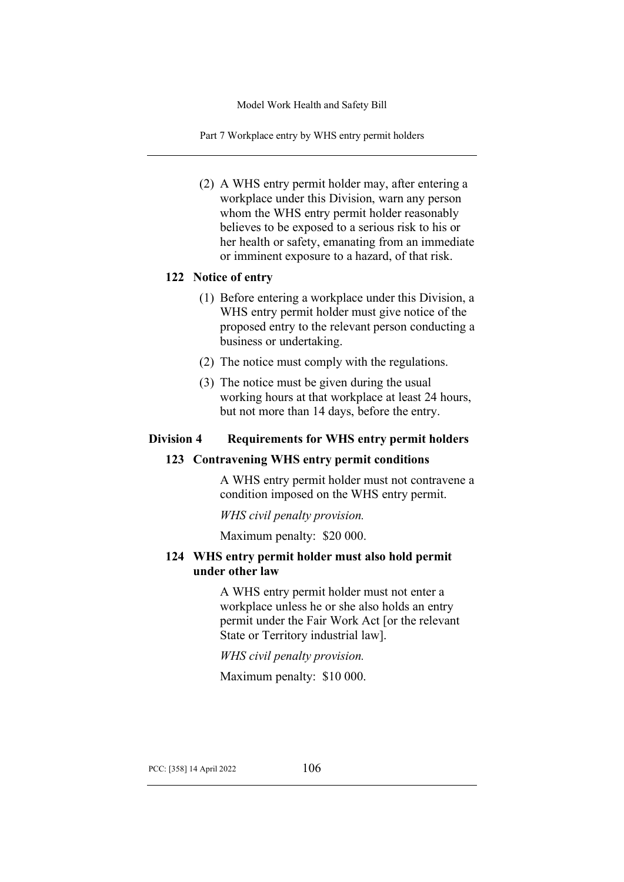(2) A WHS entry permit holder may, after entering a workplace under this Division, warn any person whom the WHS entry permit holder reasonably believes to be exposed to a serious risk to his or her health or safety, emanating from an immediate or imminent exposure to a hazard, of that risk.

### 122 Notice of entry

(1) Before entering a workplace under this Division, a WHS entry permit holder must give notice of the proposed entry to the relevant person conducting a business or undertaking.

(2) The notice must comply with the regulations.

(3) The notice must be given during the usual working hours at that workplace at least 24 hours, but not more than 14 days, before the entry.

## Division 4 Requirements for WHS entry permit holders

### 123 Contravening WHS entry permit conditions

A WHS entry permit holder must not contravene a condition imposed on the WHS entry permit.

*WHS civil penalty provision.*

Maximum penalty: $20 000.

### 124 WHS entry permit holder must also hold permit under other law

A WHS entry permit holder must not enter a workplace unless he or she also holds an entry permit under the Fair Work Act [or the relevant State or Territory industrial law].

*WHS civil penalty provision.*

Maximum penalty: $10 000.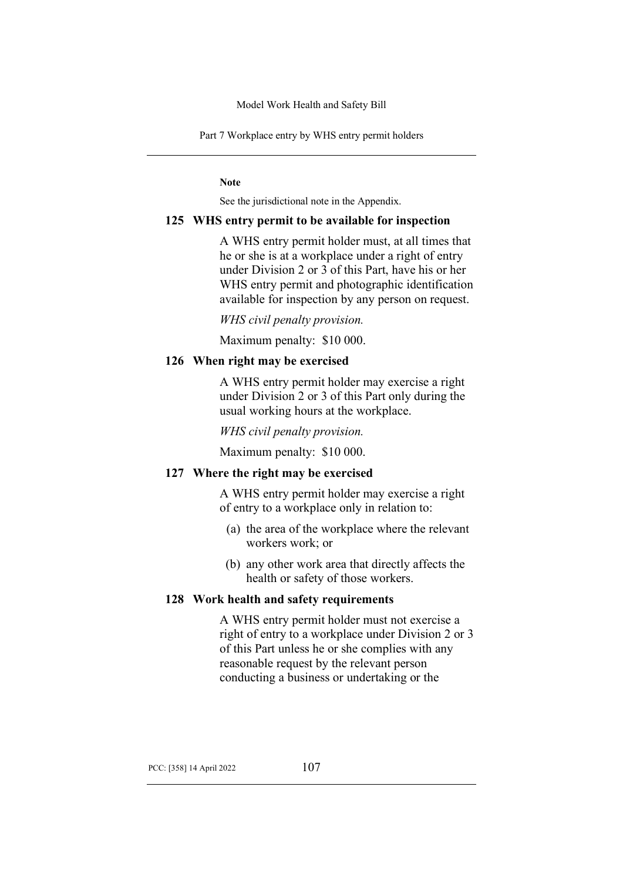**Note**

See the jurisdictional note in the Appendix.

### 125 WHS entry permit to be available for inspection

A WHS entry permit holder must, at all times that he or she is at a workplace under a right of entry under Division 2 or 3 of this Part, have his or her WHS entry permit and photographic identification available for inspection by any person on request.

*WHS civil penalty provision.*

Maximum penalty: $10 000.

### 126 When right may be exercised

A WHS entry permit holder may exercise a right under Division 2 or 3 of this Part only during the usual working hours at the workplace.

*WHS civil penalty provision.*

Maximum penalty: $10 000.

### 127 Where the right may be exercised

A WHS entry permit holder may exercise a right of entry to a workplace only in relation to:

(a) the area of the workplace where the relevant workers work; or

(b) any other work area that directly affects the health or safety of those workers.

### 128 Work health and safety requirements

A WHS entry permit holder must not exercise a right of entry to a workplace under Division 2 or 3 of this Part unless he or she complies with any reasonable request by the relevant person conducting a business or undertaking or the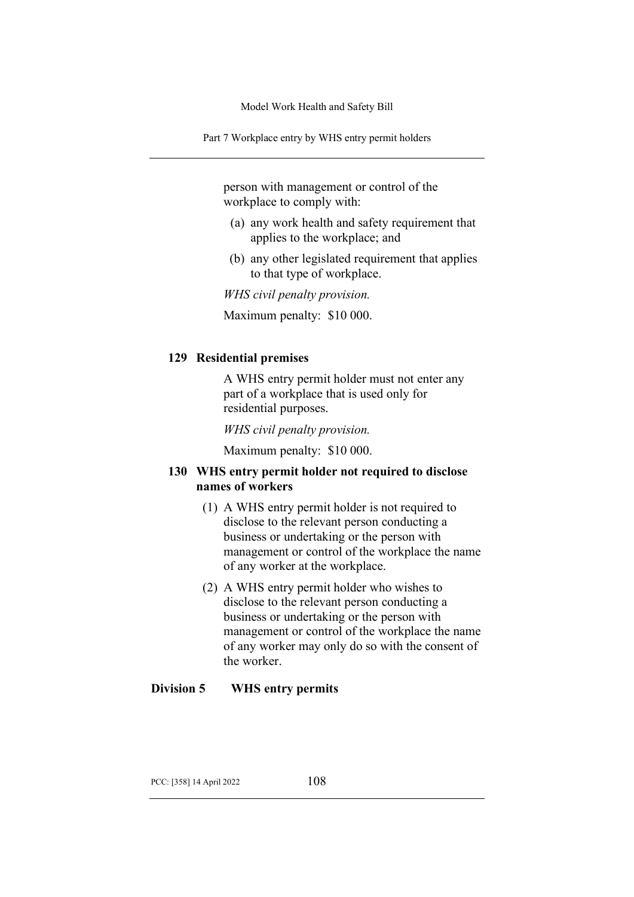person with management or control of the workplace to comply with:

(a) any work health and safety requirement that applies to the workplace; and

(b) any other legislated requirement that applies to that type of workplace.

*WHS civil penalty provision.*

Maximum penalty: $10 000.

### 129 Residential premises

A WHS entry permit holder must not enter any part of a workplace that is used only for residential purposes.

*WHS civil penalty provision.*

Maximum penalty: $10 000.

### 130 WHS entry permit holder not required to disclose names of workers

(1) A WHS entry permit holder is not required to disclose to the relevant person conducting a business or undertaking or the person with management or control of the workplace the name of any worker at the workplace.

(2) A WHS entry permit holder who wishes to disclose to the relevant person conducting a business or undertaking or the person with management or control of the workplace the name of any worker may only do so with the consent of the worker.

## Division 5 WHS entry permits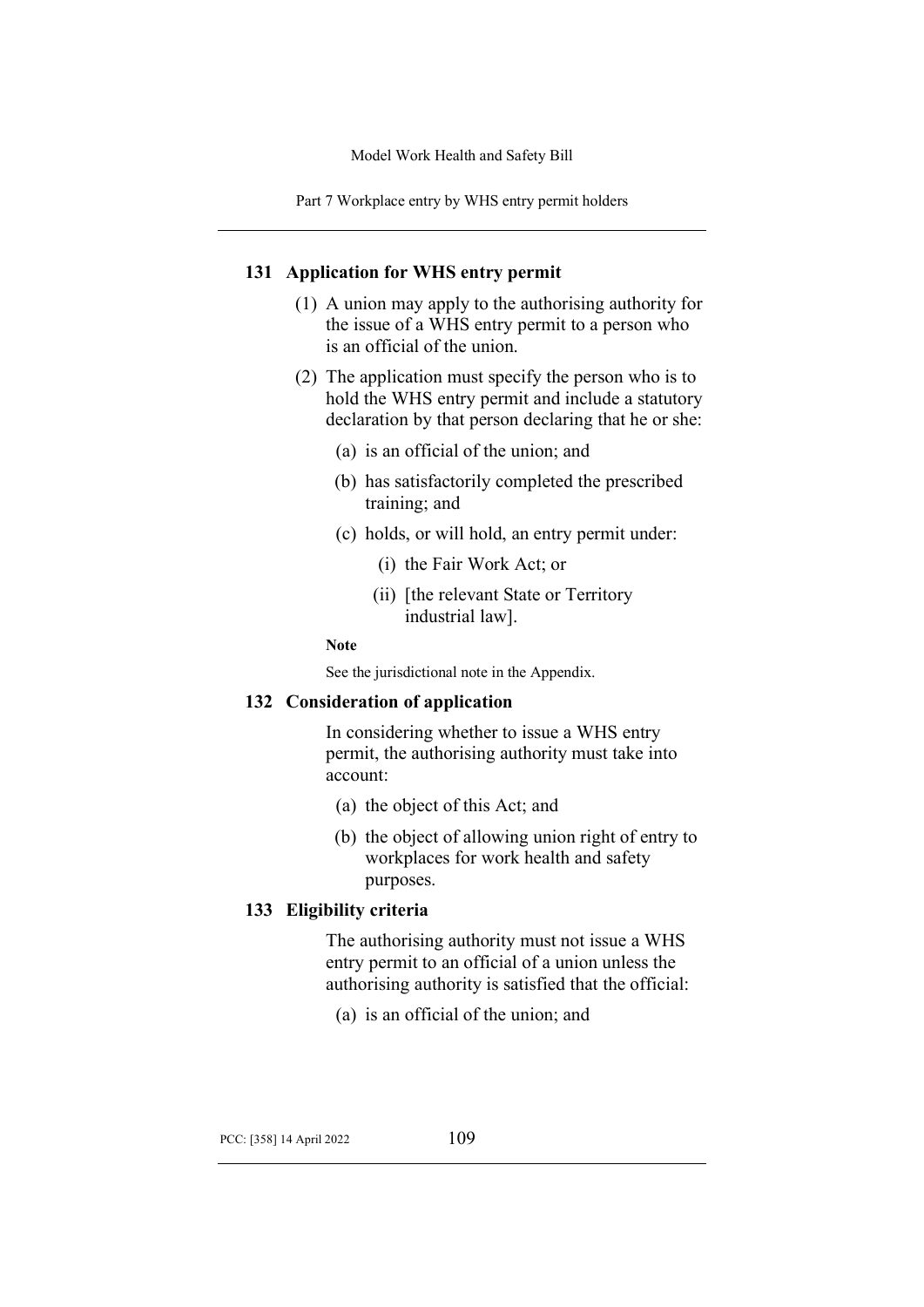### 131 Application for WHS entry permit

(1) A union may apply to the authorising authority for the issue of a WHS entry permit to a person who is an official of the union.

(2) The application must specify the person who is to hold the WHS entry permit and include a statutory declaration by that person declaring that he or she:

(a) is an official of the union; and

(b) has satisfactorily completed the prescribed training; and

(c) holds, or will hold, an entry permit under:

(i) the Fair Work Act; or

(ii) [the relevant State or Territory industrial law].

**Note**

See the jurisdictional note in the Appendix.

### 132 Consideration of application

In considering whether to issue a WHS entry permit, the authorising authority must take into account:

(a) the object of this Act; and

(b) the object of allowing union right of entry to workplaces for work health and safety purposes.

### 133 Eligibility criteria

The authorising authority must not issue a WHS entry permit to an official of a union unless the authorising authority is satisfied that the official:

(a) is an official of the union; and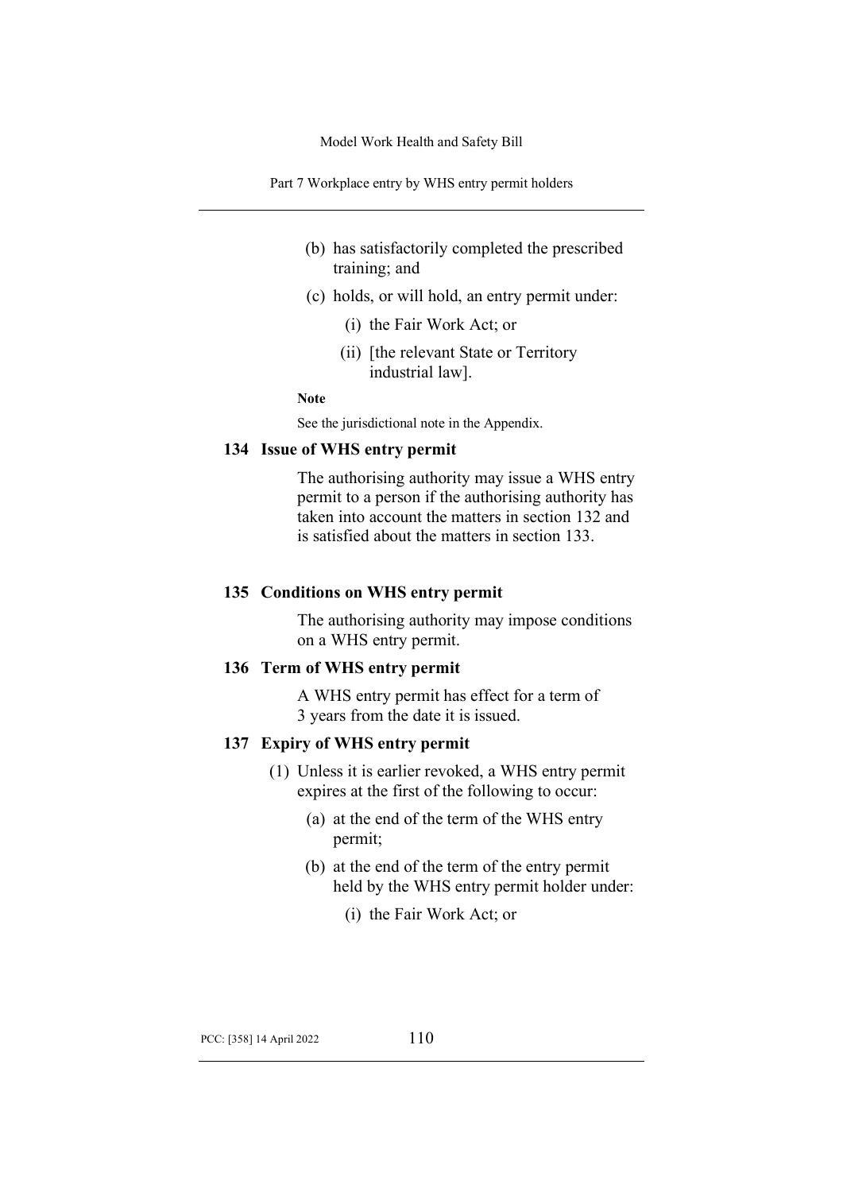(b) has satisfactorily completed the prescribed training; and

(c) holds, or will hold, an entry permit under:

(i) the Fair Work Act; or

(ii) [the relevant State or Territory industrial law].

**Note**

See the jurisdictional note in the Appendix.

### 134 Issue of WHS entry permit

The authorising authority may issue a WHS entry permit to a person if the authorising authority has taken into account the matters in section 132 and is satisfied about the matters in section 133.

### 135 Conditions on WHS entry permit

The authorising authority may impose conditions on a WHS entry permit.

### 136 Term of WHS entry permit

A WHS entry permit has effect for a term of 3 years from the date it is issued.

### 137 Expiry of WHS entry permit

(1) Unless it is earlier revoked, a WHS entry permit expires at the first of the following to occur:

(a) at the end of the term of the WHS entry permit;

(b) at the end of the term of the entry permit held by the WHS entry permit holder under:

(i) the Fair Work Act; or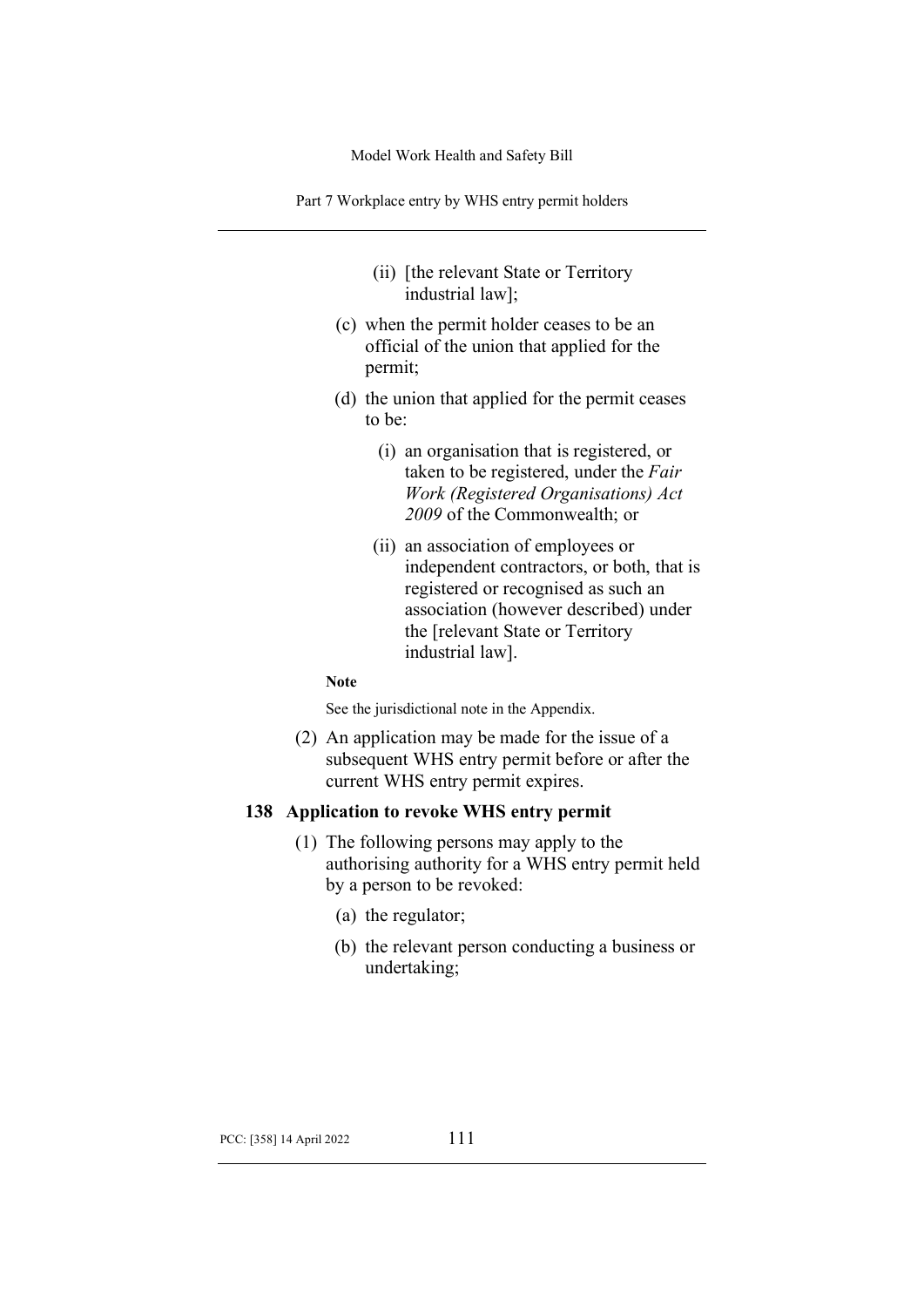(ii) [the relevant State or Territory industrial law];

(c) when the permit holder ceases to be an official of the union that applied for the permit;

(d) the union that applied for the permit ceases to be:

(i) an organisation that is registered, or taken to be registered, under the *Fair Work (Registered Organisations) Act 2009* of the Commonwealth; or

(ii) an association of employees or independent contractors, or both, that is registered or recognised as such an association (however described) under the [relevant State or Territory industrial law].

**Note**

See the jurisdictional note in the Appendix.

(2) An application may be made for the issue of a subsequent WHS entry permit before or after the current WHS entry permit expires.

### 138 Application to revoke WHS entry permit

(1) The following persons may apply to the authorising authority for a WHS entry permit held by a person to be revoked:

(a) the regulator;

(b) the relevant person conducting a business or undertaking;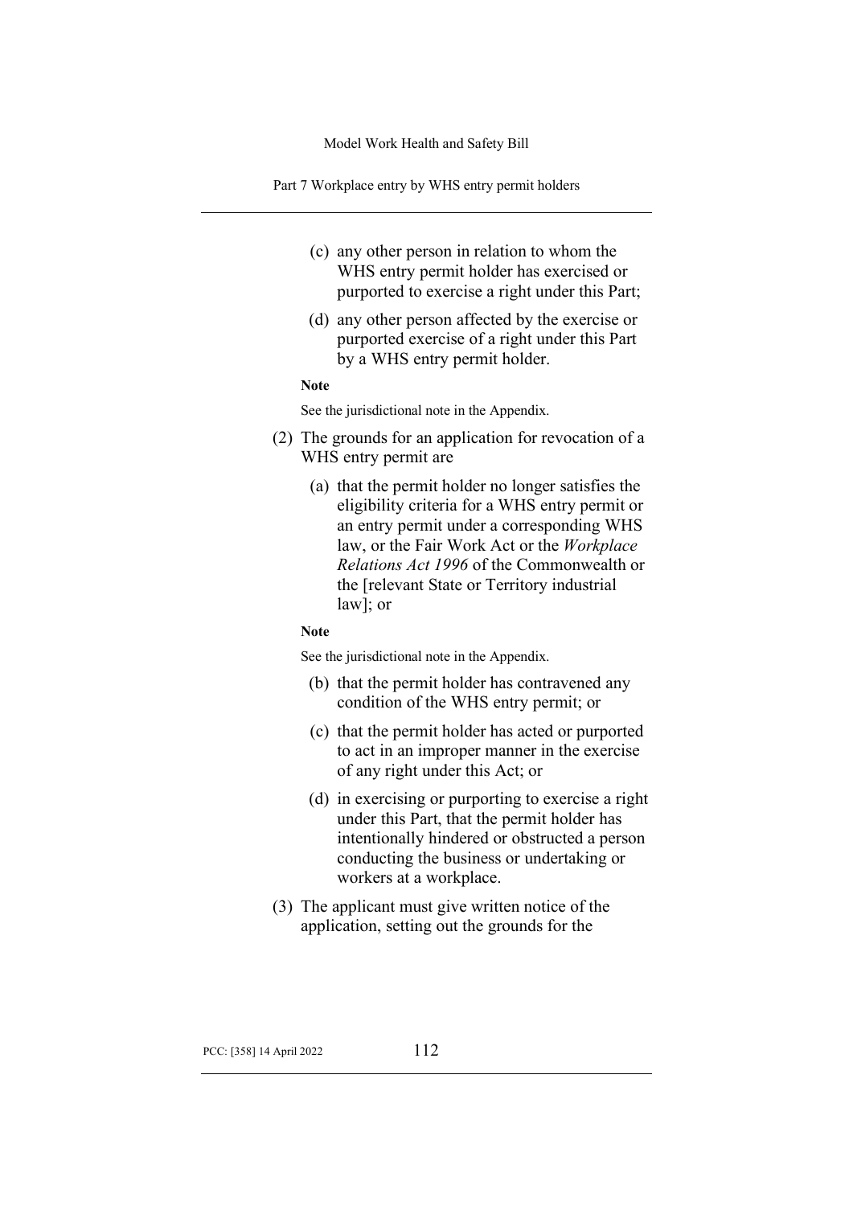(c) any other person in relation to whom the WHS entry permit holder has exercised or purported to exercise a right under this Part;

(d) any other person affected by the exercise or purported exercise of a right under this Part by a WHS entry permit holder.

**Note**

See the jurisdictional note in the Appendix.

(2) The grounds for an application for revocation of a WHS entry permit are

(a) that the permit holder no longer satisfies the eligibility criteria for a WHS entry permit or an entry permit under a corresponding WHS law, or the Fair Work Act or the *Workplace Relations Act 1996* of the Commonwealth or the [relevant State or Territory industrial law]; or

**Note**

See the jurisdictional note in the Appendix.

(b) that the permit holder has contravened any condition of the WHS entry permit; or

(c) that the permit holder has acted or purported to act in an improper manner in the exercise of any right under this Act; or

(d) in exercising or purporting to exercise a right under this Part, that the permit holder has intentionally hindered or obstructed a person conducting the business or undertaking or workers at a workplace.

(3) The applicant must give written notice of the application, setting out the grounds for the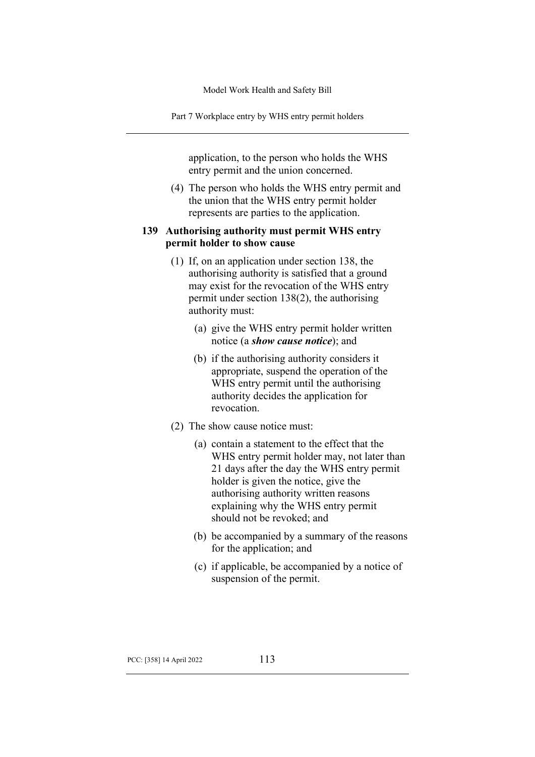application, to the person who holds the WHS entry permit and the union concerned.

(4) The person who holds the WHS entry permit and the union that the WHS entry permit holder represents are parties to the application.

### 139 Authorising authority must permit WHS entry permit holder to show cause

(1) If, on an application under section 138, the authorising authority is satisfied that a ground may exist for the revocation of the WHS entry permit under section 138(2), the authorising authority must:

(a) give the WHS entry permit holder written notice (a ***show cause notice***); and

(b) if the authorising authority considers it appropriate, suspend the operation of the WHS entry permit until the authorising authority decides the application for revocation.

(2) The show cause notice must:

(a) contain a statement to the effect that the WHS entry permit holder may, not later than 21 days after the day the WHS entry permit holder is given the notice, give the authorising authority written reasons explaining why the WHS entry permit should not be revoked; and

(b) be accompanied by a summary of the reasons for the application; and

(c) if applicable, be accompanied by a notice of suspension of the permit.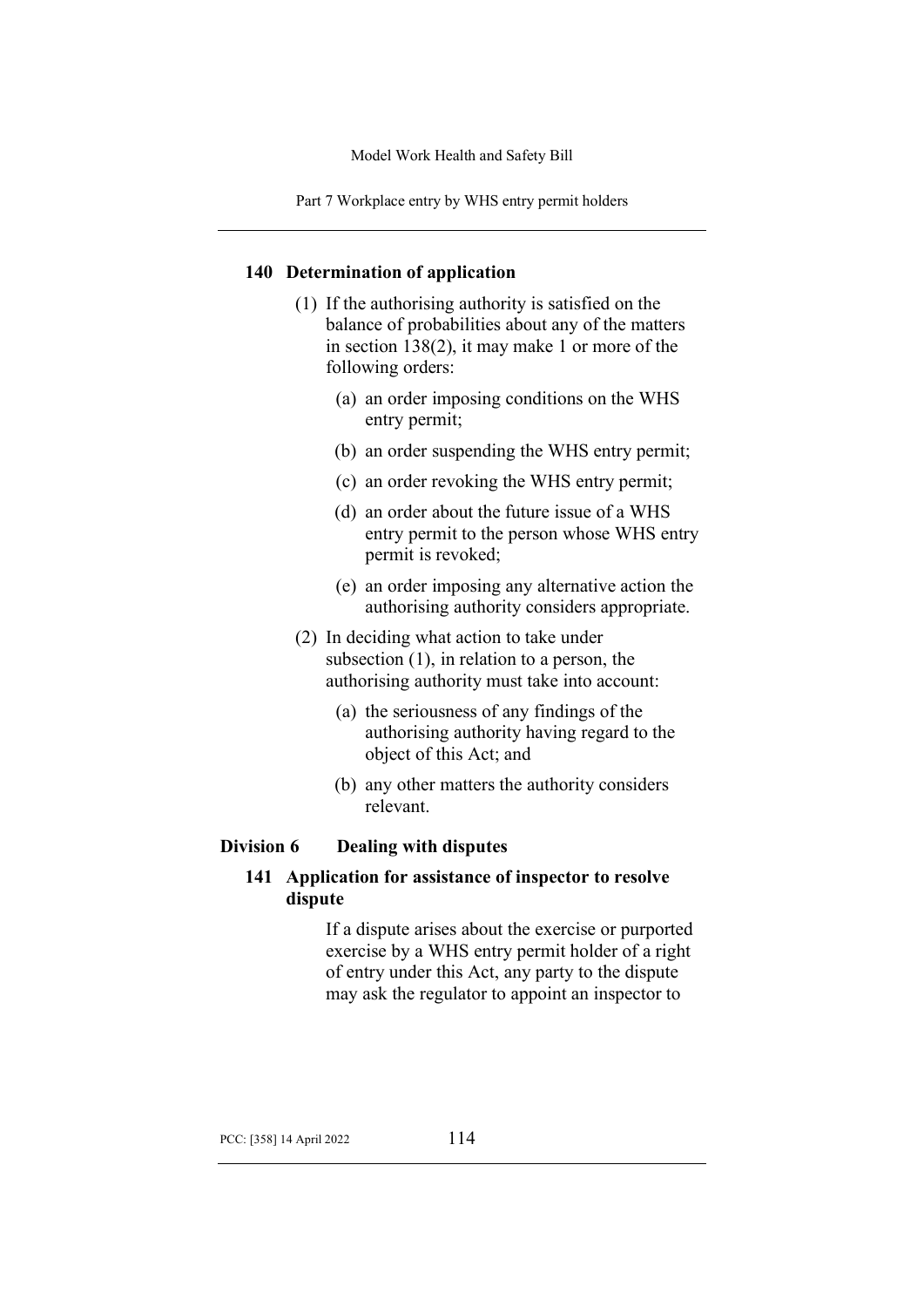### 140 Determination of application

(1) If the authorising authority is satisfied on the balance of probabilities about any of the matters in section 138(2), it may make 1 or more of the following orders:

(a) an order imposing conditions on the WHS entry permit;

(b) an order suspending the WHS entry permit;

(c) an order revoking the WHS entry permit;

(d) an order about the future issue of a WHS entry permit to the person whose WHS entry permit is revoked;

(e) an order imposing any alternative action the authorising authority considers appropriate.

(2) In deciding what action to take under subsection (1), in relation to a person, the authorising authority must take into account:

(a) the seriousness of any findings of the authorising authority having regard to the object of this Act; and

(b) any other matters the authority considers relevant.

## Division 6 Dealing with disputes

### 141 Application for assistance of inspector to resolve dispute

If a dispute arises about the exercise or purported exercise by a WHS entry permit holder of a right of entry under this Act, any party to the dispute may ask the regulator to appoint an inspector to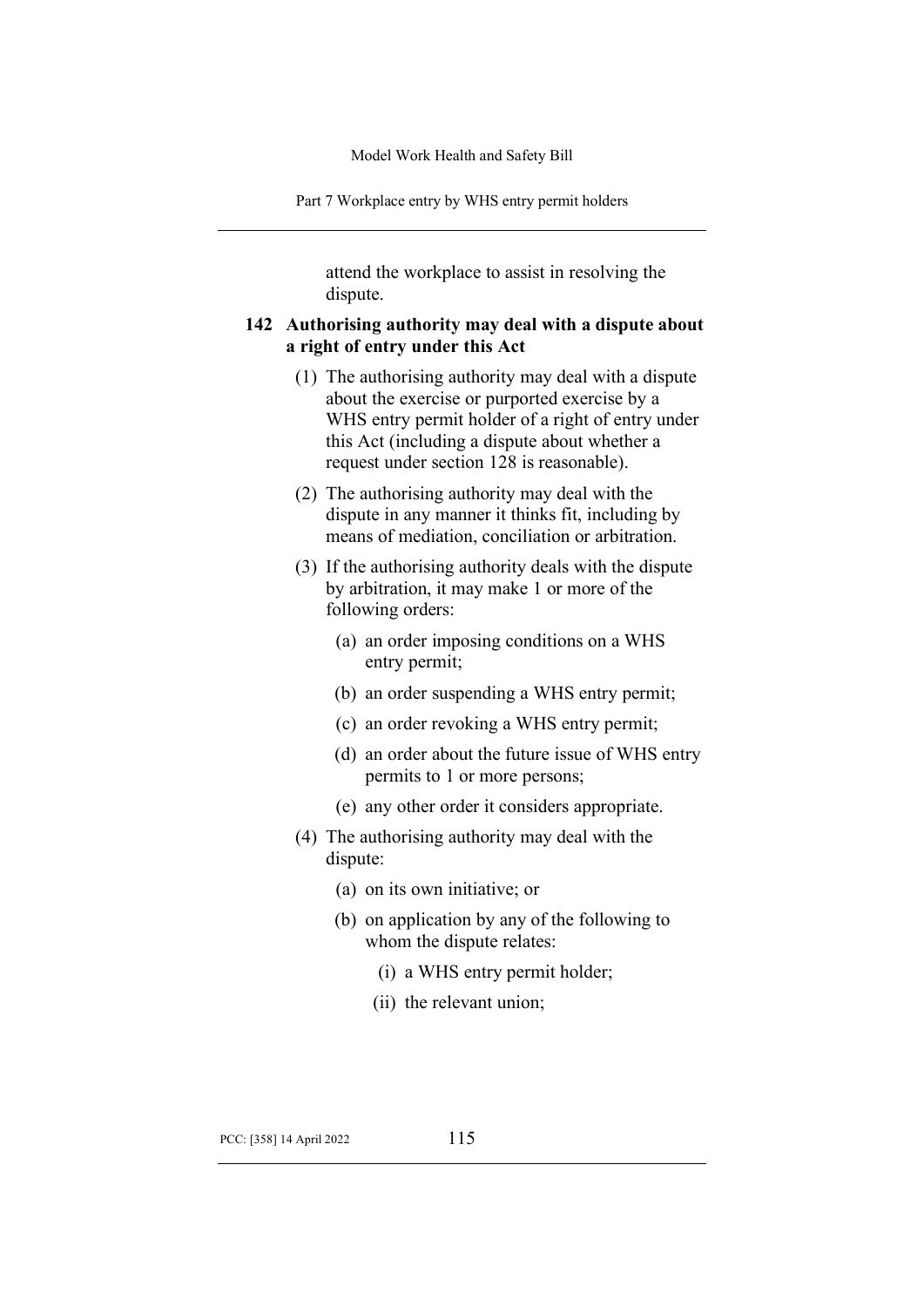attend the workplace to assist in resolving the dispute.

### 142 Authorising authority may deal with a dispute about a right of entry under this Act

(1) The authorising authority may deal with a dispute about the exercise or purported exercise by a WHS entry permit holder of a right of entry under this Act (including a dispute about whether a request under section 128 is reasonable).

(2) The authorising authority may deal with the dispute in any manner it thinks fit, including by means of mediation, conciliation or arbitration.

(3) If the authorising authority deals with the dispute by arbitration, it may make 1 or more of the following orders:

- (a) an order imposing conditions on a WHS entry permit;
- (b) an order suspending a WHS entry permit;
- (c) an order revoking a WHS entry permit;
- (d) an order about the future issue of WHS entry permits to 1 or more persons;
- (e) any other order it considers appropriate.

(4) The authorising authority may deal with the dispute:

- (a) on its own initiative; or
- (b) on application by any of the following to whom the dispute relates:
  - (i) a WHS entry permit holder;
  - (ii) the relevant union;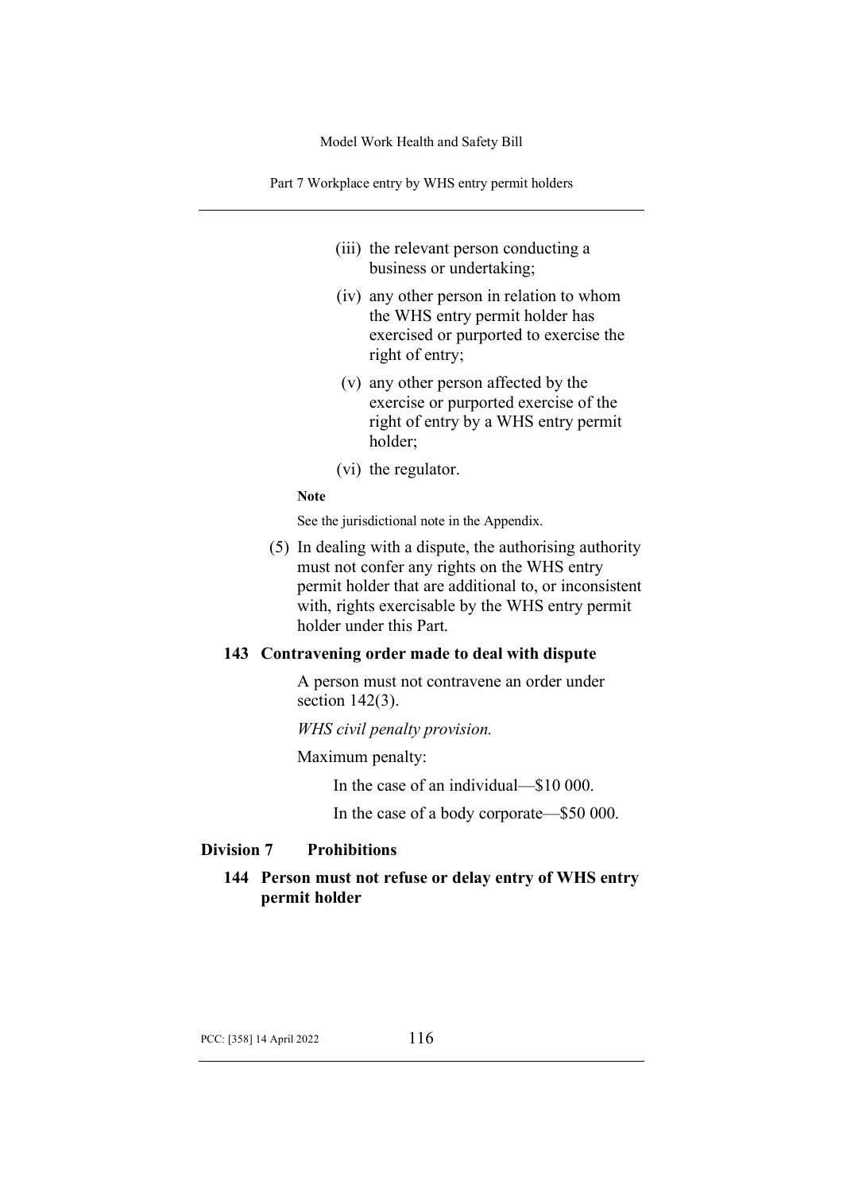(iii) the relevant person conducting a business or undertaking;

(iv) any other person in relation to whom the WHS entry permit holder has exercised or purported to exercise the right of entry;

(v) any other person affected by the exercise or purported exercise of the right of entry by a WHS entry permit holder;

(vi) the regulator.

**Note**

See the jurisdictional note in the Appendix.

(5) In dealing with a dispute, the authorising authority must not confer any rights on the WHS entry permit holder that are additional to, or inconsistent with, rights exercisable by the WHS entry permit holder under this Part.

### 143 Contravening order made to deal with dispute

A person must not contravene an order under section 142(3).

*WHS civil penalty provision.*

Maximum penalty:

In the case of an individual—$10 000.

In the case of a body corporate—$50 000.

## Division 7 Prohibitions

### 144 Person must not refuse or delay entry of WHS entry permit holder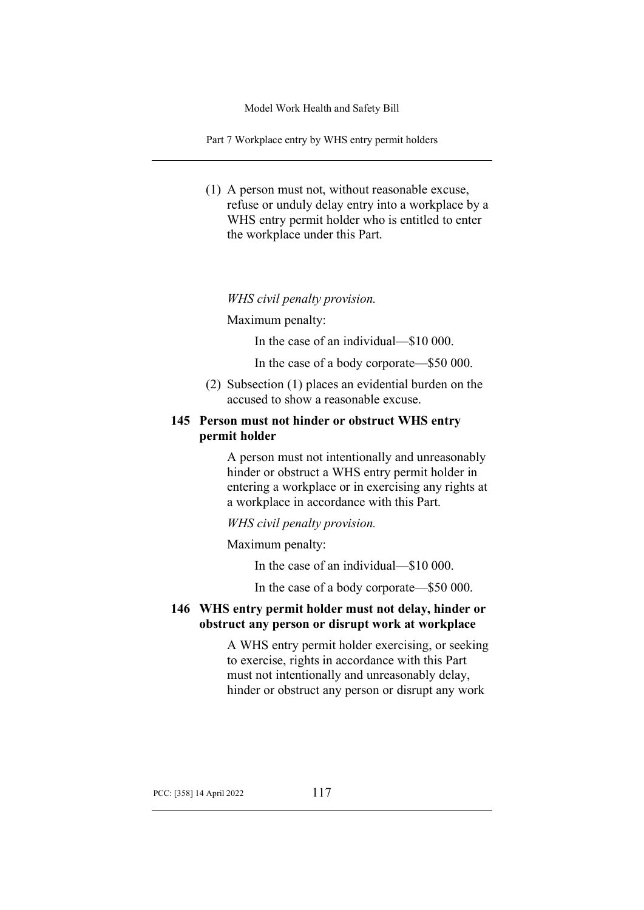(1) A person must not, without reasonable excuse, refuse or unduly delay entry into a workplace by a WHS entry permit holder who is entitled to enter the workplace under this Part.

*WHS civil penalty provision.*

Maximum penalty:

In the case of an individual—$10 000.

In the case of a body corporate—$50 000.

(2) Subsection (1) places an evidential burden on the accused to show a reasonable excuse.

### 145 Person must not hinder or obstruct WHS entry permit holder

A person must not intentionally and unreasonably hinder or obstruct a WHS entry permit holder in entering a workplace or in exercising any rights at a workplace in accordance with this Part.

*WHS civil penalty provision.*

Maximum penalty:

In the case of an individual—$10 000.

In the case of a body corporate—$50 000.

### 146 WHS entry permit holder must not delay, hinder or obstruct any person or disrupt work at workplace

A WHS entry permit holder exercising, or seeking to exercise, rights in accordance with this Part must not intentionally and unreasonably delay, hinder or obstruct any person or disrupt any work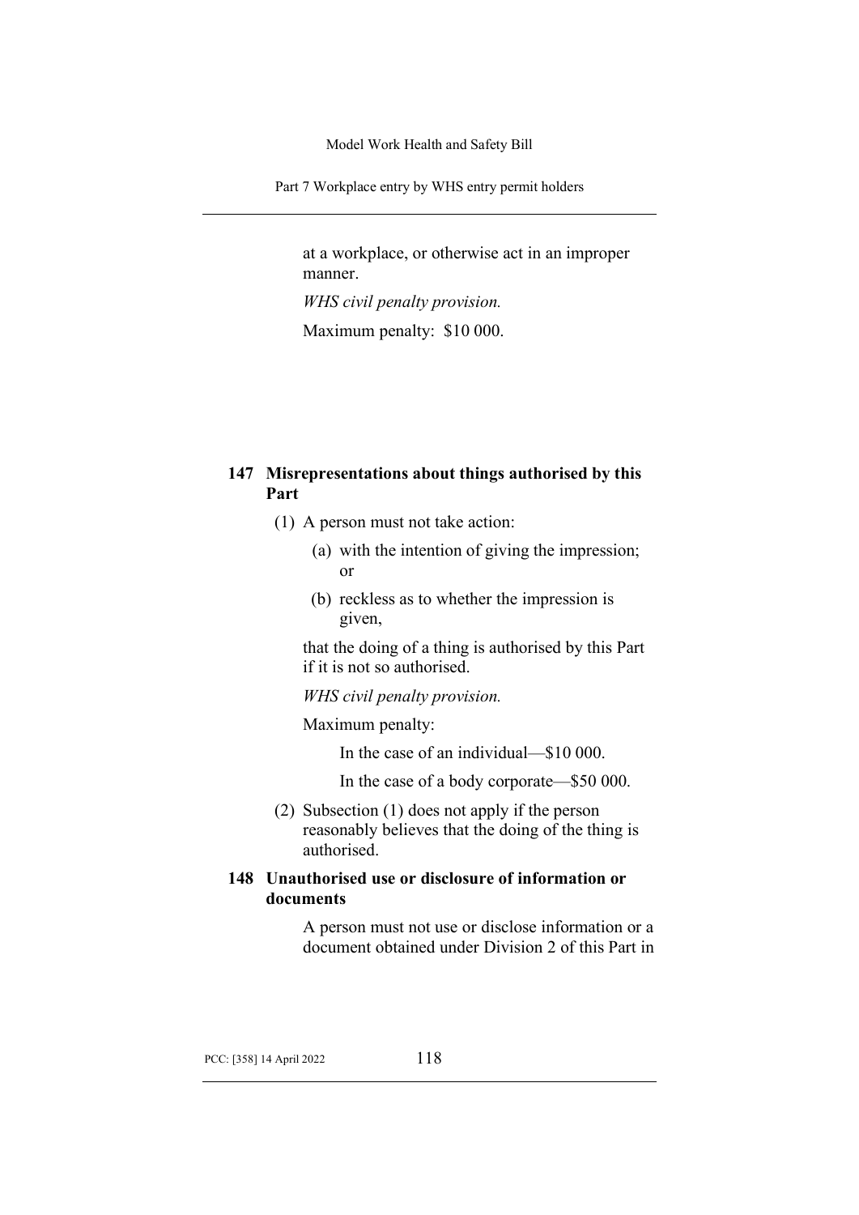at a workplace, or otherwise act in an improper manner.

*WHS civil penalty provision.*

Maximum penalty: $10 000.

### 147 Misrepresentations about things authorised by this Part

(1) A person must not take action:

(a) with the intention of giving the impression; or

(b) reckless as to whether the impression is given,

that the doing of a thing is authorised by this Part if it is not so authorised.

*WHS civil penalty provision.*

Maximum penalty:

In the case of an individual—$10 000.

In the case of a body corporate—$50 000.

(2) Subsection (1) does not apply if the person reasonably believes that the doing of the thing is authorised.

### 148 Unauthorised use or disclosure of information or documents

A person must not use or disclose information or a document obtained under Division 2 of this Part in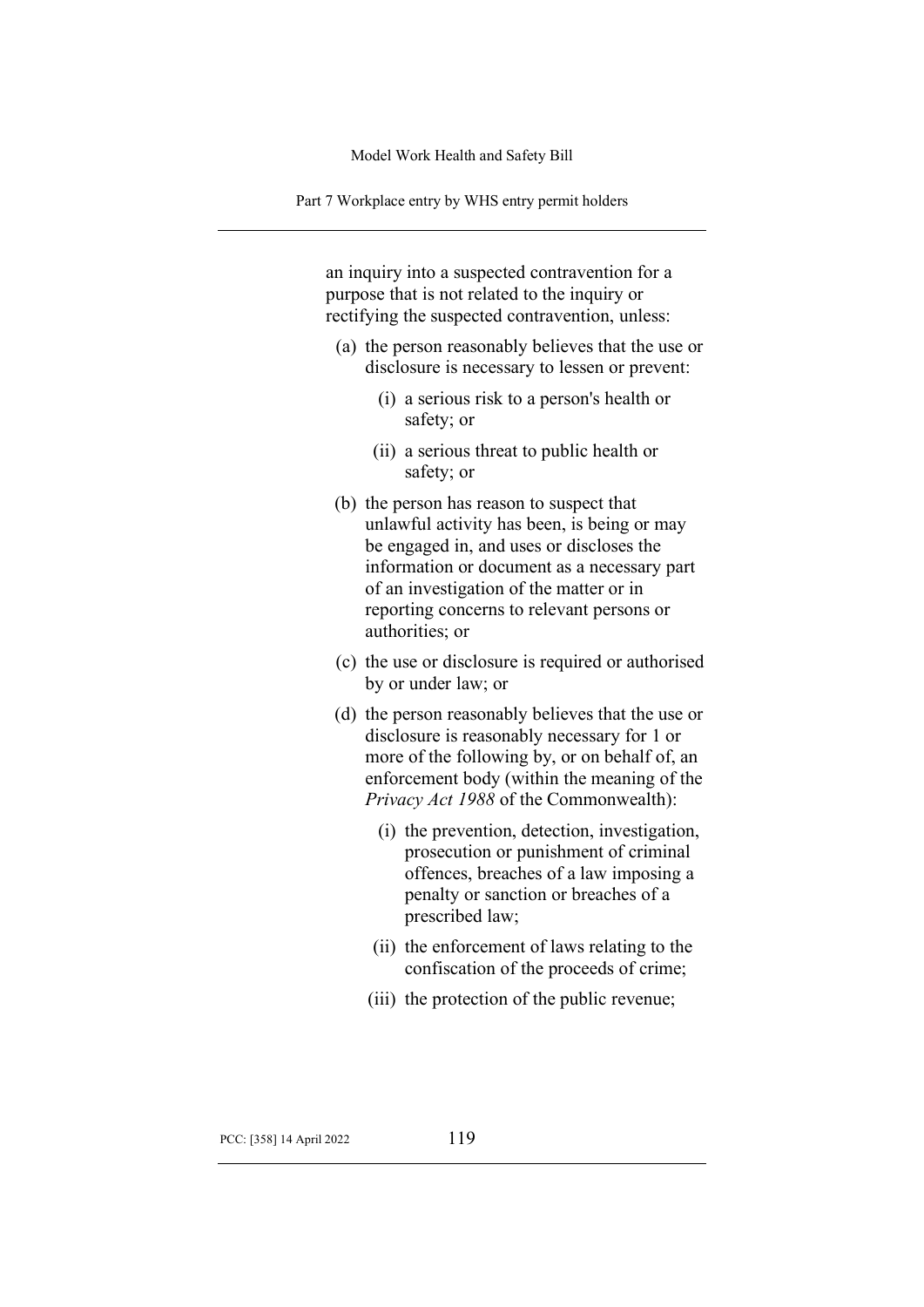an inquiry into a suspected contravention for a purpose that is not related to the inquiry or rectifying the suspected contravention, unless:

(a) the person reasonably believes that the use or disclosure is necessary to lessen or prevent:

(i) a serious risk to a person's health or safety; or

(ii) a serious threat to public health or safety; or

(b) the person has reason to suspect that unlawful activity has been, is being or may be engaged in, and uses or discloses the information or document as a necessary part of an investigation of the matter or in reporting concerns to relevant persons or authorities; or

(c) the use or disclosure is required or authorised by or under law; or

(d) the person reasonably believes that the use or disclosure is reasonably necessary for 1 or more of the following by, or on behalf of, an enforcement body (within the meaning of the *Privacy Act 1988* of the Commonwealth):

(i) the prevention, detection, investigation, prosecution or punishment of criminal offences, breaches of a law imposing a penalty or sanction or breaches of a prescribed law;

(ii) the enforcement of laws relating to the confiscation of the proceeds of crime;

(iii) the protection of the public revenue;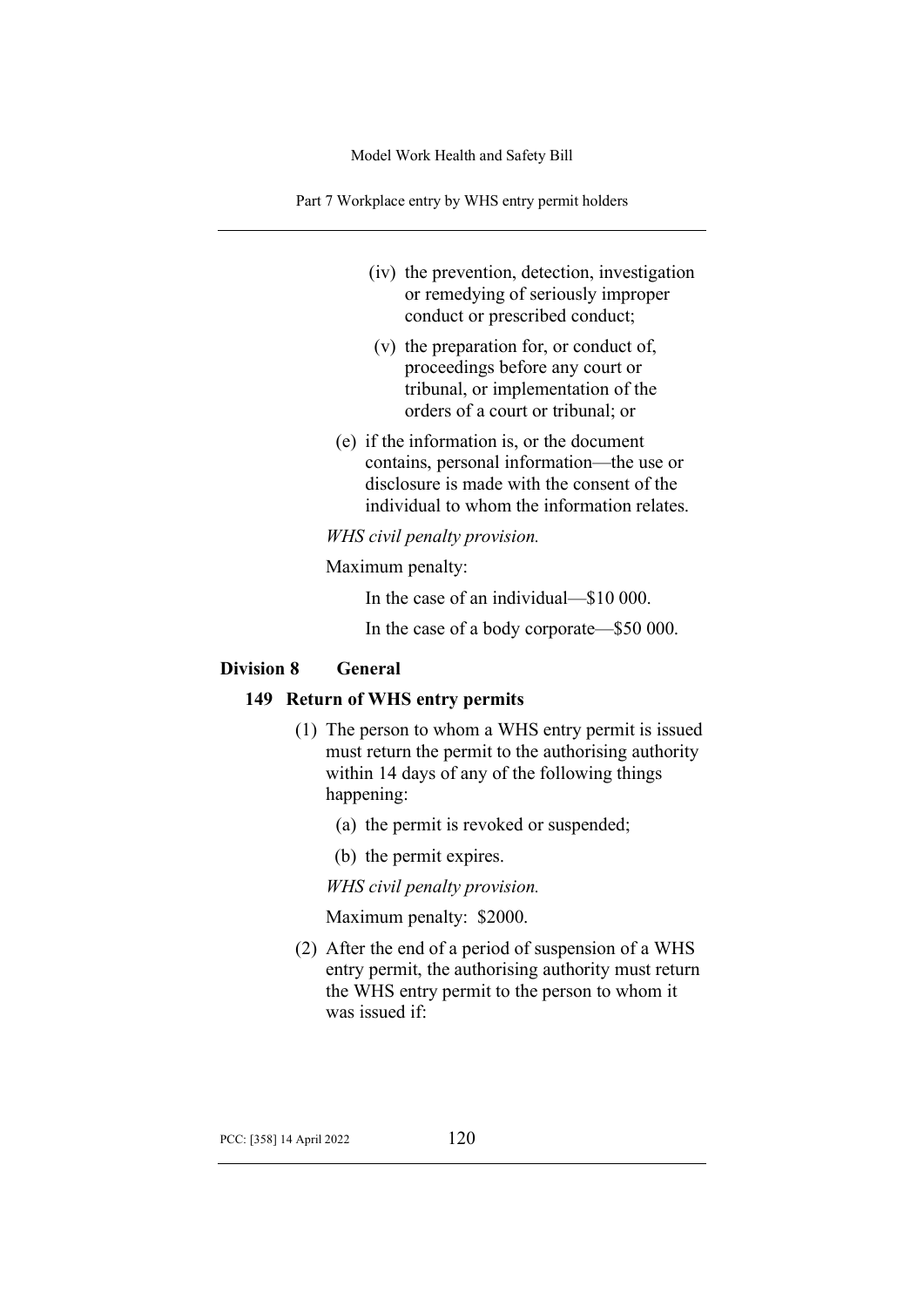(iv) the prevention, detection, investigation or remedying of seriously improper conduct or prescribed conduct;

(v) the preparation for, or conduct of, proceedings before any court or tribunal, or implementation of the orders of a court or tribunal; or

(e) if the information is, or the document contains, personal information—the use or disclosure is made with the consent of the individual to whom the information relates.

*WHS civil penalty provision.*

Maximum penalty:

In the case of an individual—$10 000.

In the case of a body corporate—$50 000.

## Division 8 General

### 149 Return of WHS entry permits

(1) The person to whom a WHS entry permit is issued must return the permit to the authorising authority within 14 days of any of the following things happening:

(a) the permit is revoked or suspended;

(b) the permit expires.

*WHS civil penalty provision.*

Maximum penalty: $2000.

(2) After the end of a period of suspension of a WHS entry permit, the authorising authority must return the WHS entry permit to the person to whom it was issued if: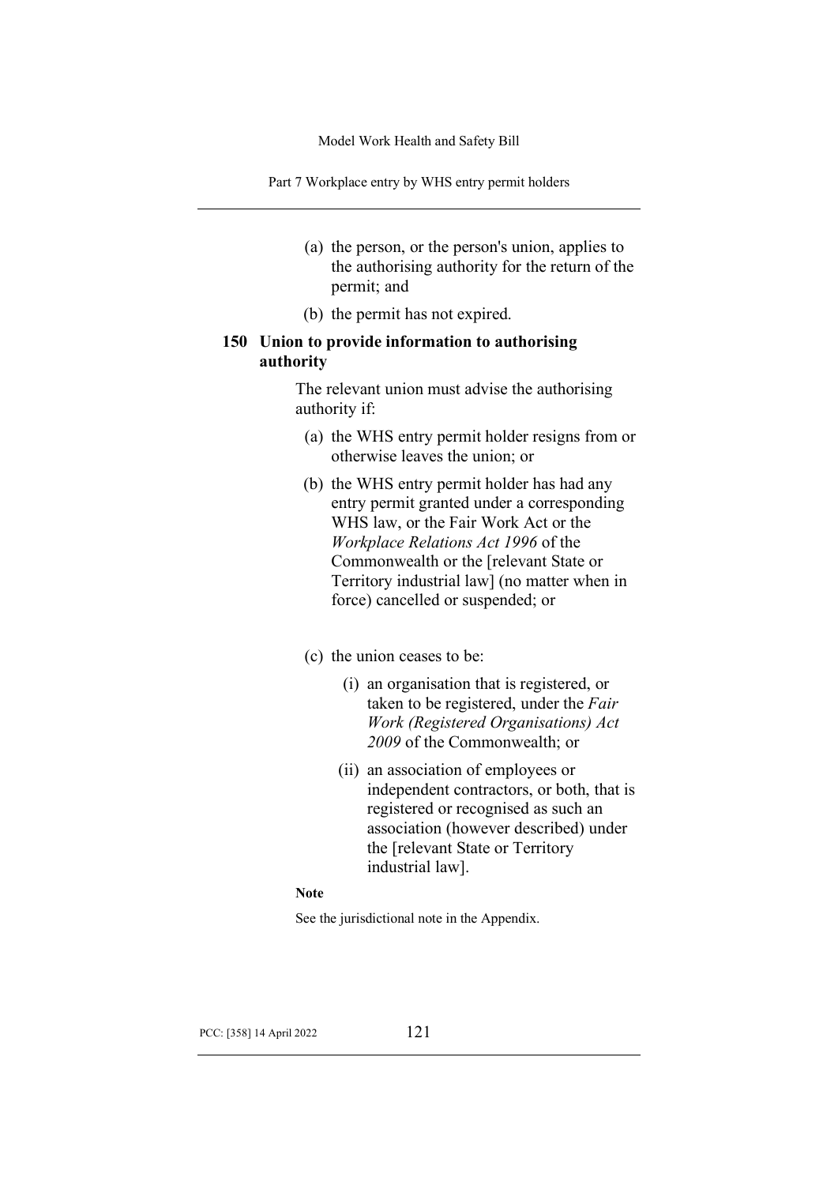(a) the person, or the person's union, applies to the authorising authority for the return of the permit; and

(b) the permit has not expired.

### 150 Union to provide information to authorising authority

The relevant union must advise the authorising authority if:

(a) the WHS entry permit holder resigns from or otherwise leaves the union; or

(b) the WHS entry permit holder has had any entry permit granted under a corresponding WHS law, or the Fair Work Act or the *Workplace Relations Act 1996* of the Commonwealth or the [relevant State or Territory industrial law] (no matter when in force) cancelled or suspended; or

(c) the union ceases to be:

(i) an organisation that is registered, or taken to be registered, under the *Fair Work (Registered Organisations) Act 2009* of the Commonwealth; or

(ii) an association of employees or independent contractors, or both, that is registered or recognised as such an association (however described) under the [relevant State or Territory industrial law].

**Note**

See the jurisdictional note in the Appendix.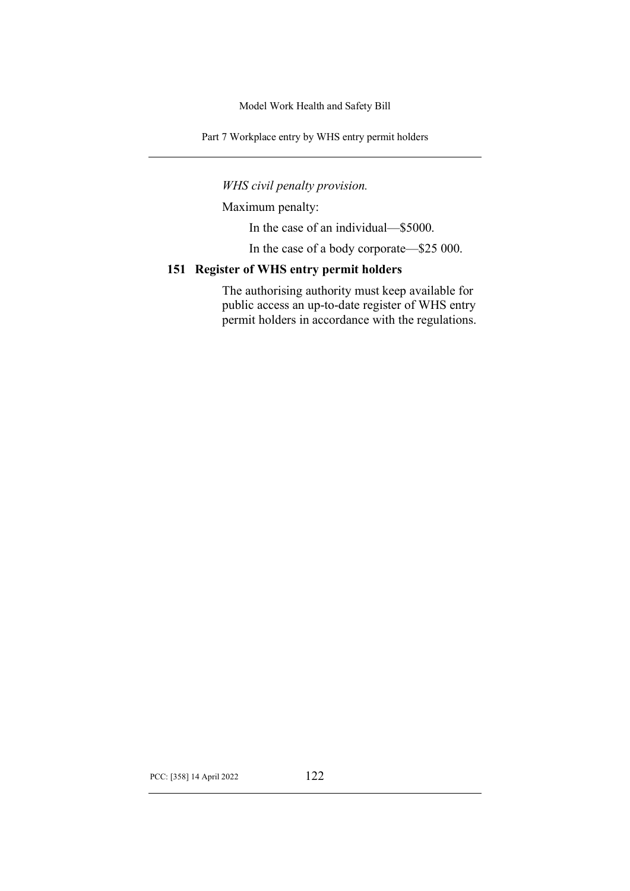*WHS civil penalty provision.*

Maximum penalty:

In the case of an individual—$5000.

In the case of a body corporate—$25 000.

### 151 Register of WHS entry permit holders

The authorising authority must keep available for public access an up-to-date register of WHS entry permit holders in accordance with the regulations.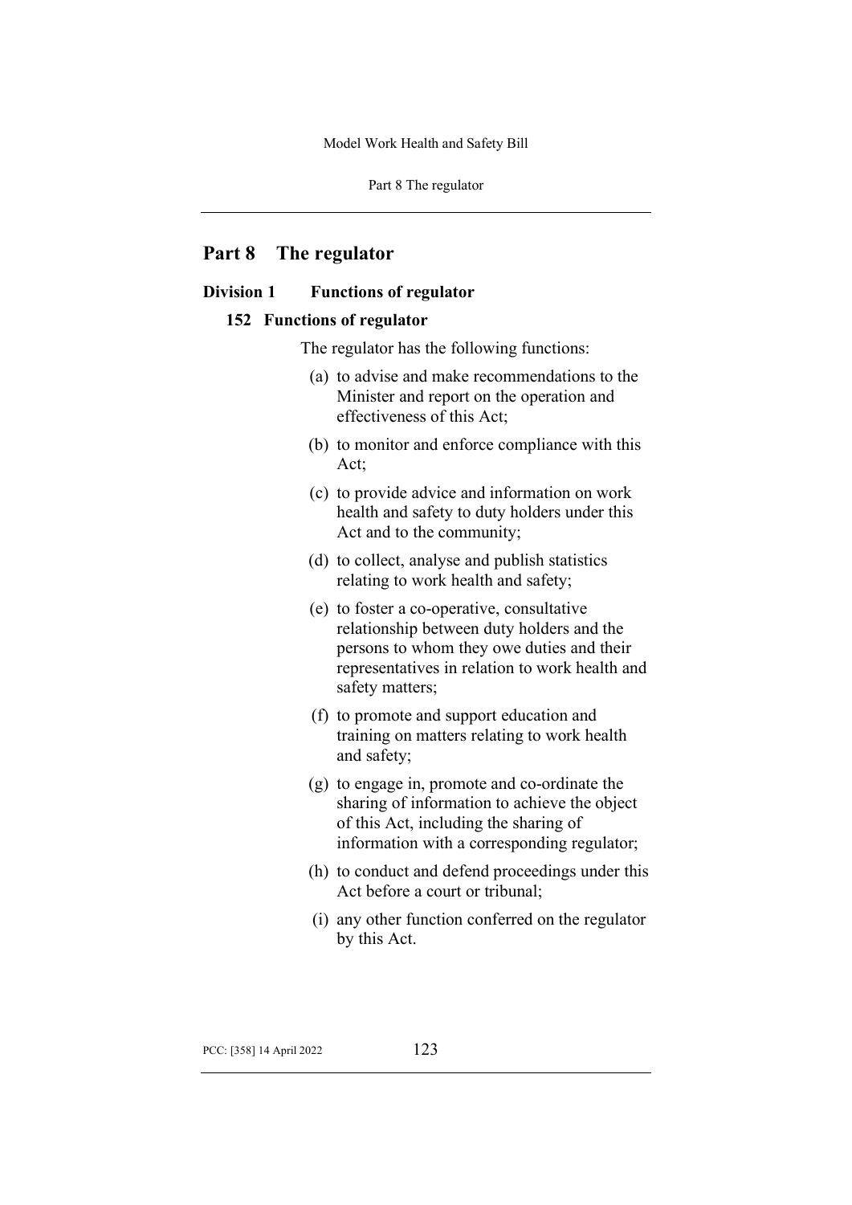# Part 8 The regulator

## Division 1 Functions of regulator

### 152 Functions of regulator

The regulator has the following functions:

(a) to advise and make recommendations to the Minister and report on the operation and effectiveness of this Act;

(b) to monitor and enforce compliance with this Act;

(c) to provide advice and information on work health and safety to duty holders under this Act and to the community;

(d) to collect, analyse and publish statistics relating to work health and safety;

(e) to foster a co-operative, consultative relationship between duty holders and the persons to whom they owe duties and their representatives in relation to work health and safety matters;

(f) to promote and support education and training on matters relating to work health and safety;

(g) to engage in, promote and co-ordinate the sharing of information to achieve the object of this Act, including the sharing of information with a corresponding regulator;

(h) to conduct and defend proceedings under this Act before a court or tribunal;

(i) any other function conferred on the regulator by this Act.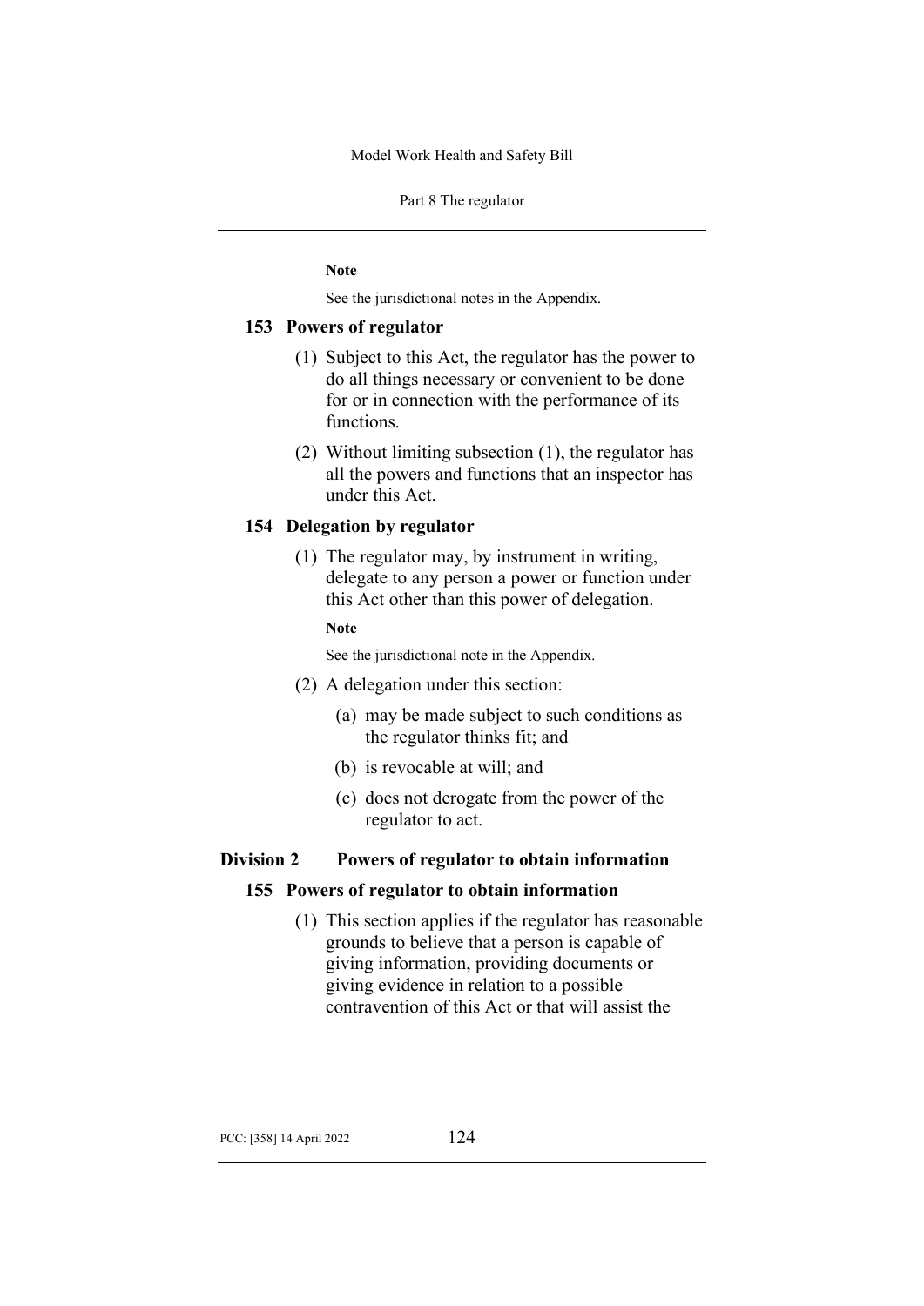**Note**

See the jurisdictional notes in the Appendix.

### 153 Powers of regulator

(1) Subject to this Act, the regulator has the power to do all things necessary or convenient to be done for or in connection with the performance of its functions.

(2) Without limiting subsection (1), the regulator has all the powers and functions that an inspector has under this Act.

### 154 Delegation by regulator

(1) The regulator may, by instrument in writing, delegate to any person a power or function under this Act other than this power of delegation.

**Note**

See the jurisdictional note in the Appendix.

(2) A delegation under this section:

(a) may be made subject to such conditions as the regulator thinks fit; and

(b) is revocable at will; and

(c) does not derogate from the power of the regulator to act.

## Division 2 Powers of regulator to obtain information

### 155 Powers of regulator to obtain information

(1) This section applies if the regulator has reasonable grounds to believe that a person is capable of giving information, providing documents or giving evidence in relation to a possible contravention of this Act or that will assist the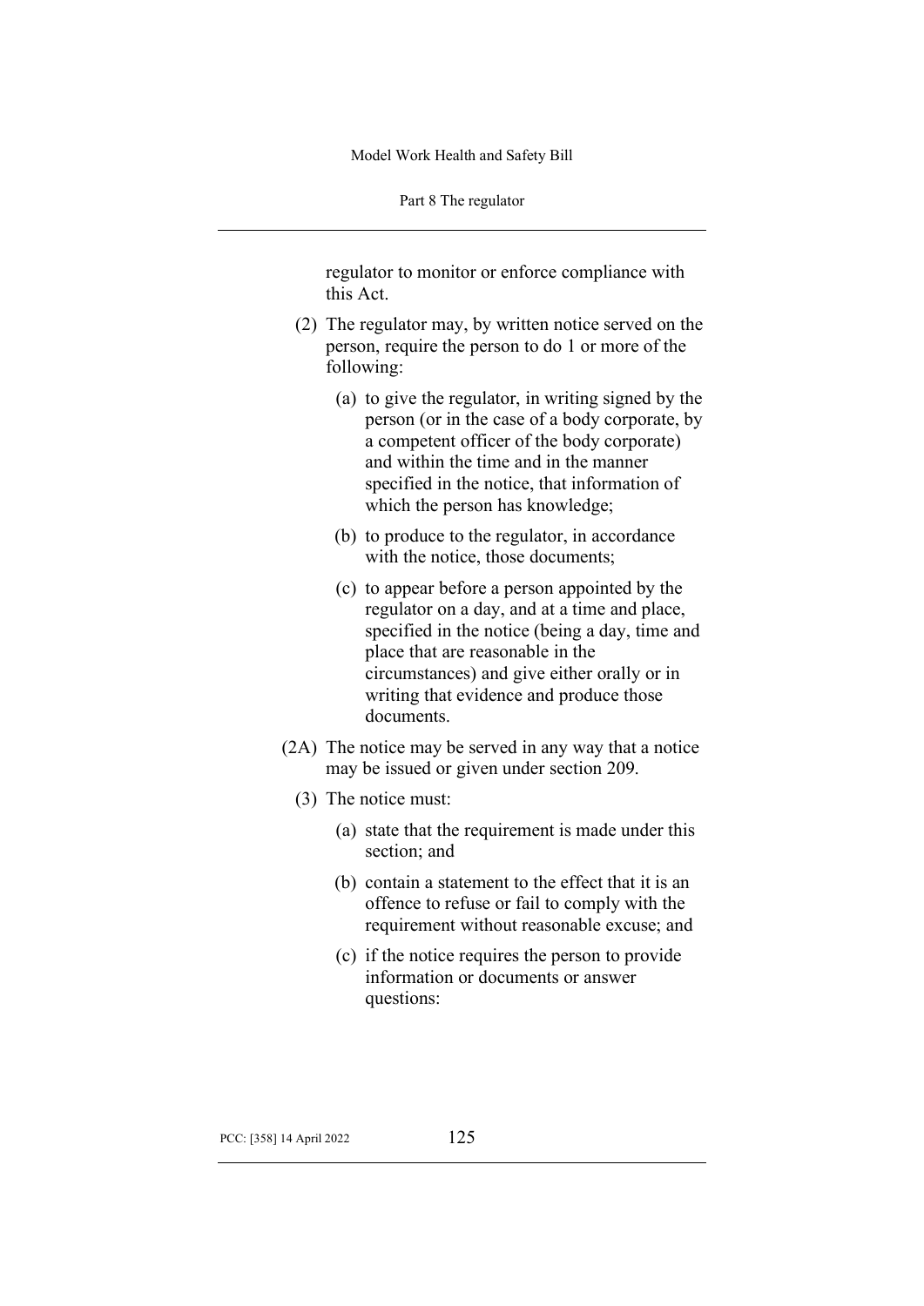regulator to monitor or enforce compliance with this Act.

(2) The regulator may, by written notice served on the person, require the person to do 1 or more of the following:

(a) to give the regulator, in writing signed by the person (or in the case of a body corporate, by a competent officer of the body corporate) and within the time and in the manner specified in the notice, that information of which the person has knowledge;

(b) to produce to the regulator, in accordance with the notice, those documents;

(c) to appear before a person appointed by the regulator on a day, and at a time and place, specified in the notice (being a day, time and place that are reasonable in the circumstances) and give either orally or in writing that evidence and produce those documents.

(2A) The notice may be served in any way that a notice may be issued or given under section 209.

(3) The notice must:

(a) state that the requirement is made under this section; and

(b) contain a statement to the effect that it is an offence to refuse or fail to comply with the requirement without reasonable excuse; and

(c) if the notice requires the person to provide information or documents or answer questions: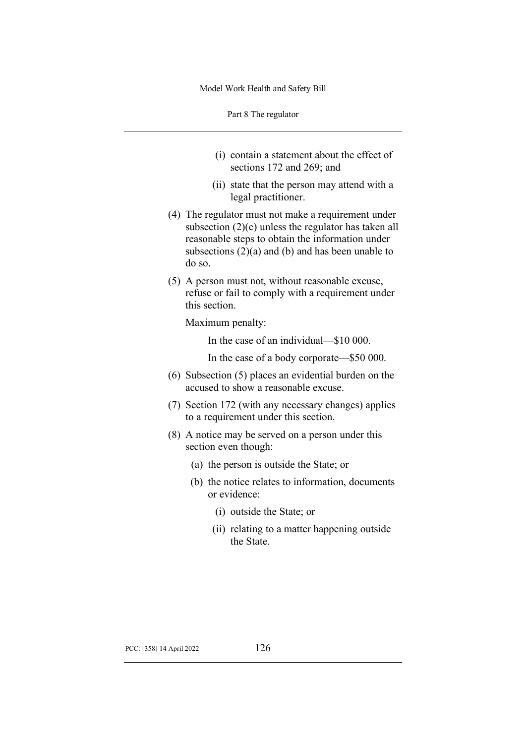- (i) contain a statement about the effect of sections 172 and 269; and
- (ii) state that the person may attend with a legal practitioner.

(4) The regulator must not make a requirement under subsection (2)(c) unless the regulator has taken all reasonable steps to obtain the information under subsections (2)(a) and (b) and has been unable to do so.

(5) A person must not, without reasonable excuse, refuse or fail to comply with a requirement under this section.

Maximum penalty:

In the case of an individual—$10 000.

In the case of a body corporate—$50 000.

(6) Subsection (5) places an evidential burden on the accused to show a reasonable excuse.

(7) Section 172 (with any necessary changes) applies to a requirement under this section.

(8) A notice may be served on a person under this section even though:

- (a) the person is outside the State; or
- (b) the notice relates to information, documents or evidence:
  - (i) outside the State; or
  - (ii) relating to a matter happening outside the State.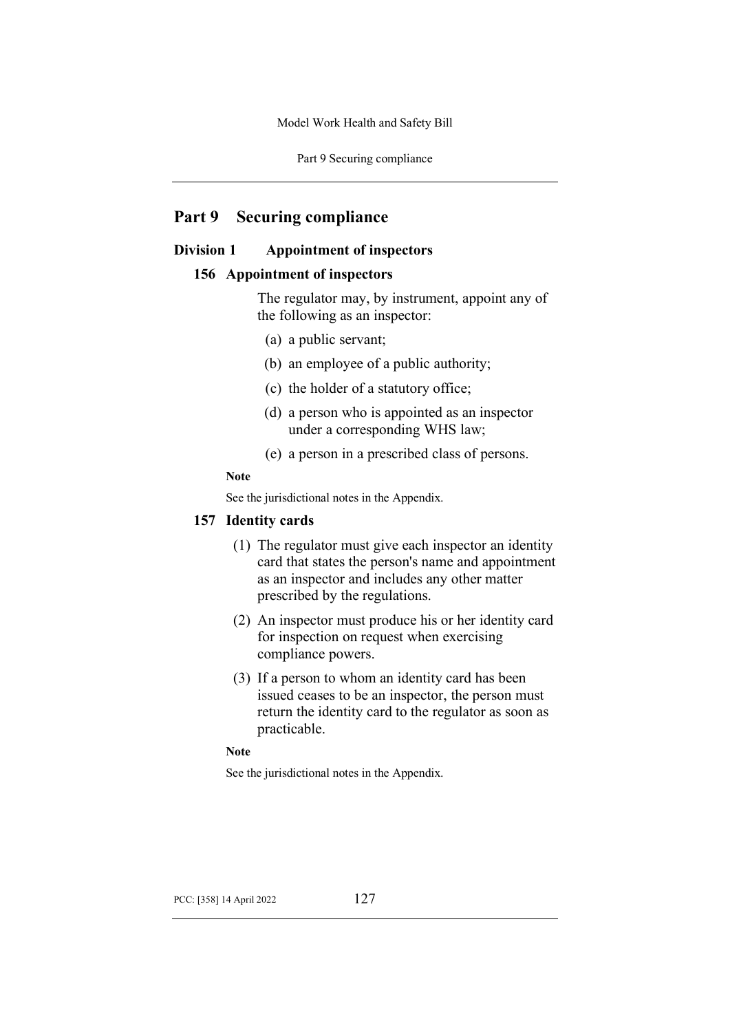# Part 9 Securing compliance

## Division 1 Appointment of inspectors

### 156 Appointment of inspectors

The regulator may, by instrument, appoint any of the following as an inspector:

(a) a public servant;

(b) an employee of a public authority;

(c) the holder of a statutory office;

(d) a person who is appointed as an inspector under a corresponding WHS law;

(e) a person in a prescribed class of persons.

**Note**

See the jurisdictional notes in the Appendix.

### 157 Identity cards

(1) The regulator must give each inspector an identity card that states the person's name and appointment as an inspector and includes any other matter prescribed by the regulations.

(2) An inspector must produce his or her identity card for inspection on request when exercising compliance powers.

(3) If a person to whom an identity card has been issued ceases to be an inspector, the person must return the identity card to the regulator as soon as practicable.

**Note**

See the jurisdictional notes in the Appendix.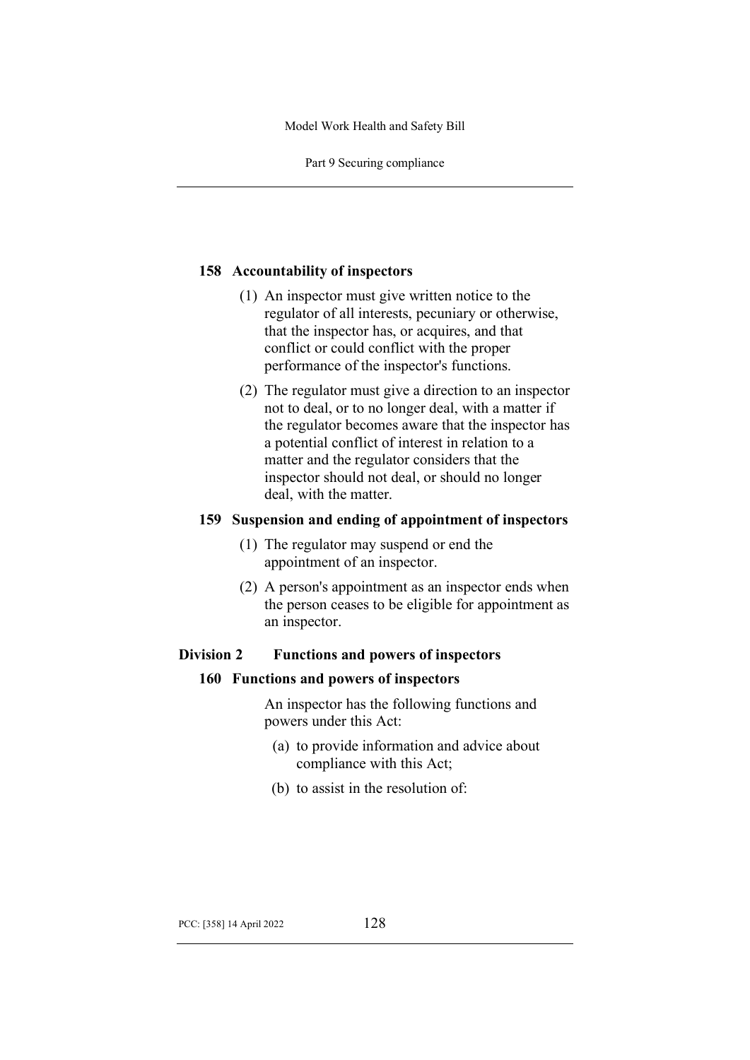### 158 Accountability of inspectors

(1) An inspector must give written notice to the regulator of all interests, pecuniary or otherwise, that the inspector has, or acquires, and that conflict or could conflict with the proper performance of the inspector's functions.

(2) The regulator must give a direction to an inspector not to deal, or to no longer deal, with a matter if the regulator becomes aware that the inspector has a potential conflict of interest in relation to a matter and the regulator considers that the inspector should not deal, or should no longer deal, with the matter.

### 159 Suspension and ending of appointment of inspectors

(1) The regulator may suspend or end the appointment of an inspector.

(2) A person's appointment as an inspector ends when the person ceases to be eligible for appointment as an inspector.

## Division 2 Functions and powers of inspectors

### 160 Functions and powers of inspectors

An inspector has the following functions and powers under this Act:

(a) to provide information and advice about compliance with this Act;

(b) to assist in the resolution of: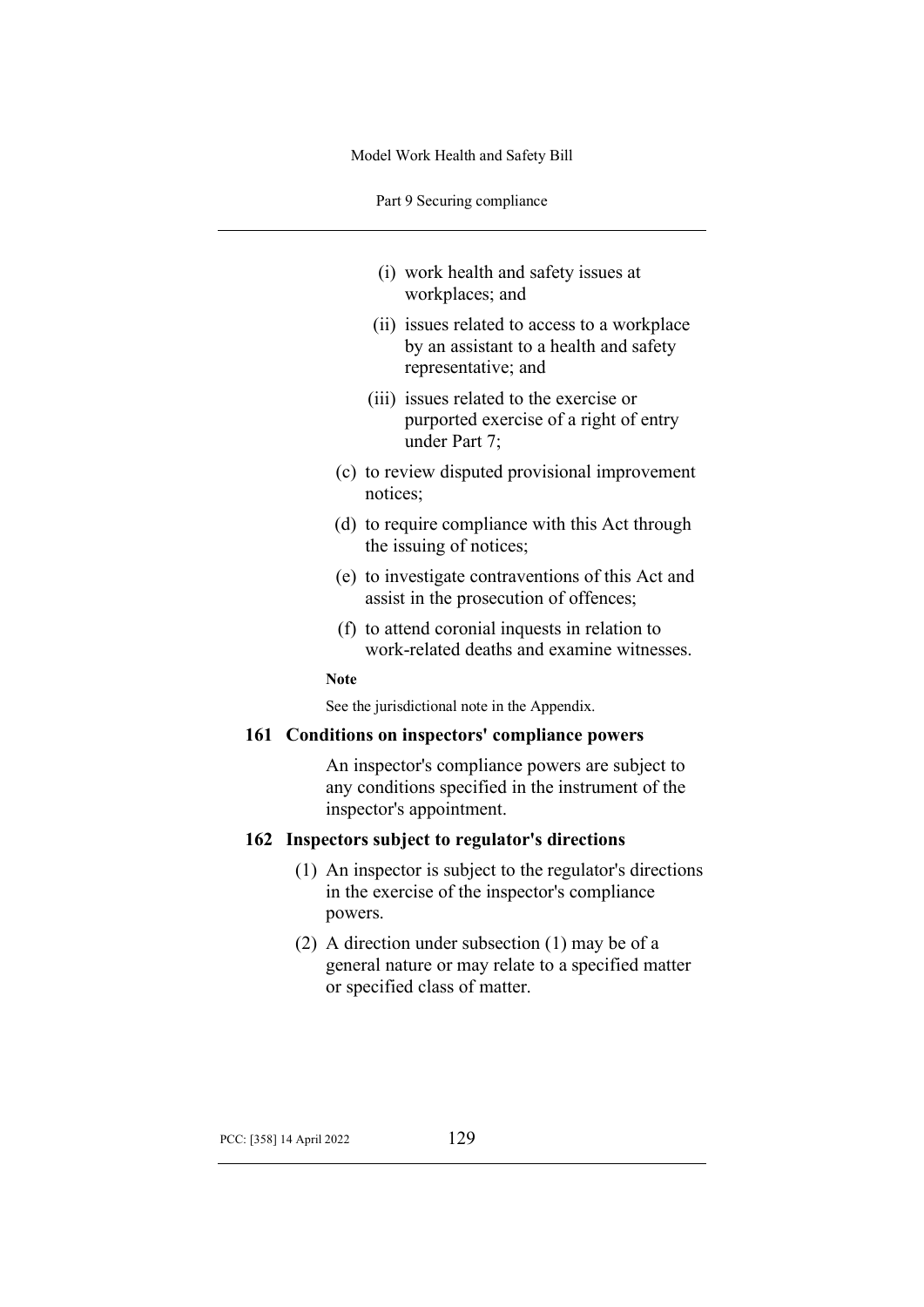- (i) work health and safety issues at workplaces; and
   - (ii) issues related to access to a workplace by an assistant to a health and safety representative; and
   - (iii) issues related to the exercise or purported exercise of a right of entry under Part 7;
- (c) to review disputed provisional improvement notices;
- (d) to require compliance with this Act through the issuing of notices;
- (e) to investigate contraventions of this Act and assist in the prosecution of offences;
- (f) to attend coronial inquests in relation to work-related deaths and examine witnesses.

**Note**

See the jurisdictional note in the Appendix.

### 161 Conditions on inspectors' compliance powers

An inspector's compliance powers are subject to any conditions specified in the instrument of the inspector's appointment.

### 162 Inspectors subject to regulator's directions

(1) An inspector is subject to the regulator's directions in the exercise of the inspector's compliance powers.

(2) A direction under subsection (1) may be of a general nature or may relate to a specified matter or specified class of matter.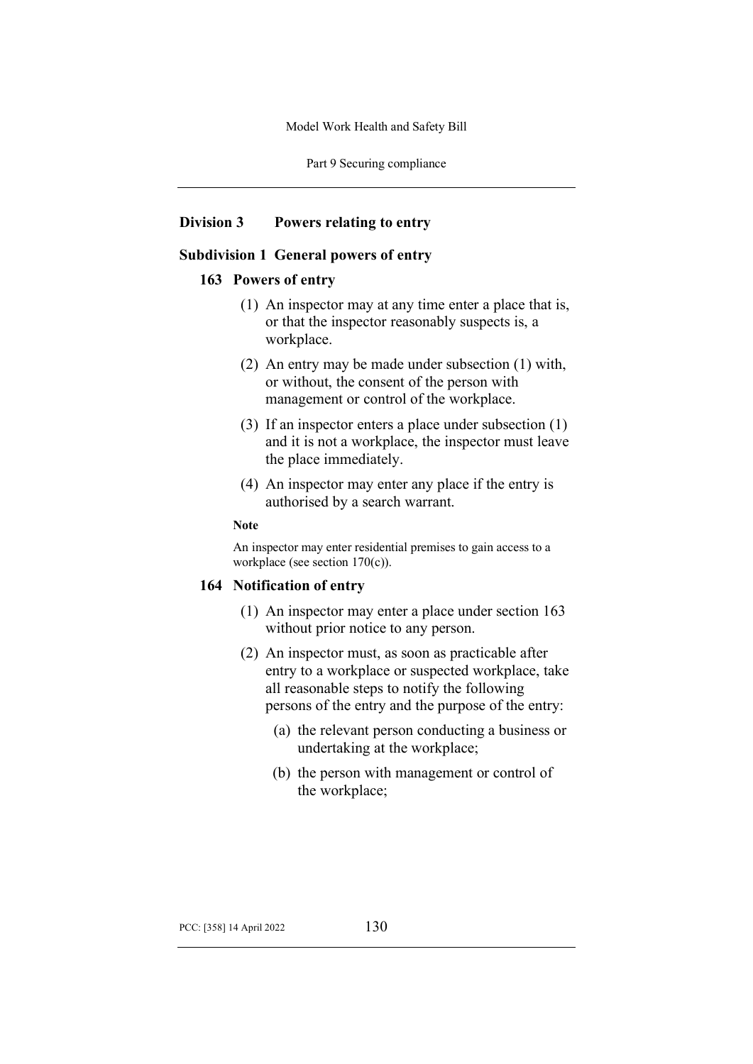## Division 3 Powers relating to entry

### Subdivision 1 General powers of entry

#### 163 Powers of entry

(1) An inspector may at any time enter a place that is, or that the inspector reasonably suspects is, a workplace.

(2) An entry may be made under subsection (1) with, or without, the consent of the person with management or control of the workplace.

(3) If an inspector enters a place under subsection (1) and it is not a workplace, the inspector must leave the place immediately.

(4) An inspector may enter any place if the entry is authorised by a search warrant.

**Note**

An inspector may enter residential premises to gain access to a workplace (see section 170(c)).

#### 164 Notification of entry

(1) An inspector may enter a place under section 163 without prior notice to any person.

(2) An inspector must, as soon as practicable after entry to a workplace or suspected workplace, take all reasonable steps to notify the following persons of the entry and the purpose of the entry:

- (a) the relevant person conducting a business or undertaking at the workplace;
- (b) the person with management or control of the workplace;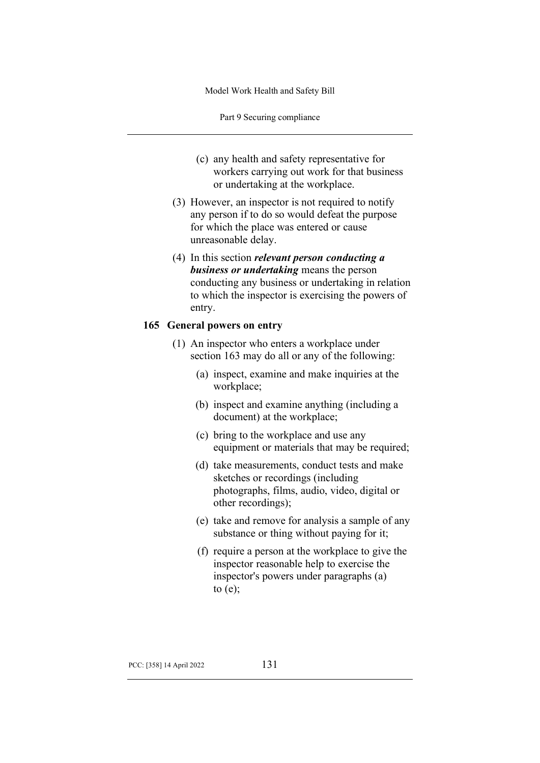(c) any health and safety representative for workers carrying out work for that business or undertaking at the workplace.

(3) However, an inspector is not required to notify any person if to do so would defeat the purpose for which the place was entered or cause unreasonable delay.

(4) In this section ***relevant person conducting a business or undertaking*** means the person conducting any business or undertaking in relation to which the inspector is exercising the powers of entry.

### 165 General powers on entry

(1) An inspector who enters a workplace under section 163 may do all or any of the following:

(a) inspect, examine and make inquiries at the workplace;

(b) inspect and examine anything (including a document) at the workplace;

(c) bring to the workplace and use any equipment or materials that may be required;

(d) take measurements, conduct tests and make sketches or recordings (including photographs, films, audio, video, digital or other recordings);

(e) take and remove for analysis a sample of any substance or thing without paying for it;

(f) require a person at the workplace to give the inspector reasonable help to exercise the inspector's powers under paragraphs (a) to (e);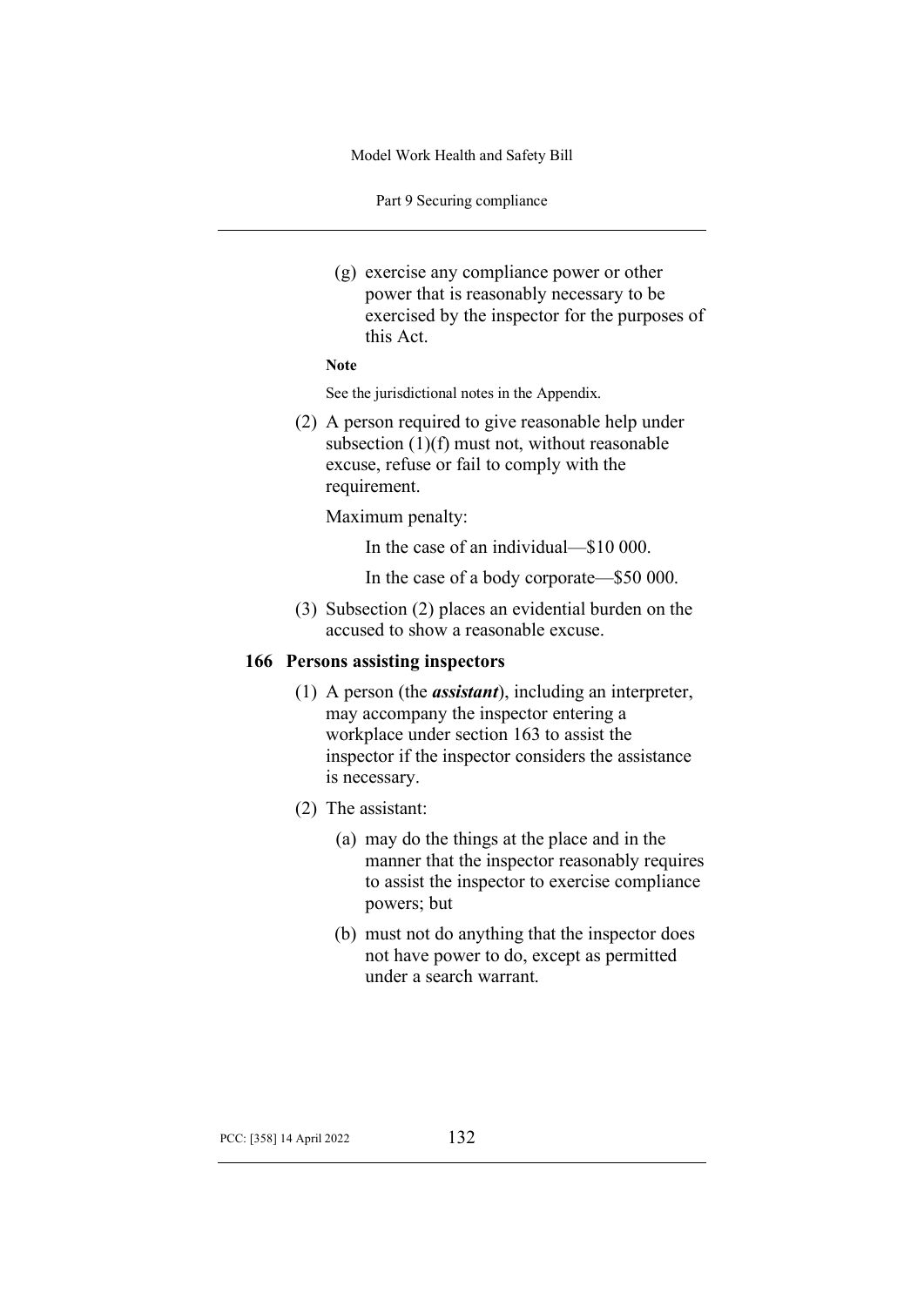(g) exercise any compliance power or other power that is reasonably necessary to be exercised by the inspector for the purposes of this Act.

**Note**

See the jurisdictional notes in the Appendix.

(2) A person required to give reasonable help under subsection (1)(f) must not, without reasonable excuse, refuse or fail to comply with the requirement.

Maximum penalty:

In the case of an individual—$10 000.

In the case of a body corporate—$50 000.

(3) Subsection (2) places an evidential burden on the accused to show a reasonable excuse.

### 166 Persons assisting inspectors

(1) A person (the ***assistant***), including an interpreter, may accompany the inspector entering a workplace under section 163 to assist the inspector if the inspector considers the assistance is necessary.

(2) The assistant:

(a) may do the things at the place and in the manner that the inspector reasonably requires to assist the inspector to exercise compliance powers; but

(b) must not do anything that the inspector does not have power to do, except as permitted under a search warrant.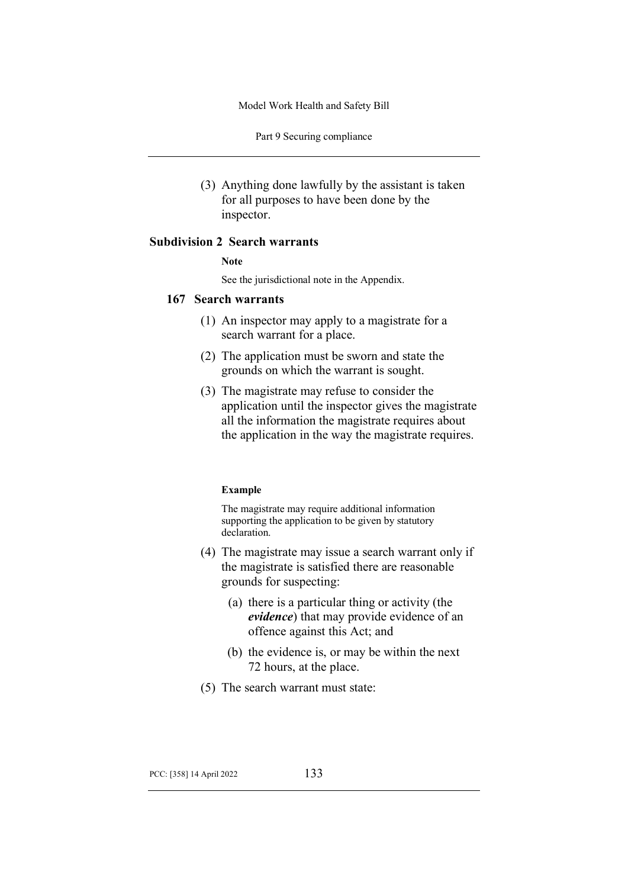(3) Anything done lawfully by the assistant is taken for all purposes to have been done by the inspector.

## Subdivision 2 Search warrants

**Note**

See the jurisdictional note in the Appendix.

### 167 Search warrants

(1) An inspector may apply to a magistrate for a search warrant for a place.

(2) The application must be sworn and state the grounds on which the warrant is sought.

(3) The magistrate may refuse to consider the application until the inspector gives the magistrate all the information the magistrate requires about the application in the way the magistrate requires.

**Example**

The magistrate may require additional information supporting the application to be given by statutory declaration.

(4) The magistrate may issue a search warrant only if the magistrate is satisfied there are reasonable grounds for suspecting:

(a) there is a particular thing or activity (the ***evidence***) that may provide evidence of an offence against this Act; and

(b) the evidence is, or may be within the next 72 hours, at the place.

(5) The search warrant must state: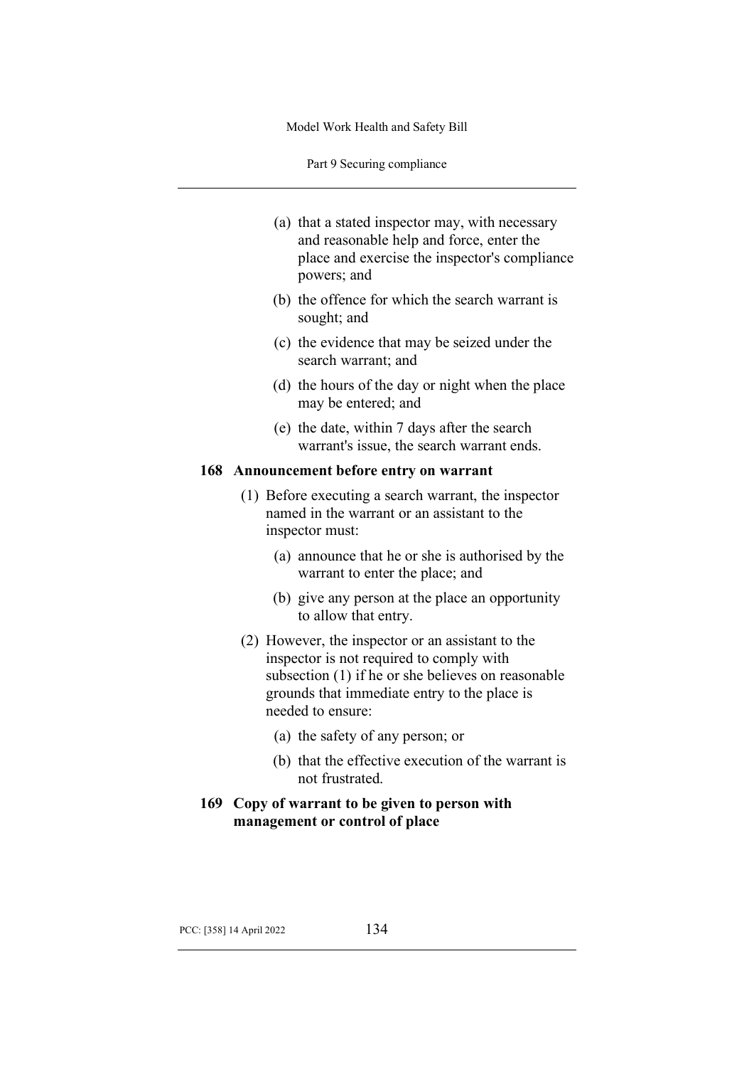(a) that a stated inspector may, with necessary and reasonable help and force, enter the place and exercise the inspector's compliance powers; and

(b) the offence for which the search warrant is sought; and

(c) the evidence that may be seized under the search warrant; and

(d) the hours of the day or night when the place may be entered; and

(e) the date, within 7 days after the search warrant's issue, the search warrant ends.

### 168 Announcement before entry on warrant

(1) Before executing a search warrant, the inspector named in the warrant or an assistant to the inspector must:

(a) announce that he or she is authorised by the warrant to enter the place; and

(b) give any person at the place an opportunity to allow that entry.

(2) However, the inspector or an assistant to the inspector is not required to comply with subsection (1) if he or she believes on reasonable grounds that immediate entry to the place is needed to ensure:

(a) the safety of any person; or

(b) that the effective execution of the warrant is not frustrated.

### 169 Copy of warrant to be given to person with management or control of place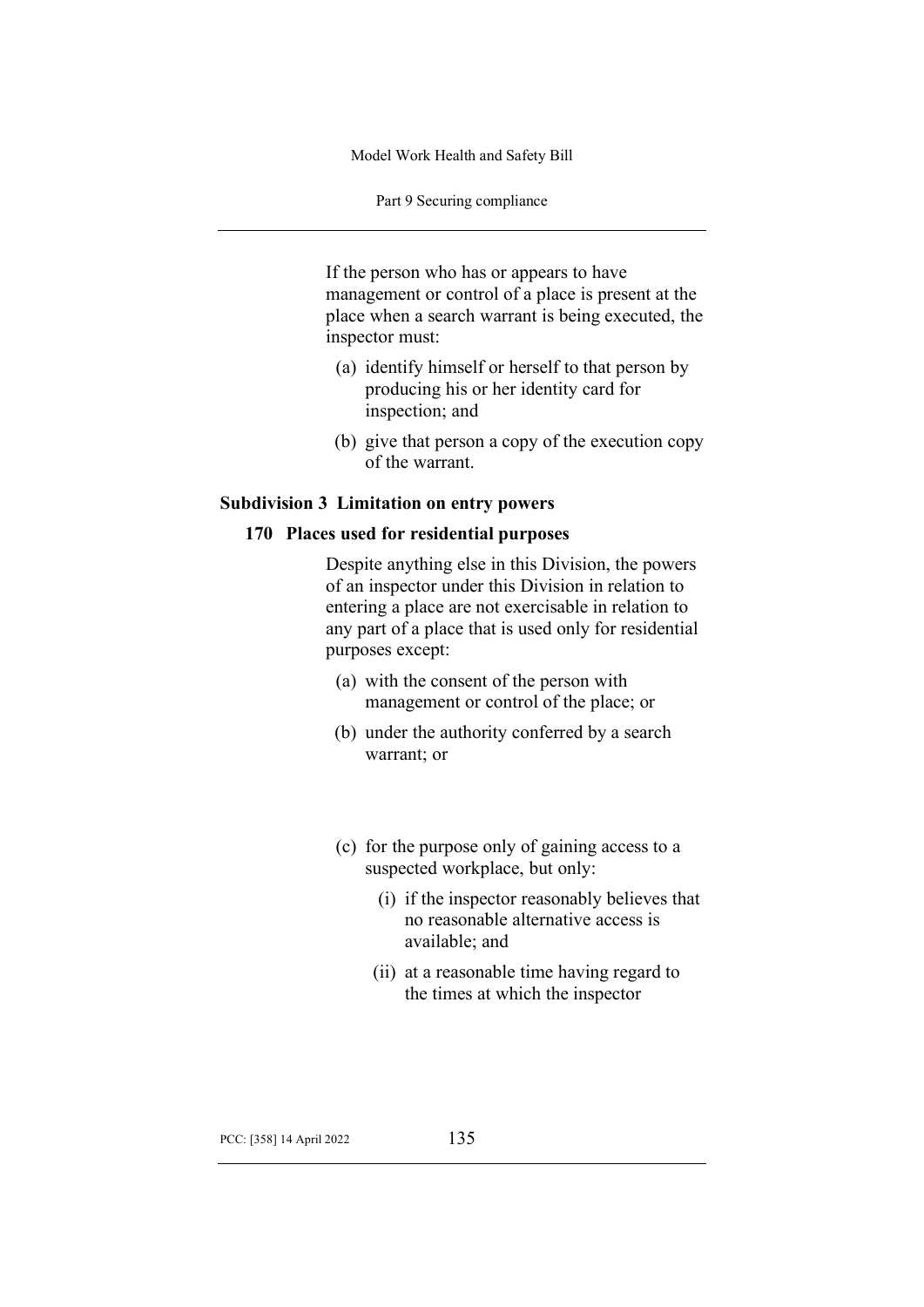If the person who has or appears to have management or control of a place is present at the place when a search warrant is being executed, the inspector must:

(a) identify himself or herself to that person by producing his or her identity card for inspection; and

(b) give that person a copy of the execution copy of the warrant.

### Subdivision 3 Limitation on entry powers

#### 170 Places used for residential purposes

Despite anything else in this Division, the powers of an inspector under this Division in relation to entering a place are not exercisable in relation to any part of a place that is used only for residential purposes except:

(a) with the consent of the person with management or control of the place; or

(b) under the authority conferred by a search warrant; or

(c) for the purpose only of gaining access to a suspected workplace, but only:

(i) if the inspector reasonably believes that no reasonable alternative access is available; and

(ii) at a reasonable time having regard to the times at which the inspector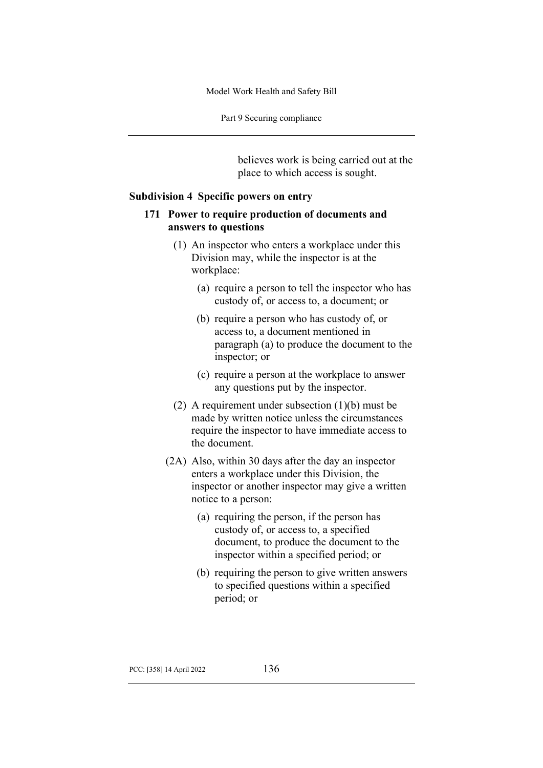believes work is being carried out at the place to which access is sought.

### Subdivision 4 Specific powers on entry

#### 171 Power to require production of documents and answers to questions

(1) An inspector who enters a workplace under this Division may, while the inspector is at the workplace:

(a) require a person to tell the inspector who has custody of, or access to, a document; or

(b) require a person who has custody of, or access to, a document mentioned in paragraph (a) to produce the document to the inspector; or

(c) require a person at the workplace to answer any questions put by the inspector.

(2) A requirement under subsection (1)(b) must be made by written notice unless the circumstances require the inspector to have immediate access to the document.

(2A) Also, within 30 days after the day an inspector enters a workplace under this Division, the inspector or another inspector may give a written notice to a person:

(a) requiring the person, if the person has custody of, or access to, a specified document, to produce the document to the inspector within a specified period; or

(b) requiring the person to give written answers to specified questions within a specified period; or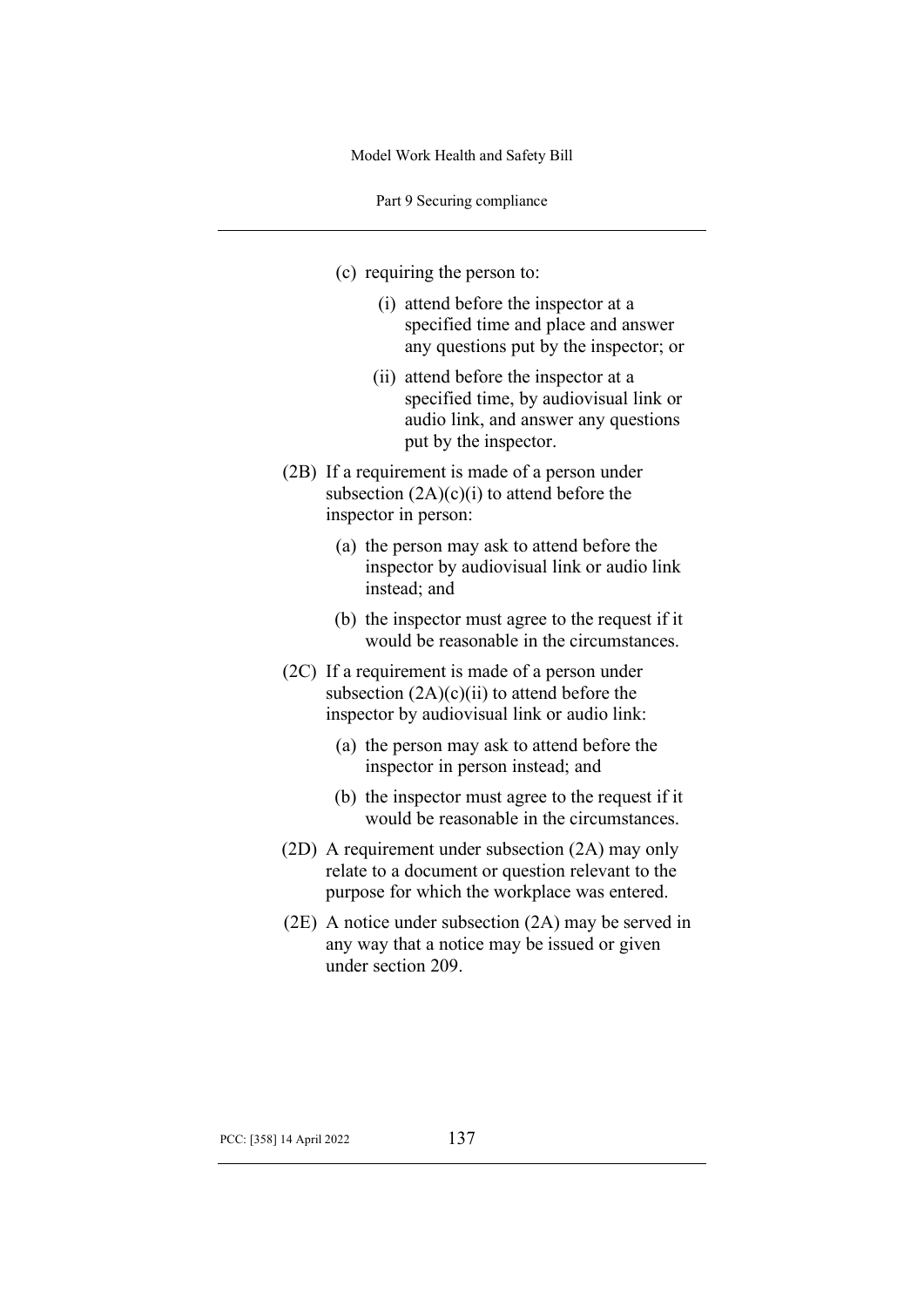(c) requiring the person to:

(i) attend before the inspector at a specified time and place and answer any questions put by the inspector; or

(ii) attend before the inspector at a specified time, by audiovisual link or audio link, and answer any questions put by the inspector.

(2B) If a requirement is made of a person under subsection (2A)(c)(i) to attend before the inspector in person:

(a) the person may ask to attend before the inspector by audiovisual link or audio link instead; and

(b) the inspector must agree to the request if it would be reasonable in the circumstances.

(2C) If a requirement is made of a person under subsection (2A)(c)(ii) to attend before the inspector by audiovisual link or audio link:

(a) the person may ask to attend before the inspector in person instead; and

(b) the inspector must agree to the request if it would be reasonable in the circumstances.

(2D) A requirement under subsection (2A) may only relate to a document or question relevant to the purpose for which the workplace was entered.

(2E) A notice under subsection (2A) may be served in any way that a notice may be issued or given under section 209.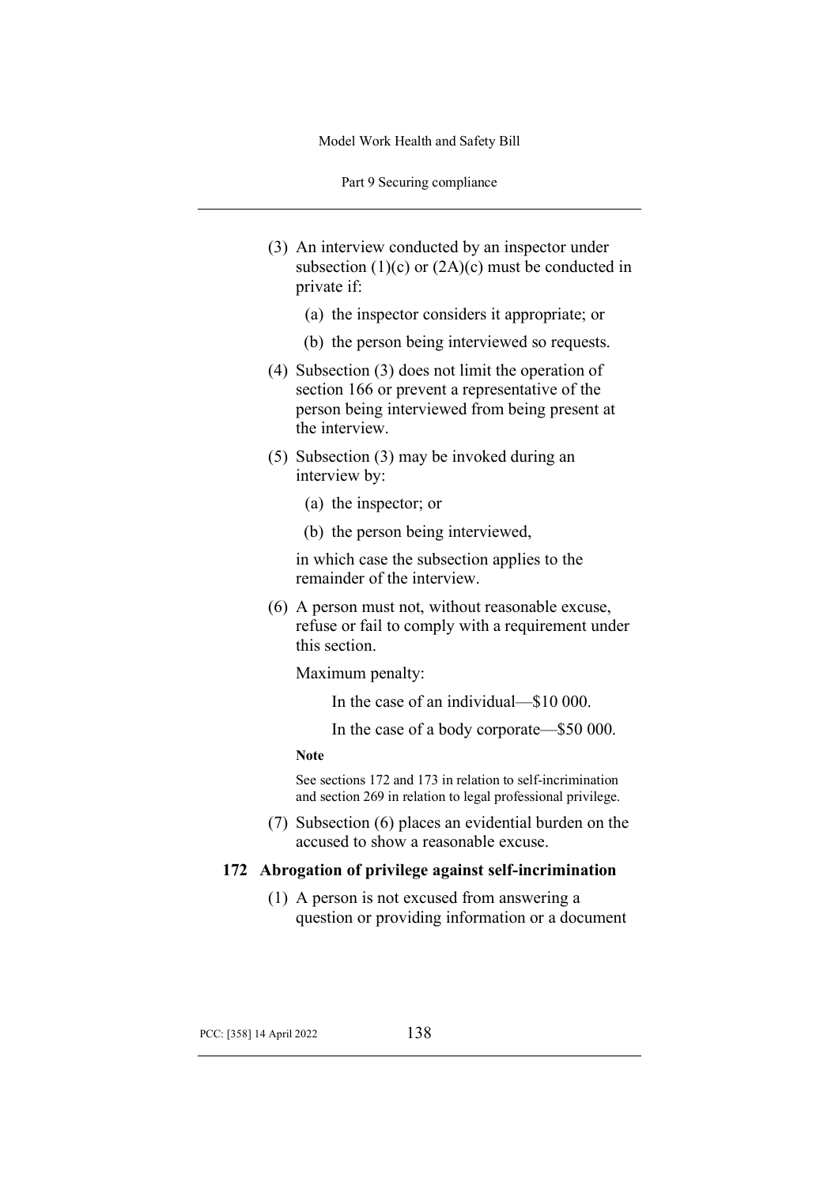(3) An interview conducted by an inspector under subsection (1)(c) or (2A)(c) must be conducted in private if:

  (a) the inspector considers it appropriate; or

  (b) the person being interviewed so requests.

(4) Subsection (3) does not limit the operation of section 166 or prevent a representative of the person being interviewed from being present at the interview.

(5) Subsection (3) may be invoked during an interview by:

  (a) the inspector; or

  (b) the person being interviewed,

  in which case the subsection applies to the remainder of the interview.

(6) A person must not, without reasonable excuse, refuse or fail to comply with a requirement under this section.

  Maximum penalty:

    In the case of an individual—$10 000.

    In the case of a body corporate—$50 000.

  **Note**

  See sections 172 and 173 in relation to self-incrimination and section 269 in relation to legal professional privilege.

(7) Subsection (6) places an evidential burden on the accused to show a reasonable excuse.

### 172 Abrogation of privilege against self-incrimination

(1) A person is not excused from answering a question or providing information or a document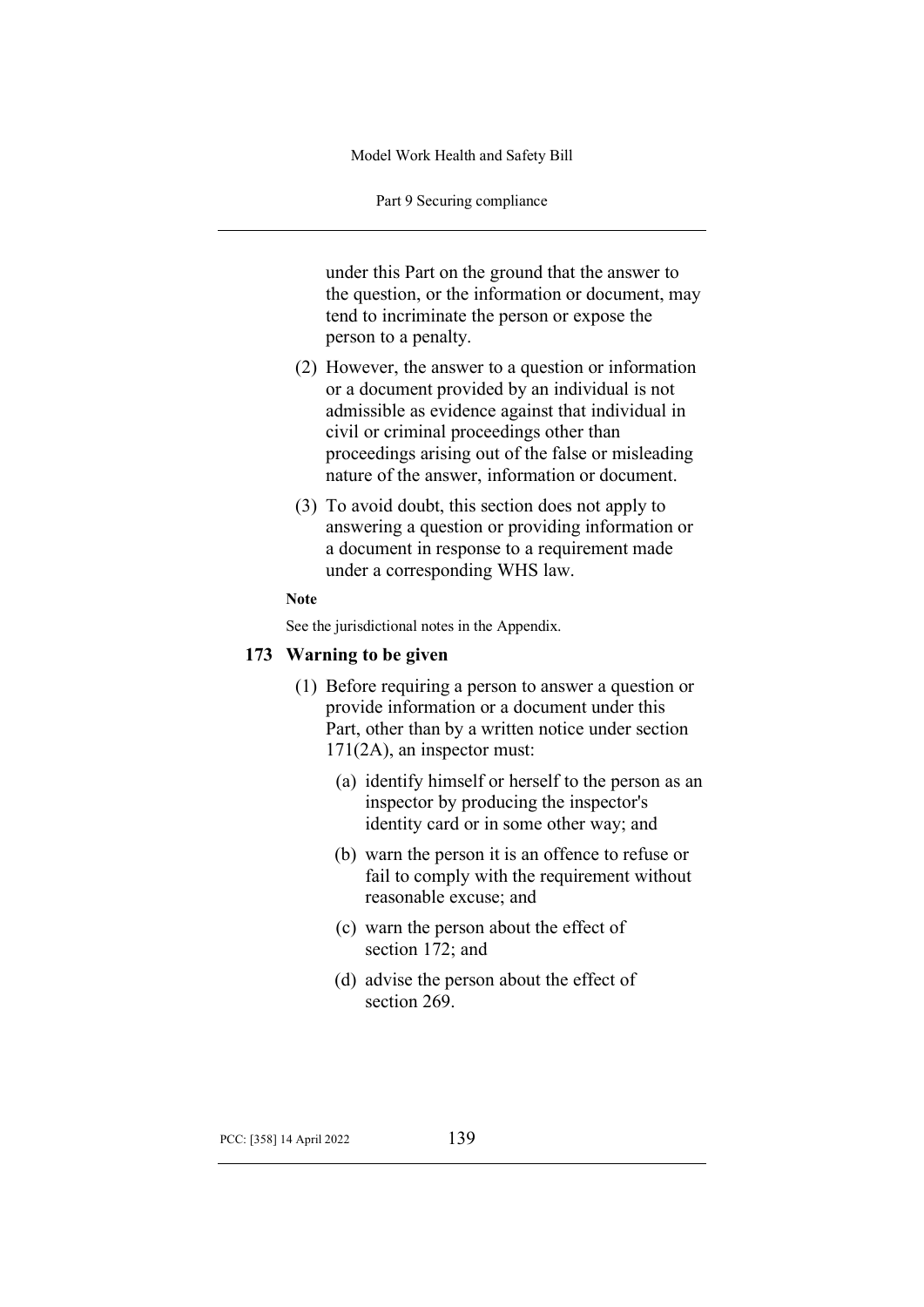under this Part on the ground that the answer to the question, or the information or document, may tend to incriminate the person or expose the person to a penalty.

(2) However, the answer to a question or information or a document provided by an individual is not admissible as evidence against that individual in civil or criminal proceedings other than proceedings arising out of the false or misleading nature of the answer, information or document.

(3) To avoid doubt, this section does not apply to answering a question or providing information or a document in response to a requirement made under a corresponding WHS law.

**Note**

See the jurisdictional notes in the Appendix.

### 173 Warning to be given

(1) Before requiring a person to answer a question or provide information or a document under this Part, other than by a written notice under section 171(2A), an inspector must:

(a) identify himself or herself to the person as an inspector by producing the inspector's identity card or in some other way; and

(b) warn the person it is an offence to refuse or fail to comply with the requirement without reasonable excuse; and

(c) warn the person about the effect of section 172; and

(d) advise the person about the effect of section 269.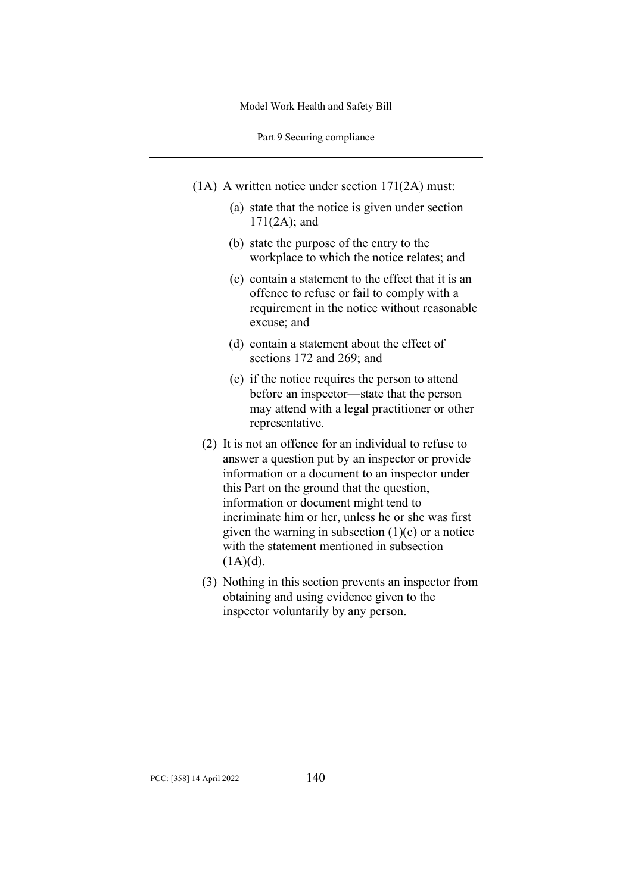(1A) A written notice under section 171(2A) must:

(a) state that the notice is given under section 171(2A); and

(b) state the purpose of the entry to the workplace to which the notice relates; and

(c) contain a statement to the effect that it is an offence to refuse or fail to comply with a requirement in the notice without reasonable excuse; and

(d) contain a statement about the effect of sections 172 and 269; and

(e) if the notice requires the person to attend before an inspector—state that the person may attend with a legal practitioner or other representative.

(2) It is not an offence for an individual to refuse to answer a question put by an inspector or provide information or a document to an inspector under this Part on the ground that the question, information or document might tend to incriminate him or her, unless he or she was first given the warning in subsection (1)(c) or a notice with the statement mentioned in subsection (1A)(d).

(3) Nothing in this section prevents an inspector from obtaining and using evidence given to the inspector voluntarily by any person.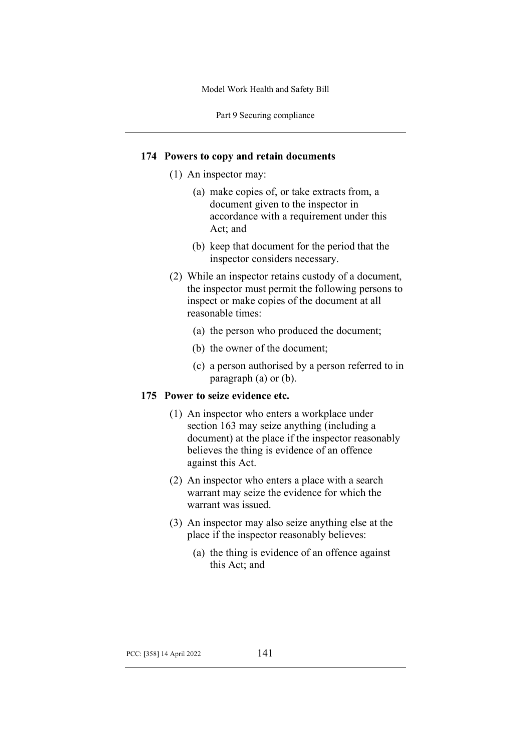### 174 Powers to copy and retain documents

(1) An inspector may:

(a) make copies of, or take extracts from, a document given to the inspector in accordance with a requirement under this Act; and

(b) keep that document for the period that the inspector considers necessary.

(2) While an inspector retains custody of a document, the inspector must permit the following persons to inspect or make copies of the document at all reasonable times:

(a) the person who produced the document;

(b) the owner of the document;

(c) a person authorised by a person referred to in paragraph (a) or (b).

### 175 Power to seize evidence etc.

(1) An inspector who enters a workplace under section 163 may seize anything (including a document) at the place if the inspector reasonably believes the thing is evidence of an offence against this Act.

(2) An inspector who enters a place with a search warrant may seize the evidence for which the warrant was issued.

(3) An inspector may also seize anything else at the place if the inspector reasonably believes:

(a) the thing is evidence of an offence against this Act; and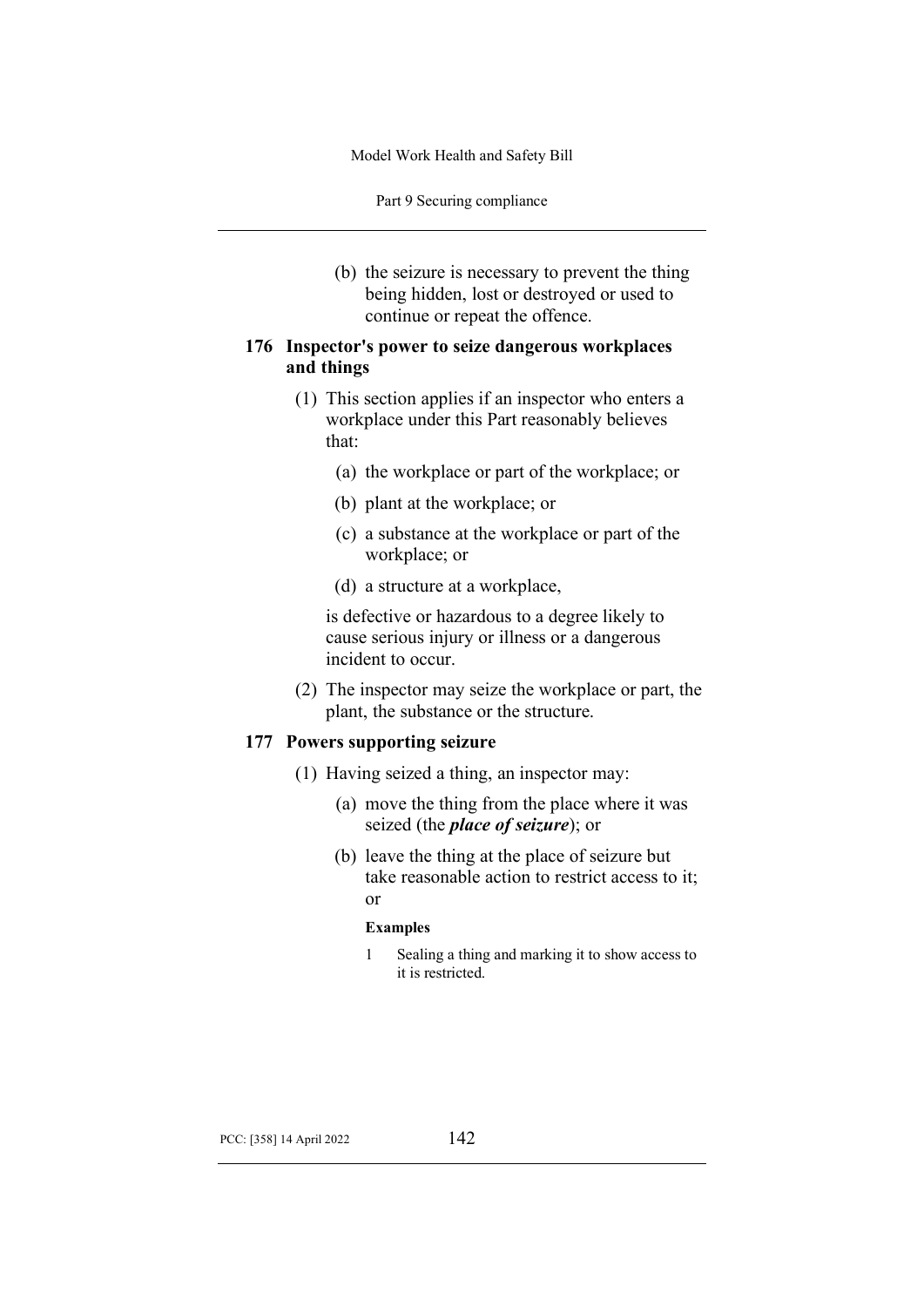(b) the seizure is necessary to prevent the thing being hidden, lost or destroyed or used to continue or repeat the offence.

### 176 Inspector's power to seize dangerous workplaces and things

(1) This section applies if an inspector who enters a workplace under this Part reasonably believes that:

(a) the workplace or part of the workplace; or

(b) plant at the workplace; or

(c) a substance at the workplace or part of the workplace; or

(d) a structure at a workplace,

is defective or hazardous to a degree likely to cause serious injury or illness or a dangerous incident to occur.

(2) The inspector may seize the workplace or part, the plant, the substance or the structure.

### 177 Powers supporting seizure

(1) Having seized a thing, an inspector may:

(a) move the thing from the place where it was seized (the ***place of seizure***); or

(b) leave the thing at the place of seizure but take reasonable action to restrict access to it; or

**Examples**

1 Sealing a thing and marking it to show access to it is restricted.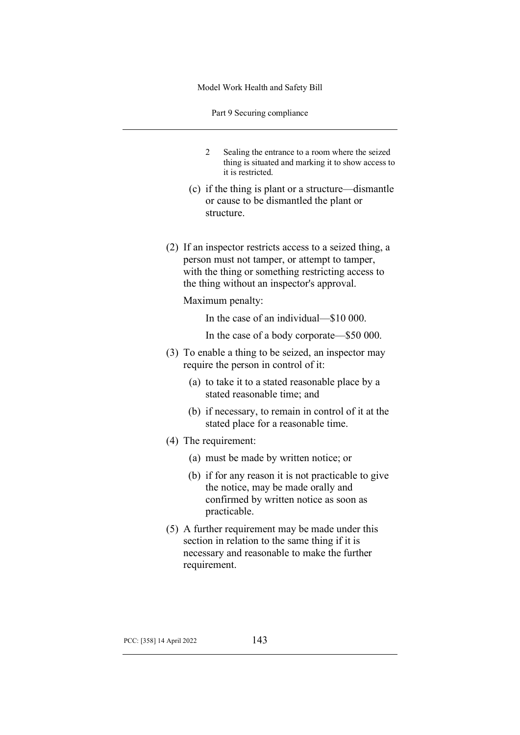2 Sealing the entrance to a room where the seized thing is situated and marking it to show access to it is restricted.

(c) if the thing is plant or a structure—dismantle or cause to be dismantled the plant or structure.

(2) If an inspector restricts access to a seized thing, a person must not tamper, or attempt to tamper, with the thing or something restricting access to the thing without an inspector's approval.

Maximum penalty:

In the case of an individual—$10 000.

In the case of a body corporate—$50 000.

(3) To enable a thing to be seized, an inspector may require the person in control of it:

(a) to take it to a stated reasonable place by a stated reasonable time; and

(b) if necessary, to remain in control of it at the stated place for a reasonable time.

(4) The requirement:

(a) must be made by written notice; or

(b) if for any reason it is not practicable to give the notice, may be made orally and confirmed by written notice as soon as practicable.

(5) A further requirement may be made under this section in relation to the same thing if it is necessary and reasonable to make the further requirement.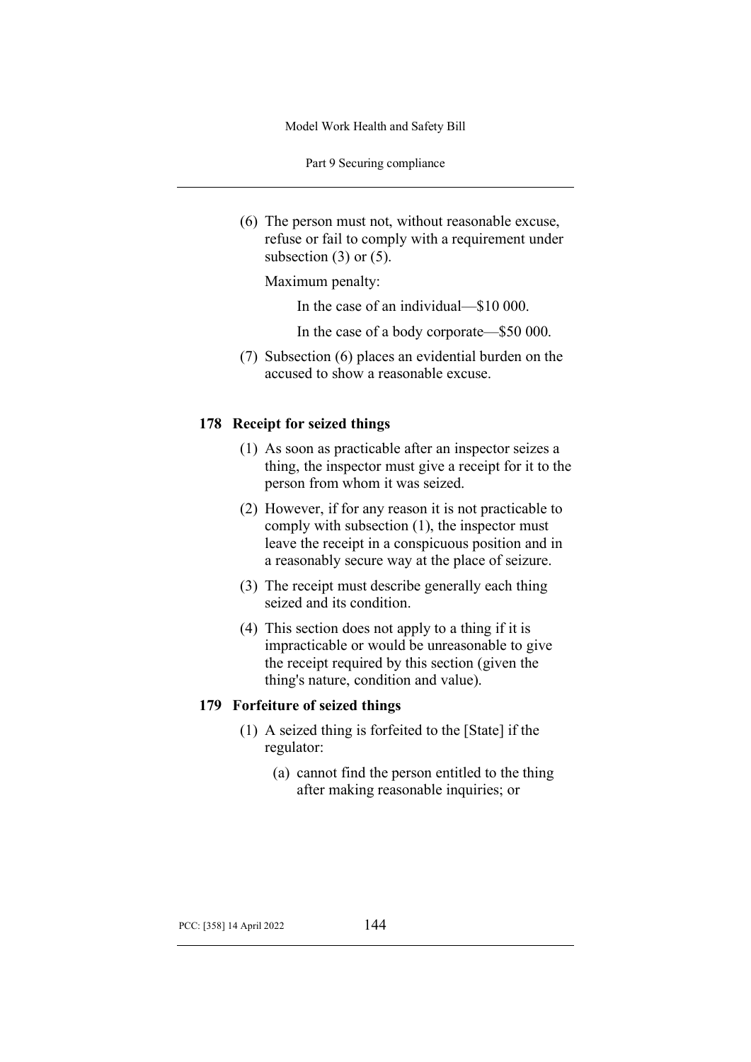(6) The person must not, without reasonable excuse, refuse or fail to comply with a requirement under subsection (3) or (5).

Maximum penalty:

In the case of an individual—$10 000.

In the case of a body corporate—$50 000.

(7) Subsection (6) places an evidential burden on the accused to show a reasonable excuse.

### 178 Receipt for seized things

(1) As soon as practicable after an inspector seizes a thing, the inspector must give a receipt for it to the person from whom it was seized.

(2) However, if for any reason it is not practicable to comply with subsection (1), the inspector must leave the receipt in a conspicuous position and in a reasonably secure way at the place of seizure.

(3) The receipt must describe generally each thing seized and its condition.

(4) This section does not apply to a thing if it is impracticable or would be unreasonable to give the receipt required by this section (given the thing's nature, condition and value).

### 179 Forfeiture of seized things

(1) A seized thing is forfeited to the [State] if the regulator:

(a) cannot find the person entitled to the thing after making reasonable inquiries; or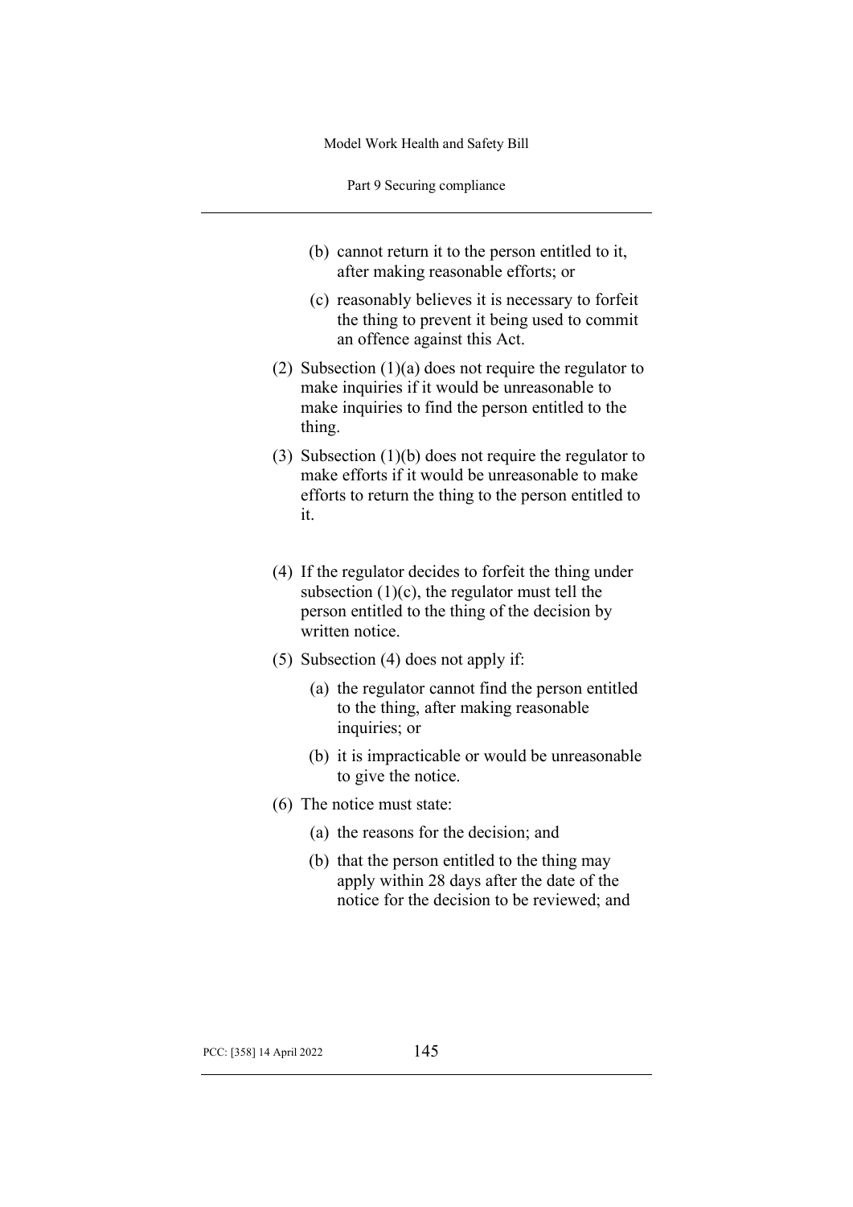(b) cannot return it to the person entitled to it, after making reasonable efforts; or

(c) reasonably believes it is necessary to forfeit the thing to prevent it being used to commit an offence against this Act.

(2) Subsection (1)(a) does not require the regulator to make inquiries if it would be unreasonable to make inquiries to find the person entitled to the thing.

(3) Subsection (1)(b) does not require the regulator to make efforts if it would be unreasonable to make efforts to return the thing to the person entitled to it.

(4) If the regulator decides to forfeit the thing under subsection (1)(c), the regulator must tell the person entitled to the thing of the decision by written notice.

(5) Subsection (4) does not apply if:

(a) the regulator cannot find the person entitled to the thing, after making reasonable inquiries; or

(b) it is impracticable or would be unreasonable to give the notice.

(6) The notice must state:

(a) the reasons for the decision; and

(b) that the person entitled to the thing may apply within 28 days after the date of the notice for the decision to be reviewed; and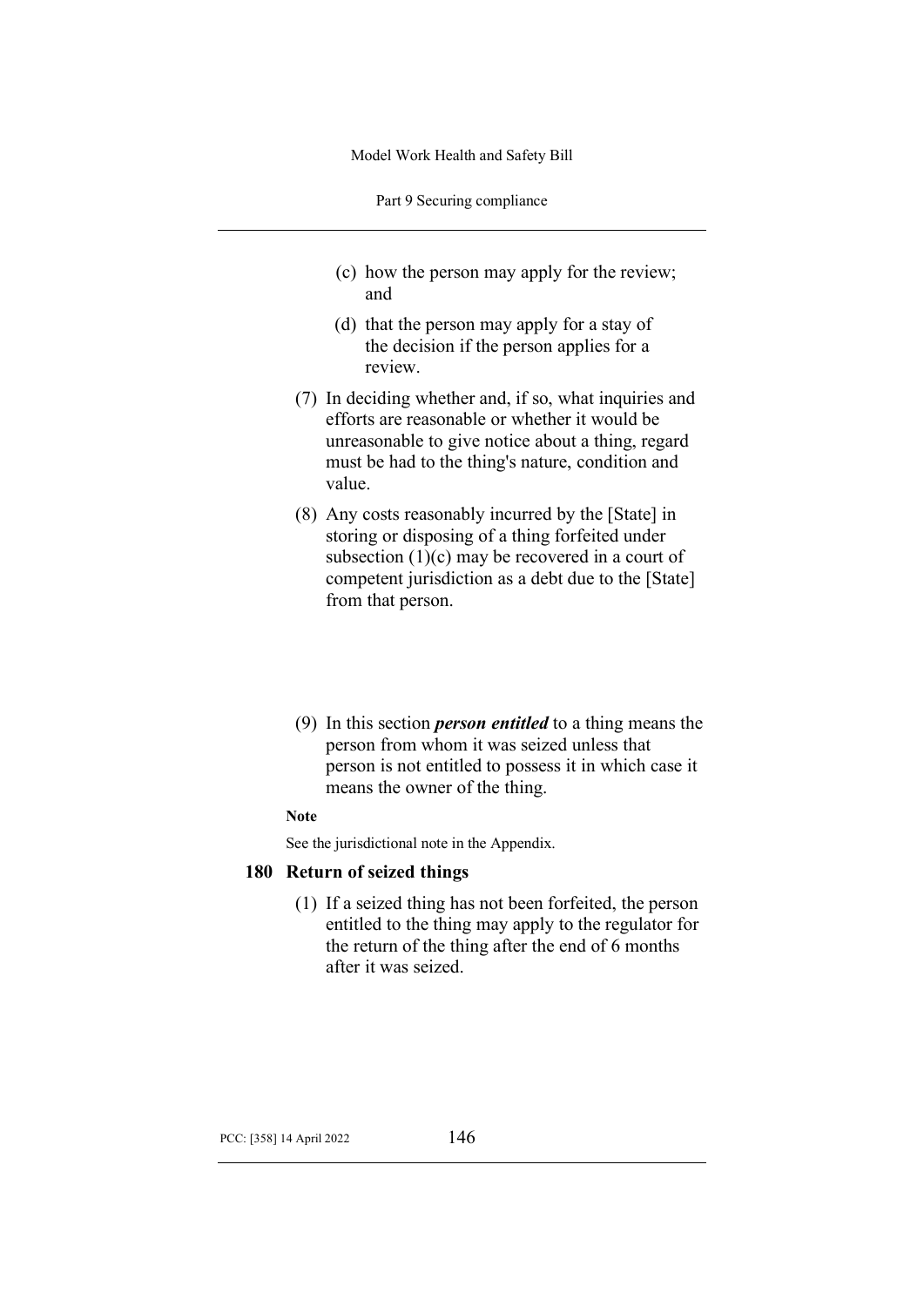(c) how the person may apply for the review; and

(d) that the person may apply for a stay of the decision if the person applies for a review.

(7) In deciding whether and, if so, what inquiries and efforts are reasonable or whether it would be unreasonable to give notice about a thing, regard must be had to the thing's nature, condition and value.

(8) Any costs reasonably incurred by the [State] in storing or disposing of a thing forfeited under subsection (1)(c) may be recovered in a court of competent jurisdiction as a debt due to the [State] from that person.

(9) In this section ***person entitled*** to a thing means the person from whom it was seized unless that person is not entitled to possess it in which case it means the owner of the thing.

**Note**

See the jurisdictional note in the Appendix.

### 180 Return of seized things

(1) If a seized thing has not been forfeited, the person entitled to the thing may apply to the regulator for the return of the thing after the end of 6 months after it was seized.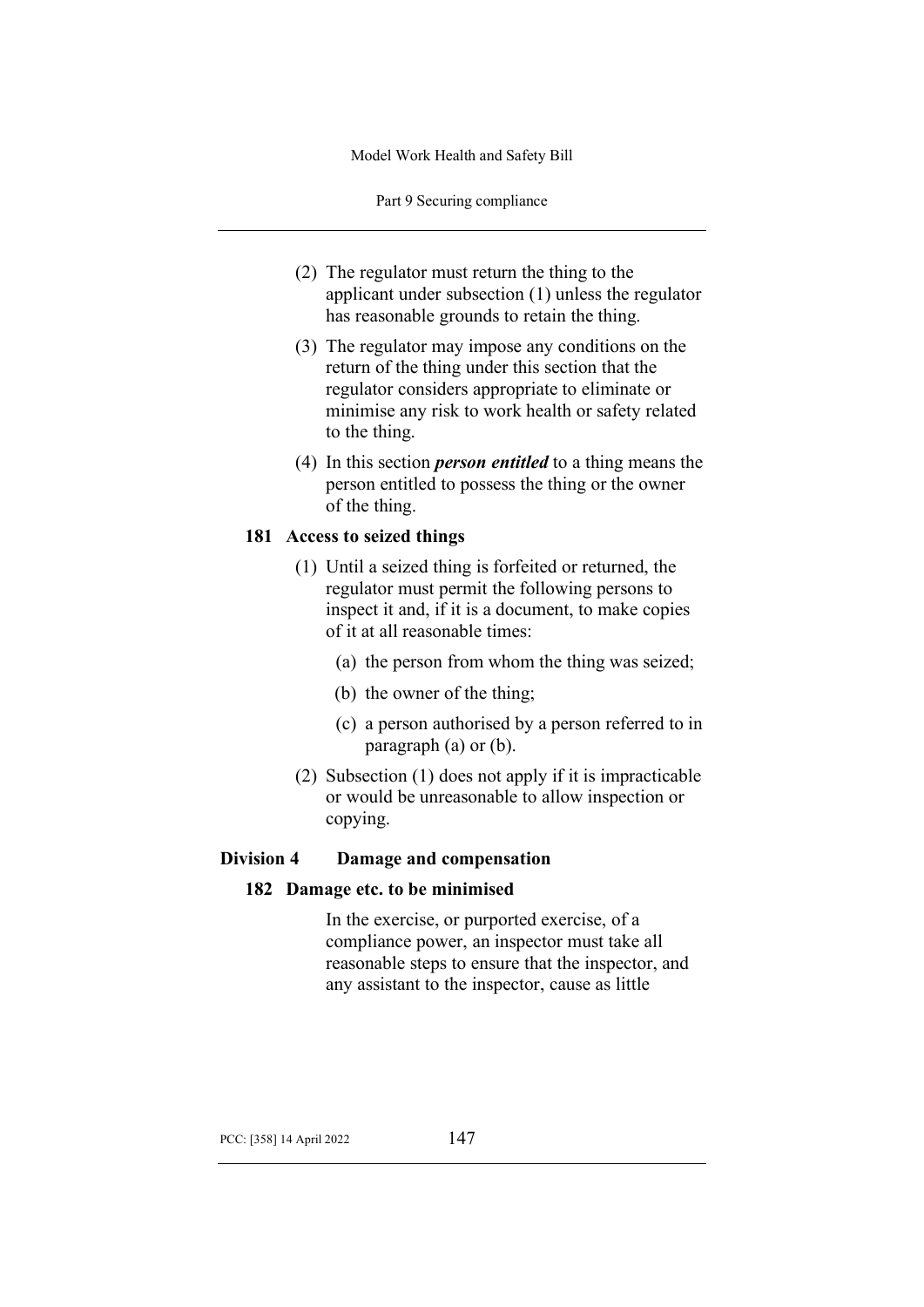(2) The regulator must return the thing to the applicant under subsection (1) unless the regulator has reasonable grounds to retain the thing.

(3) The regulator may impose any conditions on the return of the thing under this section that the regulator considers appropriate to eliminate or minimise any risk to work health or safety related to the thing.

(4) In this section ***person entitled*** to a thing means the person entitled to possess the thing or the owner of the thing.

### 181 Access to seized things

(1) Until a seized thing is forfeited or returned, the regulator must permit the following persons to inspect it and, if it is a document, to make copies of it at all reasonable times:

(a) the person from whom the thing was seized;

(b) the owner of the thing;

(c) a person authorised by a person referred to in paragraph (a) or (b).

(2) Subsection (1) does not apply if it is impracticable or would be unreasonable to allow inspection or copying.

## Division 4 Damage and compensation

### 182 Damage etc. to be minimised

In the exercise, or purported exercise, of a compliance power, an inspector must take all reasonable steps to ensure that the inspector, and any assistant to the inspector, cause as little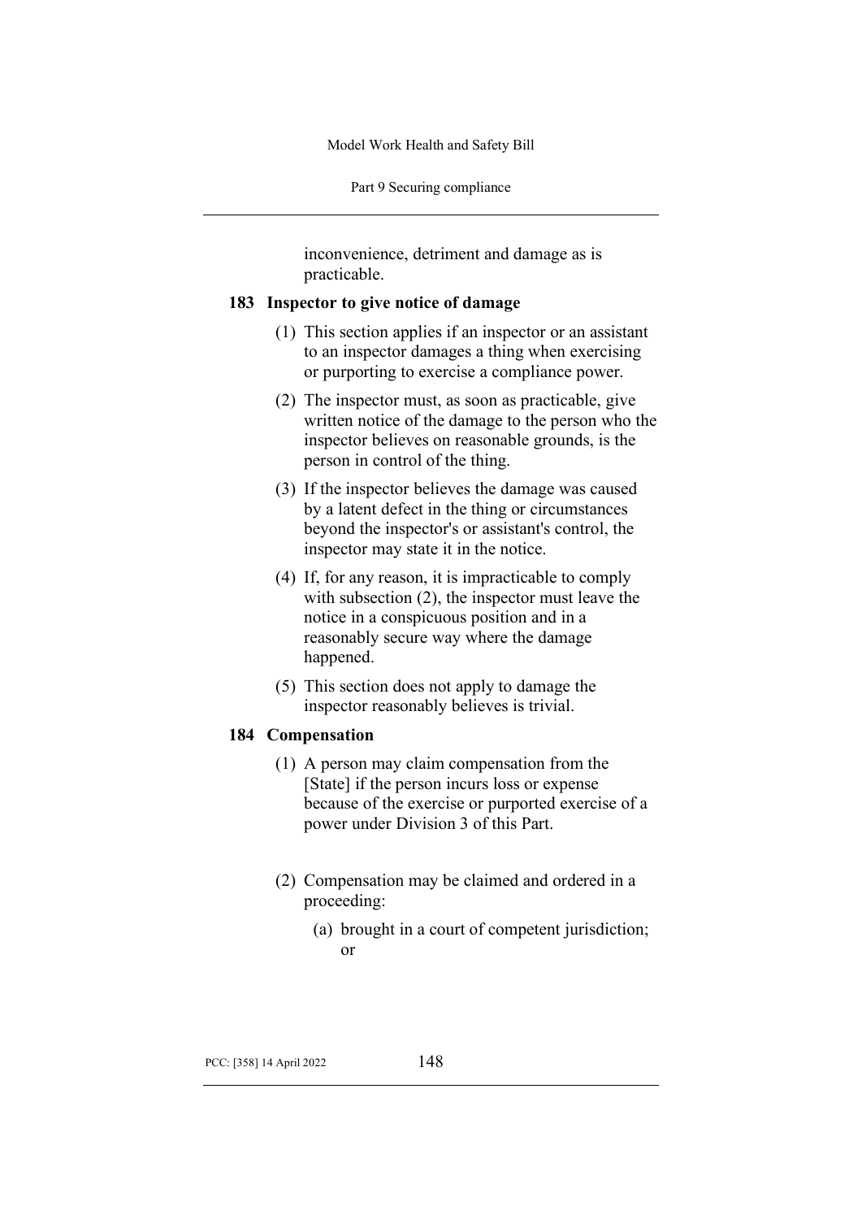inconvenience, detriment and damage as is practicable.

### 183 Inspector to give notice of damage

(1) This section applies if an inspector or an assistant to an inspector damages a thing when exercising or purporting to exercise a compliance power.

(2) The inspector must, as soon as practicable, give written notice of the damage to the person who the inspector believes on reasonable grounds, is the person in control of the thing.

(3) If the inspector believes the damage was caused by a latent defect in the thing or circumstances beyond the inspector's or assistant's control, the inspector may state it in the notice.

(4) If, for any reason, it is impracticable to comply with subsection (2), the inspector must leave the notice in a conspicuous position and in a reasonably secure way where the damage happened.

(5) This section does not apply to damage the inspector reasonably believes is trivial.

### 184 Compensation

(1) A person may claim compensation from the [State] if the person incurs loss or expense because of the exercise or purported exercise of a power under Division 3 of this Part.

(2) Compensation may be claimed and ordered in a proceeding:

  (a) brought in a court of competent jurisdiction; or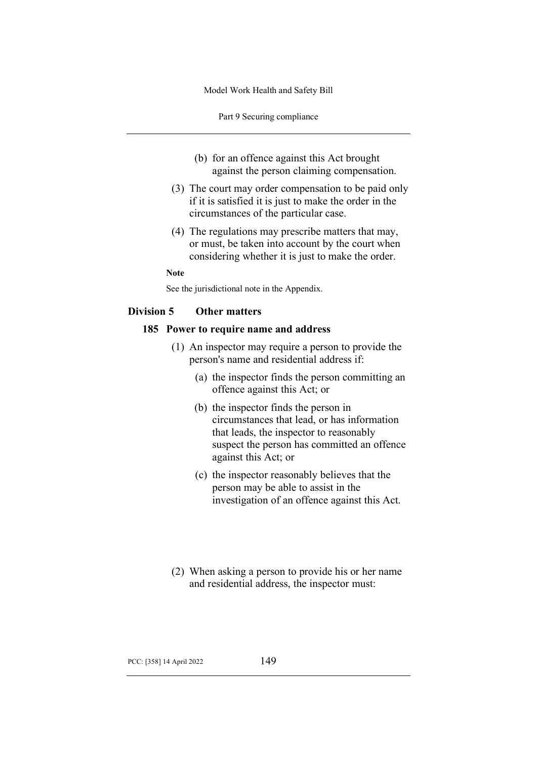(b) for an offence against this Act brought against the person claiming compensation.

(3) The court may order compensation to be paid only if it is satisfied it is just to make the order in the circumstances of the particular case.

(4) The regulations may prescribe matters that may, or must, be taken into account by the court when considering whether it is just to make the order.

**Note**

See the jurisdictional note in the Appendix.

## Division 5 Other matters

### 185 Power to require name and address

(1) An inspector may require a person to provide the person's name and residential address if:

(a) the inspector finds the person committing an offence against this Act; or

(b) the inspector finds the person in circumstances that lead, or has information that leads, the inspector to reasonably suspect the person has committed an offence against this Act; or

(c) the inspector reasonably believes that the person may be able to assist in the investigation of an offence against this Act.

(2) When asking a person to provide his or her name and residential address, the inspector must: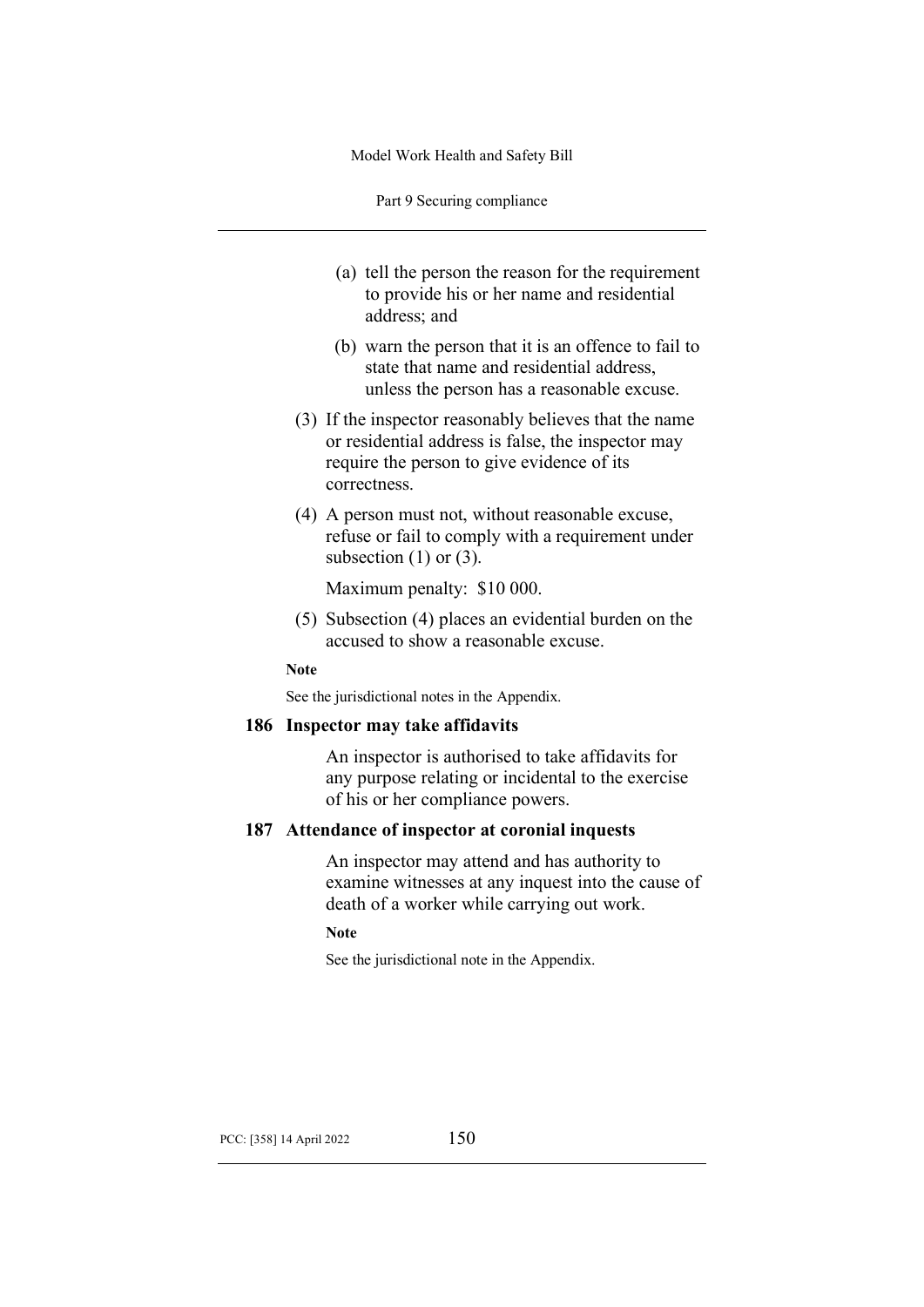(a) tell the person the reason for the requirement to provide his or her name and residential address; and

(b) warn the person that it is an offence to fail to state that name and residential address, unless the person has a reasonable excuse.

(3) If the inspector reasonably believes that the name or residential address is false, the inspector may require the person to give evidence of its correctness.

(4) A person must not, without reasonable excuse, refuse or fail to comply with a requirement under subsection (1) or (3).

Maximum penalty: $10 000.

(5) Subsection (4) places an evidential burden on the accused to show a reasonable excuse.

**Note**

See the jurisdictional notes in the Appendix.

### 186 Inspector may take affidavits

An inspector is authorised to take affidavits for any purpose relating or incidental to the exercise of his or her compliance powers.

### 187 Attendance of inspector at coronial inquests

An inspector may attend and has authority to examine witnesses at any inquest into the cause of death of a worker while carrying out work.

**Note**

See the jurisdictional note in the Appendix.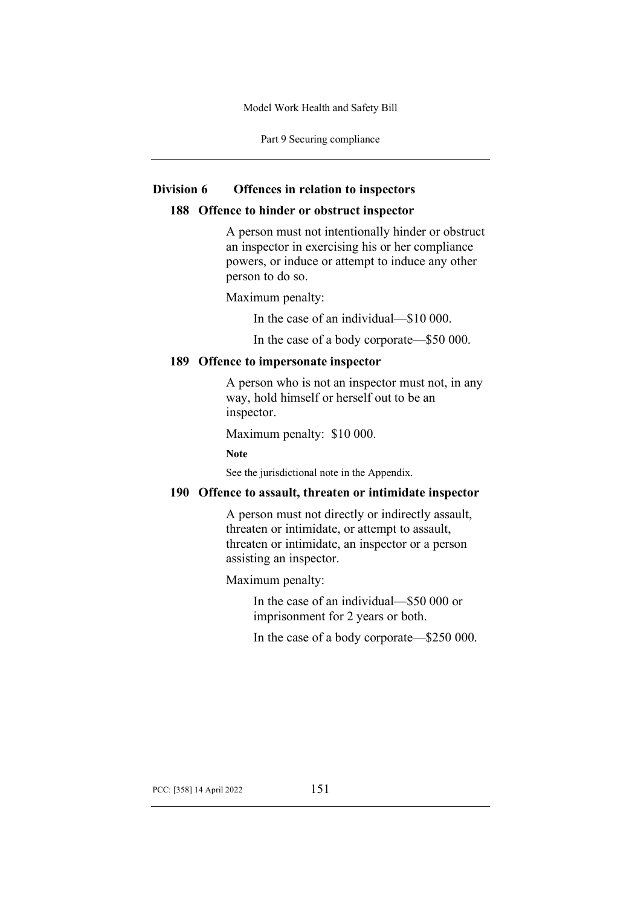## Division 6 Offences in relation to inspectors

### 188 Offence to hinder or obstruct inspector

A person must not intentionally hinder or obstruct an inspector in exercising his or her compliance powers, or induce or attempt to induce any other person to do so.

Maximum penalty:

In the case of an individual—$10 000.

In the case of a body corporate—$50 000.

### 189 Offence to impersonate inspector

A person who is not an inspector must not, in any way, hold himself or herself out to be an inspector.

Maximum penalty: $10 000.

**Note**

See the jurisdictional note in the Appendix.

### 190 Offence to assault, threaten or intimidate inspector

A person must not directly or indirectly assault, threaten or intimidate, or attempt to assault, threaten or intimidate, an inspector or a person assisting an inspector.

Maximum penalty:

In the case of an individual—$50 000 or imprisonment for 2 years or both.

In the case of a body corporate—$250 000.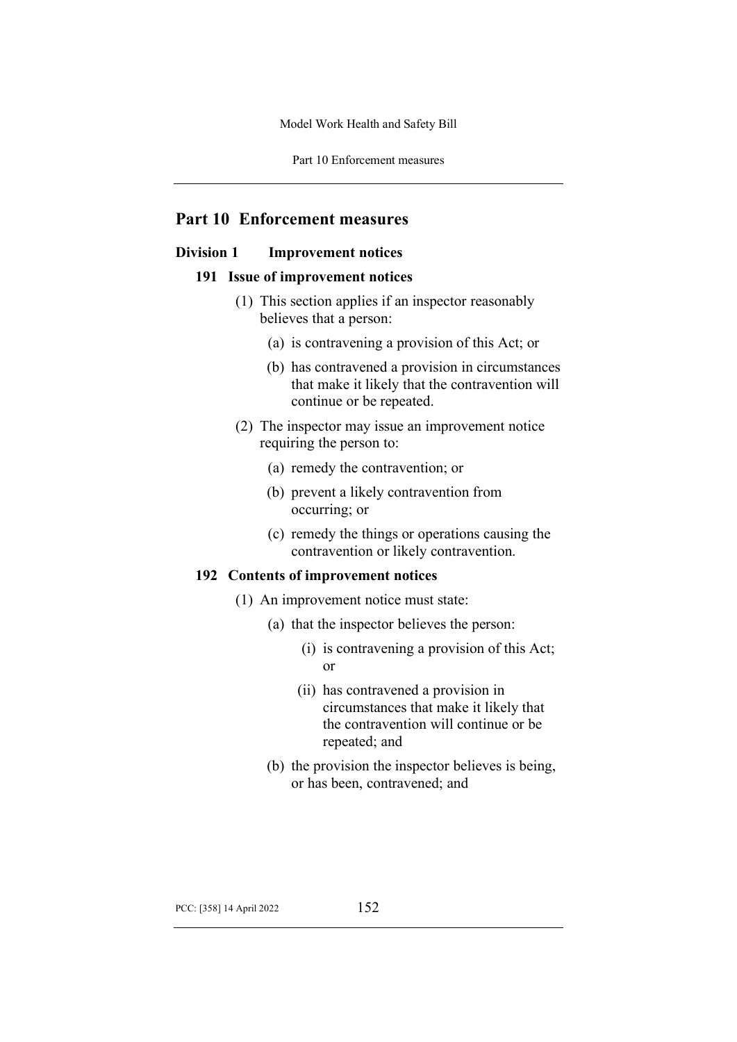# Part 10 Enforcement measures

## Division 1 Improvement notices

### 191 Issue of improvement notices

(1) This section applies if an inspector reasonably believes that a person:

(a) is contravening a provision of this Act; or

(b) has contravened a provision in circumstances that make it likely that the contravention will continue or be repeated.

(2) The inspector may issue an improvement notice requiring the person to:

(a) remedy the contravention; or

(b) prevent a likely contravention from occurring; or

(c) remedy the things or operations causing the contravention or likely contravention.

### 192 Contents of improvement notices

(1) An improvement notice must state:

(a) that the inspector believes the person:

(i) is contravening a provision of this Act; or

(ii) has contravened a provision in circumstances that make it likely that the contravention will continue or be repeated; and

(b) the provision the inspector believes is being, or has been, contravened; and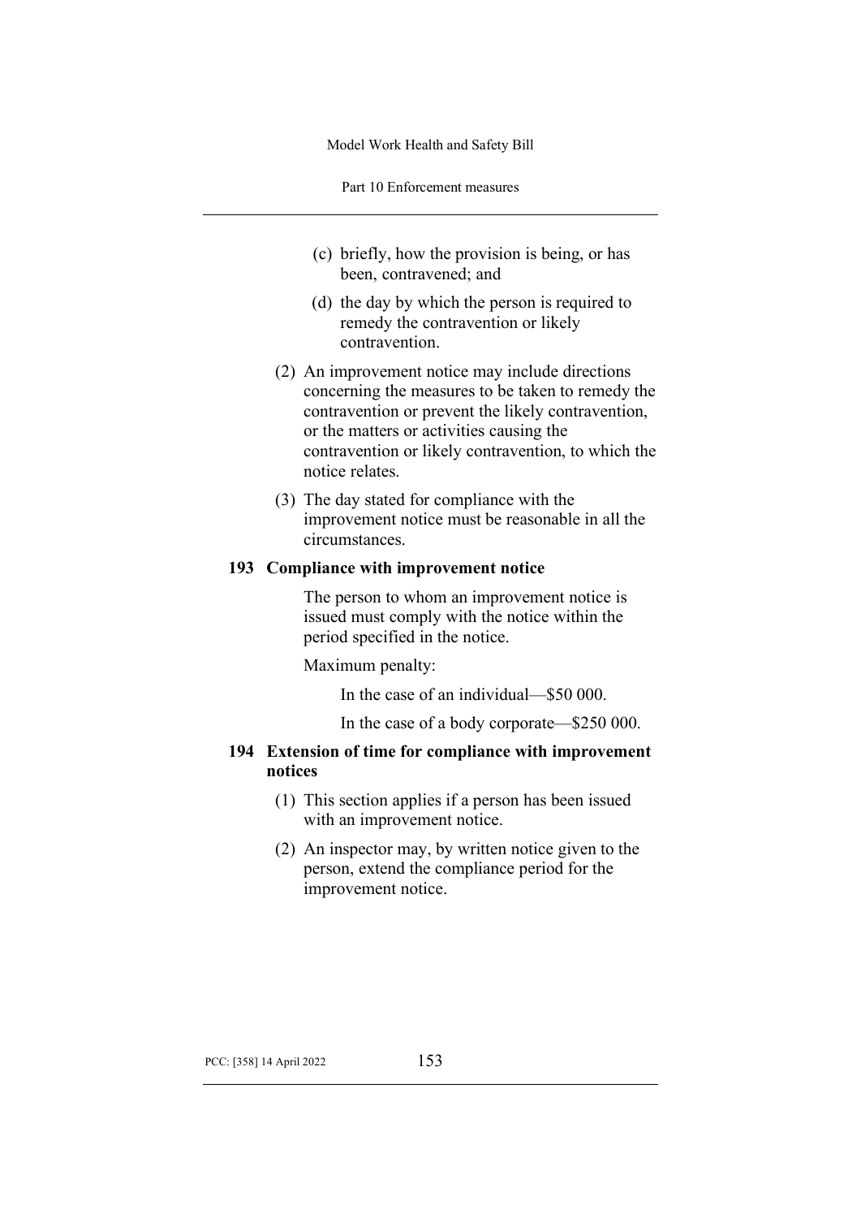(c) briefly, how the provision is being, or has been, contravened; and

(d) the day by which the person is required to remedy the contravention or likely contravention.

(2) An improvement notice may include directions concerning the measures to be taken to remedy the contravention or prevent the likely contravention, or the matters or activities causing the contravention or likely contravention, to which the notice relates.

(3) The day stated for compliance with the improvement notice must be reasonable in all the circumstances.

### 193 Compliance with improvement notice

The person to whom an improvement notice is issued must comply with the notice within the period specified in the notice.

Maximum penalty:

In the case of an individual—$50 000.

In the case of a body corporate—$250 000.

### 194 Extension of time for compliance with improvement notices

(1) This section applies if a person has been issued with an improvement notice.

(2) An inspector may, by written notice given to the person, extend the compliance period for the improvement notice.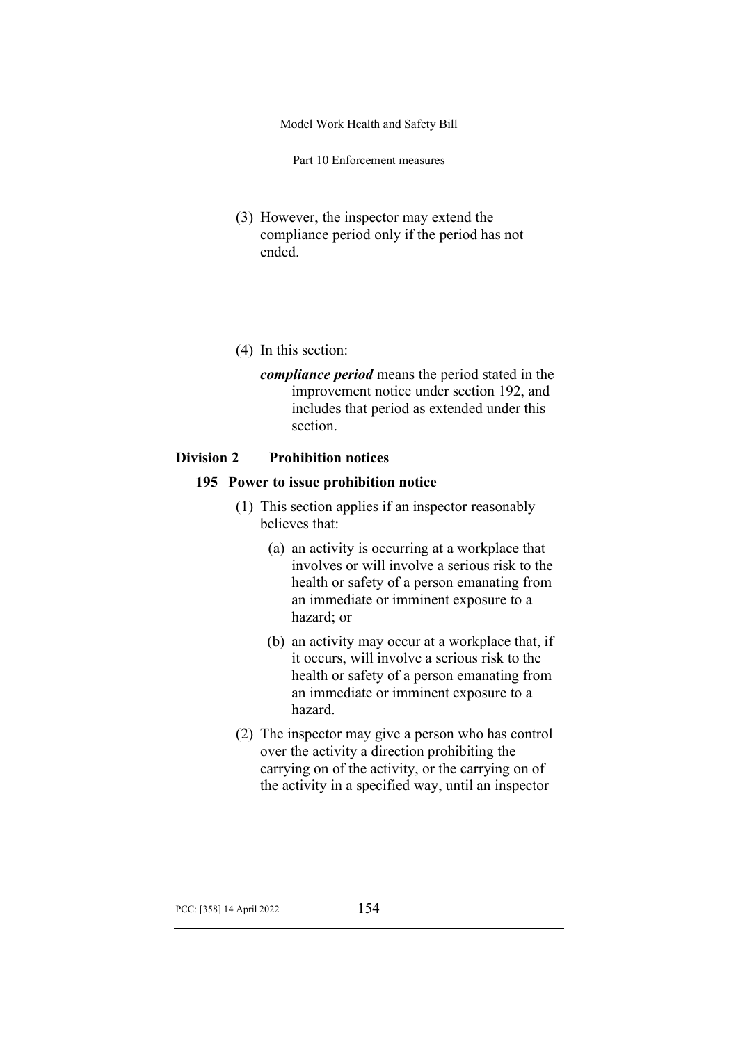(3) However, the inspector may extend the compliance period only if the period has not ended.

(4) In this section:

***compliance period*** means the period stated in the improvement notice under section 192, and includes that period as extended under this section.

## Division 2 Prohibition notices

### 195 Power to issue prohibition notice

(1) This section applies if an inspector reasonably believes that:

(a) an activity is occurring at a workplace that involves or will involve a serious risk to the health or safety of a person emanating from an immediate or imminent exposure to a hazard; or

(b) an activity may occur at a workplace that, if it occurs, will involve a serious risk to the health or safety of a person emanating from an immediate or imminent exposure to a hazard.

(2) The inspector may give a person who has control over the activity a direction prohibiting the carrying on of the activity, or the carrying on of the activity in a specified way, until an inspector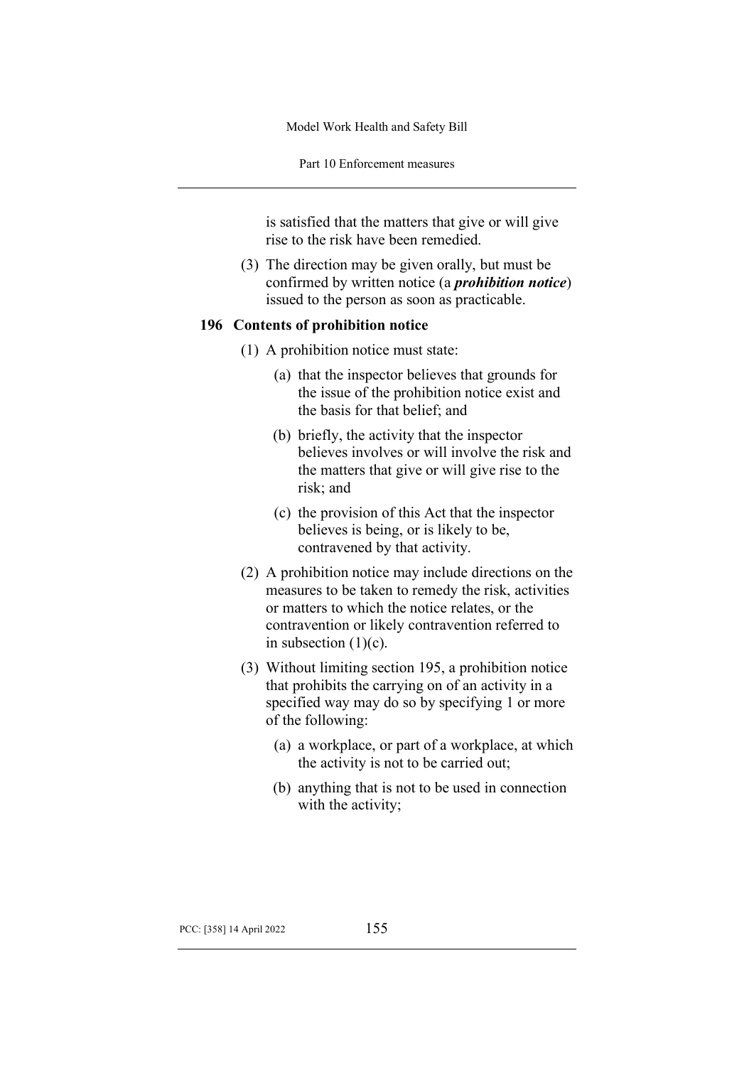is satisfied that the matters that give or will give rise to the risk have been remedied.

(3) The direction may be given orally, but must be confirmed by written notice (a ***prohibition notice***) issued to the person as soon as practicable.

### 196 Contents of prohibition notice

(1) A prohibition notice must state:

(a) that the inspector believes that grounds for the issue of the prohibition notice exist and the basis for that belief; and

(b) briefly, the activity that the inspector believes involves or will involve the risk and the matters that give or will give rise to the risk; and

(c) the provision of this Act that the inspector believes is being, or is likely to be, contravened by that activity.

(2) A prohibition notice may include directions on the measures to be taken to remedy the risk, activities or matters to which the notice relates, or the contravention or likely contravention referred to in subsection (1)(c).

(3) Without limiting section 195, a prohibition notice that prohibits the carrying on of an activity in a specified way may do so by specifying 1 or more of the following:

(a) a workplace, or part of a workplace, at which the activity is not to be carried out;

(b) anything that is not to be used in connection with the activity;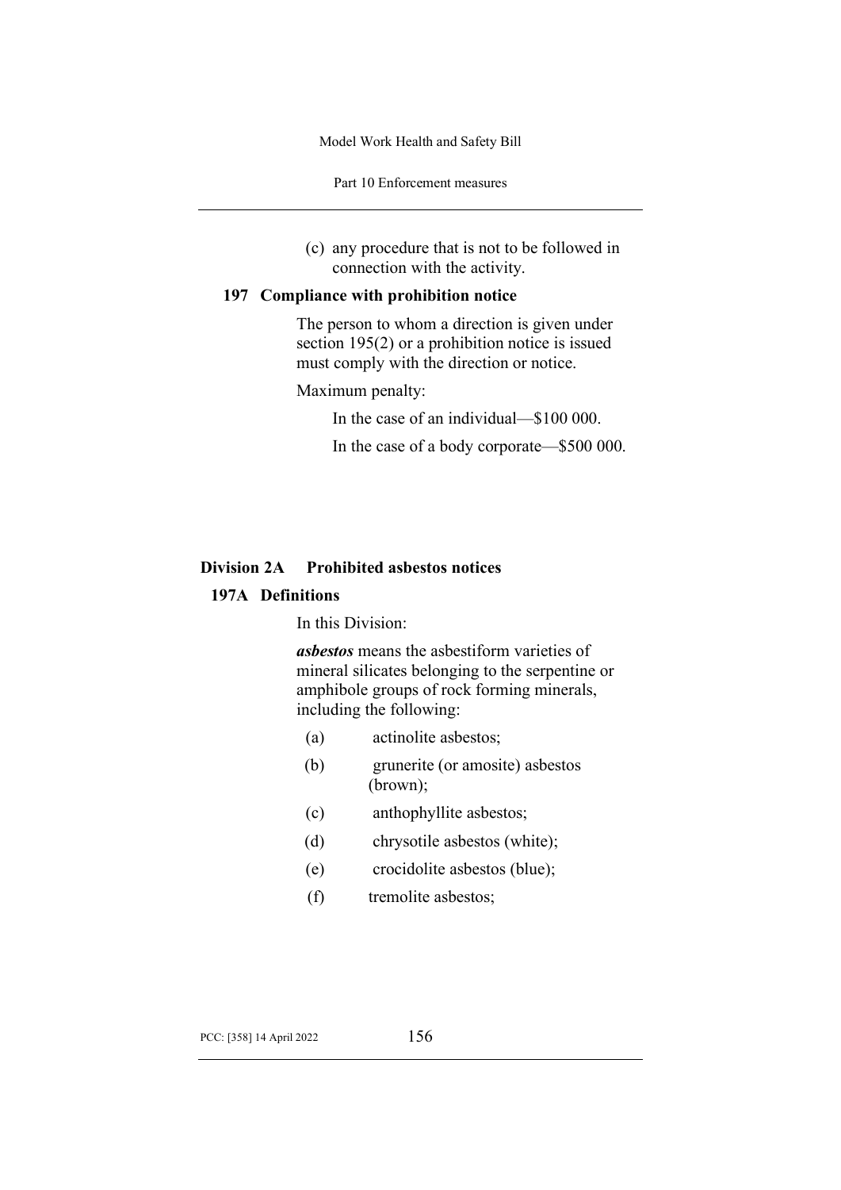(c) any procedure that is not to be followed in connection with the activity.

### 197 Compliance with prohibition notice

The person to whom a direction is given under section 195(2) or a prohibition notice is issued must comply with the direction or notice.

Maximum penalty:

In the case of an individual—$100 000.

In the case of a body corporate—$500 000.

## Division 2A Prohibited asbestos notices

### 197A Definitions

In this Division:

***asbestos*** means the asbestiform varieties of mineral silicates belonging to the serpentine or amphibole groups of rock forming minerals, including the following:

(a) actinolite asbestos;

(b) grunerite (or amosite) asbestos (brown);

(c) anthophyllite asbestos;

(d) chrysotile asbestos (white);

(e) crocidolite asbestos (blue);

(f) tremolite asbestos;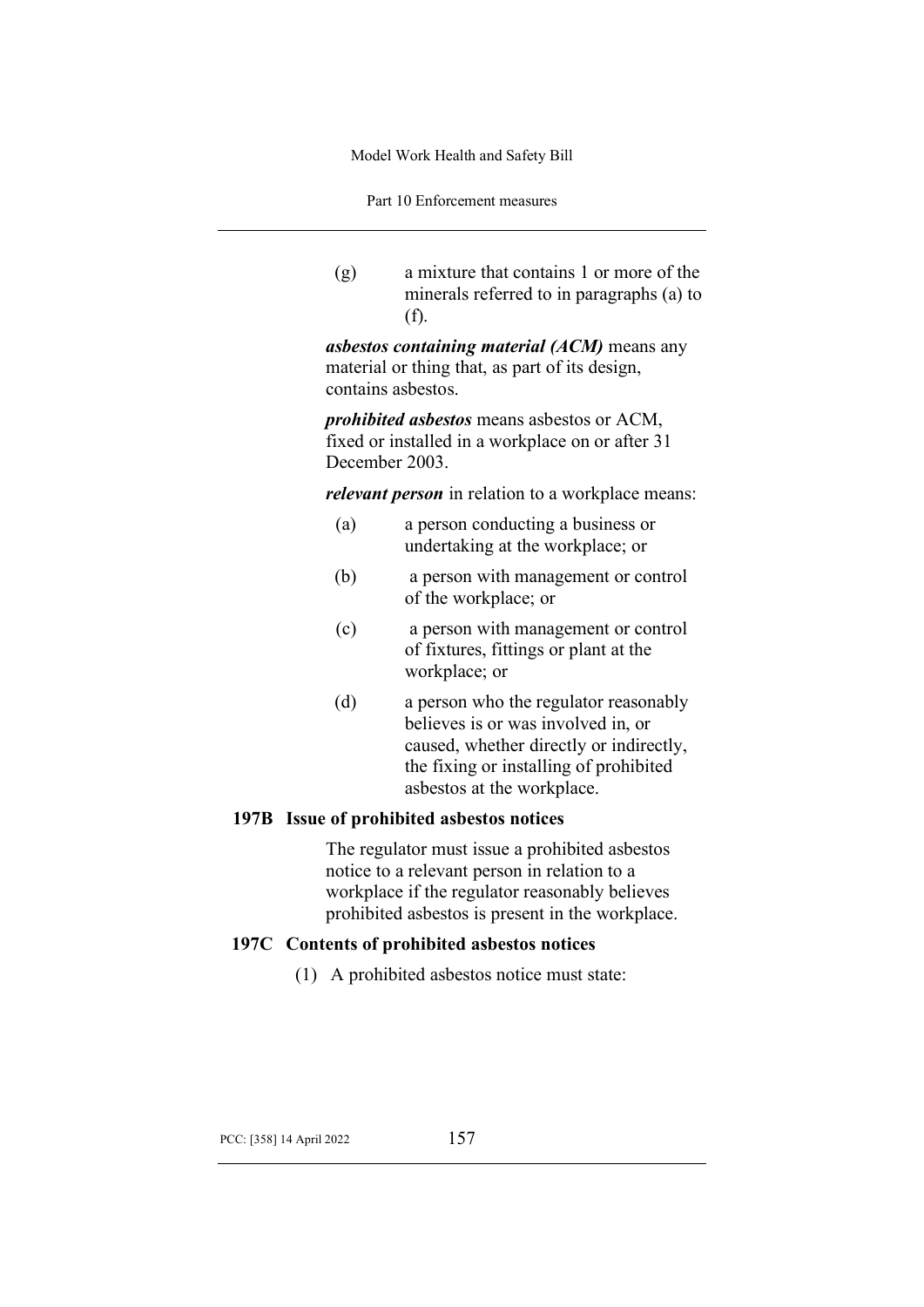(g) a mixture that contains 1 or more of the minerals referred to in paragraphs (a) to (f).

***asbestos containing material (ACM)*** means any material or thing that, as part of its design, contains asbestos.

***prohibited asbestos*** means asbestos or ACM, fixed or installed in a workplace on or after 31 December 2003.

***relevant person*** in relation to a workplace means:

(a) a person conducting a business or undertaking at the workplace; or

(b) a person with management or control of the workplace; or

(c) a person with management or control of fixtures, fittings or plant at the workplace; or

(d) a person who the regulator reasonably believes is or was involved in, or caused, whether directly or indirectly, the fixing or installing of prohibited asbestos at the workplace.

### 197B Issue of prohibited asbestos notices

The regulator must issue a prohibited asbestos notice to a relevant person in relation to a workplace if the regulator reasonably believes prohibited asbestos is present in the workplace.

### 197C Contents of prohibited asbestos notices

(1) A prohibited asbestos notice must state: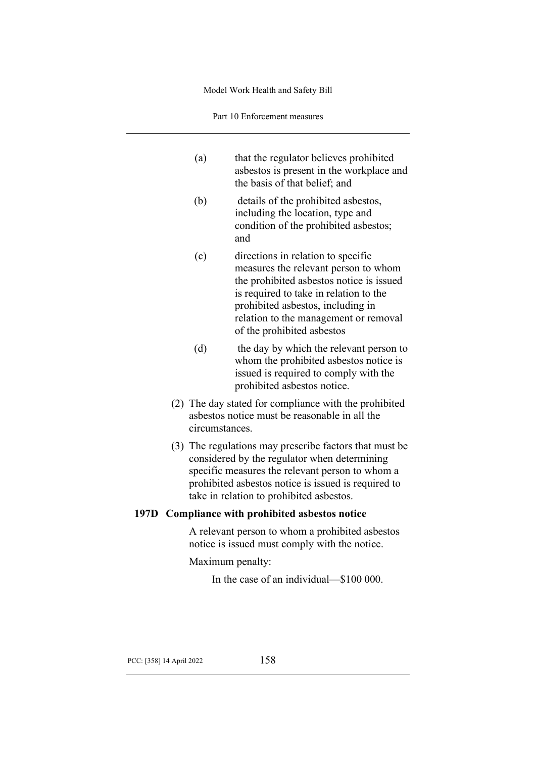(a) that the regulator believes prohibited asbestos is present in the workplace and the basis of that belief; and

(b) details of the prohibited asbestos, including the location, type and condition of the prohibited asbestos; and

(c) directions in relation to specific measures the relevant person to whom the prohibited asbestos notice is issued is required to take in relation to the prohibited asbestos, including in relation to the management or removal of the prohibited asbestos

(d) the day by which the relevant person to whom the prohibited asbestos notice is issued is required to comply with the prohibited asbestos notice.

(2) The day stated for compliance with the prohibited asbestos notice must be reasonable in all the circumstances.

(3) The regulations may prescribe factors that must be considered by the regulator when determining specific measures the relevant person to whom a prohibited asbestos notice is issued is required to take in relation to prohibited asbestos.

**197D Compliance with prohibited asbestos notice**

A relevant person to whom a prohibited asbestos notice is issued must comply with the notice.

Maximum penalty:

In the case of an individual—$100 000.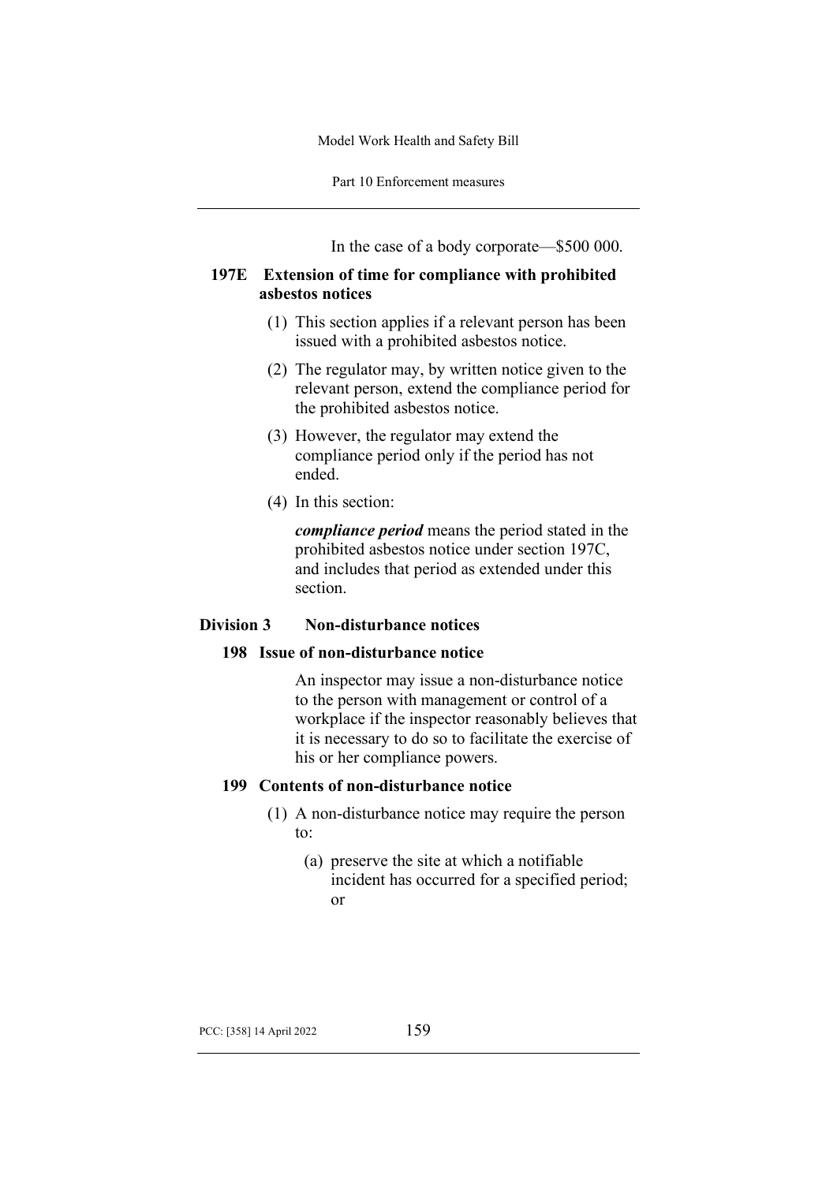In the case of a body corporate—$500 000.

### 197E Extension of time for compliance with prohibited asbestos notices

(1) This section applies if a relevant person has been issued with a prohibited asbestos notice.

(2) The regulator may, by written notice given to the relevant person, extend the compliance period for the prohibited asbestos notice.

(3) However, the regulator may extend the compliance period only if the period has not ended.

(4) In this section:

***compliance period*** means the period stated in the prohibited asbestos notice under section 197C, and includes that period as extended under this section.

## Division 3 Non-disturbance notices

### 198 Issue of non-disturbance notice

An inspector may issue a non-disturbance notice to the person with management or control of a workplace if the inspector reasonably believes that it is necessary to do so to facilitate the exercise of his or her compliance powers.

### 199 Contents of non-disturbance notice

(1) A non-disturbance notice may require the person to:

(a) preserve the site at which a notifiable incident has occurred for a specified period; or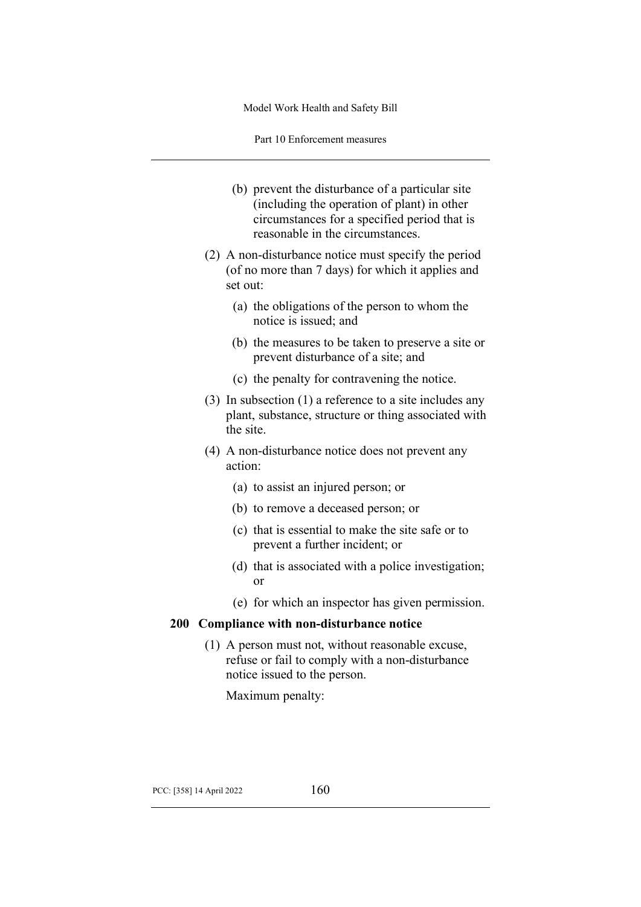(b) prevent the disturbance of a particular site (including the operation of plant) in other circumstances for a specified period that is reasonable in the circumstances.

(2) A non-disturbance notice must specify the period (of no more than 7 days) for which it applies and set out:

(a) the obligations of the person to whom the notice is issued; and

(b) the measures to be taken to preserve a site or prevent disturbance of a site; and

(c) the penalty for contravening the notice.

(3) In subsection (1) a reference to a site includes any plant, substance, structure or thing associated with the site.

(4) A non-disturbance notice does not prevent any action:

(a) to assist an injured person; or

(b) to remove a deceased person; or

(c) that is essential to make the site safe or to prevent a further incident; or

(d) that is associated with a police investigation; or

(e) for which an inspector has given permission.

### 200 Compliance with non-disturbance notice

(1) A person must not, without reasonable excuse, refuse or fail to comply with a non-disturbance notice issued to the person.

Maximum penalty: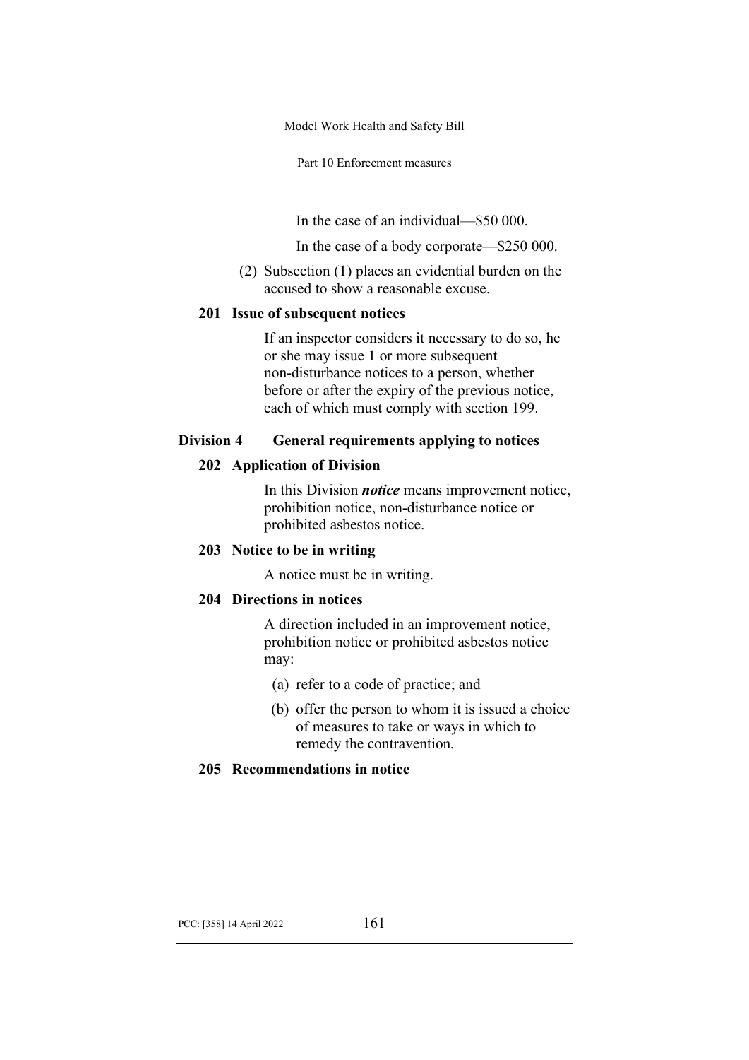In the case of an individual—$50 000.

In the case of a body corporate—$250 000.

(2) Subsection (1) places an evidential burden on the accused to show a reasonable excuse.

### 201 Issue of subsequent notices

If an inspector considers it necessary to do so, he or she may issue 1 or more subsequent non-disturbance notices to a person, whether before or after the expiry of the previous notice, each of which must comply with section 199.

## Division 4 General requirements applying to notices

### 202 Application of Division

In this Division ***notice*** means improvement notice, prohibition notice, non-disturbance notice or prohibited asbestos notice.

### 203 Notice to be in writing

A notice must be in writing.

### 204 Directions in notices

A direction included in an improvement notice, prohibition notice or prohibited asbestos notice may:

(a) refer to a code of practice; and

(b) offer the person to whom it is issued a choice of measures to take or ways in which to remedy the contravention.

### 205 Recommendations in notice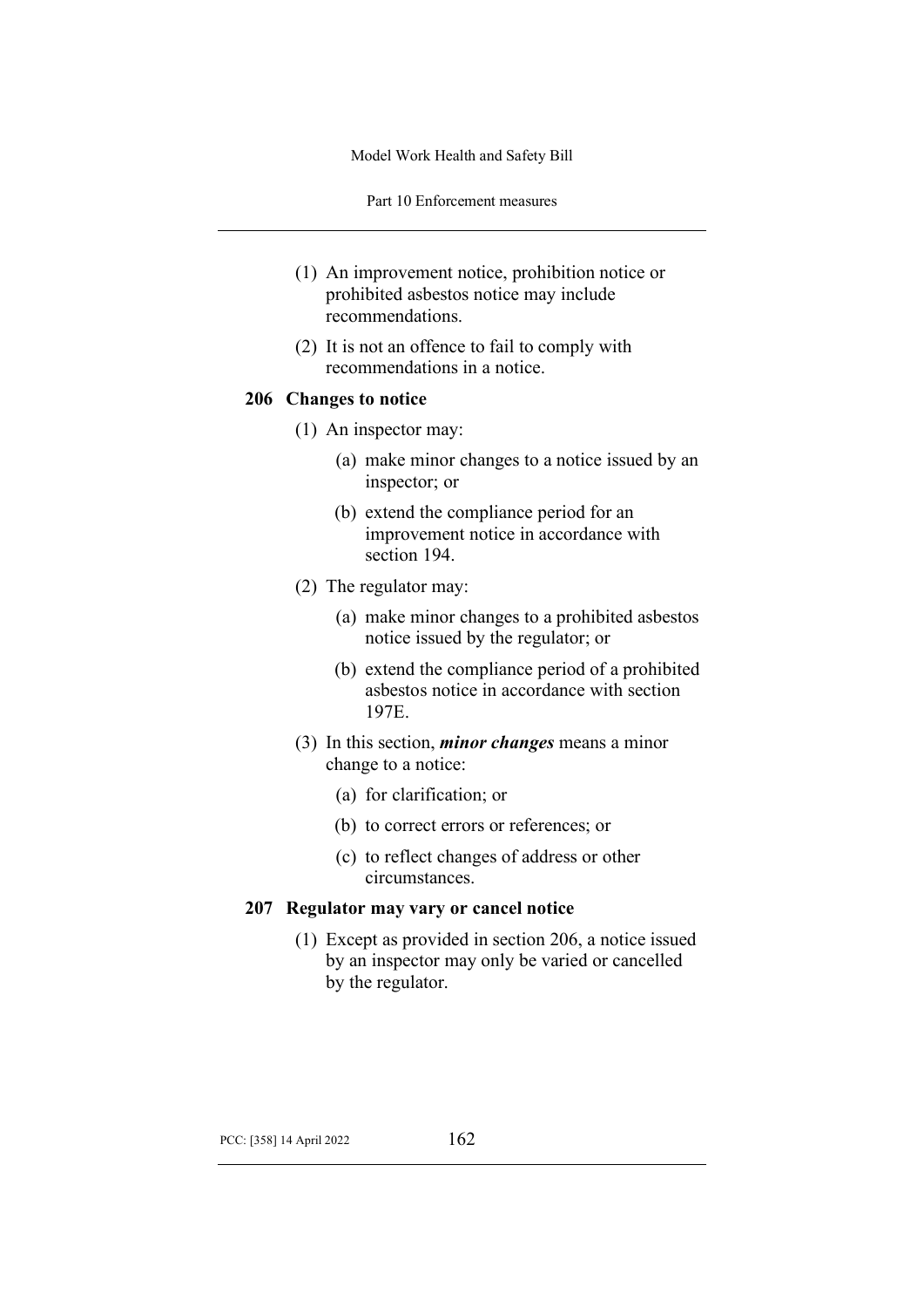(1) An improvement notice, prohibition notice or prohibited asbestos notice may include recommendations.

(2) It is not an offence to fail to comply with recommendations in a notice.

### 206 Changes to notice

(1) An inspector may:

(a) make minor changes to a notice issued by an inspector; or

(b) extend the compliance period for an improvement notice in accordance with section 194.

(2) The regulator may:

(a) make minor changes to a prohibited asbestos notice issued by the regulator; or

(b) extend the compliance period of a prohibited asbestos notice in accordance with section 197E.

(3) In this section, ***minor changes*** means a minor change to a notice:

(a) for clarification; or

(b) to correct errors or references; or

(c) to reflect changes of address or other circumstances.

### 207 Regulator may vary or cancel notice

(1) Except as provided in section 206, a notice issued by an inspector may only be varied or cancelled by the regulator.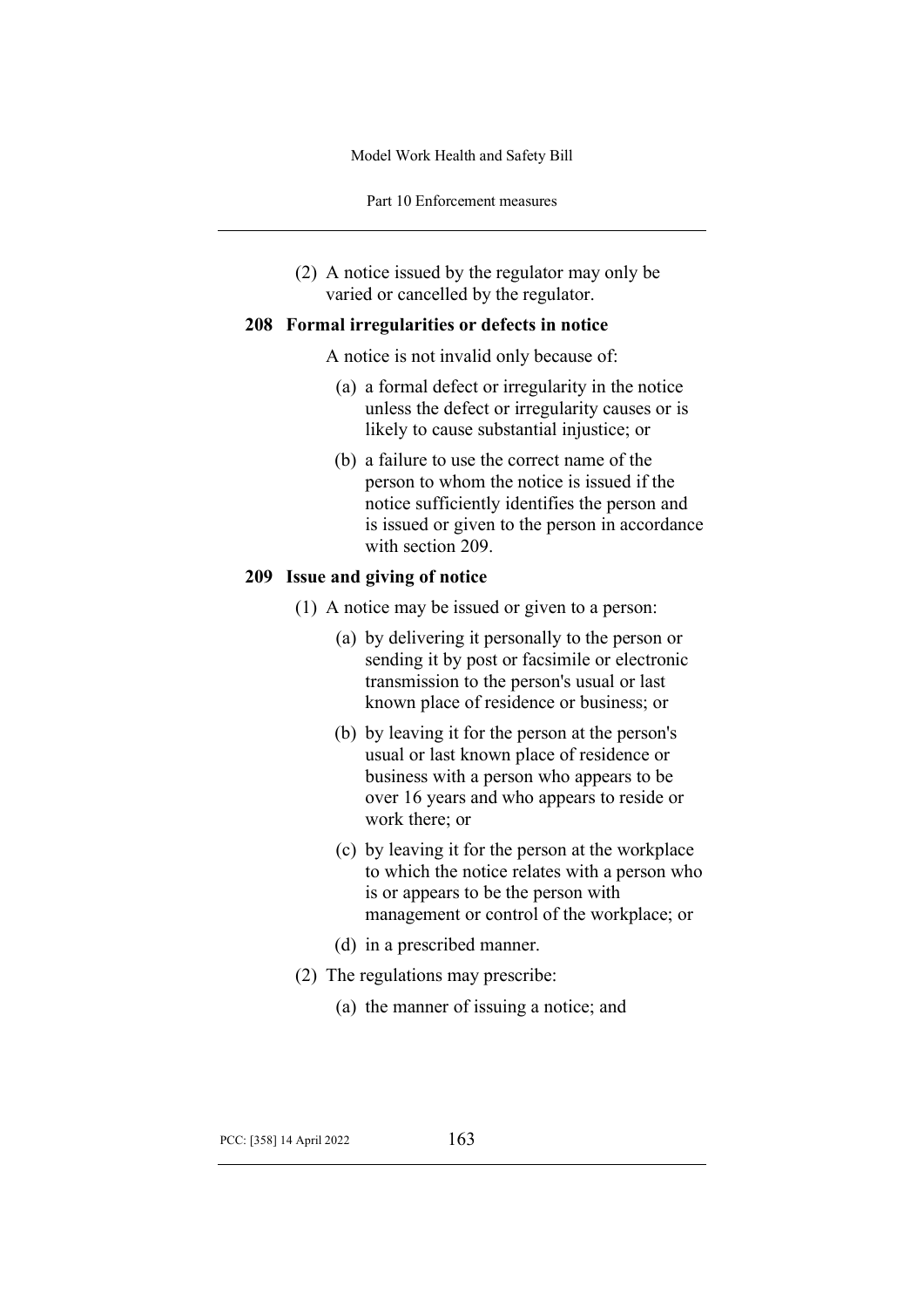(2) A notice issued by the regulator may only be varied or cancelled by the regulator.

## 208 Formal irregularities or defects in notice

A notice is not invalid only because of:

(a) a formal defect or irregularity in the notice unless the defect or irregularity causes or is likely to cause substantial injustice; or

(b) a failure to use the correct name of the person to whom the notice is issued if the notice sufficiently identifies the person and is issued or given to the person in accordance with section 209.

## 209 Issue and giving of notice

(1) A notice may be issued or given to a person:

(a) by delivering it personally to the person or sending it by post or facsimile or electronic transmission to the person's usual or last known place of residence or business; or

(b) by leaving it for the person at the person's usual or last known place of residence or business with a person who appears to be over 16 years and who appears to reside or work there; or

(c) by leaving it for the person at the workplace to which the notice relates with a person who is or appears to be the person with management or control of the workplace; or

(d) in a prescribed manner.

(2) The regulations may prescribe:

(a) the manner of issuing a notice; and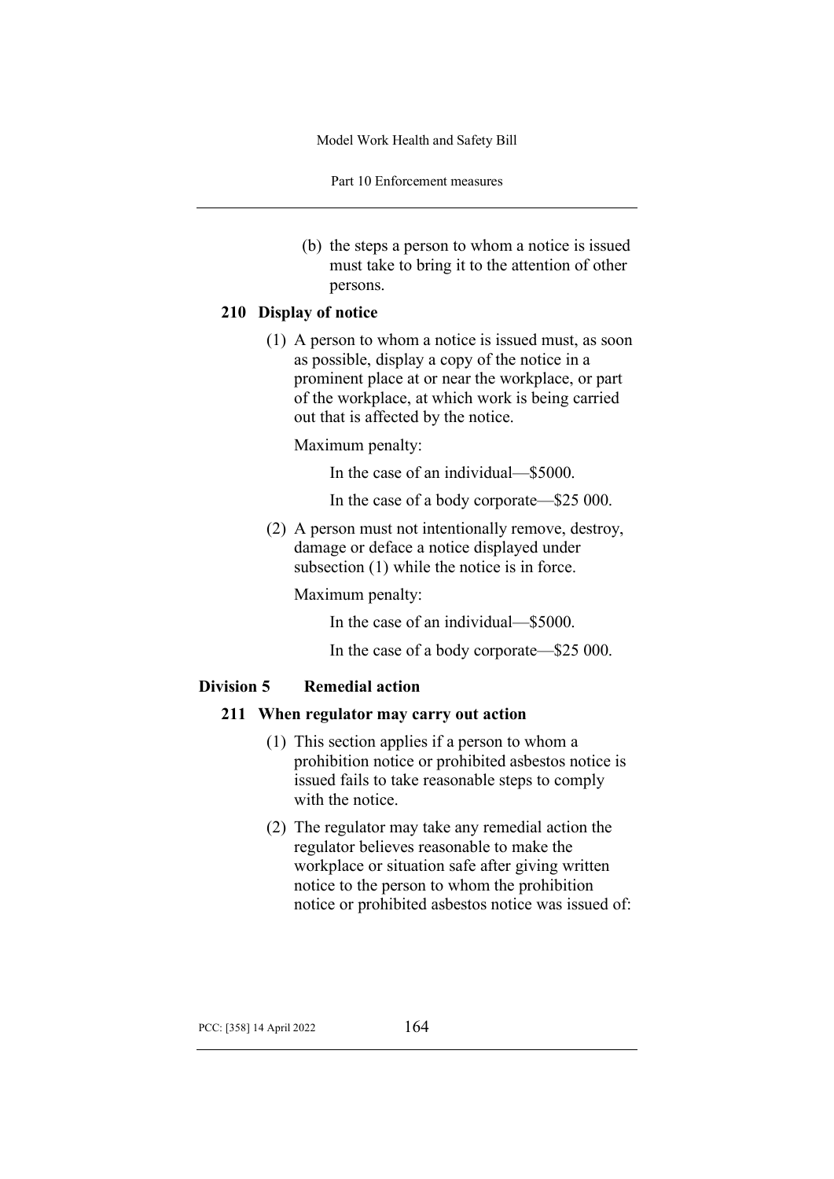(b) the steps a person to whom a notice is issued must take to bring it to the attention of other persons.

### 210 Display of notice

(1) A person to whom a notice is issued must, as soon as possible, display a copy of the notice in a prominent place at or near the workplace, or part of the workplace, at which work is being carried out that is affected by the notice.

Maximum penalty:

In the case of an individual—$5000.

In the case of a body corporate—$25 000.

(2) A person must not intentionally remove, destroy, damage or deface a notice displayed under subsection (1) while the notice is in force.

Maximum penalty:

In the case of an individual—$5000.

In the case of a body corporate—$25 000.

## Division 5 Remedial action

### 211 When regulator may carry out action

(1) This section applies if a person to whom a prohibition notice or prohibited asbestos notice is issued fails to take reasonable steps to comply with the notice.

(2) The regulator may take any remedial action the regulator believes reasonable to make the workplace or situation safe after giving written notice to the person to whom the prohibition notice or prohibited asbestos notice was issued of: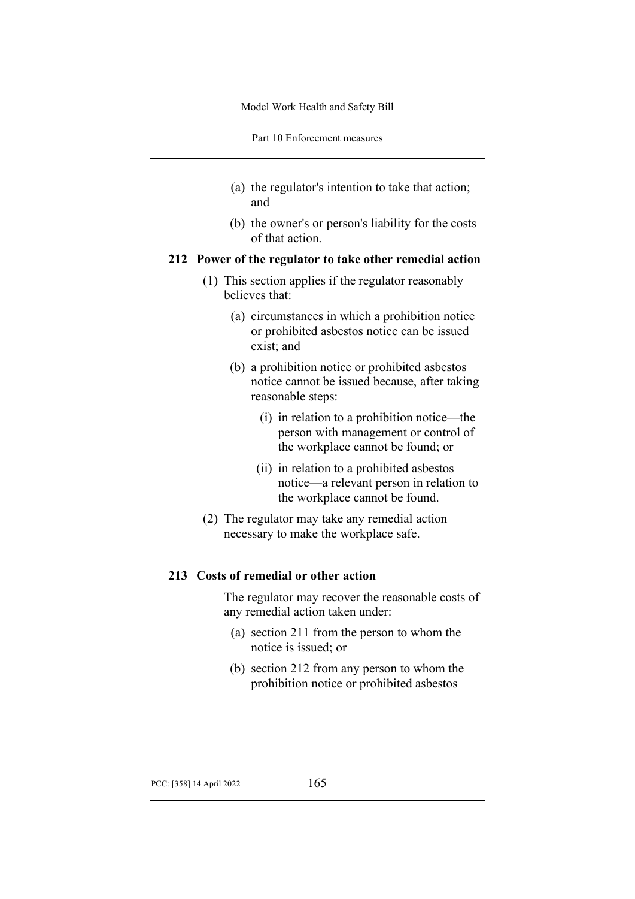(a) the regulator's intention to take that action; and

(b) the owner's or person's liability for the costs of that action.

### 212 Power of the regulator to take other remedial action

(1) This section applies if the regulator reasonably believes that:

(a) circumstances in which a prohibition notice or prohibited asbestos notice can be issued exist; and

(b) a prohibition notice or prohibited asbestos notice cannot be issued because, after taking reasonable steps:

(i) in relation to a prohibition notice—the person with management or control of the workplace cannot be found; or

(ii) in relation to a prohibited asbestos notice—a relevant person in relation to the workplace cannot be found.

(2) The regulator may take any remedial action necessary to make the workplace safe.

### 213 Costs of remedial or other action

The regulator may recover the reasonable costs of any remedial action taken under:

(a) section 211 from the person to whom the notice is issued; or

(b) section 212 from any person to whom the prohibition notice or prohibited asbestos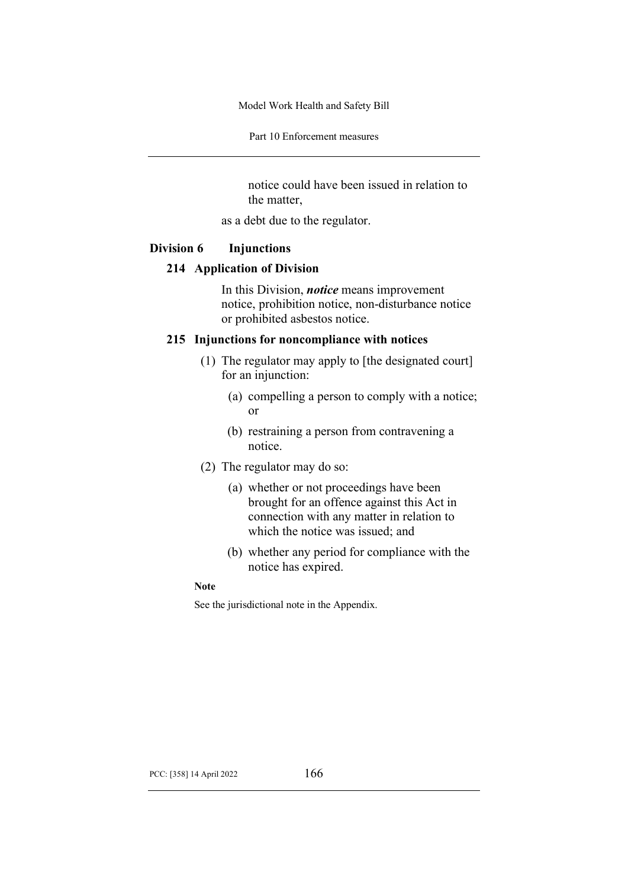notice could have been issued in relation to the matter,

as a debt due to the regulator.

## Division 6 Injunctions

### 214 Application of Division

In this Division, ***notice*** means improvement notice, prohibition notice, non-disturbance notice or prohibited asbestos notice.

### 215 Injunctions for noncompliance with notices

(1) The regulator may apply to [the designated court] for an injunction:

(a) compelling a person to comply with a notice; or

(b) restraining a person from contravening a notice.

(2) The regulator may do so:

(a) whether or not proceedings have been brought for an offence against this Act in connection with any matter in relation to which the notice was issued; and

(b) whether any period for compliance with the notice has expired.

**Note**

See the jurisdictional note in the Appendix.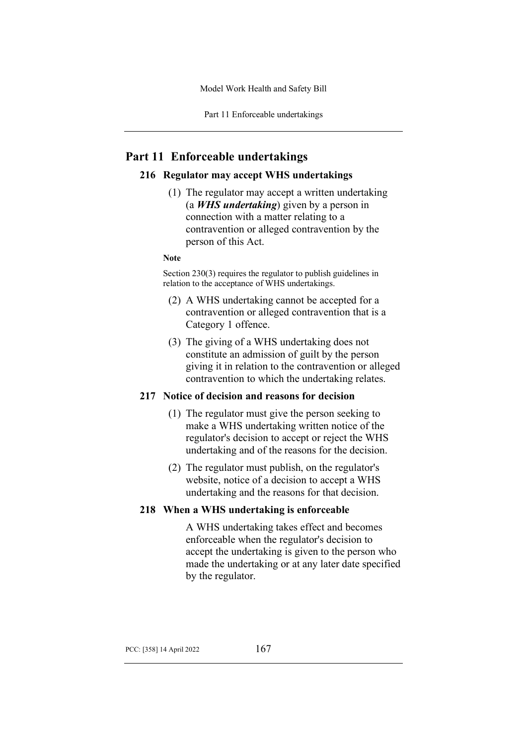# Part 11 Enforceable undertakings

## 216 Regulator may accept WHS undertakings

(1) The regulator may accept a written undertaking (a ***WHS undertaking***) given by a person in connection with a matter relating to a contravention or alleged contravention by the person of this Act.

**Note**

Section 230(3) requires the regulator to publish guidelines in relation to the acceptance of WHS undertakings.

(2) A WHS undertaking cannot be accepted for a contravention or alleged contravention that is a Category 1 offence.

(3) The giving of a WHS undertaking does not constitute an admission of guilt by the person giving it in relation to the contravention or alleged contravention to which the undertaking relates.

## 217 Notice of decision and reasons for decision

(1) The regulator must give the person seeking to make a WHS undertaking written notice of the regulator's decision to accept or reject the WHS undertaking and of the reasons for the decision.

(2) The regulator must publish, on the regulator's website, notice of a decision to accept a WHS undertaking and the reasons for that decision.

## 218 When a WHS undertaking is enforceable

A WHS undertaking takes effect and becomes enforceable when the regulator's decision to accept the undertaking is given to the person who made the undertaking or at any later date specified by the regulator.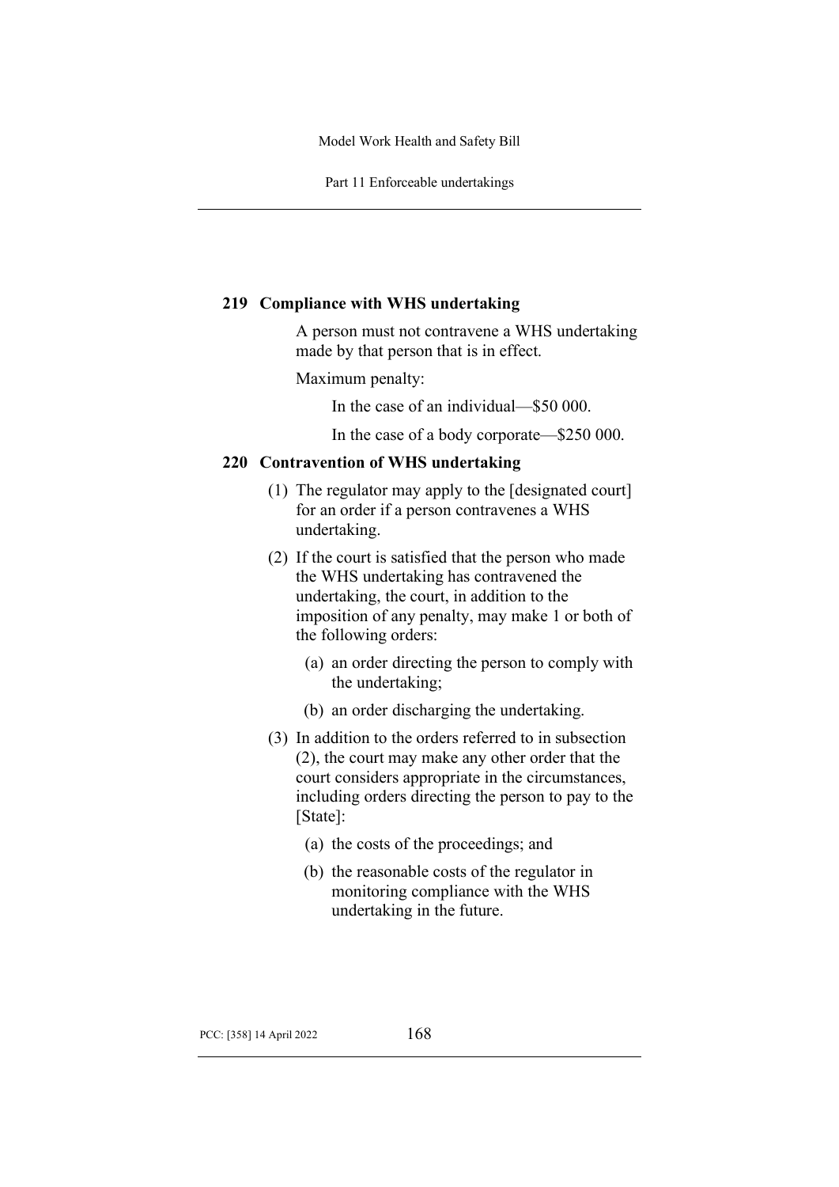### 219 Compliance with WHS undertaking

A person must not contravene a WHS undertaking made by that person that is in effect.

Maximum penalty:

In the case of an individual—$50 000.

In the case of a body corporate—$250 000.

### 220 Contravention of WHS undertaking

(1) The regulator may apply to the [designated court] for an order if a person contravenes a WHS undertaking.

(2) If the court is satisfied that the person who made the WHS undertaking has contravened the undertaking, the court, in addition to the imposition of any penalty, may make 1 or both of the following orders:

- (a) an order directing the person to comply with the undertaking;
- (b) an order discharging the undertaking.

(3) In addition to the orders referred to in subsection (2), the court may make any other order that the court considers appropriate in the circumstances, including orders directing the person to pay to the [State]:

- (a) the costs of the proceedings; and
- (b) the reasonable costs of the regulator in monitoring compliance with the WHS undertaking in the future.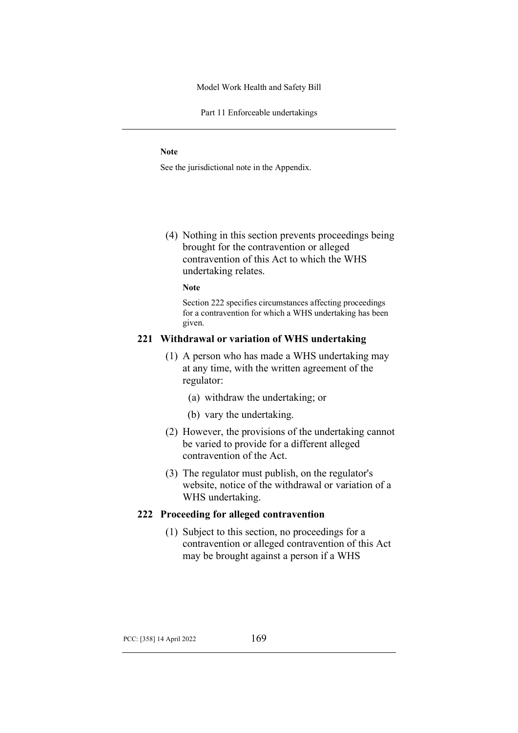**Note**

See the jurisdictional note in the Appendix.

(4) Nothing in this section prevents proceedings being brought for the contravention or alleged contravention of this Act to which the WHS undertaking relates.

**Note**

Section 222 specifies circumstances affecting proceedings for a contravention for which a WHS undertaking has been given.

### 221 Withdrawal or variation of WHS undertaking

(1) A person who has made a WHS undertaking may at any time, with the written agreement of the regulator:

(a) withdraw the undertaking; or

(b) vary the undertaking.

(2) However, the provisions of the undertaking cannot be varied to provide for a different alleged contravention of the Act.

(3) The regulator must publish, on the regulator's website, notice of the withdrawal or variation of a WHS undertaking.

### 222 Proceeding for alleged contravention

(1) Subject to this section, no proceedings for a contravention or alleged contravention of this Act may be brought against a person if a WHS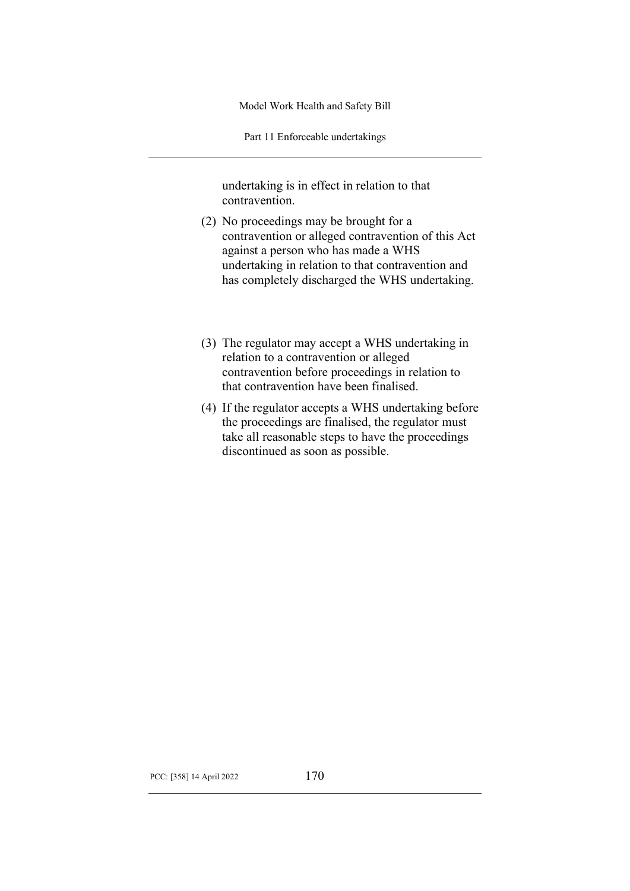undertaking is in effect in relation to that contravention.

(2) No proceedings may be brought for a contravention or alleged contravention of this Act against a person who has made a WHS undertaking in relation to that contravention and has completely discharged the WHS undertaking.

(3) The regulator may accept a WHS undertaking in relation to a contravention or alleged contravention before proceedings in relation to that contravention have been finalised.

(4) If the regulator accepts a WHS undertaking before the proceedings are finalised, the regulator must take all reasonable steps to have the proceedings discontinued as soon as possible.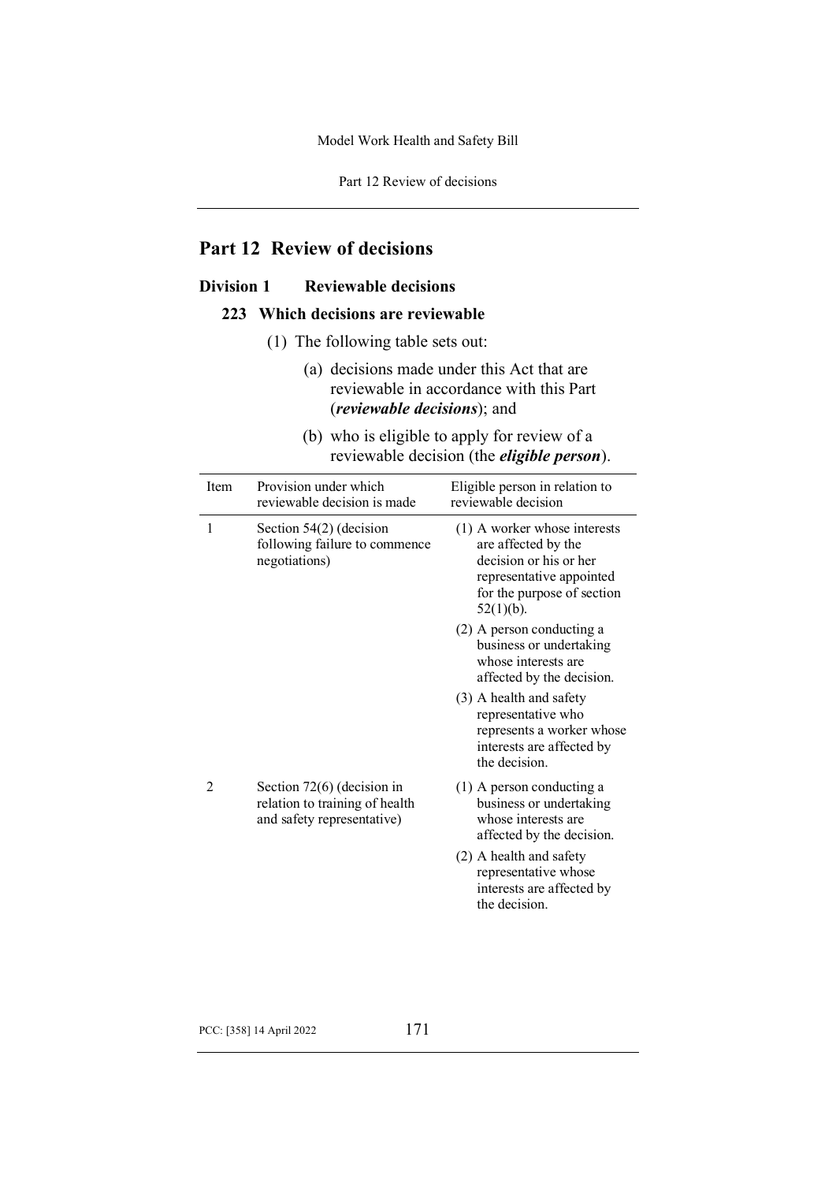# Part 12 Review of decisions

## Division 1 Reviewable decisions

### 223 Which decisions are reviewable

(1) The following table sets out:

(a) decisions made under this Act that are reviewable in accordance with this Part (***reviewable decisions***); and

(b) who is eligible to apply for review of a reviewable decision (the ***eligible person***).

| Item | Provision under which reviewable decision is made | Eligible person in relation to reviewable decision |
|---|---|---|
| 1 | Section 54(2) (decision following failure to commence negotiations) | (1) A worker whose interests are affected by the decision or his or her representative appointed for the purpose of section 52(1)(b).<br>(2) A person conducting a business or undertaking whose interests are affected by the decision.<br>(3) A health and safety representative who represents a worker whose interests are affected by the decision. |
| 2 | Section 72(6) (decision in relation to training of health and safety representative) | (1) A person conducting a business or undertaking whose interests are affected by the decision.<br>(2) A health and safety representative whose interests are affected by the decision. |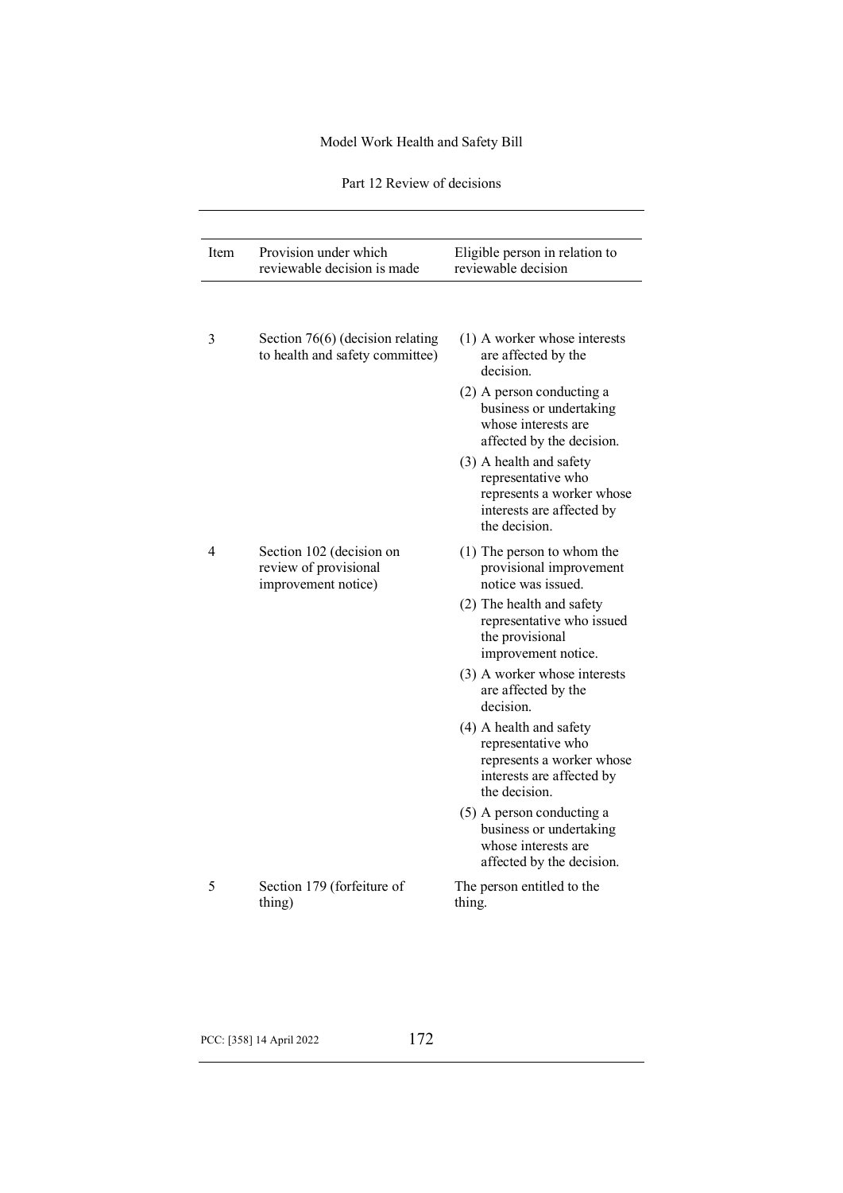| Item | Provision under which reviewable decision is made | Eligible person in relation to reviewable decision |
|---|---|---|
| 3 | Section 76(6) (decision relating to health and safety committee) | (1) A worker whose interests are affected by the decision.<br>(2) A person conducting a business or undertaking whose interests are affected by the decision.<br>(3) A health and safety representative who represents a worker whose interests are affected by the decision. |
| 4 | Section 102 (decision on review of provisional improvement notice) | (1) The person to whom the provisional improvement notice was issued.<br>(2) The health and safety representative who issued the provisional improvement notice.<br>(3) A worker whose interests are affected by the decision.<br>(4) A health and safety representative who represents a worker whose interests are affected by the decision.<br>(5) A person conducting a business or undertaking whose interests are affected by the decision. |
| 5 | Section 179 (forfeiture of thing) | The person entitled to the thing. |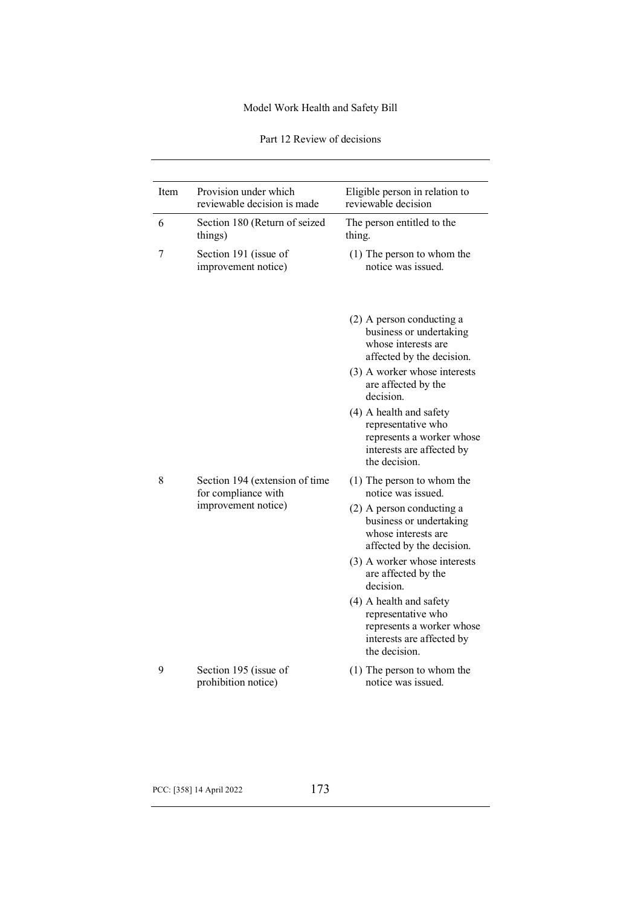| Item | Provision under which reviewable decision is made | Eligible person in relation to reviewable decision |
|---|---|---|
| 6 | Section 180 (Return of seized things) | The person entitled to the thing. |
| 7 | Section 191 (issue of improvement notice) | (1) The person to whom the notice was issued.<br>(2) A person conducting a business or undertaking whose interests are affected by the decision.<br>(3) A worker whose interests are affected by the decision.<br>(4) A health and safety representative who represents a worker whose interests are affected by the decision. |
| 8 | Section 194 (extension of time for compliance with improvement notice) | (1) The person to whom the notice was issued.<br>(2) A person conducting a business or undertaking whose interests are affected by the decision.<br>(3) A worker whose interests are affected by the decision.<br>(4) A health and safety representative who represents a worker whose interests are affected by the decision. |
| 9 | Section 195 (issue of prohibition notice) | (1) The person to whom the notice was issued. |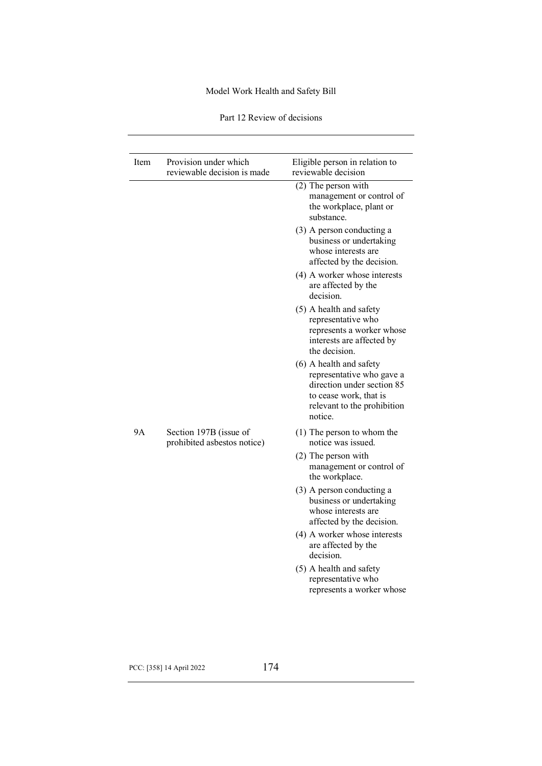| Item | Provision under which reviewable decision is made | Eligible person in relation to reviewable decision |
| --- | --- | --- |
| | | (2) The person with management or control of the workplace, plant or substance. |
| | | (3) A person conducting a business or undertaking whose interests are affected by the decision. |
| | | (4) A worker whose interests are affected by the decision. |
| | | (5) A health and safety representative who represents a worker whose interests are affected by the decision. |
| | | (6) A health and safety representative who gave a direction under section 85 to cease work, that is relevant to the prohibition notice. |
| 9A | Section 197B (issue of prohibited asbestos notice) | (1) The person to whom the notice was issued. |
| | | (2) The person with management or control of the workplace. |
| | | (3) A person conducting a business or undertaking whose interests are affected by the decision. |
| | | (4) A worker whose interests are affected by the decision. |
| | | (5) A health and safety representative who represents a worker whose |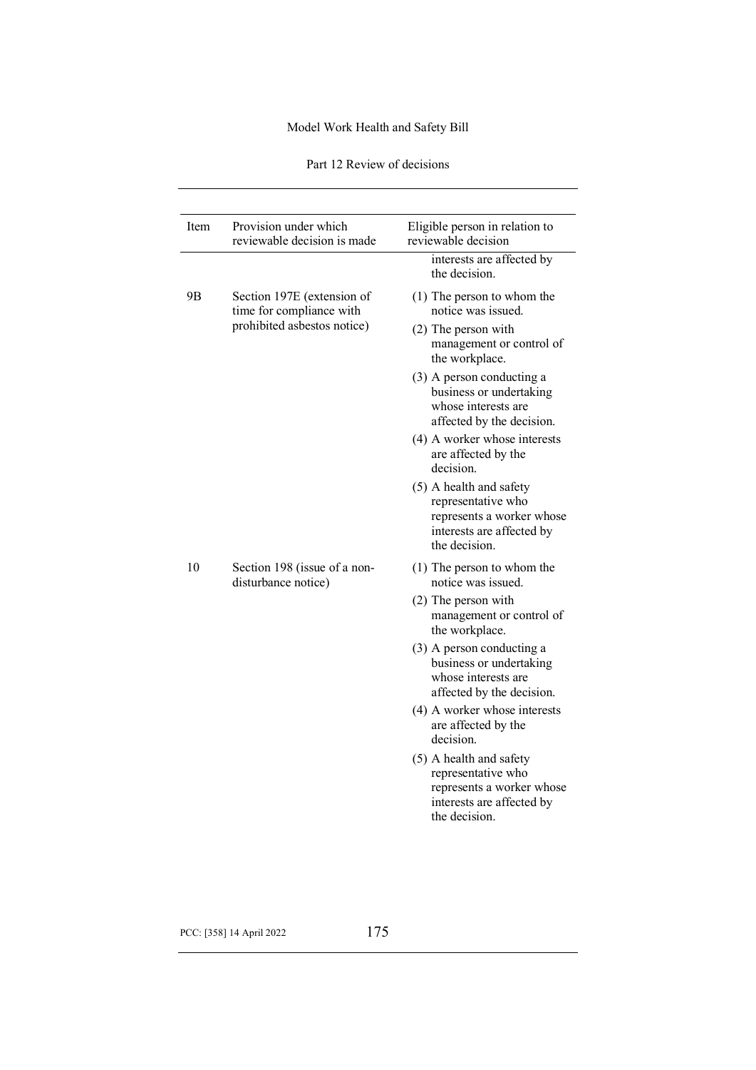| Item | Provision under which reviewable decision is made | Eligible person in relation to reviewable decision |
|---|---|---|
| | | interests are affected by the decision. |
| 9B | Section 197E (extension of time for compliance with prohibited asbestos notice) | (1) The person to whom the notice was issued.<br>(2) The person with management or control of the workplace.<br>(3) A person conducting a business or undertaking whose interests are affected by the decision.<br>(4) A worker whose interests are affected by the decision.<br>(5) A health and safety representative who represents a worker whose interests are affected by the decision. |
| 10 | Section 198 (issue of a non-disturbance notice) | (1) The person to whom the notice was issued.<br>(2) The person with management or control of the workplace.<br>(3) A person conducting a business or undertaking whose interests are affected by the decision.<br>(4) A worker whose interests are affected by the decision.<br>(5) A health and safety representative who represents a worker whose interests are affected by the decision. |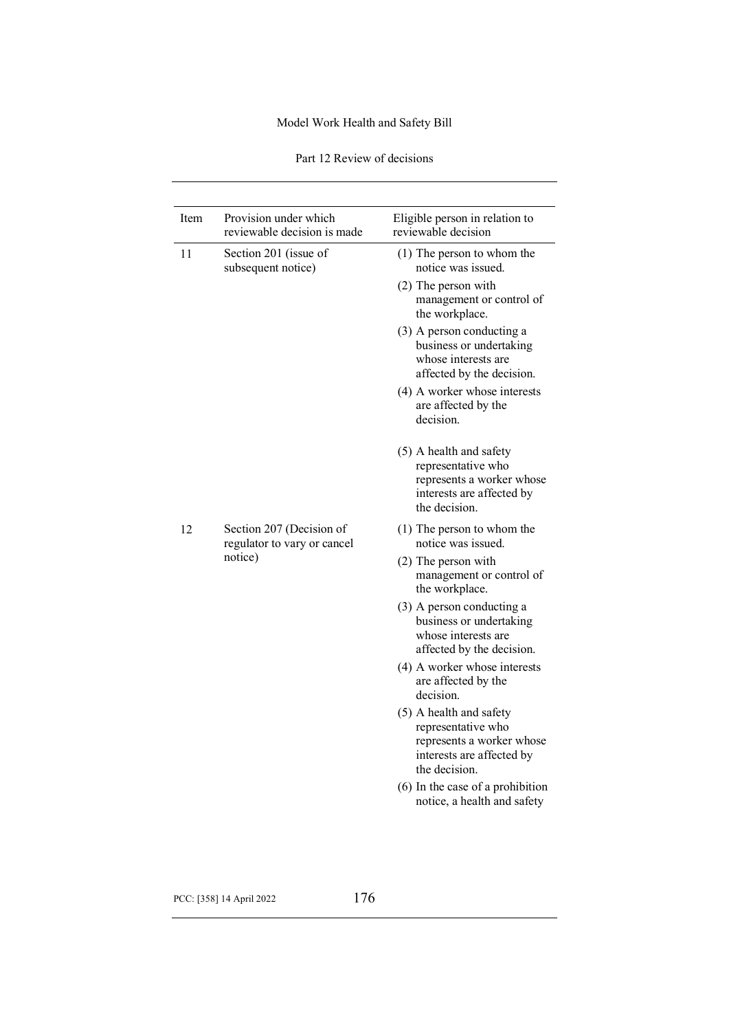| Item | Provision under which reviewable decision is made | Eligible person in relation to reviewable decision |
| --- | --- | --- |
| 11 | Section 201 (issue of subsequent notice) | (1) The person to whom the notice was issued.<br>(2) The person with management or control of the workplace.<br>(3) A person conducting a business or undertaking whose interests are affected by the decision.<br>(4) A worker whose interests are affected by the decision.<br>(5) A health and safety representative who represents a worker whose interests are affected by the decision. |
| 12 | Section 207 (Decision of regulator to vary or cancel notice) | (1) The person to whom the notice was issued.<br>(2) The person with management or control of the workplace.<br>(3) A person conducting a business or undertaking whose interests are affected by the decision.<br>(4) A worker whose interests are affected by the decision.<br>(5) A health and safety representative who represents a worker whose interests are affected by the decision.<br>(6) In the case of a prohibition notice, a health and safety |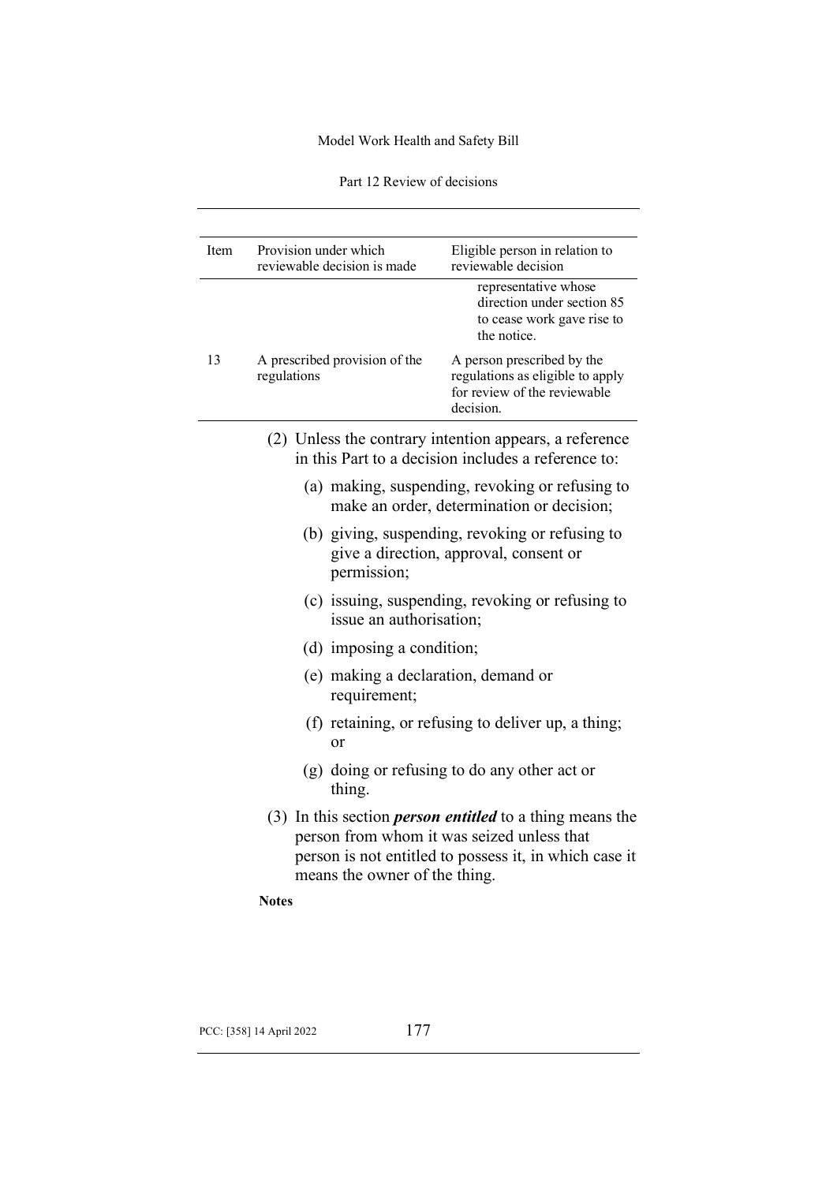| Item | Provision under which reviewable decision is made | Eligible person in relation to reviewable decision |
|---|---|---|
| | | representative whose direction under section 85 to cease work gave rise to the notice. |
| 13 | A prescribed provision of the regulations | A person prescribed by the regulations as eligible to apply for review of the reviewable decision. |

(2) Unless the contrary intention appears, a reference in this Part to a decision includes a reference to:

(a) making, suspending, revoking or refusing to make an order, determination or decision;

(b) giving, suspending, revoking or refusing to give a direction, approval, consent or permission;

(c) issuing, suspending, revoking or refusing to issue an authorisation;

(d) imposing a condition;

(e) making a declaration, demand or requirement;

(f) retaining, or refusing to deliver up, a thing; or

(g) doing or refusing to do any other act or thing.

(3) In this section ***person entitled*** to a thing means the person from whom it was seized unless that person is not entitled to possess it, in which case it means the owner of the thing.

**Notes**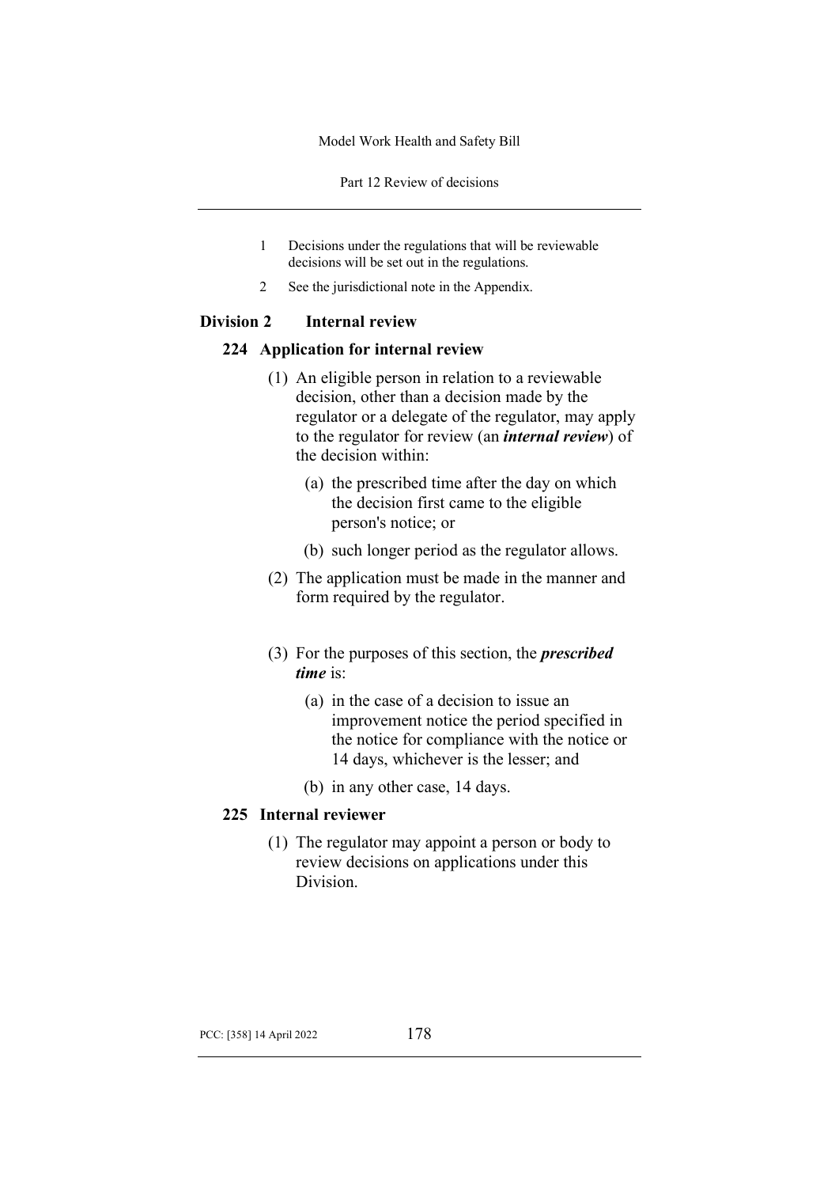1 Decisions under the regulations that will be reviewable decisions will be set out in the regulations.

2 See the jurisdictional note in the Appendix.

## Division 2 Internal review

### 224 Application for internal review

(1) An eligible person in relation to a reviewable decision, other than a decision made by the regulator or a delegate of the regulator, may apply to the regulator for review (an ***internal review***) of the decision within:

(a) the prescribed time after the day on which the decision first came to the eligible person's notice; or

(b) such longer period as the regulator allows.

(2) The application must be made in the manner and form required by the regulator.

(3) For the purposes of this section, the ***prescribed time*** is:

(a) in the case of a decision to issue an improvement notice the period specified in the notice for compliance with the notice or 14 days, whichever is the lesser; and

(b) in any other case, 14 days.

### 225 Internal reviewer

(1) The regulator may appoint a person or body to review decisions on applications under this Division.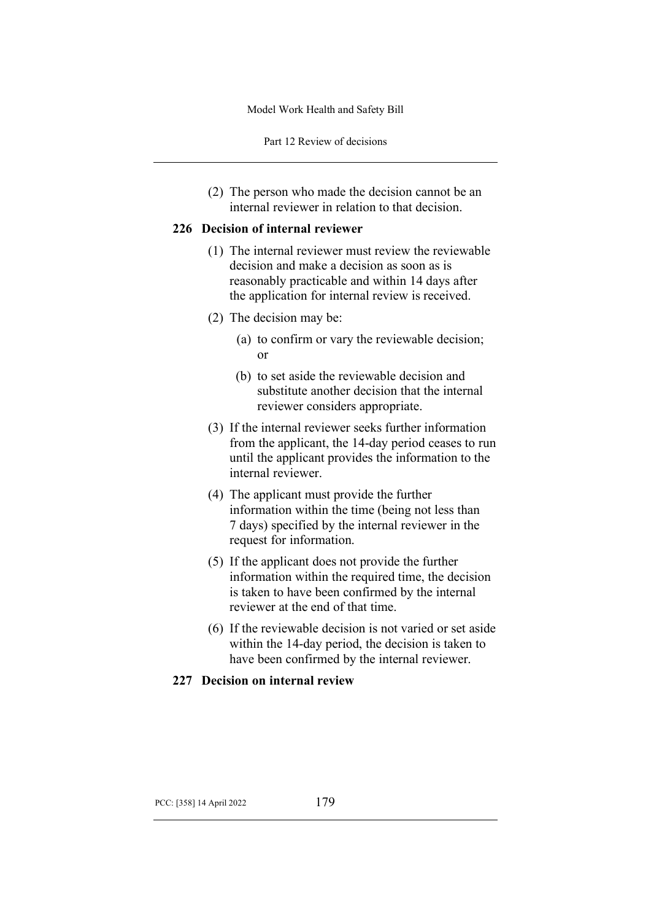(2) The person who made the decision cannot be an internal reviewer in relation to that decision.

### 226 Decision of internal reviewer

(1) The internal reviewer must review the reviewable decision and make a decision as soon as is reasonably practicable and within 14 days after the application for internal review is received.

(2) The decision may be:

(a) to confirm or vary the reviewable decision; or

(b) to set aside the reviewable decision and substitute another decision that the internal reviewer considers appropriate.

(3) If the internal reviewer seeks further information from the applicant, the 14-day period ceases to run until the applicant provides the information to the internal reviewer.

(4) The applicant must provide the further information within the time (being not less than 7 days) specified by the internal reviewer in the request for information.

(5) If the applicant does not provide the further information within the required time, the decision is taken to have been confirmed by the internal reviewer at the end of that time.

(6) If the reviewable decision is not varied or set aside within the 14-day period, the decision is taken to have been confirmed by the internal reviewer.

### 227 Decision on internal review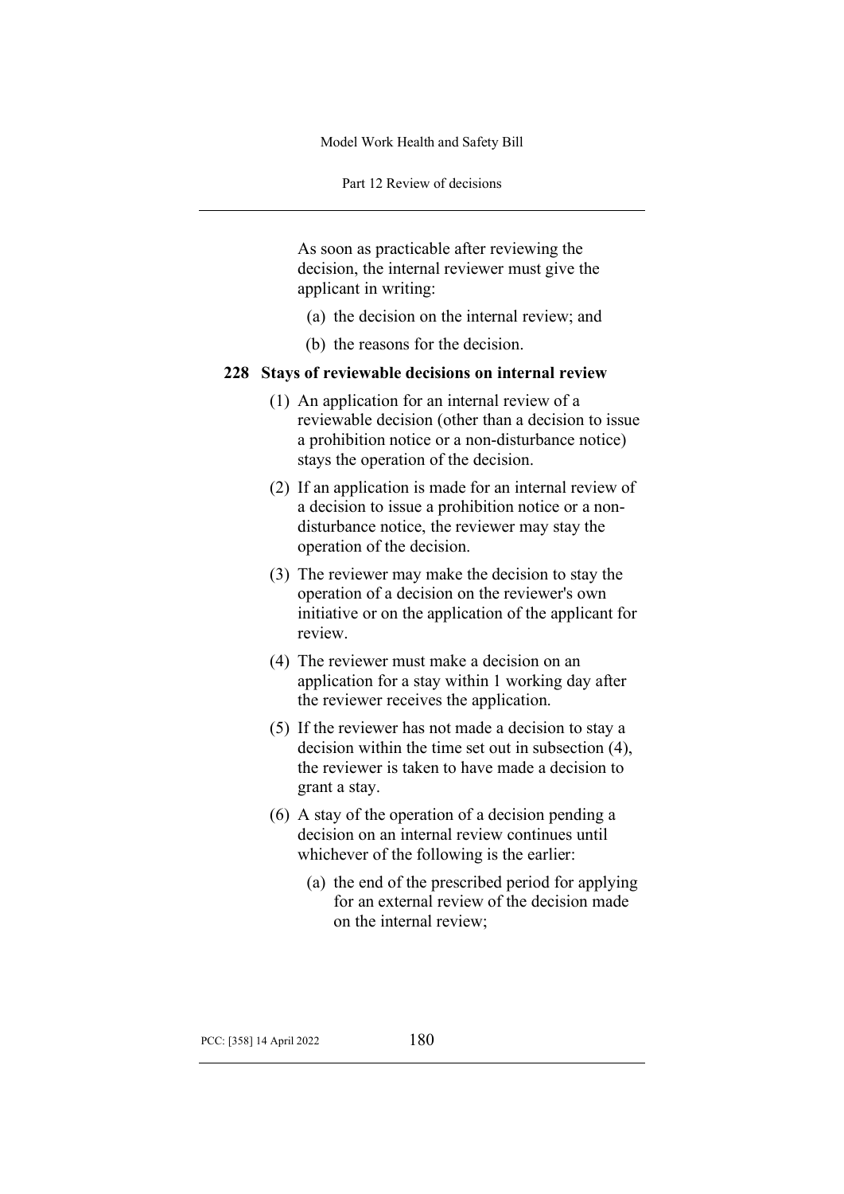As soon as practicable after reviewing the decision, the internal reviewer must give the applicant in writing:

(a) the decision on the internal review; and

(b) the reasons for the decision.

### 228 Stays of reviewable decisions on internal review

(1) An application for an internal review of a reviewable decision (other than a decision to issue a prohibition notice or a non-disturbance notice) stays the operation of the decision.

(2) If an application is made for an internal review of a decision to issue a prohibition notice or a non-disturbance notice, the reviewer may stay the operation of the decision.

(3) The reviewer may make the decision to stay the operation of a decision on the reviewer's own initiative or on the application of the applicant for review.

(4) The reviewer must make a decision on an application for a stay within 1 working day after the reviewer receives the application.

(5) If the reviewer has not made a decision to stay a decision within the time set out in subsection (4), the reviewer is taken to have made a decision to grant a stay.

(6) A stay of the operation of a decision pending a decision on an internal review continues until whichever of the following is the earlier:

(a) the end of the prescribed period for applying for an external review of the decision made on the internal review;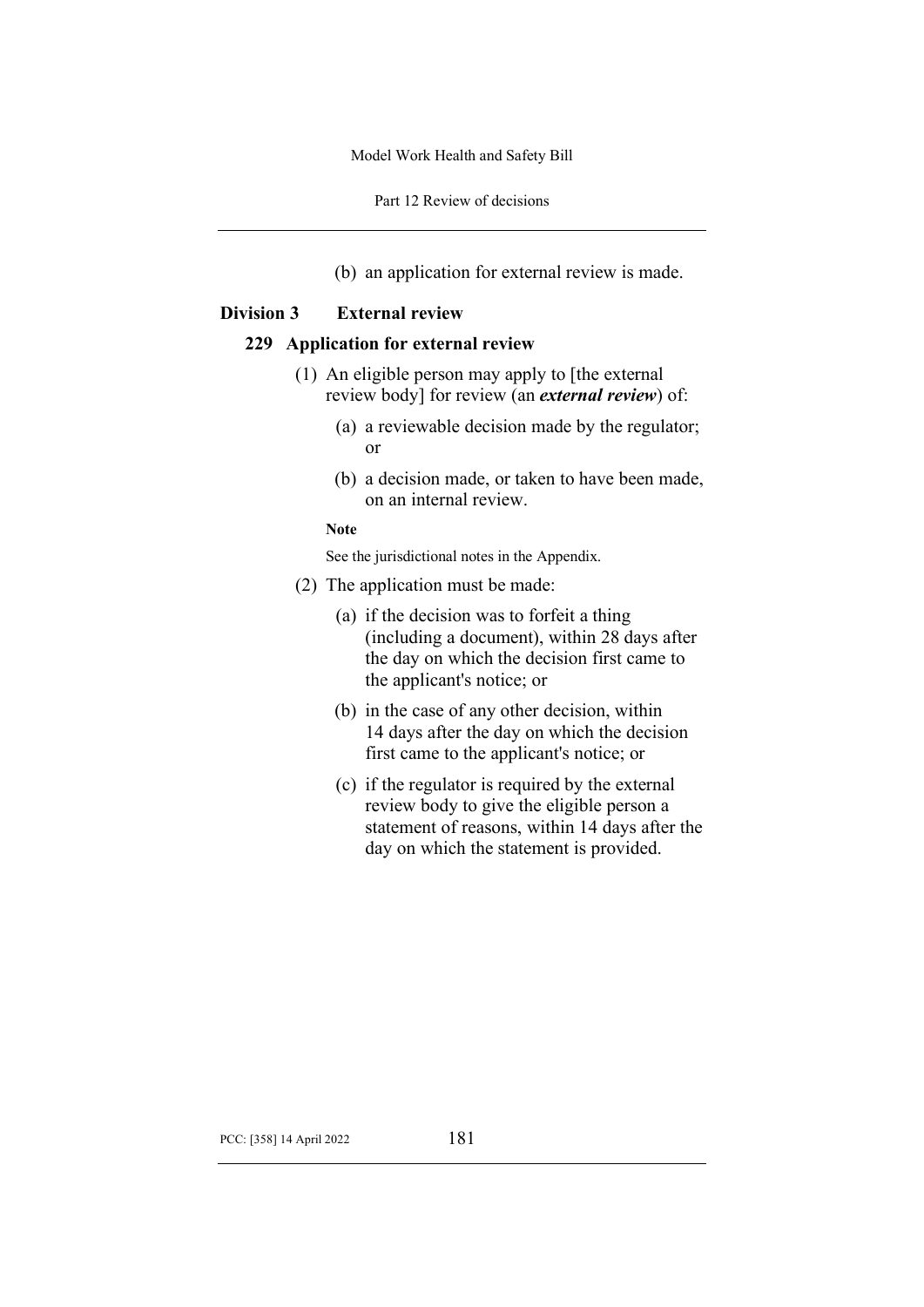(b) an application for external review is made.

## Division 3 External review

### 229 Application for external review

(1) An eligible person may apply to [the external review body] for review (an ***external review***) of:

(a) a reviewable decision made by the regulator; or

(b) a decision made, or taken to have been made, on an internal review.

**Note**

See the jurisdictional notes in the Appendix.

(2) The application must be made:

(a) if the decision was to forfeit a thing (including a document), within 28 days after the day on which the decision first came to the applicant's notice; or

(b) in the case of any other decision, within 14 days after the day on which the decision first came to the applicant's notice; or

(c) if the regulator is required by the external review body to give the eligible person a statement of reasons, within 14 days after the day on which the statement is provided.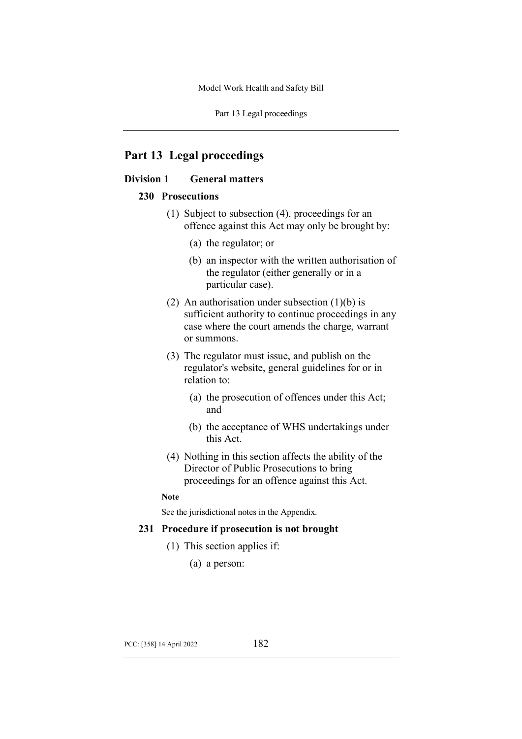# Part 13 Legal proceedings

## Division 1 General matters

### 230 Prosecutions

(1) Subject to subsection (4), proceedings for an offence against this Act may only be brought by:

  (a) the regulator; or

  (b) an inspector with the written authorisation of the regulator (either generally or in a particular case).

(2) An authorisation under subsection (1)(b) is sufficient authority to continue proceedings in any case where the court amends the charge, warrant or summons.

(3) The regulator must issue, and publish on the regulator's website, general guidelines for or in relation to:

  (a) the prosecution of offences under this Act; and

  (b) the acceptance of WHS undertakings under this Act.

(4) Nothing in this section affects the ability of the Director of Public Prosecutions to bring proceedings for an offence against this Act.

**Note**

See the jurisdictional notes in the Appendix.

### 231 Procedure if prosecution is not brought

(1) This section applies if:

  (a) a person: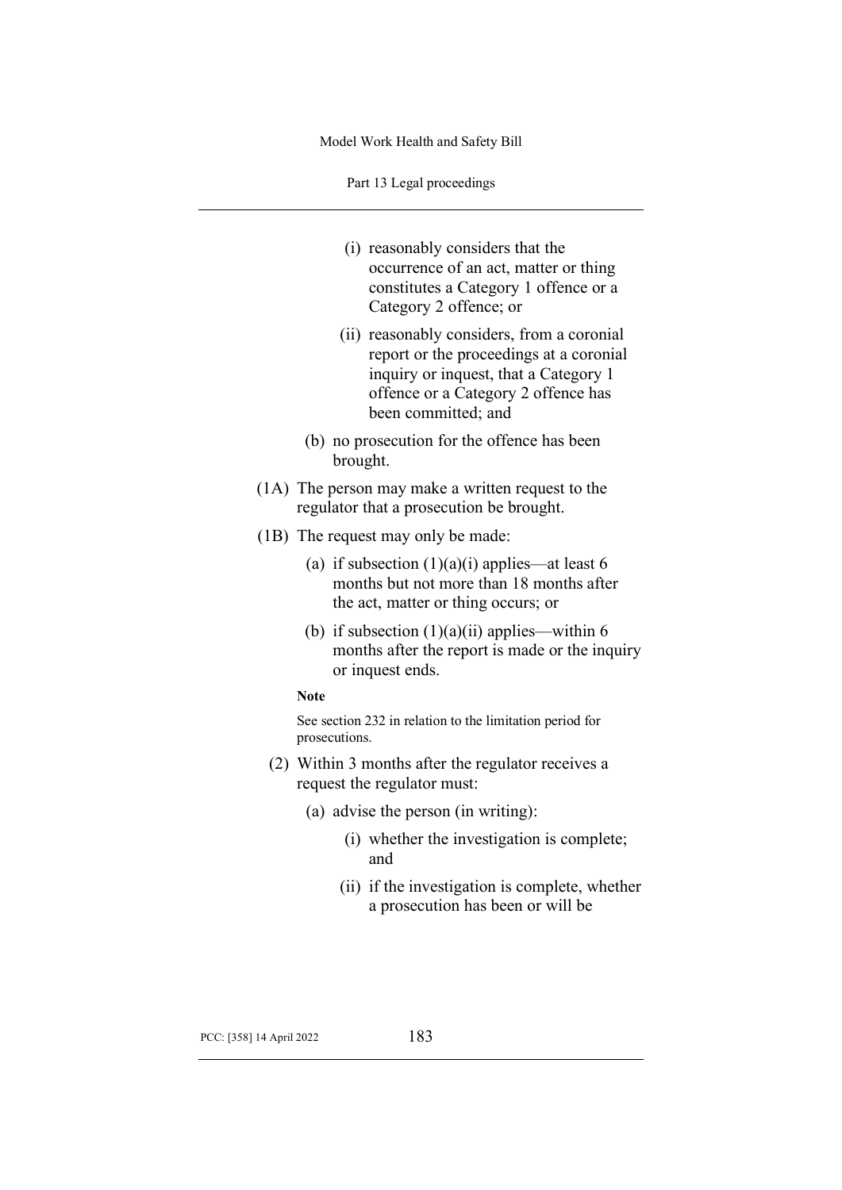(i) reasonably considers that the occurrence of an act, matter or thing constitutes a Category 1 offence or a Category 2 offence; or

(ii) reasonably considers, from a coronial report or the proceedings at a coronial inquiry or inquest, that a Category 1 offence or a Category 2 offence has been committed; and

(b) no prosecution for the offence has been brought.

(1A) The person may make a written request to the regulator that a prosecution be brought.

(1B) The request may only be made:

(a) if subsection (1)(a)(i) applies—at least 6 months but not more than 18 months after the act, matter or thing occurs; or

(b) if subsection (1)(a)(ii) applies—within 6 months after the report is made or the inquiry or inquest ends.

**Note**

See section 232 in relation to the limitation period for prosecutions.

(2) Within 3 months after the regulator receives a request the regulator must:

(a) advise the person (in writing):

(i) whether the investigation is complete; and

(ii) if the investigation is complete, whether a prosecution has been or will be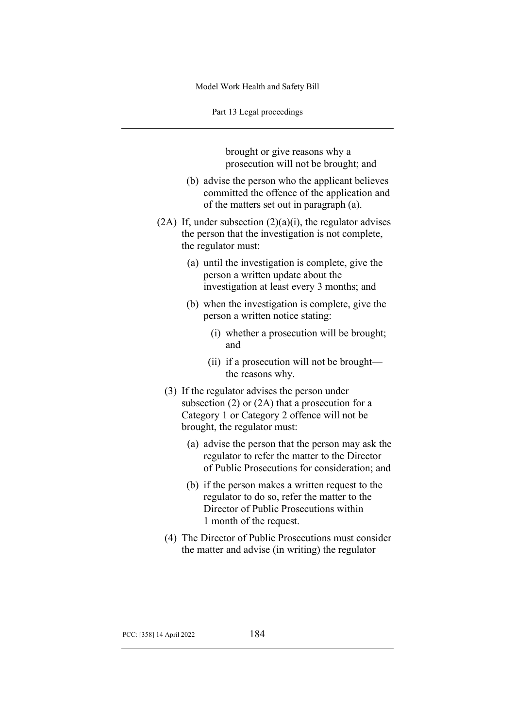brought or give reasons why a prosecution will not be brought; and

(b) advise the person who the applicant believes committed the offence of the application and of the matters set out in paragraph (a).

(2A) If, under subsection (2)(a)(i), the regulator advises the person that the investigation is not complete, the regulator must:

(a) until the investigation is complete, give the person a written update about the investigation at least every 3 months; and

(b) when the investigation is complete, give the person a written notice stating:

(i) whether a prosecution will be brought; and

(ii) if a prosecution will not be brought—the reasons why.

(3) If the regulator advises the person under subsection (2) or (2A) that a prosecution for a Category 1 or Category 2 offence will not be brought, the regulator must:

(a) advise the person that the person may ask the regulator to refer the matter to the Director of Public Prosecutions for consideration; and

(b) if the person makes a written request to the regulator to do so, refer the matter to the Director of Public Prosecutions within 1 month of the request.

(4) The Director of Public Prosecutions must consider the matter and advise (in writing) the regulator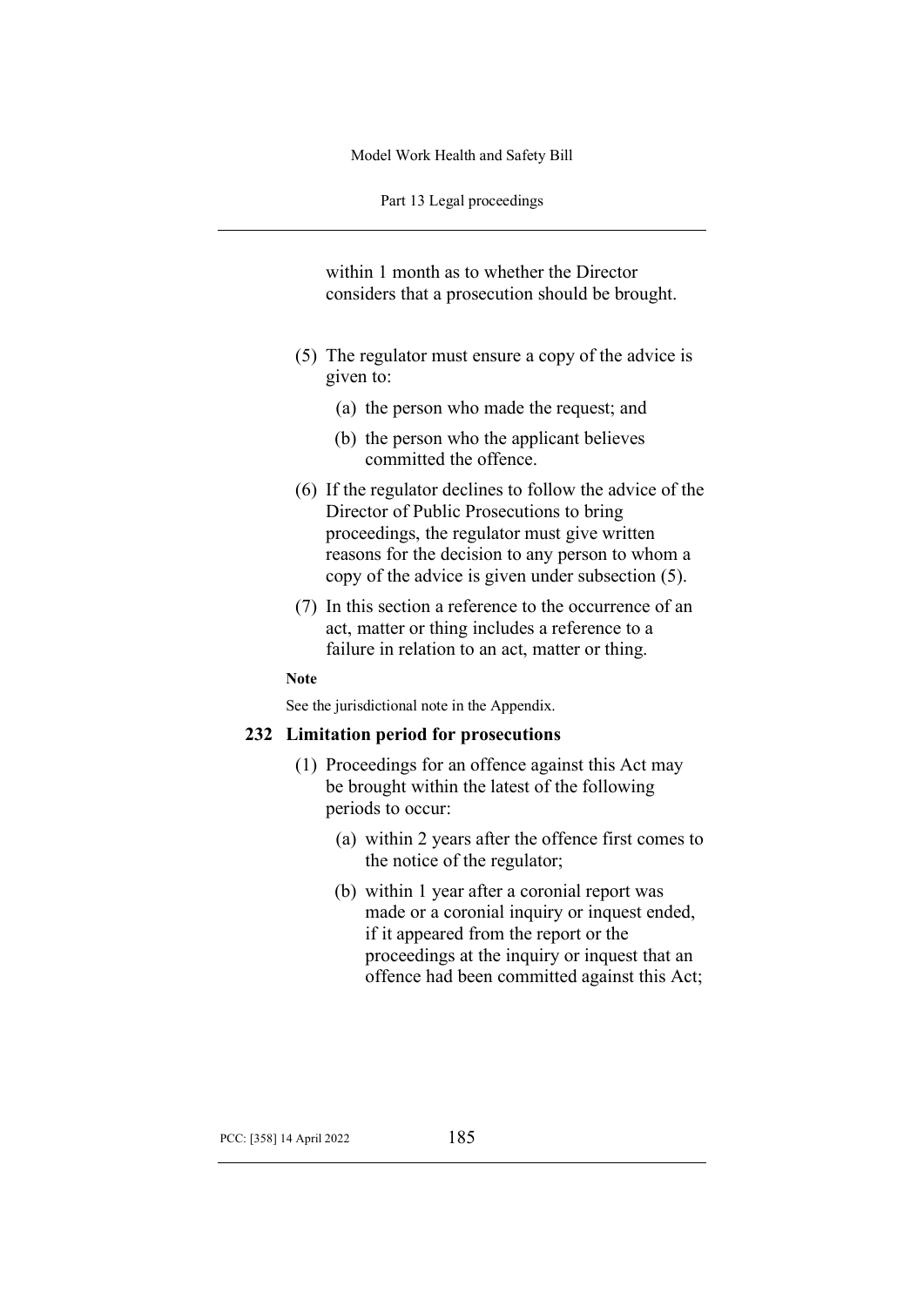within 1 month as to whether the Director considers that a prosecution should be brought.

(5) The regulator must ensure a copy of the advice is given to:

(a) the person who made the request; and

(b) the person who the applicant believes committed the offence.

(6) If the regulator declines to follow the advice of the Director of Public Prosecutions to bring proceedings, the regulator must give written reasons for the decision to any person to whom a copy of the advice is given under subsection (5).

(7) In this section a reference to the occurrence of an act, matter or thing includes a reference to a failure in relation to an act, matter or thing.

**Note**

See the jurisdictional note in the Appendix.

### 232 Limitation period for prosecutions

(1) Proceedings for an offence against this Act may be brought within the latest of the following periods to occur:

(a) within 2 years after the offence first comes to the notice of the regulator;

(b) within 1 year after a coronial report was made or a coronial inquiry or inquest ended, if it appeared from the report or the proceedings at the inquiry or inquest that an offence had been committed against this Act;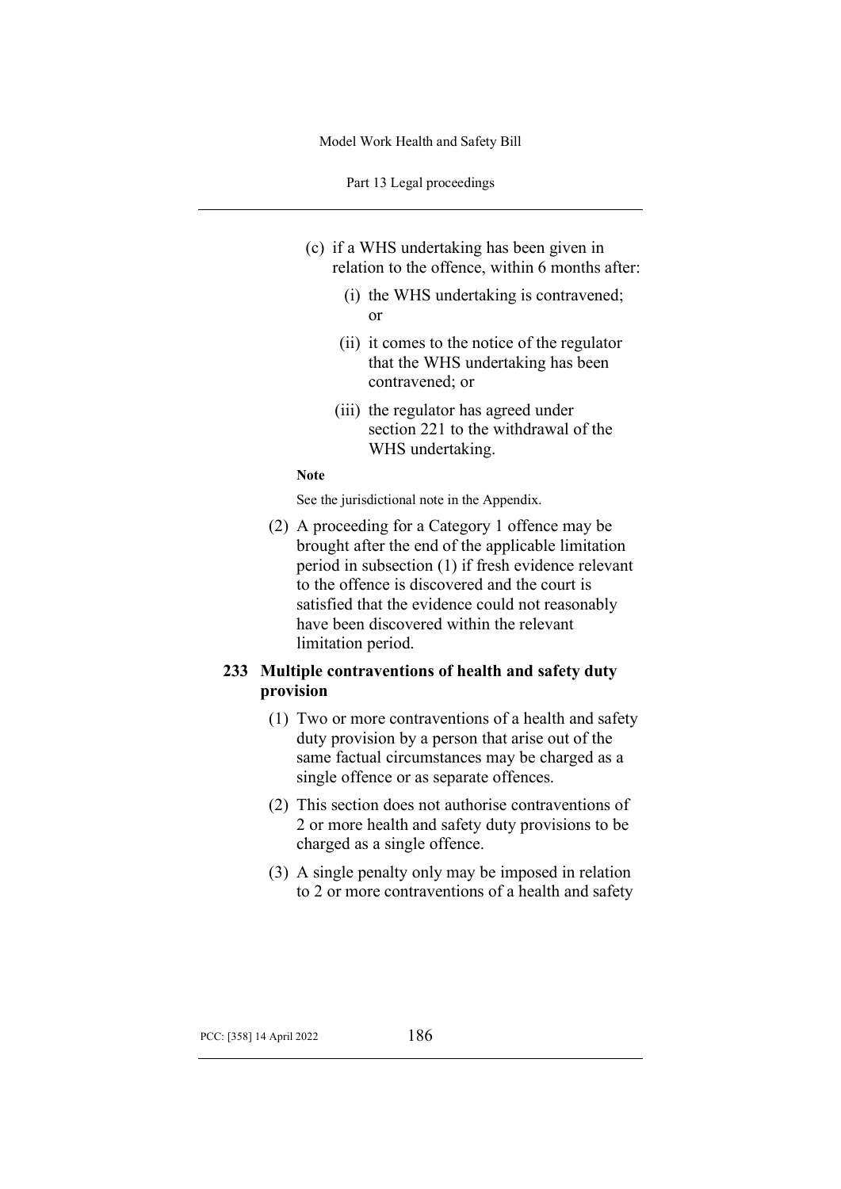(c) if a WHS undertaking has been given in relation to the offence, within 6 months after:

  (i) the WHS undertaking is contravened; or

  (ii) it comes to the notice of the regulator that the WHS undertaking has been contravened; or

  (iii) the regulator has agreed under section 221 to the withdrawal of the WHS undertaking.

**Note**

See the jurisdictional note in the Appendix.

(2) A proceeding for a Category 1 offence may be brought after the end of the applicable limitation period in subsection (1) if fresh evidence relevant to the offence is discovered and the court is satisfied that the evidence could not reasonably have been discovered within the relevant limitation period.

### 233 Multiple contraventions of health and safety duty provision

(1) Two or more contraventions of a health and safety duty provision by a person that arise out of the same factual circumstances may be charged as a single offence or as separate offences.

(2) This section does not authorise contraventions of 2 or more health and safety duty provisions to be charged as a single offence.

(3) A single penalty only may be imposed in relation to 2 or more contraventions of a health and safety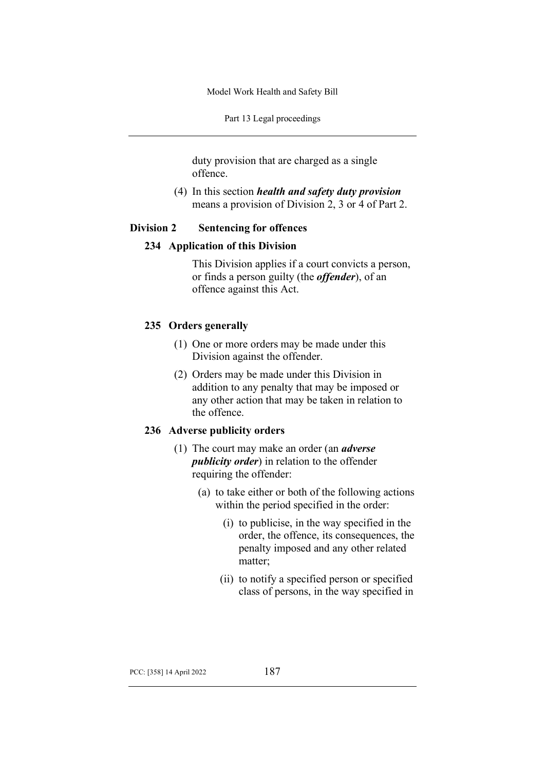duty provision that are charged as a single offence.

(4) In this section ***health and safety duty provision*** means a provision of Division 2, 3 or 4 of Part 2.

## Division 2 Sentencing for offences

### 234 Application of this Division

This Division applies if a court convicts a person, or finds a person guilty (the ***offender***), of an offence against this Act.

### 235 Orders generally

(1) One or more orders may be made under this Division against the offender.

(2) Orders may be made under this Division in addition to any penalty that may be imposed or any other action that may be taken in relation to the offence.

### 236 Adverse publicity orders

(1) The court may make an order (an ***adverse publicity order***) in relation to the offender requiring the offender:

(a) to take either or both of the following actions within the period specified in the order:

(i) to publicise, in the way specified in the order, the offence, its consequences, the penalty imposed and any other related matter;

(ii) to notify a specified person or specified class of persons, in the way specified in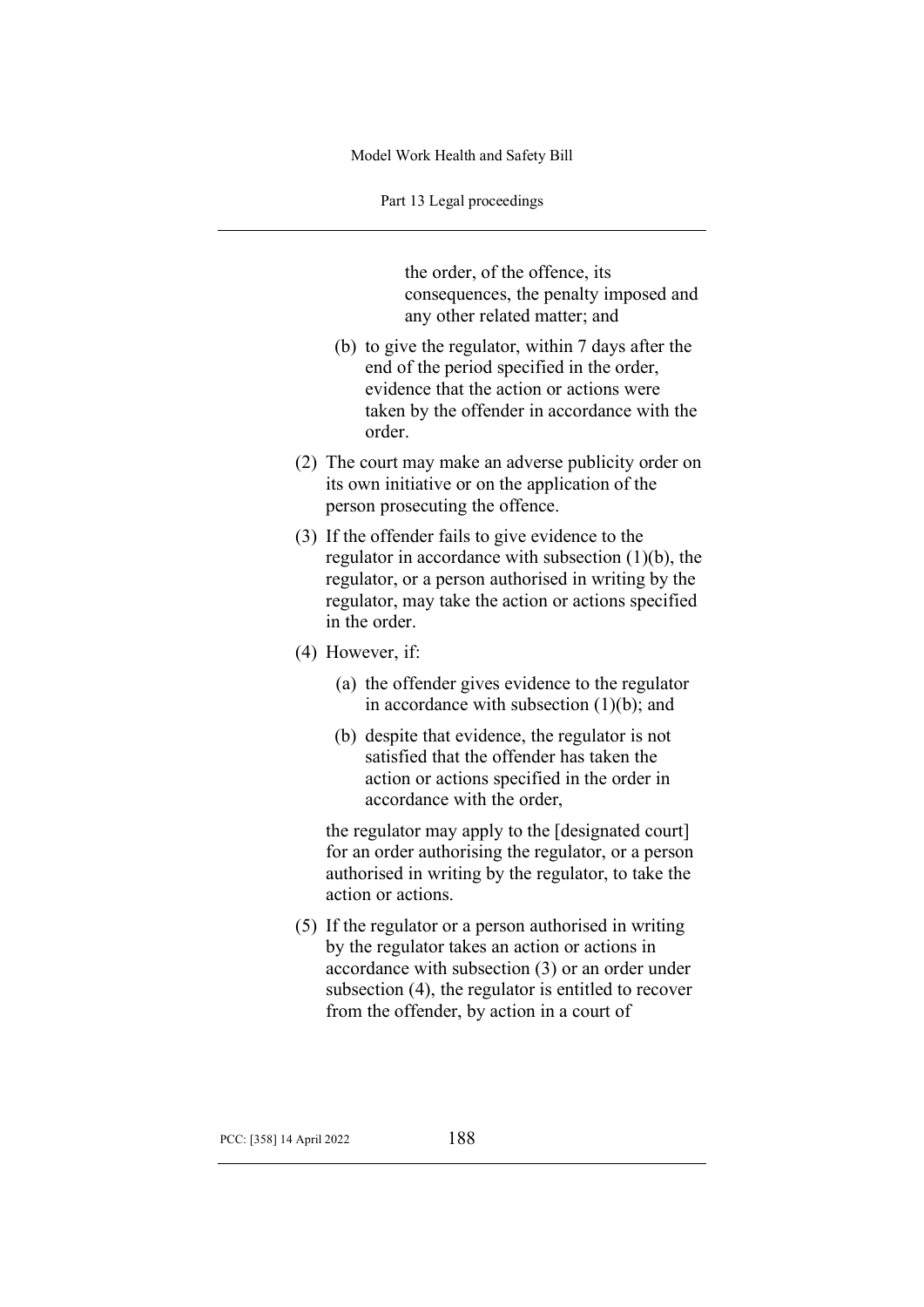the order, of the offence, its consequences, the penalty imposed and any other related matter; and

(b) to give the regulator, within 7 days after the end of the period specified in the order, evidence that the action or actions were taken by the offender in accordance with the order.

(2) The court may make an adverse publicity order on its own initiative or on the application of the person prosecuting the offence.

(3) If the offender fails to give evidence to the regulator in accordance with subsection (1)(b), the regulator, or a person authorised in writing by the regulator, may take the action or actions specified in the order.

(4) However, if:

(a) the offender gives evidence to the regulator in accordance with subsection (1)(b); and

(b) despite that evidence, the regulator is not satisfied that the offender has taken the action or actions specified in the order in accordance with the order,

the regulator may apply to the [designated court] for an order authorising the regulator, or a person authorised in writing by the regulator, to take the action or actions.

(5) If the regulator or a person authorised in writing by the regulator takes an action or actions in accordance with subsection (3) or an order under subsection (4), the regulator is entitled to recover from the offender, by action in a court of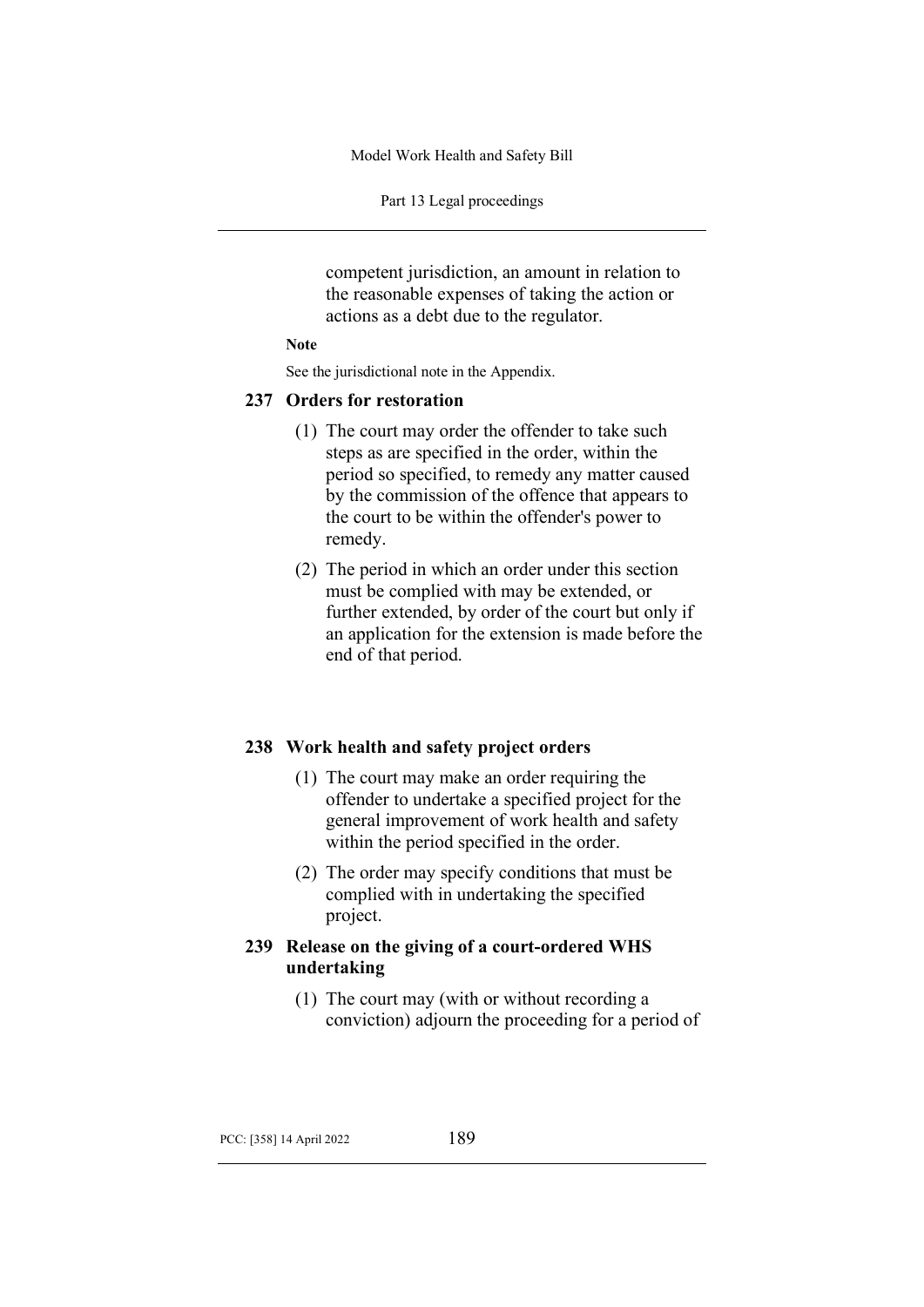competent jurisdiction, an amount in relation to the reasonable expenses of taking the action or actions as a debt due to the regulator.

**Note**

See the jurisdictional note in the Appendix.

### 237 Orders for restoration

(1) The court may order the offender to take such steps as are specified in the order, within the period so specified, to remedy any matter caused by the commission of the offence that appears to the court to be within the offender's power to remedy.

(2) The period in which an order under this section must be complied with may be extended, or further extended, by order of the court but only if an application for the extension is made before the end of that period.

### 238 Work health and safety project orders

(1) The court may make an order requiring the offender to undertake a specified project for the general improvement of work health and safety within the period specified in the order.

(2) The order may specify conditions that must be complied with in undertaking the specified project.

### 239 Release on the giving of a court-ordered WHS undertaking

(1) The court may (with or without recording a conviction) adjourn the proceeding for a period of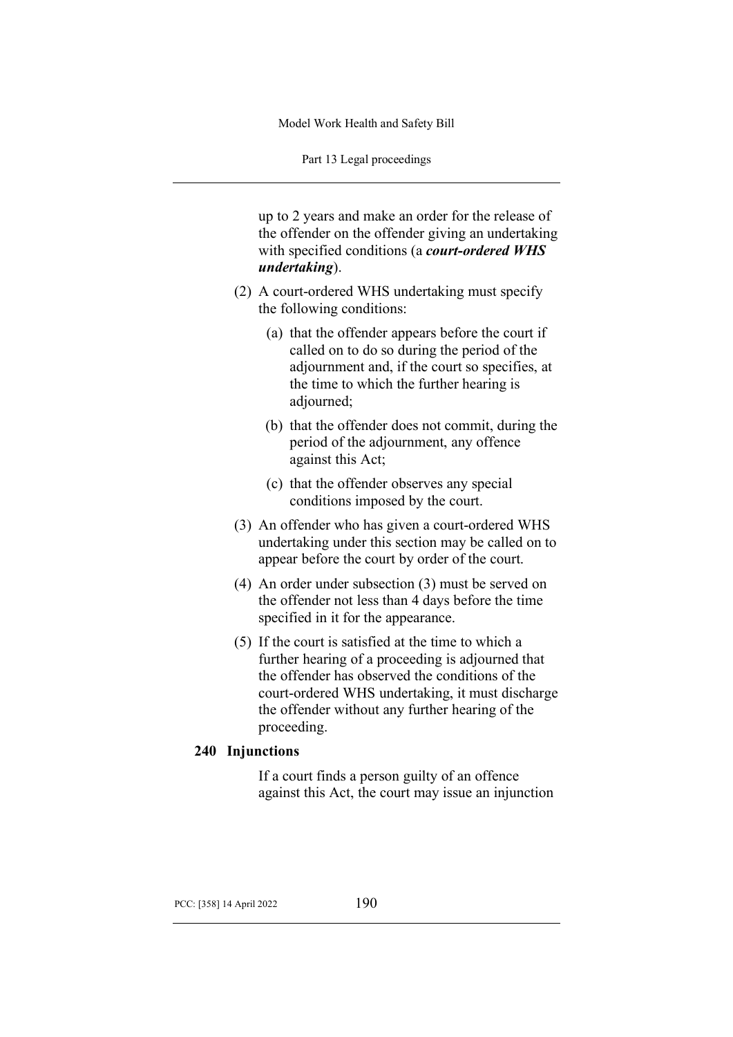up to 2 years and make an order for the release of the offender on the offender giving an undertaking with specified conditions (a ***court-ordered WHS undertaking***).

(2) A court-ordered WHS undertaking must specify the following conditions:

(a) that the offender appears before the court if called on to do so during the period of the adjournment and, if the court so specifies, at the time to which the further hearing is adjourned;

(b) that the offender does not commit, during the period of the adjournment, any offence against this Act;

(c) that the offender observes any special conditions imposed by the court.

(3) An offender who has given a court-ordered WHS undertaking under this section may be called on to appear before the court by order of the court.

(4) An order under subsection (3) must be served on the offender not less than 4 days before the time specified in it for the appearance.

(5) If the court is satisfied at the time to which a further hearing of a proceeding is adjourned that the offender has observed the conditions of the court-ordered WHS undertaking, it must discharge the offender without any further hearing of the proceeding.

**240 Injunctions**

If a court finds a person guilty of an offence against this Act, the court may issue an injunction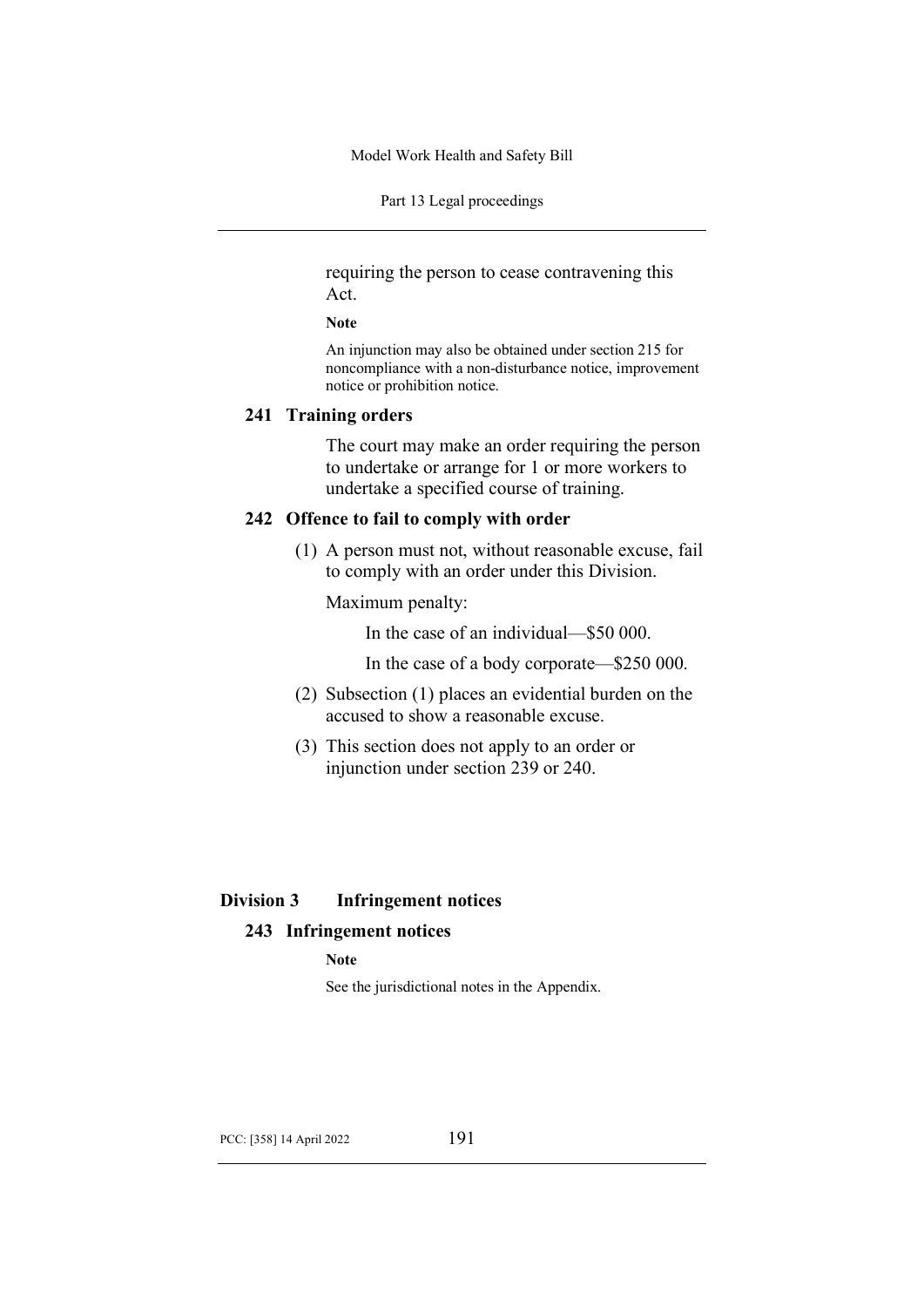requiring the person to cease contravening this Act.

**Note**

An injunction may also be obtained under section 215 for noncompliance with a non-disturbance notice, improvement notice or prohibition notice.

### 241 Training orders

The court may make an order requiring the person to undertake or arrange for 1 or more workers to undertake a specified course of training.

### 242 Offence to fail to comply with order

(1) A person must not, without reasonable excuse, fail to comply with an order under this Division.

Maximum penalty:

In the case of an individual—$50 000.

In the case of a body corporate—$250 000.

(2) Subsection (1) places an evidential burden on the accused to show a reasonable excuse.

(3) This section does not apply to an order or injunction under section 239 or 240.

## Division 3 Infringement notices

### 243 Infringement notices

**Note**

See the jurisdictional notes in the Appendix.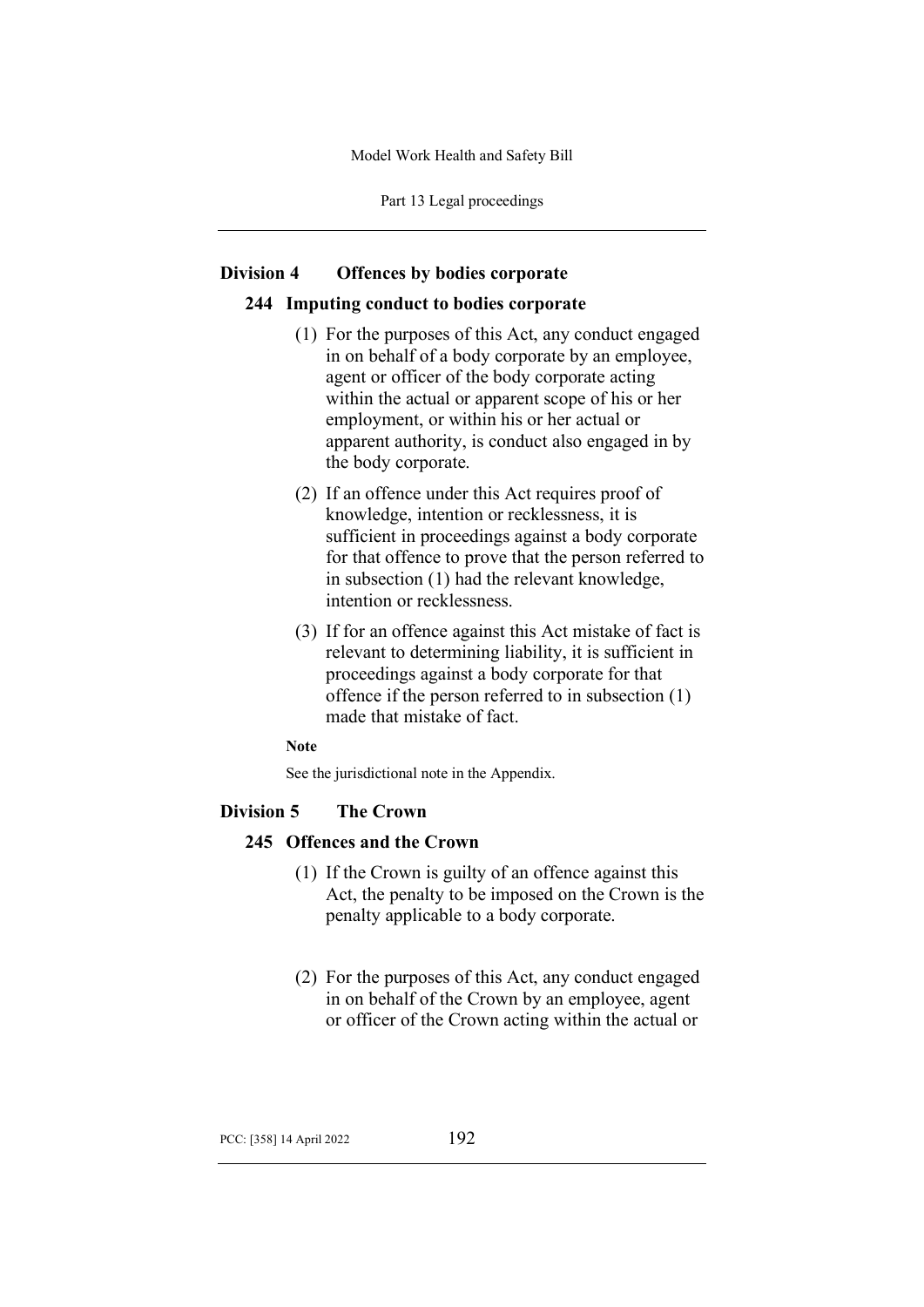## Division 4 Offences by bodies corporate

### 244 Imputing conduct to bodies corporate

(1) For the purposes of this Act, any conduct engaged in on behalf of a body corporate by an employee, agent or officer of the body corporate acting within the actual or apparent scope of his or her employment, or within his or her actual or apparent authority, is conduct also engaged in by the body corporate.

(2) If an offence under this Act requires proof of knowledge, intention or recklessness, it is sufficient in proceedings against a body corporate for that offence to prove that the person referred to in subsection (1) had the relevant knowledge, intention or recklessness.

(3) If for an offence against this Act mistake of fact is relevant to determining liability, it is sufficient in proceedings against a body corporate for that offence if the person referred to in subsection (1) made that mistake of fact.

**Note**

See the jurisdictional note in the Appendix.

## Division 5 The Crown

### 245 Offences and the Crown

(1) If the Crown is guilty of an offence against this Act, the penalty to be imposed on the Crown is the penalty applicable to a body corporate.

(2) For the purposes of this Act, any conduct engaged in on behalf of the Crown by an employee, agent or officer of the Crown acting within the actual or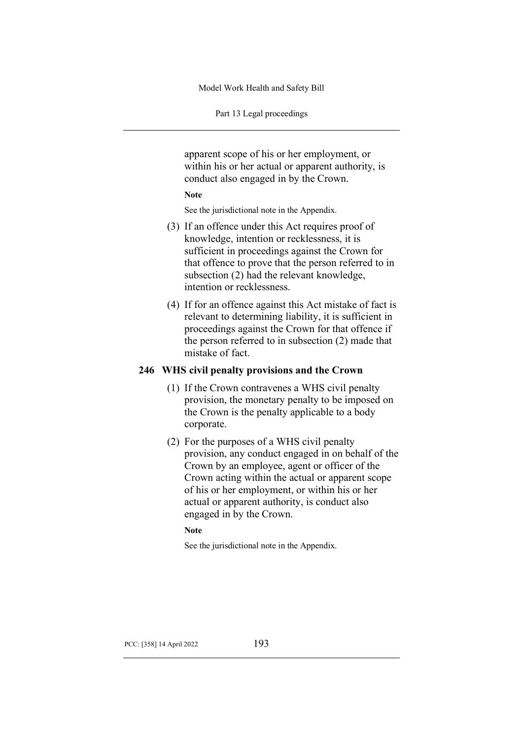apparent scope of his or her employment, or within his or her actual or apparent authority, is conduct also engaged in by the Crown.

**Note**

See the jurisdictional note in the Appendix.

(3) If an offence under this Act requires proof of knowledge, intention or recklessness, it is sufficient in proceedings against the Crown for that offence to prove that the person referred to in subsection (2) had the relevant knowledge, intention or recklessness.

(4) If for an offence against this Act mistake of fact is relevant to determining liability, it is sufficient in proceedings against the Crown for that offence if the person referred to in subsection (2) made that mistake of fact.

### 246 WHS civil penalty provisions and the Crown

(1) If the Crown contravenes a WHS civil penalty provision, the monetary penalty to be imposed on the Crown is the penalty applicable to a body corporate.

(2) For the purposes of a WHS civil penalty provision, any conduct engaged in on behalf of the Crown by an employee, agent or officer of the Crown acting within the actual or apparent scope of his or her employment, or within his or her actual or apparent authority, is conduct also engaged in by the Crown.

**Note**

See the jurisdictional note in the Appendix.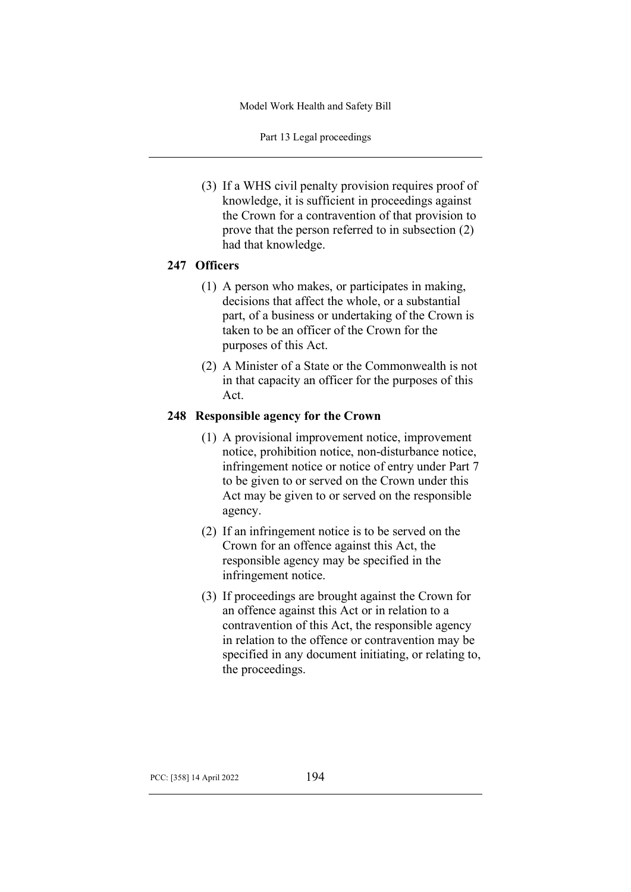(3) If a WHS civil penalty provision requires proof of knowledge, it is sufficient in proceedings against the Crown for a contravention of that provision to prove that the person referred to in subsection (2) had that knowledge.

## 247 Officers

(1) A person who makes, or participates in making, decisions that affect the whole, or a substantial part, of a business or undertaking of the Crown is taken to be an officer of the Crown for the purposes of this Act.

(2) A Minister of a State or the Commonwealth is not in that capacity an officer for the purposes of this Act.

## 248 Responsible agency for the Crown

(1) A provisional improvement notice, improvement notice, prohibition notice, non-disturbance notice, infringement notice or notice of entry under Part 7 to be given to or served on the Crown under this Act may be given to or served on the responsible agency.

(2) If an infringement notice is to be served on the Crown for an offence against this Act, the responsible agency may be specified in the infringement notice.

(3) If proceedings are brought against the Crown for an offence against this Act or in relation to a contravention of this Act, the responsible agency in relation to the offence or contravention may be specified in any document initiating, or relating to, the proceedings.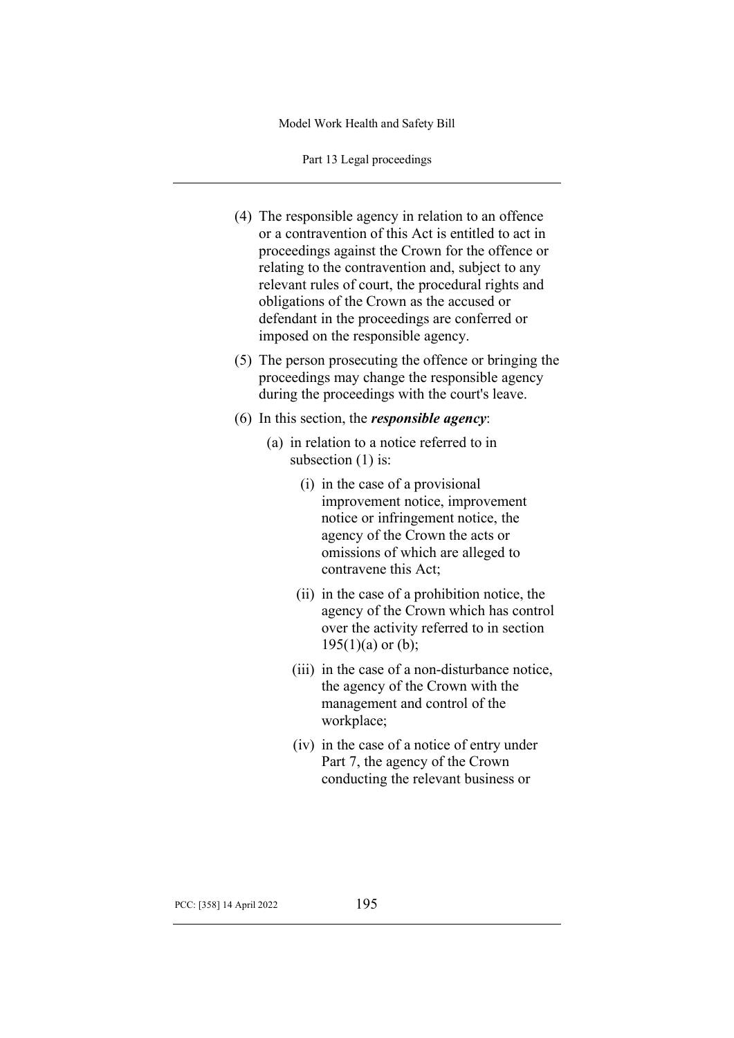(4) The responsible agency in relation to an offence or a contravention of this Act is entitled to act in proceedings against the Crown for the offence or relating to the contravention and, subject to any relevant rules of court, the procedural rights and obligations of the Crown as the accused or defendant in the proceedings are conferred or imposed on the responsible agency.

(5) The person prosecuting the offence or bringing the proceedings may change the responsible agency during the proceedings with the court's leave.

(6) In this section, the ***responsible agency***:

- (a) in relation to a notice referred to in subsection (1) is:
  - (i) in the case of a provisional improvement notice, improvement notice or infringement notice, the agency of the Crown the acts or omissions of which are alleged to contravene this Act;
  - (ii) in the case of a prohibition notice, the agency of the Crown which has control over the activity referred to in section 195(1)(a) or (b);
  - (iii) in the case of a non-disturbance notice, the agency of the Crown with the management and control of the workplace;
  - (iv) in the case of a notice of entry under Part 7, the agency of the Crown conducting the relevant business or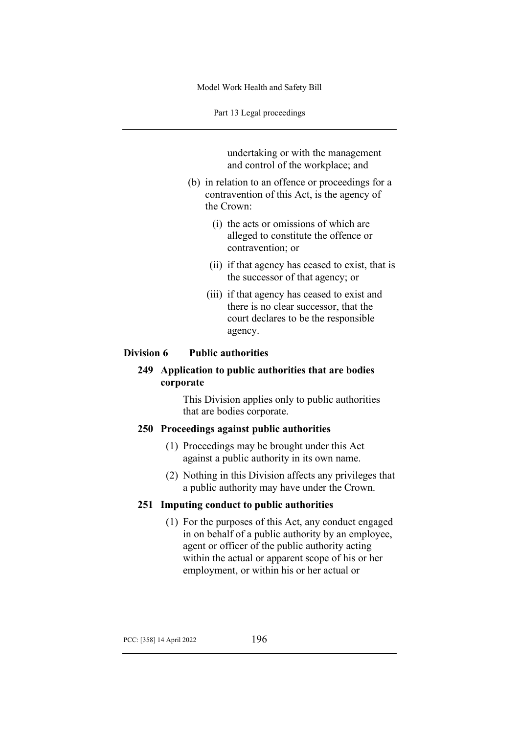undertaking or with the management and control of the workplace; and

(b) in relation to an offence or proceedings for a contravention of this Act, is the agency of the Crown:

  (i) the acts or omissions of which are alleged to constitute the offence or contravention; or

  (ii) if that agency has ceased to exist, that is the successor of that agency; or

  (iii) if that agency has ceased to exist and there is no clear successor, that the court declares to be the responsible agency.

## Division 6 Public authorities

### 249 Application to public authorities that are bodies corporate

This Division applies only to public authorities that are bodies corporate.

### 250 Proceedings against public authorities

(1) Proceedings may be brought under this Act against a public authority in its own name.

(2) Nothing in this Division affects any privileges that a public authority may have under the Crown.

### 251 Imputing conduct to public authorities

(1) For the purposes of this Act, any conduct engaged in on behalf of a public authority by an employee, agent or officer of the public authority acting within the actual or apparent scope of his or her employment, or within his or her actual or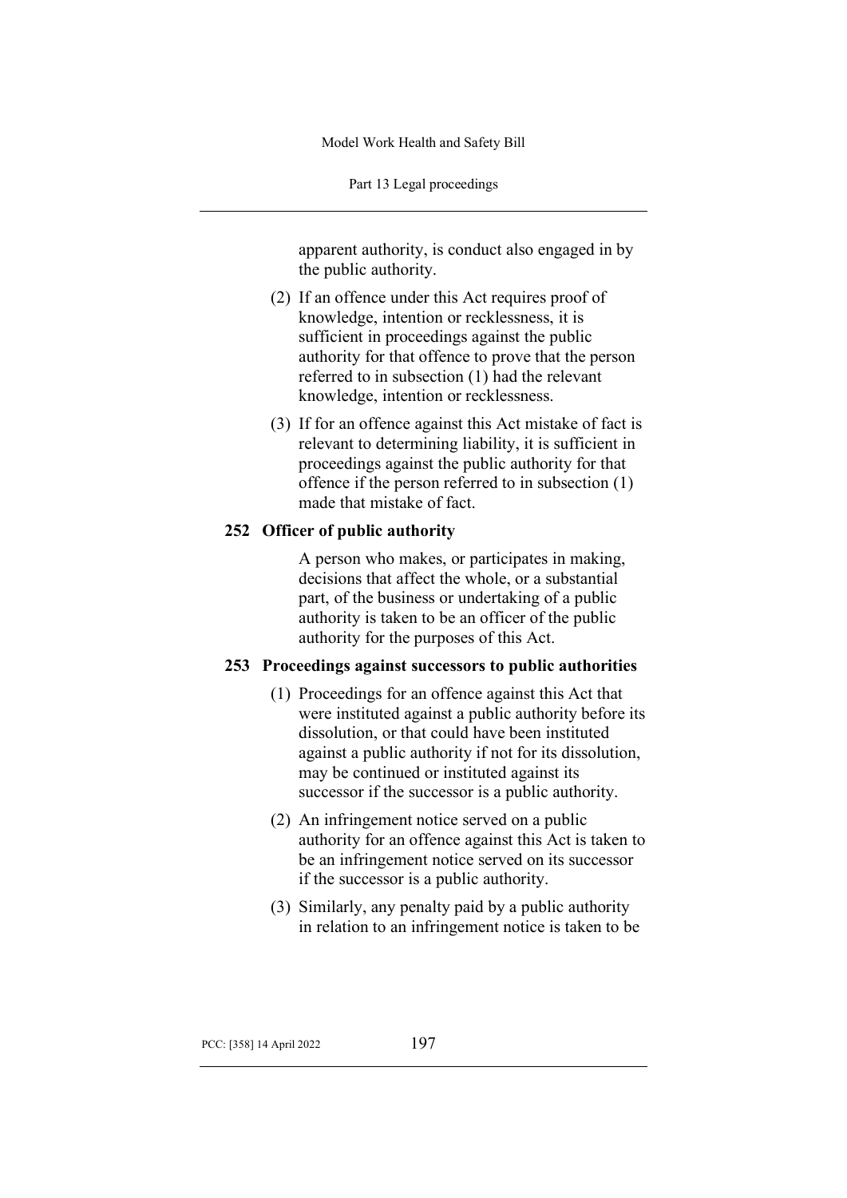apparent authority, is conduct also engaged in by the public authority.

(2) If an offence under this Act requires proof of knowledge, intention or recklessness, it is sufficient in proceedings against the public authority for that offence to prove that the person referred to in subsection (1) had the relevant knowledge, intention or recklessness.

(3) If for an offence against this Act mistake of fact is relevant to determining liability, it is sufficient in proceedings against the public authority for that offence if the person referred to in subsection (1) made that mistake of fact.

### 252 Officer of public authority

A person who makes, or participates in making, decisions that affect the whole, or a substantial part, of the business or undertaking of a public authority is taken to be an officer of the public authority for the purposes of this Act.

### 253 Proceedings against successors to public authorities

(1) Proceedings for an offence against this Act that were instituted against a public authority before its dissolution, or that could have been instituted against a public authority if not for its dissolution, may be continued or instituted against its successor if the successor is a public authority.

(2) An infringement notice served on a public authority for an offence against this Act is taken to be an infringement notice served on its successor if the successor is a public authority.

(3) Similarly, any penalty paid by a public authority in relation to an infringement notice is taken to be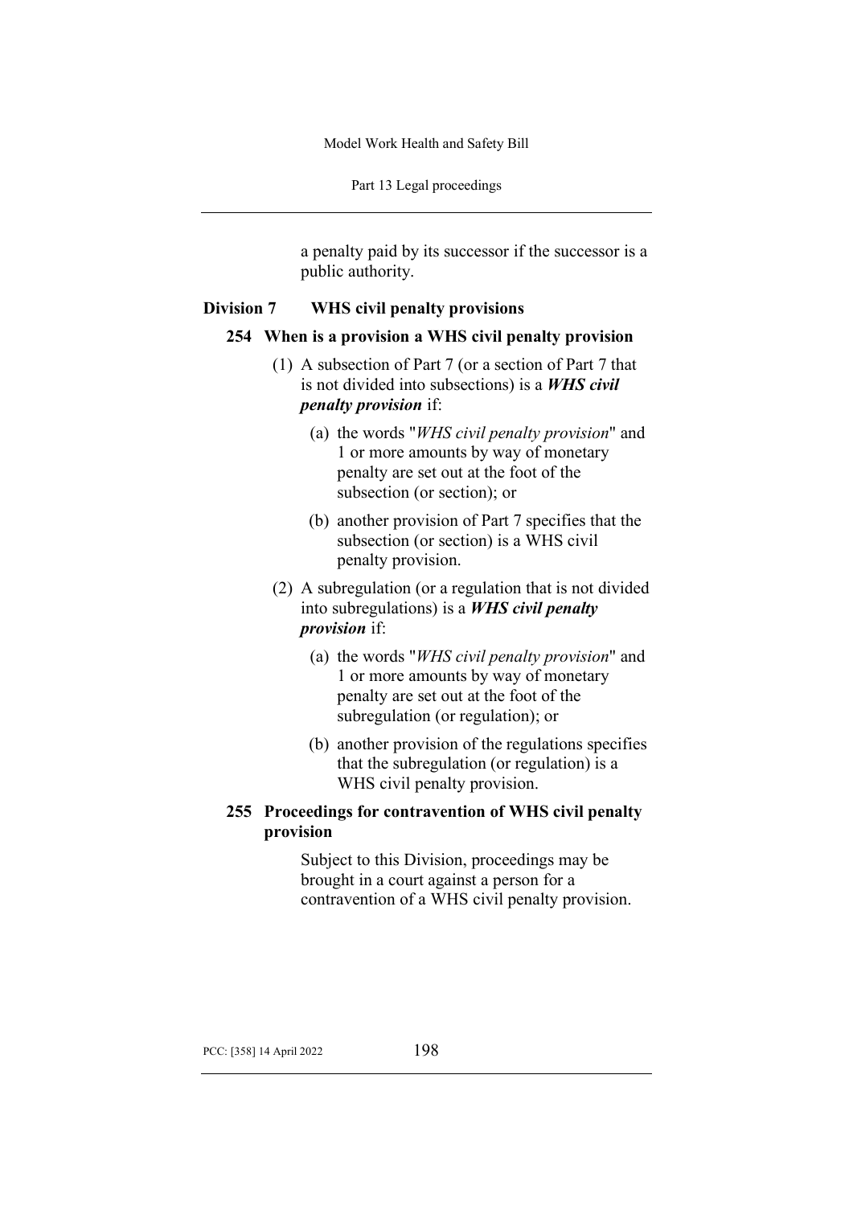a penalty paid by its successor if the successor is a public authority.

## Division 7 WHS civil penalty provisions

### 254 When is a provision a WHS civil penalty provision

(1) A subsection of Part 7 (or a section of Part 7 that is not divided into subsections) is a ***WHS civil penalty provision*** if:

(a) the words "*WHS civil penalty provision*" and 1 or more amounts by way of monetary penalty are set out at the foot of the subsection (or section); or

(b) another provision of Part 7 specifies that the subsection (or section) is a WHS civil penalty provision.

(2) A subregulation (or a regulation that is not divided into subregulations) is a ***WHS civil penalty provision*** if:

(a) the words "*WHS civil penalty provision*" and 1 or more amounts by way of monetary penalty are set out at the foot of the subregulation (or regulation); or

(b) another provision of the regulations specifies that the subregulation (or regulation) is a WHS civil penalty provision.

### 255 Proceedings for contravention of WHS civil penalty provision

Subject to this Division, proceedings may be brought in a court against a person for a contravention of a WHS civil penalty provision.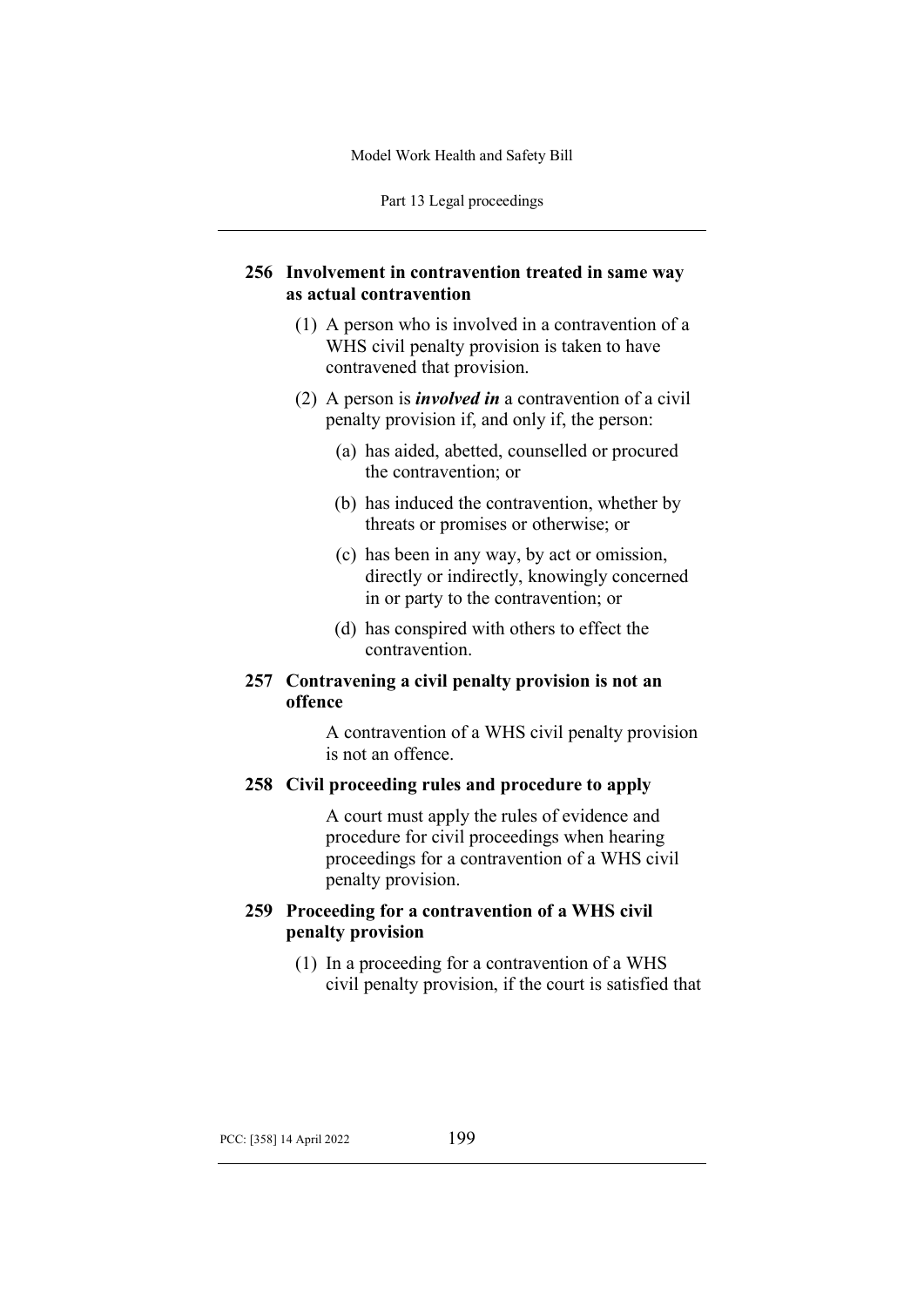### 256 Involvement in contravention treated in same way as actual contravention

(1) A person who is involved in a contravention of a WHS civil penalty provision is taken to have contravened that provision.

(2) A person is ***involved in*** a contravention of a civil penalty provision if, and only if, the person:

(a) has aided, abetted, counselled or procured the contravention; or

(b) has induced the contravention, whether by threats or promises or otherwise; or

(c) has been in any way, by act or omission, directly or indirectly, knowingly concerned in or party to the contravention; or

(d) has conspired with others to effect the contravention.

### 257 Contravening a civil penalty provision is not an offence

A contravention of a WHS civil penalty provision is not an offence.

### 258 Civil proceeding rules and procedure to apply

A court must apply the rules of evidence and procedure for civil proceedings when hearing proceedings for a contravention of a WHS civil penalty provision.

### 259 Proceeding for a contravention of a WHS civil penalty provision

(1) In a proceeding for a contravention of a WHS civil penalty provision, if the court is satisfied that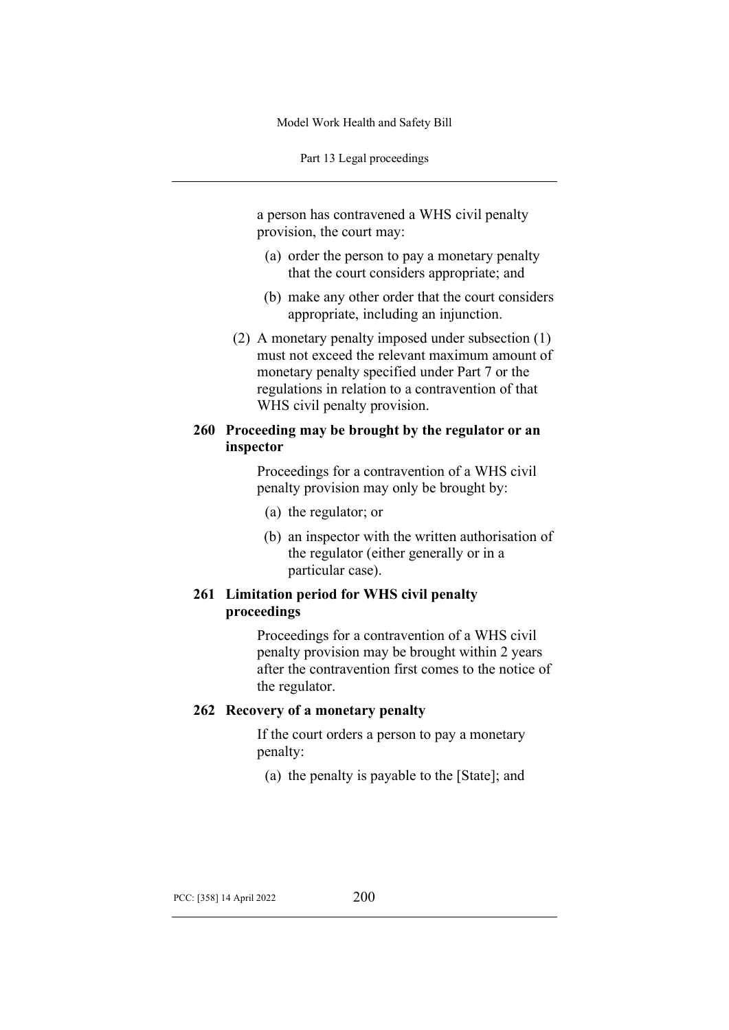a person has contravened a WHS civil penalty provision, the court may:

(a) order the person to pay a monetary penalty that the court considers appropriate; and

(b) make any other order that the court considers appropriate, including an injunction.

(2) A monetary penalty imposed under subsection (1) must not exceed the relevant maximum amount of monetary penalty specified under Part 7 or the regulations in relation to a contravention of that WHS civil penalty provision.

### 260 Proceeding may be brought by the regulator or an inspector

Proceedings for a contravention of a WHS civil penalty provision may only be brought by:

(a) the regulator; or

(b) an inspector with the written authorisation of the regulator (either generally or in a particular case).

### 261 Limitation period for WHS civil penalty proceedings

Proceedings for a contravention of a WHS civil penalty provision may be brought within 2 years after the contravention first comes to the notice of the regulator.

### 262 Recovery of a monetary penalty

If the court orders a person to pay a monetary penalty:

(a) the penalty is payable to the [State]; and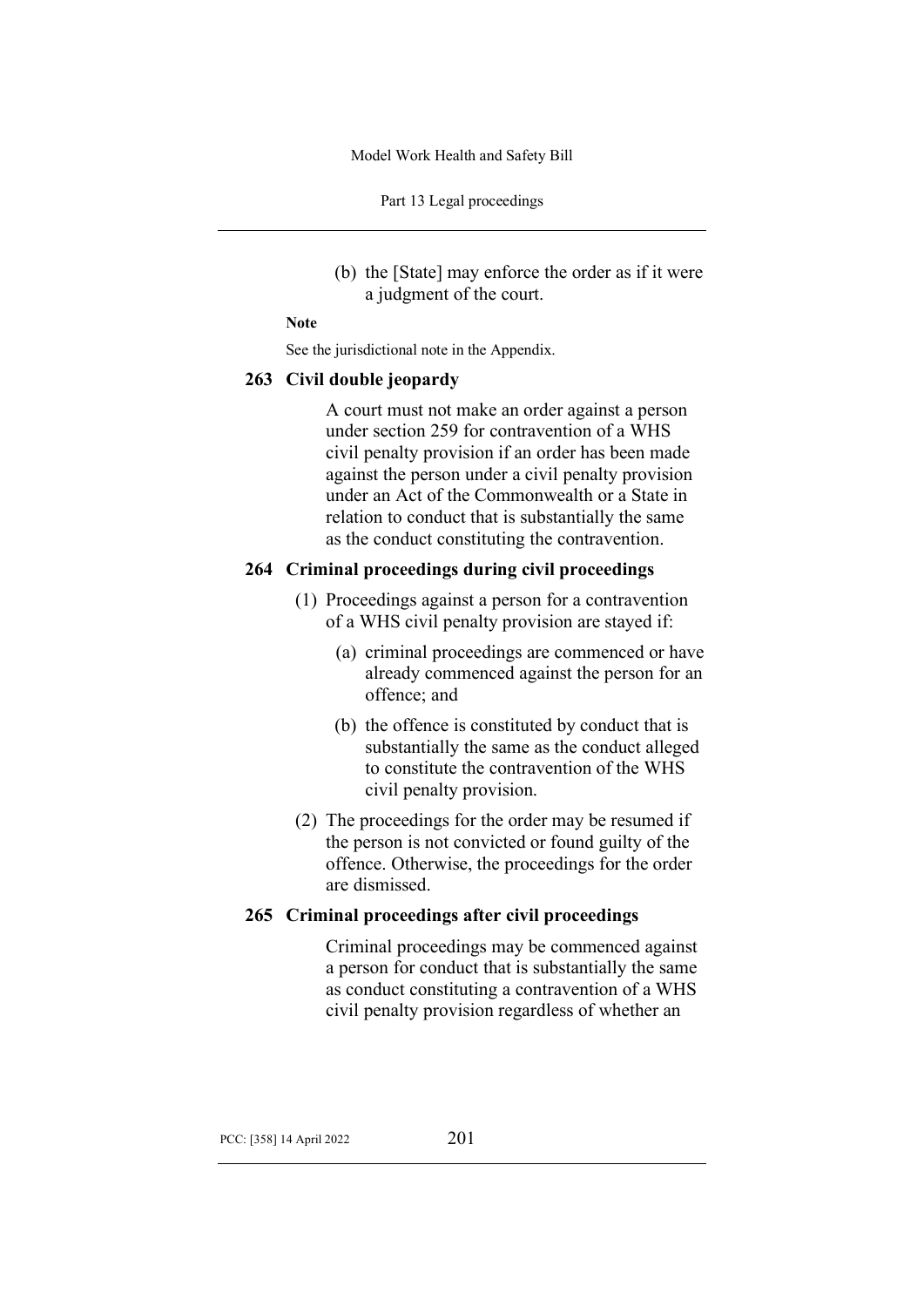(b) the [State] may enforce the order as if it were a judgment of the court.

**Note**

See the jurisdictional note in the Appendix.

### 263 Civil double jeopardy

A court must not make an order against a person under section 259 for contravention of a WHS civil penalty provision if an order has been made against the person under a civil penalty provision under an Act of the Commonwealth or a State in relation to conduct that is substantially the same as the conduct constituting the contravention.

### 264 Criminal proceedings during civil proceedings

(1) Proceedings against a person for a contravention of a WHS civil penalty provision are stayed if:

(a) criminal proceedings are commenced or have already commenced against the person for an offence; and

(b) the offence is constituted by conduct that is substantially the same as the conduct alleged to constitute the contravention of the WHS civil penalty provision.

(2) The proceedings for the order may be resumed if the person is not convicted or found guilty of the offence. Otherwise, the proceedings for the order are dismissed.

### 265 Criminal proceedings after civil proceedings

Criminal proceedings may be commenced against a person for conduct that is substantially the same as conduct constituting a contravention of a WHS civil penalty provision regardless of whether an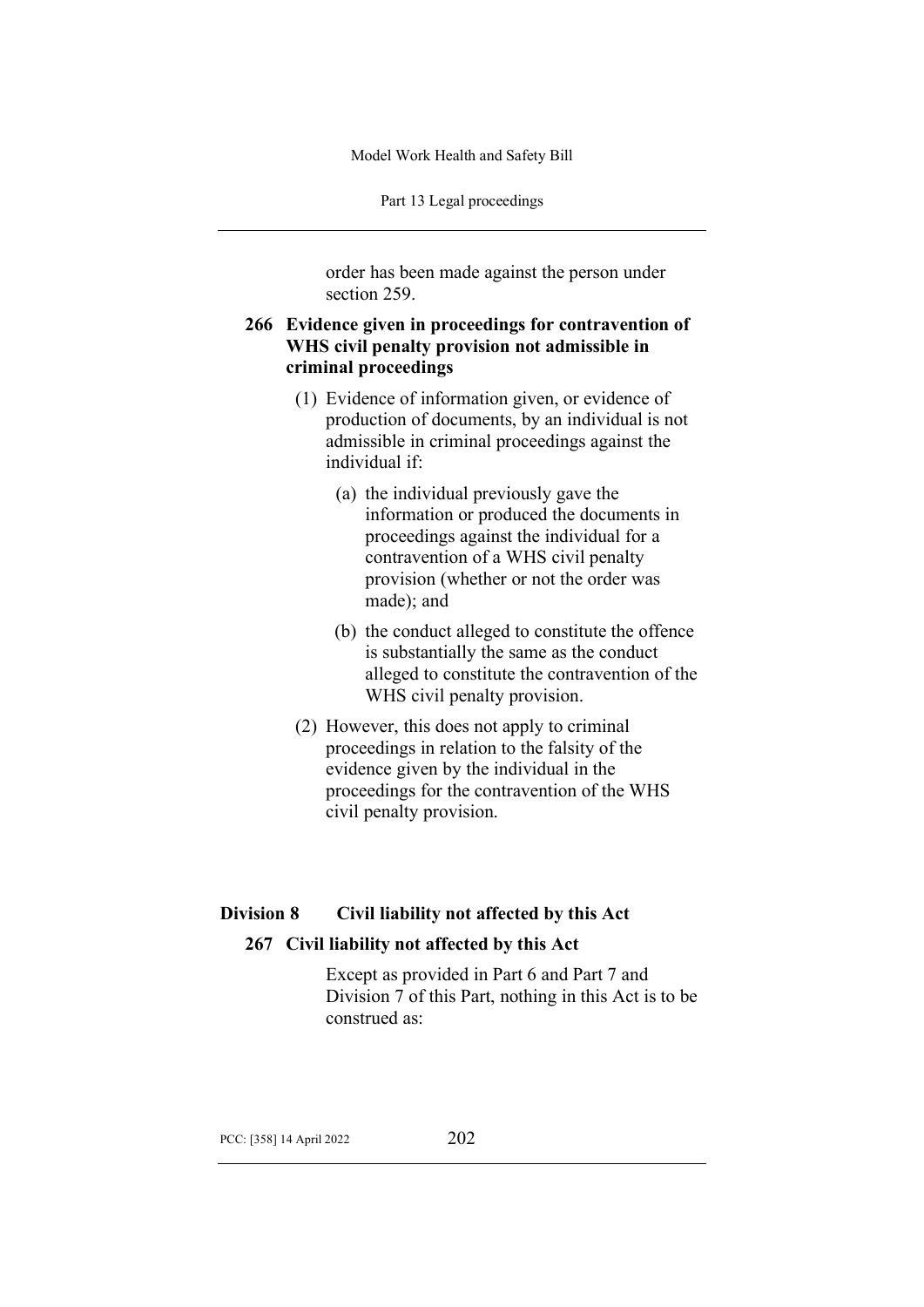order has been made against the person under section 259.

### 266 Evidence given in proceedings for contravention of WHS civil penalty provision not admissible in criminal proceedings

(1) Evidence of information given, or evidence of production of documents, by an individual is not admissible in criminal proceedings against the individual if:

(a) the individual previously gave the information or produced the documents in proceedings against the individual for a contravention of a WHS civil penalty provision (whether or not the order was made); and

(b) the conduct alleged to constitute the offence is substantially the same as the conduct alleged to constitute the contravention of the WHS civil penalty provision.

(2) However, this does not apply to criminal proceedings in relation to the falsity of the evidence given by the individual in the proceedings for the contravention of the WHS civil penalty provision.

## Division 8 Civil liability not affected by this Act

### 267 Civil liability not affected by this Act

Except as provided in Part 6 and Part 7 and Division 7 of this Part, nothing in this Act is to be construed as: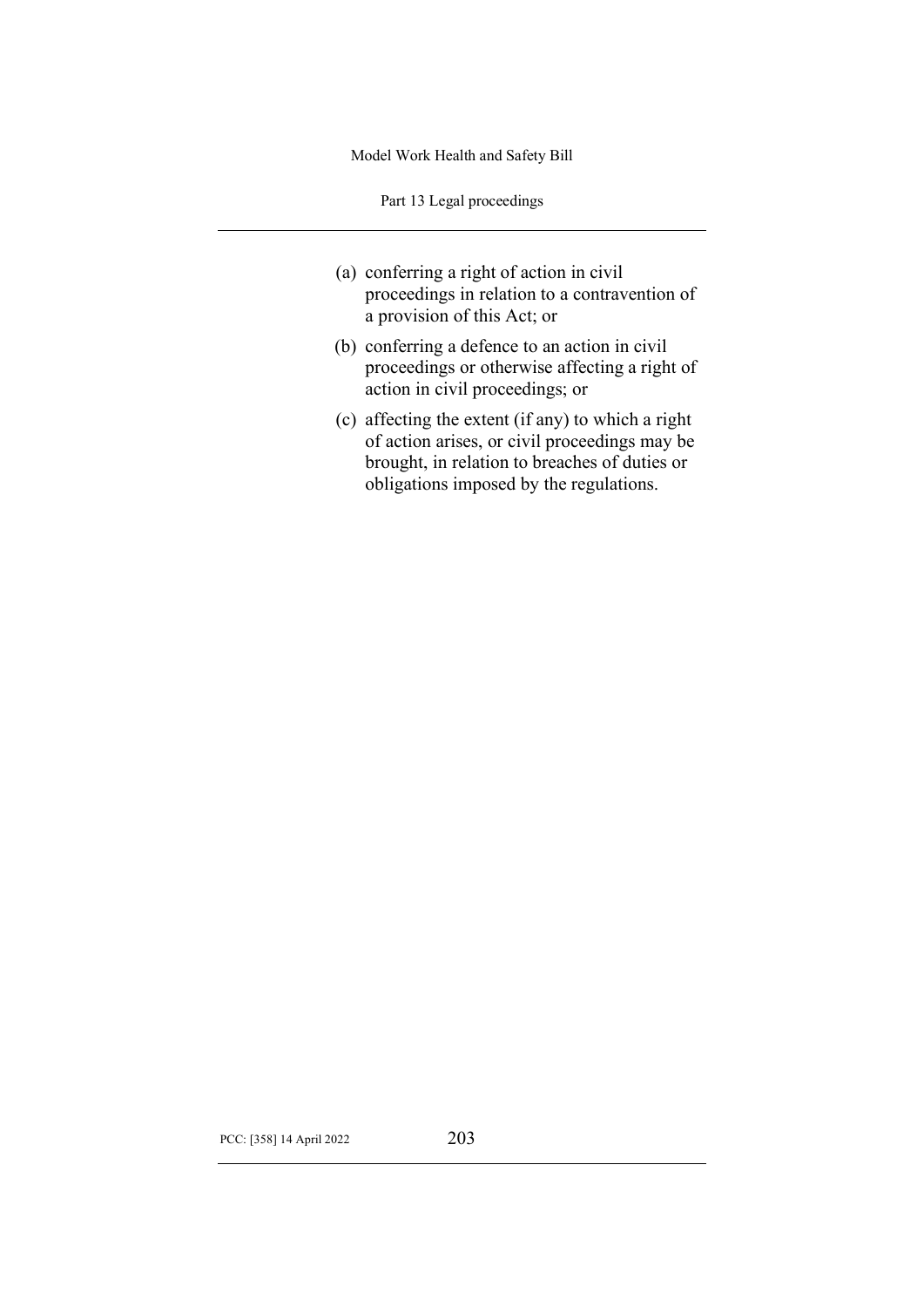(a) conferring a right of action in civil proceedings in relation to a contravention of a provision of this Act; or

(b) conferring a defence to an action in civil proceedings or otherwise affecting a right of action in civil proceedings; or

(c) affecting the extent (if any) to which a right of action arises, or civil proceedings may be brought, in relation to breaches of duties or obligations imposed by the regulations.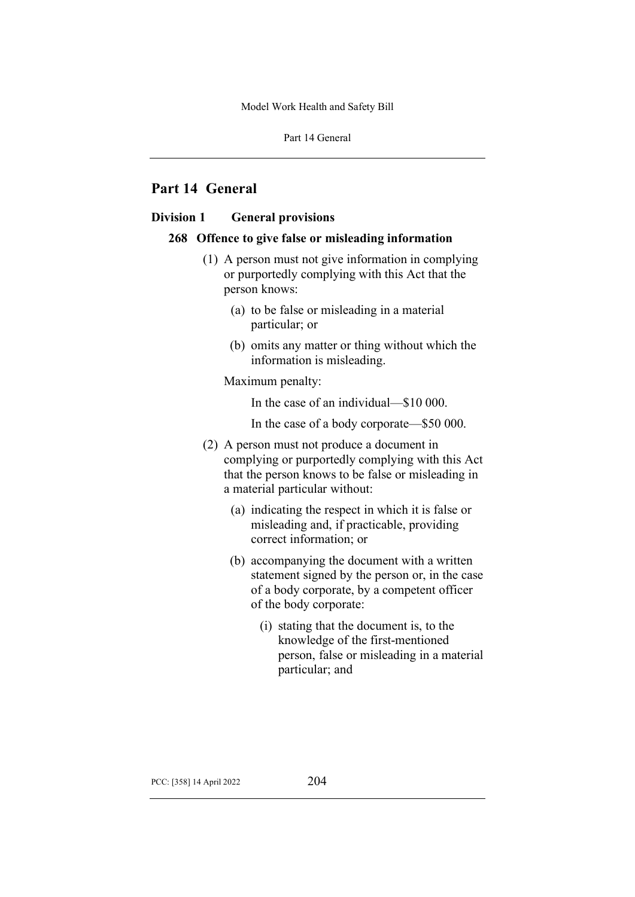# Part 14 General

## Division 1 General provisions

### 268 Offence to give false or misleading information

(1) A person must not give information in complying or purportedly complying with this Act that the person knows:

(a) to be false or misleading in a material particular; or

(b) omits any matter or thing without which the information is misleading.

Maximum penalty:

In the case of an individual—$10 000.

In the case of a body corporate—$50 000.

(2) A person must not produce a document in complying or purportedly complying with this Act that the person knows to be false or misleading in a material particular without:

(a) indicating the respect in which it is false or misleading and, if practicable, providing correct information; or

(b) accompanying the document with a written statement signed by the person or, in the case of a body corporate, by a competent officer of the body corporate:

(i) stating that the document is, to the knowledge of the first-mentioned person, false or misleading in a material particular; and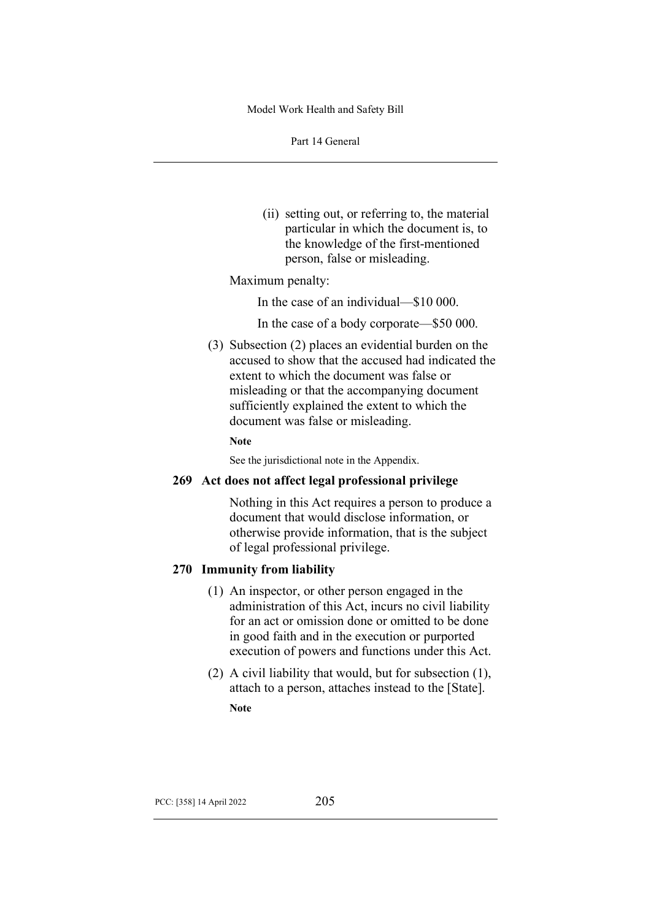(ii) setting out, or referring to, the material particular in which the document is, to the knowledge of the first-mentioned person, false or misleading.

Maximum penalty:

In the case of an individual—$10 000.

In the case of a body corporate—$50 000.

(3) Subsection (2) places an evidential burden on the accused to show that the accused had indicated the extent to which the document was false or misleading or that the accompanying document sufficiently explained the extent to which the document was false or misleading.

**Note**

See the jurisdictional note in the Appendix.

### 269 Act does not affect legal professional privilege

Nothing in this Act requires a person to produce a document that would disclose information, or otherwise provide information, that is the subject of legal professional privilege.

### 270 Immunity from liability

(1) An inspector, or other person engaged in the administration of this Act, incurs no civil liability for an act or omission done or omitted to be done in good faith and in the execution or purported execution of powers and functions under this Act.

(2) A civil liability that would, but for subsection (1), attach to a person, attaches instead to the [State].

**Note**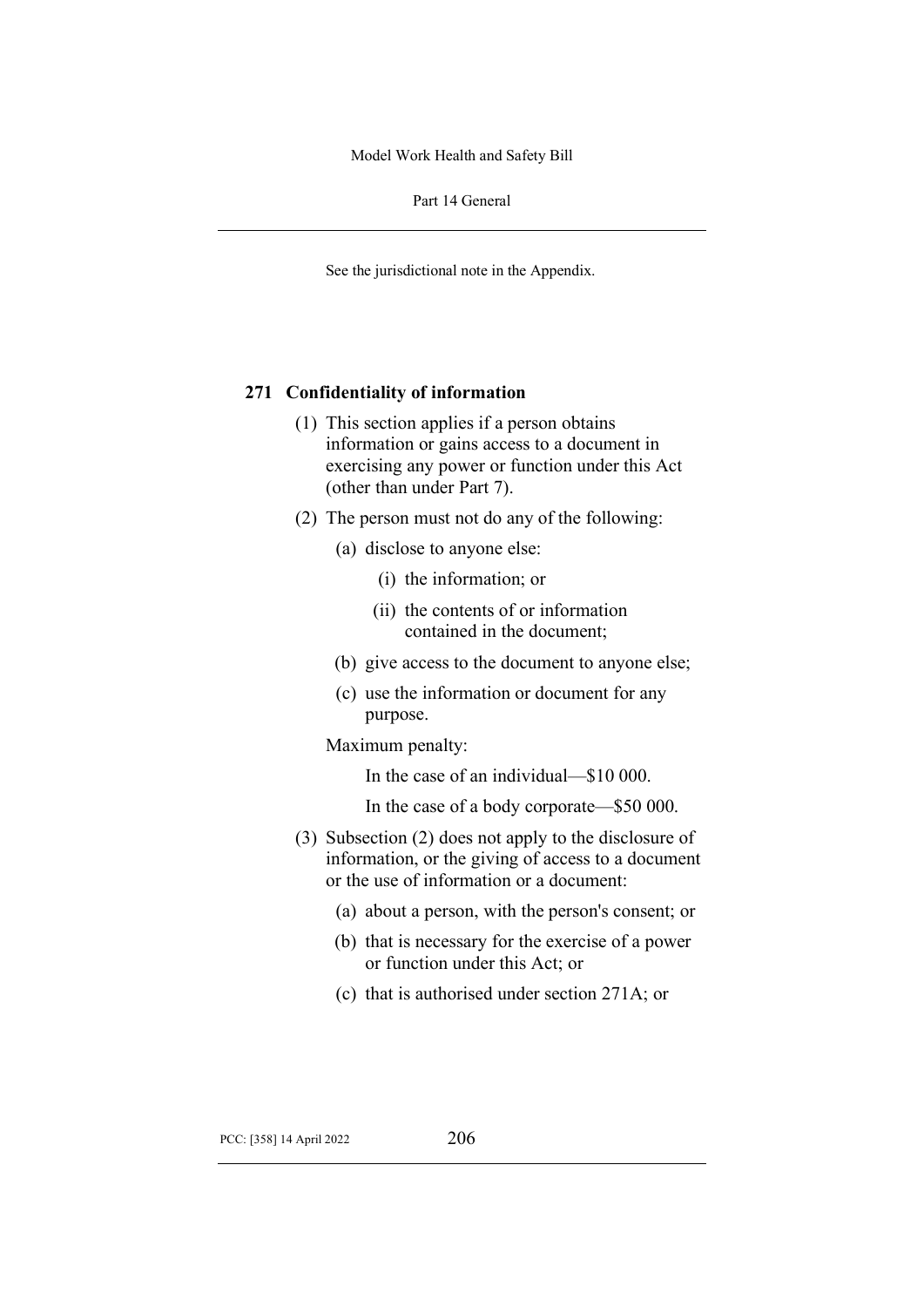See the jurisdictional note in the Appendix.

## 271 Confidentiality of information

(1) This section applies if a person obtains information or gains access to a document in exercising any power or function under this Act (other than under Part 7).

(2) The person must not do any of the following:

- (a) disclose to anyone else:
  - (i) the information; or
  - (ii) the contents of or information contained in the document;
- (b) give access to the document to anyone else;
- (c) use the information or document for any purpose.

Maximum penalty:

In the case of an individual—$10 000.

In the case of a body corporate—$50 000.

(3) Subsection (2) does not apply to the disclosure of information, or the giving of access to a document or the use of information or a document:

- (a) about a person, with the person's consent; or
- (b) that is necessary for the exercise of a power or function under this Act; or
- (c) that is authorised under section 271A; or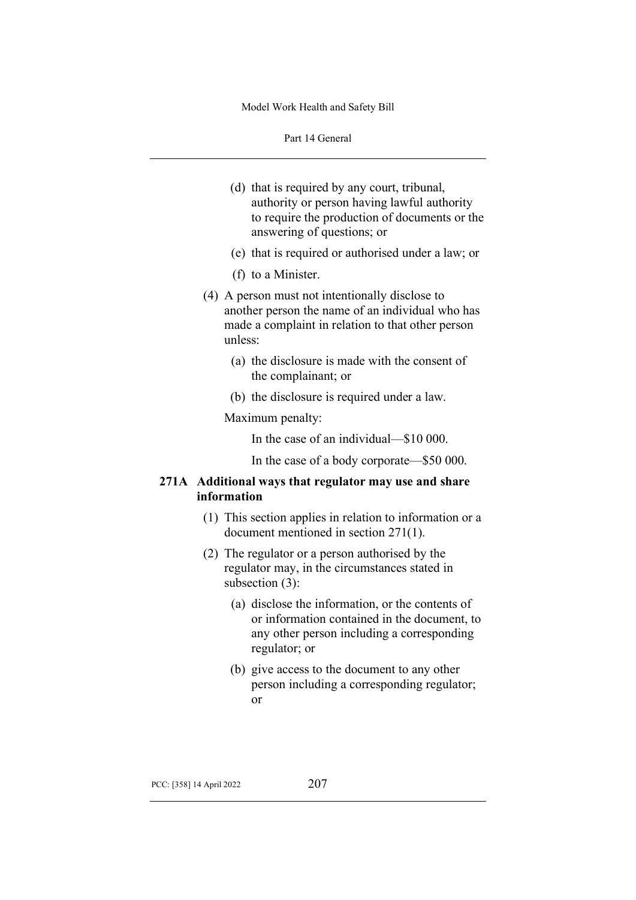(d) that is required by any court, tribunal, authority or person having lawful authority to require the production of documents or the answering of questions; or

(e) that is required or authorised under a law; or

(f) to a Minister.

(4) A person must not intentionally disclose to another person the name of an individual who has made a complaint in relation to that other person unless:

(a) the disclosure is made with the consent of the complainant; or

(b) the disclosure is required under a law.

Maximum penalty:

In the case of an individual—$10 000.

In the case of a body corporate—$50 000.

### 271A Additional ways that regulator may use and share information

(1) This section applies in relation to information or a document mentioned in section 271(1).

(2) The regulator or a person authorised by the regulator may, in the circumstances stated in subsection (3):

(a) disclose the information, or the contents of or information contained in the document, to any other person including a corresponding regulator; or

(b) give access to the document to any other person including a corresponding regulator; or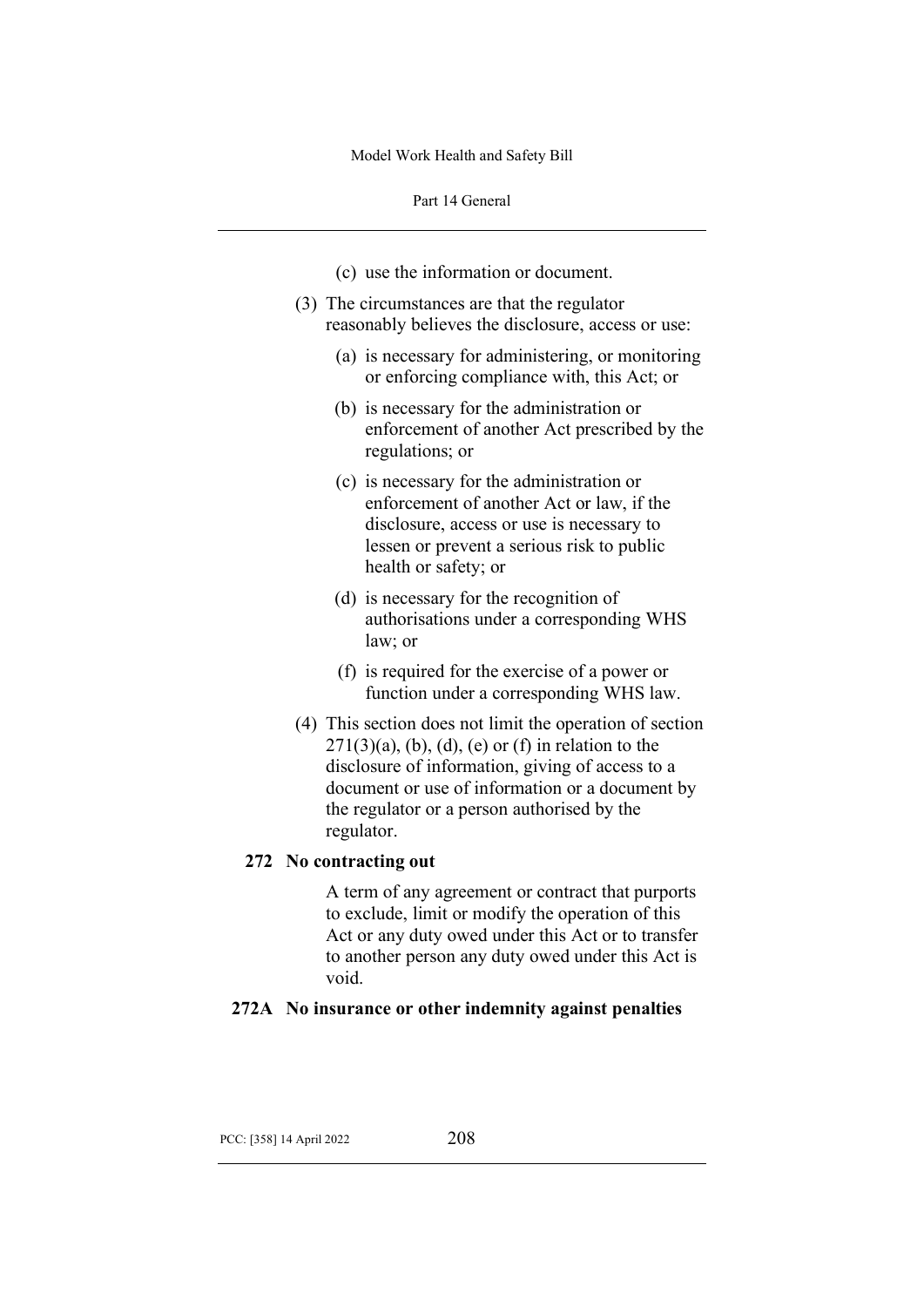(c) use the information or document.

(3) The circumstances are that the regulator reasonably believes the disclosure, access or use:

(a) is necessary for administering, or monitoring or enforcing compliance with, this Act; or

(b) is necessary for the administration or enforcement of another Act prescribed by the regulations; or

(c) is necessary for the administration or enforcement of another Act or law, if the disclosure, access or use is necessary to lessen or prevent a serious risk to public health or safety; or

(d) is necessary for the recognition of authorisations under a corresponding WHS law; or

(f) is required for the exercise of a power or function under a corresponding WHS law.

(4) This section does not limit the operation of section 271(3)(a), (b), (d), (e) or (f) in relation to the disclosure of information, giving of access to a document or use of information or a document by the regulator or a person authorised by the regulator.

**272 No contracting out**

A term of any agreement or contract that purports to exclude, limit or modify the operation of this Act or any duty owed under this Act or to transfer to another person any duty owed under this Act is void.

**272A No insurance or other indemnity against penalties**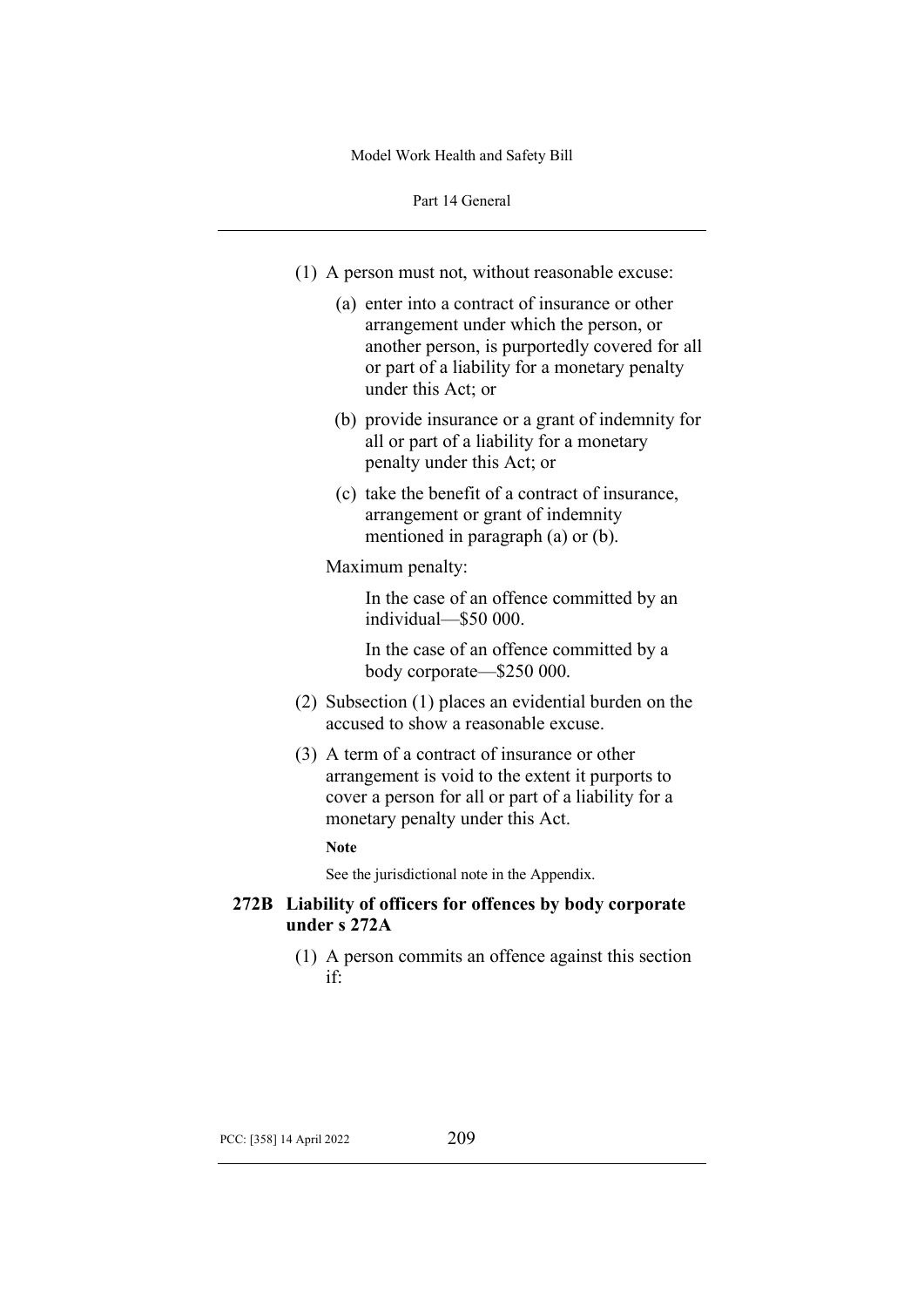(1) A person must not, without reasonable excuse:

(a) enter into a contract of insurance or other arrangement under which the person, or another person, is purportedly covered for all or part of a liability for a monetary penalty under this Act; or

(b) provide insurance or a grant of indemnity for all or part of a liability for a monetary penalty under this Act; or

(c) take the benefit of a contract of insurance, arrangement or grant of indemnity mentioned in paragraph (a) or (b).

Maximum penalty:

In the case of an offence committed by an individual—$50 000.

In the case of an offence committed by a body corporate—$250 000.

(2) Subsection (1) places an evidential burden on the accused to show a reasonable excuse.

(3) A term of a contract of insurance or other arrangement is void to the extent it purports to cover a person for all or part of a liability for a monetary penalty under this Act.

**Note**

See the jurisdictional note in the Appendix.

### 272B Liability of officers for offences by body corporate under s 272A

(1) A person commits an offence against this section if: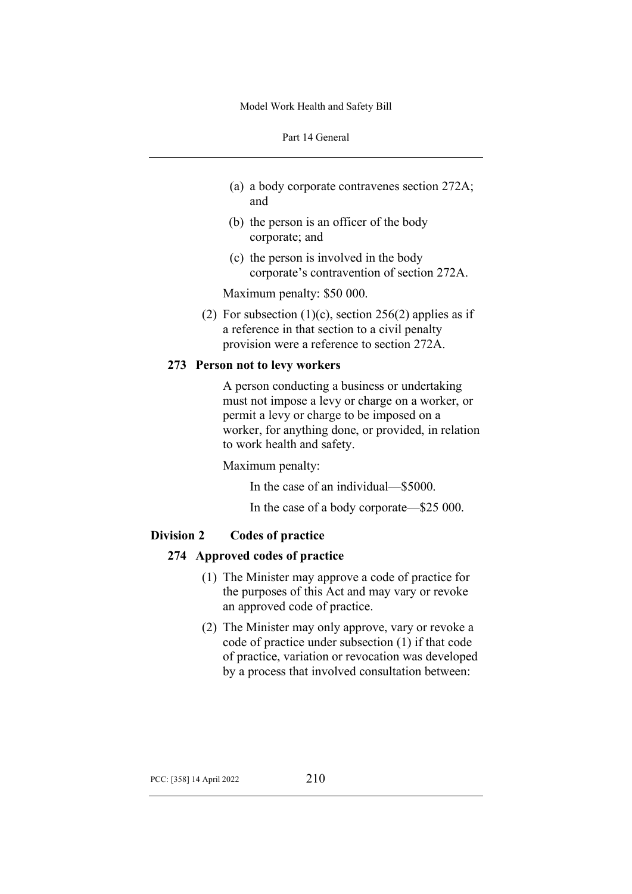(a) a body corporate contravenes section 272A; and

(b) the person is an officer of the body corporate; and

(c) the person is involved in the body corporate's contravention of section 272A.

Maximum penalty: $50 000.

(2) For subsection (1)(c), section 256(2) applies as if a reference in that section to a civil penalty provision were a reference to section 272A.

### 273 Person not to levy workers

A person conducting a business or undertaking must not impose a levy or charge on a worker, or permit a levy or charge to be imposed on a worker, for anything done, or provided, in relation to work health and safety.

Maximum penalty:

In the case of an individual—$5000.

In the case of a body corporate—$25 000.

## Division 2 Codes of practice

### 274 Approved codes of practice

(1) The Minister may approve a code of practice for the purposes of this Act and may vary or revoke an approved code of practice.

(2) The Minister may only approve, vary or revoke a code of practice under subsection (1) if that code of practice, variation or revocation was developed by a process that involved consultation between: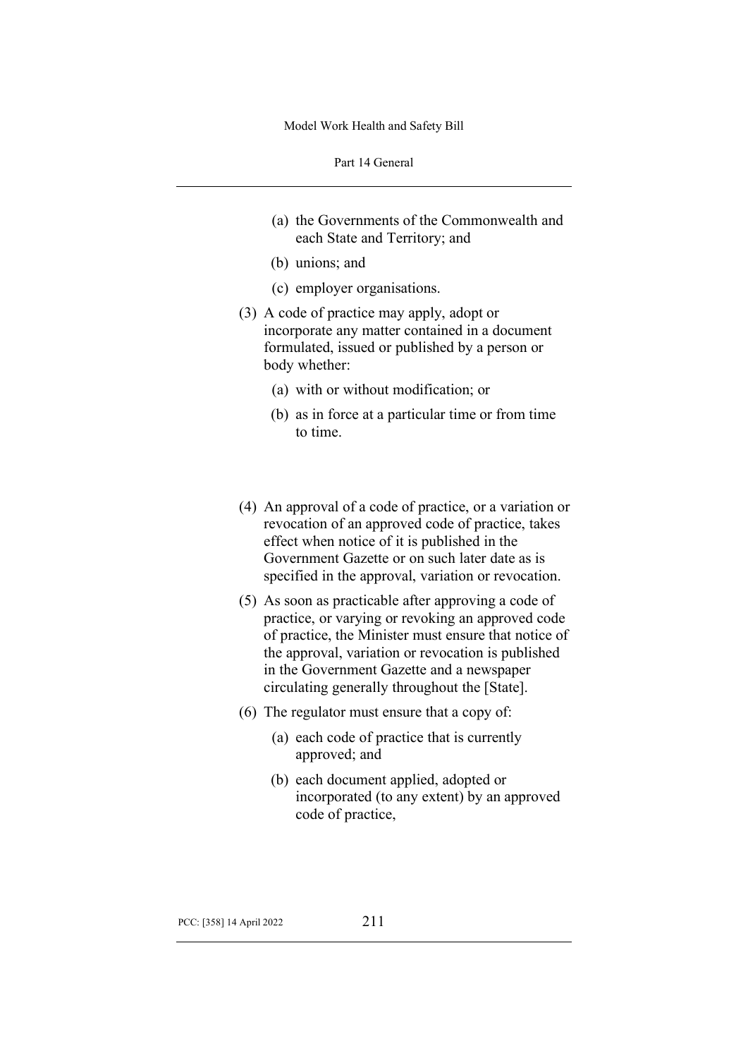(a) the Governments of the Commonwealth and each State and Territory; and

(b) unions; and

(c) employer organisations.

(3) A code of practice may apply, adopt or incorporate any matter contained in a document formulated, issued or published by a person or body whether:

(a) with or without modification; or

(b) as in force at a particular time or from time to time.

(4) An approval of a code of practice, or a variation or revocation of an approved code of practice, takes effect when notice of it is published in the Government Gazette or on such later date as is specified in the approval, variation or revocation.

(5) As soon as practicable after approving a code of practice, or varying or revoking an approved code of practice, the Minister must ensure that notice of the approval, variation or revocation is published in the Government Gazette and a newspaper circulating generally throughout the [State].

(6) The regulator must ensure that a copy of:

(a) each code of practice that is currently approved; and

(b) each document applied, adopted or incorporated (to any extent) by an approved code of practice,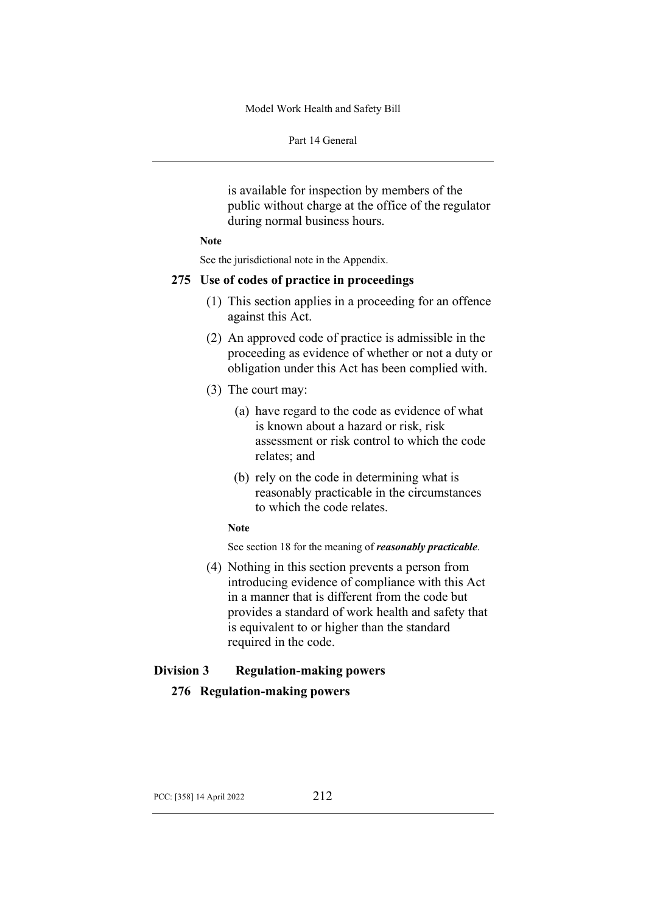is available for inspection by members of the public without charge at the office of the regulator during normal business hours.

**Note**

See the jurisdictional note in the Appendix.

### 275 Use of codes of practice in proceedings

(1) This section applies in a proceeding for an offence against this Act.

(2) An approved code of practice is admissible in the proceeding as evidence of whether or not a duty or obligation under this Act has been complied with.

(3) The court may:

(a) have regard to the code as evidence of what is known about a hazard or risk, risk assessment or risk control to which the code relates; and

(b) rely on the code in determining what is reasonably practicable in the circumstances to which the code relates.

**Note**

See section 18 for the meaning of ***reasonably practicable***.

(4) Nothing in this section prevents a person from introducing evidence of compliance with this Act in a manner that is different from the code but provides a standard of work health and safety that is equivalent to or higher than the standard required in the code.

## Division 3 Regulation-making powers

### 276 Regulation-making powers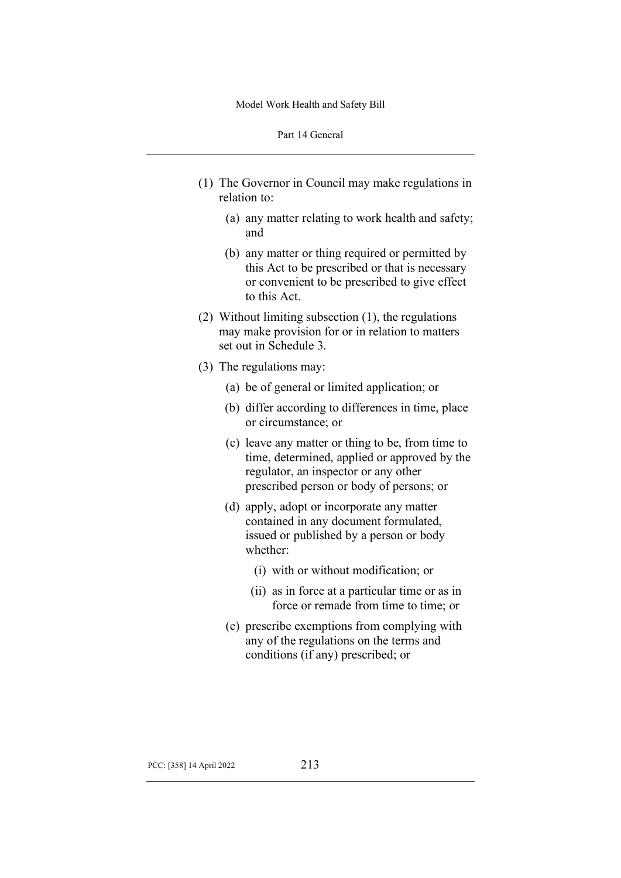(1) The Governor in Council may make regulations in relation to:

   (a) any matter relating to work health and safety; and

   (b) any matter or thing required or permitted by this Act to be prescribed or that is necessary or convenient to be prescribed to give effect to this Act.

(2) Without limiting subsection (1), the regulations may make provision for or in relation to matters set out in Schedule 3.

(3) The regulations may:

   (a) be of general or limited application; or

   (b) differ according to differences in time, place or circumstance; or

   (c) leave any matter or thing to be, from time to time, determined, applied or approved by the regulator, an inspector or any other prescribed person or body of persons; or

   (d) apply, adopt or incorporate any matter contained in any document formulated, issued or published by a person or body whether:

      (i) with or without modification; or

      (ii) as in force at a particular time or as in force or remade from time to time; or

   (e) prescribe exemptions from complying with any of the regulations on the terms and conditions (if any) prescribed; or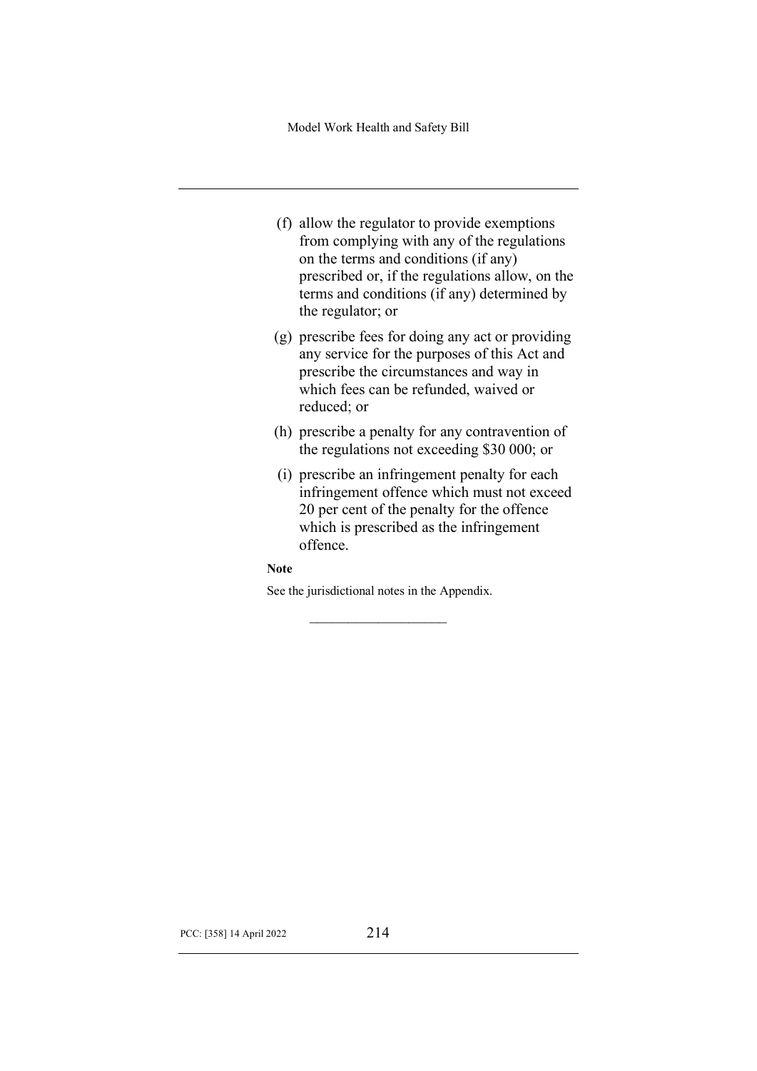(f) allow the regulator to provide exemptions from complying with any of the regulations on the terms and conditions (if any) prescribed or, if the regulations allow, on the terms and conditions (if any) determined by the regulator; or

(g) prescribe fees for doing any act or providing any service for the purposes of this Act and prescribe the circumstances and way in which fees can be refunded, waived or reduced; or

(h) prescribe a penalty for any contravention of the regulations not exceeding $30 000; or

(i) prescribe an infringement penalty for each infringement offence which must not exceed 20 per cent of the penalty for the offence which is prescribed as the infringement offence.

**Note**

See the jurisdictional notes in the Appendix.

---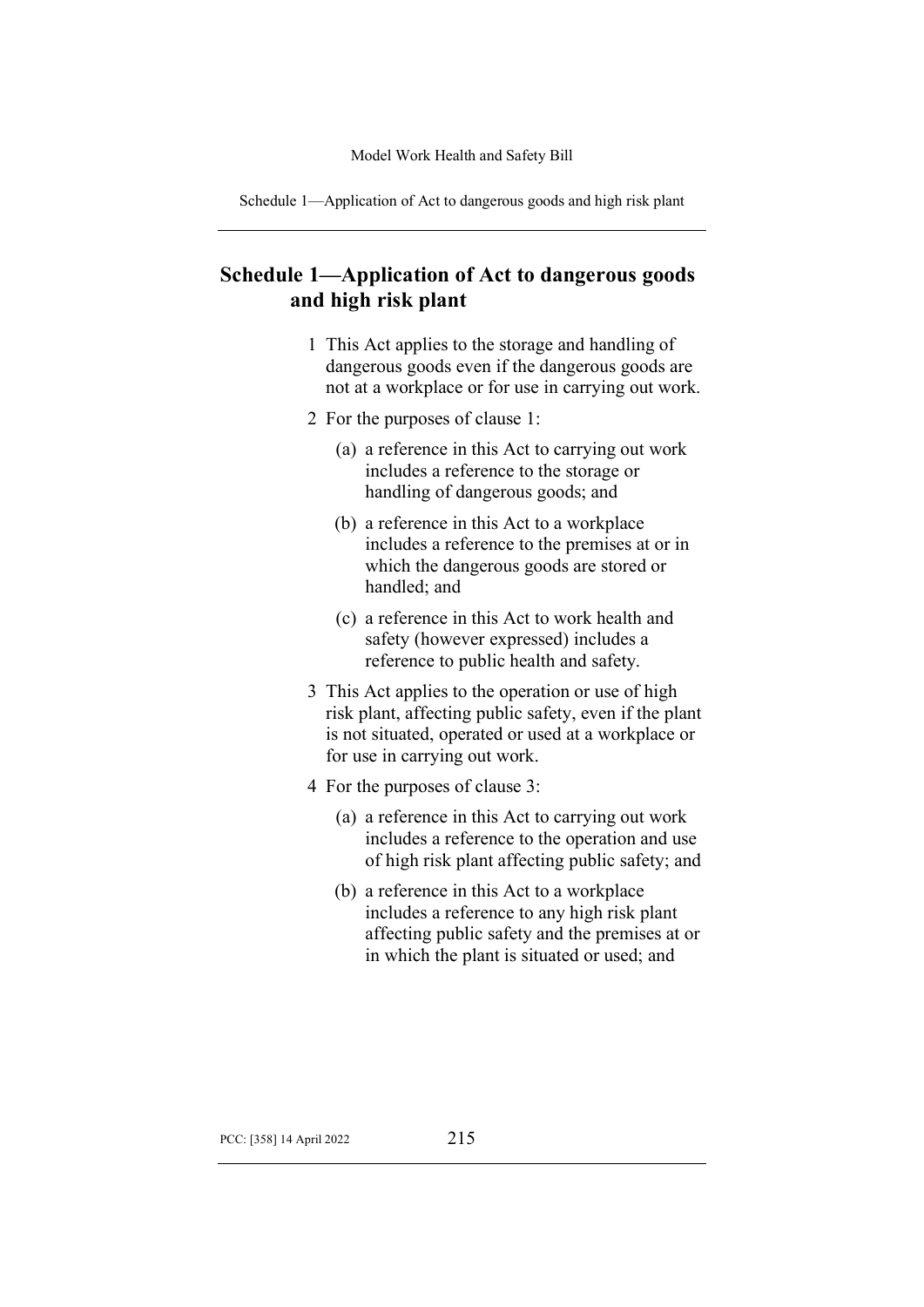# Schedule 1—Application of Act to dangerous goods and high risk plant

1 This Act applies to the storage and handling of dangerous goods even if the dangerous goods are not at a workplace or for use in carrying out work.

2 For the purposes of clause 1:

   (a) a reference in this Act to carrying out work includes a reference to the storage or handling of dangerous goods; and

   (b) a reference in this Act to a workplace includes a reference to the premises at or in which the dangerous goods are stored or handled; and

   (c) a reference in this Act to work health and safety (however expressed) includes a reference to public health and safety.

3 This Act applies to the operation or use of high risk plant, affecting public safety, even if the plant is not situated, operated or used at a workplace or for use in carrying out work.

4 For the purposes of clause 3:

   (a) a reference in this Act to carrying out work includes a reference to the operation and use of high risk plant affecting public safety; and

   (b) a reference in this Act to a workplace includes a reference to any high risk plant affecting public safety and the premises at or in which the plant is situated or used; and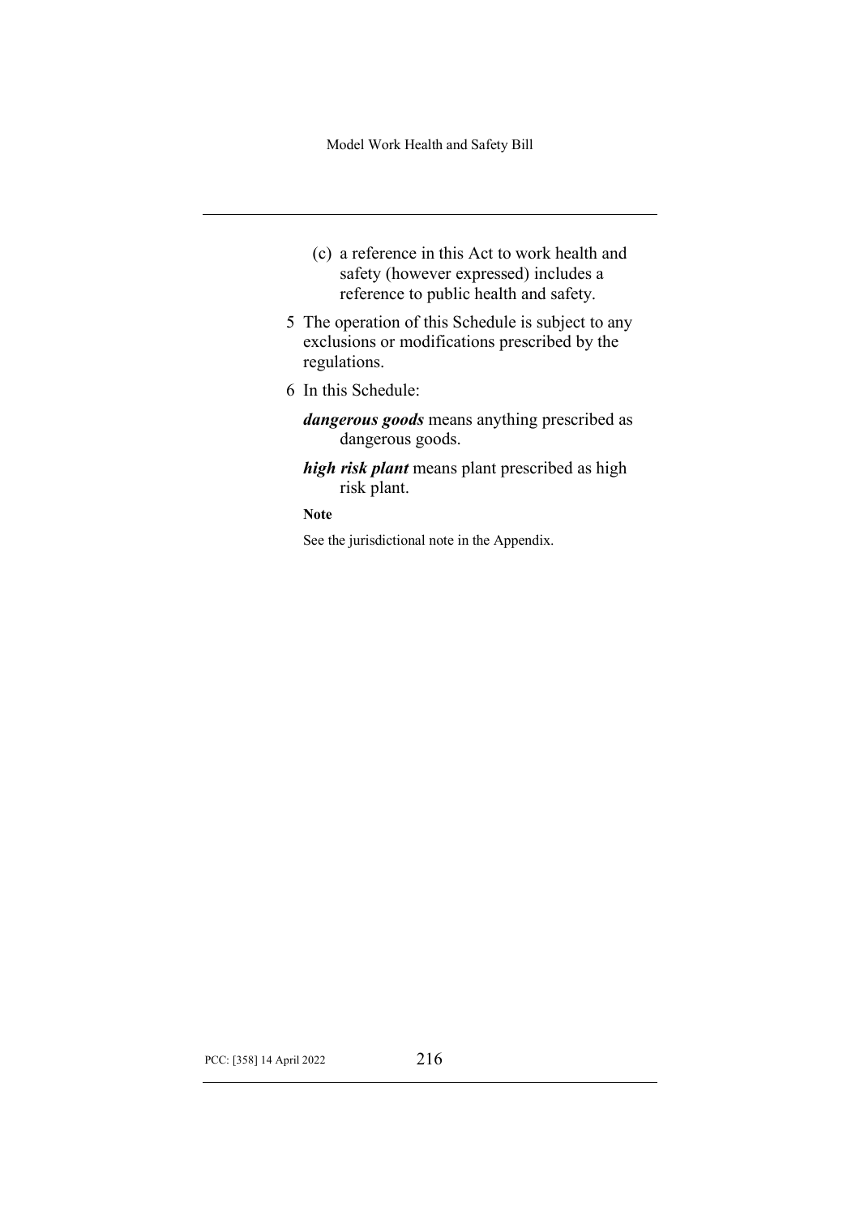(c) a reference in this Act to work health and safety (however expressed) includes a reference to public health and safety.

5 The operation of this Schedule is subject to any exclusions or modifications prescribed by the regulations.

6 In this Schedule:

***dangerous goods*** means anything prescribed as dangerous goods.

***high risk plant*** means plant prescribed as high risk plant.

**Note**

See the jurisdictional note in the Appendix.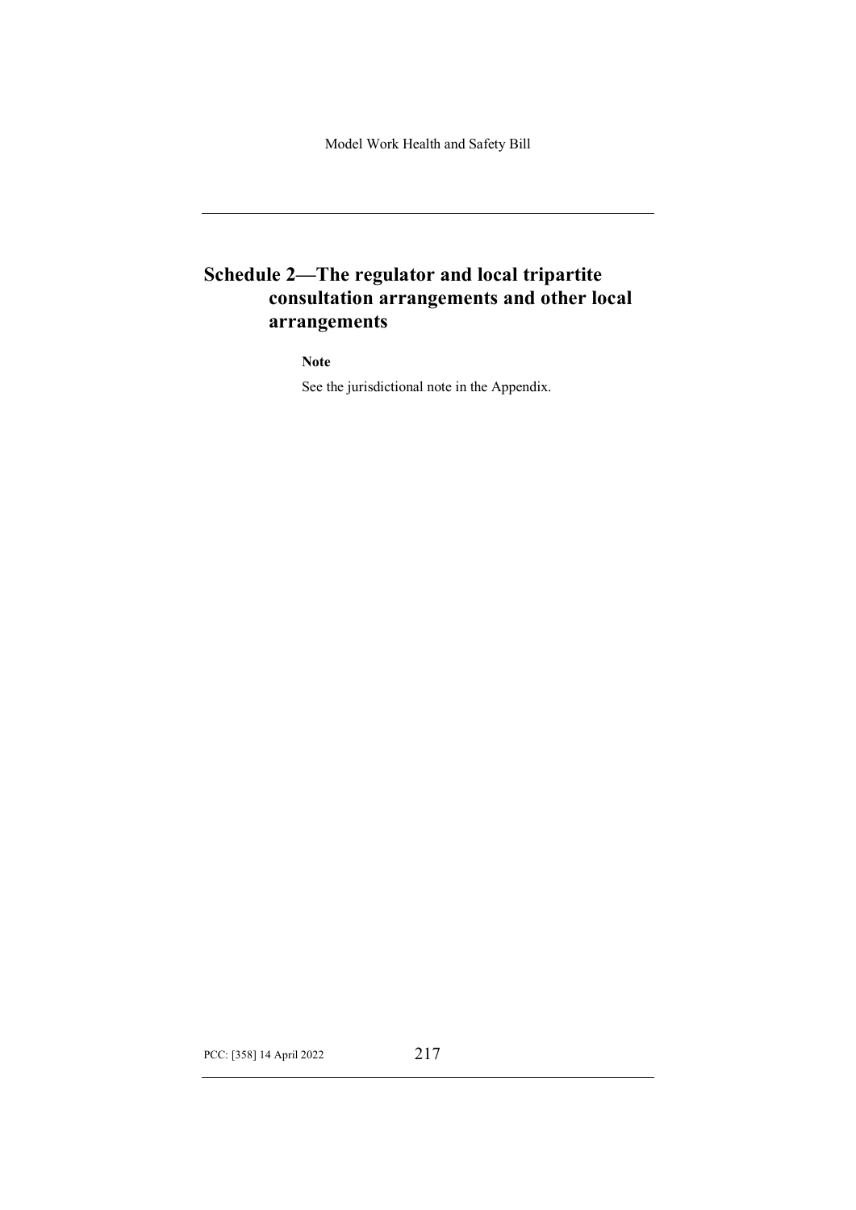# Schedule 2—The regulator and local tripartite consultation arrangements and other local arrangements

**Note**

See the jurisdictional note in the Appendix.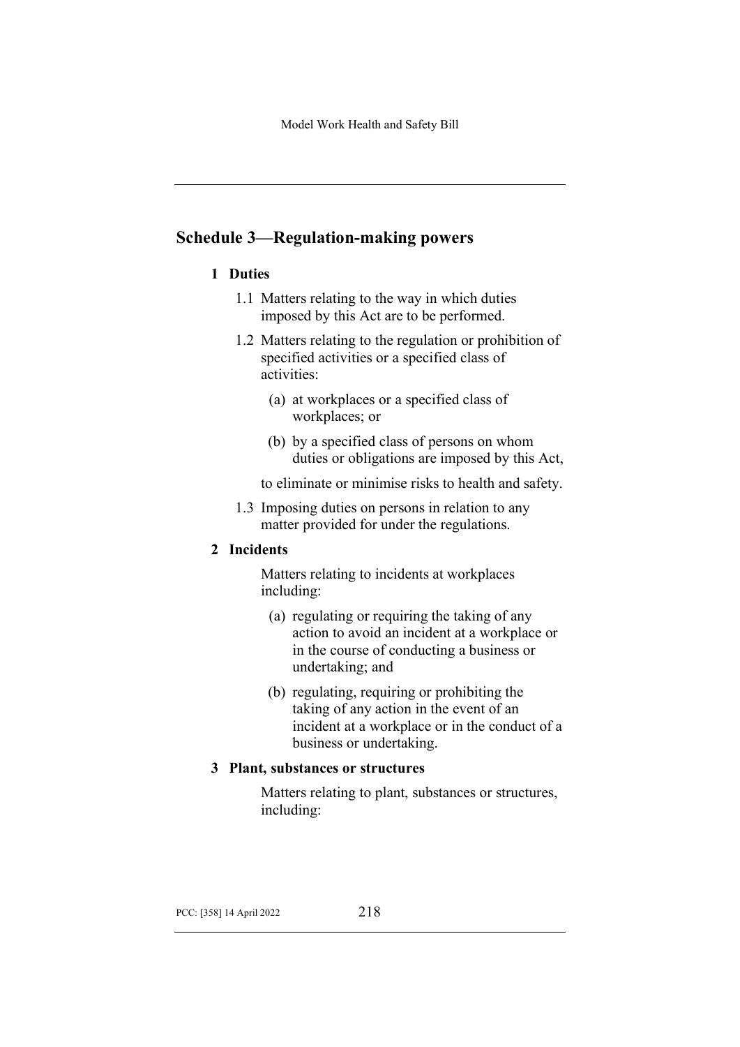## Schedule 3—Regulation-making powers

### 1 Duties

1.1 Matters relating to the way in which duties imposed by this Act are to be performed.

1.2 Matters relating to the regulation or prohibition of specified activities or a specified class of activities:

(a) at workplaces or a specified class of workplaces; or

(b) by a specified class of persons on whom duties or obligations are imposed by this Act,

to eliminate or minimise risks to health and safety.

1.3 Imposing duties on persons in relation to any matter provided for under the regulations.

### 2 Incidents

Matters relating to incidents at workplaces including:

(a) regulating or requiring the taking of any action to avoid an incident at a workplace or in the course of conducting a business or undertaking; and

(b) regulating, requiring or prohibiting the taking of any action in the event of an incident at a workplace or in the conduct of a business or undertaking.

### 3 Plant, substances or structures

Matters relating to plant, substances or structures, including: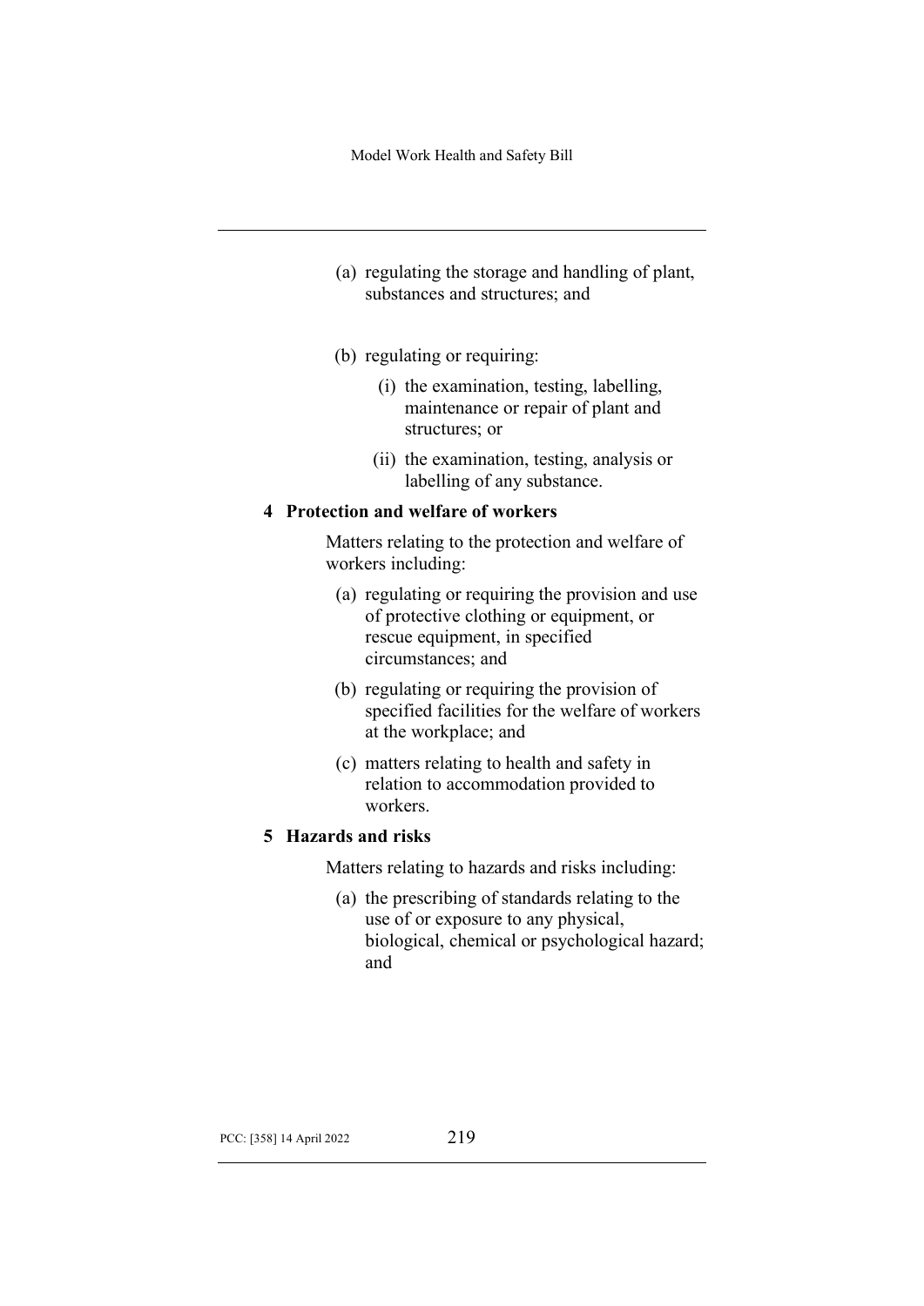(a) regulating the storage and handling of plant, substances and structures; and

(b) regulating or requiring:

  (i) the examination, testing, labelling, maintenance or repair of plant and structures; or

  (ii) the examination, testing, analysis or labelling of any substance.

**4 Protection and welfare of workers**

Matters relating to the protection and welfare of workers including:

(a) regulating or requiring the provision and use of protective clothing or equipment, or rescue equipment, in specified circumstances; and

(b) regulating or requiring the provision of specified facilities for the welfare of workers at the workplace; and

(c) matters relating to health and safety in relation to accommodation provided to workers.

**5 Hazards and risks**

Matters relating to hazards and risks including:

(a) the prescribing of standards relating to the use of or exposure to any physical, biological, chemical or psychological hazard; and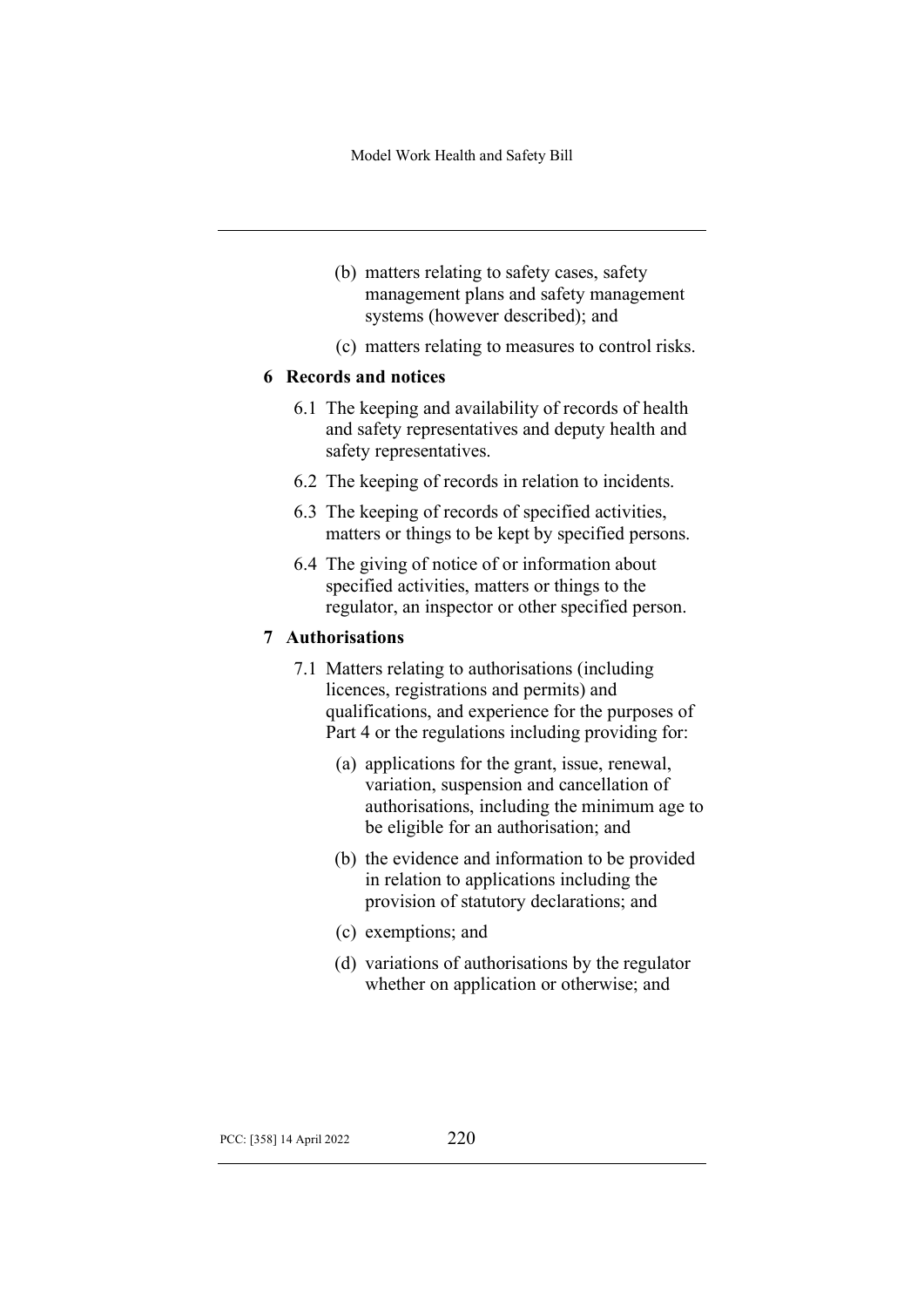(b) matters relating to safety cases, safety management plans and safety management systems (however described); and

(c) matters relating to measures to control risks.

## 6 Records and notices

6.1 The keeping and availability of records of health and safety representatives and deputy health and safety representatives.

6.2 The keeping of records in relation to incidents.

6.3 The keeping of records of specified activities, matters or things to be kept by specified persons.

6.4 The giving of notice of or information about specified activities, matters or things to the regulator, an inspector or other specified person.

## 7 Authorisations

7.1 Matters relating to authorisations (including licences, registrations and permits) and qualifications, and experience for the purposes of Part 4 or the regulations including providing for:

(a) applications for the grant, issue, renewal, variation, suspension and cancellation of authorisations, including the minimum age to be eligible for an authorisation; and

(b) the evidence and information to be provided in relation to applications including the provision of statutory declarations; and

(c) exemptions; and

(d) variations of authorisations by the regulator whether on application or otherwise; and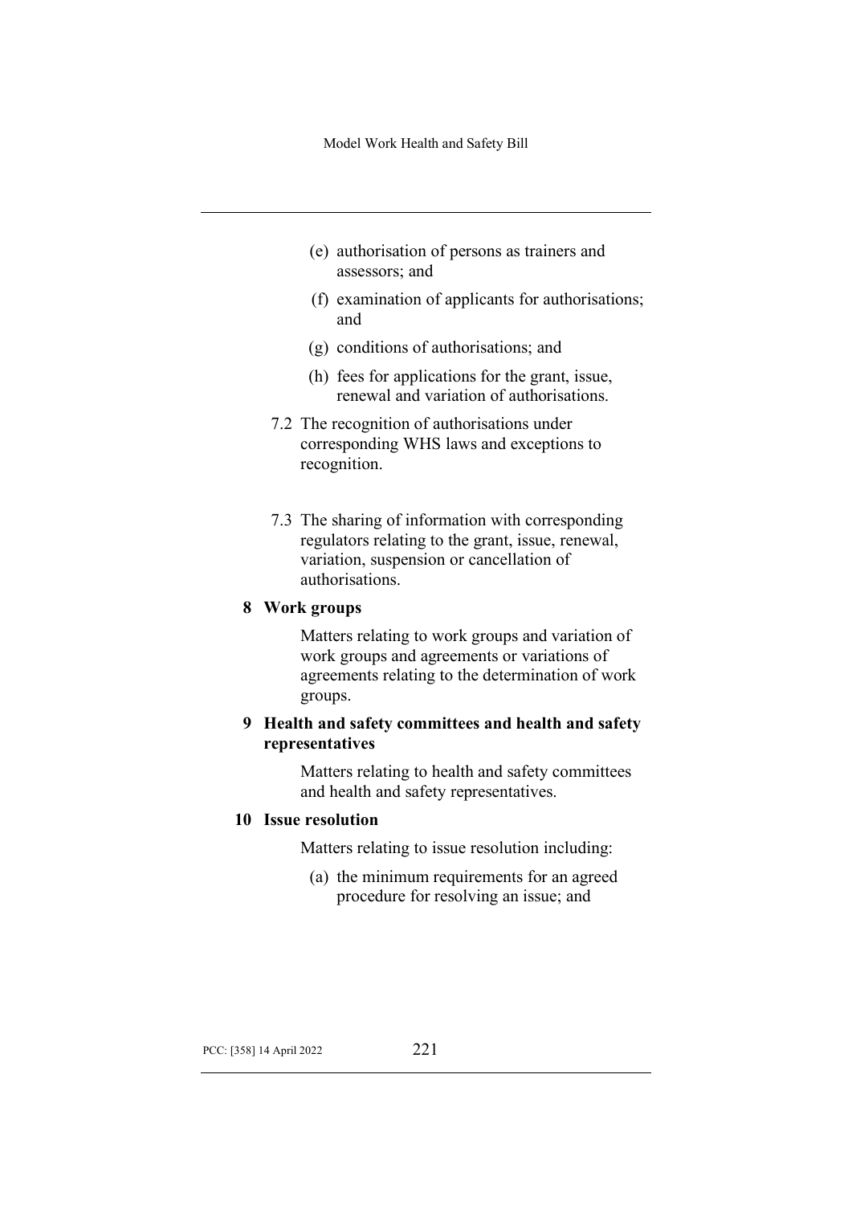(e) authorisation of persons as trainers and assessors; and

(f) examination of applicants for authorisations; and

(g) conditions of authorisations; and

(h) fees for applications for the grant, issue, renewal and variation of authorisations.

7.2 The recognition of authorisations under corresponding WHS laws and exceptions to recognition.

7.3 The sharing of information with corresponding regulators relating to the grant, issue, renewal, variation, suspension or cancellation of authorisations.

**8 Work groups**

Matters relating to work groups and variation of work groups and agreements or variations of agreements relating to the determination of work groups.

**9 Health and safety committees and health and safety representatives**

Matters relating to health and safety committees and health and safety representatives.

**10 Issue resolution**

Matters relating to issue resolution including:

(a) the minimum requirements for an agreed procedure for resolving an issue; and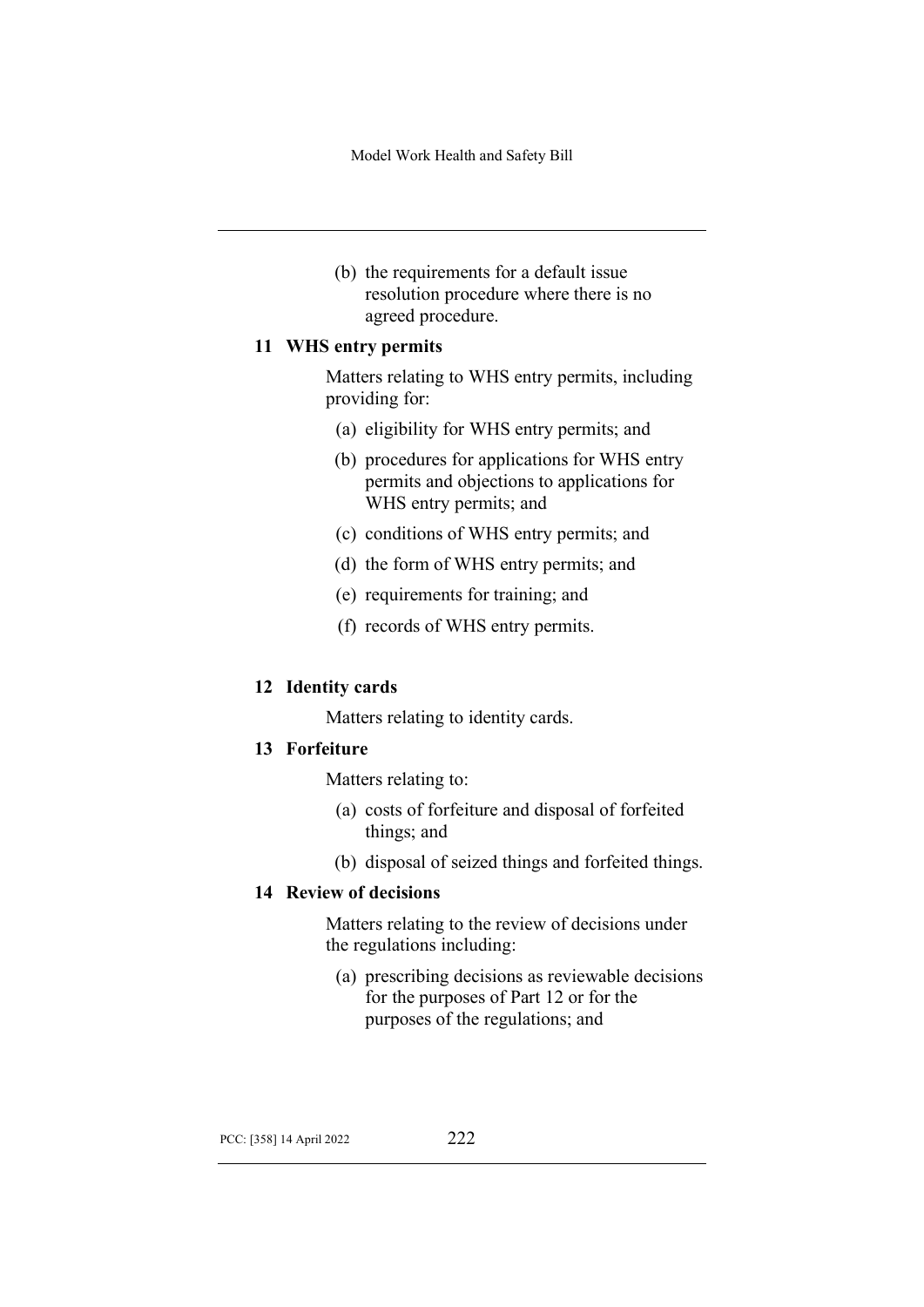(b) the requirements for a default issue resolution procedure where there is no agreed procedure.

### 11 WHS entry permits

Matters relating to WHS entry permits, including providing for:

(a) eligibility for WHS entry permits; and

(b) procedures for applications for WHS entry permits and objections to applications for WHS entry permits; and

(c) conditions of WHS entry permits; and

(d) the form of WHS entry permits; and

(e) requirements for training; and

(f) records of WHS entry permits.

### 12 Identity cards

Matters relating to identity cards.

### 13 Forfeiture

Matters relating to:

(a) costs of forfeiture and disposal of forfeited things; and

(b) disposal of seized things and forfeited things.

### 14 Review of decisions

Matters relating to the review of decisions under the regulations including:

(a) prescribing decisions as reviewable decisions for the purposes of Part 12 or for the purposes of the regulations; and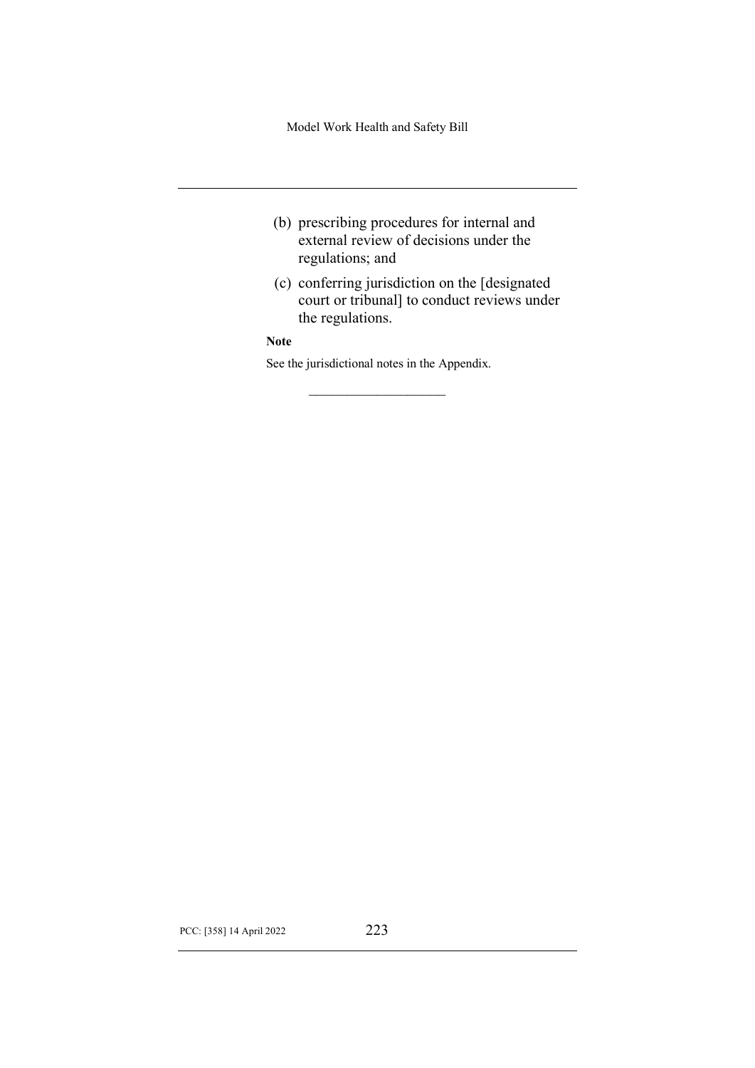(b) prescribing procedures for internal and external review of decisions under the regulations; and

(c) conferring jurisdiction on the [designated court or tribunal] to conduct reviews under the regulations.

**Note**

See the jurisdictional notes in the Appendix.

---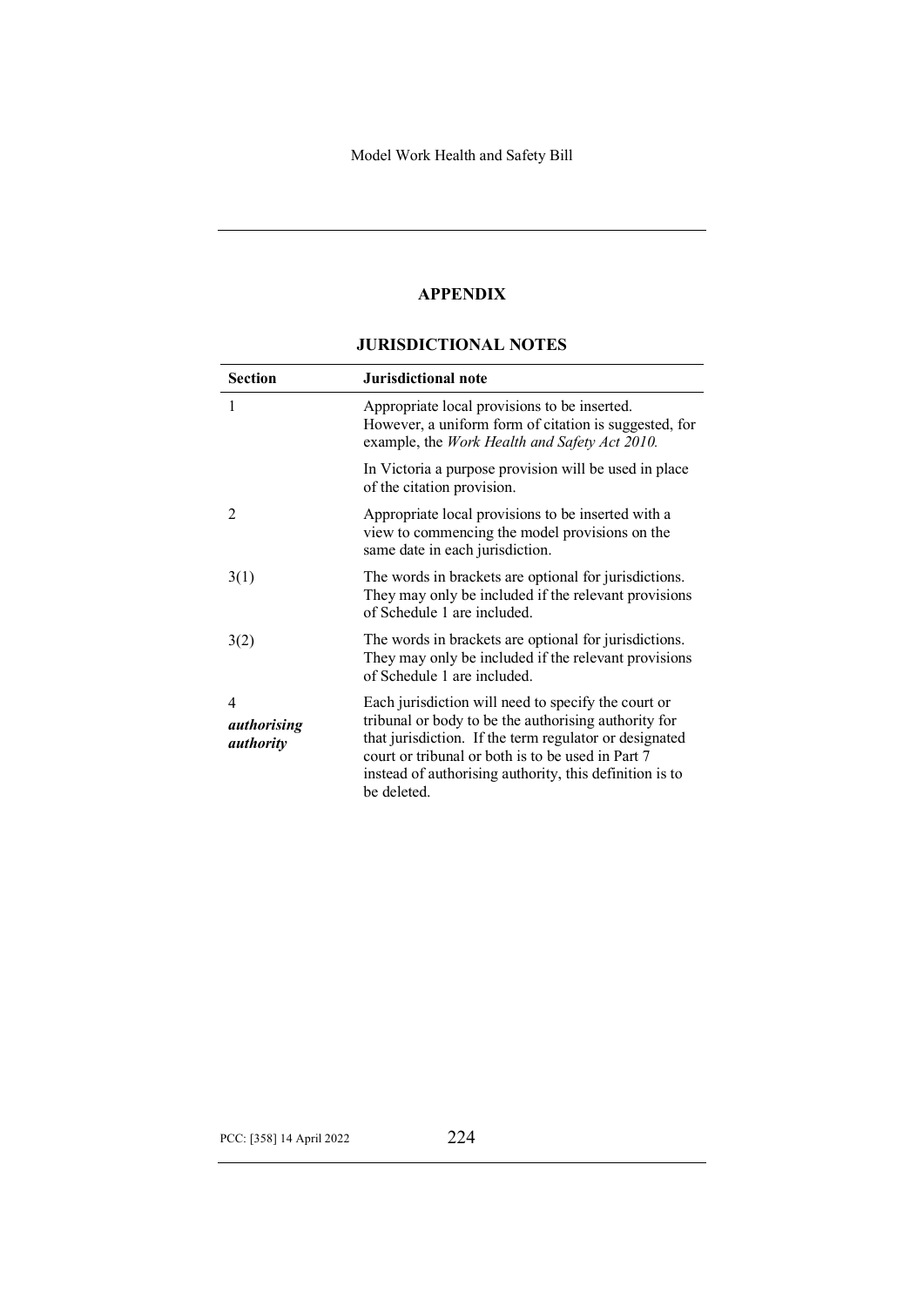## APPENDIX

## JURISDICTIONAL NOTES

| Section | Jurisdictional note |
|---|---|
| 1 | Appropriate local provisions to be inserted. However, a uniform form of citation is suggested, for example, the *Work Health and Safety Act 2010.*<br><br>In Victoria a purpose provision will be used in place of the citation provision. |
| 2 | Appropriate local provisions to be inserted with a view to commencing the model provisions on the same date in each jurisdiction. |
| 3(1) | The words in brackets are optional for jurisdictions. They may only be included if the relevant provisions of Schedule 1 are included. |
| 3(2) | The words in brackets are optional for jurisdictions. They may only be included if the relevant provisions of Schedule 1 are included. |
| 4 ***authorising authority*** | Each jurisdiction will need to specify the court or tribunal or body to be the authorising authority for that jurisdiction. If the term regulator or designated court or tribunal or both is to be used in Part 7 instead of authorising authority, this definition is to be deleted. |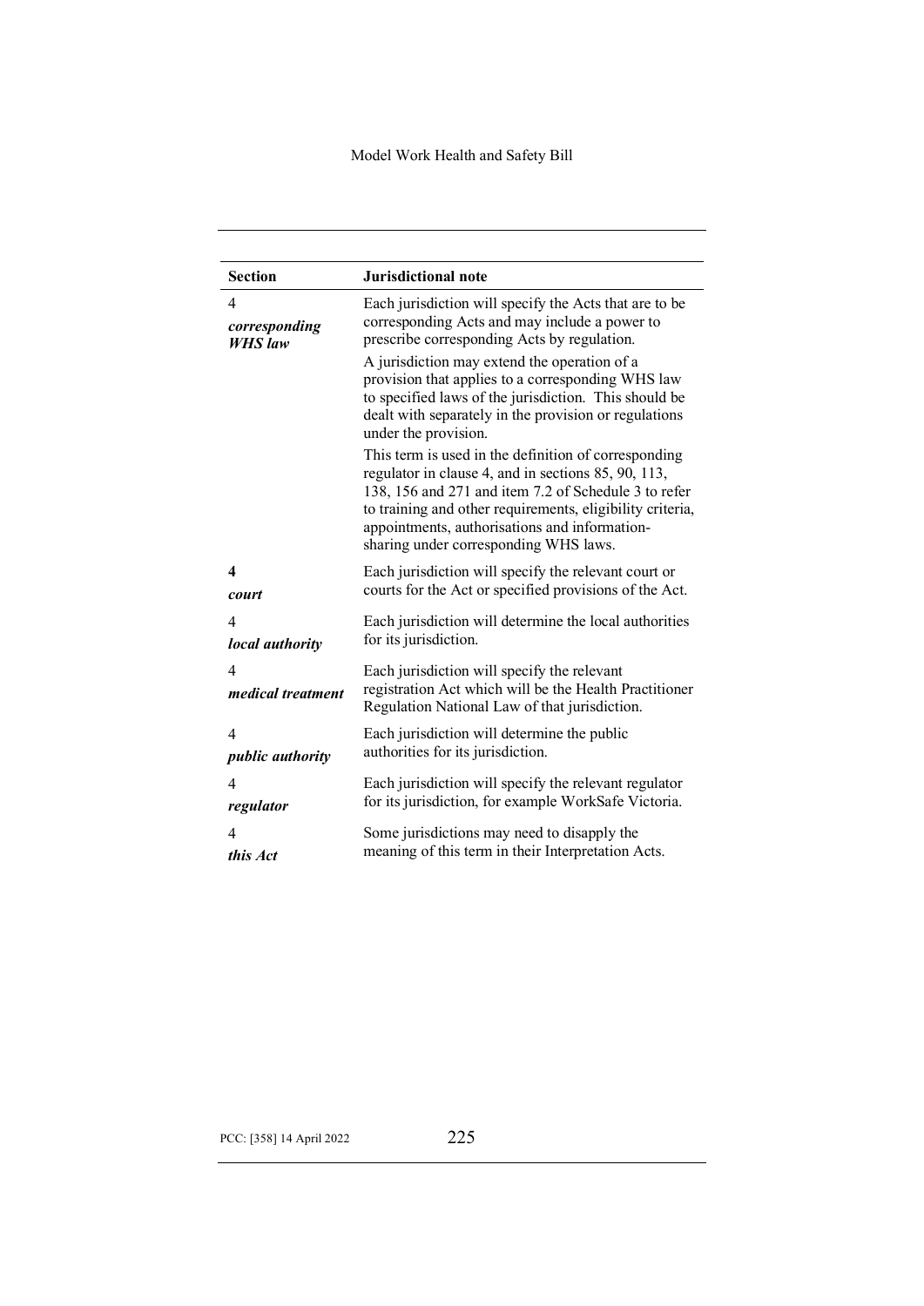| Section | Jurisdictional note |
| --- | --- |
| 4 ***corresponding WHS law*** | Each jurisdiction will specify the Acts that are to be corresponding Acts and may include a power to prescribe corresponding Acts by regulation. A jurisdiction may extend the operation of a provision that applies to a corresponding WHS law to specified laws of the jurisdiction. This should be dealt with separately in the provision or regulations under the provision. This term is used in the definition of corresponding regulator in clause 4, and in sections 85, 90, 113, 138, 156 and 271 and item 7.2 of Schedule 3 to refer to training and other requirements, eligibility criteria, appointments, authorisations and information-sharing under corresponding WHS laws. |
| **4** ***court*** | Each jurisdiction will specify the relevant court or courts for the Act or specified provisions of the Act. |
| 4 ***local authority*** | Each jurisdiction will determine the local authorities for its jurisdiction. |
| 4 ***medical treatment*** | Each jurisdiction will specify the relevant registration Act which will be the Health Practitioner Regulation National Law of that jurisdiction. |
| 4 ***public authority*** | Each jurisdiction will determine the public authorities for its jurisdiction. |
| 4 ***regulator*** | Each jurisdiction will specify the relevant regulator for its jurisdiction, for example WorkSafe Victoria. |
| 4 ***this Act*** | Some jurisdictions may need to disapply the meaning of this term in their Interpretation Acts. |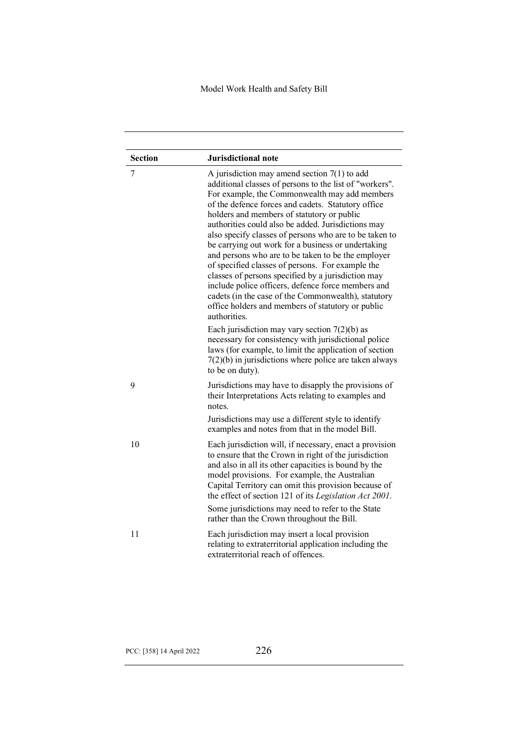| Section | Jurisdictional note |
| --- | --- |
| 7 | A jurisdiction may amend section 7(1) to add additional classes of persons to the list of "workers". For example, the Commonwealth may add members of the defence forces and cadets. Statutory office holders and members of statutory or public authorities could also be added. Jurisdictions may also specify classes of persons who are to be taken to be carrying out work for a business or undertaking and persons who are to be taken to be the employer of specified classes of persons. For example the classes of persons specified by a jurisdiction may include police officers, defence force members and cadets (in the case of the Commonwealth), statutory office holders and members of statutory or public authorities.<br><br>Each jurisdiction may vary section 7(2)(b) as necessary for consistency with jurisdictional police laws (for example, to limit the application of section 7(2)(b) in jurisdictions where police are taken always to be on duty). |
| 9 | Jurisdictions may have to disapply the provisions of their Interpretations Acts relating to examples and notes.<br><br>Jurisdictions may use a different style to identify examples and notes from that in the model Bill. |
| 10 | Each jurisdiction will, if necessary, enact a provision to ensure that the Crown in right of the jurisdiction and also in all its other capacities is bound by the model provisions. For example, the Australian Capital Territory can omit this provision because of the effect of section 121 of its *Legislation Act 2001*.<br><br>Some jurisdictions may need to refer to the State rather than the Crown throughout the Bill. |
| 11 | Each jurisdiction may insert a local provision relating to extraterritorial application including the extraterritorial reach of offences. |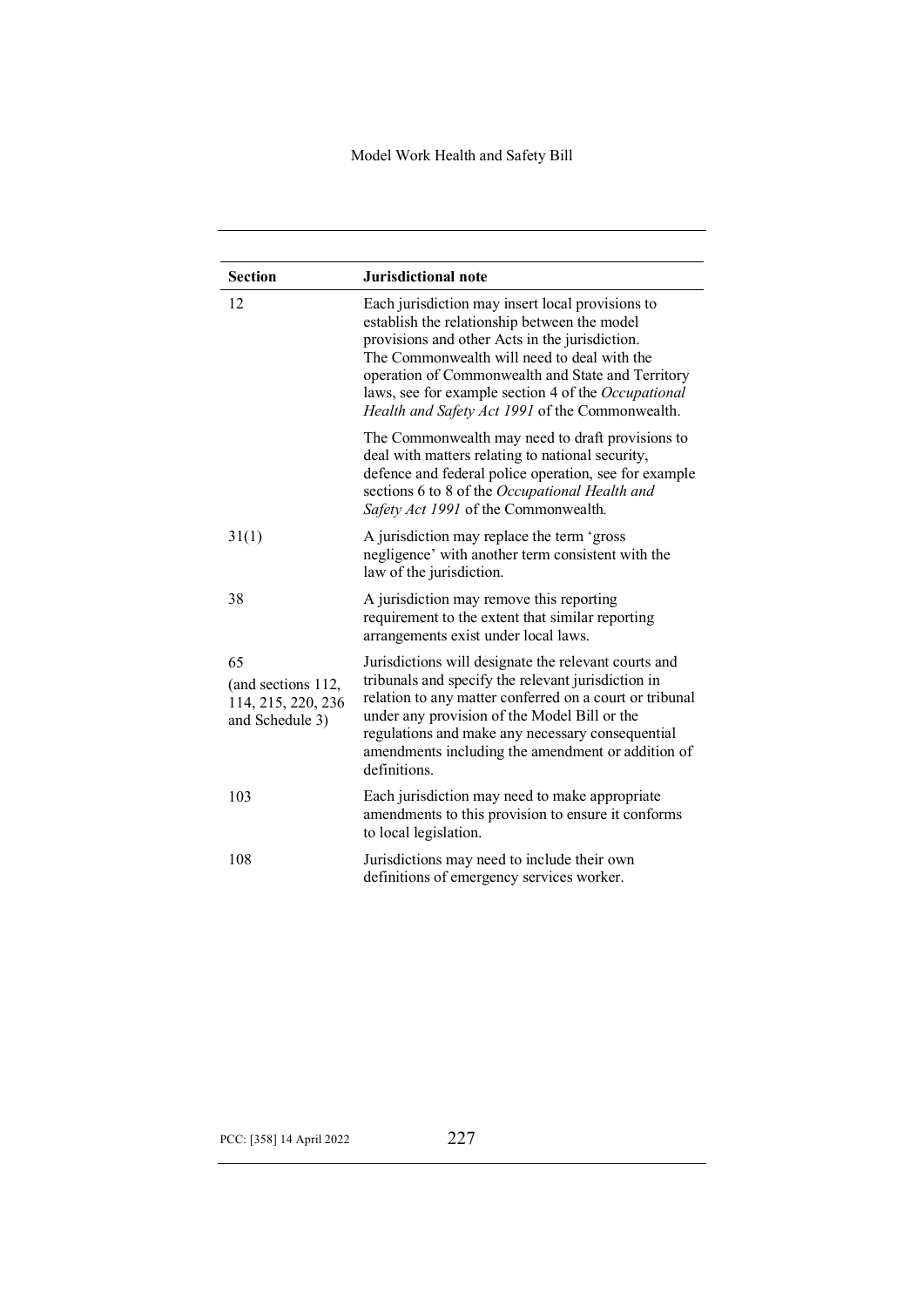| Section | Jurisdictional note |
|---|---|
| 12 | Each jurisdiction may insert local provisions to establish the relationship between the model provisions and other Acts in the jurisdiction. The Commonwealth will need to deal with the operation of Commonwealth and State and Territory laws, see for example section 4 of the *Occupational Health and Safety Act 1991* of the Commonwealth.<br><br>The Commonwealth may need to draft provisions to deal with matters relating to national security, defence and federal police operation, see for example sections 6 to 8 of the *Occupational Health and Safety Act 1991* of the Commonwealth. |
| 31(1) | A jurisdiction may replace the term 'gross negligence' with another term consistent with the law of the jurisdiction. |
| 38 | A jurisdiction may remove this reporting requirement to the extent that similar reporting arrangements exist under local laws. |
| 65<br>(and sections 112, 114, 215, 220, 236 and Schedule 3) | Jurisdictions will designate the relevant courts and tribunals and specify the relevant jurisdiction in relation to any matter conferred on a court or tribunal under any provision of the Model Bill or the regulations and make any necessary consequential amendments including the amendment or addition of definitions. |
| 103 | Each jurisdiction may need to make appropriate amendments to this provision to ensure it conforms to local legislation. |
| 108 | Jurisdictions may need to include their own definitions of emergency services worker. |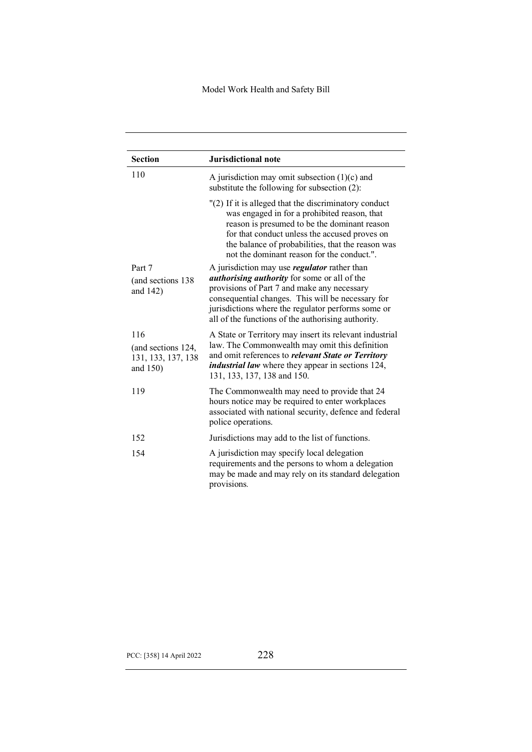| Section | Jurisdictional note |
|---|---|
| 110 | A jurisdiction may omit subsection (1)(c) and substitute the following for subsection (2):<br><br>"(2) If it is alleged that the discriminatory conduct was engaged in for a prohibited reason, that reason is presumed to be the dominant reason for that conduct unless the accused proves on the balance of probabilities, that the reason was not the dominant reason for the conduct.". |
| Part 7<br>(and sections 138 and 142) | A jurisdiction may use ***regulator*** rather than ***authorising authority*** for some or all of the provisions of Part 7 and make any necessary consequential changes. This will be necessary for jurisdictions where the regulator performs some or all of the functions of the authorising authority. |
| 116<br>(and sections 124, 131, 133, 137, 138 and 150) | A State or Territory may insert its relevant industrial law. The Commonwealth may omit this definition and omit references to ***relevant State or Territory industrial law*** where they appear in sections 124, 131, 133, 137, 138 and 150. |
| 119 | The Commonwealth may need to provide that 24 hours notice may be required to enter workplaces associated with national security, defence and federal police operations. |
| 152 | Jurisdictions may add to the list of functions. |
| 154 | A jurisdiction may specify local delegation requirements and the persons to whom a delegation may be made and may rely on its standard delegation provisions. |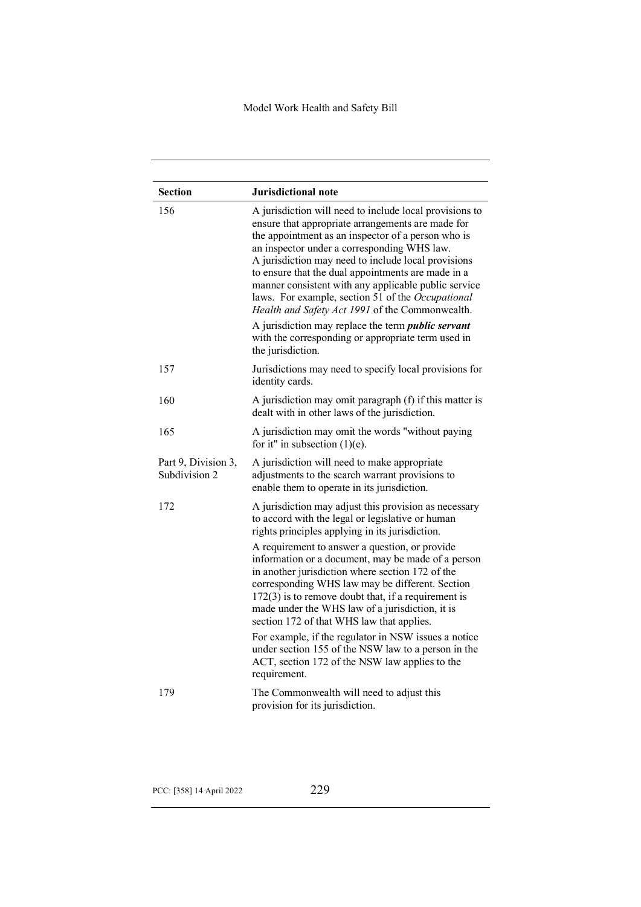| Section | Jurisdictional note |
|---|---|
| 156 | A jurisdiction will need to include local provisions to ensure that appropriate arrangements are made for the appointment as an inspector of a person who is an inspector under a corresponding WHS law. A jurisdiction may need to include local provisions to ensure that the dual appointments are made in a manner consistent with any applicable public service laws. For example, section 51 of the *Occupational Health and Safety Act 1991* of the Commonwealth. A jurisdiction may replace the term ***public servant*** with the corresponding or appropriate term used in the jurisdiction. |
| 157 | Jurisdictions may need to specify local provisions for identity cards. |
| 160 | A jurisdiction may omit paragraph (f) if this matter is dealt with in other laws of the jurisdiction. |
| 165 | A jurisdiction may omit the words "without paying for it" in subsection (1)(e). |
| Part 9, Division 3, Subdivision 2 | A jurisdiction will need to make appropriate adjustments to the search warrant provisions to enable them to operate in its jurisdiction. |
| 172 | A jurisdiction may adjust this provision as necessary to accord with the legal or legislative or human rights principles applying in its jurisdiction. A requirement to answer a question, or provide information or a document, may be made of a person in another jurisdiction where section 172 of the corresponding WHS law may be different. Section 172(3) is to remove doubt that, if a requirement is made under the WHS law of a jurisdiction, it is section 172 of that WHS law that applies. For example, if the regulator in NSW issues a notice under section 155 of the NSW law to a person in the ACT, section 172 of the NSW law applies to the requirement. |
| 179 | The Commonwealth will need to adjust this provision for its jurisdiction. |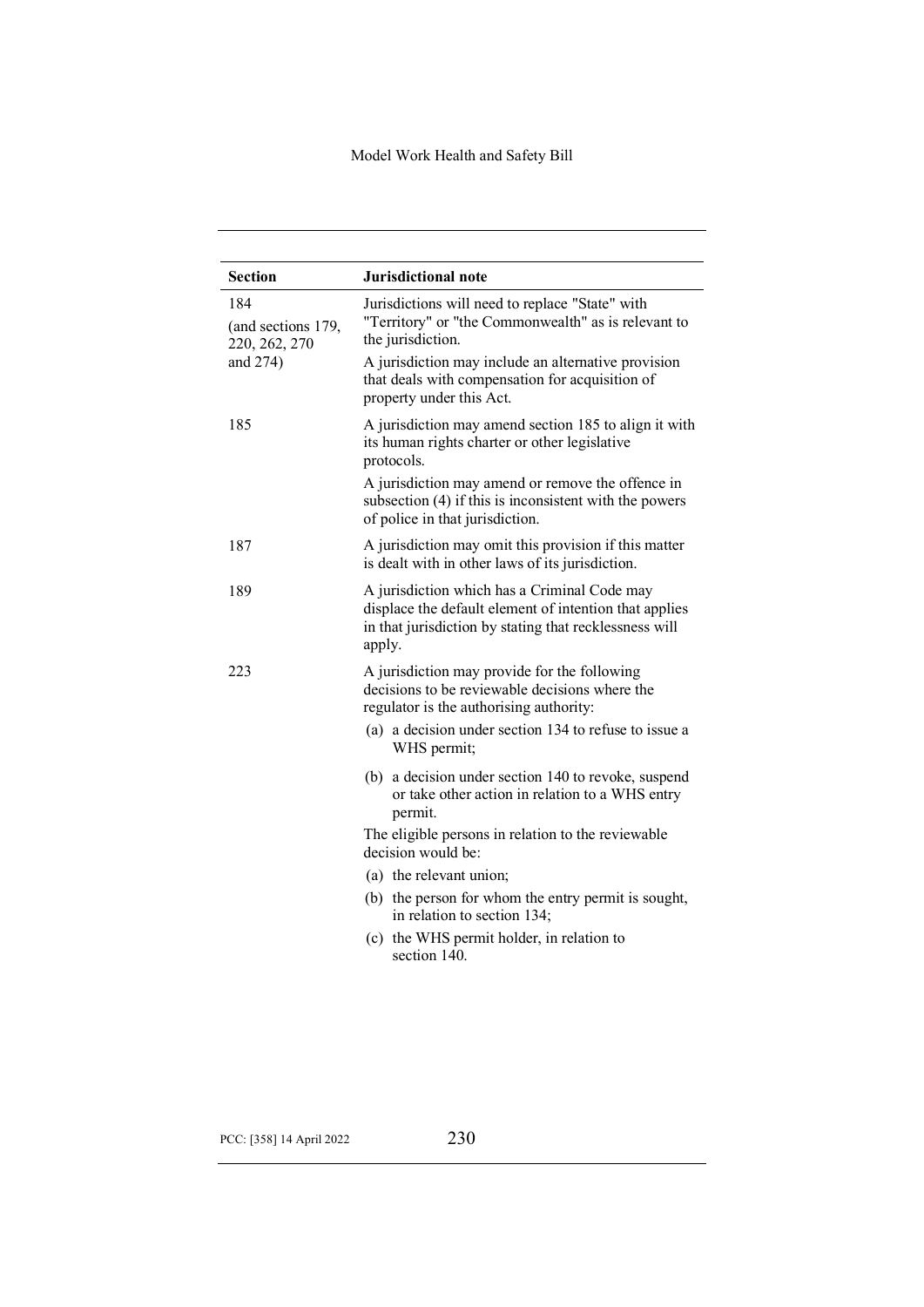| Section | Jurisdictional note |
|---|---|
| 184 (and sections 179, 220, 262, 270 and 274) | Jurisdictions will need to replace "State" with "Territory" or "the Commonwealth" as is relevant to the jurisdiction.<br><br>A jurisdiction may include an alternative provision that deals with compensation for acquisition of property under this Act. |
| 185 | A jurisdiction may amend section 185 to align it with its human rights charter or other legislative protocols.<br><br>A jurisdiction may amend or remove the offence in subsection (4) if this is inconsistent with the powers of police in that jurisdiction. |
| 187 | A jurisdiction may omit this provision if this matter is dealt with in other laws of its jurisdiction. |
| 189 | A jurisdiction which has a Criminal Code may displace the default element of intention that applies in that jurisdiction by stating that recklessness will apply. |
| 223 | A jurisdiction may provide for the following decisions to be reviewable decisions where the regulator is the authorising authority:<br>(a) a decision under section 134 to refuse to issue a WHS permit;<br>(b) a decision under section 140 to revoke, suspend or take other action in relation to a WHS entry permit.<br><br>The eligible persons in relation to the reviewable decision would be:<br>(a) the relevant union;<br>(b) the person for whom the entry permit is sought, in relation to section 134;<br>(c) the WHS permit holder, in relation to section 140. |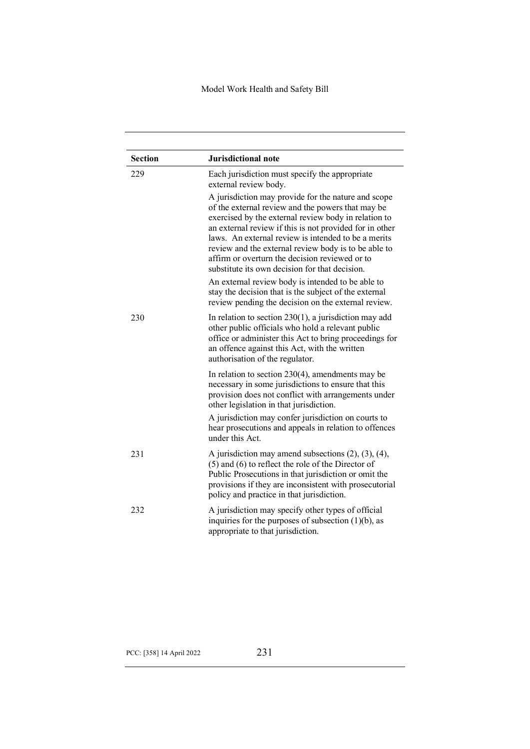| Section | Jurisdictional note |
|---|---|
| 229 | Each jurisdiction must specify the appropriate external review body.<br><br>A jurisdiction may provide for the nature and scope of the external review and the powers that may be exercised by the external review body in relation to an external review if this is not provided for in other laws. An external review is intended to be a merits review and the external review body is to be able to affirm or overturn the decision reviewed or to substitute its own decision for that decision.<br><br>An external review body is intended to be able to stay the decision that is the subject of the external review pending the decision on the external review. |
| 230 | In relation to section 230(1), a jurisdiction may add other public officials who hold a relevant public office or administer this Act to bring proceedings for an offence against this Act, with the written authorisation of the regulator.<br><br>In relation to section 230(4), amendments may be necessary in some jurisdictions to ensure that this provision does not conflict with arrangements under other legislation in that jurisdiction.<br><br>A jurisdiction may confer jurisdiction on courts to hear prosecutions and appeals in relation to offences under this Act. |
| 231 | A jurisdiction may amend subsections (2), (3), (4), (5) and (6) to reflect the role of the Director of Public Prosecutions in that jurisdiction or omit the provisions if they are inconsistent with prosecutorial policy and practice in that jurisdiction. |
| 232 | A jurisdiction may specify other types of official inquiries for the purposes of subsection (1)(b), as appropriate to that jurisdiction. |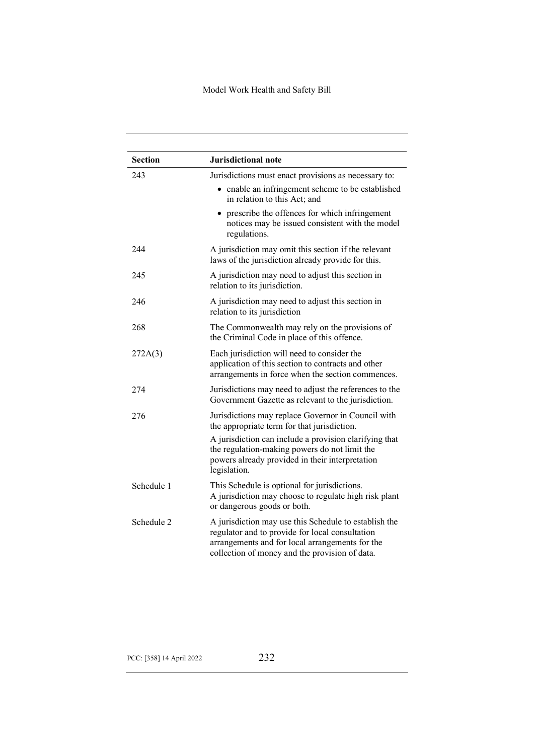| Section | Jurisdictional note |
|---|---|
| 243 | Jurisdictions must enact provisions as necessary to: <br>• enable an infringement scheme to be established in relation to this Act; and <br>• prescribe the offences for which infringement notices may be issued consistent with the model regulations. |
| 244 | A jurisdiction may omit this section if the relevant laws of the jurisdiction already provide for this. |
| 245 | A jurisdiction may need to adjust this section in relation to its jurisdiction. |
| 246 | A jurisdiction may need to adjust this section in relation to its jurisdiction |
| 268 | The Commonwealth may rely on the provisions of the Criminal Code in place of this offence. |
| 272A(3) | Each jurisdiction will need to consider the application of this section to contracts and other arrangements in force when the section commences. |
| 274 | Jurisdictions may need to adjust the references to the Government Gazette as relevant to the jurisdiction. |
| 276 | Jurisdictions may replace Governor in Council with the appropriate term for that jurisdiction. <br>A jurisdiction can include a provision clarifying that the regulation-making powers do not limit the powers already provided in their interpretation legislation. |
| Schedule 1 | This Schedule is optional for jurisdictions. A jurisdiction may choose to regulate high risk plant or dangerous goods or both. |
| Schedule 2 | A jurisdiction may use this Schedule to establish the regulator and to provide for local consultation arrangements and for local arrangements for the collection of money and the provision of data. |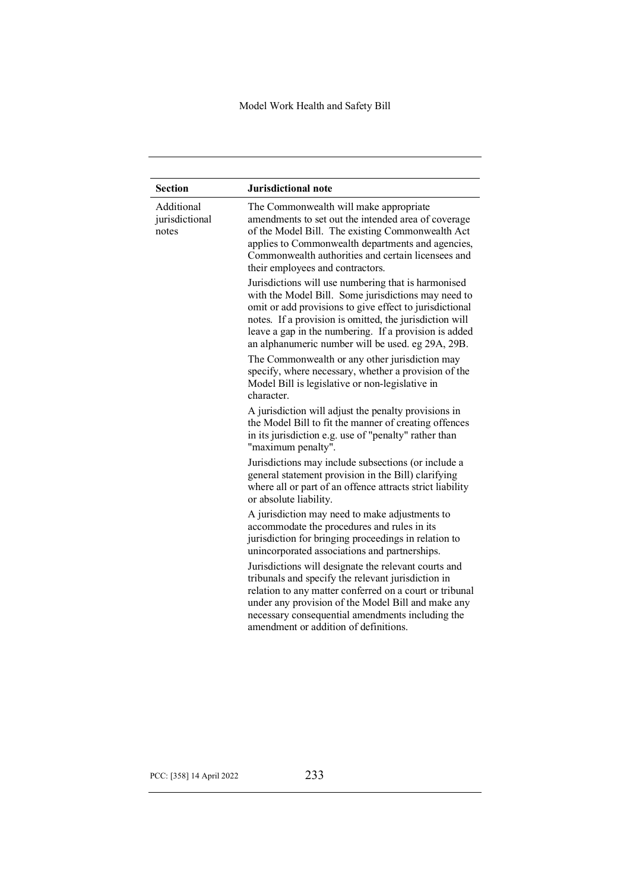| Section | Jurisdictional note |
|---|---|
| Additional jurisdictional notes | The Commonwealth will make appropriate amendments to set out the intended area of coverage of the Model Bill. The existing Commonwealth Act applies to Commonwealth departments and agencies, Commonwealth authorities and certain licensees and their employees and contractors.<br><br>Jurisdictions will use numbering that is harmonised with the Model Bill. Some jurisdictions may need to omit or add provisions to give effect to jurisdictional notes. If a provision is omitted, the jurisdiction will leave a gap in the numbering. If a provision is added an alphanumeric number will be used. eg 29A, 29B.<br><br>The Commonwealth or any other jurisdiction may specify, where necessary, whether a provision of the Model Bill is legislative or non-legislative in character.<br><br>A jurisdiction will adjust the penalty provisions in the Model Bill to fit the manner of creating offences in its jurisdiction e.g. use of "penalty" rather than "maximum penalty".<br><br>Jurisdictions may include subsections (or include a general statement provision in the Bill) clarifying where all or part of an offence attracts strict liability or absolute liability.<br><br>A jurisdiction may need to make adjustments to accommodate the procedures and rules in its jurisdiction for bringing proceedings in relation to unincorporated associations and partnerships.<br><br>Jurisdictions will designate the relevant courts and tribunals and specify the relevant jurisdiction in relation to any matter conferred on a court or tribunal under any provision of the Model Bill and make any necessary consequential amendments including the amendment or addition of definitions. |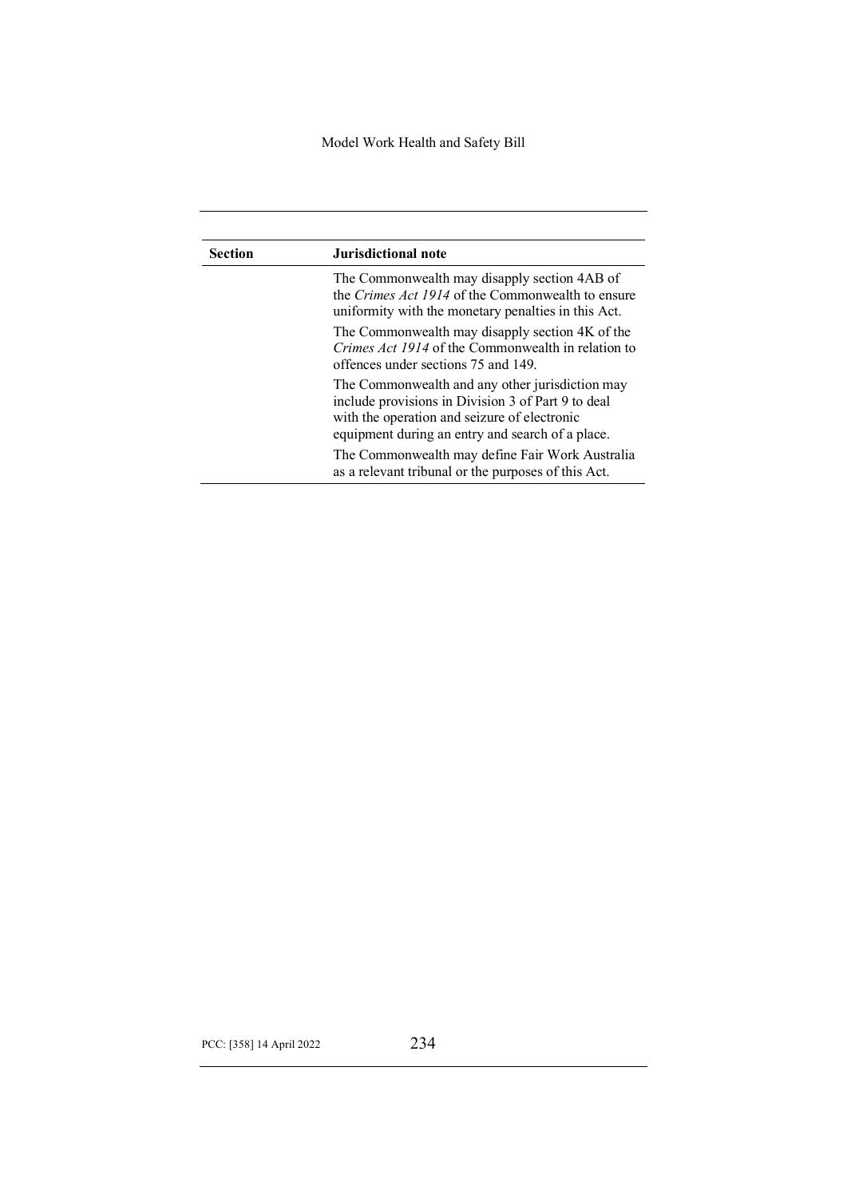| Section | Jurisdictional note |
|---|---|
| | The Commonwealth may disapply section 4AB of the *Crimes Act 1914* of the Commonwealth to ensure uniformity with the monetary penalties in this Act. |
| | The Commonwealth may disapply section 4K of the *Crimes Act 1914* of the Commonwealth in relation to offences under sections 75 and 149. |
| | The Commonwealth and any other jurisdiction may include provisions in Division 3 of Part 9 to deal with the operation and seizure of electronic equipment during an entry and search of a place. |
| | The Commonwealth may define Fair Work Australia as a relevant tribunal or the purposes of this Act. |